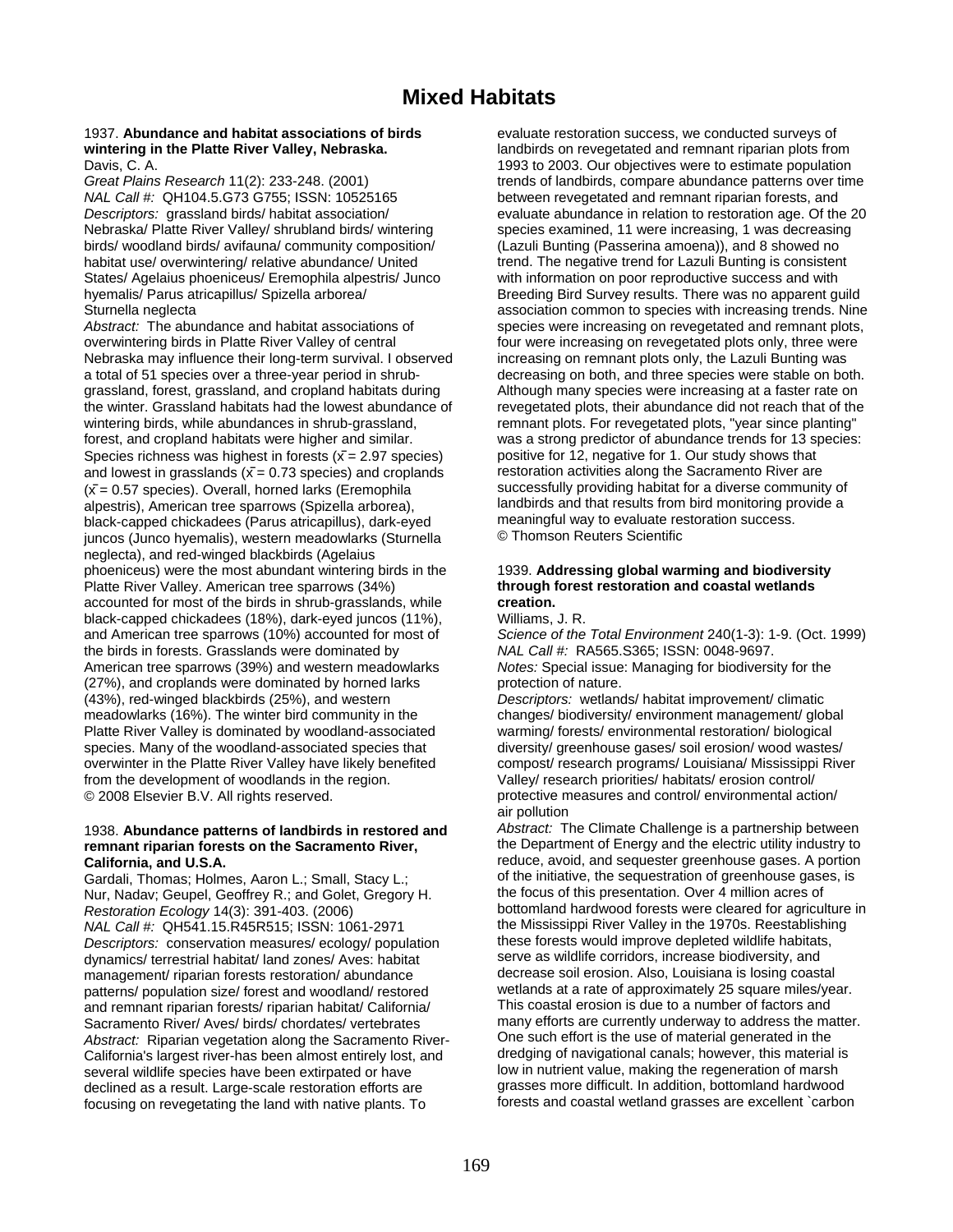# Mixed Habitats

1937. **Abundance and habitat associations of birds wintering in the Platte River Valley, Nebraska.**
Davis, C. A.
*Great Plains Research* 11(2): 233-248. (2001)
*NAL Call #:* QH104.5.G73 G755; ISSN: 10525165
*Descriptors:* grassland birds/ habitat association/ Nebraska/ Platte River Valley/ shrubland birds/ wintering birds/ woodland birds/ avifauna/ community composition/ habitat use/ overwintering/ relative abundance/ United States/ Agelaius phoeniceus/ Eremophila alpestris/ Junco hyemalis/ Parus atricapillus/ Spizella arborea/ Sturnella neglecta
*Abstract:* The abundance and habitat associations of overwintering birds in Platte River Valley of central Nebraska may influence their long-term survival. I observed a total of 51 species over a three-year period in shrub-grassland, forest, grassland, and cropland habitats during the winter. Grassland habitats had the lowest abundance of wintering birds, while abundances in shrub-grassland, forest, and cropland habitats were higher and similar. Species richness was highest in forests ($\bar{x}$ = 2.97 species) and lowest in grasslands ($\bar{x}$ = 0.73 species) and croplands ($\bar{x}$ = 0.57 species). Overall, horned larks (Eremophila alpestris), American tree sparrows (Spizella arborea), black-capped chickadees (Parus atricapillus), dark-eyed juncos (Junco hyemalis), western meadowlarks (Sturnella neglecta), and red-winged blackbirds (Agelaius phoeniceus) were the most abundant wintering birds in the Platte River Valley. American tree sparrows (34%) accounted for most of the birds in shrub-grasslands, while black-capped chickadees (18%), dark-eyed juncos (11%), and American tree sparrows (10%) accounted for most of the birds in forests. Grasslands were dominated by American tree sparrows (39%) and western meadowlarks (27%), and croplands were dominated by horned larks (43%), red-winged blackbirds (25%), and western meadowlarks (16%). The winter bird community in the Platte River Valley is dominated by woodland-associated species. Many of the woodland-associated species that overwinter in the Platte River Valley have likely benefited from the development of woodlands in the region.
© 2008 Elsevier B.V. All rights reserved.

1938. **Abundance patterns of landbirds in restored and remnant riparian forests on the Sacramento River, California, and U.S.A.**
Gardali, Thomas; Holmes, Aaron L.; Small, Stacy L.; Nur, Nadav; Geupel, Geoffrey R.; and Golet, Gregory H.
*Restoration Ecology* 14(3): 391-403. (2006)
*NAL Call #:* QH541.15.R45R515; ISSN: 1061-2971
*Descriptors:* conservation measures/ ecology/ population dynamics/ terrestrial habitat/ land zones/ Aves: habitat management/ riparian forests restoration/ abundance patterns/ population size/ forest and woodland/ restored and remnant riparian forests/ riparian habitat/ California/ Sacramento River/ Aves/ birds/ chordates/ vertebrates
*Abstract:* Riparian vegetation along the Sacramento River-California's largest river-has been almost entirely lost, and several wildlife species have been extirpated or have declined as a result. Large-scale restoration efforts are focusing on revegetating the land with native plants. To evaluate restoration success, we conducted surveys of landbirds on revegetated and remnant riparian plots from 1993 to 2003. Our objectives were to estimate population trends of landbirds, compare abundance patterns over time between revegetated and remnant riparian forests, and evaluate abundance in relation to restoration age. Of the 20 species examined, 11 were increasing, 1 was decreasing (Lazuli Bunting (Passerina amoena)), and 8 showed no trend. The negative trend for Lazuli Bunting is consistent with information on poor reproductive success and with Breeding Bird Survey results. There was no apparent guild association common to species with increasing trends. Nine species were increasing on revegetated and remnant plots, four were increasing on revegetated plots only, three were increasing on remnant plots only, the Lazuli Bunting was decreasing on both, and three species were stable on both. Although many species were increasing at a faster rate on revegetated plots, their abundance did not reach that of the remnant plots. For revegetated plots, "year since planting" was a strong predictor of abundance trends for 13 species: positive for 12, negative for 1. Our study shows that restoration activities along the Sacramento River are successfully providing habitat for a diverse community of landbirds and that results from bird monitoring provide a meaningful way to evaluate restoration success.
© Thomson Reuters Scientific

1939. **Addressing global warming and biodiversity through forest restoration and coastal wetlands creation.**
Williams, J. R.
*Science of the Total Environment* 240(1-3): 1-9. (Oct. 1999)
*NAL Call #:* RA565.S365; ISSN: 0048-9697.
*Notes:* Special issue: Managing for biodiversity for the protection of nature.
*Descriptors:* wetlands/ habitat improvement/ climatic changes/ biodiversity/ environment management/ global warming/ forests/ environmental restoration/ biological diversity/ greenhouse gases/ soil erosion/ wood wastes/ compost/ research programs/ Louisiana/ Mississippi River Valley/ research priorities/ habitats/ erosion control/ protective measures and control/ environmental action/ air pollution
*Abstract:* The Climate Challenge is a partnership between the Department of Energy and the electric utility industry to reduce, avoid, and sequester greenhouse gases. A portion of the initiative, the sequestration of greenhouse gases, is the focus of this presentation. Over 4 million acres of bottomland hardwood forests were cleared for agriculture in the Mississippi River Valley in the 1970s. Reestablishing these forests would improve depleted wildlife habitats, serve as wildlife corridors, increase biodiversity, and decrease soil erosion. Also, Louisiana is losing coastal wetlands at a rate of approximately 25 square miles/year. This coastal erosion is due to a number of factors and many efforts are currently underway to address the matter. One such effort is the use of material generated in the dredging of navigational canals; however, this material is low in nutrient value, making the regeneration of marsh grasses more difficult. In addition, bottomland hardwood forests and coastal wetland grasses are excellent `carbon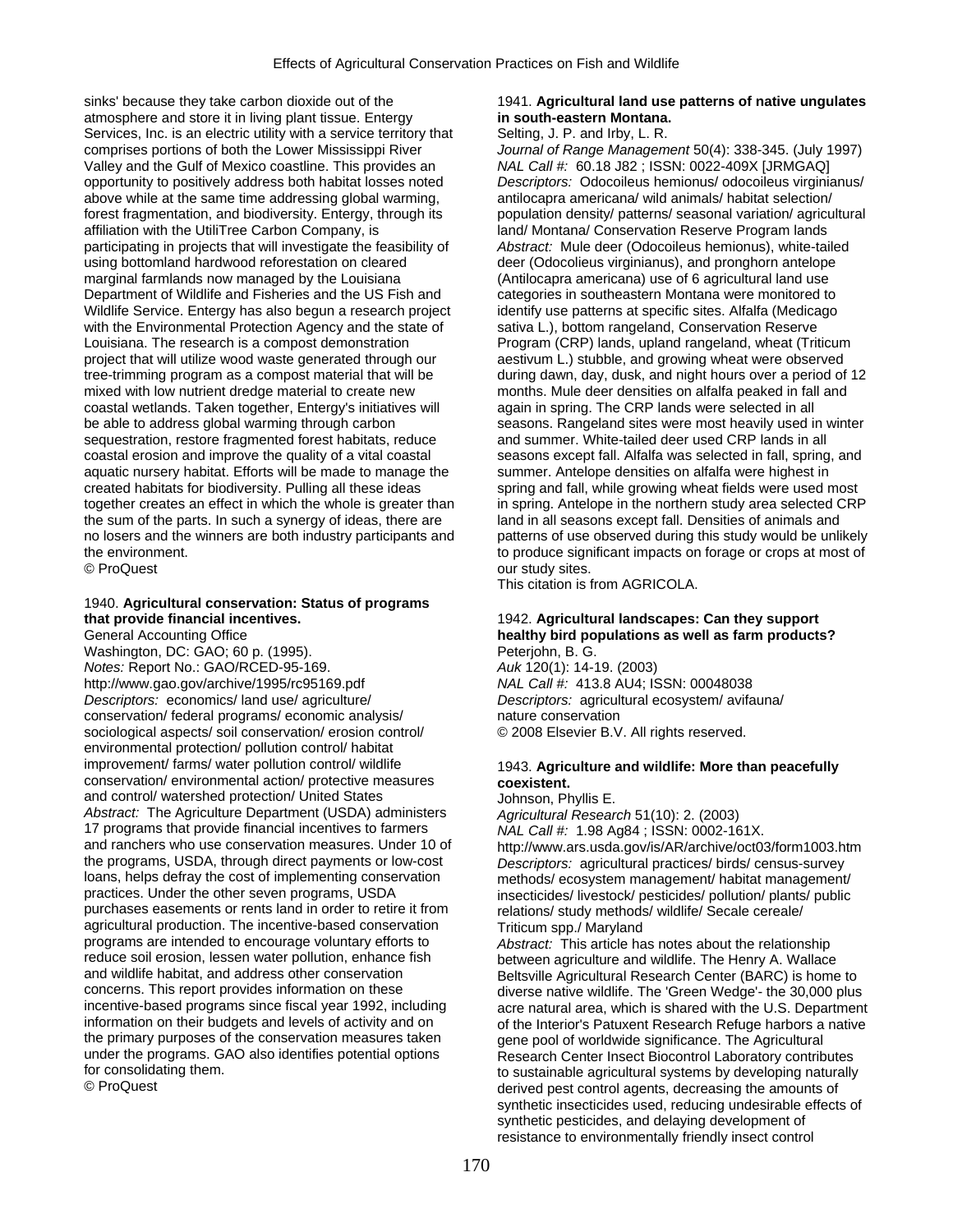sinks' because they take carbon dioxide out of the atmosphere and store it in living plant tissue. Entergy Services, Inc. is an electric utility with a service territory that comprises portions of both the Lower Mississippi River Valley and the Gulf of Mexico coastline. This provides an opportunity to positively address both habitat losses noted above while at the same time addressing global warming, forest fragmentation, and biodiversity. Entergy, through its affiliation with the UtiliTree Carbon Company, is participating in projects that will investigate the feasibility of using bottomland hardwood reforestation on cleared marginal farmlands now managed by the Louisiana Department of Wildlife and Fisheries and the US Fish and Wildlife Service. Entergy has also begun a research project with the Environmental Protection Agency and the state of Louisiana. The research is a compost demonstration project that will utilize wood waste generated through our tree-trimming program as a compost material that will be mixed with low nutrient dredge material to create new coastal wetlands. Taken together, Entergy's initiatives will be able to address global warming through carbon sequestration, restore fragmented forest habitats, reduce coastal erosion and improve the quality of a vital coastal aquatic nursery habitat. Efforts will be made to manage the created habitats for biodiversity. Pulling all these ideas together creates an effect in which the whole is greater than the sum of the parts. In such a synergy of ideas, there are no losers and the winners are both industry participants and the environment.
© ProQuest

1940. **Agricultural conservation: Status of programs that provide financial incentives.**
General Accounting Office
Washington, DC: GAO; 60 p. (1995).
*Notes:* Report No.: GAO/RCED-95-169.
http://www.gao.gov/archive/1995/rc95169.pdf
*Descriptors:* economics/ land use/ agriculture/ conservation/ federal programs/ economic analysis/ sociological aspects/ soil conservation/ erosion control/ environmental protection/ pollution control/ habitat improvement/ farms/ water pollution control/ wildlife conservation/ environmental action/ protective measures and control/ watershed protection/ United States
*Abstract:* The Agriculture Department (USDA) administers 17 programs that provide financial incentives to farmers and ranchers who use conservation measures. Under 10 of the programs, USDA, through direct payments or low-cost loans, helps defray the cost of implementing conservation practices. Under the other seven programs, USDA purchases easements or rents land in order to retire it from agricultural production. The incentive-based conservation programs are intended to encourage voluntary efforts to reduce soil erosion, lessen water pollution, enhance fish and wildlife habitat, and address other conservation concerns. This report provides information on these incentive-based programs since fiscal year 1992, including information on their budgets and levels of activity and on the primary purposes of the conservation measures taken under the programs. GAO also identifies potential options for consolidating them.
© ProQuest

1941. **Agricultural land use patterns of native ungulates in south-eastern Montana.**
Selting, J. P. and Irby, L. R.
*Journal of Range Management* 50(4): 338-345. (July 1997)
*NAL Call #:* 60.18 J82 ; ISSN: 0022-409X [JRMGAQ]
*Descriptors:* Odocoileus hemionus/ odocoileus virginianus/ antilocapra americana/ wild animals/ habitat selection/ population density/ patterns/ seasonal variation/ agricultural land/ Montana/ Conservation Reserve Program lands
*Abstract:* Mule deer (Odocoileus hemionus), white-tailed deer (Odocolieus virginianus), and pronghorn antelope (Antilocapra americana) use of 6 agricultural land use categories in southeastern Montana were monitored to identify use patterns at specific sites. Alfalfa (Medicago sativa L.), bottom rangeland, Conservation Reserve Program (CRP) lands, upland rangeland, wheat (Triticum aestivum L.) stubble, and growing wheat were observed during dawn, day, dusk, and night hours over a period of 12 months. Mule deer densities on alfalfa peaked in fall and again in spring. The CRP lands were selected in all seasons. Rangeland sites were most heavily used in winter and summer. White-tailed deer used CRP lands in all seasons except fall. Alfalfa was selected in fall, spring, and summer. Antelope densities on alfalfa were highest in spring and fall, while growing wheat fields were used most in spring. Antelope in the northern study area selected CRP land in all seasons except fall. Densities of animals and patterns of use observed during this study would be unlikely to produce significant impacts on forage or crops at most of our study sites.
This citation is from AGRICOLA.

1942. **Agricultural landscapes: Can they support healthy bird populations as well as farm products?**
Peterjohn, B. G.
*Auk* 120(1): 14-19. (2003)
*NAL Call #:* 413.8 AU4; ISSN: 00048038
*Descriptors:* agricultural ecosystem/ avifauna/ nature conservation
© 2008 Elsevier B.V. All rights reserved.

1943. **Agriculture and wildlife: More than peacefully coexistent.**
Johnson, Phyllis E.
*Agricultural Research* 51(10): 2. (2003)
*NAL Call #:* 1.98 Ag84 ; ISSN: 0002-161X.
http://www.ars.usda.gov/is/AR/archive/oct03/form1003.htm
*Descriptors:* agricultural practices/ birds/ census-survey methods/ ecosystem management/ habitat management/ insecticides/ livestock/ pesticides/ pollution/ plants/ public relations/ study methods/ wildlife/ Secale cereale/ Triticum spp./ Maryland
*Abstract:* This article has notes about the relationship between agriculture and wildlife. The Henry A. Wallace Beltsville Agricultural Research Center (BARC) is home to diverse native wildlife. The 'Green Wedge'- the 30,000 plus acre natural area, which is shared with the U.S. Department of the Interior's Patuxent Research Refuge harbors a native gene pool of worldwide significance. The Agricultural Research Center Insect Biocontrol Laboratory contributes to sustainable agricultural systems by developing naturally derived pest control agents, decreasing the amounts of synthetic insecticides used, reducing undesirable effects of synthetic pesticides, and delaying development of resistance to environmentally friendly insect control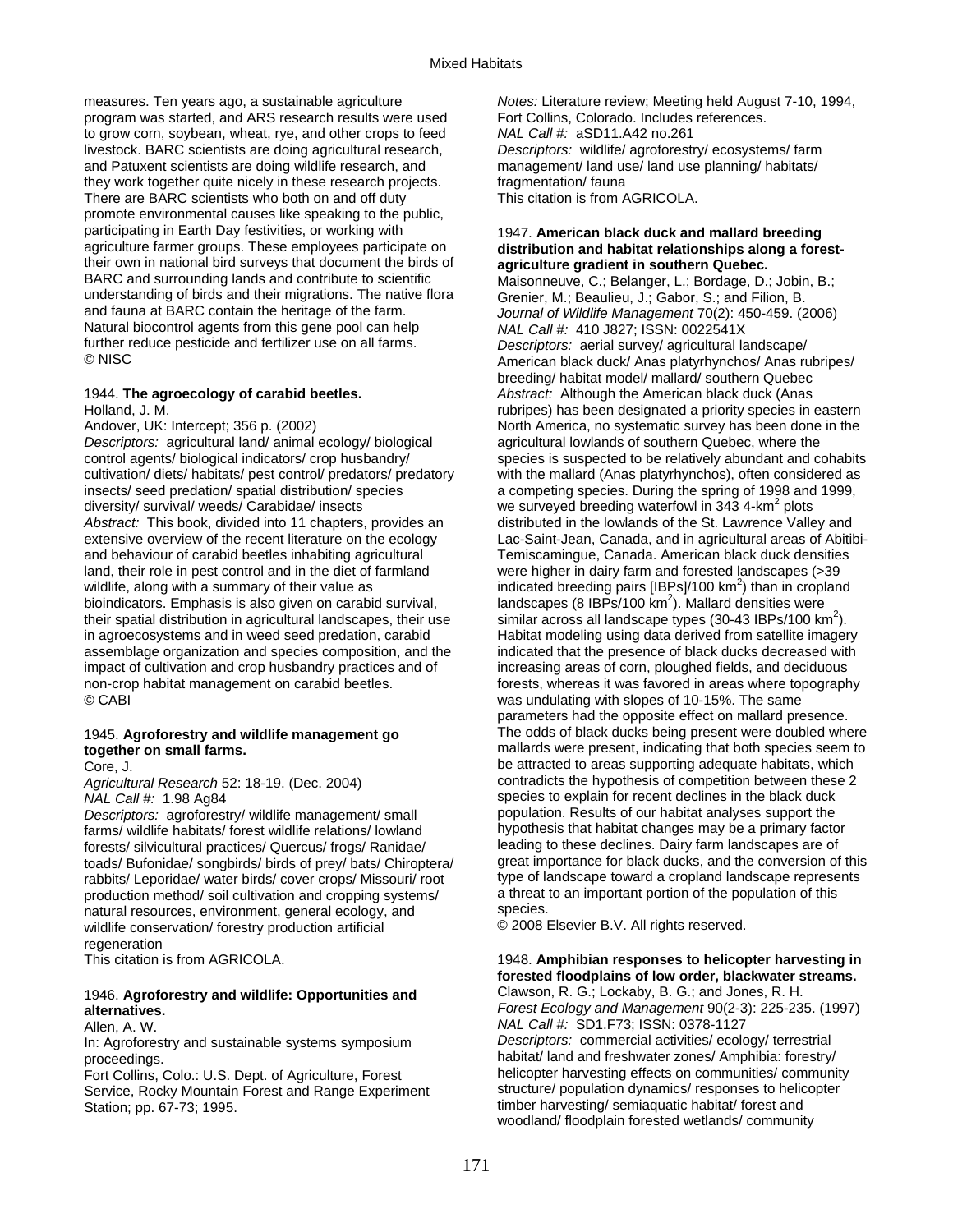measures. Ten years ago, a sustainable agriculture program was started, and ARS research results were used to grow corn, soybean, wheat, rye, and other crops to feed livestock. BARC scientists are doing agricultural research, and Patuxent scientists are doing wildlife research, and they work together quite nicely in these research projects. There are BARC scientists who both on and off duty promote environmental causes like speaking to the public, participating in Earth Day festivities, or working with agriculture farmer groups. These employees participate on their own in national bird surveys that document the birds of BARC and surrounding lands and contribute to scientific understanding of birds and their migrations. The native flora and fauna at BARC contain the heritage of the farm. Natural biocontrol agents from this gene pool can help further reduce pesticide and fertilizer use on all farms.
© NISC

1944. **The agroecology of carabid beetles.**
Holland, J. M.
Andover, UK: Intercept; 356 p. (2002)
*Descriptors:* agricultural land/ animal ecology/ biological control agents/ biological indicators/ crop husbandry/ cultivation/ diets/ habitats/ pest control/ predators/ predatory insects/ seed predation/ spatial distribution/ species diversity/ survival/ weeds/ Carabidae/ insects
*Abstract:* This book, divided into 11 chapters, provides an extensive overview of the recent literature on the ecology and behaviour of carabid beetles inhabiting agricultural land, their role in pest control and in the diet of farmland wildlife, along with a summary of their value as bioindicators. Emphasis is also given on carabid survival, their spatial distribution in agricultural landscapes, their use in agroecosystems and in weed seed predation, carabid assemblage organization and species composition, and the impact of cultivation and crop husbandry practices and of non-crop habitat management on carabid beetles.
© CABI

1945. **Agroforestry and wildlife management go together on small farms.**
Core, J.
*Agricultural Research* 52: 18-19. (Dec. 2004)
*NAL Call #:* 1.98 Ag84
*Descriptors:* agroforestry/ wildlife management/ small farms/ wildlife habitats/ forest wildlife relations/ lowland forests/ silvicultural practices/ Quercus/ frogs/ Ranidae/ toads/ Bufonidae/ songbirds/ birds of prey/ bats/ Chiroptera/ rabbits/ Leporidae/ water birds/ cover crops/ Missouri/ root production method/ soil cultivation and cropping systems/ natural resources, environment, general ecology, and wildlife conservation/ forestry production artificial regeneration
This citation is from AGRICOLA.

1946. **Agroforestry and wildlife: Opportunities and alternatives.**
Allen, A. W.
In: Agroforestry and sustainable systems symposium proceedings.
Fort Collins, Colo.: U.S. Dept. of Agriculture, Forest Service, Rocky Mountain Forest and Range Experiment Station; pp. 67-73; 1995.
*Notes:* Literature review; Meeting held August 7-10, 1994, Fort Collins, Colorado. Includes references.
*NAL Call #:* aSD11.A42 no.261
*Descriptors:* wildlife/ agroforestry/ ecosystems/ farm management/ land use/ land use planning/ habitats/ fragmentation/ fauna
This citation is from AGRICOLA.

1947. **American black duck and mallard breeding distribution and habitat relationships along a forest-agriculture gradient in southern Quebec.**
Maisonneuve, C.; Belanger, L.; Bordage, D.; Jobin, B.; Grenier, M.; Beaulieu, J.; Gabor, S.; and Filion, B.
*Journal of Wildlife Management* 70(2): 450-459. (2006)
*NAL Call #:* 410 J827; ISSN: 0022541X
*Descriptors:* aerial survey/ agricultural landscape/ American black duck/ Anas platyrhynchos/ Anas rubripes/ breeding/ habitat model/ mallard/ southern Quebec
*Abstract:* Although the American black duck (Anas rubripes) has been designated a priority species in eastern North America, no systematic survey has been done in the agricultural lowlands of southern Quebec, where the species is suspected to be relatively abundant and cohabits with the mallard (Anas platyrhynchos), often considered as a competing species. During the spring of 1998 and 1999, we surveyed breeding waterfowl in 343 4-km$^2$ plots distributed in the lowlands of the St. Lawrence Valley and Lac-Saint-Jean, Canada, and in agricultural areas of Abitibi-Temiscamingue, Canada. American black duck densities were higher in dairy farm and forested landscapes (>39 indicated breeding pairs [IBPs]/100 km$^2$) than in cropland landscapes (8 IBPs/100 km$^2$). Mallard densities were similar across all landscape types (30-43 IBPs/100 km$^2$). Habitat modeling using data derived from satellite imagery indicated that the presence of black ducks decreased with increasing areas of corn, ploughed fields, and deciduous forests, whereas it was favored in areas where topography was undulating with slopes of 10-15%. The same parameters had the opposite effect on mallard presence. The odds of black ducks being present were doubled where mallards were present, indicating that both species seem to be attracted to areas supporting adequate habitats, which contradicts the hypothesis of competition between these 2 species to explain for recent declines in the black duck population. Results of our habitat analyses support the hypothesis that habitat changes may be a primary factor leading to these declines. Dairy farm landscapes are of great importance for black ducks, and the conversion of this type of landscape toward a cropland landscape represents a threat to an important portion of the population of this species.
© 2008 Elsevier B.V. All rights reserved.

1948. **Amphibian responses to helicopter harvesting in forested floodplains of low order, blackwater streams.**
Clawson, R. G.; Lockaby, B. G.; and Jones, R. H.
*Forest Ecology and Management* 90(2-3): 225-235. (1997)
*NAL Call #:* SD1.F73; ISSN: 0378-1127
*Descriptors:* commercial activities/ ecology/ terrestrial habitat/ land and freshwater zones/ Amphibia: forestry/ helicopter harvesting effects on communities/ community structure/ population dynamics/ responses to helicopter timber harvesting/ semiaquatic habitat/ forest and woodland/ floodplain forested wetlands/ community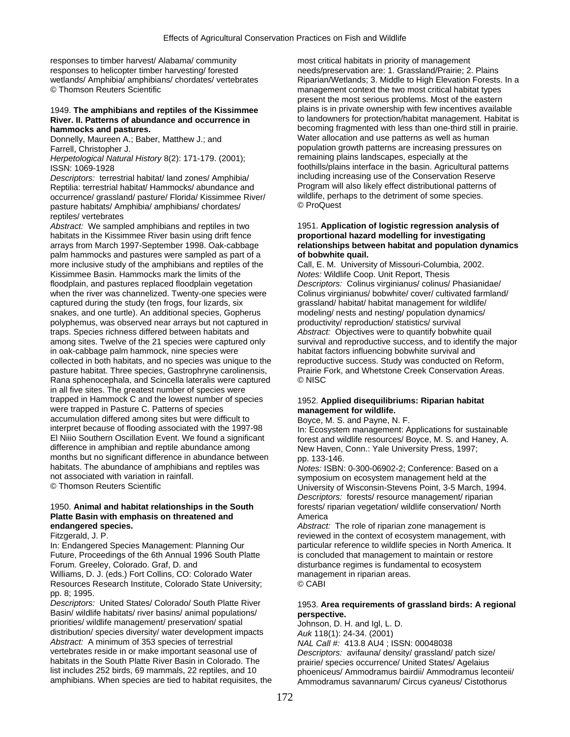responses to timber harvest/ Alabama/ community responses to helicopter timber harvesting/ forested wetlands/ Amphibia/ amphibians/ chordates/ vertebrates
© Thomson Reuters Scientific

1949. **The amphibians and reptiles of the Kissimmee River. II. Patterns of abundance and occurrence in hammocks and pastures.**

Donnelly, Maureen A.; Baber, Matthew J.; and Farrell, Christopher J.

*Herpetological Natural History* 8(2): 171-179. (2001); ISSN: 1069-1928

*Descriptors:* terrestrial habitat/ land zones/ Amphibia/ Reptilia: terrestrial habitat/ Hammocks/ abundance and occurrence/ grassland/ pasture/ Florida/ Kissimmee River/ pasture habitats/ Amphibia/ amphibians/ chordates/ reptiles/ vertebrates

*Abstract:* We sampled amphibians and reptiles in two habitats in the Kissimmee River basin using drift fence arrays from March 1997-September 1998. Oak-cabbage palm hammocks and pastures were sampled as part of a more inclusive study of the amphibians and reptiles of the Kissimmee Basin. Hammocks mark the limits of the floodplain, and pastures replaced floodplain vegetation when the river was channelized. Twenty-one species were captured during the study (ten frogs, four lizards, six snakes, and one turtle). An additional species, Gopherus polyphemus, was observed near arrays but not captured in traps. Species richness differed between habitats and among sites. Twelve of the 21 species were captured only in oak-cabbage palm hammock, nine species were collected in both habitats, and no species was unique to the pasture habitat. Three species, Gastrophryne carolinensis, Rana sphenocephala, and Scincella lateralis were captured in all five sites. The greatest number of species were trapped in Hammock C and the lowest number of species were trapped in Pasture C. Patterns of species accumulation differed among sites but were difficult to interpret because of flooding associated with the 1997-98 El Niiio Southern Oscillation Event. We found a significant difference in amphibian and reptile abundance among months but no significant difference in abundance between habitats. The abundance of amphibians and reptiles was not associated with variation in rainfall.
© Thomson Reuters Scientific

1950. **Animal and habitat relationships in the South Platte Basin with emphasis on threatened and endangered species.**

Fitzgerald, J. P.

In: Endangered Species Management: Planning Our Future, Proceedings of the 6th Annual 1996 South Platte Forum. Greeley, Colorado. Graf, D. and Williams, D. J. (eds.) Fort Collins, CO: Colorado Water Resources Research Institute, Colorado State University; pp. 8; 1995.

*Descriptors:* United States/ Colorado/ South Platte River Basin/ wildlife habitats/ river basins/ animal populations/ priorities/ wildlife management/ preservation/ spatial distribution/ species diversity/ water development impacts

*Abstract:* A minimum of 353 species of terrestrial vertebrates reside in or make important seasonal use of habitats in the South Platte River Basin in Colorado. The list includes 252 birds, 69 mammals, 22 reptiles, and 10 amphibians. When species are tied to habitat requisites, the most critical habitats in priority of management needs/preservation are: 1. Grassland/Prairie; 2. Plains Riparian/Wetlands; 3. Middle to High Elevation Forests. In a management context the two most critical habitat types present the most serious problems. Most of the eastern plains is in private ownership with few incentives available to landowners for protection/habitat management. Habitat is becoming fragmented with less than one-third still in prairie. Water allocation and use patterns as well as human population growth patterns are increasing pressures on remaining plains landscapes, especially at the foothills/plains interface in the basin. Agricultural patterns including increasing use of the Conservation Reserve Program will also likely effect distributional patterns of wildlife, perhaps to the detriment of some species.
© ProQuest

1951. **Application of logistic regression analysis of proportional hazard modelling for investigating relationships between habitat and population dynamics of bobwhite quail.**

Call, E. M. University of Missouri-Columbia, 2002.

*Notes:* Wildlife Coop. Unit Report, Thesis

*Descriptors:* Colinus virginianus/ colinus/ Phasianidae/ Colinus virginianus/ bobwhite/ cover/ cultivated farmland/ grassland/ habitat/ habitat management for wildlife/ modeling/ nests and nesting/ population dynamics/ productivity/ reproduction/ statistics/ survival

*Abstract:* Objectives were to quantify bobwhite quail survival and reproductive success, and to identify the major habitat factors influencing bobwhite survival and reproductive success. Study was conducted on Reform, Prairie Fork, and Whetstone Creek Conservation Areas.
© NISC

1952. **Applied disequilibriums: Riparian habitat management for wildlife.**

Boyce, M. S. and Payne, N. F.

In: Ecosystem management: Applications for sustainable forest and wildlife resources/ Boyce, M. S. and Haney, A. New Haven, Conn.: Yale University Press, 1997; pp. 133-146.

*Notes:* ISBN: 0-300-06902-2; Conference: Based on a symposium on ecosystem management held at the University of Wisconsin-Stevens Point, 3-5 March, 1994.

*Descriptors:* forests/ resource management/ riparian forests/ riparian vegetation/ wildlife conservation/ North America

*Abstract:* The role of riparian zone management is reviewed in the context of ecosystem management, with particular reference to wildlife species in North America. It is concluded that management to maintain or restore disturbance regimes is fundamental to ecosystem management in riparian areas.
© CABI

1953. **Area requirements of grassland birds: A regional perspective.**

Johnson, D. H. and Igl, L. D.

*Auk* 118(1): 24-34. (2001)

*NAL Call #:* 413.8 AU4 ; ISSN: 00048038

*Descriptors:* avifauna/ density/ grassland/ patch size/ prairie/ species occurrence/ United States/ Agelaius phoeniceus/ Ammodramus bairdii/ Ammodramus leconteii/ Ammodramus savannarum/ Circus cyaneus/ Cistothorus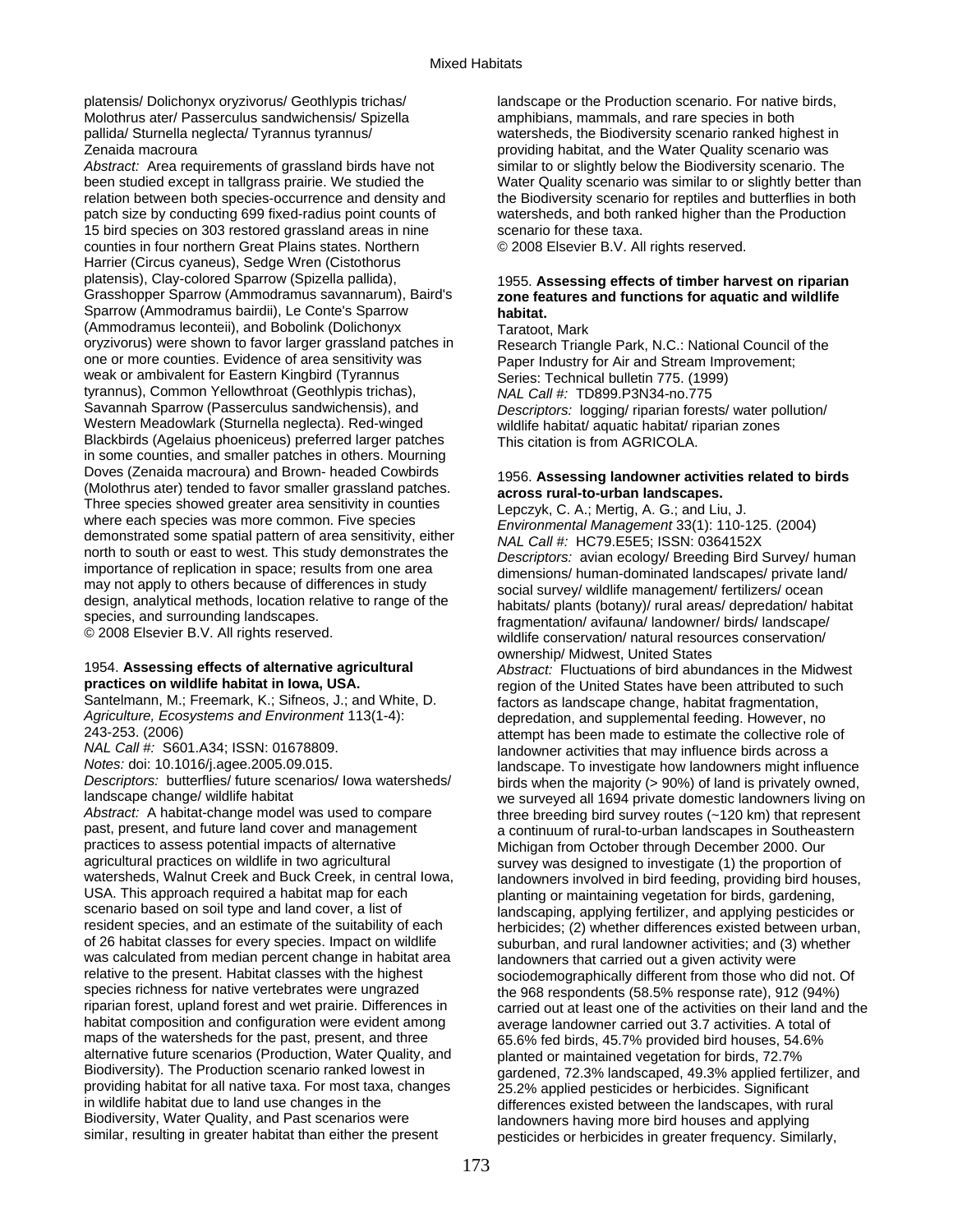platensis/ Dolichonyx oryzivorus/ Geothlypis trichas/ Molothrus ater/ Passerculus sandwichensis/ Spizella pallida/ Sturnella neglecta/ Tyrannus tyrannus/ Zenaida macroura

*Abstract:* Area requirements of grassland birds have not been studied except in tallgrass prairie. We studied the relation between both species-occurrence and density and patch size by conducting 699 fixed-radius point counts of 15 bird species on 303 restored grassland areas in nine counties in four northern Great Plains states. Northern Harrier (Circus cyaneus), Sedge Wren (Cistothorus platensis), Clay-colored Sparrow (Spizella pallida), Grasshopper Sparrow (Ammodramus savannarum), Baird's Sparrow (Ammodramus bairdii), Le Conte's Sparrow (Ammodramus leconteii), and Bobolink (Dolichonyx oryzivorus) were shown to favor larger grassland patches in one or more counties. Evidence of area sensitivity was weak or ambivalent for Eastern Kingbird (Tyrannus tyrannus), Common Yellowthroat (Geothlypis trichas), Savannah Sparrow (Passerculus sandwichensis), and Western Meadowlark (Sturnella neglecta). Red-winged Blackbirds (Agelaius phoeniceus) preferred larger patches in some counties, and smaller patches in others. Mourning Doves (Zenaida macroura) and Brown- headed Cowbirds (Molothrus ater) tended to favor smaller grassland patches. Three species showed greater area sensitivity in counties where each species was more common. Five species demonstrated some spatial pattern of area sensitivity, either north to south or east to west. This study demonstrates the importance of replication in space; results from one area may not apply to others because of differences in study design, analytical methods, location relative to range of the species, and surrounding landscapes.
© 2008 Elsevier B.V. All rights reserved.

1954. **Assessing effects of alternative agricultural practices on wildlife habitat in Iowa, USA.**
Santelmann, M.; Freemark, K.; Sifneos, J.; and White, D.
*Agriculture, Ecosystems and Environment* 113(1-4): 243-253. (2006)
*NAL Call #:* S601.A34; ISSN: 01678809.
*Notes:* doi: 10.1016/j.agee.2005.09.015.
*Descriptors:* butterflies/ future scenarios/ Iowa watersheds/ landscape change/ wildlife habitat
*Abstract:* A habitat-change model was used to compare past, present, and future land cover and management practices to assess potential impacts of alternative agricultural practices on wildlife in two agricultural watersheds, Walnut Creek and Buck Creek, in central Iowa, USA. This approach required a habitat map for each scenario based on soil type and land cover, a list of resident species, and an estimate of the suitability of each of 26 habitat classes for every species. Impact on wildlife was calculated from median percent change in habitat area relative to the present. Habitat classes with the highest species richness for native vertebrates were ungrazed riparian forest, upland forest and wet prairie. Differences in habitat composition and configuration were evident among maps of the watersheds for the past, present, and three alternative future scenarios (Production, Water Quality, and Biodiversity). The Production scenario ranked lowest in providing habitat for all native taxa. For most taxa, changes in wildlife habitat due to land use changes in the Biodiversity, Water Quality, and Past scenarios were similar, resulting in greater habitat than either the present landscape or the Production scenario. For native birds, amphibians, mammals, and rare species in both watersheds, the Biodiversity scenario ranked highest in providing habitat, and the Water Quality scenario was similar to or slightly below the Biodiversity scenario. The Water Quality scenario was similar to or slightly better than the Biodiversity scenario for reptiles and butterflies in both watersheds, and both ranked higher than the Production scenario for these taxa.
© 2008 Elsevier B.V. All rights reserved.

1955. **Assessing effects of timber harvest on riparian zone features and functions for aquatic and wildlife habitat.**
Taratoot, Mark
Research Triangle Park, N.C.: National Council of the Paper Industry for Air and Stream Improvement; Series: Technical bulletin 775. (1999)
*NAL Call #:* TD899.P3N34-no.775
*Descriptors:* logging/ riparian forests/ water pollution/ wildlife habitat/ aquatic habitat/ riparian zones
This citation is from AGRICOLA.

1956. **Assessing landowner activities related to birds across rural-to-urban landscapes.**
Lepczyk, C. A.; Mertig, A. G.; and Liu, J.
*Environmental Management* 33(1): 110-125. (2004)
*NAL Call #:* HC79.E5E5; ISSN: 0364152X
*Descriptors:* avian ecology/ Breeding Bird Survey/ human dimensions/ human-dominated landscapes/ private land/ social survey/ wildlife management/ fertilizers/ ocean habitats/ plants (botany)/ rural areas/ depredation/ habitat fragmentation/ avifauna/ landowner/ birds/ landscape/ wildlife conservation/ natural resources conservation/ ownership/ Midwest, United States
*Abstract:* Fluctuations of bird abundances in the Midwest region of the United States have been attributed to such factors as landscape change, habitat fragmentation, depredation, and supplemental feeding. However, no attempt has been made to estimate the collective role of landowner activities that may influence birds across a landscape. To investigate how landowners might influence birds when the majority (> 90%) of land is privately owned, we surveyed all 1694 private domestic landowners living on three breeding bird survey routes (~120 km) that represent a continuum of rural-to-urban landscapes in Southeastern Michigan from October through December 2000. Our survey was designed to investigate (1) the proportion of landowners involved in bird feeding, providing bird houses, planting or maintaining vegetation for birds, gardening, landscaping, applying fertilizer, and applying pesticides or herbicides; (2) whether differences existed between urban, suburban, and rural landowner activities; and (3) whether landowners that carried out a given activity were sociodemographically different from those who did not. Of the 968 respondents (58.5% response rate), 912 (94%) carried out at least one of the activities on their land and the average landowner carried out 3.7 activities. A total of 65.6% fed birds, 45.7% provided bird houses, 54.6% planted or maintained vegetation for birds, 72.7% gardened, 72.3% landscaped, 49.3% applied fertilizer, and 25.2% applied pesticides or herbicides. Significant differences existed between the landscapes, with rural landowners having more bird houses and applying pesticides or herbicides in greater frequency. Similarly,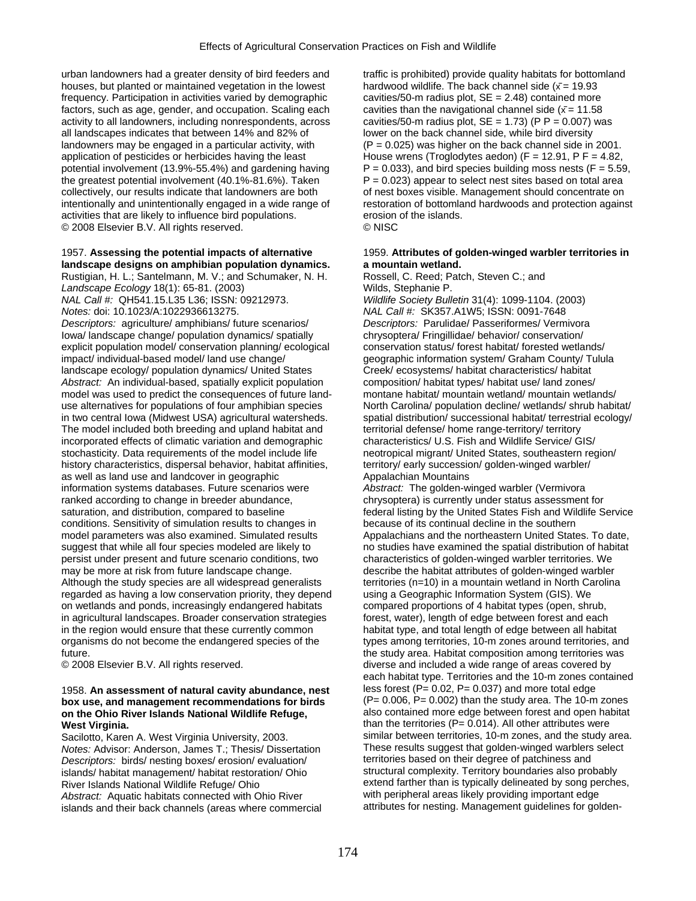urban landowners had a greater density of bird feeders and houses, but planted or maintained vegetation in the lowest frequency. Participation in activities varied by demographic factors, such as age, gender, and occupation. Scaling each activity to all landowners, including nonrespondents, across all landscapes indicates that between 14% and 82% of landowners may be engaged in a particular activity, with application of pesticides or herbicides having the least potential involvement (13.9%-55.4%) and gardening having the greatest potential involvement (40.1%-81.6%). Taken collectively, our results indicate that landowners are both intentionally and unintentionally engaged in a wide range of activities that are likely to influence bird populations.
© 2008 Elsevier B.V. All rights reserved.

1957. **Assessing the potential impacts of alternative landscape designs on amphibian population dynamics.**
Rustigian, H. L.; Santelmann, M. V.; and Schumaker, N. H.
*Landscape Ecology* 18(1): 65-81. (2003)
*NAL Call #:* QH541.15.L35 L36; ISSN: 09212973.
*Notes:* doi: 10.1023/A:1022936613275.
*Descriptors:* agriculture/ amphibians/ future scenarios/ Iowa/ landscape change/ population dynamics/ spatially explicit population model/ conservation planning/ ecological impact/ individual-based model/ land use change/ landscape ecology/ population dynamics/ United States
*Abstract:* An individual-based, spatially explicit population model was used to predict the consequences of future land-use alternatives for populations of four amphibian species in two central Iowa (Midwest USA) agricultural watersheds. The model included both breeding and upland habitat and incorporated effects of climatic variation and demographic stochasticity. Data requirements of the model include life history characteristics, dispersal behavior, habitat affinities, as well as land use and landcover in geographic information systems databases. Future scenarios were ranked according to change in breeder abundance, saturation, and distribution, compared to baseline conditions. Sensitivity of simulation results to changes in model parameters was also examined. Simulated results suggest that while all four species modeled are likely to persist under present and future scenario conditions, two may be more at risk from future landscape change. Although the study species are all widespread generalists regarded as having a low conservation priority, they depend on wetlands and ponds, increasingly endangered habitats in agricultural landscapes. Broader conservation strategies in the region would ensure that these currently common organisms do not become the endangered species of the future.
© 2008 Elsevier B.V. All rights reserved.

1958. **An assessment of natural cavity abundance, nest box use, and management recommendations for birds on the Ohio River Islands National Wildlife Refuge, West Virginia.**
Sacilotto, Karen A. West Virginia University, 2003.
*Notes:* Advisor: Anderson, James T.; Thesis/ Dissertation
*Descriptors:* birds/ nesting boxes/ erosion/ evaluation/ islands/ habitat management/ habitat restoration/ Ohio River Islands National Wildlife Refuge/ Ohio
*Abstract:* Aquatic habitats connected with Ohio River islands and their back channels (areas where commercial traffic is prohibited) provide quality habitats for bottomland hardwood wildlife. The back channel side ($\bar{x}$ = 19.93 cavities/50-m radius plot, SE = 2.48) contained more cavities than the navigational channel side ($\bar{x}$ = 11.58 cavities/50-m radius plot, SE = 1.73) (P P = 0.007) was lower on the back channel side, while bird diversity (P = 0.025) was higher on the back channel side in 2001. House wrens (Troglodytes aedon) (F = 12.91, P F = 4.82, P = 0.033), and bird species building moss nests (F = 5.59, P = 0.023) appear to select nest sites based on total area of nest boxes visible. Management should concentrate on restoration of bottomland hardwoods and protection against erosion of the islands.
© NISC

1959. **Attributes of golden-winged warbler territories in a mountain wetland.**
Rossell, C. Reed; Patch, Steven C.; and Wilds, Stephanie P.
*Wildlife Society Bulletin* 31(4): 1099-1104. (2003)
*NAL Call #:* SK357.A1W5; ISSN: 0091-7648
*Descriptors:* Parulidae/ Passeriformes/ Vermivora chrysoptera/ Fringillidae/ behavior/ conservation/ conservation status/ forest habitat/ forested wetlands/ geographic information system/ Graham County/ Tulula Creek/ ecosystems/ habitat characteristics/ habitat composition/ habitat types/ habitat use/ land zones/ montane habitat/ mountain wetland/ mountain wetlands/ North Carolina/ population decline/ wetlands/ shrub habitat/ spatial distribution/ successional habitat/ terrestrial ecology/ territorial defense/ home range-territory/ territory characteristics/ U.S. Fish and Wildlife Service/ GIS/ neotropical migrant/ United States, southeastern region/ territory/ early succession/ golden-winged warbler/ Appalachian Mountains
*Abstract:* The golden-winged warbler (Vermivora chrysoptera) is currently under status assessment for federal listing by the United States Fish and Wildlife Service because of its continual decline in the southern Appalachians and the northeastern United States. To date, no studies have examined the spatial distribution of habitat characteristics of golden-winged warbler territories. We describe the habitat attributes of golden-winged warbler territories (n=10) in a mountain wetland in North Carolina using a Geographic Information System (GIS). We compared proportions of 4 habitat types (open, shrub, forest, water), length of edge between forest and each habitat type, and total length of edge between all habitat types among territories, 10-m zones around territories, and the study area. Habitat composition among territories was diverse and included a wide range of areas covered by each habitat type. Territories and the 10-m zones contained less forest (P= 0.02, P= 0.037) and more total edge (P= 0.006, P= 0.002) than the study area. The 10-m zones also contained more edge between forest and open habitat than the territories (P= 0.014). All other attributes were similar between territories, 10-m zones, and the study area. These results suggest that golden-winged warblers select territories based on their degree of patchiness and structural complexity. Territory boundaries also probably extend farther than is typically delineated by song perches, with peripheral areas likely providing important edge attributes for nesting. Management guidelines for golden-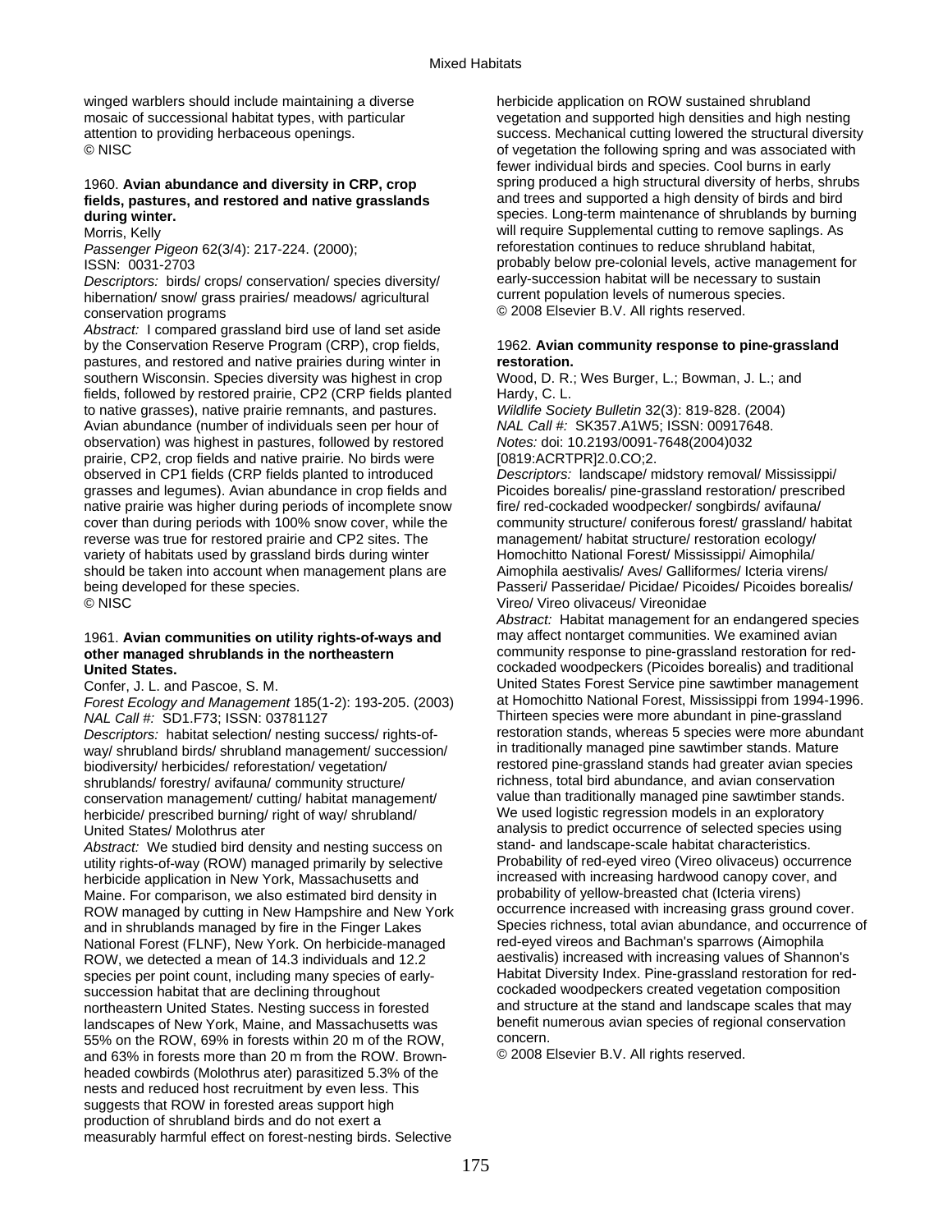winged warblers should include maintaining a diverse mosaic of successional habitat types, with particular attention to providing herbaceous openings.
© NISC

1960. **Avian abundance and diversity in CRP, crop fields, pastures, and restored and native grasslands during winter.**
Morris, Kelly
*Passenger Pigeon* 62(3/4): 217-224. (2000);
ISSN: 0031-2703
*Descriptors:* birds/ crops/ conservation/ species diversity/ hibernation/ snow/ grass prairies/ meadows/ agricultural conservation programs
*Abstract:* I compared grassland bird use of land set aside by the Conservation Reserve Program (CRP), crop fields, pastures, and restored and native prairies during winter in southern Wisconsin. Species diversity was highest in crop fields, followed by restored prairie, CP2 (CRP fields planted to native grasses), native prairie remnants, and pastures. Avian abundance (number of individuals seen per hour of observation) was highest in pastures, followed by restored prairie, CP2, crop fields and native prairie. No birds were observed in CP1 fields (CRP fields planted to introduced grasses and legumes). Avian abundance in crop fields and native prairie was higher during periods of incomplete snow cover than during periods with 100% snow cover, while the reverse was true for restored prairie and CP2 sites. The variety of habitats used by grassland birds during winter should be taken into account when management plans are being developed for these species.
© NISC

1961. **Avian communities on utility rights-of-ways and other managed shrublands in the northeastern United States.**
Confer, J. L. and Pascoe, S. M.
*Forest Ecology and Management* 185(1-2): 193-205. (2003)
*NAL Call #:* SD1.F73; ISSN: 03781127
*Descriptors:* habitat selection/ nesting success/ rights-of-way/ shrubland birds/ shrubland management/ succession/ biodiversity/ herbicides/ reforestation/ vegetation/ shrublands/ forestry/ avifauna/ community structure/ conservation management/ cutting/ habitat management/ herbicide/ prescribed burning/ right of way/ shrubland/ United States/ Molothrus ater
*Abstract:* We studied bird density and nesting success on utility rights-of-way (ROW) managed primarily by selective herbicide application in New York, Massachusetts and Maine. For comparison, we also estimated bird density in ROW managed by cutting in New Hampshire and New York and in shrublands managed by fire in the Finger Lakes National Forest (FLNF), New York. On herbicide-managed ROW, we detected a mean of 14.3 individuals and 12.2 species per point count, including many species of early-succession habitat that are declining throughout northeastern United States. Nesting success in forested landscapes of New York, Maine, and Massachusetts was 55% on the ROW, 69% in forests within 20 m of the ROW, and 63% in forests more than 20 m from the ROW. Brown-headed cowbirds (Molothrus ater) parasitized 5.3% of the nests and reduced host recruitment by even less. This suggests that ROW in forested areas support high production of shrubland birds and do not exert a measurably harmful effect on forest-nesting birds. Selective herbicide application on ROW sustained shrubland vegetation and supported high densities and high nesting success. Mechanical cutting lowered the structural diversity of vegetation the following spring and was associated with fewer individual birds and species. Cool burns in early spring produced a high structural diversity of herbs, shrubs and trees and supported a high density of birds and bird species. Long-term maintenance of shrublands by burning will require Supplemental cutting to remove saplings. As reforestation continues to reduce shrubland habitat, probably below pre-colonial levels, active management for early-succession habitat will be necessary to sustain current population levels of numerous species.
© 2008 Elsevier B.V. All rights reserved.

1962. **Avian community response to pine-grassland restoration.**
Wood, D. R.; Wes Burger, L.; Bowman, J. L.; and Hardy, C. L.
*Wildlife Society Bulletin* 32(3): 819-828. (2004)
*NAL Call #:* SK357.A1W5; ISSN: 00917648.
*Notes:* doi: 10.2193/0091-7648(2004)032[0819:ACRTPR]2.0.CO;2.
*Descriptors:* landscape/ midstory removal/ Mississippi/ Picoides borealis/ pine-grassland restoration/ prescribed fire/ red-cockaded woodpecker/ songbirds/ avifauna/ community structure/ coniferous forest/ grassland/ habitat management/ habitat structure/ restoration ecology/ Homochitto National Forest/ Mississippi/ Aimophila/ Aimophila aestivalis/ Aves/ Galliformes/ Icteria virens/ Passeri/ Passeridae/ Picidae/ Picoides/ Picoides borealis/ Vireo/ Vireo olivaceus/ Vireonidae
*Abstract:* Habitat management for an endangered species may affect nontarget communities. We examined avian community response to pine-grassland restoration for red-cockaded woodpeckers (Picoides borealis) and traditional United States Forest Service pine sawtimber management at Homochitto National Forest, Mississippi from 1994-1996. Thirteen species were more abundant in pine-grassland restoration stands, whereas 5 species were more abundant in traditionally managed pine sawtimber stands. Mature restored pine-grassland stands had greater avian species richness, total bird abundance, and avian conservation value than traditionally managed pine sawtimber stands. We used logistic regression models in an exploratory analysis to predict occurrence of selected species using stand- and landscape-scale habitat characteristics. Probability of red-eyed vireo (Vireo olivaceus) occurrence increased with increasing hardwood canopy cover, and probability of yellow-breasted chat (Icteria virens) occurrence increased with increasing grass ground cover. Species richness, total avian abundance, and occurrence of red-eyed vireos and Bachman's sparrows (Aimophila aestivalis) increased with increasing values of Shannon's Habitat Diversity Index. Pine-grassland restoration for red-cockaded woodpeckers created vegetation composition and structure at the stand and landscape scales that may benefit numerous avian species of regional conservation concern.
© 2008 Elsevier B.V. All rights reserved.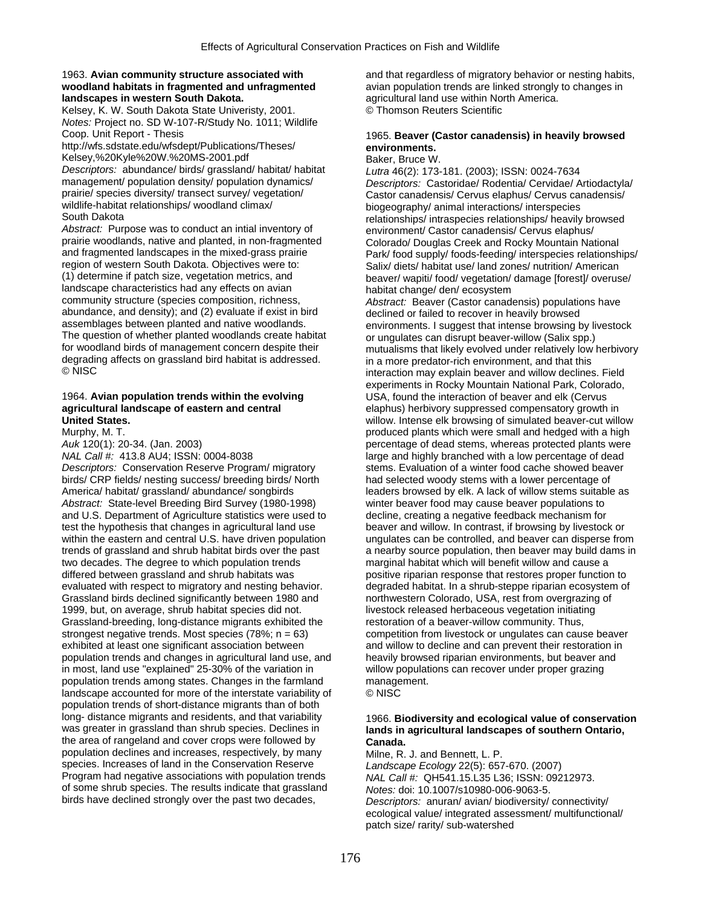1963. **Avian community structure associated with woodland habitats in fragmented and unfragmented landscapes in western South Dakota.**
Kelsey, K. W. South Dakota State Univeristy, 2001.
*Notes:* Project no. SD W-107-R/Study No. 1011; Wildlife Coop. Unit Report - Thesis
http://wfs.sdstate.edu/wfsdept/Publications/Theses/Kelsey,%20Kyle%20W.%20MS-2001.pdf
*Descriptors:* abundance/ birds/ grassland/ habitat/ habitat management/ population density/ population dynamics/ prairie/ species diversity/ transect survey/ vegetation/ wildlife-habitat relationships/ woodland climax/ South Dakota
*Abstract:* Purpose was to conduct an intial inventory of prairie woodlands, native and planted, in non-fragmented and fragmented landscapes in the mixed-grass prairie region of western South Dakota. Objectives were to: (1) determine if patch size, vegetation metrics, and landscape characteristics had any effects on avian community structure (species composition, richness, abundance, and density); and (2) evaluate if exist in bird assemblages between planted and native woodlands. The question of whether planted woodlands create habitat for woodland birds of management concern despite their degrading affects on grassland bird habitat is addressed.
© NISC

1964. **Avian population trends within the evolving agricultural landscape of eastern and central United States.**
Murphy, M. T.
*Auk* 120(1): 20-34. (Jan. 2003)
*NAL Call #:* 413.8 AU4; ISSN: 0004-8038
*Descriptors:* Conservation Reserve Program/ migratory birds/ CRP fields/ nesting success/ breeding birds/ North America/ habitat/ grassland/ abundance/ songbirds
*Abstract:* State-level Breeding Bird Survey (1980-1998) and U.S. Department of Agriculture statistics were used to test the hypothesis that changes in agricultural land use within the eastern and central U.S. have driven population trends of grassland and shrub habitat birds over the past two decades. The degree to which population trends differed between grassland and shrub habitats was evaluated with respect to migratory and nesting behavior. Grassland birds declined significantly between 1980 and 1999, but, on average, shrub habitat species did not. Grassland-breeding, long-distance migrants exhibited the strongest negative trends. Most species (78%; n = 63) exhibited at least one significant association between population trends and changes in agricultural land use, and in most, land use "explained" 25-30% of the variation in population trends among states. Changes in the farmland landscape accounted for more of the interstate variability of population trends of short-distance migrants than of both long- distance migrants and residents, and that variability was greater in grassland than shrub species. Declines in the area of rangeland and cover crops were followed by population declines and increases, respectively, by many species. Increases of land in the Conservation Reserve Program had negative associations with population trends of some shrub species. The results indicate that grassland birds have declined strongly over the past two decades, and that regardless of migratory behavior or nesting habits, avian population trends are linked strongly to changes in agricultural land use within North America.
© Thomson Reuters Scientific

1965. **Beaver (Castor canadensis) in heavily browsed environments.**
Baker, Bruce W.
*Lutra* 46(2): 173-181. (2003); ISSN: 0024-7634
*Descriptors:* Castoridae/ Rodentia/ Cervidae/ Artiodactyla/ Castor canadensis/ Cervus elaphus/ Cervus canadensis/ biogeography/ animal interactions/ interspecies relationships/ intraspecies relationships/ heavily browsed environment/ Castor canadensis/ Cervus elaphus/ Colorado/ Douglas Creek and Rocky Mountain National Park/ food supply/ foods-feeding/ interspecies relationships/ Salix/ diets/ habitat use/ land zones/ nutrition/ American beaver/ wapiti/ food/ vegetation/ damage [forest]/ overuse/ habitat change/ den/ ecosystem
*Abstract:* Beaver (Castor canadensis) populations have declined or failed to recover in heavily browsed environments. I suggest that intense browsing by livestock or ungulates can disrupt beaver-willow (Salix spp.) mutualisms that likely evolved under relatively low herbivory in a more predator-rich environment, and that this interaction may explain beaver and willow declines. Field experiments in Rocky Mountain National Park, Colorado, USA, found the interaction of beaver and elk (Cervus elaphus) herbivory suppressed compensatory growth in willow. Intense elk browsing of simulated beaver-cut willow produced plants which were small and hedged with a high percentage of dead stems, whereas protected plants were large and highly branched with a low percentage of dead stems. Evaluation of a winter food cache showed beaver had selected woody stems with a lower percentage of leaders browsed by elk. A lack of willow stems suitable as winter beaver food may cause beaver populations to decline, creating a negative feedback mechanism for beaver and willow. In contrast, if browsing by livestock or ungulates can be controlled, and beaver can disperse from a nearby source population, then beaver may build dams in marginal habitat which will benefit willow and cause a positive riparian response that restores proper function to degraded habitat. In a shrub-steppe riparian ecosystem of northwestern Colorado, USA, rest from overgrazing of livestock released herbaceous vegetation initiating restoration of a beaver-willow community. Thus, competition from livestock or ungulates can cause beaver and willow to decline and can prevent their restoration in heavily browsed riparian environments, but beaver and willow populations can recover under proper grazing management.
© NISC

1966. **Biodiversity and ecological value of conservation lands in agricultural landscapes of southern Ontario, Canada.**
Milne, R. J. and Bennett, L. P.
*Landscape Ecology* 22(5): 657-670. (2007)
*NAL Call #:* QH541.15.L35 L36; ISSN: 09212973.
*Notes:* doi: 10.1007/s10980-006-9063-5.
*Descriptors:* anuran/ avian/ biodiversity/ connectivity/ ecological value/ integrated assessment/ multifunctional/ patch size/ rarity/ sub-watershed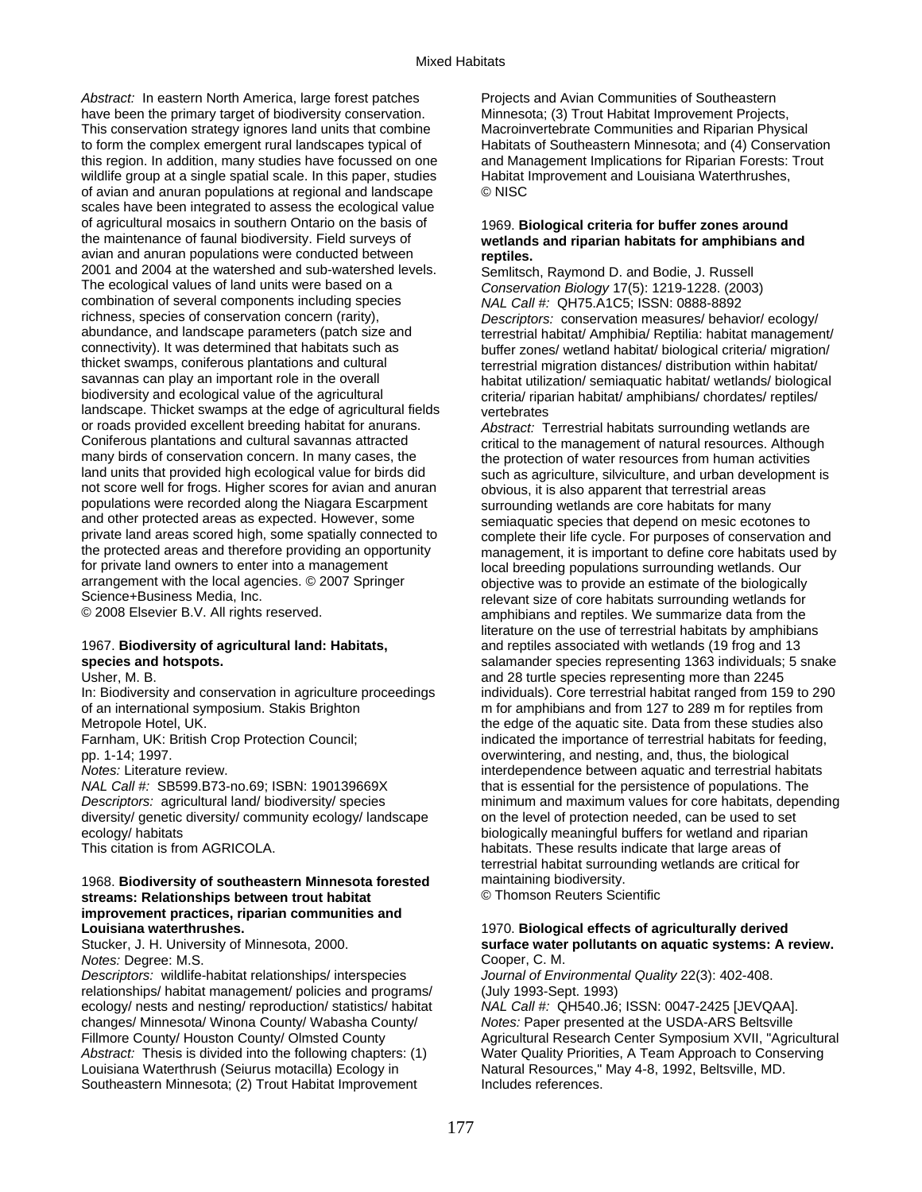*Abstract:* In eastern North America, large forest patches have been the primary target of biodiversity conservation. This conservation strategy ignores land units that combine to form the complex emergent rural landscapes typical of this region. In addition, many studies have focussed on one wildlife group at a single spatial scale. In this paper, studies of avian and anuran populations at regional and landscape scales have been integrated to assess the ecological value of agricultural mosaics in southern Ontario on the basis of the maintenance of faunal biodiversity. Field surveys of avian and anuran populations were conducted between 2001 and 2004 at the watershed and sub-watershed levels. The ecological values of land units were based on a combination of several components including species richness, species of conservation concern (rarity), abundance, and landscape parameters (patch size and connectivity). It was determined that habitats such as thicket swamps, coniferous plantations and cultural savannas can play an important role in the overall biodiversity and ecological value of the agricultural landscape. Thicket swamps at the edge of agricultural fields or roads provided excellent breeding habitat for anurans. Coniferous plantations and cultural savannas attracted many birds of conservation concern. In many cases, the land units that provided high ecological value for birds did not score well for frogs. Higher scores for avian and anuran populations were recorded along the Niagara Escarpment and other protected areas as expected. However, some private land areas scored high, some spatially connected to the protected areas and therefore providing an opportunity for private land owners to enter into a management arrangement with the local agencies. © 2007 Springer Science+Business Media, Inc.
© 2008 Elsevier B.V. All rights reserved.

1967. **Biodiversity of agricultural land: Habitats, species and hotspots.**
Usher, M. B.
In: Biodiversity and conservation in agriculture proceedings of an international symposium. Stakis Brighton Metropole Hotel, UK.
Farnham, UK: British Crop Protection Council; pp. 1-14; 1997.
*Notes:* Literature review.
*NAL Call #:* SB599.B73-no.69; ISBN: 190139669X
*Descriptors:* agricultural land/ biodiversity/ species diversity/ genetic diversity/ community ecology/ landscape ecology/ habitats
This citation is from AGRICOLA.

1968. **Biodiversity of southeastern Minnesota forested streams: Relationships between trout habitat improvement practices, riparian communities and Louisiana waterthrushes.**
Stucker, J. H. University of Minnesota, 2000.
*Notes:* Degree: M.S.
*Descriptors:* wildlife-habitat relationships/ interspecies relationships/ habitat management/ policies and programs/ ecology/ nests and nesting/ reproduction/ statistics/ habitat changes/ Minnesota/ Winona County/ Wabasha County/ Fillmore County/ Houston County/ Olmsted County
*Abstract:* Thesis is divided into the following chapters: (1) Louisiana Waterthrush (Seiurus motacilla) Ecology in Southeastern Minnesota; (2) Trout Habitat Improvement Projects and Avian Communities of Southeastern Minnesota; (3) Trout Habitat Improvement Projects, Macroinvertebrate Communities and Riparian Physical Habitats of Southeastern Minnesota; and (4) Conservation and Management Implications for Riparian Forests: Trout Habitat Improvement and Louisiana Waterthrushes,
© NISC

1969. **Biological criteria for buffer zones around wetlands and riparian habitats for amphibians and reptiles.**
Semlitsch, Raymond D. and Bodie, J. Russell
*Conservation Biology* 17(5): 1219-1228. (2003)
*NAL Call #:* QH75.A1C5; ISSN: 0888-8892
*Descriptors:* conservation measures/ behavior/ ecology/ terrestrial habitat/ Amphibia/ Reptilia: habitat management/ buffer zones/ wetland habitat/ biological criteria/ migration/ terrestrial migration distances/ distribution within habitat/ habitat utilization/ semiaquatic habitat/ wetlands/ biological criteria/ riparian habitat/ amphibians/ chordates/ reptiles/ vertebrates
*Abstract:* Terrestrial habitats surrounding wetlands are critical to the management of natural resources. Although the protection of water resources from human activities such as agriculture, silviculture, and urban development is obvious, it is also apparent that terrestrial areas surrounding wetlands are core habitats for many semiaquatic species that depend on mesic ecotones to complete their life cycle. For purposes of conservation and management, it is important to define core habitats used by local breeding populations surrounding wetlands. Our objective was to provide an estimate of the biologically relevant size of core habitats surrounding wetlands for amphibians and reptiles. We summarize data from the literature on the use of terrestrial habitats by amphibians and reptiles associated with wetlands (19 frog and 13 salamander species representing 1363 individuals; 5 snake and 28 turtle species representing more than 2245 individuals). Core terrestrial habitat ranged from 159 to 290 m for amphibians and from 127 to 289 m for reptiles from the edge of the aquatic site. Data from these studies also indicated the importance of terrestrial habitats for feeding, overwintering, and nesting, and, thus, the biological interdependence between aquatic and terrestrial habitats that is essential for the persistence of populations. The minimum and maximum values for core habitats, depending on the level of protection needed, can be used to set biologically meaningful buffers for wetland and riparian habitats. These results indicate that large areas of terrestrial habitat surrounding wetlands are critical for maintaining biodiversity.
© Thomson Reuters Scientific

1970. **Biological effects of agriculturally derived surface water pollutants on aquatic systems: A review.**
Cooper, C. M.
*Journal of Environmental Quality* 22(3): 402-408. (July 1993-Sept. 1993)
*NAL Call #:* QH540.J6; ISSN: 0047-2425 [JEVQAA].
*Notes:* Paper presented at the USDA-ARS Beltsville Agricultural Research Center Symposium XVII, "Agricultural Water Quality Priorities, A Team Approach to Conserving Natural Resources," May 4-8, 1992, Beltsville, MD. Includes references.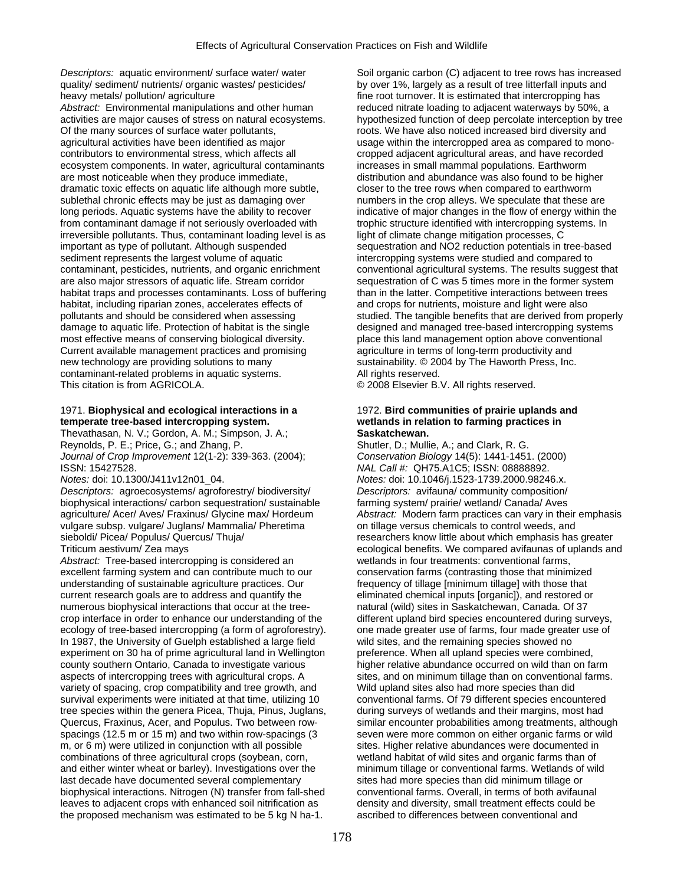*Descriptors:* aquatic environment/ surface water/ water quality/ sediment/ nutrients/ organic wastes/ pesticides/ heavy metals/ pollution/ agriculture

*Abstract:* Environmental manipulations and other human activities are major causes of stress on natural ecosystems. Of the many sources of surface water pollutants, agricultural activities have been identified as major contributors to environmental stress, which affects all ecosystem components. In water, agricultural contaminants are most noticeable when they produce immediate, dramatic toxic effects on aquatic life although more subtle, sublethal chronic effects may be just as damaging over long periods. Aquatic systems have the ability to recover from contaminant damage if not seriously overloaded with irreversible pollutants. Thus, contaminant loading level is as important as type of pollutant. Although suspended sediment represents the largest volume of aquatic contaminant, pesticides, nutrients, and organic enrichment are also major stressors of aquatic life. Stream corridor habitat traps and processes contaminants. Loss of buffering habitat, including riparian zones, accelerates effects of pollutants and should be considered when assessing damage to aquatic life. Protection of habitat is the single most effective means of conserving biological diversity. Current available management practices and promising new technology are providing solutions to many contaminant-related problems in aquatic systems.

This citation is from AGRICOLA.

1971. **Biophysical and ecological interactions in a temperate tree-based intercropping system.**

Thevathasan, N. V.; Gordon, A. M.; Simpson, J. A.; Reynolds, P. E.; Price, G.; and Zhang, P.

*Journal of Crop Improvement* 12(1-2): 339-363. (2004); ISSN: 15427528.

*Notes:* doi: 10.1300/J411v12n01_04.

*Descriptors:* agroecosystems/ agroforestry/ biodiversity/ biophysical interactions/ carbon sequestration/ sustainable agriculture/ Acer/ Aves/ Fraxinus/ Glycine max/ Hordeum vulgare subsp. vulgare/ Juglans/ Mammalia/ Pheretima sieboldi/ Picea/ Populus/ Quercus/ Thuja/ Triticum aestivum/ Zea mays

*Abstract:* Tree-based intercropping is considered an excellent farming system and can contribute much to our understanding of sustainable agriculture practices. Our current research goals are to address and quantify the numerous biophysical interactions that occur at the tree-crop interface in order to enhance our understanding of the ecology of tree-based intercropping (a form of agroforestry). In 1987, the University of Guelph established a large field experiment on 30 ha of prime agricultural land in Wellington county southern Ontario, Canada to investigate various aspects of intercropping trees with agricultural crops. A variety of spacing, crop compatibility and tree growth, and survival experiments were initiated at that time, utilizing 10 tree species within the genera Picea, Thuja, Pinus, Juglans, Quercus, Fraxinus, Acer, and Populus. Two between row-spacings (12.5 m or 15 m) and two within row-spacings (3 m, or 6 m) were utilized in conjunction with all possible combinations of three agricultural crops (soybean, corn, and either winter wheat or barley). Investigations over the last decade have documented several complementary biophysical interactions. Nitrogen (N) transfer from fall-shed leaves to adjacent crops with enhanced soil nitrification as the proposed mechanism was estimated to be 5 kg N ha-1. Soil organic carbon (C) adjacent to tree rows has increased by over 1%, largely as a result of tree litterfall inputs and fine root turnover. It is estimated that intercropping has reduced nitrate loading to adjacent waterways by 50%, a hypothesized function of deep percolate interception by tree roots. We have also noticed increased bird diversity and usage within the intercropped area as compared to mono-cropped adjacent agricultural areas, and have recorded increases in small mammal populations. Earthworm distribution and abundance was also found to be higher closer to the tree rows when compared to earthworm numbers in the crop alleys. We speculate that these are indicative of major changes in the flow of energy within the trophic structure identified with intercropping systems. In light of climate change mitigation processes, C sequestration and NO2 reduction potentials in tree-based intercropping systems were studied and compared to conventional agricultural systems. The results suggest that sequestration of C was 5 times more in the former system than in the latter. Competitive interactions between trees and crops for nutrients, moisture and light were also studied. The tangible benefits that are derived from properly designed and managed tree-based intercropping systems place this land management option above conventional agriculture in terms of long-term productivity and sustainability. © 2004 by The Haworth Press, Inc. All rights reserved.

© 2008 Elsevier B.V. All rights reserved.

1972. **Bird communities of prairie uplands and wetlands in relation to farming practices in Saskatchewan.**

Shutler, D.; Mullie, A.; and Clark, R. G.

*Conservation Biology* 14(5): 1441-1451. (2000)

*NAL Call #:* QH75.A1C5; ISSN: 08888892.

*Notes:* doi: 10.1046/j.1523-1739.2000.98246.x.

*Descriptors:* avifauna/ community composition/ farming system/ prairie/ wetland/ Canada/ Aves

*Abstract:* Modern farm practices can vary in their emphasis on tillage versus chemicals to control weeds, and researchers know little about which emphasis has greater ecological benefits. We compared avifaunas of uplands and wetlands in four treatments: conventional farms, conservation farms (contrasting those that minimized frequency of tillage [minimum tillage] with those that eliminated chemical inputs [organic]), and restored or natural (wild) sites in Saskatchewan, Canada. Of 37 different upland bird species encountered during surveys, one made greater use of farms, four made greater use of wild sites, and the remaining species showed no preference. When all upland species were combined, higher relative abundance occurred on wild than on farm sites, and on minimum tillage than on conventional farms. Wild upland sites also had more species than did conventional farms. Of 79 different species encountered during surveys of wetlands and their margins, most had similar encounter probabilities among treatments, although seven were more common on either organic farms or wild sites. Higher relative abundances were documented in wetland habitat of wild sites and organic farms than of minimum tillage or conventional farms. Wetlands of wild sites had more species than did minimum tillage or conventional farms. Overall, in terms of both avifaunal density and diversity, small treatment effects could be ascribed to differences between conventional and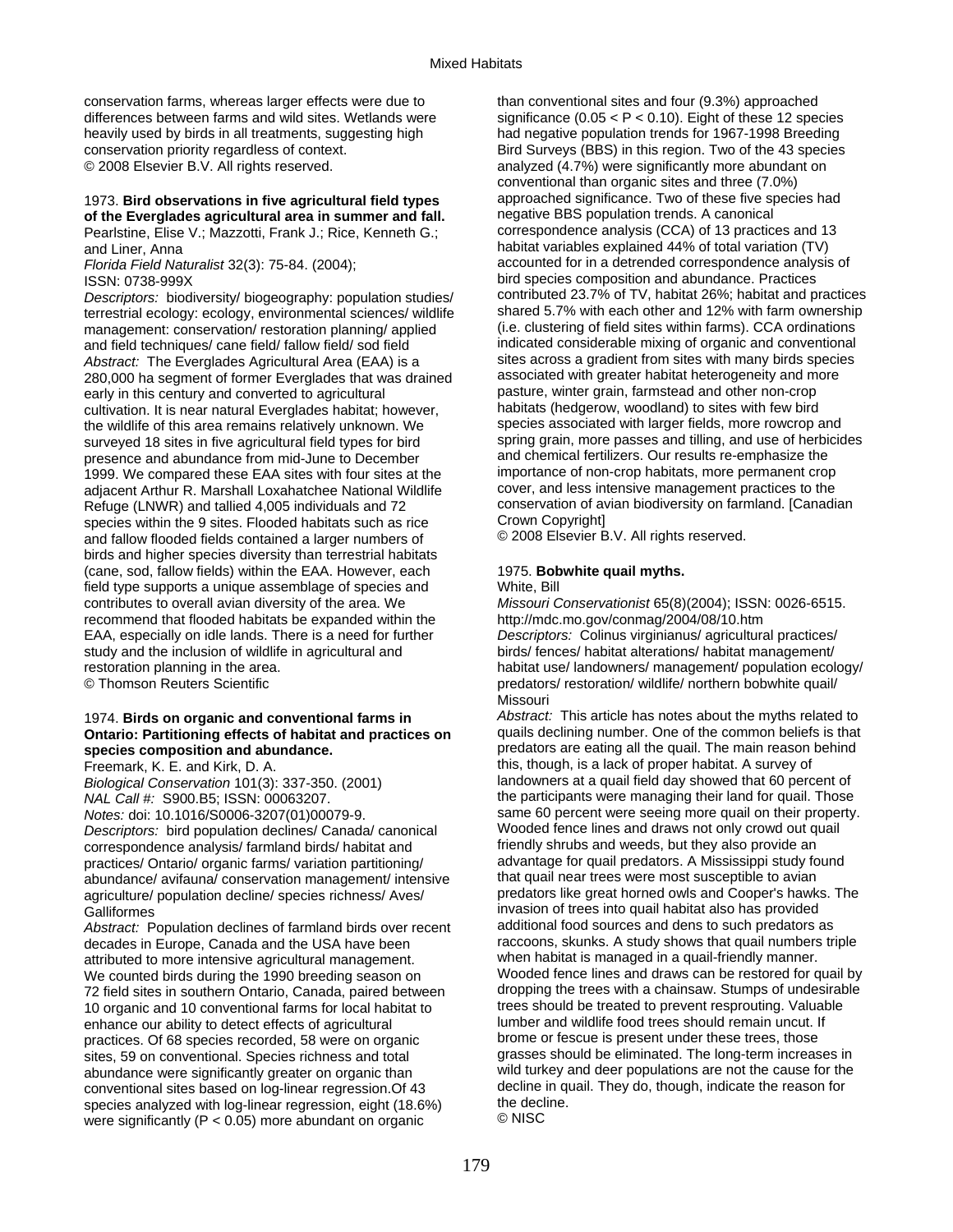conservation farms, whereas larger effects were due to differences between farms and wild sites. Wetlands were heavily used by birds in all treatments, suggesting high conservation priority regardless of context.
© 2008 Elsevier B.V. All rights reserved.

1973. **Bird observations in five agricultural field types of the Everglades agricultural area in summer and fall.**
Pearlstine, Elise V.; Mazzotti, Frank J.; Rice, Kenneth G.; and Liner, Anna
*Florida Field Naturalist* 32(3): 75-84. (2004);
ISSN: 0738-999X
*Descriptors:* biodiversity/ biogeography: population studies/ terrestrial ecology: ecology, environmental sciences/ wildlife management: conservation/ restoration planning/ applied and field techniques/ cane field/ fallow field/ sod field
*Abstract:* The Everglades Agricultural Area (EAA) is a 280,000 ha segment of former Everglades that was drained early in this century and converted to agricultural cultivation. It is near natural Everglades habitat; however, the wildlife of this area remains relatively unknown. We surveyed 18 sites in five agricultural field types for bird presence and abundance from mid-June to December 1999. We compared these EAA sites with four sites at the adjacent Arthur R. Marshall Loxahatchee National Wildlife Refuge (LNWR) and tallied 4,005 individuals and 72 species within the 9 sites. Flooded habitats such as rice and fallow flooded fields contained a larger numbers of birds and higher species diversity than terrestrial habitats (cane, sod, fallow fields) within the EAA. However, each field type supports a unique assemblage of species and contributes to overall avian diversity of the area. We recommend that flooded habitats be expanded within the EAA, especially on idle lands. There is a need for further study and the inclusion of wildlife in agricultural and restoration planning in the area.
© Thomson Reuters Scientific

1974. **Birds on organic and conventional farms in Ontario: Partitioning effects of habitat and practices on species composition and abundance.**
Freemark, K. E. and Kirk, D. A.
*Biological Conservation* 101(3): 337-350. (2001)
*NAL Call #:* S900.B5; ISSN: 00063207.
*Notes:* doi: 10.1016/S0006-3207(01)00079-9.
*Descriptors:* bird population declines/ Canada/ canonical correspondence analysis/ farmland birds/ habitat and practices/ Ontario/ organic farms/ variation partitioning/ abundance/ avifauna/ conservation management/ intensive agriculture/ population decline/ species richness/ Aves/ Galliformes
*Abstract:* Population declines of farmland birds over recent decades in Europe, Canada and the USA have been attributed to more intensive agricultural management. We counted birds during the 1990 breeding season on 72 field sites in southern Ontario, Canada, paired between 10 organic and 10 conventional farms for local habitat to enhance our ability to detect effects of agricultural practices. Of 68 species recorded, 58 were on organic sites, 59 on conventional. Species richness and total abundance were significantly greater on organic than conventional sites based on log-linear regression.Of 43 species analyzed with log-linear regression, eight (18.6%) were significantly ($P < 0.05$) more abundant on organic than conventional sites and four (9.3%) approached significance ($0.05 < P < 0.10$). Eight of these 12 species had negative population trends for 1967-1998 Breeding Bird Surveys (BBS) in this region. Two of the 43 species analyzed (4.7%) were significantly more abundant on conventional than organic sites and three (7.0%) approached significance. Two of these five species had negative BBS population trends. A canonical correspondence analysis (CCA) of 13 practices and 13 habitat variables explained 44% of total variation (TV) accounted for in a detrended correspondence analysis of bird species composition and abundance. Practices contributed 23.7% of TV, habitat 26%; habitat and practices shared 5.7% with each other and 12% with farm ownership (i.e. clustering of field sites within farms). CCA ordinations indicated considerable mixing of organic and conventional sites across a gradient from sites with many birds species associated with greater habitat heterogeneity and more pasture, winter grain, farmstead and other non-crop habitats (hedgerow, woodland) to sites with few bird species associated with larger fields, more rowcrop and spring grain, more passes and tilling, and use of herbicides and chemical fertilizers. Our results re-emphasize the importance of non-crop habitats, more permanent crop cover, and less intensive management practices to the conservation of avian biodiversity on farmland. [Canadian Crown Copyright]
© 2008 Elsevier B.V. All rights reserved.

1975. **Bobwhite quail myths.**
White, Bill
*Missouri Conservationist* 65(8)(2004); ISSN: 0026-6515.
http://mdc.mo.gov/conmag/2004/08/10.htm
*Descriptors:* Colinus virginianus/ agricultural practices/ birds/ fences/ habitat alterations/ habitat management/ habitat use/ landowners/ management/ population ecology/ predators/ restoration/ wildlife/ northern bobwhite quail/ Missouri
*Abstract:* This article has notes about the myths related to quails declining number. One of the common beliefs is that predators are eating all the quail. The main reason behind this, though, is a lack of proper habitat. A survey of landowners at a quail field day showed that 60 percent of the participants were managing their land for quail. Those same 60 percent were seeing more quail on their property. Wooded fence lines and draws not only crowd out quail friendly shrubs and weeds, but they also provide an advantage for quail predators. A Mississippi study found that quail near trees were most susceptible to avian predators like great horned owls and Cooper's hawks. The invasion of trees into quail habitat also has provided additional food sources and dens to such predators as raccoons, skunks. A study shows that quail numbers triple when habitat is managed in a quail-friendly manner. Wooded fence lines and draws can be restored for quail by dropping the trees with a chainsaw. Stumps of undesirable trees should be treated to prevent resprouting. Valuable lumber and wildlife food trees should remain uncut. If brome or fescue is present under these trees, those grasses should be eliminated. The long-term increases in wild turkey and deer populations are not the cause for the decline in quail. They do, though, indicate the reason for the decline.
© NISC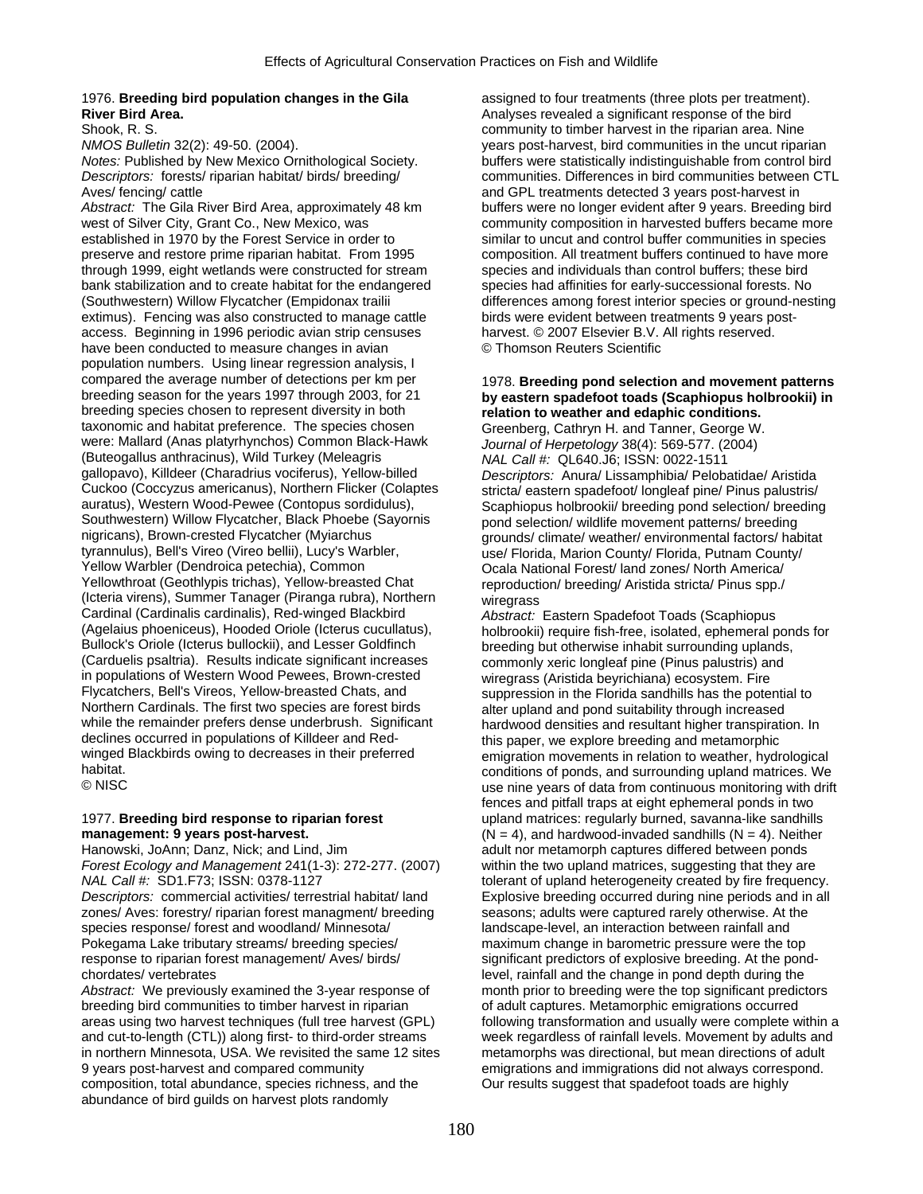1976. **Breeding bird population changes in the Gila River Bird Area.**
Shook, R. S.
*NMOS Bulletin* 32(2): 49-50. (2004).
*Notes:* Published by New Mexico Ornithological Society.
*Descriptors:* forests/ riparian habitat/ birds/ breeding/ Aves/ fencing/ cattle
*Abstract:* The Gila River Bird Area, approximately 48 km west of Silver City, Grant Co., New Mexico, was established in 1970 by the Forest Service in order to preserve and restore prime riparian habitat. From 1995 through 1999, eight wetlands were constructed for stream bank stabilization and to create habitat for the endangered (Southwestern) Willow Flycatcher (Empidonax traillii extimus). Fencing was also constructed to manage cattle access. Beginning in 1996 periodic avian strip censuses have been conducted to measure changes in avian population numbers. Using linear regression analysis, I compared the average number of detections per km per breeding season for the years 1997 through 2003, for 21 breeding species chosen to represent diversity in both taxonomic and habitat preference. The species chosen were: Mallard (Anas platyrhynchos) Common Black-Hawk (Buteogallus anthracinus), Wild Turkey (Meleagris gallopavo), Killdeer (Charadrius vociferus), Yellow-billed Cuckoo (Coccyzus americanus), Northern Flicker (Colaptes auratus), Western Wood-Pewee (Contopus sordidulus), Southwestern) Willow Flycatcher, Black Phoebe (Sayornis nigricans), Brown-crested Flycatcher (Myiarchus tyrannulus), Bell's Vireo (Vireo bellii), Lucy's Warbler, Yellow Warbler (Dendroica petechia), Common Yellowthroat (Geothlypis trichas), Yellow-breasted Chat (Icteria virens), Summer Tanager (Piranga rubra), Northern Cardinal (Cardinalis cardinalis), Red-winged Blackbird (Agelaius phoeniceus), Hooded Oriole (Icterus cucullatus), Bullock's Oriole (Icterus bullockii), and Lesser Goldfinch (Carduelis psaltria). Results indicate significant increases in populations of Western Wood Pewees, Brown-crested Flycatchers, Bell's Vireos, Yellow-breasted Chats, and Northern Cardinals. The first two species are forest birds while the remainder prefers dense underbrush. Significant declines occurred in populations of Killdeer and Red-winged Blackbirds owing to decreases in their preferred habitat.
© NISC

1977. **Breeding bird response to riparian forest management: 9 years post-harvest.**
Hanowski, JoAnn; Danz, Nick; and Lind, Jim
*Forest Ecology and Management* 241(1-3): 272-277. (2007)
*NAL Call #:* SD1.F73; ISSN: 0378-1127
*Descriptors:* commercial activities/ terrestrial habitat/ land zones/ Aves: forestry/ riparian forest managment/ breeding species response/ forest and woodland/ Minnesota/ Pokegama Lake tributary streams/ breeding species/ response to riparian forest management/ Aves/ birds/ chordates/ vertebrates
*Abstract:* We previously examined the 3-year response of breeding bird communities to timber harvest in riparian areas using two harvest techniques (full tree harvest (GPL) and cut-to-length (CTL)) along first- to third-order streams in northern Minnesota, USA. We revisited the same 12 sites 9 years post-harvest and compared community composition, total abundance, species richness, and the abundance of bird guilds on harvest plots randomly assigned to four treatments (three plots per treatment). Analyses revealed a significant response of the bird community to timber harvest in the riparian area. Nine years post-harvest, bird communities in the uncut riparian buffers were statistically indistinguishable from control bird communities. Differences in bird communities between CTL and GPL treatments detected 3 years post-harvest in buffers were no longer evident after 9 years. Breeding bird community composition in harvested buffers became more similar to uncut and control buffer communities in species composition. All treatment buffers continued to have more species and individuals than control buffers; these bird species had affinities for early-successional forests. No differences among forest interior species or ground-nesting birds were evident between treatments 9 years post-harvest. © 2007 Elsevier B.V. All rights reserved.
© Thomson Reuters Scientific

1978. **Breeding pond selection and movement patterns by eastern spadefoot toads (Scaphiopus holbrookii) in relation to weather and edaphic conditions.**
Greenberg, Cathryn H. and Tanner, George W.
*Journal of Herpetology* 38(4): 569-577. (2004)
*NAL Call #:* QL640.J6; ISSN: 0022-1511
*Descriptors:* Anura/ Lissamphibia/ Pelobatidae/ Aristida stricta/ eastern spadefoot/ longleaf pine/ Pinus palustris/ Scaphiopus holbrookii/ breeding pond selection/ breeding pond selection/ wildlife movement patterns/ breeding grounds/ climate/ weather/ environmental factors/ habitat use/ Florida, Marion County/ Florida, Putnam County/ Ocala National Forest/ land zones/ North America/ reproduction/ breeding/ Aristida stricta/ Pinus spp./ wiregrass
*Abstract:* Eastern Spadefoot Toads (Scaphiopus holbrookii) require fish-free, isolated, ephemeral ponds for breeding but otherwise inhabit surrounding uplands, commonly xeric longleaf pine (Pinus palustris) and wiregrass (Aristida beyrichiana) ecosystem. Fire suppression in the Florida sandhills has the potential to alter upland and pond suitability through increased hardwood densities and resultant higher transpiration. In this paper, we explore breeding and metamorphic emigration movements in relation to weather, hydrological conditions of ponds, and surrounding upland matrices. We use nine years of data from continuous monitoring with drift fences and pitfall traps at eight ephemeral ponds in two upland matrices: regularly burned, savanna-like sandhills (N = 4), and hardwood-invaded sandhills (N = 4). Neither adult nor metamorph captures differed between ponds within the two upland matrices, suggesting that they are tolerant of upland heterogeneity created by fire frequency. Explosive breeding occurred during nine periods and in all seasons; adults were captured rarely otherwise. At the landscape-level, an interaction between rainfall and maximum change in barometric pressure were the top significant predictors of explosive breeding. At the pond-level, rainfall and the change in pond depth during the month prior to breeding were the top significant predictors of adult captures. Metamorphic emigrations occurred following transformation and usually were complete within a week regardless of rainfall levels. Movement by adults and metamorphs was directional, but mean directions of adult emigrations and immigrations did not always correspond. Our results suggest that spadefoot toads are highly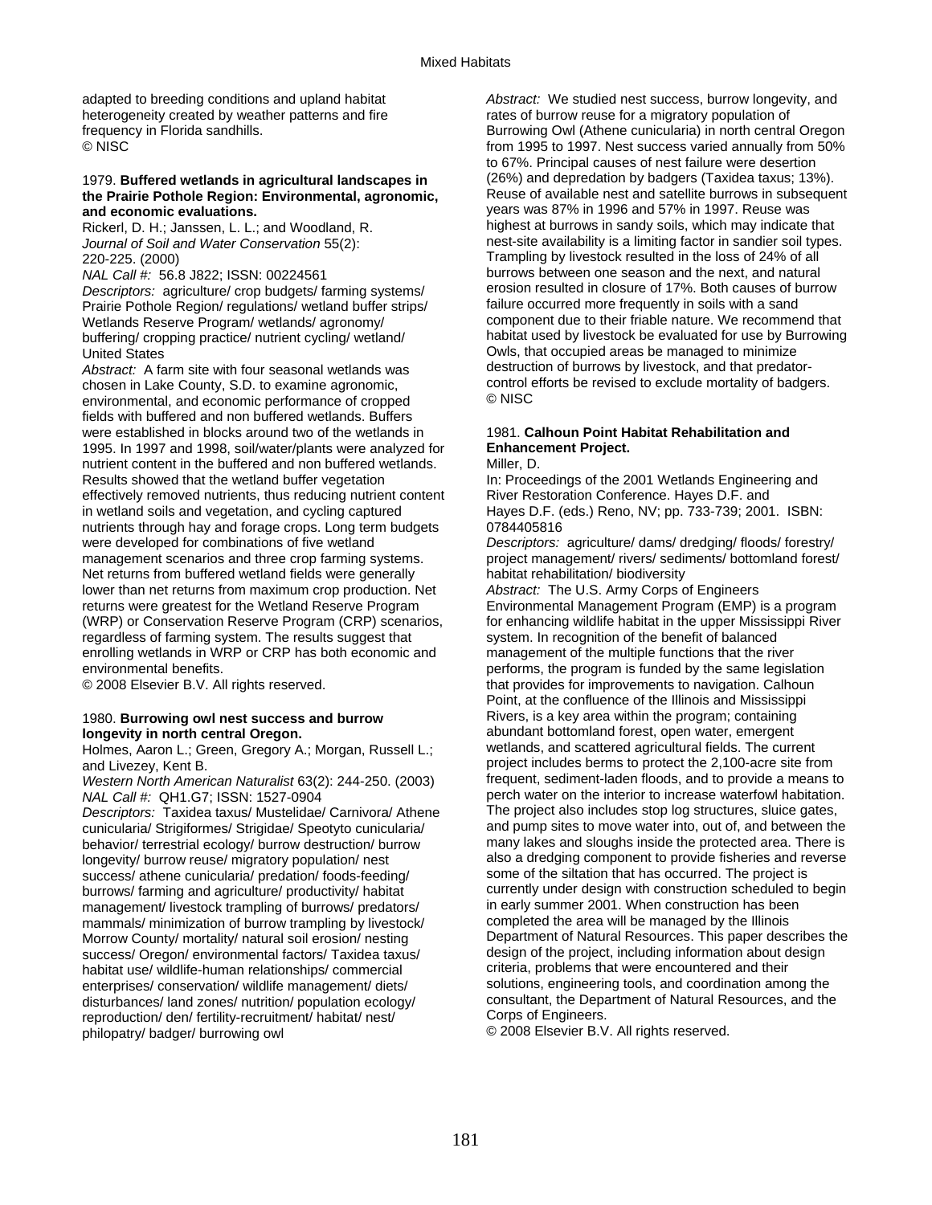adapted to breeding conditions and upland habitat heterogeneity created by weather patterns and fire frequency in Florida sandhills.
© NISC

1979. **Buffered wetlands in agricultural landscapes in the Prairie Pothole Region: Environmental, agronomic, and economic evaluations.**
Rickerl, D. H.; Janssen, L. L.; and Woodland, R.
*Journal of Soil and Water Conservation* 55(2): 220-225. (2000)
*NAL Call #:* 56.8 J822; ISSN: 00224561
*Descriptors:* agriculture/ crop budgets/ farming systems/ Prairie Pothole Region/ regulations/ wetland buffer strips/ Wetlands Reserve Program/ wetlands/ agronomy/ buffering/ cropping practice/ nutrient cycling/ wetland/ United States
*Abstract:* A farm site with four seasonal wetlands was chosen in Lake County, S.D. to examine agronomic, environmental, and economic performance of cropped fields with buffered and non buffered wetlands. Buffers were established in blocks around two of the wetlands in 1995. In 1997 and 1998, soil/water/plants were analyzed for nutrient content in the buffered and non buffered wetlands. Results showed that the wetland buffer vegetation effectively removed nutrients, thus reducing nutrient content in wetland soils and vegetation, and cycling captured nutrients through hay and forage crops. Long term budgets were developed for combinations of five wetland management scenarios and three crop farming systems. Net returns from buffered wetland fields were generally lower than net returns from maximum crop production. Net returns were greatest for the Wetland Reserve Program (WRP) or Conservation Reserve Program (CRP) scenarios, regardless of farming system. The results suggest that enrolling wetlands in WRP or CRP has both economic and environmental benefits.
© 2008 Elsevier B.V. All rights reserved.

1980. **Burrowing owl nest success and burrow longevity in north central Oregon.**
Holmes, Aaron L.; Green, Gregory A.; Morgan, Russell L.; and Livezey, Kent B.
*Western North American Naturalist* 63(2): 244-250. (2003)
*NAL Call #:* QH1.G7; ISSN: 1527-0904
*Descriptors:* Taxidea taxus/ Mustelidae/ Carnivora/ Athene cunicularia/ Strigiformes/ Strigidae/ Speotyto cunicularia/ behavior/ terrestrial ecology/ burrow destruction/ burrow longevity/ burrow reuse/ migratory population/ nest success/ athene cunicularia/ predation/ foods-feeding/ burrows/ farming and agriculture/ productivity/ habitat management/ livestock trampling of burrows/ predators/ mammals/ minimization of burrow trampling by livestock/ Morrow County/ mortality/ natural soil erosion/ nesting success/ Oregon/ environmental factors/ Taxidea taxus/ habitat use/ wildlife-human relationships/ commercial enterprises/ conservation/ wildlife management/ diets/ disturbances/ land zones/ nutrition/ population ecology/ reproduction/ den/ fertility-recruitment/ habitat/ nest/ philopatry/ badger/ burrowing owl
*Abstract:* We studied nest success, burrow longevity, and rates of burrow reuse for a migratory population of Burrowing Owl (Athene cunicularia) in north central Oregon from 1995 to 1997. Nest success varied annually from 50% to 67%. Principal causes of nest failure were desertion (26%) and depredation by badgers (Taxidea taxus; 13%). Reuse of available nest and satellite burrows in subsequent years was 87% in 1996 and 57% in 1997. Reuse was highest at burrows in sandy soils, which may indicate that nest-site availability is a limiting factor in sandier soil types. Trampling by livestock resulted in the loss of 24% of all burrows between one season and the next, and natural erosion resulted in closure of 17%. Both causes of burrow failure occurred more frequently in soils with a sand component due to their friable nature. We recommend that habitat used by livestock be evaluated for use by Burrowing Owls, that occupied areas be managed to minimize destruction of burrows by livestock, and that predator-control efforts be revised to exclude mortality of badgers.
© NISC

1981. **Calhoun Point Habitat Rehabilitation and Enhancement Project.**
Miller, D.
In: Proceedings of the 2001 Wetlands Engineering and River Restoration Conference. Hayes D.F. and Hayes D.F. (eds.) Reno, NV; pp. 733-739; 2001. ISBN: 0784405816
*Descriptors:* agriculture/ dams/ dredging/ floods/ forestry/ project management/ rivers/ sediments/ bottomland forest/ habitat rehabilitation/ biodiversity
*Abstract:* The U.S. Army Corps of Engineers Environmental Management Program (EMP) is a program for enhancing wildlife habitat in the upper Mississippi River system. In recognition of the benefit of balanced management of the multiple functions that the river performs, the program is funded by the same legislation that provides for improvements to navigation. Calhoun Point, at the confluence of the Illinois and Mississippi Rivers, is a key area within the program; containing abundant bottomland forest, open water, emergent wetlands, and scattered agricultural fields. The current project includes berms to protect the 2,100-acre site from frequent, sediment-laden floods, and to provide a means to perch water on the interior to increase waterfowl habitation. The project also includes stop log structures, sluice gates, and pump sites to move water into, out of, and between the many lakes and sloughs inside the protected area. There is also a dredging component to provide fisheries and reverse some of the siltation that has occurred. The project is currently under design with construction scheduled to begin in early summer 2001. When construction has been completed the area will be managed by the Illinois Department of Natural Resources. This paper describes the design of the project, including information about design criteria, problems that were encountered and their solutions, engineering tools, and coordination among the consultant, the Department of Natural Resources, and the Corps of Engineers.
© 2008 Elsevier B.V. All rights reserved.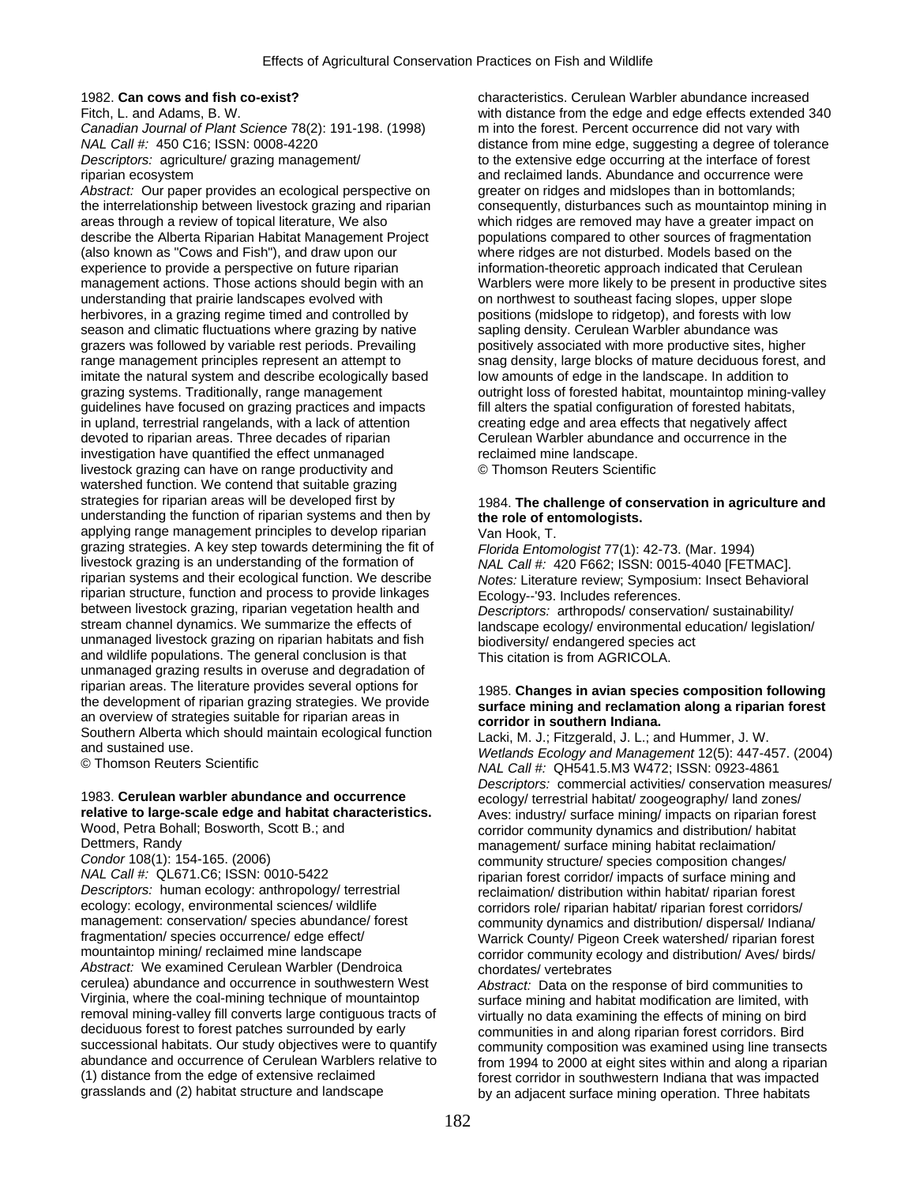1982. **Can cows and fish co-exist?**
Fitch, L. and Adams, B. W.
*Canadian Journal of Plant Science* 78(2): 191-198. (1998)
*NAL Call #:* 450 C16; ISSN: 0008-4220
*Descriptors:* agriculture/ grazing management/ riparian ecosystem
*Abstract:* Our paper provides an ecological perspective on the interrelationship between livestock grazing and riparian areas through a review of topical literature, We also describe the Alberta Riparian Habitat Management Project (also known as "Cows and Fish"), and draw upon our experience to provide a perspective on future riparian management actions. Those actions should begin with an understanding that prairie landscapes evolved with herbivores, in a grazing regime timed and controlled by season and climatic fluctuations where grazing by native grazers was followed by variable rest periods. Prevailing range management principles represent an attempt to imitate the natural system and describe ecologically based grazing systems. Traditionally, range management guidelines have focused on grazing practices and impacts in upland, terrestrial rangelands, with a lack of attention devoted to riparian areas. Three decades of riparian investigation have quantified the effect unmanaged livestock grazing can have on range productivity and watershed function. We contend that suitable grazing strategies for riparian areas will be developed first by understanding the function of riparian systems and then by applying range management principles to develop riparian grazing strategies. A key step towards determining the fit of livestock grazing is an understanding of the formation of riparian systems and their ecological function. We describe riparian structure, function and process to provide linkages between livestock grazing, riparian vegetation health and stream channel dynamics. We summarize the effects of unmanaged livestock grazing on riparian habitats and fish and wildlife populations. The general conclusion is that unmanaged grazing results in overuse and degradation of riparian areas. The literature provides several options for the development of riparian grazing strategies. We provide an overview of strategies suitable for riparian areas in Southern Alberta which should maintain ecological function and sustained use.
© Thomson Reuters Scientific

1983. **Cerulean warbler abundance and occurrence relative to large-scale edge and habitat characteristics.**
Wood, Petra Bohall; Bosworth, Scott B.; and Dettmers, Randy
*Condor* 108(1): 154-165. (2006)
*NAL Call #:* QL671.C6; ISSN: 0010-5422
*Descriptors:* human ecology: anthropology/ terrestrial ecology: ecology, environmental sciences/ wildlife management: conservation/ species abundance/ forest fragmentation/ species occurrence/ edge effect/ mountaintop mining/ reclaimed mine landscape
*Abstract:* We examined Cerulean Warbler (Dendroica cerulea) abundance and occurrence in southwestern West Virginia, where the coal-mining technique of mountaintop removal mining-valley fill converts large contiguous tracts of deciduous forest to forest patches surrounded by early successional habitats. Our study objectives were to quantify abundance and occurrence of Cerulean Warblers relative to (1) distance from the edge of extensive reclaimed grasslands and (2) habitat structure and landscape characteristics. Cerulean Warbler abundance increased with distance from the edge and edge effects extended 340 m into the forest. Percent occurrence did not vary with distance from mine edge, suggesting a degree of tolerance to the extensive edge occurring at the interface of forest and reclaimed lands. Abundance and occurrence were greater on ridges and midslopes than in bottomlands; consequently, disturbances such as mountaintop mining in which ridges are removed may have a greater impact on populations compared to other sources of fragmentation where ridges are not disturbed. Models based on the information-theoretic approach indicated that Cerulean Warblers were more likely to be present in productive sites on northwest to southeast facing slopes, upper slope positions (midslope to ridgetop), and forests with low sapling density. Cerulean Warbler abundance was positively associated with more productive sites, higher snag density, large blocks of mature deciduous forest, and low amounts of edge in the landscape. In addition to outright loss of forested habitat, mountaintop mining-valley fill alters the spatial configuration of forested habitats, creating edge and area effects that negatively affect Cerulean Warbler abundance and occurrence in the reclaimed mine landscape.
© Thomson Reuters Scientific

1984. **The challenge of conservation in agriculture and the role of entomologists.**
Van Hook, T.
*Florida Entomologist* 77(1): 42-73. (Mar. 1994)
*NAL Call #:* 420 F662; ISSN: 0015-4040 [FETMAC].
*Notes:* Literature review; Symposium: Insect Behavioral Ecology--'93. Includes references.
*Descriptors:* arthropods/ conservation/ sustainability/ landscape ecology/ environmental education/ legislation/ biodiversity/ endangered species act
This citation is from AGRICOLA.

1985. **Changes in avian species composition following surface mining and reclamation along a riparian forest corridor in southern Indiana.**
Lacki, M. J.; Fitzgerald, J. L.; and Hummer, J. W.
*Wetlands Ecology and Management* 12(5): 447-457. (2004)
*NAL Call #:* QH541.5.M3 W472; ISSN: 0923-4861
*Descriptors:* commercial activities/ conservation measures/ ecology/ terrestrial habitat/ zoogeography/ land zones/ Aves: industry/ surface mining/ impacts on riparian forest corridor community dynamics and distribution/ habitat management/ surface mining habitat reclamation/ community structure/ species composition changes/ riparian forest corridor/ impacts of surface mining and reclamation/ distribution within habitat/ riparian forest corridors role/ riparian habitat/ riparian forest corridors/ community dynamics and distribution/ dispersal/ Indiana/ Warrick County/ Pigeon Creek watershed/ riparian forest corridor community ecology and distribution/ Aves/ birds/ chordates/ vertebrates
*Abstract:* Data on the response of bird communities to surface mining and habitat modification are limited, with virtually no data examining the effects of mining on bird communities in and along riparian forest corridors. Bird community composition was examined using line transects from 1994 to 2000 at eight sites within and along a riparian forest corridor in southwestern Indiana that was impacted by an adjacent surface mining operation. Three habitats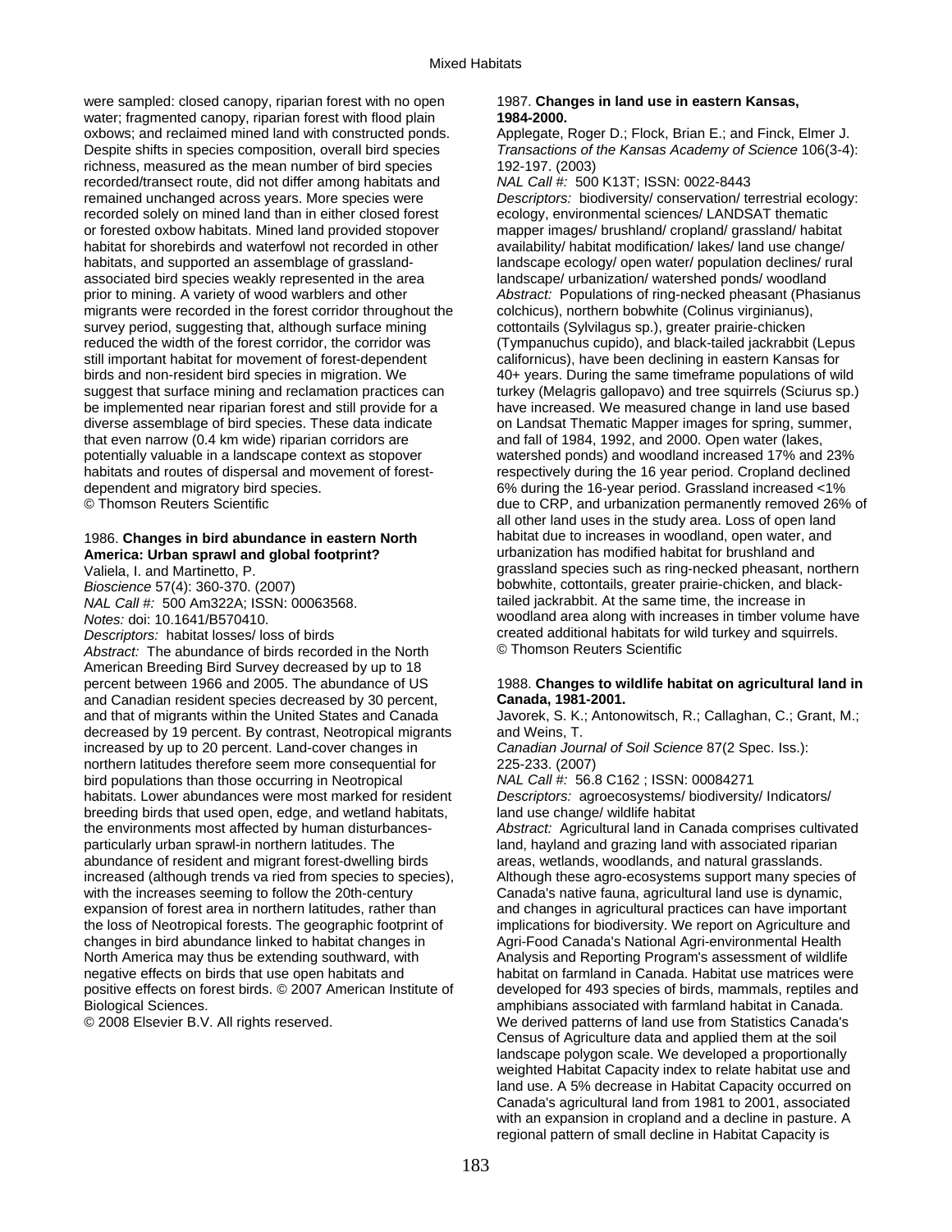were sampled: closed canopy, riparian forest with no open water; fragmented canopy, riparian forest with flood plain oxbows; and reclaimed mined land with constructed ponds. Despite shifts in species composition, overall bird species richness, measured as the mean number of bird species recorded/transect route, did not differ among habitats and remained unchanged across years. More species were recorded solely on mined land than in either closed forest or forested oxbow habitats. Mined land provided stopover habitat for shorebirds and waterfowl not recorded in other habitats, and supported an assemblage of grassland-associated bird species weakly represented in the area prior to mining. A variety of wood warblers and other migrants were recorded in the forest corridor throughout the survey period, suggesting that, although surface mining reduced the width of the forest corridor, the corridor was still important habitat for movement of forest-dependent birds and non-resident bird species in migration. We suggest that surface mining and reclamation practices can be implemented near riparian forest and still provide for a diverse assemblage of bird species. These data indicate that even narrow (0.4 km wide) riparian corridors are potentially valuable in a landscape context as stopover habitats and routes of dispersal and movement of forest-dependent and migratory bird species.
© Thomson Reuters Scientific

1986. **Changes in bird abundance in eastern North America: Urban sprawl and global footprint?**
Valiela, I. and Martinetto, P.
*Bioscience* 57(4): 360-370. (2007)
*NAL Call #:* 500 Am322A; ISSN: 00063568.
*Notes:* doi: 10.1641/B570410.
*Descriptors:* habitat losses/ loss of birds
*Abstract:* The abundance of birds recorded in the North American Breeding Bird Survey decreased by up to 18 percent between 1966 and 2005. The abundance of US and Canadian resident species decreased by 30 percent, and that of migrants within the United States and Canada decreased by 19 percent. By contrast, Neotropical migrants increased by up to 20 percent. Land-cover changes in northern latitudes therefore seem more consequential for bird populations than those occurring in Neotropical habitats. Lower abundances were most marked for resident breeding birds that used open, edge, and wetland habitats, the environments most affected by human disturbances-particularly urban sprawl-in northern latitudes. The abundance of resident and migrant forest-dwelling birds increased (although trends va ried from species to species), with the increases seeming to follow the 20th-century expansion of forest area in northern latitudes, rather than the loss of Neotropical forests. The geographic footprint of changes in bird abundance linked to habitat changes in North America may thus be extending southward, with negative effects on birds that use open habitats and positive effects on forest birds. © 2007 American Institute of Biological Sciences.
© 2008 Elsevier B.V. All rights reserved.

1987. **Changes in land use in eastern Kansas, 1984-2000.**
Applegate, Roger D.; Flock, Brian E.; and Finck, Elmer J.
*Transactions of the Kansas Academy of Science* 106(3-4): 192-197. (2003)
*NAL Call #:* 500 K13T; ISSN: 0022-8443
*Descriptors:* biodiversity/ conservation/ terrestrial ecology: ecology, environmental sciences/ LANDSAT thematic mapper images/ brushland/ cropland/ grassland/ habitat availability/ habitat modification/ lakes/ land use change/ landscape ecology/ open water/ population declines/ rural landscape/ urbanization/ watershed ponds/ woodland
*Abstract:* Populations of ring-necked pheasant (Phasianus colchicus), northern bobwhite (Colinus virginianus), cottontails (Sylvilagus sp.), greater prairie-chicken (Tympanuchus cupido), and black-tailed jackrabbit (Lepus californicus), have been declining in eastern Kansas for 40+ years. During the same timeframe populations of wild turkey (Melagris gallopavo) and tree squirrels (Sciurus sp.) have increased. We measured change in land use based on Landsat Thematic Mapper images for spring, summer, and fall of 1984, 1992, and 2000. Open water (lakes, watershed ponds) and woodland increased 17% and 23% respectively during the 16 year period. Cropland declined 6% during the 16-year period. Grassland increased <1% due to CRP, and urbanization permanently removed 26% of all other land uses in the study area. Loss of open land habitat due to increases in woodland, open water, and urbanization has modified habitat for brushland and grassland species such as ring-necked pheasant, northern bobwhite, cottontails, greater prairie-chicken, and black-tailed jackrabbit. At the same time, the increase in woodland area along with increases in timber volume have created additional habitats for wild turkey and squirrels.
© Thomson Reuters Scientific

1988. **Changes to wildlife habitat on agricultural land in Canada, 1981-2001.**
Javorek, S. K.; Antonowitsch, R.; Callaghan, C.; Grant, M.; and Weins, T.
*Canadian Journal of Soil Science* 87(2 Spec. Iss.): 225-233. (2007)
*NAL Call #:* 56.8 C162 ; ISSN: 00084271
*Descriptors:* agroecosystems/ biodiversity/ Indicators/ land use change/ wildlife habitat
*Abstract:* Agricultural land in Canada comprises cultivated land, hayland and grazing land with associated riparian areas, wetlands, woodlands, and natural grasslands. Although these agro-ecosystems support many species of Canada's native fauna, agricultural land use is dynamic, and changes in agricultural practices can have important implications for biodiversity. We report on Agriculture and Agri-Food Canada's National Agri-environmental Health Analysis and Reporting Program's assessment of wildlife habitat on farmland in Canada. Habitat use matrices were developed for 493 species of birds, mammals, reptiles and amphibians associated with farmland habitat in Canada. We derived patterns of land use from Statistics Canada's Census of Agriculture data and applied them at the soil landscape polygon scale. We developed a proportionally weighted Habitat Capacity index to relate habitat use and land use. A 5% decrease in Habitat Capacity occurred on Canada's agricultural land from 1981 to 2001, associated with an expansion in cropland and a decline in pasture. A regional pattern of small decline in Habitat Capacity is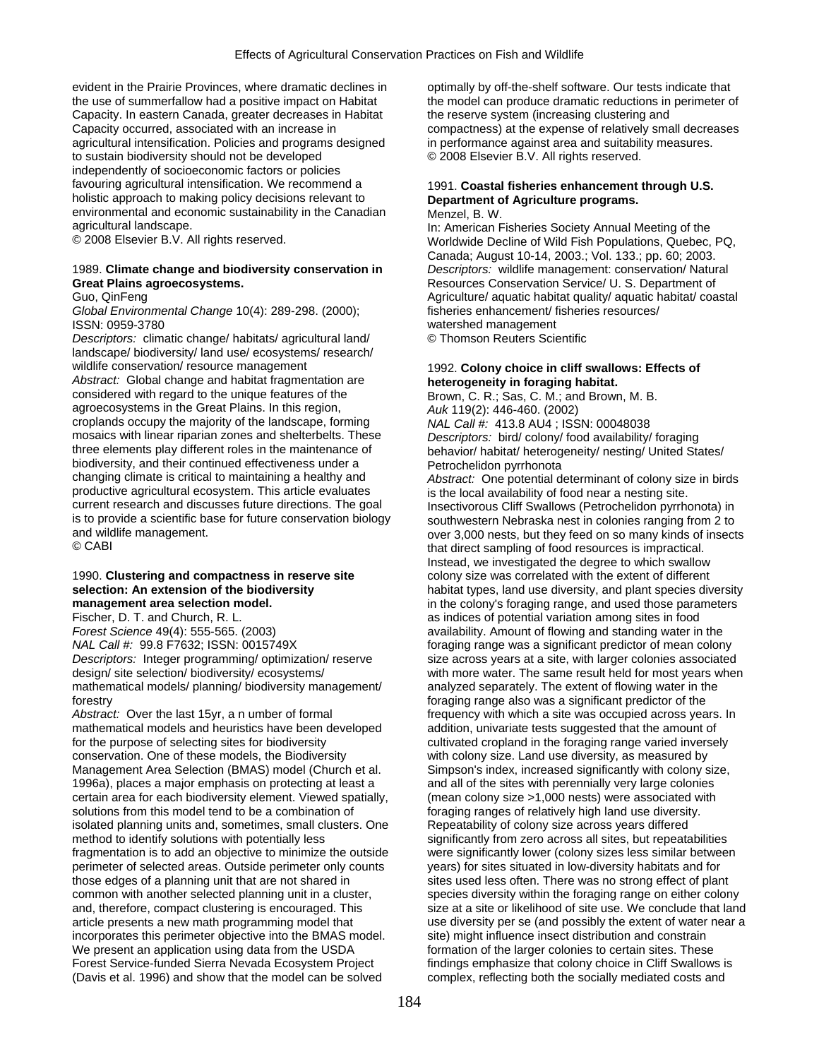evident in the Prairie Provinces, where dramatic declines in the use of summerfallow had a positive impact on Habitat Capacity. In eastern Canada, greater decreases in Habitat Capacity occurred, associated with an increase in agricultural intensification. Policies and programs designed to sustain biodiversity should not be developed independently of socioeconomic factors or policies favouring agricultural intensification. We recommend a holistic approach to making policy decisions relevant to environmental and economic sustainability in the Canadian agricultural landscape.
© 2008 Elsevier B.V. All rights reserved.

1989. **Climate change and biodiversity conservation in Great Plains agroecosystems.**
Guo, QinFeng
*Global Environmental Change* 10(4): 289-298. (2000); ISSN: 0959-3780
*Descriptors:* climatic change/ habitats/ agricultural land/ landscape/ biodiversity/ land use/ ecosystems/ research/ wildlife conservation/ resource management
*Abstract:* Global change and habitat fragmentation are considered with regard to the unique features of the agroecosystems in the Great Plains. In this region, croplands occupy the majority of the landscape, forming mosaics with linear riparian zones and shelterbelts. These three elements play different roles in the maintenance of biodiversity, and their continued effectiveness under a changing climate is critical to maintaining a healthy and productive agricultural ecosystem. This article evaluates current research and discusses future directions. The goal is to provide a scientific base for future conservation biology and wildlife management.
© CABI

1990. **Clustering and compactness in reserve site selection: An extension of the biodiversity management area selection model.**
Fischer, D. T. and Church, R. L.
*Forest Science* 49(4): 555-565. (2003)
*NAL Call #:* 99.8 F7632; ISSN: 0015749X
*Descriptors:* Integer programming/ optimization/ reserve design/ site selection/ biodiversity/ ecosystems/ mathematical models/ planning/ biodiversity management/ forestry
*Abstract:* Over the last 15yr, a n umber of formal mathematical models and heuristics have been developed for the purpose of selecting sites for biodiversity conservation. One of these models, the Biodiversity Management Area Selection (BMAS) model (Church et al. 1996a), places a major emphasis on protecting at least a certain area for each biodiversity element. Viewed spatially, solutions from this model tend to be a combination of isolated planning units and, sometimes, small clusters. One method to identify solutions with potentially less fragmentation is to add an objective to minimize the outside perimeter of selected areas. Outside perimeter only counts those edges of a planning unit that are not shared in common with another selected planning unit in a cluster, and, therefore, compact clustering is encouraged. This article presents a new math programming model that incorporates this perimeter objective into the BMAS model. We present an application using data from the USDA Forest Service-funded Sierra Nevada Ecosystem Project (Davis et al. 1996) and show that the model can be solved optimally by off-the-shelf software. Our tests indicate that the model can produce dramatic reductions in perimeter of the reserve system (increasing clustering and compactness) at the expense of relatively small decreases in performance against area and suitability measures.
© 2008 Elsevier B.V. All rights reserved.

1991. **Coastal fisheries enhancement through U.S. Department of Agriculture programs.**
Menzel, B. W.
In: American Fisheries Society Annual Meeting of the Worldwide Decline of Wild Fish Populations, Quebec, PQ, Canada; August 10-14, 2003.; Vol. 133.; pp. 60; 2003.
*Descriptors:* wildlife management: conservation/ Natural Resources Conservation Service/ U. S. Department of Agriculture/ aquatic habitat quality/ aquatic habitat/ coastal fisheries enhancement/ fisheries resources/ watershed management
© Thomson Reuters Scientific

1992. **Colony choice in cliff swallows: Effects of heterogeneity in foraging habitat.**
Brown, C. R.; Sas, C. M.; and Brown, M. B.
*Auk* 119(2): 446-460. (2002)
*NAL Call #:* 413.8 AU4 ; ISSN: 00048038
*Descriptors:* bird/ colony/ food availability/ foraging behavior/ habitat/ heterogeneity/ nesting/ United States/ Petrochelidon pyrrhonota
*Abstract:* One potential determinant of colony size in birds is the local availability of food near a nesting site. Insectivorous Cliff Swallows (Petrochelidon pyrrhonota) in southwestern Nebraska nest in colonies ranging from 2 to over 3,000 nests, but they feed on so many kinds of insects that direct sampling of food resources is impractical. Instead, we investigated the degree to which swallow colony size was correlated with the extent of different habitat types, land use diversity, and plant species diversity in the colony's foraging range, and used those parameters as indices of potential variation among sites in food availability. Amount of flowing and standing water in the foraging range was a significant predictor of mean colony size across years at a site, with larger colonies associated with more water. The same result held for most years when analyzed separately. The extent of flowing water in the foraging range also was a significant predictor of the frequency with which a site was occupied across years. In addition, univariate tests suggested that the amount of cultivated cropland in the foraging range varied inversely with colony size. Land use diversity, as measured by Simpson's index, increased significantly with colony size, and all of the sites with perennially very large colonies (mean colony size >1,000 nests) were associated with foraging ranges of relatively high land use diversity. Repeatability of colony size across years differed significantly from zero across all sites, but repeatabilities were significantly lower (colony sizes less similar between years) for sites situated in low-diversity habitats and for sites used less often. There was no strong effect of plant species diversity within the foraging range on either colony size at a site or likelihood of site use. We conclude that land use diversity per se (and possibly the extent of water near a site) might influence insect distribution and constrain formation of the larger colonies to certain sites. These findings emphasize that colony choice in Cliff Swallows is complex, reflecting both the socially mediated costs and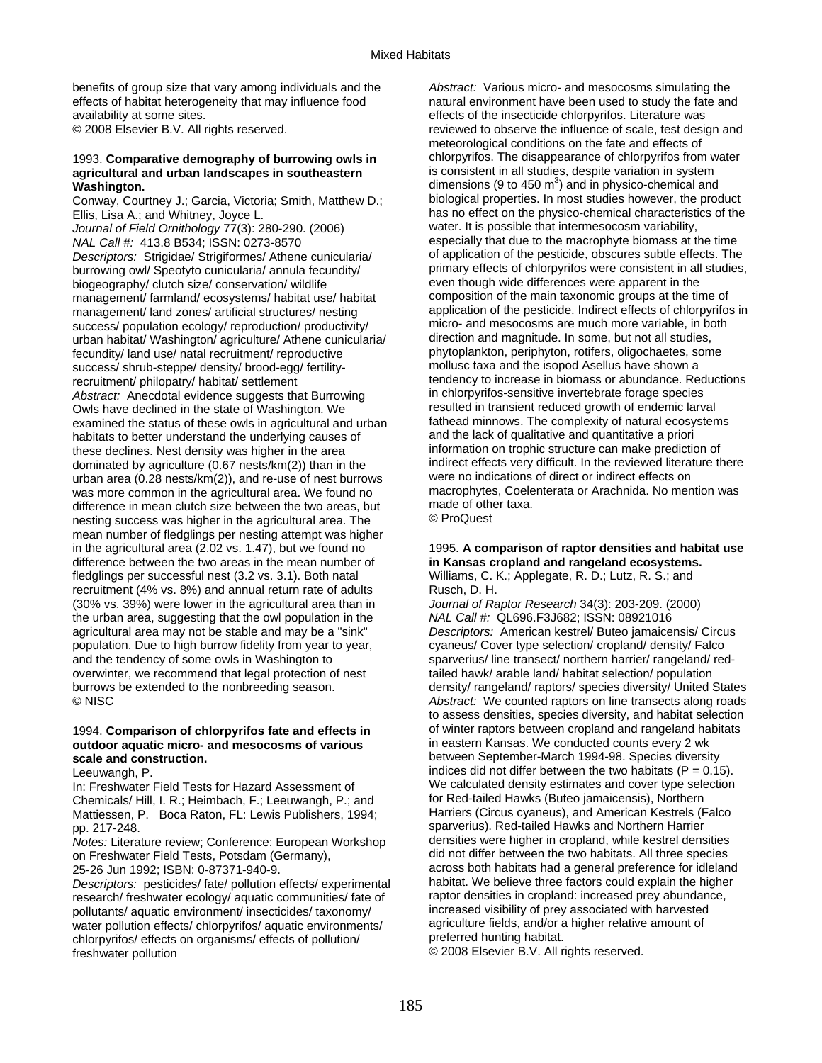benefits of group size that vary among individuals and the effects of habitat heterogeneity that may influence food availability at some sites.
© 2008 Elsevier B.V. All rights reserved.

1993. **Comparative demography of burrowing owls in agricultural and urban landscapes in southeastern Washington.**
Conway, Courtney J.; Garcia, Victoria; Smith, Matthew D.; Ellis, Lisa A.; and Whitney, Joyce L.
*Journal of Field Ornithology* 77(3): 280-290. (2006)
*NAL Call #:* 413.8 B534; ISSN: 0273-8570
*Descriptors:* Strigidae/ Strigiformes/ Athene cunicularia/ burrowing owl/ Speotyto cunicularia/ annula fecundity/ biogeography/ clutch size/ conservation/ wildlife management/ farmland/ ecosystems/ habitat use/ habitat management/ land zones/ artificial structures/ nesting success/ population ecology/ reproduction/ productivity/ urban habitat/ Washington/ agriculture/ Athene cunicularia/ fecundity/ land use/ natal recruitment/ reproductive success/ shrub-steppe/ density/ brood-egg/ fertility-recruitment/ philopatry/ habitat/ settlement
*Abstract:* Anecdotal evidence suggests that Burrowing Owls have declined in the state of Washington. We examined the status of these owls in agricultural and urban habitats to better understand the underlying causes of these declines. Nest density was higher in the area dominated by agriculture (0.67 nests/km(2)) than in the urban area (0.28 nests/km(2)), and re-use of nest burrows was more common in the agricultural area. We found no difference in mean clutch size between the two areas, but nesting success was higher in the agricultural area. The mean number of fledglings per nesting attempt was higher in the agricultural area (2.02 vs. 1.47), but we found no difference between the two areas in the mean number of fledglings per successful nest (3.2 vs. 3.1). Both natal recruitment (4% vs. 8%) and annual return rate of adults (30% vs. 39%) were lower in the agricultural area than in the urban area, suggesting that the owl population in the agricultural area may not be stable and may be a "sink" population. Due to high burrow fidelity from year to year, and the tendency of some owls in Washington to overwinter, we recommend that legal protection of nest burrows be extended to the nonbreeding season.
© NISC

1994. **Comparison of chlorpyrifos fate and effects in outdoor aquatic micro- and mesocosms of various scale and construction.**
Leeuwangh, P.
In: Freshwater Field Tests for Hazard Assessment of Chemicals/ Hill, I. R.; Heimbach, F.; Leeuwangh, P.; and Mattiessen, P. Boca Raton, FL: Lewis Publishers, 1994; pp. 217-248.
*Notes:* Literature review; Conference: European Workshop on Freshwater Field Tests, Potsdam (Germany), 25-26 Jun 1992; ISBN: 0-87371-940-9.
*Descriptors:* pesticides/ fate/ pollution effects/ experimental research/ freshwater ecology/ aquatic communities/ fate of pollutants/ aquatic environment/ insecticides/ taxonomy/ water pollution effects/ chlorpyrifos/ aquatic environments/ chlorpyrifos/ effects on organisms/ effects of pollution/ freshwater pollution
*Abstract:* Various micro- and mesocosms simulating the natural environment have been used to study the fate and effects of the insecticide chlorpyrifos. Literature was reviewed to observe the influence of scale, test design and meteorological conditions on the fate and effects of chlorpyrifos. The disappearance of chlorpyrifos from water is consistent in all studies, despite variation in system dimensions (9 to 450 $m^3$) and in physico-chemical and biological properties. In most studies however, the product has no effect on the physico-chemical characteristics of the water. It is possible that intermesocosm variability, especially that due to the macrophyte biomass at the time of application of the pesticide, obscures subtle effects. The primary effects of chlorpyrifos were consistent in all studies, even though wide differences were apparent in the composition of the main taxonomic groups at the time of application of the pesticide. Indirect effects of chlorpyrifos in micro- and mesocosms are much more variable, in both direction and magnitude. In some, but not all studies, phytoplankton, periphyton, rotifers, oligochaetes, some mollusc taxa and the isopod Asellus have shown a tendency to increase in biomass or abundance. Reductions in chlorpyrifos-sensitive invertebrate forage species resulted in transient reduced growth of endemic larval fathead minnows. The complexity of natural ecosystems and the lack of qualitative and quantitative a priori information on trophic structure can make prediction of indirect effects very difficult. In the reviewed literature there were no indications of direct or indirect effects on macrophytes, Coelenterata or Arachnida. No mention was made of other taxa.
© ProQuest

1995. **A comparison of raptor densities and habitat use in Kansas cropland and rangeland ecosystems.**
Williams, C. K.; Applegate, R. D.; Lutz, R. S.; and Rusch, D. H.
*Journal of Raptor Research* 34(3): 203-209. (2000)
*NAL Call #:* QL696.F3J682; ISSN: 08921016
*Descriptors:* American kestrel/ Buteo jamaicensis/ Circus cyaneus/ Cover type selection/ cropland/ density/ Falco sparverius/ line transect/ northern harrier/ rangeland/ red-tailed hawk/ arable land/ habitat selection/ population density/ rangeland/ raptors/ species diversity/ United States
*Abstract:* We counted raptors on line transects along roads to assess densities, species diversity, and habitat selection of winter raptors between cropland and rangeland habitats in eastern Kansas. We conducted counts every 2 wk between September-March 1994-98. Species diversity indices did not differ between the two habitats ($P = 0.15$). We calculated density estimates and cover type selection for Red-tailed Hawks (Buteo jamaicensis), Northern Harriers (Circus cyaneus), and American Kestrels (Falco sparverius). Red-tailed Hawks and Northern Harrier densities were higher in cropland, while kestrel densities did not differ between the two habitats. All three species across both habitats had a general preference for idleland habitat. We believe three factors could explain the higher raptor densities in cropland: increased prey abundance, increased visibility of prey associated with harvested agriculture fields, and/or a higher relative amount of preferred hunting habitat.
© 2008 Elsevier B.V. All rights reserved.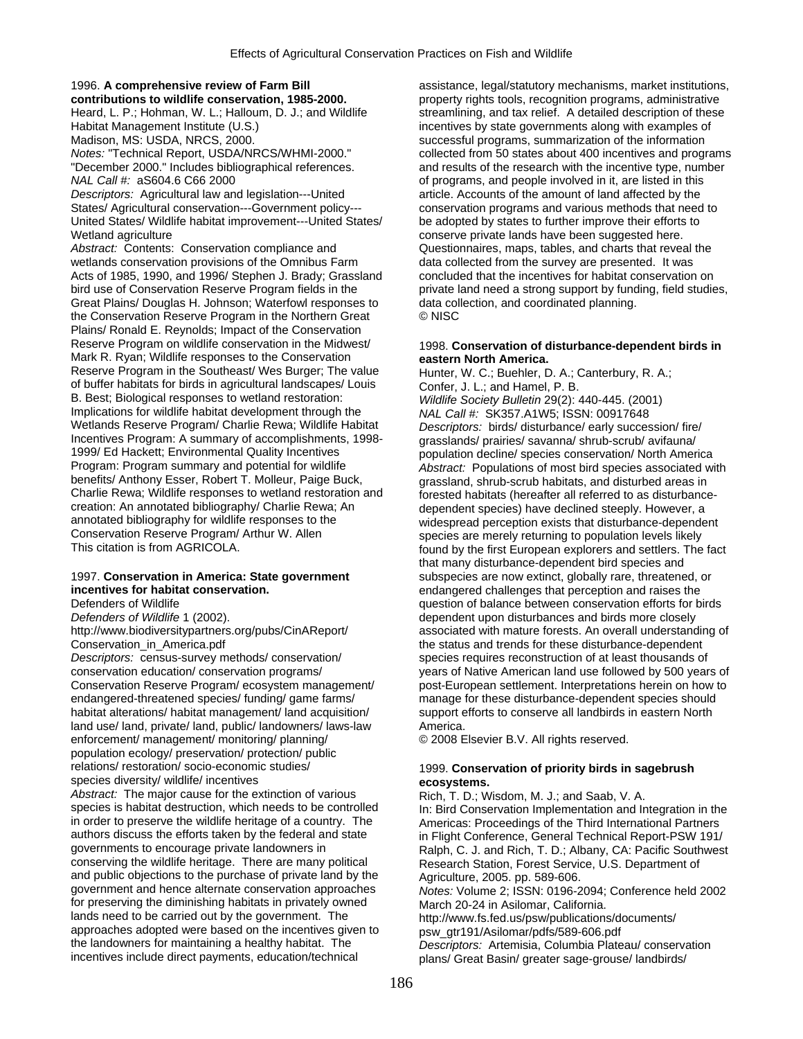1996. **A comprehensive review of Farm Bill contributions to wildlife conservation, 1985-2000.**
Heard, L. P.; Hohman, W. L.; Halloum, D. J.; and Wildlife Habitat Management Institute (U.S.)
Madison, MS: USDA, NRCS, 2000.
*Notes:* "Technical Report, USDA/NRCS/WHMI-2000." "December 2000." Includes bibliographical references.
*NAL Call #:* aS604.6 C66 2000
*Descriptors:* Agricultural law and legislation---United States/ Agricultural conservation---Government policy---United States/ Wildlife habitat improvement---United States/ Wetland agriculture
*Abstract:* Contents: Conservation compliance and wetlands conservation provisions of the Omnibus Farm Acts of 1985, 1990, and 1996/ Stephen J. Brady; Grassland bird use of Conservation Reserve Program fields in the Great Plains/ Douglas H. Johnson; Waterfowl responses to the Conservation Reserve Program in the Northern Great Plains/ Ronald E. Reynolds; Impact of the Conservation Reserve Program on wildlife conservation in the Midwest/ Mark R. Ryan; Wildlife responses to the Conservation Reserve Program in the Southeast/ Wes Burger; The value of buffer habitats for birds in agricultural landscapes/ Louis B. Best; Biological responses to wetland restoration: Implications for wildlife habitat development through the Wetlands Reserve Program/ Charlie Rewa; Wildlife Habitat Incentives Program: A summary of accomplishments, 1998-1999/ Ed Hackett; Environmental Quality Incentives Program: Program summary and potential for wildlife benefits/ Anthony Esser, Robert T. Molleur, Paige Buck, Charlie Rewa; Wildlife responses to wetland restoration and creation: An annotated bibliography/ Charlie Rewa; An annotated bibliography for wildlife responses to the Conservation Reserve Program/ Arthur W. Allen
This citation is from AGRICOLA.

1997. **Conservation in America: State government incentives for habitat conservation.**
Defenders of Wildlife
*Defenders of Wildlife* 1 (2002).
http://www.biodiversitypartners.org/pubs/CinAReport/Conservation_in_America.pdf
*Descriptors:* census-survey methods/ conservation/ conservation education/ conservation programs/ Conservation Reserve Program/ ecosystem management/ endangered-threatened species/ funding/ game farms/ habitat alterations/ habitat management/ land acquisition/ land use/ land, private/ land, public/ landowners/ laws-law enforcement/ management/ monitoring/ planning/ population ecology/ preservation/ protection/ public relations/ restoration/ socio-economic studies/ species diversity/ wildlife/ incentives
*Abstract:* The major cause for the extinction of various species is habitat destruction, which needs to be controlled in order to preserve the wildlife heritage of a country. The authors discuss the efforts taken by the federal and state governments to encourage private landowners in conserving the wildlife heritage. There are many political and public objections to the purchase of private land by the government and hence alternate conservation approaches for preserving the diminishing habitats in privately owned lands need to be carried out by the government. The approaches adopted were based on the incentives given to the landowners for maintaining a healthy habitat. The incentives include direct payments, education/technical assistance, legal/statutory mechanisms, market institutions, property rights tools, recognition programs, administrative streamlining, and tax relief. A detailed description of these incentives by state governments along with examples of successful programs, summarization of the information collected from 50 states about 400 incentives and programs and results of the research with the incentive type, number of programs, and people involved in it, are listed in this article. Accounts of the amount of land affected by the conservation programs and various methods that need to be adopted by states to further improve their efforts to conserve private lands have been suggested here. Questionnaires, maps, tables, and charts that reveal the data collected from the survey are presented. It was concluded that the incentives for habitat conservation on private land need a strong support by funding, field studies, data collection, and coordinated planning.
© NISC

1998. **Conservation of disturbance-dependent birds in eastern North America.**
Hunter, W. C.; Buehler, D. A.; Canterbury, R. A.; Confer, J. L.; and Hamel, P. B.
*Wildlife Society Bulletin* 29(2): 440-445. (2001)
*NAL Call #:* SK357.A1W5; ISSN: 00917648
*Descriptors:* birds/ disturbance/ early succession/ fire/ grasslands/ prairies/ savanna/ shrub-scrub/ avifauna/ population decline/ species conservation/ North America
*Abstract:* Populations of most bird species associated with grassland, shrub-scrub habitats, and disturbed areas in forested habitats (hereafter all referred to as disturbance-dependent species) have declined steeply. However, a widespread perception exists that disturbance-dependent species are merely returning to population levels likely found by the first European explorers and settlers. The fact that many disturbance-dependent bird species and subspecies are now extinct, globally rare, threatened, or endangered challenges that perception and raises the question of balance between conservation efforts for birds dependent upon disturbances and birds more closely associated with mature forests. An overall understanding of the status and trends for these disturbance-dependent species requires reconstruction of at least thousands of years of Native American land use followed by 500 years of post-European settlement. Interpretations herein on how to manage for these disturbance-dependent species should support efforts to conserve all landbirds in eastern North America.
© 2008 Elsevier B.V. All rights reserved.

1999. **Conservation of priority birds in sagebrush ecosystems.**
Rich, T. D.; Wisdom, M. J.; and Saab, V. A.
In: Bird Conservation Implementation and Integration in the Americas: Proceedings of the Third International Partners in Flight Conference, General Technical Report-PSW 191/ Ralph, C. J. and Rich, T. D.; Albany, CA: Pacific Southwest Research Station, Forest Service, U.S. Department of Agriculture, 2005. pp. 589-606.
*Notes:* Volume 2; ISSN: 0196-2094; Conference held 2002 March 20-24 in Asilomar, California.
http://www.fs.fed.us/psw/publications/documents/psw_gtr191/Asilomar/pdfs/589-606.pdf
*Descriptors:* Artemisia, Columbia Plateau/ conservation plans/ Great Basin/ greater sage-grouse/ landbirds/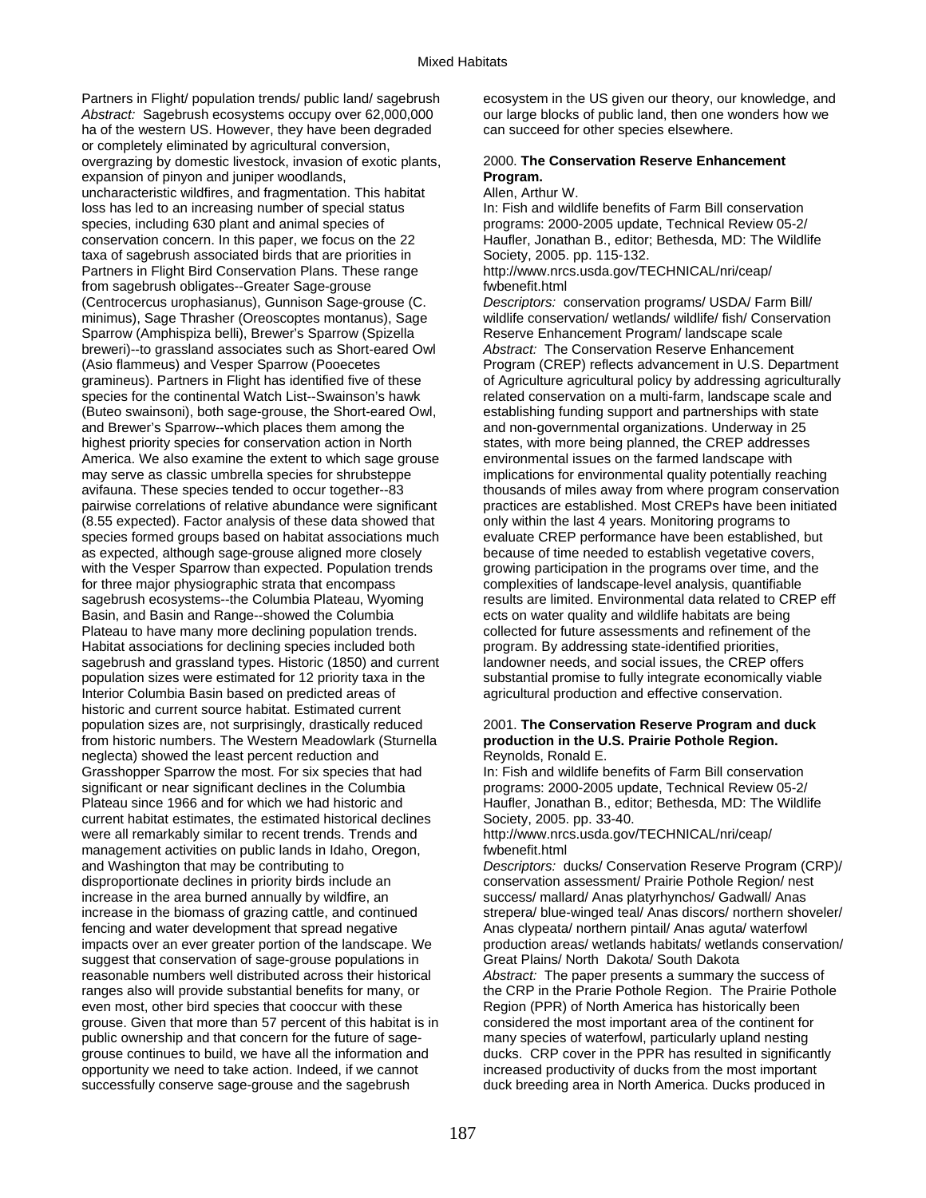Partners in Flight/ population trends/ public land/ sagebrush

*Abstract:* Sagebrush ecosystems occupy over 62,000,000 ha of the western US. However, they have been degraded or completely eliminated by agricultural conversion, overgrazing by domestic livestock, invasion of exotic plants, expansion of pinyon and juniper woodlands, uncharacteristic wildfires, and fragmentation. This habitat loss has led to an increasing number of special status species, including 630 plant and animal species of conservation concern. In this paper, we focus on the 22 taxa of sagebrush associated birds that are priorities in Partners in Flight Bird Conservation Plans. These range from sagebrush obligates--Greater Sage-grouse (Centrocercus urophasianus), Gunnison Sage-grouse (C. minimus), Sage Thrasher (Oreoscoptes montanus), Sage Sparrow (Amphispiza belli), Brewer's Sparrow (Spizella breweri)--to grassland associates such as Short-eared Owl (Asio flammeus) and Vesper Sparrow (Pooecetes gramineus). Partners in Flight has identified five of these species for the continental Watch List--Swainson's hawk (Buteo swainsoni), both sage-grouse, the Short-eared Owl, and Brewer's Sparrow--which places them among the highest priority species for conservation action in North America. We also examine the extent to which sage grouse may serve as classic umbrella species for shrubsteppe avifauna. These species tended to occur together--83 pairwise correlations of relative abundance were significant (8.55 expected). Factor analysis of these data showed that species formed groups based on habitat associations much as expected, although sage-grouse aligned more closely with the Vesper Sparrow than expected. Population trends for three major physiographic strata that encompass sagebrush ecosystems--the Columbia Plateau, Wyoming Basin, and Basin and Range--showed the Columbia Plateau to have many more declining population trends. Habitat associations for declining species included both sagebrush and grassland types. Historic (1850) and current population sizes were estimated for 12 priority taxa in the Interior Columbia Basin based on predicted areas of historic and current source habitat. Estimated current population sizes are, not surprisingly, drastically reduced from historic numbers. The Western Meadowlark (Sturnella neglecta) showed the least percent reduction and Grasshopper Sparrow the most. For six species that had significant or near significant declines in the Columbia Plateau since 1966 and for which we had historic and current habitat estimates, the estimated historical declines were all remarkably similar to recent trends. Trends and management activities on public lands in Idaho, Oregon, and Washington that may be contributing to disproportionate declines in priority birds include an increase in the area burned annually by wildfire, an increase in the biomass of grazing cattle, and continued fencing and water development that spread negative impacts over an ever greater portion of the landscape. We suggest that conservation of sage-grouse populations in reasonable numbers well distributed across their historical ranges also will provide substantial benefits for many, or even most, other bird species that cooccur with these grouse. Given that more than 57 percent of this habitat is in public ownership and that concern for the future of sage-grouse continues to build, we have all the information and opportunity we need to take action. Indeed, if we cannot successfully conserve sage-grouse and the sagebrush ecosystem in the US given our theory, our knowledge, and our large blocks of public land, then one wonders how we can succeed for other species elsewhere.

2000. **The Conservation Reserve Enhancement Program.**
Allen, Arthur W.
In: Fish and wildlife benefits of Farm Bill conservation programs: 2000-2005 update, Technical Review 05-2/ Haufler, Jonathan B., editor; Bethesda, MD: The Wildlife Society, 2005. pp. 115-132.
http://www.nrcs.usda.gov/TECHNICAL/nri/ceap/fwbenefit.html

*Descriptors:* conservation programs/ USDA/ Farm Bill/ wildlife conservation/ wetlands/ wildlife/ fish/ Conservation Reserve Enhancement Program/ landscape scale

*Abstract:* The Conservation Reserve Enhancement Program (CREP) reflects advancement in U.S. Department of Agriculture agricultural policy by addressing agriculturally related conservation on a multi-farm, landscape scale and establishing funding support and partnerships with state and non-governmental organizations. Underway in 25 states, with more being planned, the CREP addresses environmental issues on the farmed landscape with implications for environmental quality potentially reaching thousands of miles away from where program conservation practices are established. Most CREPs have been initiated only within the last 4 years. Monitoring programs to evaluate CREP performance have been established, but because of time needed to establish vegetative covers, growing participation in the programs over time, and the complexities of landscape-level analysis, quantifiable results are limited. Environmental data related to CREP eff ects on water quality and wildlife habitats are being collected for future assessments and refinement of the program. By addressing state-identified priorities, landowner needs, and social issues, the CREP offers substantial promise to fully integrate economically viable agricultural production and effective conservation.

2001. **The Conservation Reserve Program and duck production in the U.S. Prairie Pothole Region.**
Reynolds, Ronald E.
In: Fish and wildlife benefits of Farm Bill conservation programs: 2000-2005 update, Technical Review 05-2/ Haufler, Jonathan B., editor; Bethesda, MD: The Wildlife Society, 2005. pp. 33-40.
http://www.nrcs.usda.gov/TECHNICAL/nri/ceap/fwbenefit.html

*Descriptors:* ducks/ Conservation Reserve Program (CRP)/ conservation assessment/ Prairie Pothole Region/ nest success/ mallard/ Anas platyrhynchos/ Gadwall/ Anas strepera/ blue-winged teal/ Anas discors/ northern shoveler/ Anas clypeata/ northern pintail/ Anas aguta/ waterfowl production areas/ wetlands habitats/ wetlands conservation/ Great Plains/ North Dakota/ South Dakota

*Abstract:* The paper presents a summary the success of the CRP in the Prarie Pothole Region. The Prairie Pothole Region (PPR) of North America has historically been considered the most important area of the continent for many species of waterfowl, particularly upland nesting ducks. CRP cover in the PPR has resulted in significantly increased productivity of ducks from the most important duck breeding area in North America. Ducks produced in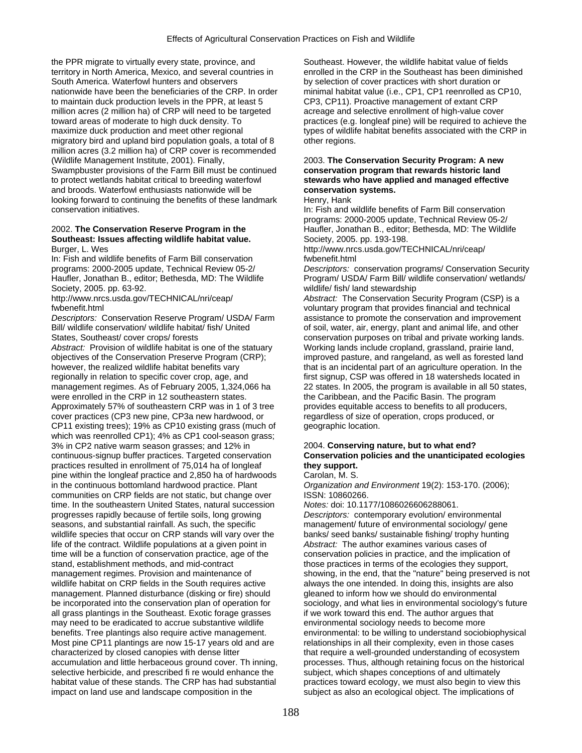the PPR migrate to virtually every state, province, and territory in North America, Mexico, and several countries in South America. Waterfowl hunters and observers nationwide have been the beneficiaries of the CRP. In order to maintain duck production levels in the PPR, at least 5 million acres (2 million ha) of CRP will need to be targeted toward areas of moderate to high duck density. To maximize duck production and meet other regional migratory bird and upland bird population goals, a total of 8 million acres (3.2 million ha) of CRP cover is recommended (Wildlife Management Institute, 2001). Finally, Swampbuster provisions of the Farm Bill must be continued to protect wetlands habitat critical to breeding waterfowl and broods. Waterfowl enthusiasts nationwide will be looking forward to continuing the benefits of these landmark conservation initiatives.

2002. **The Conservation Reserve Program in the Southeast: Issues affecting wildlife habitat value.**
Burger, L. Wes
In: Fish and wildlife benefits of Farm Bill conservation programs: 2000-2005 update, Technical Review 05-2/ Haufler, Jonathan B., editor; Bethesda, MD: The Wildlife Society, 2005. pp. 63-92.
http://www.nrcs.usda.gov/TECHNICAL/nri/ceap/fwbenefit.html
*Descriptors:* Conservation Reserve Program/ USDA/ Farm Bill/ wildlife conservation/ wildlife habitat/ fish/ United States, Southeast/ cover crops/ forests
*Abstract:* Provision of wildlife habitat is one of the statuary objectives of the Conservation Preserve Program (CRP); however, the realized wildlife habitat benefits vary regionally in relation to specific cover crop, age, and management regimes. As of February 2005, 1,324,066 ha were enrolled in the CRP in 12 southeastern states. Approximately 57% of southeastern CRP was in 1 of 3 tree cover practices (CP3 new pine, CP3a new hardwood, or CP11 existing trees); 19% as CP10 existing grass (much of which was reenrolled CP1); 4% as CP1 cool-season grass; 3% in CP2 native warm season grasses; and 12% in continuous-signup buffer practices. Targeted conservation practices resulted in enrollment of 75,014 ha of longleaf pine within the longleaf practice and 2,850 ha of hardwoods in the continuous bottomland hardwood practice. Plant communities on CRP fields are not static, but change over time. In the southeastern United States, natural succession progresses rapidly because of fertile soils, long growing seasons, and substantial rainfall. As such, the specific wildlife species that occur on CRP stands will vary over the life of the contract. Wildlife populations at a given point in time will be a function of conservation practice, age of the stand, establishment methods, and mid-contract management regimes. Provision and maintenance of wildlife habitat on CRP fields in the South requires active management. Planned disturbance (disking or fire) should be incorporated into the conservation plan of operation for all grass plantings in the Southeast. Exotic forage grasses may need to be eradicated to accrue substantive wildlife benefits. Tree plantings also require active management. Most pine CP11 plantings are now 15-17 years old and are characterized by closed canopies with dense litter accumulation and little herbaceous ground cover. Th inning, selective herbicide, and prescribed fi re would enhance the habitat value of these stands. The CRP has had substantial impact on land use and landscape composition in the Southeast. However, the wildlife habitat value of fields enrolled in the CRP in the Southeast has been diminished by selection of cover practices with short duration or minimal habitat value (i.e., CP1, CP1 reenrolled as CP10, CP3, CP11). Proactive management of extant CRP acreage and selective enrollment of high-value cover practices (e.g. longleaf pine) will be required to achieve the types of wildlife habitat benefits associated with the CRP in other regions.

2003. **The Conservation Security Program: A new conservation program that rewards historic land stewards who have applied and managed effective conservation systems.**
Henry, Hank
In: Fish and wildlife benefits of Farm Bill conservation programs: 2000-2005 update, Technical Review 05-2/ Haufler, Jonathan B., editor; Bethesda, MD: The Wildlife Society, 2005. pp. 193-198.
http://www.nrcs.usda.gov/TECHNICAL/nri/ceap/fwbenefit.html
*Descriptors:* conservation programs/ Conservation Security Program/ USDA/ Farm Bill/ wildlife conservation/ wetlands/ wildlife/ fish/ land stewardship
*Abstract:* The Conservation Security Program (CSP) is a voluntary program that provides financial and technical assistance to promote the conservation and improvement of soil, water, air, energy, plant and animal life, and other conservation purposes on tribal and private working lands. Working lands include cropland, grassland, prairie land, improved pasture, and rangeland, as well as forested land that is an incidental part of an agriculture operation. In the first signup, CSP was offered in 18 watersheds located in 22 states. In 2005, the program is available in all 50 states, the Caribbean, and the Pacific Basin. The program provides equitable access to benefits to all producers, regardless of size of operation, crops produced, or geographic location.

2004. **Conserving nature, but to what end? Conservation policies and the unanticipated ecologies they support.**
Carolan, M. S.
*Organization and Environment* 19(2): 153-170. (2006); ISSN: 10860266.
*Notes:* doi: 10.1177/1086026606288061.
*Descriptors:* contemporary evolution/ environmental management/ future of environmental sociology/ gene banks/ seed banks/ sustainable fishing/ trophy hunting
*Abstract:* The author examines various cases of conservation policies in practice, and the implication of those practices in terms of the ecologies they support, showing, in the end, that the "nature" being preserved is not always the one intended. In doing this, insights are also gleaned to inform how we should do environmental sociology, and what lies in environmental sociology's future if we work toward this end. The author argues that environmental sociology needs to become more environmental: to be willing to understand sociobiophysical relationships in all their complexity, even in those cases that require a well-grounded understanding of ecosystem processes. Thus, although retaining focus on the historical subject, which shapes conceptions of and ultimately practices toward ecology, we must also begin to view this subject as also an ecological object. The implications of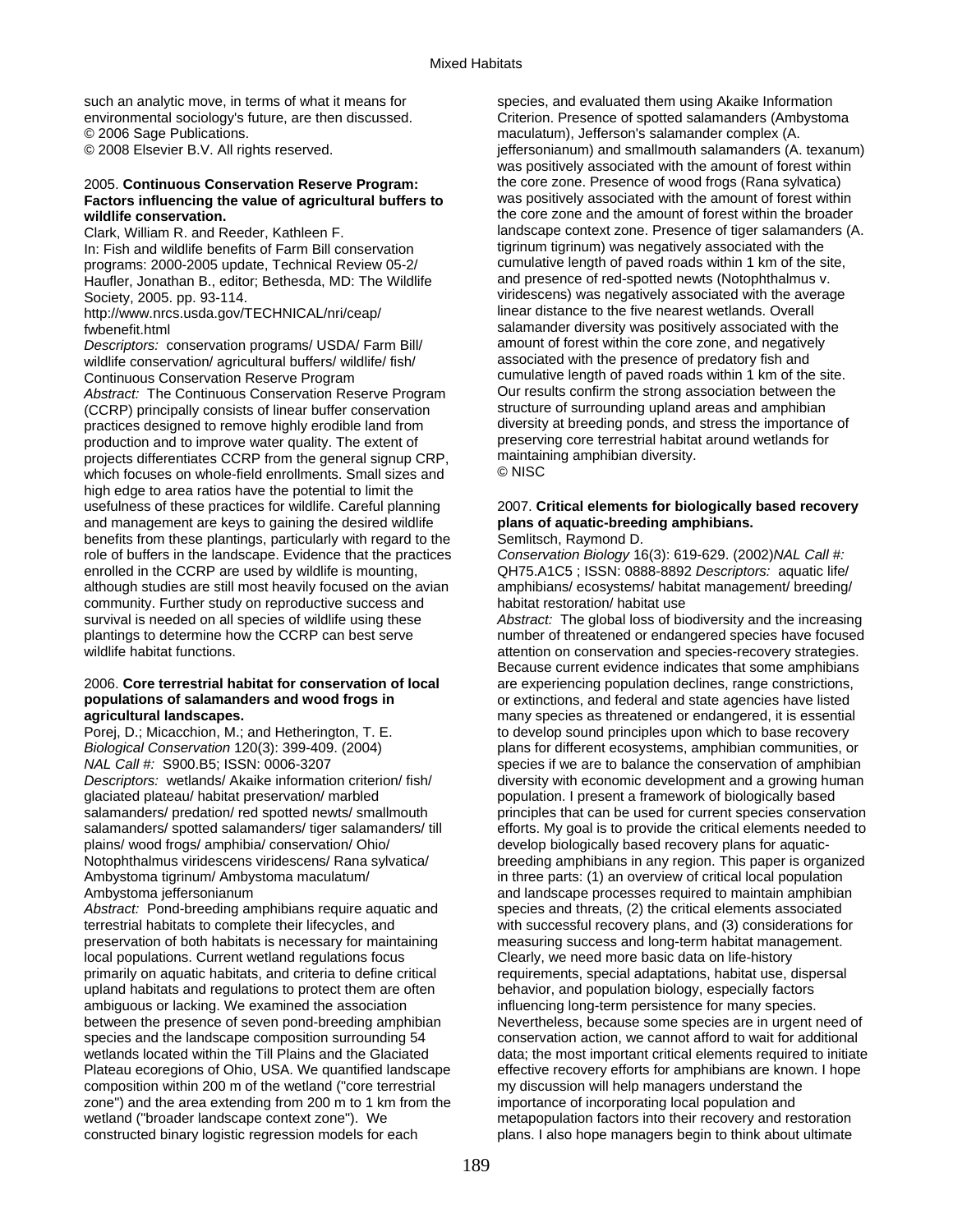such an analytic move, in terms of what it means for environmental sociology's future, are then discussed.
© 2006 Sage Publications.
© 2008 Elsevier B.V. All rights reserved.

2005. **Continuous Conservation Reserve Program: Factors influencing the value of agricultural buffers to wildlife conservation.**
Clark, William R. and Reeder, Kathleen F.
In: Fish and wildlife benefits of Farm Bill conservation programs: 2000-2005 update, Technical Review 05-2/ Haufler, Jonathan B., editor; Bethesda, MD: The Wildlife Society, 2005. pp. 93-114.
http://www.nrcs.usda.gov/TECHNICAL/nri/ceap/fwbenefit.html
*Descriptors:* conservation programs/ USDA/ Farm Bill/ wildlife conservation/ agricultural buffers/ wildlife/ fish/ Continuous Conservation Reserve Program
*Abstract:* The Continuous Conservation Reserve Program (CCRP) principally consists of linear buffer conservation practices designed to remove highly erodible land from production and to improve water quality. The extent of projects differentiates CCRP from the general signup CRP, which focuses on whole-field enrollments. Small sizes and high edge to area ratios have the potential to limit the usefulness of these practices for wildlife. Careful planning and management are keys to gaining the desired wildlife benefits from these plantings, particularly with regard to the role of buffers in the landscape. Evidence that the practices enrolled in the CCRP are used by wildlife is mounting, although studies are still most heavily focused on the avian community. Further study on reproductive success and survival is needed on all species of wildlife using these plantings to determine how the CCRP can best serve wildlife habitat functions.

2006. **Core terrestrial habitat for conservation of local populations of salamanders and wood frogs in agricultural landscapes.**
Porej, D.; Micacchion, M.; and Hetherington, T. E.
*Biological Conservation* 120(3): 399-409. (2004)
*NAL Call #:* S900.B5; ISSN: 0006-3207
*Descriptors:* wetlands/ Akaike information criterion/ fish/ glaciated plateau/ habitat preservation/ marbled salamanders/ predation/ red spotted newts/ smallmouth salamanders/ spotted salamanders/ tiger salamanders/ till plains/ wood frogs/ amphibia/ conservation/ Ohio/ Notophthalmus viridescens viridescens/ Rana sylvatica/ Ambystoma tigrinum/ Ambystoma maculatum/ Ambystoma jeffersonianum
*Abstract:* Pond-breeding amphibians require aquatic and terrestrial habitats to complete their lifecycles, and preservation of both habitats is necessary for maintaining local populations. Current wetland regulations focus primarily on aquatic habitats, and criteria to define critical upland habitats and regulations to protect them are often ambiguous or lacking. We examined the association between the presence of seven pond-breeding amphibian species and the landscape composition surrounding 54 wetlands located within the Till Plains and the Glaciated Plateau ecoregions of Ohio, USA. We quantified landscape composition within 200 m of the wetland ("core terrestrial zone") and the area extending from 200 m to 1 km from the wetland ("broader landscape context zone"). We constructed binary logistic regression models for each species, and evaluated them using Akaike Information Criterion. Presence of spotted salamanders (Ambystoma maculatum), Jefferson's salamander complex (A. jeffersonianum) and smallmouth salamanders (A. texanum) was positively associated with the amount of forest within the core zone. Presence of wood frogs (Rana sylvatica) was positively associated with the amount of forest within the core zone and the amount of forest within the broader landscape context zone. Presence of tiger salamanders (A. tigrinum tigrinum) was negatively associated with the cumulative length of paved roads within 1 km of the site, and presence of red-spotted newts (Notophthalmus v. viridescens) was negatively associated with the average linear distance to the five nearest wetlands. Overall salamander diversity was positively associated with the amount of forest within the core zone, and negatively associated with the presence of predatory fish and cumulative length of paved roads within 1 km of the site. Our results confirm the strong association between the structure of surrounding upland areas and amphibian diversity at breeding ponds, and stress the importance of preserving core terrestrial habitat around wetlands for maintaining amphibian diversity.
© NISC

2007. **Critical elements for biologically based recovery plans of aquatic-breeding amphibians.**
Semlitsch, Raymond D.
*Conservation Biology* 16(3): 619-629. (2002)*NAL Call #:* QH75.A1C5 ; ISSN: 0888-8892 *Descriptors:* aquatic life/ amphibians/ ecosystems/ habitat management/ breeding/ habitat restoration/ habitat use
*Abstract:* The global loss of biodiversity and the increasing number of threatened or endangered species have focused attention on conservation and species-recovery strategies. Because current evidence indicates that some amphibians are experiencing population declines, range constrictions, or extinctions, and federal and state agencies have listed many species as threatened or endangered, it is essential to develop sound principles upon which to base recovery plans for different ecosystems, amphibian communities, or species if we are to balance the conservation of amphibian diversity with economic development and a growing human population. I present a framework of biologically based principles that can be used for current species conservation efforts. My goal is to provide the critical elements needed to develop biologically based recovery plans for aquatic-breeding amphibians in any region. This paper is organized in three parts: (1) an overview of critical local population and landscape processes required to maintain amphibian species and threats, (2) the critical elements associated with successful recovery plans, and (3) considerations for measuring success and long-term habitat management. Clearly, we need more basic data on life-history requirements, special adaptations, habitat use, dispersal behavior, and population biology, especially factors influencing long-term persistence for many species. Nevertheless, because some species are in urgent need of conservation action, we cannot afford to wait for additional data; the most important critical elements required to initiate effective recovery efforts for amphibians are known. I hope my discussion will help managers understand the importance of incorporating local population and metapopulation factors into their recovery and restoration plans. I also hope managers begin to think about ultimate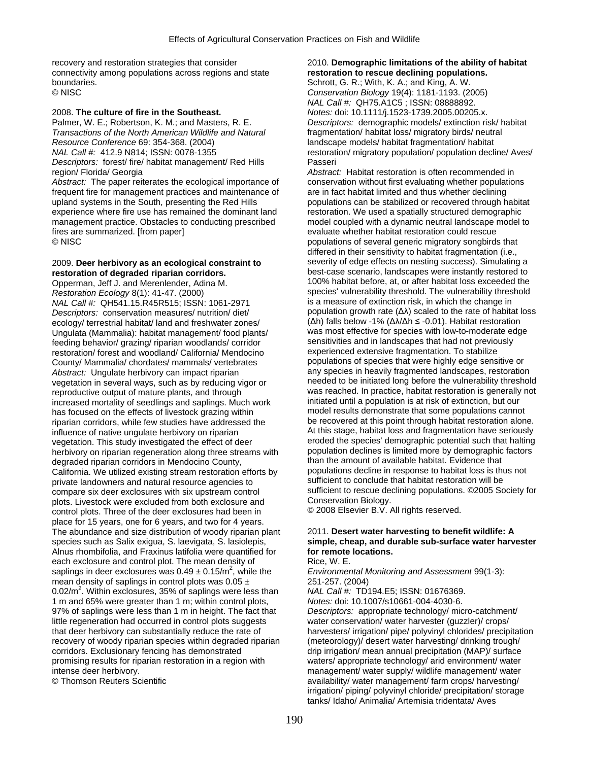recovery and restoration strategies that consider connectivity among populations across regions and state boundaries.
© NISC

2008. **The culture of fire in the Southeast.**
Palmer, W. E.; Robertson, K. M.; and Masters, R. E.
*Transactions of the North American Wildlife and Natural Resource Conference* 69: 354-368. (2004)
*NAL Call #:* 412.9 N814; ISSN: 0078-1355
*Descriptors:* forest/ fire/ habitat management/ Red Hills region/ Florida/ Georgia
*Abstract:* The paper reiterates the ecological importance of frequent fire for management practices and maintenance of upland systems in the South, presenting the Red Hills experience where fire use has remained the dominant land management practice. Obstacles to conducting prescribed fires are summarized. [from paper]
© NISC

2009. **Deer herbivory as an ecological constraint to restoration of degraded riparian corridors.**
Opperman, Jeff J. and Merenlender, Adina M.
*Restoration Ecology* 8(1): 41-47. (2000)
*NAL Call #:* QH541.15.R45R515; ISSN: 1061-2971
*Descriptors:* conservation measures/ nutrition/ diet/ ecology/ terrestrial habitat/ land and freshwater zones/ Ungulata (Mammalia): habitat management/ food plants/ feeding behavior/ grazing/ riparian woodlands/ corridor restoration/ forest and woodland/ California/ Mendocino County/ Mammalia/ chordates/ mammals/ vertebrates
*Abstract:* Ungulate herbivory can impact riparian vegetation in several ways, such as by reducing vigor or reproductive output of mature plants, and through increased mortality of seedlings and saplings. Much work has focused on the effects of livestock grazing within riparian corridors, while few studies have addressed the influence of native ungulate herbivory on riparian vegetation. This study investigated the effect of deer herbivory on riparian regeneration along three streams with degraded riparian corridors in Mendocino County, California. We utilized existing stream restoration efforts by private landowners and natural resource agencies to compare six deer exclosures with six upstream control plots. Livestock were excluded from both exclosure and control plots. Three of the deer exclosures had been in place for 15 years, one for 6 years, and two for 4 years. The abundance and size distribution of woody riparian plant species such as Salix exigua, S. laevigata, S. lasiolepis, Alnus rhombifolia, and Fraxinus latifolia were quantified for each exclosure and control plot. The mean density of saplings in deer exclosures was $0.49 \pm 0.15/m^2$, while the mean density of saplings in control plots was $0.05 \pm 0.02/m^2$. Within exclosures, 35% of saplings were less than 1 m and 65% were greater than 1 m; within control plots, 97% of saplings were less than 1 m in height. The fact that little regeneration had occurred in control plots suggests that deer herbivory can substantially reduce the rate of recovery of woody riparian species within degraded riparian corridors. Exclusionary fencing has demonstrated promising results for riparian restoration in a region with intense deer herbivory.
© Thomson Reuters Scientific

2010. **Demographic limitations of the ability of habitat restoration to rescue declining populations.**
Schrott, G. R.; With, K. A.; and King, A. W.
*Conservation Biology* 19(4): 1181-1193. (2005)
*NAL Call #:* QH75.A1C5 ; ISSN: 08888892.
*Notes:* doi: 10.1111/j.1523-1739.2005.00205.x.
*Descriptors:* demographic models/ extinction risk/ habitat fragmentation/ habitat loss/ migratory birds/ neutral landscape models/ habitat fragmentation/ habitat restoration/ migratory population/ population decline/ Aves/ Passeri
*Abstract:* Habitat restoration is often recommended in conservation without first evaluating whether populations are in fact habitat limited and thus whether declining populations can be stabilized or recovered through habitat restoration. We used a spatially structured demographic model coupled with a dynamic neutral landscape model to evaluate whether habitat restoration could rescue populations of several generic migratory songbirds that differed in their sensitivity to habitat fragmentation (i.e., severity of edge effects on nesting success). Simulating a best-case scenario, landscapes were instantly restored to 100% habitat before, at, or after habitat loss exceeded the species' vulnerability threshold. The vulnerability threshold is a measure of extinction risk, in which the change in population growth rate ($\Delta\lambda$) scaled to the rate of habitat loss ($\Delta h$) falls below -1% ($\Delta\lambda/\Delta h \leq -0.01$). Habitat restoration was most effective for species with low-to-moderate edge sensitivities and in landscapes that had not previously experienced extensive fragmentation. To stabilize populations of species that were highly edge sensitive or any species in heavily fragmented landscapes, restoration needed to be initiated long before the vulnerability threshold was reached. In practice, habitat restoration is generally not initiated until a population is at risk of extinction, but our model results demonstrate that some populations cannot be recovered at this point through habitat restoration alone. At this stage, habitat loss and fragmentation have seriously eroded the species' demographic potential such that halting population declines is limited more by demographic factors than the amount of available habitat. Evidence that populations decline in response to habitat loss is thus not sufficient to conclude that habitat restoration will be sufficient to rescue declining populations. ©2005 Society for Conservation Biology.
© 2008 Elsevier B.V. All rights reserved.

2011. **Desert water harvesting to benefit wildlife: A simple, cheap, and durable sub-surface water harvester for remote locations.**
Rice, W. E.
*Environmental Monitoring and Assessment* 99(1-3): 251-257. (2004)
*NAL Call #:* TD194.E5; ISSN: 01676369.
*Notes:* doi: 10.1007/s10661-004-4030-6.
*Descriptors:* appropriate technology/ micro-catchment/ water conservation/ water harvester (guzzler)/ crops/ harvesters/ irrigation/ pipe/ polyvinyl chlorides/ precipitation (meteorology)/ desert water harvesting/ drinking trough/ drip irrigation/ mean annual precipitation (MAP)/ surface waters/ appropriate technology/ arid environment/ water management/ water supply/ wildlife management/ water availability/ water management/ farm crops/ harvesting/ irrigation/ piping/ polyvinyl chloride/ precipitation/ storage tanks/ Idaho/ Animalia/ Artemisia tridentata/ Aves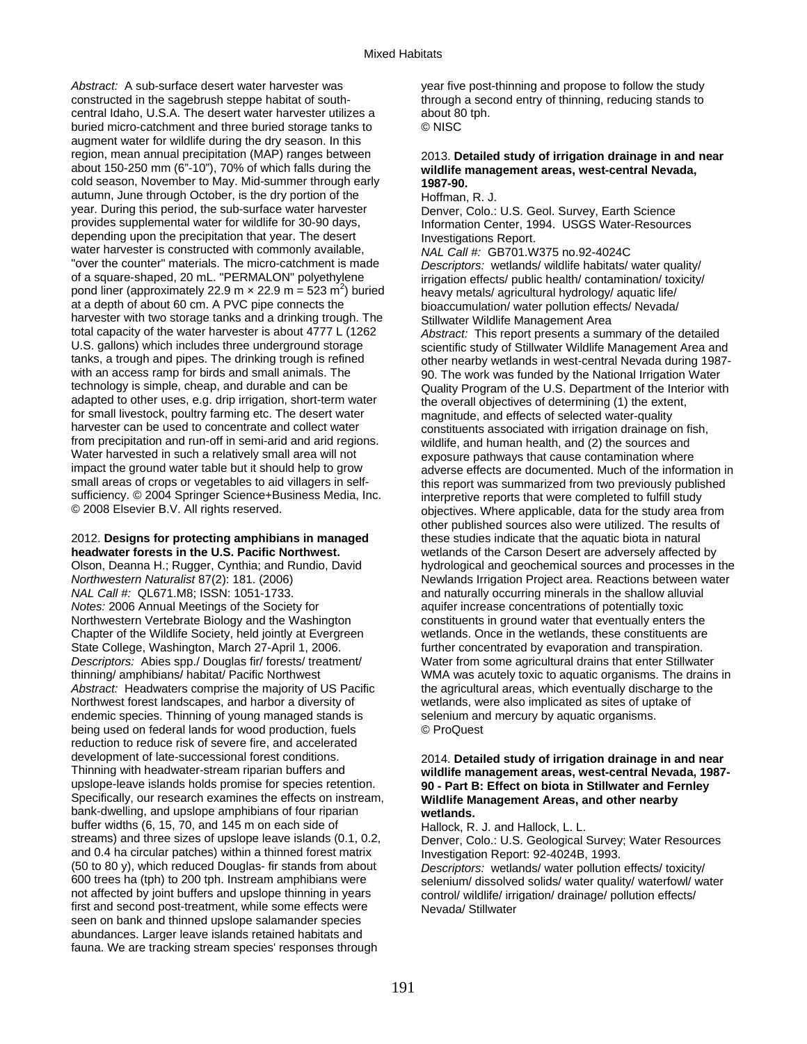*Abstract:* A sub-surface desert water harvester was constructed in the sagebrush steppe habitat of south-central Idaho, U.S.A. The desert water harvester utilizes a buried micro-catchment and three buried storage tanks to augment water for wildlife during the dry season. In this region, mean annual precipitation (MAP) ranges between about 150-250 mm (6"-10"), 70% of which falls during the cold season, November to May. Mid-summer through early autumn, June through October, is the dry portion of the year. During this period, the sub-surface water harvester provides supplemental water for wildlife for 30-90 days, depending upon the precipitation that year. The desert water harvester is constructed with commonly available, "over the counter" materials. The micro-catchment is made of a square-shaped, 20 mL. "PERMALON" polyethylene pond liner (approximately 22.9 m × 22.9 m = 523 m$^2$) buried at a depth of about 60 cm. A PVC pipe connects the harvester with two storage tanks and a drinking trough. The total capacity of the water harvester is about 4777 L (1262 U.S. gallons) which includes three underground storage tanks, a trough and pipes. The drinking trough is refined with an access ramp for birds and small animals. The technology is simple, cheap, and durable and can be adapted to other uses, e.g. drip irrigation, short-term water for small livestock, poultry farming etc. The desert water harvester can be used to concentrate and collect water from precipitation and run-off in semi-arid and arid regions. Water harvested in such a relatively small area will not impact the ground water table but it should help to grow small areas of crops or vegetables to aid villagers in self-sufficiency. © 2004 Springer Science+Business Media, Inc. © 2008 Elsevier B.V. All rights reserved.

2012. **Designs for protecting amphibians in managed headwater forests in the U.S. Pacific Northwest.**
Olson, Deanna H.; Rugger, Cynthia; and Rundio, David
*Northwestern Naturalist* 87(2): 181. (2006)
*NAL Call #:* QL671.M8; ISSN: 1051-1733.
*Notes:* 2006 Annual Meetings of the Society for Northwestern Vertebrate Biology and the Washington Chapter of the Wildlife Society, held jointly at Evergreen State College, Washington, March 27-April 1, 2006.
*Descriptors:* Abies spp./ Douglas fir/ forests/ treatment/ thinning/ amphibians/ habitat/ Pacific Northwest
*Abstract:* Headwaters comprise the majority of US Pacific Northwest forest landscapes, and harbor a diversity of endemic species. Thinning of young managed stands is being used on federal lands for wood production, fuels reduction to reduce risk of severe fire, and accelerated development of late-successional forest conditions. Thinning with headwater-stream riparian buffers and upslope-leave islands holds promise for species retention. Specifically, our research examines the effects on instream, bank-dwelling, and upslope amphibians of four riparian buffer widths (6, 15, 70, and 145 m on each side of streams) and three sizes of upslope leave islands (0.1, 0.2, and 0.4 ha circular patches) within a thinned forest matrix (50 to 80 y), which reduced Douglas- fir stands from about 600 trees ha (tph) to 200 tph. Instream amphibians were not affected by joint buffers and upslope thinning in years first and second post-treatment, while some effects were seen on bank and thinned upslope salamander species abundances. Larger leave islands retained habitats and fauna. We are tracking stream species' responses through year five post-thinning and propose to follow the study through a second entry of thinning, reducing stands to about 80 tph.
© NISC

2013. **Detailed study of irrigation drainage in and near wildlife management areas, west-central Nevada, 1987-90.**
Hoffman, R. J.
Denver, Colo.: U.S. Geol. Survey, Earth Science Information Center, 1994. USGS Water-Resources Investigations Report.
*NAL Call #:* GB701.W375 no.92-4024C
*Descriptors:* wetlands/ wildlife habitats/ water quality/ irrigation effects/ public health/ contamination/ toxicity/ heavy metals/ agricultural hydrology/ aquatic life/ bioaccumulation/ water pollution effects/ Nevada/ Stillwater Wildlife Management Area
*Abstract:* This report presents a summary of the detailed scientific study of Stillwater Wildlife Management Area and other nearby wetlands in west-central Nevada during 1987-90. The work was funded by the National Irrigation Water Quality Program of the U.S. Department of the Interior with the overall objectives of determining (1) the extent, magnitude, and effects of selected water-quality constituents associated with irrigation drainage on fish, wildlife, and human health, and (2) the sources and exposure pathways that cause contamination where adverse effects are documented. Much of the information in this report was summarized from two previously published interpretive reports that were completed to fulfill study objectives. Where applicable, data for the study area from other published sources also were utilized. The results of these studies indicate that the aquatic biota in natural wetlands of the Carson Desert are adversely affected by hydrological and geochemical sources and processes in the Newlands Irrigation Project area. Reactions between water and naturally occurring minerals in the shallow alluvial aquifer increase concentrations of potentially toxic constituents in ground water that eventually enters the wetlands. Once in the wetlands, these constituents are further concentrated by evaporation and transpiration. Water from some agricultural drains that enter Stillwater WMA was acutely toxic to aquatic organisms. The drains in the agricultural areas, which eventually discharge to the wetlands, were also implicated as sites of uptake of selenium and mercury by aquatic organisms.
© ProQuest

2014. **Detailed study of irrigation drainage in and near wildlife management areas, west-central Nevada, 1987-90 - Part B: Effect on biota in Stillwater and Fernley Wildlife Management Areas, and other nearby wetlands.**
Hallock, R. J. and Hallock, L. L.
Denver, Colo.: U.S. Geological Survey; Water Resources Investigation Report: 92-4024B, 1993.
*Descriptors:* wetlands/ water pollution effects/ toxicity/ selenium/ dissolved solids/ water quality/ waterfowl/ water control/ wildlife/ irrigation/ drainage/ pollution effects/ Nevada/ Stillwater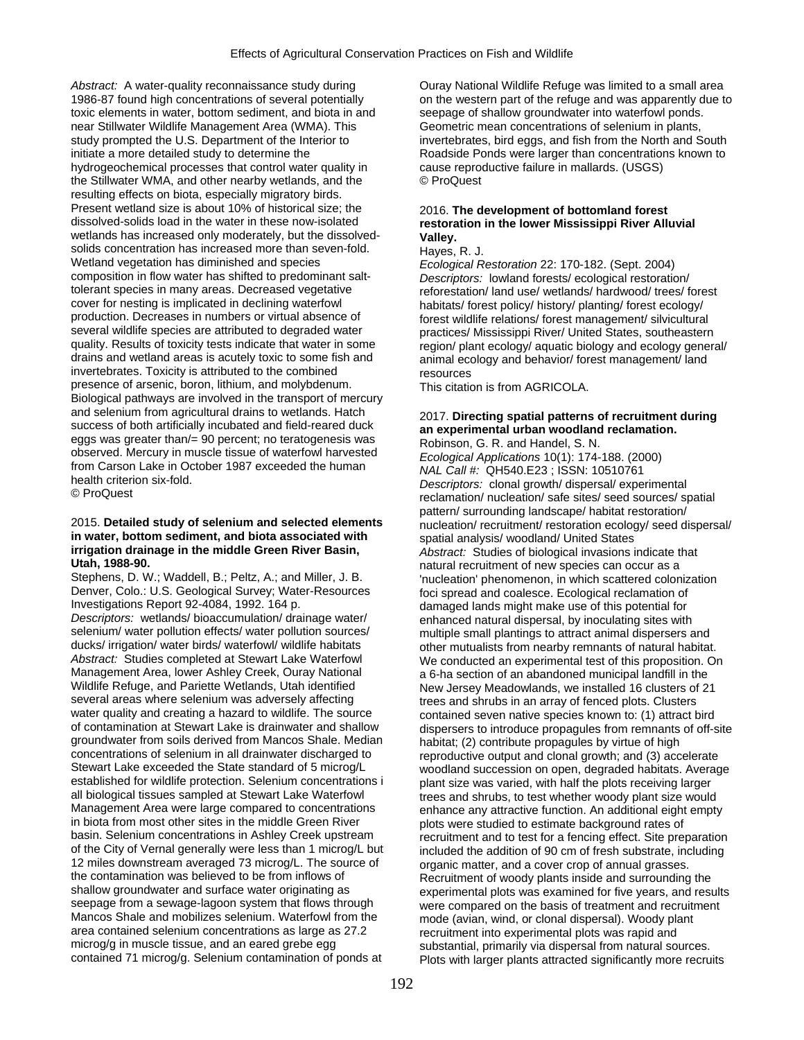*Abstract:* A water-quality reconnaissance study during 1986-87 found high concentrations of several potentially toxic elements in water, bottom sediment, and biota in and near Stillwater Wildlife Management Area (WMA). This study prompted the U.S. Department of the Interior to initiate a more detailed study to determine the hydrogeochemical processes that control water quality in the Stillwater WMA, and other nearby wetlands, and the resulting effects on biota, especially migratory birds. Present wetland size is about 10% of historical size; the dissolved-solids load in the water in these now-isolated wetlands has increased only moderately, but the dissolved-solids concentration has increased more than seven-fold. Wetland vegetation has diminished and species composition in flow water has shifted to predominant salt-tolerant species in many areas. Decreased vegetative cover for nesting is implicated in declining waterfowl production. Decreases in numbers or virtual absence of several wildlife species are attributed to degraded water quality. Results of toxicity tests indicate that water in some drains and wetland areas is acutely toxic to some fish and invertebrates. Toxicity is attributed to the combined presence of arsenic, boron, lithium, and molybdenum. Biological pathways are involved in the transport of mercury and selenium from agricultural drains to wetlands. Hatch success of both artificially incubated and field-reared duck eggs was greater than/= 90 percent; no teratogenesis was observed. Mercury in muscle tissue of waterfowl harvested from Carson Lake in October 1987 exceeded the human health criterion six-fold.
© ProQuest

2015. **Detailed study of selenium and selected elements in water, bottom sediment, and biota associated with irrigation drainage in the middle Green River Basin, Utah, 1988-90.**
Stephens, D. W.; Waddell, B.; Peltz, A.; and Miller, J. B.
Denver, Colo.: U.S. Geological Survey; Water-Resources Investigations Report 92-4084, 1992. 164 p.
*Descriptors:* wetlands/ bioaccumulation/ drainage water/ selenium/ water pollution effects/ water pollution sources/ ducks/ irrigation/ water birds/ waterfowl/ wildlife habitats
*Abstract:* Studies completed at Stewart Lake Waterfowl Management Area, lower Ashley Creek, Ouray National Wildlife Refuge, and Pariette Wetlands, Utah identified several areas where selenium was adversely affecting water quality and creating a hazard to wildlife. The source of contamination at Stewart Lake is drainwater and shallow groundwater from soils derived from Mancos Shale. Median concentrations of selenium in all drainwater discharged to Stewart Lake exceeded the State standard of 5 microg/L established for wildlife protection. Selenium concentrations i all biological tissues sampled at Stewart Lake Waterfowl Management Area were large compared to concentrations in biota from most other sites in the middle Green River basin. Selenium concentrations in Ashley Creek upstream of the City of Vernal generally were less than 1 microg/L but 12 miles downstream averaged 73 microg/L. The source of the contamination was believed to be from inflows of shallow groundwater and surface water originating as seepage from a sewage-lagoon system that flows through Mancos Shale and mobilizes selenium. Waterfowl from the area contained selenium concentrations as large as 27.2 microg/g in muscle tissue, and an eared grebe egg contained 71 microg/g. Selenium contamination of ponds at Ouray National Wildlife Refuge was limited to a small area on the western part of the refuge and was apparently due to seepage of shallow groundwater into waterfowl ponds. Geometric mean concentrations of selenium in plants, invertebrates, bird eggs, and fish from the North and South Roadside Ponds were larger than concentrations known to cause reproductive failure in mallards. (USGS)
© ProQuest

2016. **The development of bottomland forest restoration in the lower Mississippi River Alluvial Valley.**
Hayes, R. J.
*Ecological Restoration* 22: 170-182. (Sept. 2004)
*Descriptors:* lowland forests/ ecological restoration/ reforestation/ land use/ wetlands/ hardwood/ trees/ forest habitats/ forest policy/ history/ planting/ forest ecology/ forest wildlife relations/ forest management/ silvicultural practices/ Mississippi River/ United States, southeastern region/ plant ecology/ aquatic biology and ecology general/ animal ecology and behavior/ forest management/ land resources
This citation is from AGRICOLA.

2017. **Directing spatial patterns of recruitment during an experimental urban woodland reclamation.**
Robinson, G. R. and Handel, S. N.
*Ecological Applications* 10(1): 174-188. (2000)
*NAL Call #:* QH540.E23 ; ISSN: 10510761
*Descriptors:* clonal growth/ dispersal/ experimental reclamation/ nucleation/ safe sites/ seed sources/ spatial pattern/ surrounding landscape/ habitat restoration/ nucleation/ recruitment/ restoration ecology/ seed dispersal/ spatial analysis/ woodland/ United States
*Abstract:* Studies of biological invasions indicate that natural recruitment of new species can occur as a 'nucleation' phenomenon, in which scattered colonization foci spread and coalesce. Ecological reclamation of damaged lands might make use of this potential for enhanced natural dispersal, by inoculating sites with multiple small plantings to attract animal dispersers and other mutualists from nearby remnants of natural habitat. We conducted an experimental test of this proposition. On a 6-ha section of an abandoned municipal landfill in the New Jersey Meadowlands, we installed 16 clusters of 21 trees and shrubs in an array of fenced plots. Clusters contained seven native species known to: (1) attract bird dispersers to introduce propagules from remnants of off-site habitat; (2) contribute propagules by virtue of high reproductive output and clonal growth; and (3) accelerate woodland succession on open, degraded habitats. Average plant size was varied, with half the plots receiving larger trees and shrubs, to test whether woody plant size would enhance any attractive function. An additional eight empty plots were studied to estimate background rates of recruitment and to test for a fencing effect. Site preparation included the addition of 90 cm of fresh substrate, including organic matter, and a cover crop of annual grasses. Recruitment of woody plants inside and surrounding the experimental plots was examined for five years, and results were compared on the basis of treatment and recruitment mode (avian, wind, or clonal dispersal). Woody plant recruitment into experimental plots was rapid and substantial, primarily via dispersal from natural sources. Plots with larger plants attracted significantly more recruits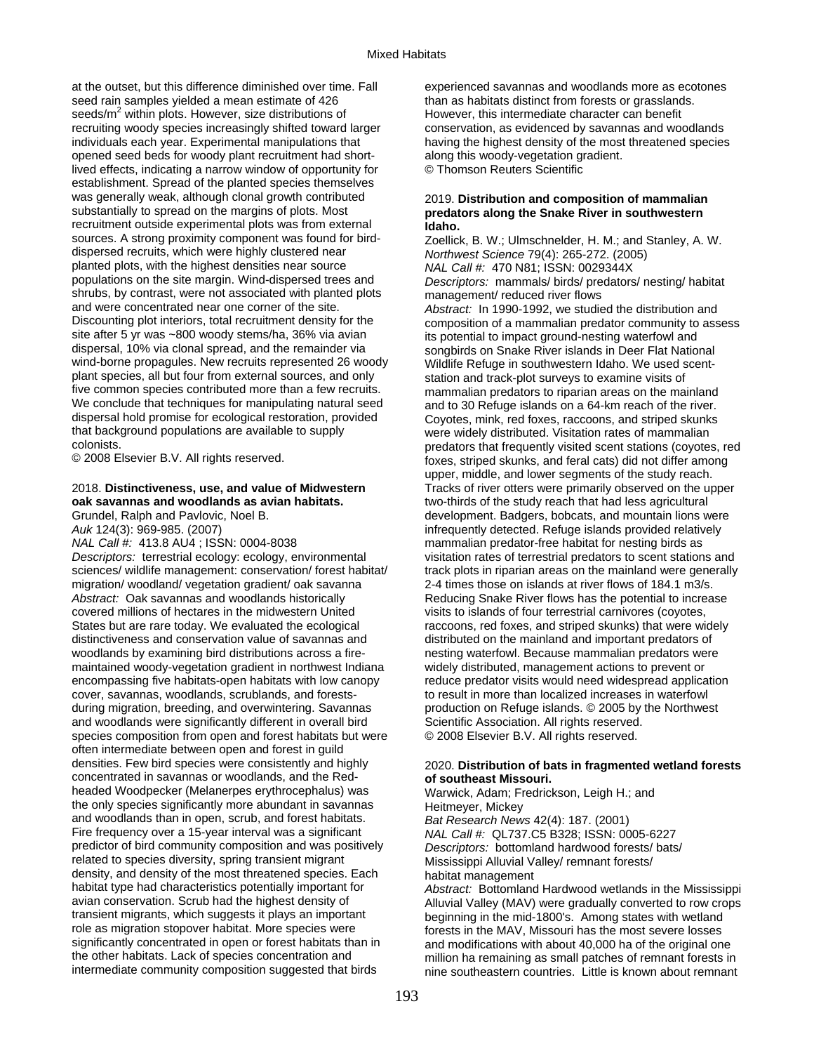at the outset, but this difference diminished over time. Fall seed rain samples yielded a mean estimate of 426 seeds/m$^2$ within plots. However, size distributions of recruiting woody species increasingly shifted toward larger individuals each year. Experimental manipulations that opened seed beds for woody plant recruitment had short-lived effects, indicating a narrow window of opportunity for establishment. Spread of the planted species themselves was generally weak, although clonal growth contributed substantially to spread on the margins of plots. Most recruitment outside experimental plots was from external sources. A strong proximity component was found for bird-dispersed recruits, which were highly clustered near planted plots, with the highest densities near source populations on the site margin. Wind-dispersed trees and shrubs, by contrast, were not associated with planted plots and were concentrated near one corner of the site. Discounting plot interiors, total recruitment density for the site after 5 yr was ~800 woody stems/ha, 36% via avian dispersal, 10% via clonal spread, and the remainder via wind-borne propagules. New recruits represented 26 woody plant species, all but four from external sources, and only five common species contributed more than a few recruits. We conclude that techniques for manipulating natural seed dispersal hold promise for ecological restoration, provided that background populations are available to supply colonists.
© 2008 Elsevier B.V. All rights reserved.

## 2018. **Distinctiveness, use, and value of Midwestern oak savannas and woodlands as avian habitats.**

Grundel, Ralph and Pavlovic, Noel B.
*Auk* 124(3): 969-985. (2007)
*NAL Call #:* 413.8 AU4 ; ISSN: 0004-8038
*Descriptors:* terrestrial ecology: ecology, environmental sciences/ wildlife management: conservation/ forest habitat/ migration/ woodland/ vegetation gradient/ oak savanna
*Abstract:* Oak savannas and woodlands historically covered millions of hectares in the midwestern United States but are rare today. We evaluated the ecological distinctiveness and conservation value of savannas and woodlands by examining bird distributions across a fire-maintained woody-vegetation gradient in northwest Indiana encompassing five habitats-open habitats with low canopy cover, savannas, woodlands, scrublands, and forests-during migration, breeding, and overwintering. Savannas and woodlands were significantly different in overall bird species composition from open and forest habitats but were often intermediate between open and forest in guild densities. Few bird species were consistently and highly concentrated in savannas or woodlands, and the Red-headed Woodpecker (Melanerpes erythrocephalus) was the only species significantly more abundant in savannas and woodlands than in open, scrub, and forest habitats. Fire frequency over a 15-year interval was a significant predictor of bird community composition and was positively related to species diversity, spring transient migrant density, and density of the most threatened species. Each habitat type had characteristics potentially important for avian conservation. Scrub had the highest density of transient migrants, which suggests it plays an important role as migration stopover habitat. More species were significantly concentrated in open or forest habitats than in the other habitats. Lack of species concentration and intermediate community composition suggested that birds experienced savannas and woodlands more as ecotones than as habitats distinct from forests or grasslands. However, this intermediate character can benefit conservation, as evidenced by savannas and woodlands having the highest density of the most threatened species along this woody-vegetation gradient.
© Thomson Reuters Scientific

## 2019. **Distribution and composition of mammalian predators along the Snake River in southwestern Idaho.**

Zoellick, B. W.; Ulmschnelder, H. M.; and Stanley, A. W.
*Northwest Science* 79(4): 265-272. (2005)
*NAL Call #:* 470 N81; ISSN: 0029344X
*Descriptors:* mammals/ birds/ predators/ nesting/ habitat management/ reduced river flows
*Abstract:* In 1990-1992, we studied the distribution and composition of a mammalian predator community to assess its potential to impact ground-nesting waterfowl and songbirds on Snake River islands in Deer Flat National Wildlife Refuge in southwestern Idaho. We used scent-station and track-plot surveys to examine visits of mammalian predators to riparian areas on the mainland and to 30 Refuge islands on a 64-km reach of the river. Coyotes, mink, red foxes, raccoons, and striped skunks were widely distributed. Visitation rates of mammalian predators that frequently visited scent stations (coyotes, red foxes, striped skunks, and feral cats) did not differ among upper, middle, and lower segments of the study reach. Tracks of river otters were primarily observed on the upper two-thirds of the study reach that had less agricultural development. Badgers, bobcats, and mountain lions were infrequently detected. Refuge islands provided relatively mammalian predator-free habitat for nesting birds as visitation rates of terrestrial predators to scent stations and track plots in riparian areas on the mainland were generally 2-4 times those on islands at river flows of 184.1 m3/s. Reducing Snake River flows has the potential to increase visits to islands of four terrestrial carnivores (coyotes, raccoons, red foxes, and striped skunks) that were widely distributed on the mainland and important predators of nesting waterfowl. Because mammalian predators were widely distributed, management actions to prevent or reduce predator visits would need widespread application to result in more than localized increases in waterfowl production on Refuge islands. © 2005 by the Northwest Scientific Association. All rights reserved.
© 2008 Elsevier B.V. All rights reserved.

## 2020. **Distribution of bats in fragmented wetland forests of southeast Missouri.**

Warwick, Adam; Fredrickson, Leigh H.; and Heitmeyer, Mickey
*Bat Research News* 42(4): 187. (2001)
*NAL Call #:* QL737.C5 B328; ISSN: 0005-6227
*Descriptors:* bottomland hardwood forests/ bats/ Mississippi Alluvial Valley/ remnant forests/ habitat management
*Abstract:* Bottomland Hardwood wetlands in the Mississippi Alluvial Valley (MAV) were gradually converted to row crops beginning in the mid-1800's. Among states with wetland forests in the MAV, Missouri has the most severe losses and modifications with about 40,000 ha of the original one million ha remaining as small patches of remnant forests in nine southeastern countries. Little is known about remnant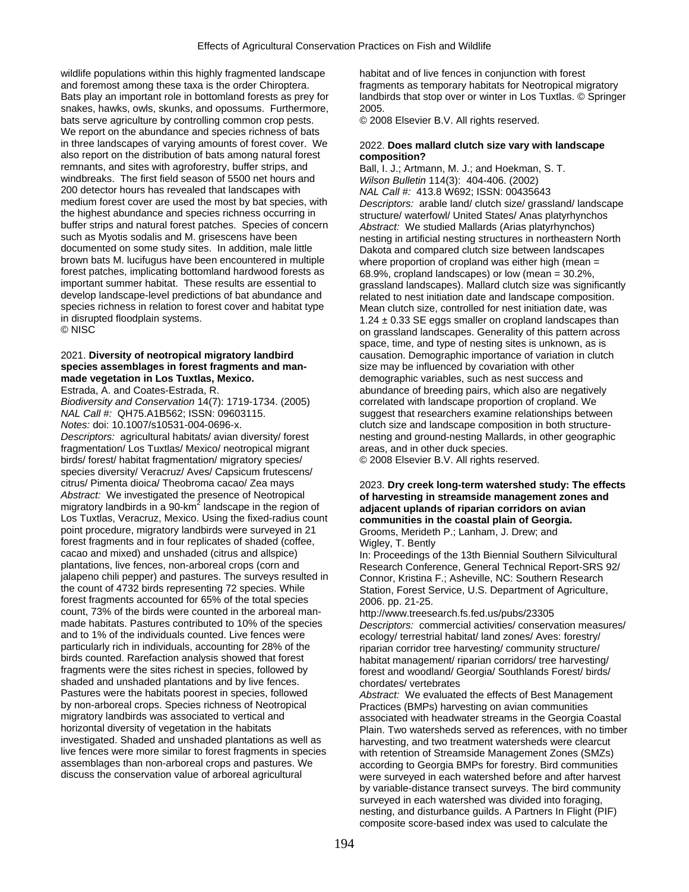wildlife populations within this highly fragmented landscape and foremost among these taxa is the order Chiroptera. Bats play an important role in bottomland forests as prey for snakes, hawks, owls, skunks, and opossums. Furthermore, bats serve agriculture by controlling common crop pests. We report on the abundance and species richness of bats in three landscapes of varying amounts of forest cover. We also report on the distribution of bats among natural forest remnants, and sites with agroforestry, buffer strips, and windbreaks. The first field season of 5500 net hours and 200 detector hours has revealed that landscapes with medium forest cover are used the most by bat species, with the highest abundance and species richness occurring in buffer strips and natural forest patches. Species of concern such as Myotis sodalis and M. grisescens have been documented on some study sites. In addition, male little brown bats M. lucifugus have been encountered in multiple forest patches, implicating bottomland hardwood forests as important summer habitat. These results are essential to develop landscape-level predictions of bat abundance and species richness in relation to forest cover and habitat type in disrupted floodplain systems.
© NISC

2021. **Diversity of neotropical migratory landbird species assemblages in forest fragments and man-made vegetation in Los Tuxtlas, Mexico.**
Estrada, A. and Coates-Estrada, R.
*Biodiversity and Conservation* 14(7): 1719-1734. (2005)
*NAL Call #:* QH75.A1B562; ISSN: 09603115.
*Notes:* doi: 10.1007/s10531-004-0696-x.
*Descriptors:* agricultural habitats/ avian diversity/ forest fragmentation/ Los Tuxtlas/ Mexico/ neotropical migrant birds/ forest/ habitat fragmentation/ migratory species/ species diversity/ Veracruz/ Aves/ Capsicum frutescens/ citrus/ Pimenta dioica/ Theobroma cacao/ Zea mays
*Abstract:* We investigated the presence of Neotropical migratory landbirds in a 90-km$^2$ landscape in the region of Los Tuxtlas, Veracruz, Mexico. Using the fixed-radius count point procedure, migratory landbirds were surveyed in 21 forest fragments and in four replicates of shaded (coffee, cacao and mixed) and unshaded (citrus and allspice) plantations, live fences, non-arboreal crops (corn and jalapeno chili pepper) and pastures. The surveys resulted in the count of 4732 birds representing 72 species. While forest fragments accounted for 65% of the total species count, 73% of the birds were counted in the arboreal man-made habitats. Pastures contributed to 10% of the species and to 1% of the individuals counted. Live fences were particularly rich in individuals, accounting for 28% of the birds counted. Rarefaction analysis showed that forest fragments were the sites richest in species, followed by shaded and unshaded plantations and by live fences. Pastures were the habitats poorest in species, followed by non-arboreal crops. Species richness of Neotropical migratory landbirds was associated to vertical and horizontal diversity of vegetation in the habitats investigated. Shaded and unshaded plantations as well as live fences were more similar to forest fragments in species assemblages than non-arboreal crops and pastures. We discuss the conservation value of arboreal agricultural habitat and of live fences in conjunction with forest fragments as temporary habitats for Neotropical migratory landbirds that stop over or winter in Los Tuxtlas. © Springer 2005.
© 2008 Elsevier B.V. All rights reserved.

2022. **Does mallard clutch size vary with landscape composition?**
Ball, I. J.; Artmann, M. J.; and Hoekman, S. T.
*Wilson Bulletin* 114(3): 404-406. (2002)
*NAL Call #:* 413.8 W692; ISSN: 00435643
*Descriptors:* arable land/ clutch size/ grassland/ landscape structure/ waterfowl/ United States/ Anas platyrhynchos
*Abstract:* We studied Mallards (Arias platyrhynchos) nesting in artificial nesting structures in northeastern North Dakota and compared clutch size between landscapes where proportion of cropland was either high (mean = 68.9%, cropland landscapes) or low (mean = 30.2%, grassland landscapes). Mallard clutch size was significantly related to nest initiation date and landscape composition. Mean clutch size, controlled for nest initiation date, was 1.24 ± 0.33 SE eggs smaller on cropland landscapes than on grassland landscapes. Generality of this pattern across space, time, and type of nesting sites is unknown, as is causation. Demographic importance of variation in clutch size may be influenced by covariation with other demographic variables, such as nest success and abundance of breeding pairs, which also are negatively correlated with landscape proportion of cropland. We suggest that researchers examine relationships between clutch size and landscape composition in both structure-nesting and ground-nesting Mallards, in other geographic areas, and in other duck species.
© 2008 Elsevier B.V. All rights reserved.

2023. **Dry creek long-term watershed study: The effects of harvesting in streamside management zones and adjacent uplands of riparian corridors on avian communities in the coastal plain of Georgia.**
Grooms, Merideth P.; Lanham, J. Drew; and Wigley, T. Bently
In: Proceedings of the 13th Biennial Southern Silvicultural Research Conference, General Technical Report-SRS 92/ Connor, Kristina F.; Asheville, NC: Southern Research Station, Forest Service, U.S. Department of Agriculture, 2006. pp. 21-25.
http://www.treesearch.fs.fed.us/pubs/23305
*Descriptors:* commercial activities/ conservation measures/ ecology/ terrestrial habitat/ land zones/ Aves: forestry/ riparian corridor tree harvesting/ community structure/ habitat management/ riparian corridors/ tree harvesting/ forest and woodland/ Georgia/ Southlands Forest/ birds/ chordates/ vertebrates
*Abstract:* We evaluated the effects of Best Management Practices (BMPs) harvesting on avian communities associated with headwater streams in the Georgia Coastal Plain. Two watersheds served as references, with no timber harvesting, and two treatment watersheds were clearcut with retention of Streamside Management Zones (SMZs) according to Georgia BMPs for forestry. Bird communities were surveyed in each watershed before and after harvest by variable-distance transect surveys. The bird community surveyed in each watershed was divided into foraging, nesting, and disturbance guilds. A Partners In Flight (PIF) composite score-based index was used to calculate the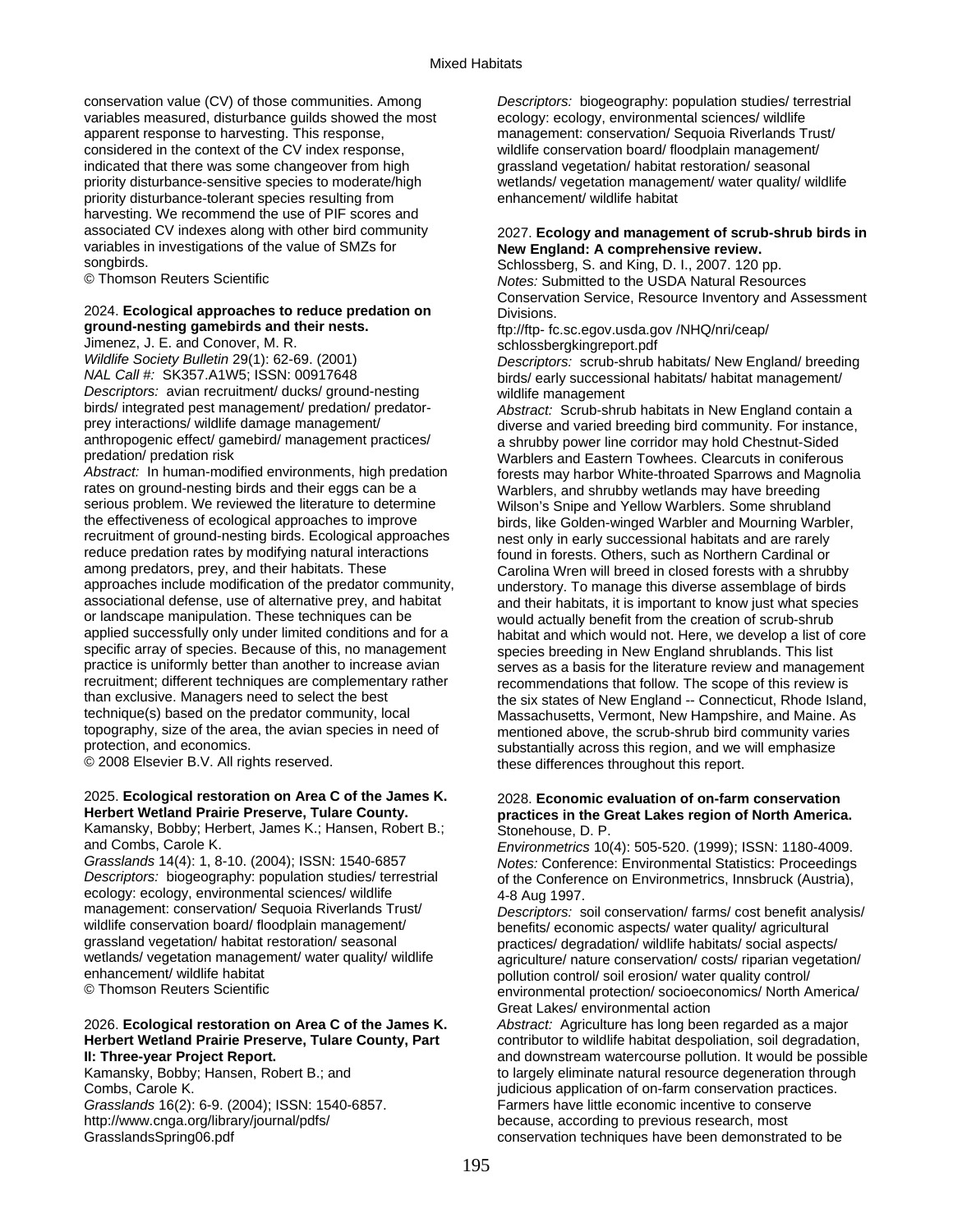conservation value (CV) of those communities. Among variables measured, disturbance guilds showed the most apparent response to harvesting. This response, considered in the context of the CV index response, indicated that there was some changeover from high priority disturbance-sensitive species to moderate/high priority disturbance-tolerant species resulting from harvesting. We recommend the use of PIF scores and associated CV indexes along with other bird community variables in investigations of the value of SMZs for songbirds.
© Thomson Reuters Scientific

2024. **Ecological approaches to reduce predation on ground-nesting gamebirds and their nests.**
Jimenez, J. E. and Conover, M. R.
*Wildlife Society Bulletin* 29(1): 62-69. (2001)
*NAL Call #:* SK357.A1W5; ISSN: 00917648
*Descriptors:* avian recruitment/ ducks/ ground-nesting birds/ integrated pest management/ predation/ predator-prey interactions/ wildlife damage management/ anthropogenic effect/ gamebird/ management practices/ predation/ predation risk
*Abstract:* In human-modified environments, high predation rates on ground-nesting birds and their eggs can be a serious problem. We reviewed the literature to determine the effectiveness of ecological approaches to improve recruitment of ground-nesting birds. Ecological approaches reduce predation rates by modifying natural interactions among predators, prey, and their habitats. These approaches include modification of the predator community, associational defense, use of alternative prey, and habitat or landscape manipulation. These techniques can be applied successfully only under limited conditions and for a specific array of species. Because of this, no management practice is uniformly better than another to increase avian recruitment; different techniques are complementary rather than exclusive. Managers need to select the best technique(s) based on the predator community, local topography, size of the area, the avian species in need of protection, and economics.
© 2008 Elsevier B.V. All rights reserved.

2025. **Ecological restoration on Area C of the James K. Herbert Wetland Prairie Preserve, Tulare County.**
Kamansky, Bobby; Herbert, James K.; Hansen, Robert B.; and Combs, Carole K.
*Grasslands* 14(4): 1, 8-10. (2004); ISSN: 1540-6857
*Descriptors:* biogeography: population studies/ terrestrial ecology: ecology, environmental sciences/ wildlife management: conservation/ Sequoia Riverlands Trust/ wildlife conservation board/ floodplain management/ grassland vegetation/ habitat restoration/ seasonal wetlands/ vegetation management/ water quality/ wildlife enhancement/ wildlife habitat
© Thomson Reuters Scientific

2026. **Ecological restoration on Area C of the James K. Herbert Wetland Prairie Preserve, Tulare County, Part II: Three-year Project Report.**
Kamansky, Bobby; Hansen, Robert B.; and Combs, Carole K.
*Grasslands* 16(2): 6-9. (2004); ISSN: 1540-6857.
http://www.cnga.org/library/journal/pdfs/GrasslandsSpring06.pdf
*Descriptors:* biogeography: population studies/ terrestrial ecology: ecology, environmental sciences/ wildlife management: conservation/ Sequoia Riverlands Trust/ wildlife conservation board/ floodplain management/ grassland vegetation/ habitat restoration/ seasonal wetlands/ vegetation management/ water quality/ wildlife enhancement/ wildlife habitat

2027. **Ecology and management of scrub-shrub birds in New England: A comprehensive review.**
Schlossberg, S. and King, D. I., 2007. 120 pp.
*Notes:* Submitted to the USDA Natural Resources Conservation Service, Resource Inventory and Assessment Divisions.
ftp://ftp- fc.sc.egov.usda.gov /NHQ/nri/ceap/schlossbergkingreport.pdf
*Descriptors:* scrub-shrub habitats/ New England/ breeding birds/ early successional habitats/ habitat management/ wildlife management
*Abstract:* Scrub-shrub habitats in New England contain a diverse and varied breeding bird community. For instance, a shrubby power line corridor may hold Chestnut-Sided Warblers and Eastern Towhees. Clearcuts in coniferous forests may harbor White-throated Sparrows and Magnolia Warblers, and shrubby wetlands may have breeding Wilson's Snipe and Yellow Warblers. Some shrubland birds, like Golden-winged Warbler and Mourning Warbler, nest only in early successional habitats and are rarely found in forests. Others, such as Northern Cardinal or Carolina Wren will breed in closed forests with a shrubby understory. To manage this diverse assemblage of birds and their habitats, it is important to know just what species would actually benefit from the creation of scrub-shrub habitat and which would not. Here, we develop a list of core species breeding in New England shrublands. This list serves as a basis for the literature review and management recommendations that follow. The scope of this review is the six states of New England -- Connecticut, Rhode Island, Massachusetts, Vermont, New Hampshire, and Maine. As mentioned above, the scrub-shrub bird community varies substantially across this region, and we will emphasize these differences throughout this report.

2028. **Economic evaluation of on-farm conservation practices in the Great Lakes region of North America.**
Stonehouse, D. P.
*Environmetrics* 10(4): 505-520. (1999); ISSN: 1180-4009.
*Notes:* Conference: Environmental Statistics: Proceedings of the Conference on Environmetrics, Innsbruck (Austria), 4-8 Aug 1997.
*Descriptors:* soil conservation/ farms/ cost benefit analysis/ benefits/ economic aspects/ water quality/ agricultural practices/ degradation/ wildlife habitats/ social aspects/ agriculture/ nature conservation/ costs/ riparian vegetation/ pollution control/ soil erosion/ water quality control/ environmental protection/ socioeconomics/ North America/ Great Lakes/ environmental action
*Abstract:* Agriculture has long been regarded as a major contributor to wildlife habitat despoliation, soil degradation, and downstream watercourse pollution. It would be possible to largely eliminate natural resource degeneration through judicious application of on-farm conservation practices. Farmers have little economic incentive to conserve because, according to previous research, most conservation techniques have been demonstrated to be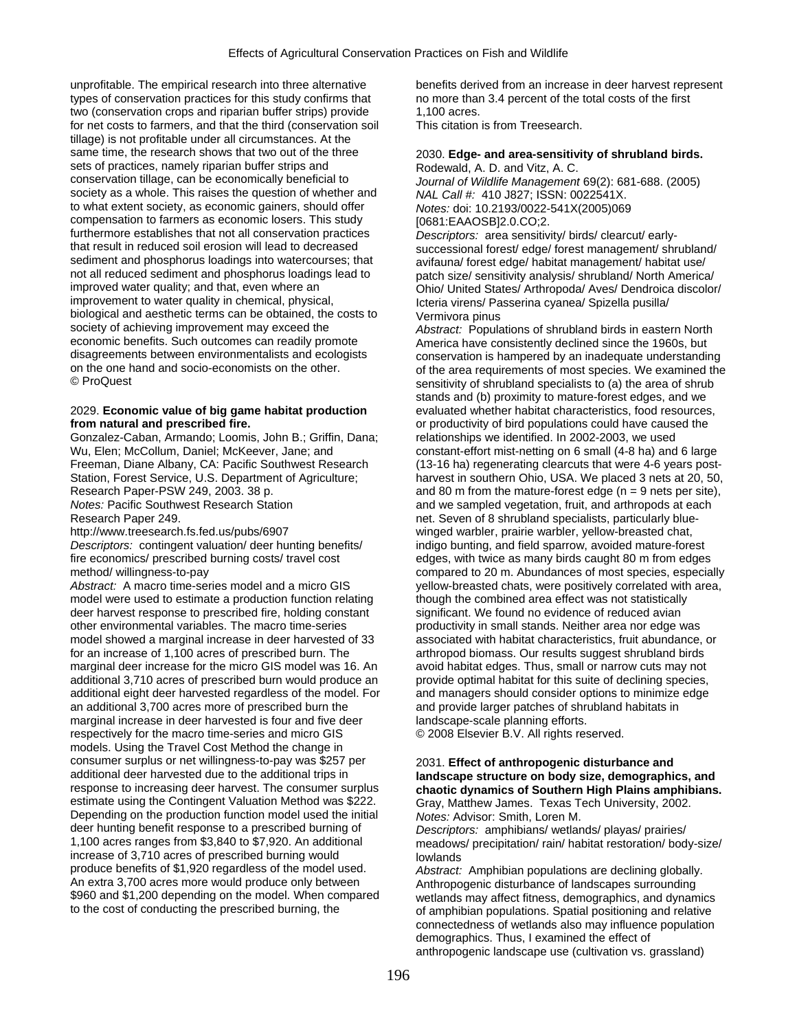unprofitable. The empirical research into three alternative types of conservation practices for this study confirms that two (conservation crops and riparian buffer strips) provide for net costs to farmers, and that the third (conservation soil tillage) is not profitable under all circumstances. At the same time, the research shows that two out of the three sets of practices, namely riparian buffer strips and conservation tillage, can be economically beneficial to society as a whole. This raises the question of whether and to what extent society, as economic gainers, should offer compensation to farmers as economic losers. This study furthermore establishes that not all conservation practices that result in reduced soil erosion will lead to decreased sediment and phosphorus loadings into watercourses; that not all reduced sediment and phosphorus loadings lead to improved water quality; and that, even where an improvement to water quality in chemical, physical, biological and aesthetic terms can be obtained, the costs to society of achieving improvement may exceed the economic benefits. Such outcomes can readily promote disagreements between environmentalists and ecologists on the one hand and socio-economists on the other.
© ProQuest

2029. **Economic value of big game habitat production from natural and prescribed fire.**
Gonzalez-Caban, Armando; Loomis, John B.; Griffin, Dana; Wu, Elen; McCollum, Daniel; McKeever, Jane; and Freeman, Diane Albany, CA: Pacific Southwest Research Station, Forest Service, U.S. Department of Agriculture; Research Paper-PSW 249, 2003. 38 p.
*Notes:* Pacific Southwest Research Station Research Paper 249.
http://www.treesearch.fs.fed.us/pubs/6907
*Descriptors:* contingent valuation/ deer hunting benefits/ fire economics/ prescribed burning costs/ travel cost method/ willingness-to-pay
*Abstract:* A macro time-series model and a micro GIS model were used to estimate a production function relating deer harvest response to prescribed fire, holding constant other environmental variables. The macro time-series model showed a marginal increase in deer harvested of 33 for an increase of 1,100 acres of prescribed burn. The marginal deer increase for the micro GIS model was 16. An additional 3,710 acres of prescribed burn would produce an additional eight deer harvested regardless of the model. For an additional 3,700 acres more of prescribed burn the marginal increase in deer harvested is four and five deer respectively for the macro time-series and micro GIS models. Using the Travel Cost Method the change in consumer surplus or net willingness-to-pay was $257 per additional deer harvested due to the additional trips in response to increasing deer harvest. The consumer surplus estimate using the Contingent Valuation Method was $222. Depending on the production function model used the initial deer hunting benefit response to a prescribed burning of 1,100 acres ranges from $3,840 to $7,920. An additional increase of 3,710 acres of prescribed burning would produce benefits of $1,920 regardless of the model used. An extra 3,700 acres more would produce only between $960 and $1,200 depending on the model. When compared to the cost of conducting the prescribed burning, the benefits derived from an increase in deer harvest represent no more than 3.4 percent of the total costs of the first 1,100 acres.
This citation is from Treesearch.

2030. **Edge- and area-sensitivity of shrubland birds.**
Rodewald, A. D. and Vitz, A. C.
*Journal of Wildlife Management* 69(2): 681-688. (2005)
*NAL Call #:* 410 J827; ISSN: 0022541X.
*Notes:* doi: 10.2193/0022-541X(2005)069[0681:EAAOSB]2.0.CO;2.
*Descriptors:* area sensitivity/ birds/ clearcut/ early-successional forest/ edge/ forest management/ shrubland/ avifauna/ forest edge/ habitat management/ habitat use/ patch size/ sensitivity analysis/ shrubland/ North America/ Ohio/ United States/ Arthropoda/ Aves/ Dendroica discolor/ Icteria virens/ Passerina cyanea/ Spizella pusilla/ Vermivora pinus
*Abstract:* Populations of shrubland birds in eastern North America have consistently declined since the 1960s, but conservation is hampered by an inadequate understanding of the area requirements of most species. We examined the sensitivity of shrubland specialists to (a) the area of shrub stands and (b) proximity to mature-forest edges, and we evaluated whether habitat characteristics, food resources, or productivity of bird populations could have caused the relationships we identified. In 2002-2003, we used constant-effort mist-netting on 6 small (4-8 ha) and 6 large (13-16 ha) regenerating clearcuts that were 4-6 years post-harvest in southern Ohio, USA. We placed 3 nets at 20, 50, and 80 m from the mature-forest edge (n = 9 nets per site), and we sampled vegetation, fruit, and arthropods at each net. Seven of 8 shrubland specialists, particularly blue-winged warbler, prairie warbler, yellow-breasted chat, indigo bunting, and field sparrow, avoided mature-forest edges, with twice as many birds caught 80 m from edges compared to 20 m. Abundances of most species, especially yellow-breasted chats, were positively correlated with area, though the combined area effect was not statistically significant. We found no evidence of reduced avian productivity in small stands. Neither area nor edge was associated with habitat characteristics, fruit abundance, or arthropod biomass. Our results suggest shrubland birds avoid habitat edges. Thus, small or narrow cuts may not provide optimal habitat for this suite of declining species, and managers should consider options to minimize edge and provide larger patches of shrubland habitats in landscape-scale planning efforts.
© 2008 Elsevier B.V. All rights reserved.

2031. **Effect of anthropogenic disturbance and landscape structure on body size, demographics, and chaotic dynamics of Southern High Plains amphibians.**
Gray, Matthew James. Texas Tech University, 2002.
*Notes:* Advisor: Smith, Loren M.
*Descriptors:* amphibians/ wetlands/ playas/ prairies/ meadows/ precipitation/ rain/ habitat restoration/ body-size/ lowlands
*Abstract:* Amphibian populations are declining globally. Anthropogenic disturbance of landscapes surrounding wetlands may affect fitness, demographics, and dynamics of amphibian populations. Spatial positioning and relative connectedness of wetlands also may influence population demographics. Thus, I examined the effect of anthropogenic landscape use (cultivation vs. grassland)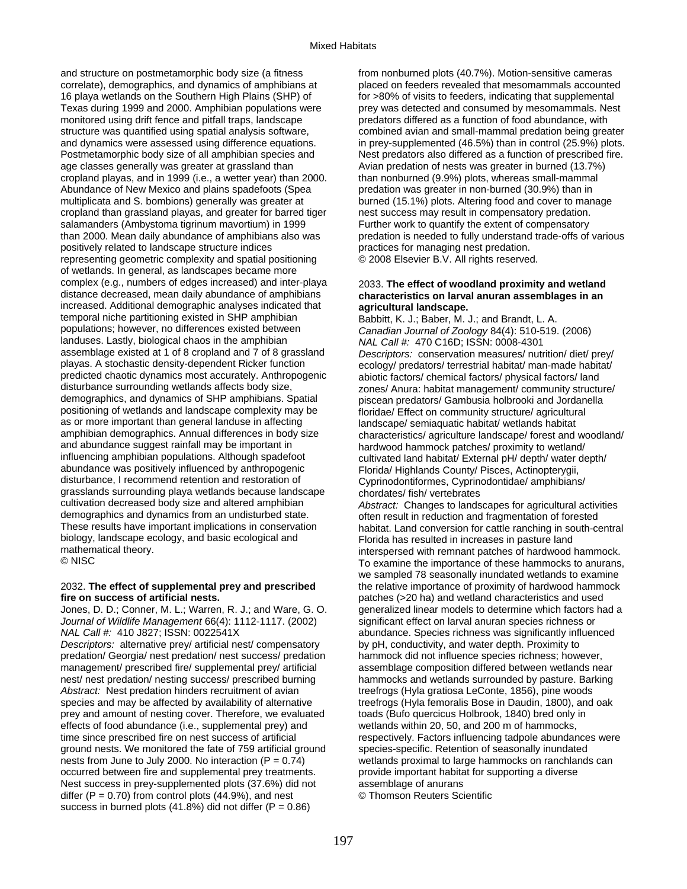and structure on postmetamorphic body size (a fitness correlate), demographics, and dynamics of amphibians at 16 playa wetlands on the Southern High Plains (SHP) of Texas during 1999 and 2000. Amphibian populations were monitored using drift fence and pitfall traps, landscape structure was quantified using spatial analysis software, and dynamics were assessed using difference equations. Postmetamorphic body size of all amphibian species and age classes generally was greater at grassland than cropland playas, and in 1999 (i.e., a wetter year) than 2000. Abundance of New Mexico and plains spadefoots (Spea multiplicata and S. bombions) generally was greater at cropland than grassland playas, and greater for barred tiger salamanders (Ambystoma tigrinum mavortium) in 1999 than 2000. Mean daily abundance of amphibians also was positively related to landscape structure indices representing geometric complexity and spatial positioning of wetlands. In general, as landscapes became more complex (e.g., numbers of edges increased) and inter-playa distance decreased, mean daily abundance of amphibians increased. Additional demographic analyses indicated that temporal niche partitioning existed in SHP amphibian populations; however, no differences existed between landuses. Lastly, biological chaos in the amphibian assemblage existed at 1 of 8 cropland and 7 of 8 grassland playas. A stochastic density-dependent Ricker function predicted chaotic dynamics most accurately. Anthropogenic disturbance surrounding wetlands affects body size, demographics, and dynamics of SHP amphibians. Spatial positioning of wetlands and landscape complexity may be as or more important than general landuse in affecting amphibian demographics. Annual differences in body size and abundance suggest rainfall may be important in influencing amphibian populations. Although spadefoot abundance was positively influenced by anthropogenic disturbance, I recommend retention and restoration of grasslands surrounding playa wetlands because landscape cultivation decreased body size and altered amphibian demographics and dynamics from an undisturbed state. These results have important implications in conservation biology, landscape ecology, and basic ecological and mathematical theory.
© NISC

2032. **The effect of supplemental prey and prescribed fire on success of artificial nests.**
Jones, D. D.; Conner, M. L.; Warren, R. J.; and Ware, G. O.
*Journal of Wildlife Management* 66(4): 1112-1117. (2002)
*NAL Call #:* 410 J827; ISSN: 0022541X
*Descriptors:* alternative prey/ artificial nest/ compensatory predation/ Georgia/ nest predation/ nest success/ predation management/ prescribed fire/ supplemental prey/ artificial nest/ nest predation/ nesting success/ prescribed burning
*Abstract:* Nest predation hinders recruitment of avian species and may be affected by availability of alternative prey and amount of nesting cover. Therefore, we evaluated effects of food abundance (i.e., supplemental prey) and time since prescribed fire on nest success of artificial ground nests. We monitored the fate of 759 artificial ground nests from June to July 2000. No interaction ($P = 0.74$) occurred between fire and supplemental prey treatments. Nest success in prey-supplemented plots (37.6%) did not differ ($P = 0.70$) from control plots (44.9%), and nest success in burned plots (41.8%) did not differ ($P = 0.86$) from nonburned plots (40.7%). Motion-sensitive cameras placed on feeders revealed that mesomammals accounted for >80% of visits to feeders, indicating that supplemental prey was detected and consumed by mesomammals. Nest predators differed as a function of food abundance, with combined avian and small-mammal predation being greater in prey-supplemented (46.5%) than in control (25.9%) plots. Nest predators also differed as a function of prescribed fire. Avian predation of nests was greater in burned (13.7%) than nonburned (9.9%) plots, whereas small-mammal predation was greater in non-burned (30.9%) than in burned (15.1%) plots. Altering food and cover to manage nest success may result in compensatory predation. Further work to quantify the extent of compensatory predation is needed to fully understand trade-offs of various practices for managing nest predation.
© 2008 Elsevier B.V. All rights reserved.

2033. **The effect of woodland proximity and wetland characteristics on larval anuran assemblages in an agricultural landscape.**
Babbitt, K. J.; Baber, M. J.; and Brandt, L. A.
*Canadian Journal of Zoology* 84(4): 510-519. (2006)
*NAL Call #:* 470 C16D; ISSN: 0008-4301
*Descriptors:* conservation measures/ nutrition/ diet/ prey/ ecology/ predators/ terrestrial habitat/ man-made habitat/ abiotic factors/ chemical factors/ physical factors/ land zones/ Anura: habitat management/ community structure/ piscean predators/ Gambusia holbrooki and Jordanella floridae/ Effect on community structure/ agricultural landscape/ semiaquatic habitat/ wetlands habitat characteristics/ agriculture landscape/ forest and woodland/ hardwood hammock patches/ proximity to wetland/ cultivated land habitat/ External pH/ depth/ water depth/ Florida/ Highlands County/ Pisces, Actinopterygii, Cyprinodontiformes, Cyprinodontidae/ amphibians/ chordates/ fish/ vertebrates
*Abstract:* Changes to landscapes for agricultural activities often result in reduction and fragmentation of forested habitat. Land conversion for cattle ranching in south-central Florida has resulted in increases in pasture land interspersed with remnant patches of hardwood hammock. To examine the importance of these hammocks to anurans, we sampled 78 seasonally inundated wetlands to examine the relative importance of proximity of hardwood hammock patches (>20 ha) and wetland characteristics and used generalized linear models to determine which factors had a significant effect on larval anuran species richness or abundance. Species richness was significantly influenced by pH, conductivity, and water depth. Proximity to hammock did not influence species richness; however, assemblage composition differed between wetlands near hammocks and wetlands surrounded by pasture. Barking treefrogs (Hyla gratiosa LeConte, 1856), pine woods treefrogs (Hyla femoralis Bose in Daudin, 1800), and oak toads (Bufo quercicus Holbrook, 1840) bred only in wetlands within 20, 50, and 200 m of hammocks, respectively. Factors influencing tadpole abundances were species-specific. Retention of seasonally inundated wetlands proximal to large hammocks on ranchlands can provide important habitat for supporting a diverse assemblage of anurans
© Thomson Reuters Scientific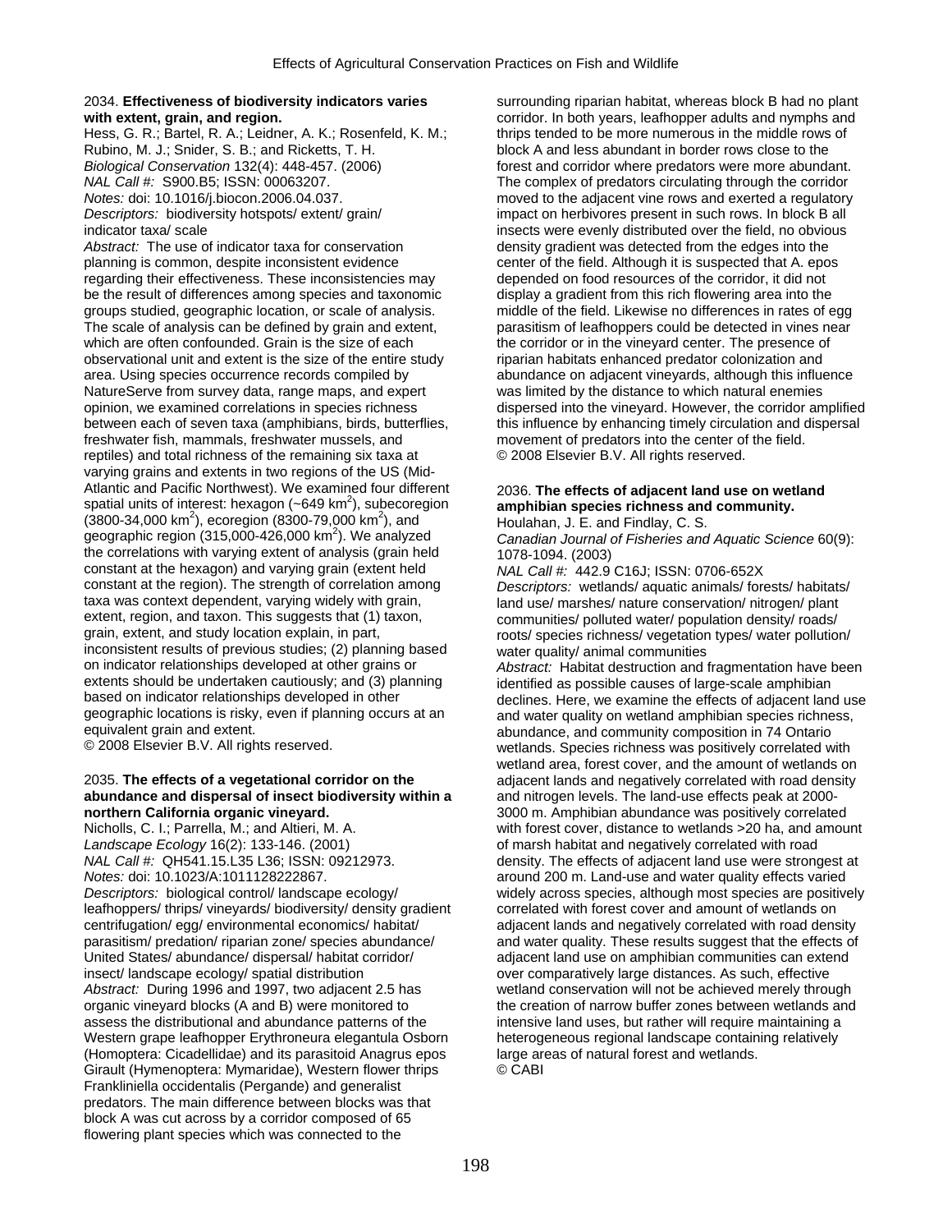2034. **Effectiveness of biodiversity indicators varies with extent, grain, and region.**

Hess, G. R.; Bartel, R. A.; Leidner, A. K.; Rosenfeld, K. M.; Rubino, M. J.; Snider, S. B.; and Ricketts, T. H.

*Biological Conservation* 132(4): 448-457. (2006)

*NAL Call #:* S900.B5; ISSN: 00063207.

*Notes:* doi: 10.1016/j.biocon.2006.04.037.

*Descriptors:* biodiversity hotspots/ extent/ grain/ indicator taxa/ scale

*Abstract:* The use of indicator taxa for conservation planning is common, despite inconsistent evidence regarding their effectiveness. These inconsistencies may be the result of differences among species and taxonomic groups studied, geographic location, or scale of analysis. The scale of analysis can be defined by grain and extent, which are often confounded. Grain is the size of each observational unit and extent is the size of the entire study area. Using species occurrence records compiled by NatureServe from survey data, range maps, and expert opinion, we examined correlations in species richness between each of seven taxa (amphibians, birds, butterflies, freshwater fish, mammals, freshwater mussels, and reptiles) and total richness of the remaining six taxa at varying grains and extents in two regions of the US (Mid-Atlantic and Pacific Northwest). We examined four different spatial units of interest: hexagon (~649 km$^2$), subecoregion (3800-34,000 km$^2$), ecoregion (8300-79,000 km$^2$), and geographic region (315,000-426,000 km$^2$). We analyzed the correlations with varying extent of analysis (grain held constant at the hexagon) and varying grain (extent held constant at the region). The strength of correlation among taxa was context dependent, varying widely with grain, extent, region, and taxon. This suggests that (1) taxon, grain, extent, and study location explain, in part, inconsistent results of previous studies; (2) planning based on indicator relationships developed at other grains or extents should be undertaken cautiously; and (3) planning based on indicator relationships developed in other geographic locations is risky, even if planning occurs at an equivalent grain and extent.

© 2008 Elsevier B.V. All rights reserved.

2035. **The effects of a vegetational corridor on the abundance and dispersal of insect biodiversity within a northern California organic vineyard.**

Nicholls, C. I.; Parrella, M.; and Altieri, M. A.

*Landscape Ecology* 16(2): 133-146. (2001)

*NAL Call #:* QH541.15.L35 L36; ISSN: 09212973.

*Notes:* doi: 10.1023/A:1011128222867.

*Descriptors:* biological control/ landscape ecology/ leafhoppers/ thrips/ vineyards/ biodiversity/ density gradient centrifugation/ egg/ environmental economics/ habitat/ parasitism/ predation/ riparian zone/ species abundance/ United States/ abundance/ dispersal/ habitat corridor/ insect/ landscape ecology/ spatial distribution

*Abstract:* During 1996 and 1997, two adjacent 2.5 has organic vineyard blocks (A and B) were monitored to assess the distributional and abundance patterns of the Western grape leafhopper Erythroneura elegantula Osborn (Homoptera: Cicadellidae) and its parasitoid Anagrus epos Girault (Hymenoptera: Mymaridae), Western flower thrips Frankliniella occidentalis (Pergande) and generalist predators. The main difference between blocks was that block A was cut across by a corridor composed of 65 flowering plant species which was connected to the surrounding riparian habitat, whereas block B had no plant corridor. In both years, leafhopper adults and nymphs and thrips tended to be more numerous in the middle rows of block A and less abundant in border rows close to the forest and corridor where predators were more abundant. The complex of predators circulating through the corridor moved to the adjacent vine rows and exerted a regulatory impact on herbivores present in such rows. In block B all insects were evenly distributed over the field, no obvious density gradient was detected from the edges into the center of the field. Although it is suspected that A. epos depended on food resources of the corridor, it did not display a gradient from this rich flowering area into the middle of the field. Likewise no differences in rates of egg parasitism of leafhoppers could be detected in vines near the corridor or in the vineyard center. The presence of riparian habitats enhanced predator colonization and abundance on adjacent vineyards, although this influence was limited by the distance to which natural enemies dispersed into the vineyard. However, the corridor amplified this influence by enhancing timely circulation and dispersal movement of predators into the center of the field.

© 2008 Elsevier B.V. All rights reserved.

2036. **The effects of adjacent land use on wetland amphibian species richness and community.**

Houlahan, J. E. and Findlay, C. S.

*Canadian Journal of Fisheries and Aquatic Science* 60(9): 1078-1094. (2003)

*NAL Call #:* 442.9 C16J; ISSN: 0706-652X

*Descriptors:* wetlands/ aquatic animals/ forests/ habitats/ land use/ marshes/ nature conservation/ nitrogen/ plant communities/ polluted water/ population density/ roads/ roots/ species richness/ vegetation types/ water pollution/ water quality/ animal communities

*Abstract:* Habitat destruction and fragmentation have been identified as possible causes of large-scale amphibian declines. Here, we examine the effects of adjacent land use and water quality on wetland amphibian species richness, abundance, and community composition in 74 Ontario wetlands. Species richness was positively correlated with wetland area, forest cover, and the amount of wetlands on adjacent lands and negatively correlated with road density and nitrogen levels. The land-use effects peak at 2000-3000 m. Amphibian abundance was positively correlated with forest cover, distance to wetlands >20 ha, and amount of marsh habitat and negatively correlated with road density. The effects of adjacent land use were strongest at around 200 m. Land-use and water quality effects varied widely across species, although most species are positively correlated with forest cover and amount of wetlands on adjacent lands and negatively correlated with road density and water quality. These results suggest that the effects of adjacent land use on amphibian communities can extend over comparatively large distances. As such, effective wetland conservation will not be achieved merely through the creation of narrow buffer zones between wetlands and intensive land uses, but rather will require maintaining a heterogeneous regional landscape containing relatively large areas of natural forest and wetlands.

© CABI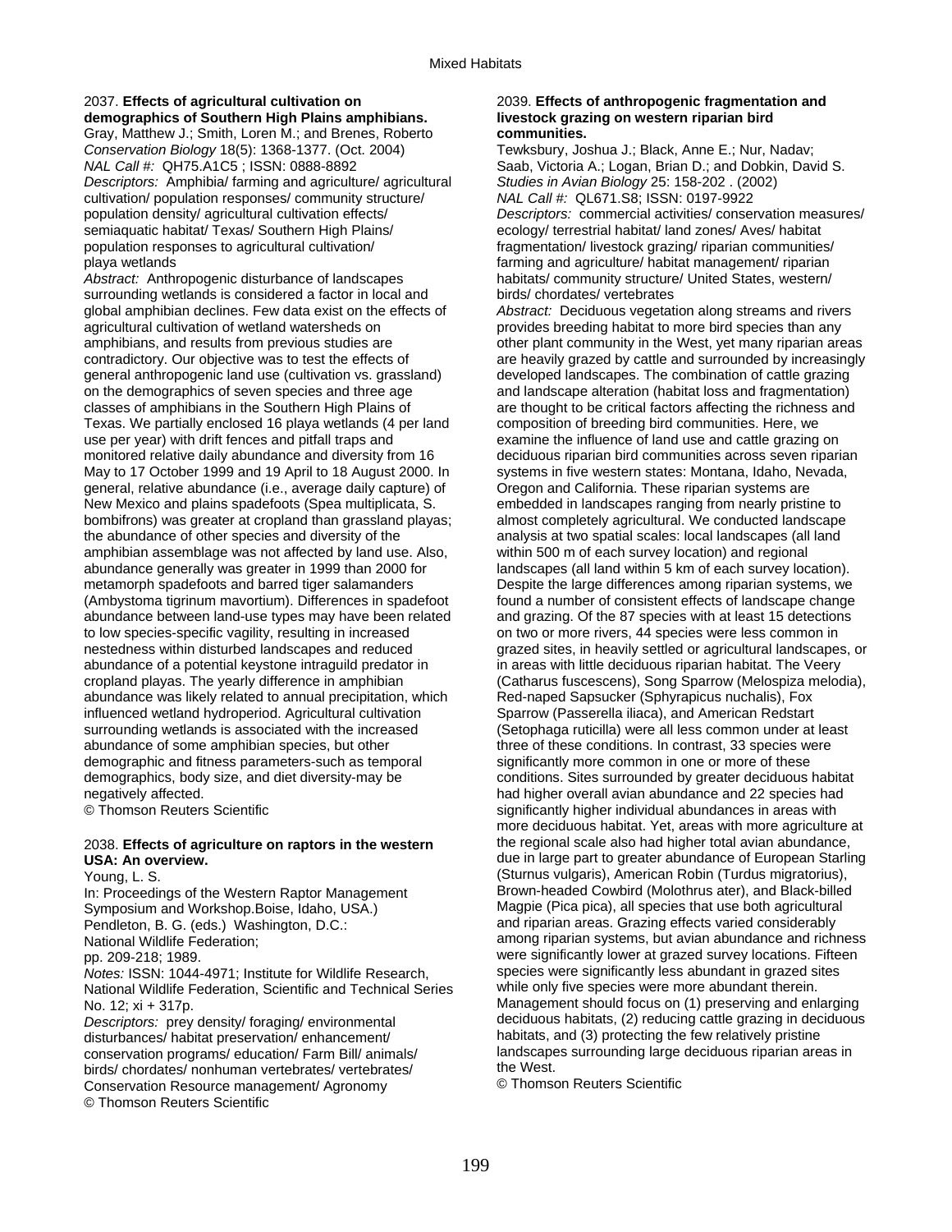2037. **Effects of agricultural cultivation on demographics of Southern High Plains amphibians.**
Gray, Matthew J.; Smith, Loren M.; and Brenes, Roberto
*Conservation Biology* 18(5): 1368-1377. (Oct. 2004)
*NAL Call #:* QH75.A1C5 ; ISSN: 0888-8892
*Descriptors:* Amphibia/ farming and agriculture/ agricultural cultivation/ population responses/ community structure/ population density/ agricultural cultivation effects/ semiaquatic habitat/ Texas/ Southern High Plains/ population responses to agricultural cultivation/ playa wetlands
*Abstract:* Anthropogenic disturbance of landscapes surrounding wetlands is considered a factor in local and global amphibian declines. Few data exist on the effects of agricultural cultivation of wetland watersheds on amphibians, and results from previous studies are contradictory. Our objective was to test the effects of general anthropogenic land use (cultivation vs. grassland) on the demographics of seven species and three age classes of amphibians in the Southern High Plains of Texas. We partially enclosed 16 playa wetlands (4 per land use per year) with drift fences and pitfall traps and monitored relative daily abundance and diversity from 16 May to 17 October 1999 and 19 April to 18 August 2000. In general, relative abundance (i.e., average daily capture) of New Mexico and plains spadefoots (Spea multiplicata, S. bombifrons) was greater at cropland than grassland playas; the abundance of other species and diversity of the amphibian assemblage was not affected by land use. Also, abundance generally was greater in 1999 than 2000 for metamorph spadefoots and barred tiger salamanders (Ambystoma tigrinum mavortium). Differences in spadefoot abundance between land-use types may have been related to low species-specific vagility, resulting in increased nestedness within disturbed landscapes and reduced abundance of a potential keystone intraguild predator in cropland playas. The yearly difference in amphibian abundance was likely related to annual precipitation, which influenced wetland hydroperiod. Agricultural cultivation surrounding wetlands is associated with the increased abundance of some amphibian species, but other demographic and fitness parameters-such as temporal demographics, body size, and diet diversity-may be negatively affected.
© Thomson Reuters Scientific

2038. **Effects of agriculture on raptors in the western USA: An overview.**
Young, L. S.
In: Proceedings of the Western Raptor Management Symposium and Workshop.Boise, Idaho, USA.)
Pendleton, B. G. (eds.) Washington, D.C.: National Wildlife Federation;
pp. 209-218; 1989.
*Notes:* ISSN: 1044-4971; Institute for Wildlife Research, National Wildlife Federation, Scientific and Technical Series No. 12; xi + 317p.
*Descriptors:* prey density/ foraging/ environmental disturbances/ habitat preservation/ enhancement/ conservation programs/ education/ Farm Bill/ animals/ birds/ chordates/ nonhuman vertebrates/ vertebrates/ Conservation Resource management/ Agronomy
© Thomson Reuters Scientific

2039. **Effects of anthropogenic fragmentation and livestock grazing on western riparian bird communities.**
Tewksbury, Joshua J.; Black, Anne E.; Nur, Nadav; Saab, Victoria A.; Logan, Brian D.; and Dobkin, David S.
*Studies in Avian Biology* 25: 158-202 . (2002)
*NAL Call #:* QL671.S8; ISSN: 0197-9922
*Descriptors:* commercial activities/ conservation measures/ ecology/ terrestrial habitat/ land zones/ Aves/ habitat fragmentation/ livestock grazing/ riparian communities/ farming and agriculture/ habitat management/ riparian habitats/ community structure/ United States, western/ birds/ chordates/ vertebrates
*Abstract:* Deciduous vegetation along streams and rivers provides breeding habitat to more bird species than any other plant community in the West, yet many riparian areas are heavily grazed by cattle and surrounded by increasingly developed landscapes. The combination of cattle grazing and landscape alteration (habitat loss and fragmentation) are thought to be critical factors affecting the richness and composition of breeding bird communities. Here, we examine the influence of land use and cattle grazing on deciduous riparian bird communities across seven riparian systems in five western states: Montana, Idaho, Nevada, Oregon and California. These riparian systems are embedded in landscapes ranging from nearly pristine to almost completely agricultural. We conducted landscape analysis at two spatial scales: local landscapes (all land within 500 m of each survey location) and regional landscapes (all land within 5 km of each survey location). Despite the large differences among riparian systems, we found a number of consistent effects of landscape change and grazing. Of the 87 species with at least 15 detections on two or more rivers, 44 species were less common in grazed sites, in heavily settled or agricultural landscapes, or in areas with little deciduous riparian habitat. The Veery (Catharus fuscescens), Song Sparrow (Melospiza melodia), Red-naped Sapsucker (Sphyrapicus nuchalis), Fox Sparrow (Passerella iliaca), and American Redstart (Setophaga ruticilla) were all less common under at least three of these conditions. In contrast, 33 species were significantly more common in one or more of these conditions. Sites surrounded by greater deciduous habitat had higher overall avian abundance and 22 species had significantly higher individual abundances in areas with more deciduous habitat. Yet, areas with more agriculture at the regional scale also had higher total avian abundance, due in large part to greater abundance of European Starling (Sturnus vulgaris), American Robin (Turdus migratorius), Brown-headed Cowbird (Molothrus ater), and Black-billed Magpie (Pica pica), all species that use both agricultural and riparian areas. Grazing effects varied considerably among riparian systems, but avian abundance and richness were significantly lower at grazed survey locations. Fifteen species were significantly less abundant in grazed sites while only five species were more abundant therein. Management should focus on (1) preserving and enlarging deciduous habitats, (2) reducing cattle grazing in deciduous habitats, and (3) protecting the few relatively pristine landscapes surrounding large deciduous riparian areas in the West.
© Thomson Reuters Scientific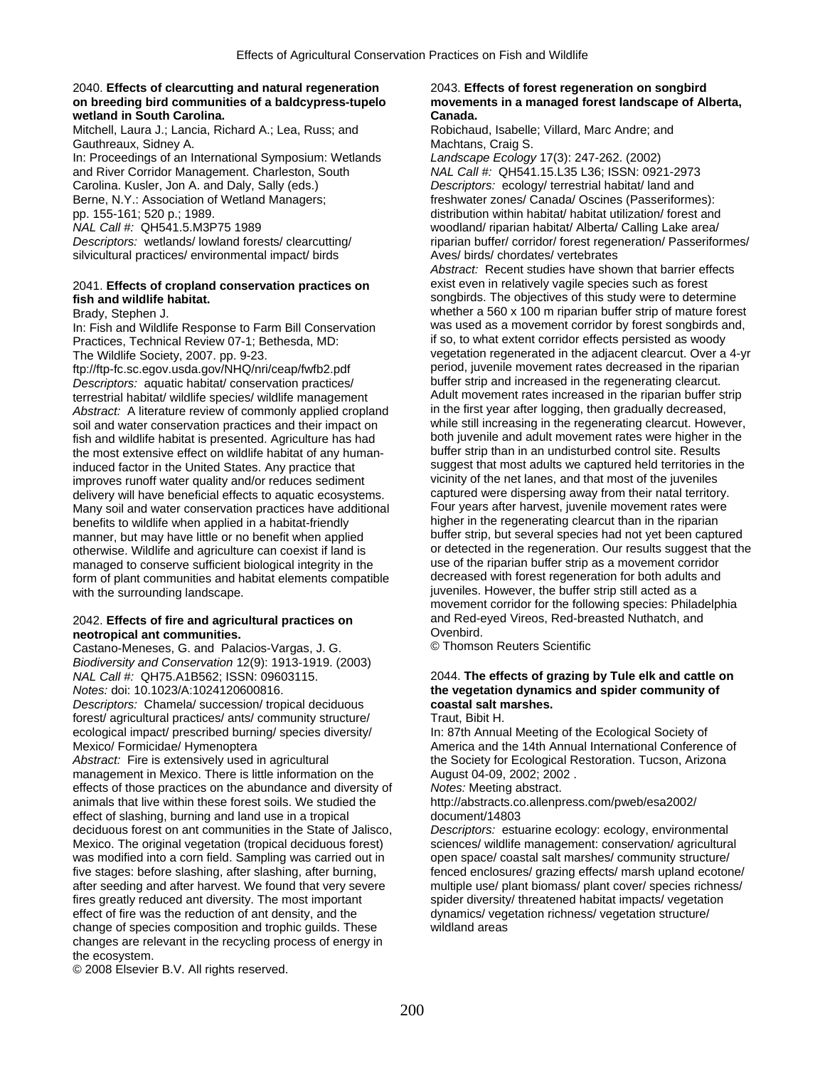2040. **Effects of clearcutting and natural regeneration on breeding bird communities of a baldcypress-tupelo wetland in South Carolina.**
Mitchell, Laura J.; Lancia, Richard A.; Lea, Russ; and Gauthreaux, Sidney A.
In: Proceedings of an International Symposium: Wetlands and River Corridor Management. Charleston, South Carolina. Kusler, Jon A. and Daly, Sally (eds.)
Berne, N.Y.: Association of Wetland Managers; pp. 155-161; 520 p.; 1989.
*NAL Call #:* QH541.5.M3P75 1989
*Descriptors:* wetlands/ lowland forests/ clearcutting/ silvicultural practices/ environmental impact/ birds

2041. **Effects of cropland conservation practices on fish and wildlife habitat.**
Brady, Stephen J.
In: Fish and Wildlife Response to Farm Bill Conservation Practices, Technical Review 07-1; Bethesda, MD: The Wildlife Society, 2007. pp. 9-23.
ftp://ftp-fc.sc.egov.usda.gov/NHQ/nri/ceap/fwfb2.pdf
*Descriptors:* aquatic habitat/ conservation practices/ terrestrial habitat/ wildlife species/ wildlife management
*Abstract:* A literature review of commonly applied cropland soil and water conservation practices and their impact on fish and wildlife habitat is presented. Agriculture has had the most extensive effect on wildlife habitat of any human-induced factor in the United States. Any practice that improves runoff water quality and/or reduces sediment delivery will have beneficial effects to aquatic ecosystems. Many soil and water conservation practices have additional benefits to wildlife when applied in a habitat-friendly manner, but may have little or no benefit when applied otherwise. Wildlife and agriculture can coexist if land is managed to conserve sufficient biological integrity in the form of plant communities and habitat elements compatible with the surrounding landscape.

2042. **Effects of fire and agricultural practices on neotropical ant communities.**
Castano-Meneses, G. and Palacios-Vargas, J. G.
*Biodiversity and Conservation* 12(9): 1913-1919. (2003)
*NAL Call #:* QH75.A1B562; ISSN: 09603115.
*Notes:* doi: 10.1023/A:1024120600816.
*Descriptors:* Chamela/ succession/ tropical deciduous forest/ agricultural practices/ ants/ community structure/ ecological impact/ prescribed burning/ species diversity/ Mexico/ Formicidae/ Hymenoptera
*Abstract:* Fire is extensively used in agricultural management in Mexico. There is little information on the effects of those practices on the abundance and diversity of animals that live within these forest soils. We studied the effect of slashing, burning and land use in a tropical deciduous forest on ant communities in the State of Jalisco, Mexico. The original vegetation (tropical deciduous forest) was modified into a corn field. Sampling was carried out in five stages: before slashing, after slashing, after burning, after seeding and after harvest. We found that very severe fires greatly reduced ant diversity. The most important effect of fire was the reduction of ant density, and the change of species composition and trophic guilds. These changes are relevant in the recycling process of energy in the ecosystem.
© 2008 Elsevier B.V. All rights reserved.

2043. **Effects of forest regeneration on songbird movements in a managed forest landscape of Alberta, Canada.**
Robichaud, Isabelle; Villard, Marc Andre; and Machtans, Craig S.
*Landscape Ecology* 17(3): 247-262. (2002)
*NAL Call #:* QH541.15.L35 L36; ISSN: 0921-2973
*Descriptors:* ecology/ terrestrial habitat/ land and freshwater zones/ Canada/ Oscines (Passeriformes): distribution within habitat/ habitat utilization/ forest and woodland/ riparian habitat/ Alberta/ Calling Lake area/ riparian buffer/ corridor/ forest regeneration/ Passeriformes/ Aves/ birds/ chordates/ vertebrates
*Abstract:* Recent studies have shown that barrier effects exist even in relatively vagile species such as forest songbirds. The objectives of this study were to determine whether a 560 x 100 m riparian buffer strip of mature forest was used as a movement corridor by forest songbirds and, if so, to what extent corridor effects persisted as woody vegetation regenerated in the adjacent clearcut. Over a 4-yr period, juvenile movement rates decreased in the riparian buffer strip and increased in the regenerating clearcut. Adult movement rates increased in the riparian buffer strip in the first year after logging, then gradually decreased, while still increasing in the regenerating clearcut. However, both juvenile and adult movement rates were higher in the buffer strip than in an undisturbed control site. Results suggest that most adults we captured held territories in the vicinity of the net lanes, and that most of the juveniles captured were dispersing away from their natal territory. Four years after harvest, juvenile movement rates were higher in the regenerating clearcut than in the riparian buffer strip, but several species had not yet been captured or detected in the regeneration. Our results suggest that the use of the riparian buffer strip as a movement corridor decreased with forest regeneration for both adults and juveniles. However, the buffer strip still acted as a movement corridor for the following species: Philadelphia and Red-eyed Vireos, Red-breasted Nuthatch, and Ovenbird.
© Thomson Reuters Scientific

2044. **The effects of grazing by Tule elk and cattle on the vegetation dynamics and spider community of coastal salt marshes.**
Traut, Bibit H.
In: 87th Annual Meeting of the Ecological Society of America and the 14th Annual International Conference of the Society for Ecological Restoration. Tucson, Arizona August 04-09, 2002; 2002 .
*Notes:* Meeting abstract.
http://abstracts.co.allenpress.com/pweb/esa2002/document/14803
*Descriptors:* estuarine ecology: ecology, environmental sciences/ wildlife management: conservation/ agricultural open space/ coastal salt marshes/ community structure/ fenced enclosures/ grazing effects/ marsh upland ecotone/ multiple use/ plant biomass/ plant cover/ species richness/ spider diversity/ threatened habitat impacts/ vegetation dynamics/ vegetation richness/ vegetation structure/ wildland areas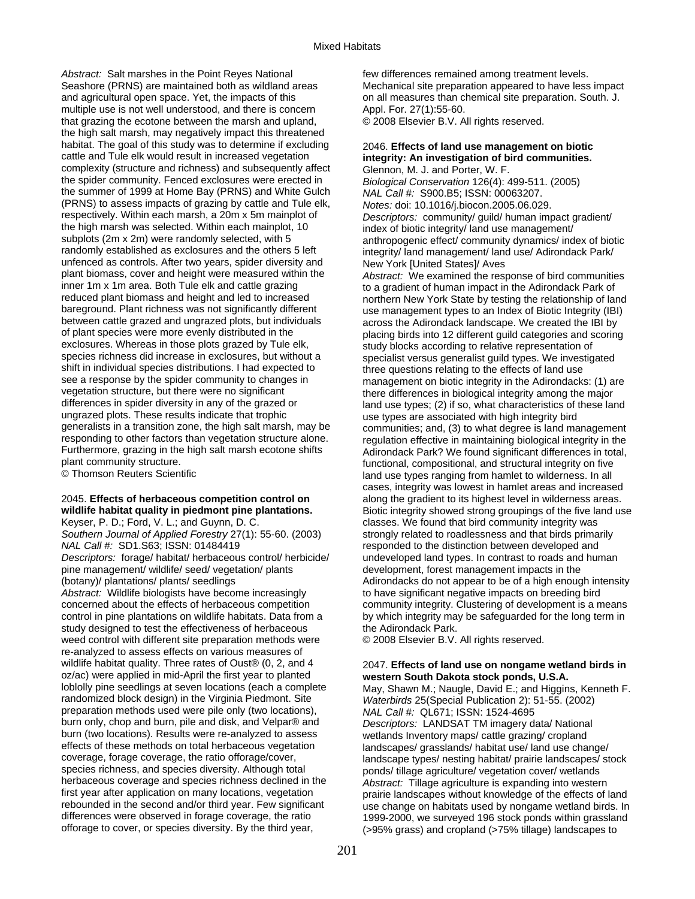*Abstract:* Salt marshes in the Point Reyes National Seashore (PRNS) are maintained both as wildland areas and agricultural open space. Yet, the impacts of this multiple use is not well understood, and there is concern that grazing the ecotone between the marsh and upland, the high salt marsh, may negatively impact this threatened habitat. The goal of this study was to determine if excluding cattle and Tule elk would result in increased vegetation complexity (structure and richness) and subsequently affect the spider community. Fenced exclosures were erected in the summer of 1999 at Home Bay (PRNS) and White Gulch (PRNS) to assess impacts of grazing by cattle and Tule elk, respectively. Within each marsh, a 20m x 5m mainplot of the high marsh was selected. Within each mainplot, 10 subplots (2m x 2m) were randomly selected, with 5 randomly established as exclosures and the others 5 left unfenced as controls. After two years, spider diversity and plant biomass, cover and height were measured within the inner 1m x 1m area. Both Tule elk and cattle grazing reduced plant biomass and height and led to increased bareground. Plant richness was not significantly different between cattle grazed and ungrazed plots, but individuals of plant species were more evenly distributed in the exclosures. Whereas in those plots grazed by Tule elk, species richness did increase in exclosures, but without a shift in individual species distributions. I had expected to see a response by the spider community to changes in vegetation structure, but there were no significant differences in spider diversity in any of the grazed or ungrazed plots. These results indicate that trophic generalists in a transition zone, the high salt marsh, may be responding to other factors than vegetation structure alone. Furthermore, grazing in the high salt marsh ecotone shifts plant community structure.
© Thomson Reuters Scientific

2045. **Effects of herbaceous competition control on wildlife habitat quality in piedmont pine plantations.**
Keyser, P. D.; Ford, V. L.; and Guynn, D. C.
*Southern Journal of Applied Forestry* 27(1): 55-60. (2003)
*NAL Call #:* SD1.S63; ISSN: 01484419
*Descriptors:* forage/ habitat/ herbaceous control/ herbicide/ pine management/ wildlife/ seed/ vegetation/ plants (botany)/ plantations/ plants/ seedlings
*Abstract:* Wildlife biologists have become increasingly concerned about the effects of herbaceous competition control in pine plantations on wildlife habitats. Data from a study designed to test the effectiveness of herbaceous weed control with different site preparation methods were re-analyzed to assess effects on various measures of wildlife habitat quality. Three rates of Oust® (0, 2, and 4 oz/ac) were applied in mid-April the first year to planted loblolly pine seedlings at seven locations (each a complete randomized block design) in the Virginia Piedmont. Site preparation methods used were pile only (two locations), burn only, chop and burn, pile and disk, and Velpar® and burn (two locations). Results were re-analyzed to assess effects of these methods on total herbaceous vegetation coverage, forage coverage, the ratio offorage/cover, species richness, and species diversity. Although total herbaceous coverage and species richness declined in the first year after application on many locations, vegetation rebounded in the second and/or third year. Few significant differences were observed in forage coverage, the ratio offorage to cover, or species diversity. By the third year, few differences remained among treatment levels. Mechanical site preparation appeared to have less impact on all measures than chemical site preparation. South. J. Appl. For. 27(1):55-60.
© 2008 Elsevier B.V. All rights reserved.

2046. **Effects of land use management on biotic integrity: An investigation of bird communities.**
Glennon, M. J. and Porter, W. F.
*Biological Conservation* 126(4): 499-511. (2005)
*NAL Call #:* S900.B5; ISSN: 00063207.
*Notes:* doi: 10.1016/j.biocon.2005.06.029.
*Descriptors:* community/ guild/ human impact gradient/ index of biotic integrity/ land use management/ anthropogenic effect/ community dynamics/ index of biotic integrity/ land management/ land use/ Adirondack Park/ New York [United States]/ Aves
*Abstract:* We examined the response of bird communities to a gradient of human impact in the Adirondack Park of northern New York State by testing the relationship of land use management types to an Index of Biotic Integrity (IBI) across the Adirondack landscape. We created the IBI by placing birds into 12 different guild categories and scoring study blocks according to relative representation of specialist versus generalist guild types. We investigated three questions relating to the effects of land use management on biotic integrity in the Adirondacks: (1) are there differences in biological integrity among the major land use types; (2) if so, what characteristics of these land use types are associated with high integrity bird communities; and, (3) to what degree is land management regulation effective in maintaining biological integrity in the Adirondack Park? We found significant differences in total, functional, compositional, and structural integrity on five land use types ranging from hamlet to wilderness. In all cases, integrity was lowest in hamlet areas and increased along the gradient to its highest level in wilderness areas. Biotic integrity showed strong groupings of the five land use classes. We found that bird community integrity was strongly related to roadlessness and that birds primarily responded to the distinction between developed and undeveloped land types. In contrast to roads and human development, forest management impacts in the Adirondacks do not appear to be of a high enough intensity to have significant negative impacts on breeding bird community integrity. Clustering of development is a means by which integrity may be safeguarded for the long term in the Adirondack Park.
© 2008 Elsevier B.V. All rights reserved.

2047. **Effects of land use on nongame wetland birds in western South Dakota stock ponds, U.S.A.**
May, Shawn M.; Naugle, David E.; and Higgins, Kenneth F.
*Waterbirds* 25(Special Publication 2): 51-55. (2002)
*NAL Call #:* QL671; ISSN: 1524-4695
*Descriptors:* LANDSAT TM imagery data/ National wetlands Inventory maps/ cattle grazing/ cropland landscapes/ grasslands/ habitat use/ land use change/ landscape types/ nesting habitat/ prairie landscapes/ stock ponds/ tillage agriculture/ vegetation cover/ wetlands
*Abstract:* Tillage agriculture is expanding into western prairie landscapes without knowledge of the effects of land use change on habitats used by nongame wetland birds. In 1999-2000, we surveyed 196 stock ponds within grassland (>95% grass) and cropland (>75% tillage) landscapes to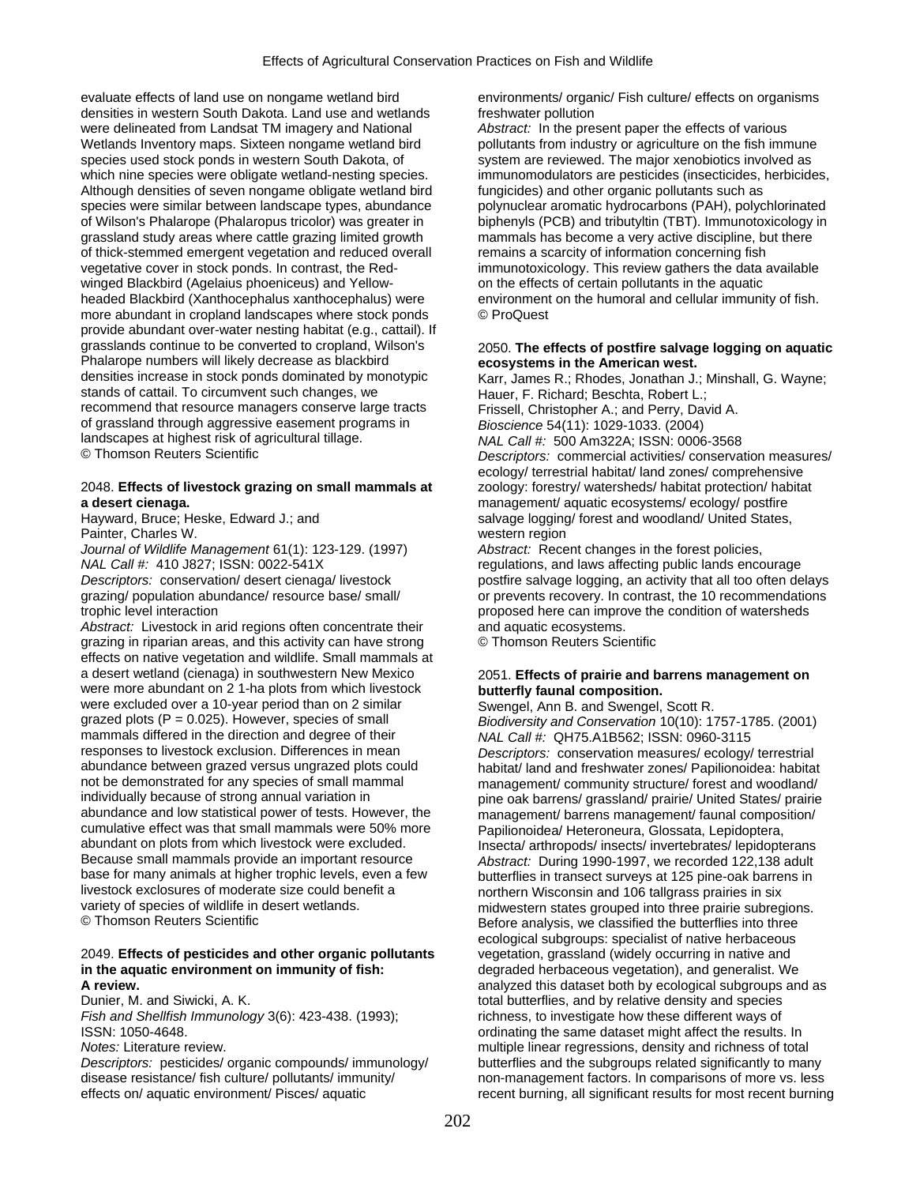evaluate effects of land use on nongame wetland bird densities in western South Dakota. Land use and wetlands were delineated from Landsat TM imagery and National Wetlands Inventory maps. Sixteen nongame wetland bird species used stock ponds in western South Dakota, of which nine species were obligate wetland-nesting species. Although densities of seven nongame obligate wetland bird species were similar between landscape types, abundance of Wilson's Phalarope (Phalaropus tricolor) was greater in grassland study areas where cattle grazing limited growth of thick-stemmed emergent vegetation and reduced overall vegetative cover in stock ponds. In contrast, the Red-winged Blackbird (Agelaius phoeniceus) and Yellow-headed Blackbird (Xanthocephalus xanthocephalus) were more abundant in cropland landscapes where stock ponds provide abundant over-water nesting habitat (e.g., cattail). If grasslands continue to be converted to cropland, Wilson's Phalarope numbers will likely decrease as blackbird densities increase in stock ponds dominated by monotypic stands of cattail. To circumvent such changes, we recommend that resource managers conserve large tracts of grassland through aggressive easement programs in landscapes at highest risk of agricultural tillage.
© Thomson Reuters Scientific

2048. **Effects of livestock grazing on small mammals at a desert cienaga.**
Hayward, Bruce; Heske, Edward J.; and Painter, Charles W.
*Journal of Wildlife Management* 61(1): 123-129. (1997)
*NAL Call #:* 410 J827; ISSN: 0022-541X
*Descriptors:* conservation/ desert cienaga/ livestock grazing/ population abundance/ resource base/ small/ trophic level interaction
*Abstract:* Livestock in arid regions often concentrate their grazing in riparian areas, and this activity can have strong effects on native vegetation and wildlife. Small mammals at a desert wetland (cienaga) in southwestern New Mexico were more abundant on 2 1-ha plots from which livestock were excluded over a 10-year period than on 2 similar grazed plots ($P = 0.025$). However, species of small mammals differed in the direction and degree of their responses to livestock exclusion. Differences in mean abundance between grazed versus ungrazed plots could not be demonstrated for any species of small mammal individually because of strong annual variation in abundance and low statistical power of tests. However, the cumulative effect was that small mammals were 50% more abundant on plots from which livestock were excluded. Because small mammals provide an important resource base for many animals at higher trophic levels, even a few livestock exclosures of moderate size could benefit a variety of species of wildlife in desert wetlands.
© Thomson Reuters Scientific

2049. **Effects of pesticides and other organic pollutants in the aquatic environment on immunity of fish: A review.**
Dunier, M. and Siwicki, A. K.
*Fish and Shellfish Immunology* 3(6): 423-438. (1993); ISSN: 1050-4648.
*Notes:* Literature review.
*Descriptors:* pesticides/ organic compounds/ immunology/ disease resistance/ fish culture/ pollutants/ immunity/ effects on/ aquatic environment/ Pisces/ aquatic environments/ organic/ Fish culture/ effects on organisms freshwater pollution
*Abstract:* In the present paper the effects of various pollutants from industry or agriculture on the fish immune system are reviewed. The major xenobiotics involved as immunomodulators are pesticides (insecticides, herbicides, fungicides) and other organic pollutants such as polynuclear aromatic hydrocarbons (PAH), polychlorinated biphenyls (PCB) and tributyltin (TBT). Immunotoxicology in mammals has become a very active discipline, but there remains a scarcity of information concerning fish immunotoxicology. This review gathers the data available on the effects of certain pollutants in the aquatic environment on the humoral and cellular immunity of fish.
© ProQuest

2050. **The effects of postfire salvage logging on aquatic ecosystems in the American west.**
Karr, James R.; Rhodes, Jonathan J.; Minshall, G. Wayne; Hauer, F. Richard; Beschta, Robert L.; Frissell, Christopher A.; and Perry, David A.
*Bioscience* 54(11): 1029-1033. (2004)
*NAL Call #:* 500 Am322A; ISSN: 0006-3568
*Descriptors:* commercial activities/ conservation measures/ ecology/ terrestrial habitat/ land zones/ comprehensive zoology: forestry/ watersheds/ habitat protection/ habitat management/ aquatic ecosystems/ ecology/ postfire salvage logging/ forest and woodland/ United States, western region
*Abstract:* Recent changes in the forest policies, regulations, and laws affecting public lands encourage postfire salvage logging, an activity that all too often delays or prevents recovery. In contrast, the 10 recommendations proposed here can improve the condition of watersheds and aquatic ecosystems.
© Thomson Reuters Scientific

2051. **Effects of prairie and barrens management on butterfly faunal composition.**
Swengel, Ann B. and Swengel, Scott R.
*Biodiversity and Conservation* 10(10): 1757-1785. (2001)
*NAL Call #:* QH75.A1B562; ISSN: 0960-3115
*Descriptors:* conservation measures/ ecology/ terrestrial habitat/ land and freshwater zones/ Papilionoidea: habitat management/ community structure/ forest and woodland/ pine oak barrens/ grassland/ prairie/ United States/ prairie management/ barrens management/ faunal composition/ Papilionoidea/ Heteroneura, Glossata, Lepidoptera, Insecta/ arthropods/ insects/ invertebrates/ lepidopterans
*Abstract:* During 1990-1997, we recorded 122,138 adult butterflies in transect surveys at 125 pine-oak barrens in northern Wisconsin and 106 tallgrass prairies in six midwestern states grouped into three prairie subregions. Before analysis, we classified the butterflies into three ecological subgroups: specialist of native herbaceous vegetation, grassland (widely occurring in native and degraded herbaceous vegetation), and generalist. We analyzed this dataset both by ecological subgroups and as total butterflies, and by relative density and species richness, to investigate how these different ways of ordinating the same dataset might affect the results. In multiple linear regressions, density and richness of total butterflies and the subgroups related significantly to many non-management factors. In comparisons of more vs. less recent burning, all significant results for most recent burning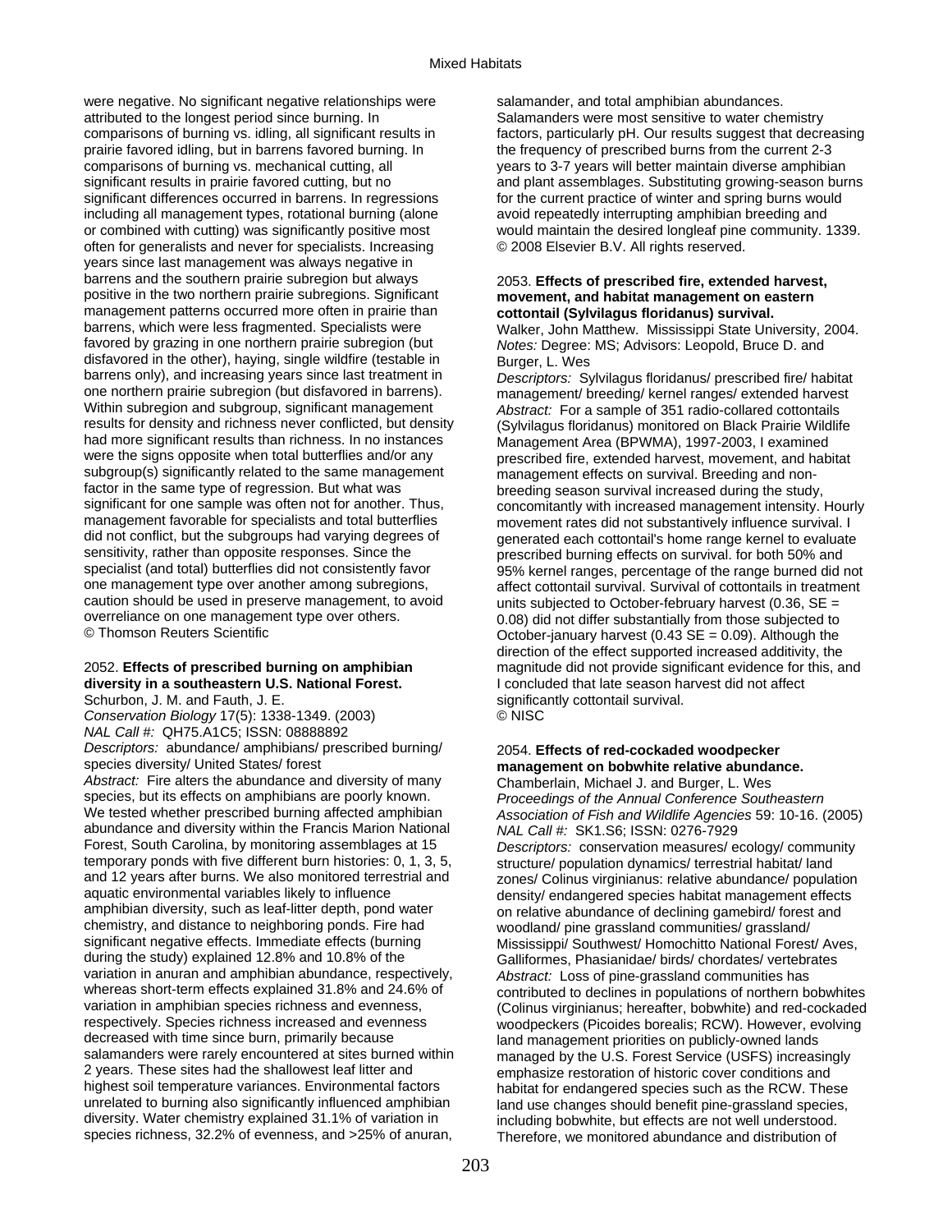were negative. No significant negative relationships were attributed to the longest period since burning. In comparisons of burning vs. idling, all significant results in prairie favored idling, but in barrens favored burning. In comparisons of burning vs. mechanical cutting, all significant results in prairie favored cutting, but no significant differences occurred in barrens. In regressions including all management types, rotational burning (alone or combined with cutting) was significantly positive most often for generalists and never for specialists. Increasing years since last management was always negative in barrens and the southern prairie subregion but always positive in the two northern prairie subregions. Significant management patterns occurred more often in prairie than barrens, which were less fragmented. Specialists were favored by grazing in one northern prairie subregion (but disfavored in the other), haying, single wildfire (testable in barrens only), and increasing years since last treatment in one northern prairie subregion (but disfavored in barrens). Within subregion and subgroup, significant management results for density and richness never conflicted, but density had more significant results than richness. In no instances were the signs opposite when total butterflies and/or any subgroup(s) significantly related to the same management factor in the same type of regression. But what was significant for one sample was often not for another. Thus, management favorable for specialists and total butterflies did not conflict, but the subgroups had varying degrees of sensitivity, rather than opposite responses. Since the specialist (and total) butterflies did not consistently favor one management type over another among subregions, caution should be used in preserve management, to avoid overreliance on one management type over others.
© Thomson Reuters Scientific

2052. **Effects of prescribed burning on amphibian diversity in a southeastern U.S. National Forest.**
Schurbon, J. M. and Fauth, J. E.
*Conservation Biology* 17(5): 1338-1349. (2003)
*NAL Call #:* QH75.A1C5; ISSN: 08888892
*Descriptors:* abundance/ amphibians/ prescribed burning/ species diversity/ United States/ forest
*Abstract:* Fire alters the abundance and diversity of many species, but its effects on amphibians are poorly known. We tested whether prescribed burning affected amphibian abundance and diversity within the Francis Marion National Forest, South Carolina, by monitoring assemblages at 15 temporary ponds with five different burn histories: 0, 1, 3, 5, and 12 years after burns. We also monitored terrestrial and aquatic environmental variables likely to influence amphibian diversity, such as leaf-litter depth, pond water chemistry, and distance to neighboring ponds. Fire had significant negative effects. Immediate effects (burning during the study) explained 12.8% and 10.8% of the variation in anuran and amphibian abundance, respectively, whereas short-term effects explained 31.8% and 24.6% of variation in amphibian species richness and evenness, respectively. Species richness increased and evenness decreased with time since burn, primarily because salamanders were rarely encountered at sites burned within 2 years. These sites had the shallowest leaf litter and highest soil temperature variances. Environmental factors unrelated to burning also significantly influenced amphibian diversity. Water chemistry explained 31.1% of variation in species richness, 32.2% of evenness, and >25% of anuran, salamander, and total amphibian abundances. Salamanders were most sensitive to water chemistry factors, particularly pH. Our results suggest that decreasing the frequency of prescribed burns from the current 2-3 years to 3-7 years will better maintain diverse amphibian and plant assemblages. Substituting growing-season burns for the current practice of winter and spring burns would avoid repeatedly interrupting amphibian breeding and would maintain the desired longleaf pine community. 1339.
© 2008 Elsevier B.V. All rights reserved.

2053. **Effects of prescribed fire, extended harvest, movement, and habitat management on eastern cottontail (Sylvilagus floridanus) survival.**
Walker, John Matthew. Mississippi State University, 2004.
*Notes:* Degree: MS; Advisors: Leopold, Bruce D. and Burger, L. Wes
*Descriptors:* Sylvilagus floridanus/ prescribed fire/ habitat management/ breeding/ kernel ranges/ extended harvest
*Abstract:* For a sample of 351 radio-collared cottontails (Sylvilagus floridanus) monitored on Black Prairie Wildlife Management Area (BPWMA), 1997-2003, I examined prescribed fire, extended harvest, movement, and habitat management effects on survival. Breeding and non-breeding season survival increased during the study, concomitantly with increased management intensity. Hourly movement rates did not substantively influence survival. I generated each cottontail's home range kernel to evaluate prescribed burning effects on survival. for both 50% and 95% kernel ranges, percentage of the range burned did not affect cottontail survival. Survival of cottontails in treatment units subjected to October-february harvest (0.36, SE = 0.08) did not differ substantially from those subjected to October-january harvest (0.43 SE = 0.09). Although the direction of the effect supported increased additivity, the magnitude did not provide significant evidence for this, and I concluded that late season harvest did not affect significantly cottontail survival.
© NISC

2054. **Effects of red-cockaded woodpecker management on bobwhite relative abundance.**
Chamberlain, Michael J. and Burger, L. Wes
*Proceedings of the Annual Conference Southeastern Association of Fish and Wildlife Agencies* 59: 10-16. (2005)
*NAL Call #:* SK1.S6; ISSN: 0276-7929
*Descriptors:* conservation measures/ ecology/ community structure/ population dynamics/ terrestrial habitat/ land zones/ Colinus virginianus: relative abundance/ population density/ endangered species habitat management effects on relative abundance of declining gamebird/ forest and woodland/ pine grassland communities/ grassland/ Mississippi/ Southwest/ Homochitto National Forest/ Aves, Galliformes, Phasianidae/ birds/ chordates/ vertebrates
*Abstract:* Loss of pine-grassland communities has contributed to declines in populations of northern bobwhites (Colinus virginianus; hereafter, bobwhite) and red-cockaded woodpeckers (Picoides borealis; RCW). However, evolving land management priorities on publicly-owned lands managed by the U.S. Forest Service (USFS) increasingly emphasize restoration of historic cover conditions and habitat for endangered species such as the RCW. These land use changes should benefit pine-grassland species, including bobwhite, but effects are not well understood. Therefore, we monitored abundance and distribution of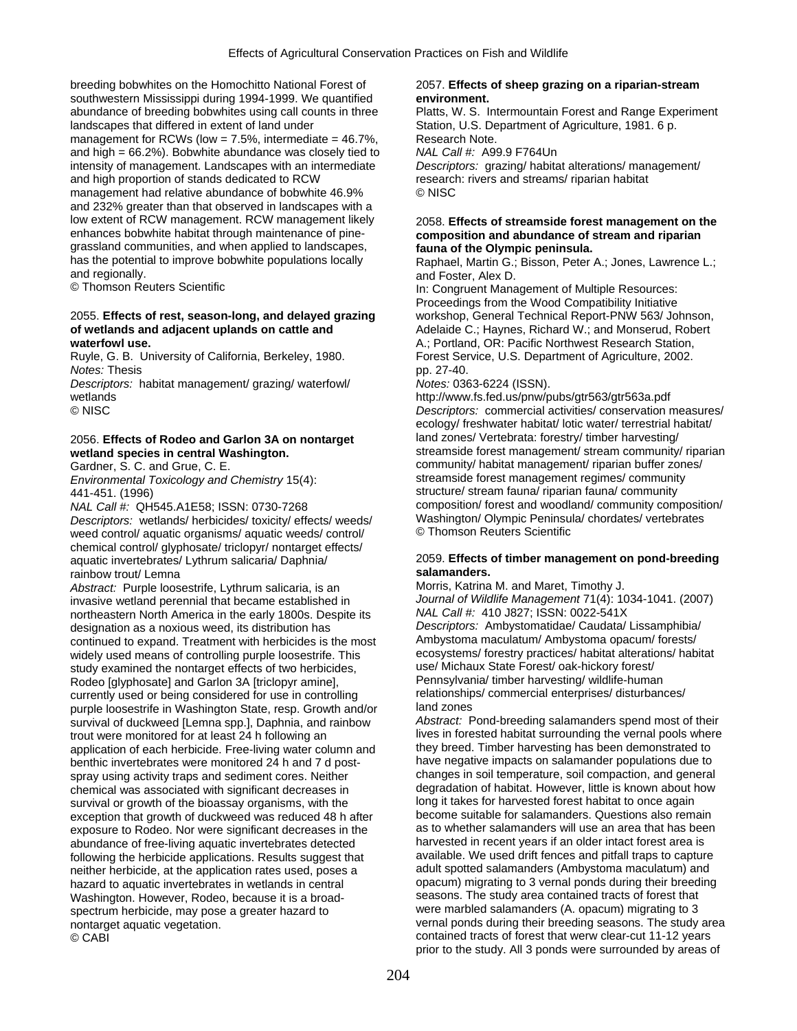breeding bobwhites on the Homochitto National Forest of southwestern Mississippi during 1994-1999. We quantified abundance of breeding bobwhites using call counts in three landscapes that differed in extent of land under management for RCWs (low = 7.5%, intermediate = 46.7%, and high = 66.2%). Bobwhite abundance was closely tied to intensity of management. Landscapes with an intermediate and high proportion of stands dedicated to RCW management had relative abundance of bobwhite 46.9% and 232% greater than that observed in landscapes with a low extent of RCW management. RCW management likely enhances bobwhite habitat through maintenance of pine-grassland communities, and when applied to landscapes, has the potential to improve bobwhite populations locally and regionally.
© Thomson Reuters Scientific

2055. **Effects of rest, season-long, and delayed grazing of wetlands and adjacent uplands on cattle and waterfowl use.**
Ruyle, G. B. University of California, Berkeley, 1980.
*Notes:* Thesis
*Descriptors:* habitat management/ grazing/ waterfowl/ wetlands
© NISC

2056. **Effects of Rodeo and Garlon 3A on nontarget wetland species in central Washington.**
Gardner, S. C. and Grue, C. E.
*Environmental Toxicology and Chemistry* 15(4): 441-451. (1996)
*NAL Call #:* QH545.A1E58; ISSN: 0730-7268
*Descriptors:* wetlands/ herbicides/ toxicity/ effects/ weeds/ weed control/ aquatic organisms/ aquatic weeds/ control/ chemical control/ glyphosate/ triclopyr/ nontarget effects/ aquatic invertebrates/ Lythrum salicaria/ Daphnia/ rainbow trout/ Lemna
*Abstract:* Purple loosestrife, Lythrum salicaria, is an invasive wetland perennial that became established in northeastern North America in the early 1800s. Despite its designation as a noxious weed, its distribution has continued to expand. Treatment with herbicides is the most widely used means of controlling purple loosestrife. This study examined the nontarget effects of two herbicides, Rodeo [glyphosate] and Garlon 3A [triclopyr amine], currently used or being considered for use in controlling purple loosestrife in Washington State, resp. Growth and/or survival of duckweed [Lemna spp.], Daphnia, and rainbow trout were monitored for at least 24 h following an application of each herbicide. Free-living water column and benthic invertebrates were monitored 24 h and 7 d post-spray using activity traps and sediment cores. Neither chemical was associated with significant decreases in survival or growth of the bioassay organisms, with the exception that growth of duckweed was reduced 48 h after exposure to Rodeo. Nor were significant decreases in the abundance of free-living aquatic invertebrates detected following the herbicide applications. Results suggest that neither herbicide, at the application rates used, poses a hazard to aquatic invertebrates in wetlands in central Washington. However, Rodeo, because it is a broad-spectrum herbicide, may pose a greater hazard to nontarget aquatic vegetation.
© CABI

2057. **Effects of sheep grazing on a riparian-stream environment.**
Platts, W. S. Intermountain Forest and Range Experiment Station, U.S. Department of Agriculture, 1981. 6 p. Research Note.
*NAL Call #:* A99.9 F764Un
*Descriptors:* grazing/ habitat alterations/ management/ research: rivers and streams/ riparian habitat
© NISC

2058. **Effects of streamside forest management on the composition and abundance of stream and riparian fauna of the Olympic peninsula.**
Raphael, Martin G.; Bisson, Peter A.; Jones, Lawrence L.; and Foster, Alex D.
In: Congruent Management of Multiple Resources: Proceedings from the Wood Compatibility Initiative workshop, General Technical Report-PNW 563/ Johnson, Adelaide C.; Haynes, Richard W.; and Monserud, Robert A.; Portland, OR: Pacific Northwest Research Station, Forest Service, U.S. Department of Agriculture, 2002. pp. 27-40.
*Notes:* 0363-6224 (ISSN).
http://www.fs.fed.us/pnw/pubs/gtr563/gtr563a.pdf
*Descriptors:* commercial activities/ conservation measures/ ecology/ freshwater habitat/ lotic water/ terrestrial habitat/ land zones/ Vertebrata: forestry/ timber harvesting/ streamside forest management/ stream community/ riparian community/ habitat management/ riparian buffer zones/ streamside forest management regimes/ community structure/ stream fauna/ riparian fauna/ community composition/ forest and woodland/ community composition/ Washington/ Olympic Peninsula/ chordates/ vertebrates
© Thomson Reuters Scientific

2059. **Effects of timber management on pond-breeding salamanders.**
Morris, Katrina M. and Maret, Timothy J.
*Journal of Wildlife Management* 71(4): 1034-1041. (2007)
*NAL Call #:* 410 J827; ISSN: 0022-541X
*Descriptors:* Ambystomatidae/ Caudata/ Lissamphibia/ Ambystoma maculatum/ Ambystoma opacum/ forests/ ecosystems/ forestry practices/ habitat alterations/ habitat use/ Michaux State Forest/ oak-hickory forest/ Pennsylvania/ timber harvesting/ wildlife-human relationships/ commercial enterprises/ disturbances/ land zones
*Abstract:* Pond-breeding salamanders spend most of their lives in forested habitat surrounding the vernal pools where they breed. Timber harvesting has been demonstrated to have negative impacts on salamander populations due to changes in soil temperature, soil compaction, and general degradation of habitat. However, little is known about how long it takes for harvested forest habitat to once again become suitable for salamanders. Questions also remain as to whether salamanders will use an area that has been harvested in recent years if an older intact forest area is available. We used drift fences and pitfall traps to capture adult spotted salamanders (Ambystoma maculatum) and opacum) migrating to 3 vernal ponds during their breeding seasons. The study area contained tracts of forest that were marbled salamanders (A. opacum) migrating to 3 vernal ponds during their breeding seasons. The study area contained tracts of forest that werw clear-cut 11-12 years prior to the study. All 3 ponds were surrounded by areas of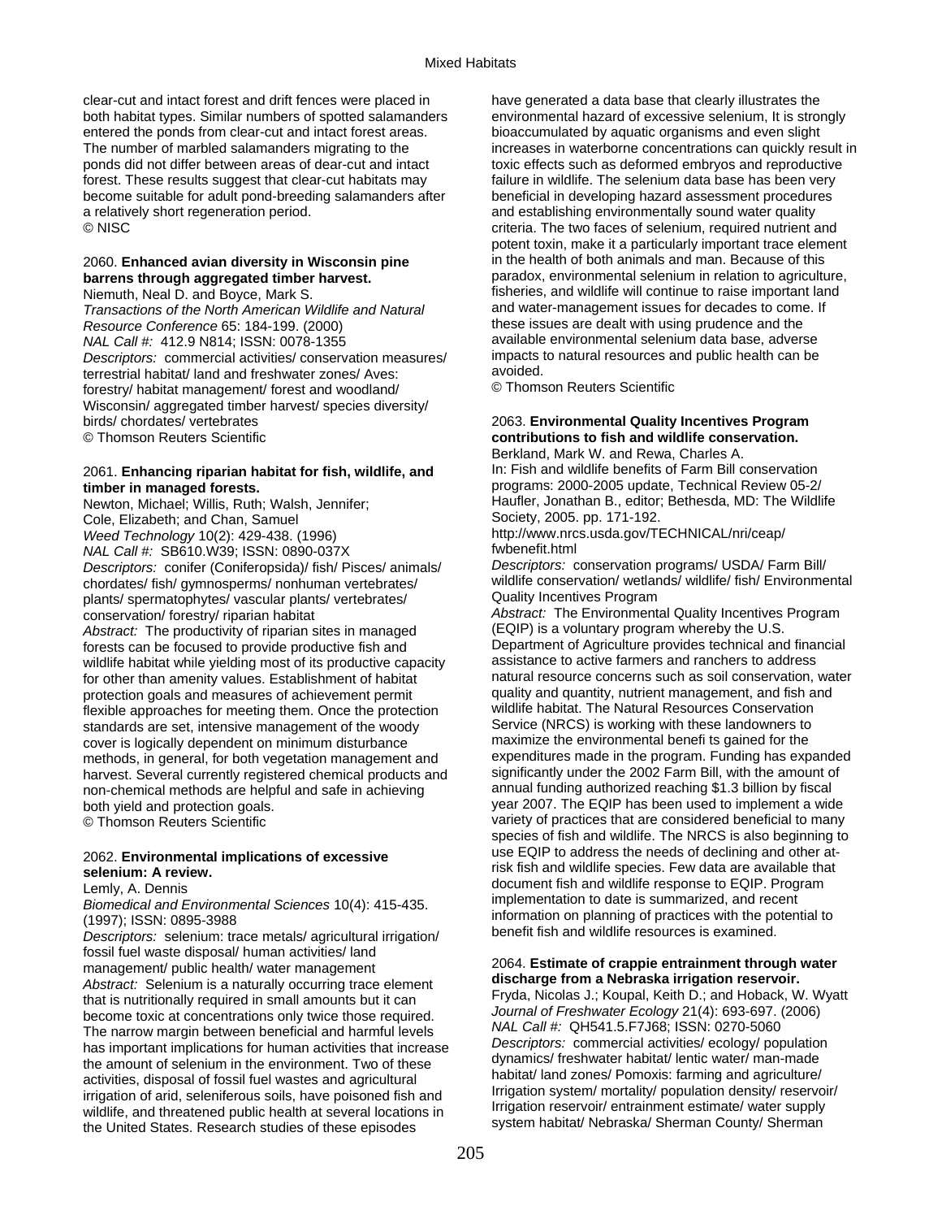clear-cut and intact forest and drift fences were placed in both habitat types. Similar numbers of spotted salamanders entered the ponds from clear-cut and intact forest areas. The number of marbled salamanders migrating to the ponds did not differ between areas of dear-cut and intact forest. These results suggest that clear-cut habitats may become suitable for adult pond-breeding salamanders after a relatively short regeneration period.
© NISC

2060. **Enhanced avian diversity in Wisconsin pine barrens through aggregated timber harvest.**
Niemuth, Neal D. and Boyce, Mark S.
*Transactions of the North American Wildlife and Natural Resource Conference* 65: 184-199. (2000)
*NAL Call #:* 412.9 N814; ISSN: 0078-1355
*Descriptors:* commercial activities/ conservation measures/ terrestrial habitat/ land and freshwater zones/ Aves: forestry/ habitat management/ forest and woodland/ Wisconsin/ aggregated timber harvest/ species diversity/ birds/ chordates/ vertebrates
© Thomson Reuters Scientific

2061. **Enhancing riparian habitat for fish, wildlife, and timber in managed forests.**
Newton, Michael; Willis, Ruth; Walsh, Jennifer; Cole, Elizabeth; and Chan, Samuel
*Weed Technology* 10(2): 429-438. (1996)
*NAL Call #:* SB610.W39; ISSN: 0890-037X
*Descriptors:* conifer (Coniferopsida)/ fish/ Pisces/ animals/ chordates/ fish/ gymnosperms/ nonhuman vertebrates/ plants/ spermatophytes/ vascular plants/ vertebrates/ conservation/ forestry/ riparian habitat
*Abstract:* The productivity of riparian sites in managed forests can be focused to provide productive fish and wildlife habitat while yielding most of its productive capacity for other than amenity values. Establishment of habitat protection goals and measures of achievement permit flexible approaches for meeting them. Once the protection standards are set, intensive management of the woody cover is logically dependent on minimum disturbance methods, in general, for both vegetation management and harvest. Several currently registered chemical products and non-chemical methods are helpful and safe in achieving both yield and protection goals.
© Thomson Reuters Scientific

2062. **Environmental implications of excessive selenium: A review.**
Lemly, A. Dennis
*Biomedical and Environmental Sciences* 10(4): 415-435. (1997); ISSN: 0895-3988
*Descriptors:* selenium: trace metals/ agricultural irrigation/ fossil fuel waste disposal/ human activities/ land management/ public health/ water management
*Abstract:* Selenium is a naturally occurring trace element that is nutritionally required in small amounts but it can become toxic at concentrations only twice those required. The narrow margin between beneficial and harmful levels has important implications for human activities that increase the amount of selenium in the environment. Two of these activities, disposal of fossil fuel wastes and agricultural irrigation of arid, seleniferous soils, have poisoned fish and wildlife, and threatened public health at several locations in the United States. Research studies of these episodes have generated a data base that clearly illustrates the environmental hazard of excessive selenium, It is strongly bioaccumulated by aquatic organisms and even slight increases in waterborne concentrations can quickly result in toxic effects such as deformed embryos and reproductive failure in wildlife. The selenium data base has been very beneficial in developing hazard assessment procedures and establishing environmentally sound water quality criteria. The two faces of selenium, required nutrient and potent toxin, make it a particularly important trace element in the health of both animals and man. Because of this paradox, environmental selenium in relation to agriculture, fisheries, and wildlife will continue to raise important land and water-management issues for decades to come. If these issues are dealt with using prudence and the available environmental selenium data base, adverse impacts to natural resources and public health can be avoided.
© Thomson Reuters Scientific

2063. **Environmental Quality Incentives Program contributions to fish and wildlife conservation.**
Berkland, Mark W. and Rewa, Charles A.
In: Fish and wildlife benefits of Farm Bill conservation programs: 2000-2005 update, Technical Review 05-2/ Haufler, Jonathan B., editor; Bethesda, MD: The Wildlife Society, 2005. pp. 171-192.
http://www.nrcs.usda.gov/TECHNICAL/nri/ceap/fwbenefit.html
*Descriptors:* conservation programs/ USDA/ Farm Bill/ wildlife conservation/ wetlands/ wildlife/ fish/ Environmental Quality Incentives Program
*Abstract:* The Environmental Quality Incentives Program (EQIP) is a voluntary program whereby the U.S. Department of Agriculture provides technical and financial assistance to active farmers and ranchers to address natural resource concerns such as soil conservation, water quality and quantity, nutrient management, and fish and wildlife habitat. The Natural Resources Conservation Service (NRCS) is working with these landowners to maximize the environmental benefi ts gained for the expenditures made in the program. Funding has expanded significantly under the 2002 Farm Bill, with the amount of annual funding authorized reaching $1.3 billion by fiscal year 2007. The EQIP has been used to implement a wide variety of practices that are considered beneficial to many species of fish and wildlife. The NRCS is also beginning to use EQIP to address the needs of declining and other at-risk fish and wildlife species. Few data are available that document fish and wildlife response to EQIP. Program implementation to date is summarized, and recent information on planning of practices with the potential to benefit fish and wildlife resources is examined.

2064. **Estimate of crappie entrainment through water discharge from a Nebraska irrigation reservoir.**
Fryda, Nicolas J.; Koupal, Keith D.; and Hoback, W. Wyatt
*Journal of Freshwater Ecology* 21(4): 693-697. (2006)
*NAL Call #:* QH541.5.F7J68; ISSN: 0270-5060
*Descriptors:* commercial activities/ ecology/ population dynamics/ freshwater habitat/ lentic water/ man-made habitat/ land zones/ Pomoxis: farming and agriculture/ Irrigation system/ mortality/ population density/ reservoir/ Irrigation reservoir/ entrainment estimate/ water supply system habitat/ Nebraska/ Sherman County/ Sherman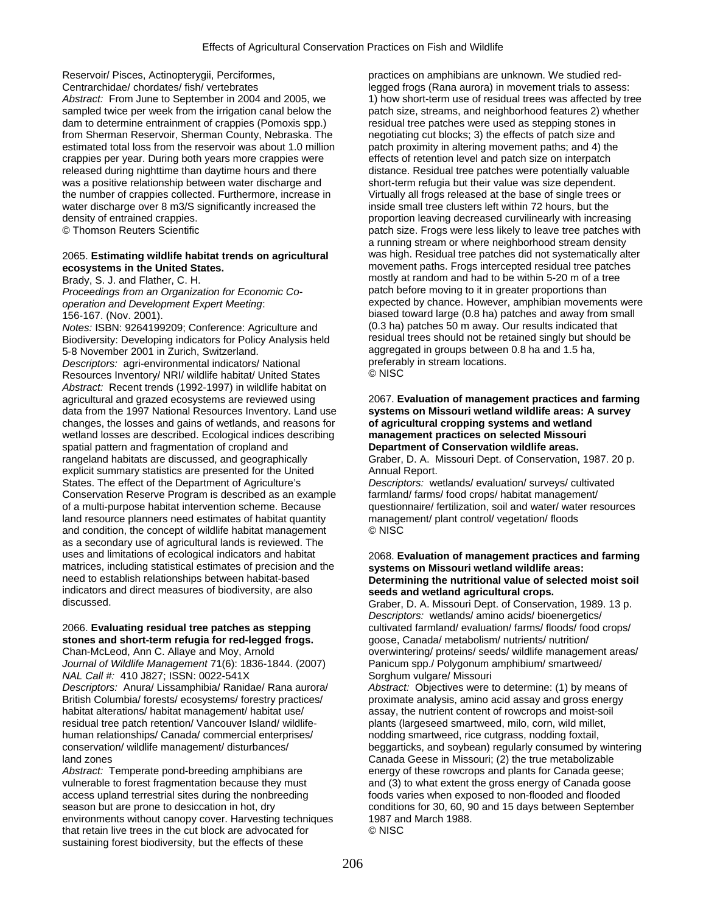Reservoir/ Pisces, Actinopterygii, Perciformes, Centrarchidae/ chordates/ fish/ vertebrates

*Abstract:* From June to September in 2004 and 2005, we sampled twice per week from the irrigation canal below the dam to determine entrainment of crappies (Pomoxis spp.) from Sherman Reservoir, Sherman County, Nebraska. The estimated total loss from the reservoir was about 1.0 million crappies per year. During both years more crappies were released during nighttime than daytime hours and there was a positive relationship between water discharge and the number of crappies collected. Furthermore, increase in water discharge over 8 m3/S significantly increased the density of entrained crappies.

© Thomson Reuters Scientific

2065. **Estimating wildlife habitat trends on agricultural ecosystems in the United States.**

Brady, S. J. and Flather, C. H.

*Proceedings from an Organization for Economic Co-operation and Development Expert Meeting*: 156-167. (Nov. 2001).

*Notes:* ISBN: 9264199209; Conference: Agriculture and Biodiversity: Developing indicators for Policy Analysis held 5-8 November 2001 in Zurich, Switzerland.

*Descriptors:* agri-environmental indicators/ National Resources Inventory/ NRI/ wildlife habitat/ United States

*Abstract:* Recent trends (1992-1997) in wildlife habitat on agricultural and grazed ecosystems are reviewed using data from the 1997 National Resources Inventory. Land use changes, the losses and gains of wetlands, and reasons for wetland losses are described. Ecological indices describing spatial pattern and fragmentation of cropland and rangeland habitats are discussed, and geographically explicit summary statistics are presented for the United States. The effect of the Department of Agriculture's Conservation Reserve Program is described as an example of a multi-purpose habitat intervention scheme. Because land resource planners need estimates of habitat quantity and condition, the concept of wildlife habitat management as a secondary use of agricultural lands is reviewed. The uses and limitations of ecological indicators and habitat matrices, including statistical estimates of precision and the need to establish relationships between habitat-based indicators and direct measures of biodiversity, are also discussed.

2066. **Evaluating residual tree patches as stepping stones and short-term refugia for red-legged frogs.**

Chan-McLeod, Ann C. Allaye and Moy, Arnold

*Journal of Wildlife Management* 71(6): 1836-1844. (2007)

*NAL Call #:* 410 J827; ISSN: 0022-541X

*Descriptors:* Anura/ Lissamphibia/ Ranidae/ Rana aurora/ British Columbia/ forests/ ecosystems/ forestry practices/ habitat alterations/ habitat management/ habitat use/ residual tree patch retention/ Vancouver Island/ wildlife-human relationships/ Canada/ commercial enterprises/ conservation/ wildlife management/ disturbances/ land zones

*Abstract:* Temperate pond-breeding amphibians are vulnerable to forest fragmentation because they must access upland terrestrial sites during the nonbreeding season but are prone to desiccation in hot, dry environments without canopy cover. Harvesting techniques that retain live trees in the cut block are advocated for sustaining forest biodiversity, but the effects of these practices on amphibians are unknown. We studied red-legged frogs (Rana aurora) in movement trials to assess: 1) how short-term use of residual trees was affected by tree patch size, streams, and neighborhood features 2) whether residual tree patches were used as stepping stones in negotiating cut blocks; 3) the effects of patch size and patch proximity in altering movement paths; and 4) the effects of retention level and patch size on interpatch distance. Residual tree patches were potentially valuable short-term refugia but their value was size dependent. Virtually all frogs released at the base of single trees or inside small tree clusters left within 72 hours, but the proportion leaving decreased curvilinearly with increasing patch size. Frogs were less likely to leave tree patches with a running stream or where neighborhood stream density was high. Residual tree patches did not systematically alter movement paths. Frogs intercepted residual tree patches mostly at random and had to be within 5-20 m of a tree patch before moving to it in greater proportions than expected by chance. However, amphibian movements were biased toward large (0.8 ha) patches and away from small (0.3 ha) patches 50 m away. Our results indicated that residual trees should not be retained singly but should be aggregated in groups between 0.8 ha and 1.5 ha, preferably in stream locations.

© NISC

2067. **Evaluation of management practices and farming systems on Missouri wetland wildlife areas: A survey of agricultural cropping systems and wetland management practices on selected Missouri Department of Conservation wildlife areas.**

Graber, D. A. Missouri Dept. of Conservation, 1987. 20 p. Annual Report.

*Descriptors:* wetlands/ evaluation/ surveys/ cultivated farmland/ farms/ food crops/ habitat management/ questionnaire/ fertilization, soil and water/ water resources management/ plant control/ vegetation/ floods

© NISC

2068. **Evaluation of management practices and farming systems on Missouri wetland wildlife areas: Determining the nutritional value of selected moist soil seeds and wetland agricultural crops.**

Graber, D. A. Missouri Dept. of Conservation, 1989. 13 p.

*Descriptors:* wetlands/ amino acids/ bioenergetics/ cultivated farmland/ evaluation/ farms/ floods/ food crops/ goose, Canada/ metabolism/ nutrients/ nutrition/ overwintering/ proteins/ seeds/ wildlife management areas/ Panicum spp./ Polygonum amphibium/ smartweed/ Sorghum vulgare/ Missouri

*Abstract:* Objectives were to determine: (1) by means of proximate analysis, amino acid assay and gross energy assay, the nutrient content of rowcrops and moist-soil plants (largeseed smartweed, milo, corn, wild millet, nodding smartweed, rice cutgrass, nodding foxtail, beggarticks, and soybean) regularly consumed by wintering Canada Geese in Missouri; (2) the true metabolizable energy of these rowcrops and plants for Canada geese; and (3) to what extent the gross energy of Canada goose foods varies when exposed to non-flooded and flooded conditions for 30, 60, 90 and 15 days between September 1987 and March 1988.

© NISC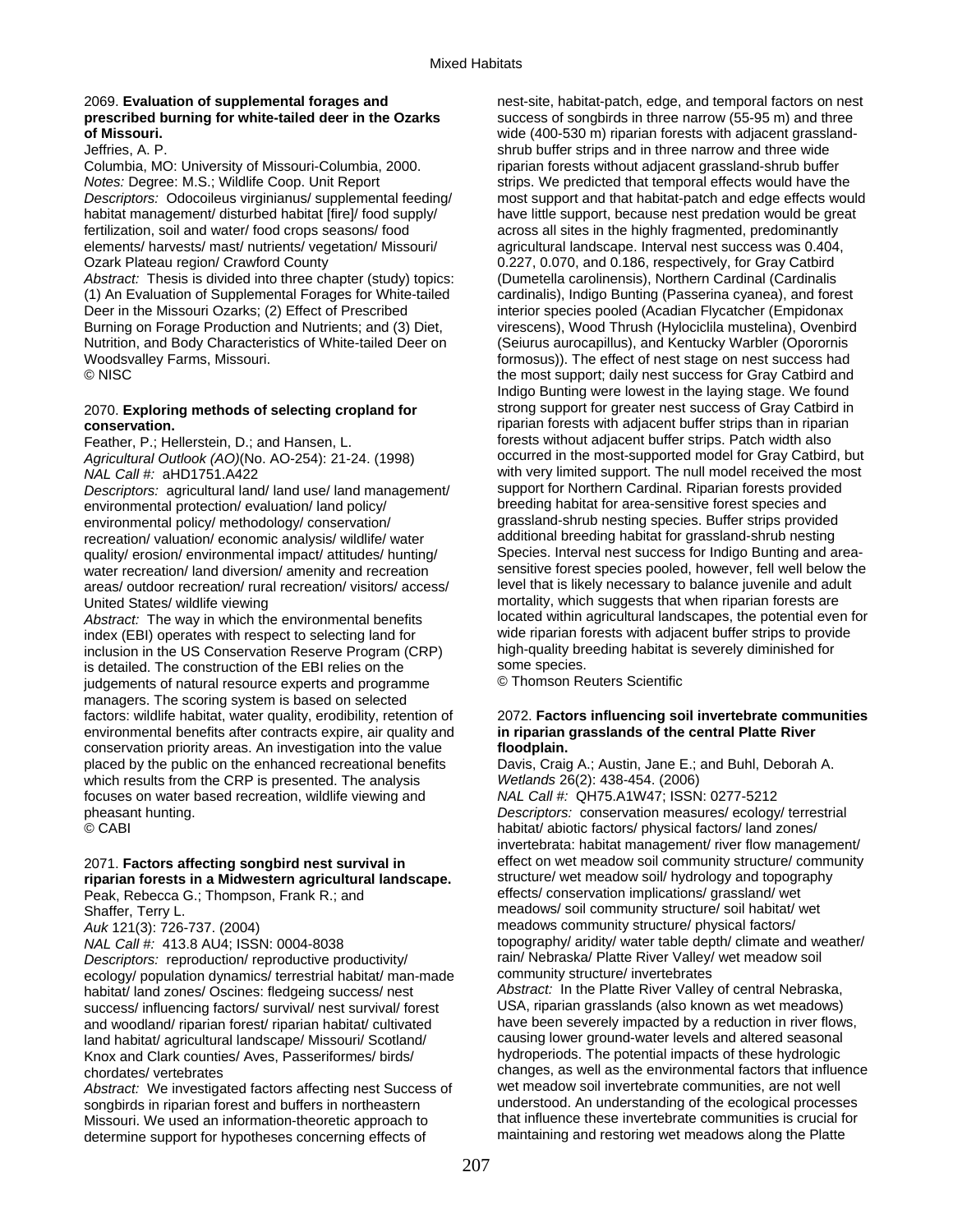2069. **Evaluation of supplemental forages and prescribed burning for white-tailed deer in the Ozarks of Missouri.**
Jeffries, A. P.
Columbia, MO: University of Missouri-Columbia, 2000.
*Notes:* Degree: M.S.; Wildlife Coop. Unit Report
*Descriptors:* Odocoileus virginianus/ supplemental feeding/ habitat management/ disturbed habitat [fire]/ food supply/ fertilization, soil and water/ food crops seasons/ food elements/ harvests/ mast/ nutrients/ vegetation/ Missouri/ Ozark Plateau region/ Crawford County
*Abstract:* Thesis is divided into three chapter (study) topics: (1) An Evaluation of Supplemental Forages for White-tailed Deer in the Missouri Ozarks; (2) Effect of Prescribed Burning on Forage Production and Nutrients; and (3) Diet, Nutrition, and Body Characteristics of White-tailed Deer on Woodsvalley Farms, Missouri.
© NISC

2070. **Exploring methods of selecting cropland for conservation.**
Feather, P.; Hellerstein, D.; and Hansen, L.
*Agricultural Outlook (AO)*(No. AO-254): 21-24. (1998)
*NAL Call #:* aHD1751.A422
*Descriptors:* agricultural land/ land use/ land management/ environmental protection/ evaluation/ land policy/ environmental policy/ methodology/ conservation/ recreation/ valuation/ economic analysis/ wildlife/ water quality/ erosion/ environmental impact/ attitudes/ hunting/ water recreation/ land diversion/ amenity and recreation areas/ outdoor recreation/ rural recreation/ visitors/ access/ United States/ wildlife viewing
*Abstract:* The way in which the environmental benefits index (EBI) operates with respect to selecting land for inclusion in the US Conservation Reserve Program (CRP) is detailed. The construction of the EBI relies on the judgements of natural resource experts and programme managers. The scoring system is based on selected factors: wildlife habitat, water quality, erodibility, retention of environmental benefits after contracts expire, air quality and conservation priority areas. An investigation into the value placed by the public on the enhanced recreational benefits which results from the CRP is presented. The analysis focuses on water based recreation, wildlife viewing and pheasant hunting.
© CABI

2071. **Factors affecting songbird nest survival in riparian forests in a Midwestern agricultural landscape.**
Peak, Rebecca G.; Thompson, Frank R.; and Shaffer, Terry L.
*Auk* 121(3): 726-737. (2004)
*NAL Call #:* 413.8 AU4; ISSN: 0004-8038
*Descriptors:* reproduction/ reproductive productivity/ ecology/ population dynamics/ terrestrial habitat/ man-made habitat/ land zones/ Oscines: fledgeing success/ nest success/ influencing factors/ survival/ nest survival/ forest and woodland/ riparian forest/ riparian habitat/ cultivated land habitat/ agricultural landscape/ Missouri/ Scotland/ Knox and Clark counties/ Aves, Passeriformes/ birds/ chordates/ vertebrates
*Abstract:* We investigated factors affecting nest Success of songbirds in riparian forest and buffers in northeastern Missouri. We used an information-theoretic approach to determine support for hypotheses concerning effects of nest-site, habitat-patch, edge, and temporal factors on nest success of songbirds in three narrow (55-95 m) and three wide (400-530 m) riparian forests with adjacent grassland-shrub buffer strips and in three narrow and three wide riparian forests without adjacent grassland-shrub buffer strips. We predicted that temporal effects would have the most support and that habitat-patch and edge effects would have little support, because nest predation would be great across all sites in the highly fragmented, predominantly agricultural landscape. Interval nest success was 0.404, 0.227, 0.070, and 0.186, respectively, for Gray Catbird (Dumetella carolinensis), Northern Cardinal (Cardinalis cardinalis), Indigo Bunting (Passerina cyanea), and forest interior species pooled (Acadian Flycatcher (Empidonax virescens), Wood Thrush (Hylociclina mustelina), Ovenbird (Seiurus aurocapillus), and Kentucky Warbler (Oporornis formosus)). The effect of nest stage on nest success had the most support; daily nest success for Gray Catbird and Indigo Bunting were lowest in the laying stage. We found strong support for greater nest success of Gray Catbird in riparian forests with adjacent buffer strips than in riparian forests without adjacent buffer strips. Patch width also occurred in the most-supported model for Gray Catbird, but with very limited support. The null model received the most support for Northern Cardinal. Riparian forests provided breeding habitat for area-sensitive forest species and grassland-shrub nesting species. Buffer strips provided additional breeding habitat for grassland-shrub nesting Species. Interval nest success for Indigo Bunting and area-sensitive forest species pooled, however, fell well below the level that is likely necessary to balance juvenile and adult mortality, which suggests that when riparian forests are located within agricultural landscapes, the potential even for wide riparian forests with adjacent buffer strips to provide high-quality breeding habitat is severely diminished for some species.
© Thomson Reuters Scientific

2072. **Factors influencing soil invertebrate communities in riparian grasslands of the central Platte River floodplain.**
Davis, Craig A.; Austin, Jane E.; and Buhl, Deborah A.
*Wetlands* 26(2): 438-454. (2006)
*NAL Call #:* QH75.A1W47; ISSN: 0277-5212
*Descriptors:* conservation measures/ ecology/ terrestrial habitat/ abiotic factors/ physical factors/ land zones/ invertebrata: habitat management/ river flow management/ effect on wet meadow soil community structure/ community structure/ wet meadow soil/ hydrology and topography effects/ conservation implications/ grassland/ wet meadows/ soil community structure/ soil habitat/ wet meadows community structure/ physical factors/ topography/ aridity/ water table depth/ climate and weather/ rain/ Nebraska/ Platte River Valley/ wet meadow soil community structure/ invertebrates
*Abstract:* In the Platte River Valley of central Nebraska, USA, riparian grasslands (also known as wet meadows) have been severely impacted by a reduction in river flows, causing lower ground-water levels and altered seasonal hydroperiods. The potential impacts of these hydrologic changes, as well as the environmental factors that influence wet meadow soil invertebrate communities, are not well understood. An understanding of the ecological processes that influence these invertebrate communities is crucial for maintaining and restoring wet meadows along the Platte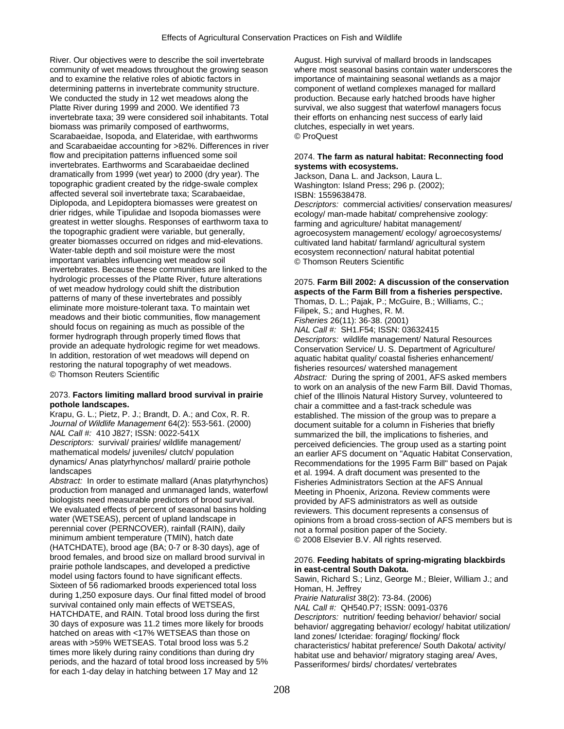River. Our objectives were to describe the soil invertebrate community of wet meadows throughout the growing season and to examine the relative roles of abiotic factors in determining patterns in invertebrate community structure. We conducted the study in 12 wet meadows along the Platte River during 1999 and 2000. We identified 73 invertebrate taxa; 39 were considered soil inhabitants. Total biomass was primarily composed of earthworms, Scarabaeidae, Isopoda, and Elateridae, with earthworms and Scarabaeidae accounting for >82%. Differences in river flow and precipitation patterns influenced some soil invertebrates. Earthworms and Scarabaeidae declined dramatically from 1999 (wet year) to 2000 (dry year). The topographic gradient created by the ridge-swale complex affected several soil invertebrate taxa; Scarabaeidae, Diplopoda, and Lepidoptera biomasses were greatest on drier ridges, while Tipulidae and Isopoda biomasses were greatest in wetter sloughs. Responses of earthworm taxa to the topographic gradient were variable, but generally, greater biomasses occurred on ridges and mid-elevations. Water-table depth and soil moisture were the most important variables influencing wet meadow soil invertebrates. Because these communities are linked to the hydrologic processes of the Platte River, future alterations of wet meadow hydrology could shift the distribution patterns of many of these invertebrates and possibly eliminate more moisture-tolerant taxa. To maintain wet meadows and their biotic communities, flow management should focus on regaining as much as possible of the former hydrograph through properly timed flows that provide an adequate hydrologic regime for wet meadows. In addition, restoration of wet meadows will depend on restoring the natural topography of wet meadows.
© Thomson Reuters Scientific

2073. **Factors limiting mallard brood survival in prairie pothole landscapes.**
Krapu, G. L.; Pietz, P. J.; Brandt, D. A.; and Cox, R. R.
*Journal of Wildlife Management* 64(2): 553-561. (2000)
*NAL Call #:* 410 J827; ISSN: 0022-541X
*Descriptors:* survival/ prairies/ wildlife management/ mathematical models/ juveniles/ clutch/ population dynamics/ Anas platyrhynchos/ mallard/ prairie pothole landscapes
*Abstract:* In order to estimate mallard (Anas platyrhynchos) production from managed and unmanaged lands, waterfowl biologists need measurable predictors of brood survival. We evaluated effects of percent of seasonal basins holding water (WETSEAS), percent of upland landscape in perennial cover (PERNCOVER), rainfall (RAIN), daily minimum ambient temperature (TMIN), hatch date (HATCHDATE), brood age (BA; 0-7 or 8-30 days), age of brood females, and brood size on mallard brood survival in prairie pothole landscapes, and developed a predictive model using factors found to have significant effects. Sixteen of 56 radiomarked broods experienced total loss during 1,250 exposure days. Our final fitted model of brood survival contained only main effects of WETSEAS, HATCHDATE, and RAIN. Total brood loss during the first 30 days of exposure was 11.2 times more likely for broods hatched on areas with <17% WETSEAS than those on areas with >59% WETSEAS. Total brood loss was 5.2 times more likely during rainy conditions than during dry periods, and the hazard of total brood loss increased by 5% for each 1-day delay in hatching between 17 May and 12 August. High survival of mallard broods in landscapes where most seasonal basins contain water underscores the importance of maintaining seasonal wetlands as a major component of wetland complexes managed for mallard production. Because early hatched broods have higher survival, we also suggest that waterfowl managers focus their efforts on enhancing nest success of early laid clutches, especially in wet years.
© ProQuest

2074. **The farm as natural habitat: Reconnecting food systems with ecosystems.**
Jackson, Dana L. and Jackson, Laura L.
Washington: Island Press; 296 p. (2002);
ISBN: 1559638478.
*Descriptors:* commercial activities/ conservation measures/ ecology/ man-made habitat/ comprehensive zoology: farming and agriculture/ habitat management/ agroecosystem management/ ecology/ agroecosystems/ cultivated land habitat/ farmland/ agricultural system ecosystem reconnection/ natural habitat potential
© Thomson Reuters Scientific

2075. **Farm Bill 2002: A discussion of the conservation aspects of the Farm Bill from a fisheries perspective.**
Thomas, D. L.; Pajak, P.; McGuire, B.; Williams, C.; Filipek, S.; and Hughes, R. M.
*Fisheries* 26(11): 36-38. (2001)
*NAL Call #:* SH1.F54; ISSN: 03632415
*Descriptors:* wildlife management/ Natural Resources Conservation Service/ U. S. Department of Agriculture/ aquatic habitat quality/ coastal fisheries enhancement/ fisheries resources/ watershed management
*Abstract:* During the spring of 2001, AFS asked members to work on an analysis of the new Farm Bill. David Thomas, chief of the Illinois Natural History Survey, volunteered to chair a committee and a fast-track schedule was established. The mission of the group was to prepare a document suitable for a column in Fisheries that briefly summarized the bill, the implications to fisheries, and perceived deficiencies. The group used as a starting point an earlier AFS document on "Aquatic Habitat Conservation, Recommendations for the 1995 Farm Bill" based on Pajak et al. 1994. A draft document was presented to the Fisheries Administrators Section at the AFS Annual Meeting in Phoenix, Arizona. Review comments were provided by AFS administrators as well as outside reviewers. This document represents a consensus of opinions from a broad cross-section of AFS members but is not a formal position paper of the Society.
© 2008 Elsevier B.V. All rights reserved.

2076. **Feeding habitats of spring-migrating blackbirds in east-central South Dakota.**
Sawin, Richard S.; Linz, George M.; Bleier, William J.; and Homan, H. Jeffrey
*Prairie Naturalist* 38(2): 73-84. (2006)
*NAL Call #:* QH540.P7; ISSN: 0091-0376
*Descriptors:* nutrition/ feeding behavior/ behavior/ social behavior/ aggregating behavior/ ecology/ habitat utilization/ land zones/ Icteridae: foraging/ flocking/ flock characteristics/ habitat preference/ South Dakota/ activity/ habitat use and behavior/ migratory staging area/ Aves, Passeriformes/ birds/ chordates/ vertebrates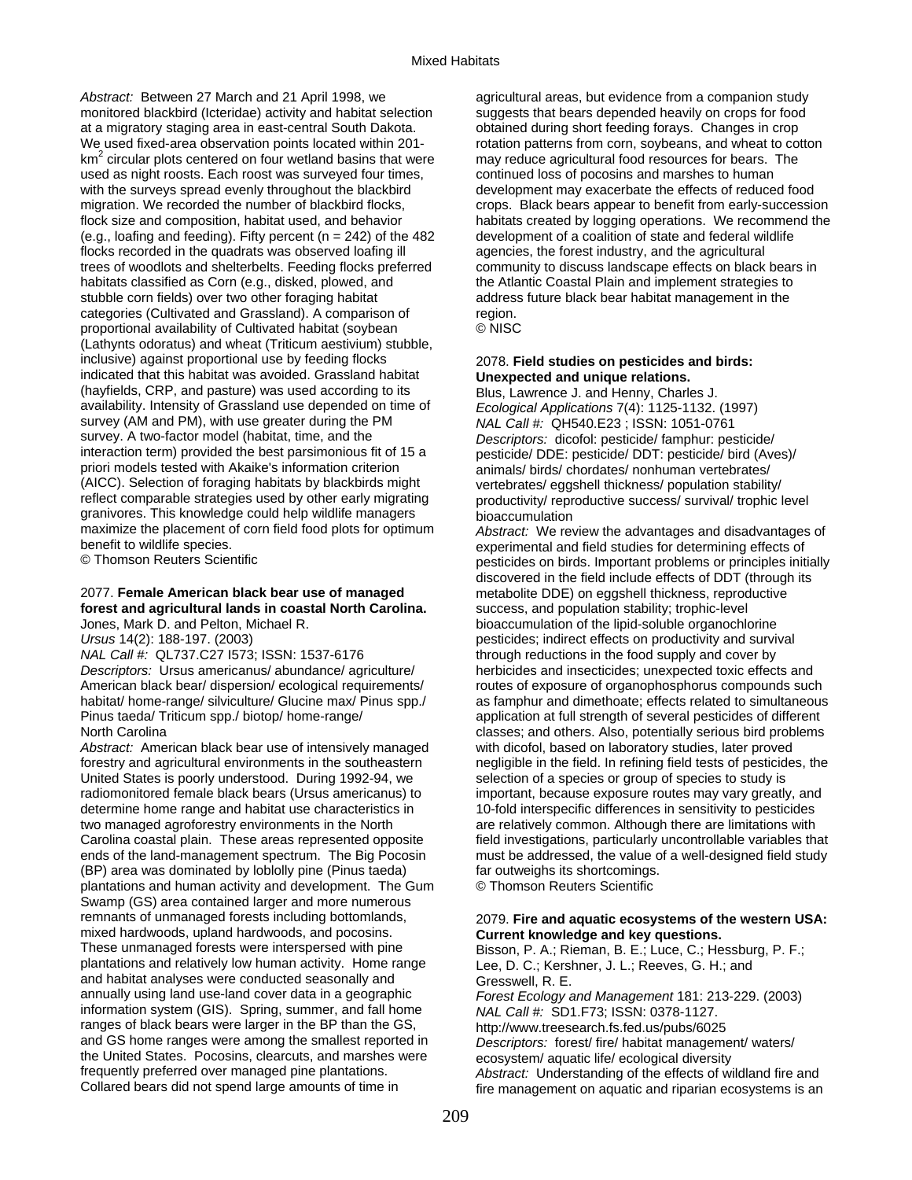*Abstract:* Between 27 March and 21 April 1998, we monitored blackbird (Icteridae) activity and habitat selection at a migratory staging area in east-central South Dakota. We used fixed-area observation points located within 201-km$^2$ circular plots centered on four wetland basins that were used as night roosts. Each roost was surveyed four times, with the surveys spread evenly throughout the blackbird migration. We recorded the number of blackbird flocks, flock size and composition, habitat used, and behavior (e.g., loafing and feeding). Fifty percent (n = 242) of the 482 flocks recorded in the quadrats was observed loafing ill trees of woodlots and shelterbelts. Feeding flocks preferred habitats classified as Corn (e.g., disked, plowed, and stubble corn fields) over two other foraging habitat categories (Cultivated and Grassland). A comparison of proportional availability of Cultivated habitat (soybean (Lathynts odoratus) and wheat (Triticum aestivium) stubble, inclusive) against proportional use by feeding flocks indicated that this habitat was avoided. Grassland habitat (hayfields, CRP, and pasture) was used according to its availability. Intensity of Grassland use depended on time of survey (AM and PM), with use greater during the PM survey. A two-factor model (habitat, time, and the interaction term) provided the best parsimonious fit of 15 a priori models tested with Akaike's information criterion (AICC). Selection of foraging habitats by blackbirds might reflect comparable strategies used by other early migrating granivores. This knowledge could help wildlife managers maximize the placement of corn field food plots for optimum benefit to wildlife species.
© Thomson Reuters Scientific

2077. **Female American black bear use of managed forest and agricultural lands in coastal North Carolina.**
Jones, Mark D. and Pelton, Michael R.
*Ursus* 14(2): 188-197. (2003)
*NAL Call #:* QL737.C27 I573; ISSN: 1537-6176
*Descriptors:* Ursus americanus/ abundance/ agriculture/ American black bear/ dispersion/ ecological requirements/ habitat/ home-range/ silviculture/ Glucine max/ Pinus spp./ Pinus taeda/ Triticum spp./ biotop/ home-range/ North Carolina
*Abstract:* American black bear use of intensively managed forestry and agricultural environments in the southeastern United States is poorly understood. During 1992-94, we radiomonitored female black bears (Ursus americanus) to determine home range and habitat use characteristics in two managed agroforestry environments in the North Carolina coastal plain. These areas represented opposite ends of the land-management spectrum. The Big Pocosin (BP) area was dominated by loblolly pine (Pinus taeda) plantations and human activity and development. The Gum Swamp (GS) area contained larger and more numerous remnants of unmanaged forests including bottomlands, mixed hardwoods, upland hardwoods, and pocosins. These unmanaged forests were interspersed with pine plantations and relatively low human activity. Home range and habitat analyses were conducted seasonally and annually using land use-land cover data in a geographic information system (GIS). Spring, summer, and fall home ranges of black bears were larger in the BP than the GS, and GS home ranges were among the smallest reported in the United States. Pocosins, clearcuts, and marshes were frequently preferred over managed pine plantations. Collared bears did not spend large amounts of time in agricultural areas, but evidence from a companion study suggests that bears depended heavily on crops for food obtained during short feeding forays. Changes in crop rotation patterns from corn, soybeans, and wheat to cotton may reduce agricultural food resources for bears. The continued loss of pocosins and marshes to human development may exacerbate the effects of reduced food crops. Black bears appear to benefit from early-succession habitats created by logging operations. We recommend the development of a coalition of state and federal wildlife agencies, the forest industry, and the agricultural community to discuss landscape effects on black bears in the Atlantic Coastal Plain and implement strategies to address future black bear habitat management in the region.
© NISC

2078. **Field studies on pesticides and birds: Unexpected and unique relations.**
Blus, Lawrence J. and Henny, Charles J.
*Ecological Applications* 7(4): 1125-1132. (1997)
*NAL Call #:* QH540.E23 ; ISSN: 1051-0761
*Descriptors:* dicofol: pesticide/ famphur: pesticide/ pesticide/ DDE: pesticide/ DDT: pesticide/ bird (Aves)/ animals/ birds/ chordates/ nonhuman vertebrates/ vertebrates/ eggshell thickness/ population stability/ productivity/ reproductive success/ survival/ trophic level bioaccumulation
*Abstract:* We review the advantages and disadvantages of experimental and field studies for determining effects of pesticides on birds. Important problems or principles initially discovered in the field include effects of DDT (through its metabolite DDE) on eggshell thickness, reproductive success, and population stability; trophic-level bioaccumulation of the lipid-soluble organochlorine pesticides; indirect effects on productivity and survival through reductions in the food supply and cover by herbicides and insecticides; unexpected toxic effects and routes of exposure of organophosphorus compounds such as famphur and dimethoate; effects related to simultaneous application at full strength of several pesticides of different classes; and others. Also, potentially serious bird problems with dicofol, based on laboratory studies, later proved negligible in the field. In refining field tests of pesticides, the selection of a species or group of species to study is important, because exposure routes may vary greatly, and 10-fold interspecific differences in sensitivity to pesticides are relatively common. Although there are limitations with field investigations, particularly uncontrollable variables that must be addressed, the value of a well-designed field study far outweighs its shortcomings.
© Thomson Reuters Scientific

2079. **Fire and aquatic ecosystems of the western USA: Current knowledge and key questions.**
Bisson, P. A.; Rieman, B. E.; Luce, C.; Hessburg, P. F.; Lee, D. C.; Kershner, J. L.; Reeves, G. H.; and Gresswell, R. E.
*Forest Ecology and Management* 181: 213-229. (2003)
*NAL Call #:* SD1.F73; ISSN: 0378-1127.
http://www.treesearch.fs.fed.us/pubs/6025
*Descriptors:* forest/ fire/ habitat management/ waters/ ecosystem/ aquatic life/ ecological diversity
*Abstract:* Understanding of the effects of wildland fire and fire management on aquatic and riparian ecosystems is an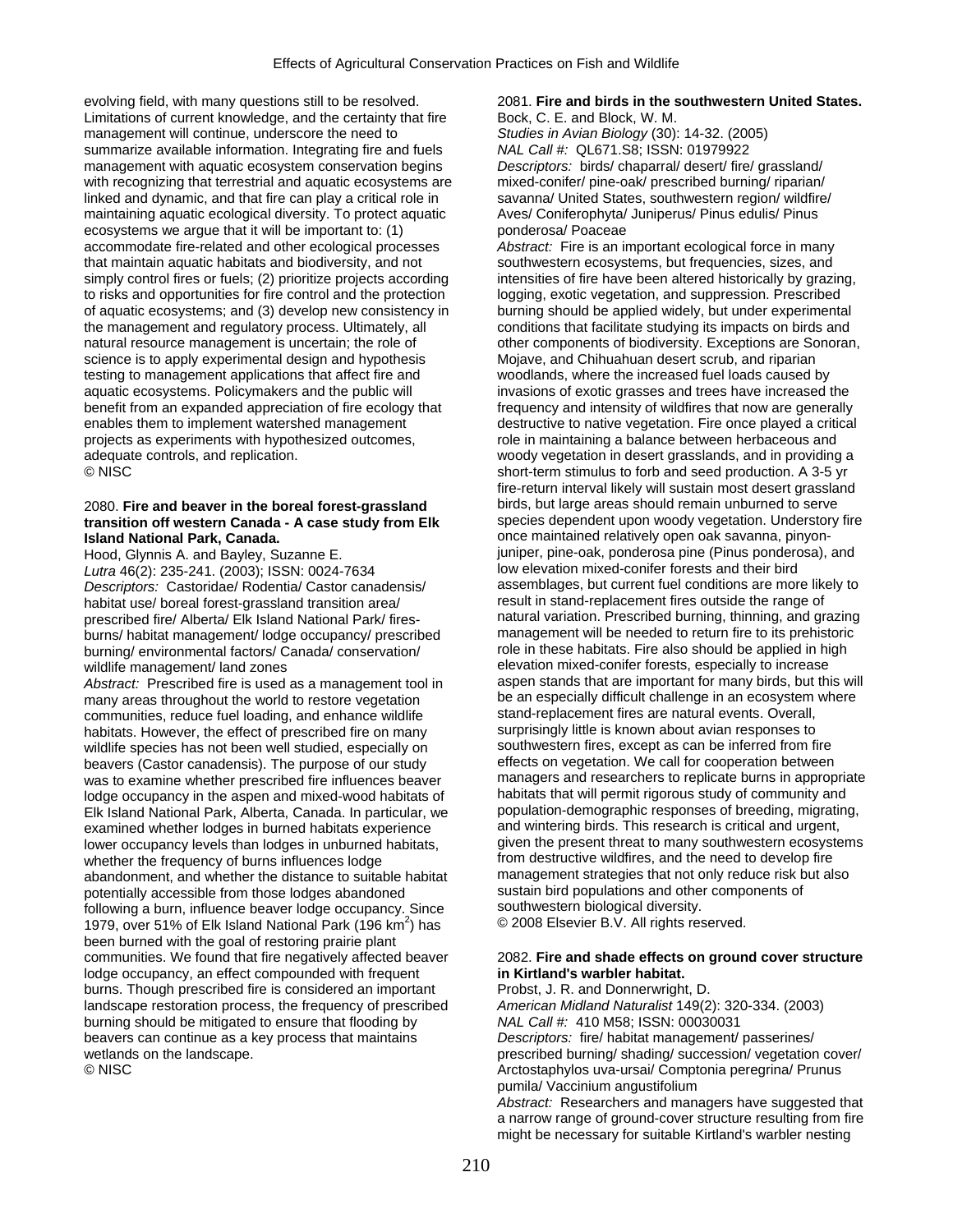evolving field, with many questions still to be resolved. Limitations of current knowledge, and the certainty that fire management will continue, underscore the need to summarize available information. Integrating fire and fuels management with aquatic ecosystem conservation begins with recognizing that terrestrial and aquatic ecosystems are linked and dynamic, and that fire can play a critical role in maintaining aquatic ecological diversity. To protect aquatic ecosystems we argue that it will be important to: (1) accommodate fire-related and other ecological processes that maintain aquatic habitats and biodiversity, and not simply control fires or fuels; (2) prioritize projects according to risks and opportunities for fire control and the protection of aquatic ecosystems; and (3) develop new consistency in the management and regulatory process. Ultimately, all natural resource management is uncertain; the role of science is to apply experimental design and hypothesis testing to management applications that affect fire and aquatic ecosystems. Policymakers and the public will benefit from an expanded appreciation of fire ecology that enables them to implement watershed management projects as experiments with hypothesized outcomes, adequate controls, and replication.
© NISC

2080. **Fire and beaver in the boreal forest-grassland transition off western Canada - A case study from Elk Island National Park, Canada.**
Hood, Glynnis A. and Bayley, Suzanne E.
*Lutra* 46(2): 235-241. (2003); ISSN: 0024-7634
*Descriptors:* Castoridae/ Rodentia/ Castor canadensis/ habitat use/ boreal forest-grassland transition area/ prescribed fire/ Alberta/ Elk Island National Park/ fires-burns/ habitat management/ lodge occupancy/ prescribed burning/ environmental factors/ Canada/ conservation/ wildlife management/ land zones
*Abstract:* Prescribed fire is used as a management tool in many areas throughout the world to restore vegetation communities, reduce fuel loading, and enhance wildlife habitats. However, the effect of prescribed fire on many wildlife species has not been well studied, especially on beavers (Castor canadensis). The purpose of our study was to examine whether prescribed fire influences beaver lodge occupancy in the aspen and mixed-wood habitats of Elk Island National Park, Alberta, Canada. In particular, we examined whether lodges in burned habitats experience lower occupancy levels than lodges in unburned habitats, whether the frequency of burns influences lodge abandonment, and whether the distance to suitable habitat potentially accessible from those lodges abandoned following a burn, influence beaver lodge occupancy. Since 1979, over 51% of Elk Island National Park (196 $km^2$) has been burned with the goal of restoring prairie plant communities. We found that fire negatively affected beaver lodge occupancy, an effect compounded with frequent burns. Though prescribed fire is considered an important landscape restoration process, the frequency of prescribed burning should be mitigated to ensure that flooding by beavers can continue as a key process that maintains wetlands on the landscape.
© NISC

2081. **Fire and birds in the southwestern United States.**
Bock, C. E. and Block, W. M.
*Studies in Avian Biology* (30): 14-32. (2005)
*NAL Call #:* QL671.S8; ISSN: 01979922
*Descriptors:* birds/ chaparral/ desert/ fire/ grassland/ mixed-conifer/ pine-oak/ prescribed burning/ riparian/ savanna/ United States, southwestern region/ wildfire/ Aves/ Coniferophyta/ Juniperus/ Pinus edulis/ Pinus ponderosa/ Poaceae
*Abstract:* Fire is an important ecological force in many southwestern ecosystems, but frequencies, sizes, and intensities of fire have been altered historically by grazing, logging, exotic vegetation, and suppression. Prescribed burning should be applied widely, but under experimental conditions that facilitate studying its impacts on birds and other components of biodiversity. Exceptions are Sonoran, Mojave, and Chihuahuan desert scrub, and riparian woodlands, where the increased fuel loads caused by invasions of exotic grasses and trees have increased the frequency and intensity of wildfires that now are generally destructive to native vegetation. Fire once played a critical role in maintaining a balance between herbaceous and woody vegetation in desert grasslands, and in providing a short-term stimulus to forb and seed production. A 3-5 yr fire-return interval likely will sustain most desert grassland birds, but large areas should remain unburned to serve species dependent upon woody vegetation. Understory fire once maintained relatively open oak savanna, pinyon-juniper, pine-oak, ponderosa pine (Pinus ponderosa), and low elevation mixed-conifer forests and their bird assemblages, but current fuel conditions are more likely to result in stand-replacement fires outside the range of natural variation. Prescribed burning, thinning, and grazing management will be needed to return fire to its prehistoric role in these habitats. Fire also should be applied in high elevation mixed-conifer forests, especially to increase aspen stands that are important for many birds, but this will be an especially difficult challenge in an ecosystem where stand-replacement fires are natural events. Overall, surprisingly little is known about avian responses to southwestern fires, except as can be inferred from fire effects on vegetation. We call for cooperation between managers and researchers to replicate burns in appropriate habitats that will permit rigorous study of community and population-demographic responses of breeding, migrating, and wintering birds. This research is critical and urgent, given the present threat to many southwestern ecosystems from destructive wildfires, and the need to develop fire management strategies that not only reduce risk but also sustain bird populations and other components of southwestern biological diversity.
© 2008 Elsevier B.V. All rights reserved.

2082. **Fire and shade effects on ground cover structure in Kirtland's warbler habitat.**
Probst, J. R. and Donnerwright, D.
*American Midland Naturalist* 149(2): 320-334. (2003)
*NAL Call #:* 410 M58; ISSN: 00030031
*Descriptors:* fire/ habitat management/ passerines/ prescribed burning/ shading/ succession/ vegetation cover/ Arctostaphylos uva-ursai/ Comptonia peregrina/ Prunus pumila/ Vaccinium angustifolium
*Abstract:* Researchers and managers have suggested that a narrow range of ground-cover structure resulting from fire might be necessary for suitable Kirtland's warbler nesting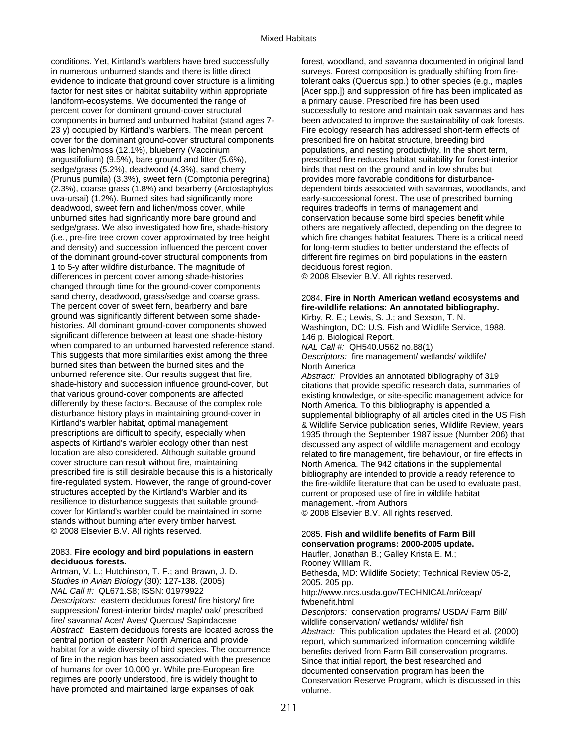conditions. Yet, Kirtland's warblers have bred successfully in numerous unburned stands and there is little direct evidence to indicate that ground cover structure is a limiting factor for nest sites or habitat suitability within appropriate landform-ecosystems. We documented the range of percent cover for dominant ground-cover structural components in burned and unburned habitat (stand ages 7-23 y) occupied by Kirtland's warblers. The mean percent cover for the dominant ground-cover structural components was lichen/moss (12.1%), blueberry (Vaccinium angustifolium) (9.5%), bare ground and litter (5.6%), sedge/grass (5.2%), deadwood (4.3%), sand cherry (Prunus pumila) (3.3%), sweet fern (Comptonia peregrina) (2.3%), coarse grass (1.8%) and bearberry (Arctostaphylos uva-ursai) (1.2%). Burned sites had significantly more deadwood, sweet fern and lichen/moss cover, while unburned sites had significantly more bare ground and sedge/grass. We also investigated how fire, shade-history (i.e., pre-fire tree crown cover approximated by tree height and density) and succession influenced the percent cover of the dominant ground-cover structural components from 1 to 5-y after wildfire disturbance. The magnitude of differences in percent cover among shade-histories changed through time for the ground-cover components sand cherry, deadwood, grass/sedge and coarse grass. The percent cover of sweet fern, bearberry and bare ground was significantly different between some shade-histories. All dominant ground-cover components showed significant difference between at least one shade-history when compared to an unburned harvested reference stand. This suggests that more similarities exist among the three burned sites than between the burned sites and the unburned reference site. Our results suggest that fire, shade-history and succession influence ground-cover, but that various ground-cover components are affected differently by these factors. Because of the complex role disturbance history plays in maintaining ground-cover in Kirtland's warbler habitat, optimal management prescriptions are difficult to specify, especially when aspects of Kirtland's warbler ecology other than nest location are also considered. Although suitable ground cover structure can result without fire, maintaining prescribed fire is still desirable because this is a historically fire-regulated system. However, the range of ground-cover structures accepted by the Kirtland's Warbler and its resilience to disturbance suggests that suitable ground-cover for Kirtland's warbler could be maintained in some stands without burning after every timber harvest.
© 2008 Elsevier B.V. All rights reserved.

2083. **Fire ecology and bird populations in eastern deciduous forests.**
Artman, V. L.; Hutchinson, T. F.; and Brawn, J. D.
*Studies in Avian Biology* (30): 127-138. (2005)
*NAL Call #:* QL671.S8; ISSN: 01979922
*Descriptors:* eastern deciduous forest/ fire history/ fire suppression/ forest-interior birds/ maple/ oak/ prescribed fire/ savanna/ Acer/ Aves/ Quercus/ Sapindaceae
*Abstract:* Eastern deciduous forests are located across the central portion of eastern North America and provide habitat for a wide diversity of bird species. The occurrence of fire in the region has been associated with the presence of humans for over 10,000 yr. While pre-European fire regimes are poorly understood, fire is widely thought to have promoted and maintained large expanses of oak forest, woodland, and savanna documented in original land surveys. Forest composition is gradually shifting from fire-tolerant oaks (Quercus spp.) to other species (e.g., maples [Acer spp.]) and suppression of fire has been implicated as a primary cause. Prescribed fire has been used successfully to restore and maintain oak savannas and has been advocated to improve the sustainability of oak forests. Fire ecology research has addressed short-term effects of prescribed fire on habitat structure, breeding bird populations, and nesting productivity. In the short term, prescribed fire reduces habitat suitability for forest-interior birds that nest on the ground and in low shrubs but provides more favorable conditions for disturbance-dependent birds associated with savannas, woodlands, and early-successional forest. The use of prescribed burning requires tradeoffs in terms of management and conservation because some bird species benefit while others are negatively affected, depending on the degree to which fire changes habitat features. There is a critical need for long-term studies to better understand the effects of different fire regimes on bird populations in the eastern deciduous forest region.
© 2008 Elsevier B.V. All rights reserved.

2084. **Fire in North American wetland ecosystems and fire-wildlife relations: An annotated bibliography.**
Kirby, R. E.; Lewis, S. J.; and Sexson, T. N.
Washington, DC: U.S. Fish and Wildlife Service, 1988. 146 p. Biological Report.
*NAL Call #:* QH540.U562 no.88(1)
*Descriptors:* fire management/ wetlands/ wildlife/ North America
*Abstract:* Provides an annotated bibliography of 319 citations that provide specific research data, summaries of existing knowledge, or site-specific management advice for North America. To this bibliography is appended a supplemental bibliography of all articles cited in the US Fish & Wildlife Service publication series, Wildlife Review, years 1935 through the September 1987 issue (Number 206) that discussed any aspect of wildlife management and ecology related to fire management, fire behaviour, or fire effects in North America. The 942 citations in the supplemental bibliography are intended to provide a ready reference to the fire-wildlife literature that can be used to evaluate past, current or proposed use of fire in wildlife habitat management. -from Authors
© 2008 Elsevier B.V. All rights reserved.

2085. **Fish and wildlife benefits of Farm Bill conservation programs: 2000-2005 update.**
Haufler, Jonathan B.; Galley Krista E. M.; Rooney William R.
Bethesda, MD: Wildlife Society; Technical Review 05-2, 2005. 205 pp.
http://www.nrcs.usda.gov/TECHNICAL/nri/ceap/fwbenefit.html
*Descriptors:* conservation programs/ USDA/ Farm Bill/ wildlife conservation/ wetlands/ wildlife/ fish
*Abstract:* This publication updates the Heard et al. (2000) report, which summarized information concerning wildlife benefits derived from Farm Bill conservation programs. Since that initial report, the best researched and documented conservation program has been the Conservation Reserve Program, which is discussed in this volume.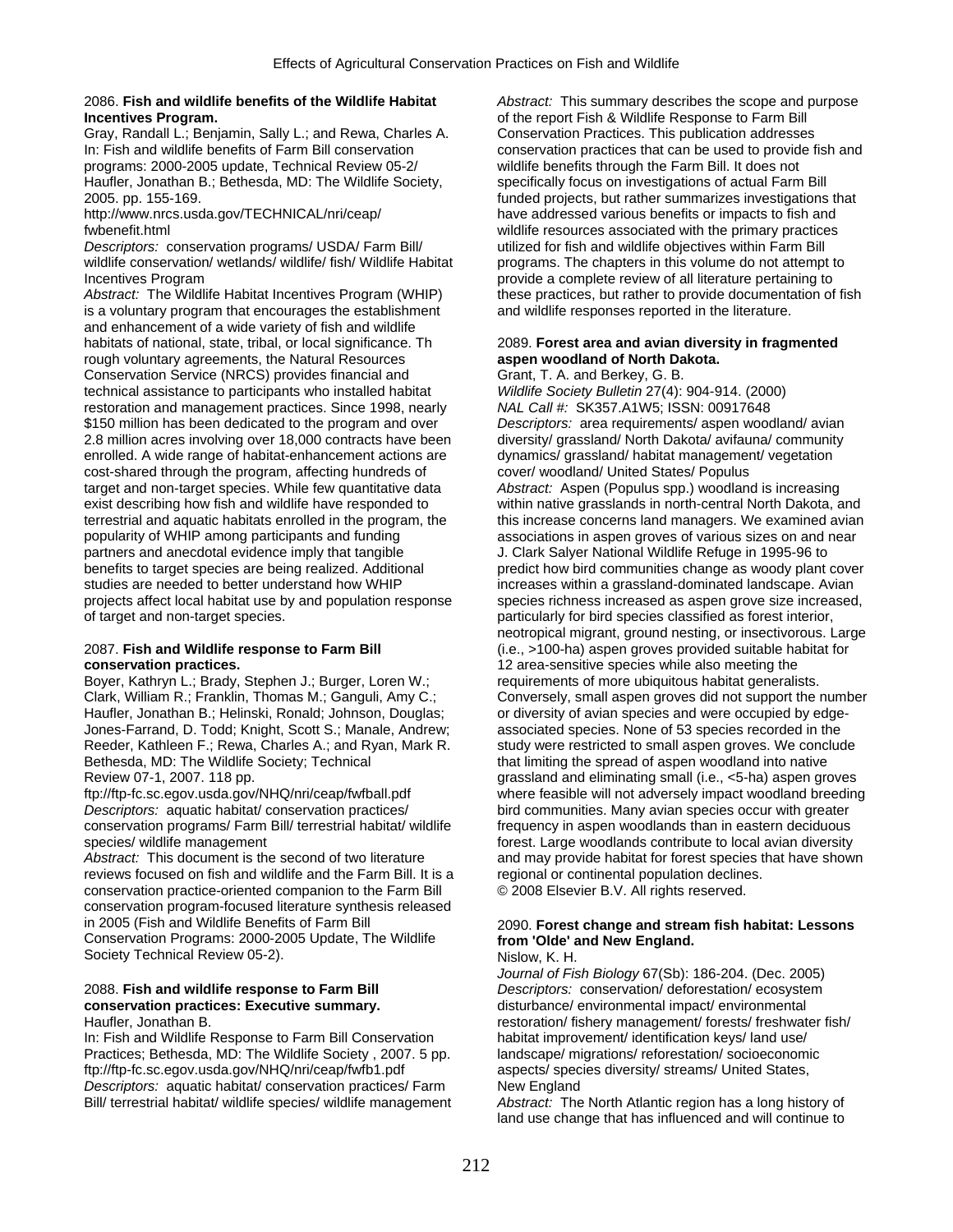2086. **Fish and wildlife benefits of the Wildlife Habitat Incentives Program.**
Gray, Randall L.; Benjamin, Sally L.; and Rewa, Charles A.
In: Fish and wildlife benefits of Farm Bill conservation programs: 2000-2005 update, Technical Review 05-2/ Haufler, Jonathan B.; Bethesda, MD: The Wildlife Society, 2005. pp. 155-169.
http://www.nrcs.usda.gov/TECHNICAL/nri/ceap/fwbenefit.html
*Descriptors:* conservation programs/ USDA/ Farm Bill/ wildlife conservation/ wetlands/ wildlife/ fish/ Wildlife Habitat Incentives Program
*Abstract:* The Wildlife Habitat Incentives Program (WHIP) is a voluntary program that encourages the establishment and enhancement of a wide variety of fish and wildlife habitats of national, state, tribal, or local significance. Th rough voluntary agreements, the Natural Resources Conservation Service (NRCS) provides financial and technical assistance to participants who installed habitat restoration and management practices. Since 1998, nearly \$150 million has been dedicated to the program and over 2.8 million acres involving over 18,000 contracts have been enrolled. A wide range of habitat-enhancement actions are cost-shared through the program, affecting hundreds of target and non-target species. While few quantitative data exist describing how fish and wildlife have responded to terrestrial and aquatic habitats enrolled in the program, the popularity of WHIP among participants and funding partners and anecdotal evidence imply that tangible benefits to target species are being realized. Additional studies are needed to better understand how WHIP projects affect local habitat use by and population response of target and non-target species.

2087. **Fish and Wildlife response to Farm Bill conservation practices.**
Boyer, Kathryn L.; Brady, Stephen J.; Burger, Loren W.; Clark, William R.; Franklin, Thomas M.; Ganguli, Amy C.; Haufler, Jonathan B.; Helinski, Ronald; Johnson, Douglas; Jones-Farrand, D. Todd; Knight, Scott S.; Manale, Andrew; Reeder, Kathleen F.; Rewa, Charles A.; and Ryan, Mark R.
Bethesda, MD: The Wildlife Society; Technical Review 07-1, 2007. 118 pp.
ftp://ftp-fc.sc.egov.usda.gov/NHQ/nri/ceap/fwfball.pdf
*Descriptors:* aquatic habitat/ conservation practices/ conservation programs/ Farm Bill/ terrestrial habitat/ wildlife species/ wildlife management
*Abstract:* This document is the second of two literature reviews focused on fish and wildlife and the Farm Bill. It is a conservation practice-oriented companion to the Farm Bill conservation program-focused literature synthesis released in 2005 (Fish and Wildlife Benefits of Farm Bill Conservation Programs: 2000-2005 Update, The Wildlife Society Technical Review 05-2).

2088. **Fish and wildlife response to Farm Bill conservation practices: Executive summary.**
Haufler, Jonathan B.
In: Fish and Wildlife Response to Farm Bill Conservation Practices; Bethesda, MD: The Wildlife Society , 2007. 5 pp.
ftp://ftp-fc.sc.egov.usda.gov/NHQ/nri/ceap/fwfb1.pdf
*Descriptors:* aquatic habitat/ conservation practices/ Farm Bill/ terrestrial habitat/ wildlife species/ wildlife management
*Abstract:* This summary describes the scope and purpose of the report Fish & Wildlife Response to Farm Bill Conservation Practices. This publication addresses conservation practices that can be used to provide fish and wildlife benefits through the Farm Bill. It does not specifically focus on investigations of actual Farm Bill funded projects, but rather summarizes investigations that have addressed various benefits or impacts to fish and wildlife resources associated with the primary practices utilized for fish and wildlife objectives within Farm Bill programs. The chapters in this volume do not attempt to provide a complete review of all literature pertaining to these practices, but rather to provide documentation of fish and wildlife responses reported in the literature.

2089. **Forest area and avian diversity in fragmented aspen woodland of North Dakota.**
Grant, T. A. and Berkey, G. B.
*Wildlife Society Bulletin* 27(4): 904-914. (2000)
*NAL Call #:* SK357.A1W5; ISSN: 00917648
*Descriptors:* area requirements/ aspen woodland/ avian diversity/ grassland/ North Dakota/ avifauna/ community dynamics/ grassland/ habitat management/ vegetation cover/ woodland/ United States/ Populus
*Abstract:* Aspen (Populus spp.) woodland is increasing within native grasslands in north-central North Dakota, and this increase concerns land managers. We examined avian associations in aspen groves of various sizes on and near J. Clark Salyer National Wildlife Refuge in 1995-96 to predict how bird communities change as woody plant cover increases within a grassland-dominated landscape. Avian species richness increased as aspen grove size increased, particularly for bird species classified as forest interior, neotropical migrant, ground nesting, or insectivorous. Large (i.e., >100-ha) aspen groves provided suitable habitat for 12 area-sensitive species while also meeting the requirements of more ubiquitous habitat generalists. Conversely, small aspen groves did not support the number or diversity of avian species and were occupied by edge-associated species. None of 53 species recorded in the study were restricted to small aspen groves. We conclude that limiting the spread of aspen woodland into native grassland and eliminating small (i.e., <5-ha) aspen groves where feasible will not adversely impact woodland breeding bird communities. Many avian species occur with greater frequency in aspen woodlands than in eastern deciduous forest. Large woodlands contribute to local avian diversity and may provide habitat for forest species that have shown regional or continental population declines.
© 2008 Elsevier B.V. All rights reserved.

2090. **Forest change and stream fish habitat: Lessons from 'Olde' and New England.**
Nislow, K. H.
*Journal of Fish Biology* 67(Sb): 186-204. (Dec. 2005)
*Descriptors:* conservation/ deforestation/ ecosystem disturbance/ environmental impact/ environmental restoration/ fishery management/ forests/ freshwater fish/ habitat improvement/ identification keys/ land use/ landscape/ migrations/ reforestation/ socioeconomic aspects/ species diversity/ streams/ United States, New England
*Abstract:* The North Atlantic region has a long history of land use change that has influenced and will continue to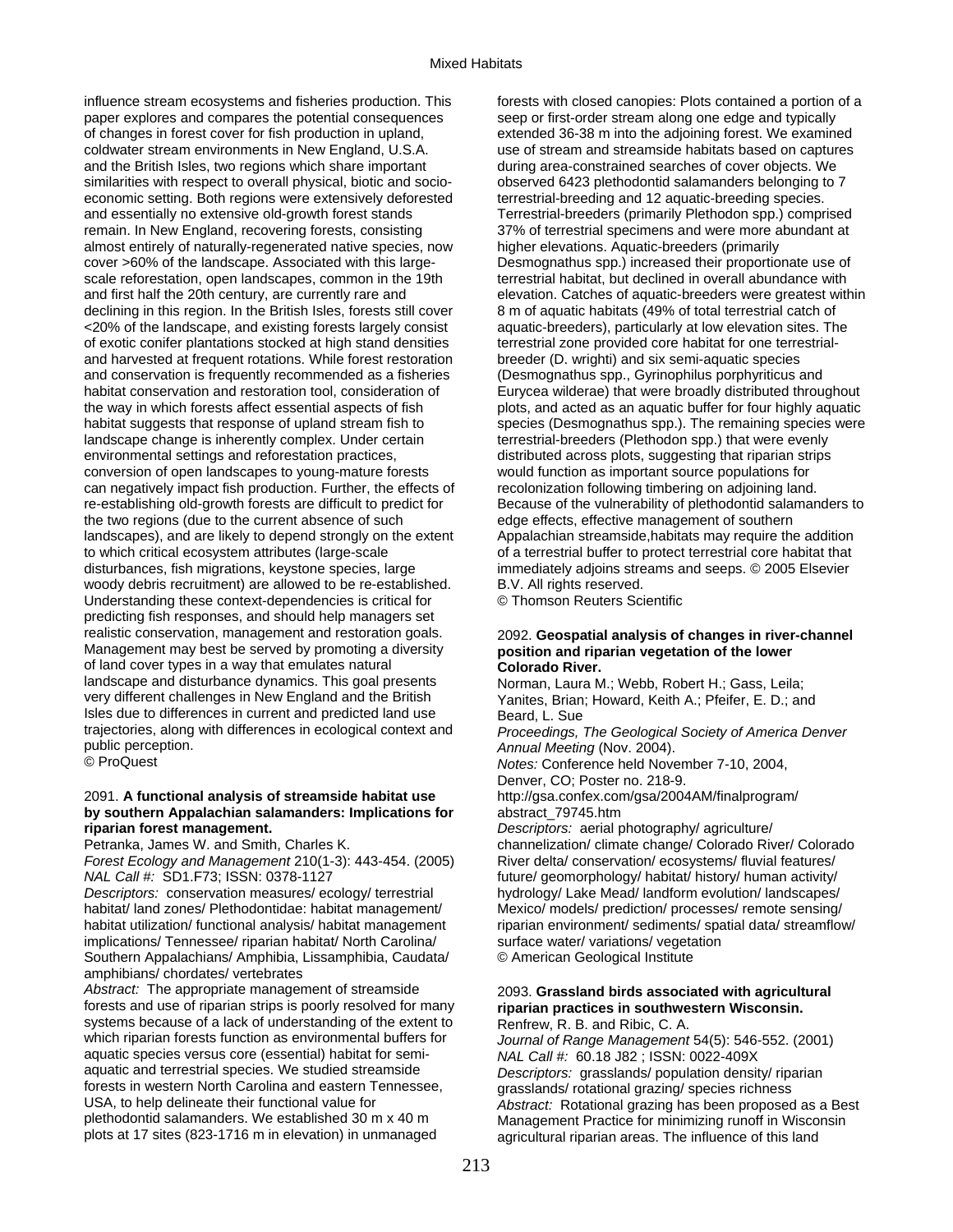influence stream ecosystems and fisheries production. This paper explores and compares the potential consequences of changes in forest cover for fish production in upland, coldwater stream environments in New England, U.S.A. and the British Isles, two regions which share important similarities with respect to overall physical, biotic and socio-economic setting. Both regions were extensively deforested and essentially no extensive old-growth forest stands remain. In New England, recovering forests, consisting almost entirely of naturally-regenerated native species, now cover >60% of the landscape. Associated with this large-scale reforestation, open landscapes, common in the 19th and first half the 20th century, are currently rare and declining in this region. In the British Isles, forests still cover <20% of the landscape, and existing forests largely consist of exotic conifer plantations stocked at high stand densities and harvested at frequent rotations. While forest restoration and conservation is frequently recommended as a fisheries habitat conservation and restoration tool, consideration of the way in which forests affect essential aspects of fish habitat suggests that response of upland stream fish to landscape change is inherently complex. Under certain environmental settings and reforestation practices, conversion of open landscapes to young-mature forests can negatively impact fish production. Further, the effects of re-establishing old-growth forests are difficult to predict for the two regions (due to the current absence of such landscapes), and are likely to depend strongly on the extent to which critical ecosystem attributes (large-scale disturbances, fish migrations, keystone species, large woody debris recruitment) are allowed to be re-established. Understanding these context-dependencies is critical for predicting fish responses, and should help managers set realistic conservation, management and restoration goals. Management may best be served by promoting a diversity of land cover types in a way that emulates natural landscape and disturbance dynamics. This goal presents very different challenges in New England and the British Isles due to differences in current and predicted land use trajectories, along with differences in ecological context and public perception.
© ProQuest

2091. **A functional analysis of streamside habitat use by southern Appalachian salamanders: Implications for riparian forest management.**
Petranka, James W. and Smith, Charles K.
*Forest Ecology and Management* 210(1-3): 443-454. (2005)
*NAL Call #:* SD1.F73; ISSN: 0378-1127
*Descriptors:* conservation measures/ ecology/ terrestrial habitat/ land zones/ Plethodontidae: habitat management/ habitat utilization/ functional analysis/ habitat management implications/ Tennessee/ riparian habitat/ North Carolina/ Southern Appalachians/ Amphibia, Lissamphibia, Caudata/ amphibians/ chordates/ vertebrates
*Abstract:* The appropriate management of streamside forests and use of riparian strips is poorly resolved for many systems because of a lack of understanding of the extent to which riparian forests function as environmental buffers for aquatic species versus core (essential) habitat for semi-aquatic and terrestrial species. We studied streamside forests in western North Carolina and eastern Tennessee, USA, to help delineate their functional value for plethodontid salamanders. We established 30 m x 40 m plots at 17 sites (823-1716 m in elevation) in unmanaged forests with closed canopies: Plots contained a portion of a seep or first-order stream along one edge and typically extended 36-38 m into the adjoining forest. We examined use of stream and streamside habitats based on captures during area-constrained searches of cover objects. We observed 6423 plethodontid salamanders belonging to 7 terrestrial-breeding and 12 aquatic-breeding species. Terrestrial-breeders (primarily Plethodon spp.) comprised 37% of terrestrial specimens and were more abundant at higher elevations. Aquatic-breeders (primarily Desmognathus spp.) increased their proportionate use of terrestrial habitat, but declined in overall abundance with elevation. Catches of aquatic-breeders were greatest within 8 m of aquatic habitats (49% of total terrestrial catch of aquatic-breeders), particularly at low elevation sites. The terrestrial zone provided core habitat for one terrestrial-breeder (D. wrighti) and six semi-aquatic species (Desmognathus spp., Gyrinophilus porphyriticus and Eurycea wilderae) that were broadly distributed throughout plots, and acted as an aquatic buffer for four highly aquatic species (Desmognathus spp.). The remaining species were terrestrial-breeders (Plethodon spp.) that were evenly distributed across plots, suggesting that riparian strips would function as important source populations for recolonization following timbering on adjoining land. Because of the vulnerability of plethodontid salamanders to edge effects, effective management of southern Appalachian streamside,habitats may require the addition of a terrestrial buffer to protect terrestrial core habitat that immediately adjoins streams and seeps. © 2005 Elsevier B.V. All rights reserved.
© Thomson Reuters Scientific

2092. **Geospatial analysis of changes in river-channel position and riparian vegetation of the lower Colorado River.**
Norman, Laura M.; Webb, Robert H.; Gass, Leila; Yanites, Brian; Howard, Keith A.; Pfeifer, E. D.; and Beard, L. Sue
*Proceedings, The Geological Society of America Denver Annual Meeting* (Nov. 2004).
*Notes:* Conference held November 7-10, 2004, Denver, CO; Poster no. 218-9.
http://gsa.confex.com/gsa/2004AM/finalprogram/abstract_79745.htm
*Descriptors:* aerial photography/ agriculture/ channelization/ climate change/ Colorado River/ Colorado River delta/ conservation/ ecosystems/ fluvial features/ future/ geomorphology/ habitat/ history/ human activity/ hydrology/ Lake Mead/ landform evolution/ landscapes/ Mexico/ models/ prediction/ processes/ remote sensing/ riparian environment/ sediments/ spatial data/ streamflow/ surface water/ variations/ vegetation
© American Geological Institute

2093. **Grassland birds associated with agricultural riparian practices in southwestern Wisconsin.**
Renfrew, R. B. and Ribic, C. A.
*Journal of Range Management* 54(5): 546-552. (2001)
*NAL Call #:* 60.18 J82 ; ISSN: 0022-409X
*Descriptors:* grasslands/ population density/ riparian grasslands/ rotational grazing/ species richness
*Abstract:* Rotational grazing has been proposed as a Best Management Practice for minimizing runoff in Wisconsin agricultural riparian areas. The influence of this land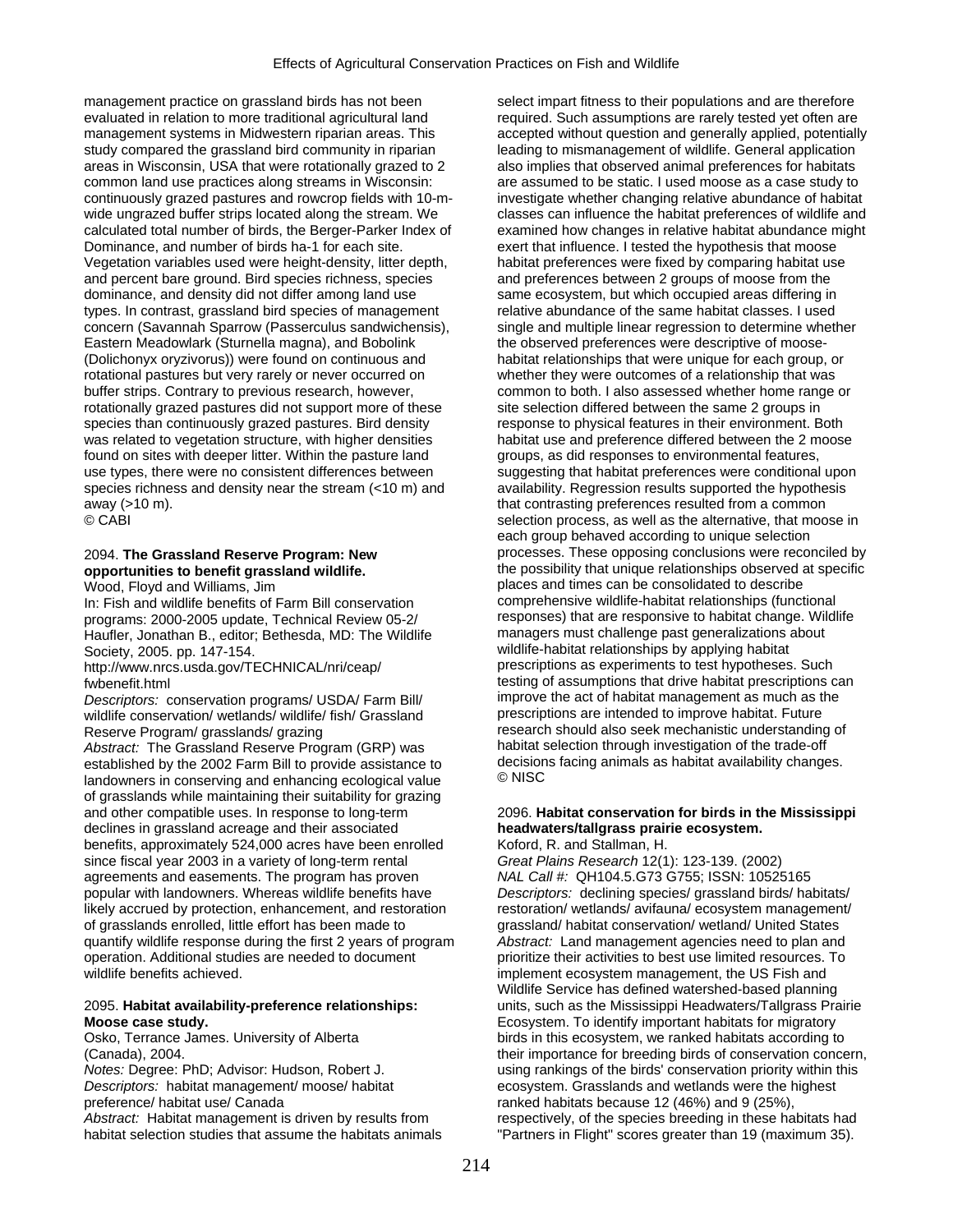management practice on grassland birds has not been evaluated in relation to more traditional agricultural land management systems in Midwestern riparian areas. This study compared the grassland bird community in riparian areas in Wisconsin, USA that were rotationally grazed to 2 common land use practices along streams in Wisconsin: continuously grazed pastures and rowcrop fields with 10-m-wide ungrazed buffer strips located along the stream. We calculated total number of birds, the Berger-Parker Index of Dominance, and number of birds ha-1 for each site. Vegetation variables used were height-density, litter depth, and percent bare ground. Bird species richness, species dominance, and density did not differ among land use types. In contrast, grassland bird species of management concern (Savannah Sparrow (Passerculus sandwichensis), Eastern Meadowlark (Sturnella magna), and Bobolink (Dolichonyx oryzivorus)) were found on continuous and rotational pastures but very rarely or never occurred on buffer strips. Contrary to previous research, however, rotationally grazed pastures did not support more of these species than continuously grazed pastures. Bird density was related to vegetation structure, with higher densities found on sites with deeper litter. Within the pasture land use types, there were no consistent differences between species richness and density near the stream (<10 m) and away (>10 m).
© CABI

2094. **The Grassland Reserve Program: New opportunities to benefit grassland wildlife.**
Wood, Floyd and Williams, Jim
In: Fish and wildlife benefits of Farm Bill conservation programs: 2000-2005 update, Technical Review 05-2/ Haufler, Jonathan B., editor; Bethesda, MD: The Wildlife Society, 2005. pp. 147-154.
http://www.nrcs.usda.gov/TECHNICAL/nri/ceap/fwbenefit.html
*Descriptors:* conservation programs/ USDA/ Farm Bill/ wildlife conservation/ wetlands/ wildlife/ fish/ Grassland Reserve Program/ grasslands/ grazing
*Abstract:* The Grassland Reserve Program (GRP) was established by the 2002 Farm Bill to provide assistance to landowners in conserving and enhancing ecological value of grasslands while maintaining their suitability for grazing and other compatible uses. In response to long-term declines in grassland acreage and their associated benefits, approximately 524,000 acres have been enrolled since fiscal year 2003 in a variety of long-term rental agreements and easements. The program has proven popular with landowners. Whereas wildlife benefits have likely accrued by protection, enhancement, and restoration of grasslands enrolled, little effort has been made to quantify wildlife response during the first 2 years of program operation. Additional studies are needed to document wildlife benefits achieved.

2095. **Habitat availability-preference relationships: Moose case study.**
Osko, Terrance James. University of Alberta (Canada), 2004.
*Notes:* Degree: PhD; Advisor: Hudson, Robert J.
*Descriptors:* habitat management/ moose/ habitat preference/ habitat use/ Canada
*Abstract:* Habitat management is driven by results from habitat selection studies that assume the habitats animals select impart fitness to their populations and are therefore required. Such assumptions are rarely tested yet often are accepted without question and generally applied, potentially leading to mismanagement of wildlife. General application also implies that observed animal preferences for habitats are assumed to be static. I used moose as a case study to investigate whether changing relative abundance of habitat classes can influence the habitat preferences of wildlife and examined how changes in relative habitat abundance might exert that influence. I tested the hypothesis that moose habitat preferences were fixed by comparing habitat use and preferences between 2 groups of moose from the same ecosystem, but which occupied areas differing in relative abundance of the same habitat classes. I used single and multiple linear regression to determine whether the observed preferences were descriptive of moose-habitat relationships that were unique for each group, or whether they were outcomes of a relationship that was common to both. I also assessed whether home range or site selection differed between the same 2 groups in response to physical features in their environment. Both habitat use and preference differed between the 2 moose groups, as did responses to environmental features, suggesting that habitat preferences were conditional upon availability. Regression results supported the hypothesis that contrasting preferences resulted from a common selection process, as well as the alternative, that moose in each group behaved according to unique selection processes. These opposing conclusions were reconciled by the possibility that unique relationships observed at specific places and times can be consolidated to describe comprehensive wildlife-habitat relationships (functional responses) that are responsive to habitat change. Wildlife managers must challenge past generalizations about wildlife-habitat relationships by applying habitat prescriptions as experiments to test hypotheses. Such testing of assumptions that drive habitat prescriptions can improve the act of habitat management as much as the prescriptions are intended to improve habitat. Future research should also seek mechanistic understanding of habitat selection through investigation of the trade-off decisions facing animals as habitat availability changes.
© NISC

2096. **Habitat conservation for birds in the Mississippi headwaters/tallgrass prairie ecosystem.**
Koford, R. and Stallman, H.
*Great Plains Research* 12(1): 123-139. (2002)
*NAL Call #:* QH104.5.G73 G755; ISSN: 10525165
*Descriptors:* declining species/ grassland birds/ habitats/ restoration/ wetlands/ avifauna/ ecosystem management/ grassland/ habitat conservation/ wetland/ United States
*Abstract:* Land management agencies need to plan and prioritize their activities to best use limited resources. To implement ecosystem management, the US Fish and Wildlife Service has defined watershed-based planning units, such as the Mississippi Headwaters/Tallgrass Prairie Ecosystem. To identify important habitats for migratory birds in this ecosystem, we ranked habitats according to their importance for breeding birds of conservation concern, using rankings of the birds' conservation priority within this ecosystem. Grasslands and wetlands were the highest ranked habitats because 12 (46%) and 9 (25%), respectively, of the species breeding in these habitats had "Partners in Flight" scores greater than 19 (maximum 35).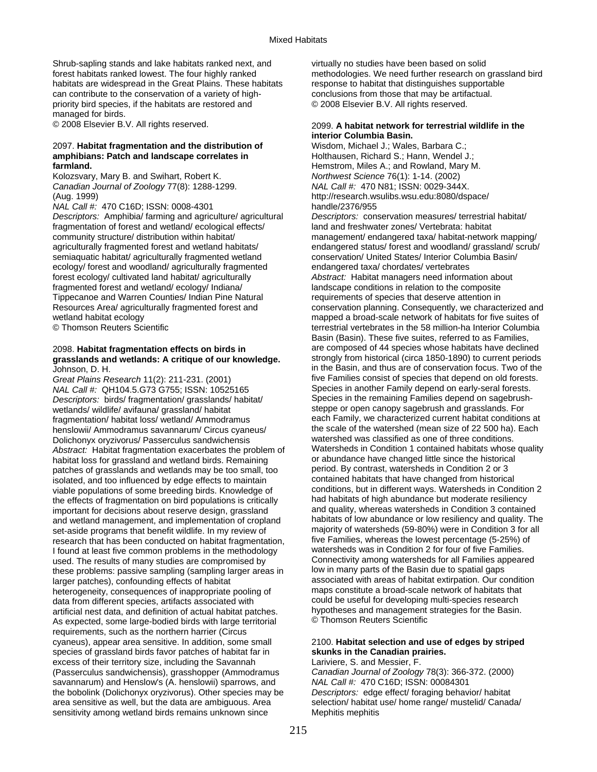Shrub-sapling stands and lake habitats ranked next, and forest habitats ranked lowest. The four highly ranked habitats are widespread in the Great Plains. These habitats can contribute to the conservation of a variety of high-priority bird species, if the habitats are restored and managed for birds.
© 2008 Elsevier B.V. All rights reserved.

2097. **Habitat fragmentation and the distribution of amphibians: Patch and landscape correlates in farmland.**
Kolozsvary, Mary B. and Swihart, Robert K.
*Canadian Journal of Zoology* 77(8): 1288-1299. (Aug. 1999)
*NAL Call #:* 470 C16D; ISSN: 0008-4301
*Descriptors:* Amphibia/ farming and agriculture/ agricultural fragmentation of forest and wetland/ ecological effects/ community structure/ distribution within habitat/ agriculturally fragmented forest and wetland habitats/ semiaquatic habitat/ agriculturally fragmented wetland ecology/ forest and woodland/ agriculturally fragmented forest ecology/ cultivated land habitat/ agriculturally fragmented forest and wetland/ ecology/ Indiana/ Tippecanoe and Warren Counties/ Indian Pine Natural Resources Area/ agriculturally fragmented forest and wetland habitat ecology
© Thomson Reuters Scientific

2098. **Habitat fragmentation effects on birds in grasslands and wetlands: A critique of our knowledge.**
Johnson, D. H.
*Great Plains Research* 11(2): 211-231. (2001)
*NAL Call #:* QH104.5.G73 G755; ISSN: 10525165
*Descriptors:* birds/ fragmentation/ grasslands/ habitat/ wetlands/ wildlife/ avifauna/ grassland/ habitat fragmentation/ habitat loss/ wetland/ Ammodramus henslowii/ Ammodramus savannarum/ Circus cyaneus/ Dolichonyx oryzivorus/ Passerculus sandwichensis
*Abstract:* Habitat fragmentation exacerbates the problem of habitat loss for grassland and wetland birds. Remaining patches of grasslands and wetlands may be too small, too isolated, and too influenced by edge effects to maintain viable populations of some breeding birds. Knowledge of the effects of fragmentation on bird populations is critically important for decisions about reserve design, grassland and wetland management, and implementation of cropland set-aside programs that benefit wildlife. In my review of research that has been conducted on habitat fragmentation, I found at least five common problems in the methodology used. The results of many studies are compromised by these problems: passive sampling (sampling larger areas in larger patches), confounding effects of habitat heterogeneity, consequences of inappropriate pooling of data from different species, artifacts associated with artificial nest data, and definition of actual habitat patches. As expected, some large-bodied birds with large territorial requirements, such as the northern harrier (Circus cyaneus), appear area sensitive. In addition, some small species of grassland birds favor patches of habitat far in excess of their territory size, including the Savannah (Passerculus sandwichensis), grasshopper (Ammodramus savannarum) and Henslow's (A. henslowii) sparrows, and the bobolink (Dolichonyx oryzivorus). Other species may be area sensitive as well, but the data are ambiguous. Area sensitivity among wetland birds remains unknown since virtually no studies have been based on solid methodologies. We need further research on grassland bird response to habitat that distinguishes supportable conclusions from those that may be artifactual.
© 2008 Elsevier B.V. All rights reserved.

2099. **A habitat network for terrestrial wildlife in the interior Columbia Basin.**
Wisdom, Michael J.; Wales, Barbara C.; Holthausen, Richard S.; Hann, Wendel J.; Hemstrom, Miles A.; and Rowland, Mary M.
*Northwest Science* 76(1): 1-14. (2002)
*NAL Call #:* 470 N81; ISSN: 0029-344X.
http://research.wsulibs.wsu.edu:8080/dspace/handle/2376/955
*Descriptors:* conservation measures/ terrestrial habitat/ land and freshwater zones/ Vertebrata: habitat management/ endangered taxa/ habitat-network mapping/ endangered status/ forest and woodland/ grassland/ scrub/ conservation/ United States/ Interior Columbia Basin/ endangered taxa/ chordates/ vertebrates
*Abstract:* Habitat managers need information about landscape conditions in relation to the composite requirements of species that deserve attention in conservation planning. Consequently, we characterized and mapped a broad-scale network of habitats for five suites of terrestrial vertebrates in the 58 million-ha Interior Columbia Basin (Basin). These five suites, referred to as Families, are composed of 44 species whose habitats have declined strongly from historical (circa 1850-1890) to current periods in the Basin, and thus are of conservation focus. Two of the five Families consist of species that depend on old forests. Species in another Family depend on early-seral forests. Species in the remaining Families depend on sagebrush-steppe or open canopy sagebrush and grasslands. For each Family, we characterized current habitat conditions at the scale of the watershed (mean size of 22 500 ha). Each watershed was classified as one of three conditions. Watersheds in Condition 1 contained habitats whose quality or abundance have changed little since the historical period. By contrast, watersheds in Condition 2 or 3 contained habitats that have changed from historical conditions, but in different ways. Watersheds in Condition 2 had habitats of high abundance but moderate resiliency and quality, whereas watersheds in Condition 3 contained habitats of low abundance or low resiliency and quality. The majority of watersheds (59-80%) were in Condition 3 for all five Families, whereas the lowest percentage (5-25%) of watersheds was in Condition 2 for four of five Families. Connectivity among watersheds for all Families appeared low in many parts of the Basin due to spatial gaps associated with areas of habitat extirpation. Our condition maps constitute a broad-scale network of habitats that could be useful for developing multi-species research hypotheses and management strategies for the Basin.
© Thomson Reuters Scientific

2100. **Habitat selection and use of edges by striped skunks in the Canadian prairies.**
Lariviere, S. and Messier, F.
*Canadian Journal of Zoology* 78(3): 366-372. (2000)
*NAL Call #:* 470 C16D; ISSN: 00084301
*Descriptors:* edge effect/ foraging behavior/ habitat selection/ habitat use/ home range/ mustelid/ Canada/ Mephitis mephitis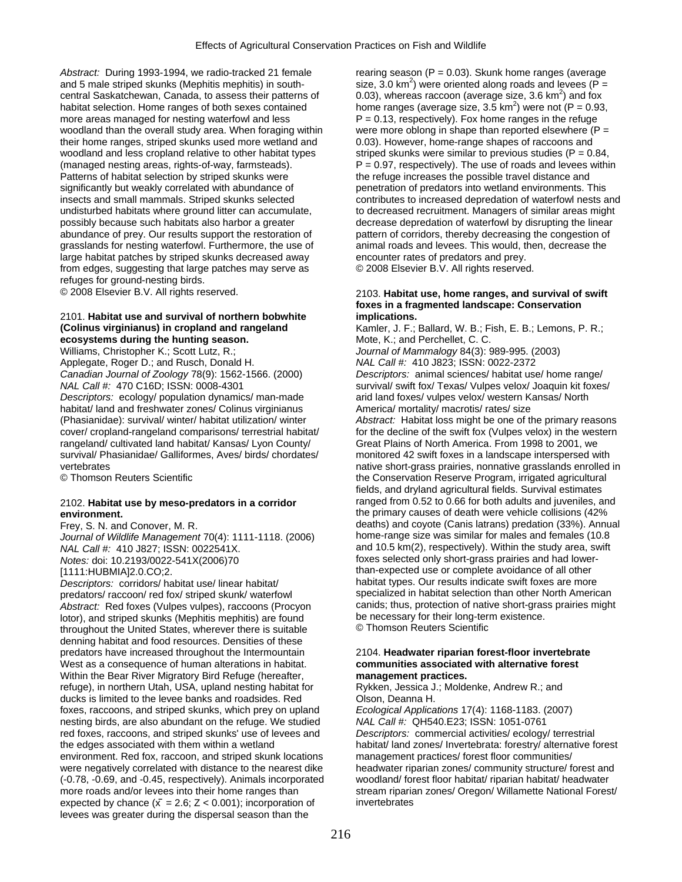*Abstract:* During 1993-1994, we radio-tracked 21 female and 5 male striped skunks (Mephitis mephitis) in south-central Saskatchewan, Canada, to assess their patterns of habitat selection. Home ranges of both sexes contained more areas managed for nesting waterfowl and less woodland than the overall study area. When foraging within their home ranges, striped skunks used more wetland and woodland and less cropland relative to other habitat types (managed nesting areas, rights-of-way, farmsteads). Patterns of habitat selection by striped skunks were significantly but weakly correlated with abundance of insects and small mammals. Striped skunks selected undisturbed habitats where ground litter can accumulate, possibly because such habitats also harbor a greater abundance of prey. Our results support the restoration of grasslands for nesting waterfowl. Furthermore, the use of large habitat patches by striped skunks decreased away from edges, suggesting that large patches may serve as refuges for ground-nesting birds.
© 2008 Elsevier B.V. All rights reserved.

2101. **Habitat use and survival of northern bobwhite (Colinus virginianus) in cropland and rangeland ecosystems during the hunting season.**
Williams, Christopher K.; Scott Lutz, R.; Applegate, Roger D.; and Rusch, Donald H.
*Canadian Journal of Zoology* 78(9): 1562-1566. (2000)
*NAL Call #:* 470 C16D; ISSN: 0008-4301
*Descriptors:* ecology/ population dynamics/ man-made habitat/ land and freshwater zones/ Colinus virginianus (Phasianidae): survival/ winter/ habitat utilization/ winter cover/ cropland-rangeland comparisons/ terrestrial habitat/ rangeland/ cultivated land habitat/ Kansas/ Lyon County/ survival/ Phasianidae/ Galliformes, Aves/ birds/ chordates/ vertebrates
© Thomson Reuters Scientific

2102. **Habitat use by meso-predators in a corridor environment.**
Frey, S. N. and Conover, M. R.
*Journal of Wildlife Management* 70(4): 1111-1118. (2006)
*NAL Call #:* 410 J827; ISSN: 0022541X.
*Notes:* doi: 10.2193/0022-541X(2006)70 [1111:HUBMIA]2.0.CO;2.
*Descriptors:* corridors/ habitat use/ linear habitat/ predators/ raccoon/ red fox/ striped skunk/ waterfowl
*Abstract:* Red foxes (Vulpes vulpes), raccoons (Procyon lotor), and striped skunks (Mephitis mephitis) are found throughout the United States, wherever there is suitable denning habitat and food resources. Densities of these predators have increased throughout the Intermountain West as a consequence of human alterations in habitat. Within the Bear River Migratory Bird Refuge (hereafter, refuge), in northern Utah, USA, upland nesting habitat for ducks is limited to the levee banks and roadsides. Red foxes, raccoons, and striped skunks, which prey on upland nesting birds, are also abundant on the refuge. We studied red foxes, raccoons, and striped skunks' use of levees and the edges associated with them within a wetland environment. Red fox, raccoon, and striped skunk locations were negatively correlated with distance to the nearest dike (-0.78, -0.69, and -0.45, respectively). Animals incorporated more roads and/or levees into their home ranges than expected by chance ($\bar{x}$ = 2.6; Z < 0.001); incorporation of levees was greater during the dispersal season than the rearing season (P = 0.03). Skunk home ranges (average size, 3.0 km$^2$) were oriented along roads and levees (P = 0.03), whereas raccoon (average size, 3.6 km$^2$) and fox home ranges (average size, 3.5 km$^2$) were not (P = 0.93, P = 0.13, respectively). Fox home ranges in the refuge were more oblong in shape than reported elsewhere (P = 0.03). However, home-range shapes of raccoons and striped skunks were similar to previous studies (P = 0.84, P = 0.97, respectively). The use of roads and levees within the refuge increases the possible travel distance and penetration of predators into wetland environments. This contributes to increased depredation of waterfowl nests and to decreased recruitment. Managers of similar areas might decrease depredation of waterfowl by disrupting the linear pattern of corridors, thereby decreasing the congestion of animal roads and levees. This would, then, decrease the encounter rates of predators and prey.
© 2008 Elsevier B.V. All rights reserved.

2103. **Habitat use, home ranges, and survival of swift foxes in a fragmented landscape: Conservation implications.**
Kamler, J. F.; Ballard, W. B.; Fish, E. B.; Lemons, P. R.; Mote, K.; and Perchellet, C. C.
*Journal of Mammalogy* 84(3): 989-995. (2003)
*NAL Call #:* 410 J823; ISSN: 0022-2372
*Descriptors:* animal sciences/ habitat use/ home range/ survival/ swift fox/ Texas/ Vulpes velox/ Joaquin kit foxes/ arid land foxes/ vulpes velox/ western Kansas/ North America/ mortality/ macrotis/ rates/ size
*Abstract:* Habitat loss might be one of the primary reasons for the decline of the swift fox (Vulpes velox) in the western Great Plains of North America. From 1998 to 2001, we monitored 42 swift foxes in a landscape interspersed with native short-grass prairies, nonnative grasslands enrolled in the Conservation Reserve Program, irrigated agricultural fields, and dryland agricultural fields. Survival estimates ranged from 0.52 to 0.66 for both adults and juveniles, and the primary causes of death were vehicle collisions (42% deaths) and coyote (Canis latrans) predation (33%). Annual home-range size was similar for males and females (10.8 and 10.5 km(2), respectively). Within the study area, swift foxes selected only short-grass prairies and had lower-than-expected use or complete avoidance of all other habitat types. Our results indicate swift foxes are more specialized in habitat selection than other North American canids; thus, protection of native short-grass prairies might be necessary for their long-term existence.
© Thomson Reuters Scientific

2104. **Headwater riparian forest-floor invertebrate communities associated with alternative forest management practices.**
Rykken, Jessica J.; Moldenke, Andrew R.; and Olson, Deanna H.
*Ecological Applications* 17(4): 1168-1183. (2007)
*NAL Call #:* QH540.E23; ISSN: 1051-0761
*Descriptors:* commercial activities/ ecology/ terrestrial habitat/ land zones/ Invertebrata: forestry/ alternative forest management practices/ forest floor communities/ headwater riparian zones/ community structure/ forest and woodland/ forest floor habitat/ riparian habitat/ headwater stream riparian zones/ Oregon/ Willamette National Forest/ invertebrates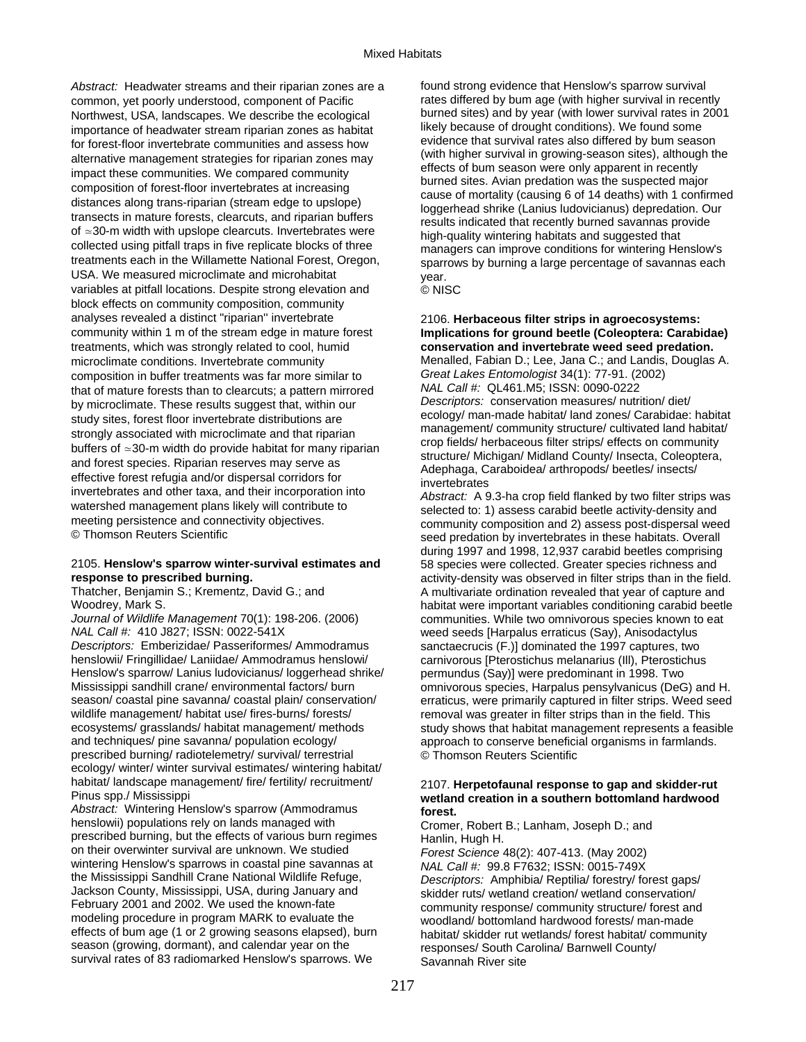*Abstract:* Headwater streams and their riparian zones are a common, yet poorly understood, component of Pacific Northwest, USA, landscapes. We describe the ecological importance of headwater stream riparian zones as habitat for forest-floor invertebrate communities and assess how alternative management strategies for riparian zones may impact these communities. We compared community composition of forest-floor invertebrates at increasing distances along trans-riparian (stream edge to upslope) transects in mature forests, clearcuts, and riparian buffers of ≈30-m width with upslope clearcuts. Invertebrates were collected using pitfall traps in five replicate blocks of three treatments each in the Willamette National Forest, Oregon, USA. We measured microclimate and microhabitat variables at pitfall locations. Despite strong elevation and block effects on community composition, community analyses revealed a distinct "riparian" invertebrate community within 1 m of the stream edge in mature forest treatments, which was strongly related to cool, humid microclimate conditions. Invertebrate community composition in buffer treatments was far more similar to that of mature forests than to clearcuts; a pattern mirrored by microclimate. These results suggest that, within our study sites, forest floor invertebrate distributions are strongly associated with microclimate and that riparian buffers of ≈30-m width do provide habitat for many riparian and forest species. Riparian reserves may serve as effective forest refugia and/or dispersal corridors for invertebrates and other taxa, and their incorporation into watershed management plans likely will contribute to meeting persistence and connectivity objectives.
© Thomson Reuters Scientific

2105. **Henslow's sparrow winter-survival estimates and response to prescribed burning.**
Thatcher, Benjamin S.; Krementz, David G.; and Woodrey, Mark S.
*Journal of Wildlife Management* 70(1): 198-206. (2006)
*NAL Call #:* 410 J827; ISSN: 0022-541X
*Descriptors:* Emberizidae/ Passeriformes/ Ammodramus henslowii/ Fringillidae/ Laniidae/ Ammodramus henslowi/ Henslow's sparrow/ Lanius ludovicianus/ loggerhead shrike/ Mississippi sandhill crane/ environmental factors/ burn season/ coastal pine savanna/ coastal plain/ conservation/ wildlife management/ habitat use/ fires-burns/ forests/ ecosystems/ grasslands/ habitat management/ methods and techniques/ pine savanna/ population ecology/ prescribed burning/ radiotelemetry/ survival/ terrestrial ecology/ winter/ winter survival estimates/ wintering habitat/ habitat/ landscape management/ fire/ fertility/ recruitment/ Pinus spp./ Mississippi
*Abstract:* Wintering Henslow's sparrow (Ammodramus henslowii) populations rely on lands managed with prescribed burning, but the effects of various burn regimes on their overwinter survival are unknown. We studied wintering Henslow's sparrows in coastal pine savannas at the Mississippi Sandhill Crane National Wildlife Refuge, Jackson County, Mississippi, USA, during January and February 2001 and 2002. We used the known-fate modeling procedure in program MARK to evaluate the effects of bum age (1 or 2 growing seasons elapsed), burn season (growing, dormant), and calendar year on the survival rates of 83 radiomarked Henslow's sparrows. We found strong evidence that Henslow's sparrow survival rates differed by bum age (with higher survival in recently burned sites) and by year (with lower survival rates in 2001 likely because of drought conditions). We found some evidence that survival rates also differed by bum season (with higher survival in growing-season sites), although the effects of bum season were only apparent in recently burned sites. Avian predation was the suspected major cause of mortality (causing 6 of 14 deaths) with 1 confirmed loggerhead shrike (Lanius ludovicianus) depredation. Our results indicated that recently burned savannas provide high-quality wintering habitats and suggested that managers can improve conditions for wintering Henslow's sparrows by burning a large percentage of savannas each year.
© NISC

2106. **Herbaceous filter strips in agroecosystems: Implications for ground beetle (Coleoptera: Carabidae) conservation and invertebrate weed seed predation.**
Menalled, Fabian D.; Lee, Jana C.; and Landis, Douglas A.
*Great Lakes Entomologist* 34(1): 77-91. (2002)
*NAL Call #:* QL461.M5; ISSN: 0090-0222
*Descriptors:* conservation measures/ nutrition/ diet/ ecology/ man-made habitat/ land zones/ Carabidae: habitat management/ community structure/ cultivated land habitat/ crop fields/ herbaceous filter strips/ effects on community structure/ Michigan/ Midland County/ Insecta, Coleoptera, Adephaga, Caraboidea/ arthropods/ beetles/ insects/ invertebrates
*Abstract:* A 9.3-ha crop field flanked by two filter strips was selected to: 1) assess carabid beetle activity-density and community composition and 2) assess post-dispersal weed seed predation by invertebrates in these habitats. Overall during 1997 and 1998, 12,937 carabid beetles comprising 58 species were collected. Greater species richness and activity-density was observed in filter strips than in the field. A multivariate ordination revealed that year of capture and habitat were important variables conditioning carabid beetle communities. While two omnivorous species known to eat weed seeds [Harpalus erraticus (Say), Anisodactylus sanctaecrucis (F.)] dominated the 1997 captures, two carnivorous [Pterostichus melanarius (Ill), Pterostichus permundus (Say)] were predominant in 1998. Two omnivorous species, Harpalus pensylvanicus (DeG) and H. erraticus, were primarily captured in filter strips. Weed seed removal was greater in filter strips than in the field. This study shows that habitat management represents a feasible approach to conserve beneficial organisms in farmlands.
© Thomson Reuters Scientific

2107. **Herpetofaunal response to gap and skidder-rut wetland creation in a southern bottomland hardwood forest.**
Cromer, Robert B.; Lanham, Joseph D.; and Hanlin, Hugh H.
*Forest Science* 48(2): 407-413. (May 2002)
*NAL Call #:* 99.8 F7632; ISSN: 0015-749X
*Descriptors:* Amphibia/ Reptilia/ forestry/ forest gaps/ skidder ruts/ wetland creation/ wetland conservation/ community response/ community structure/ forest and woodland/ bottomland hardwood forests/ man-made habitat/ skidder rut wetlands/ forest habitat/ community responses/ South Carolina/ Barnwell County/ Savannah River site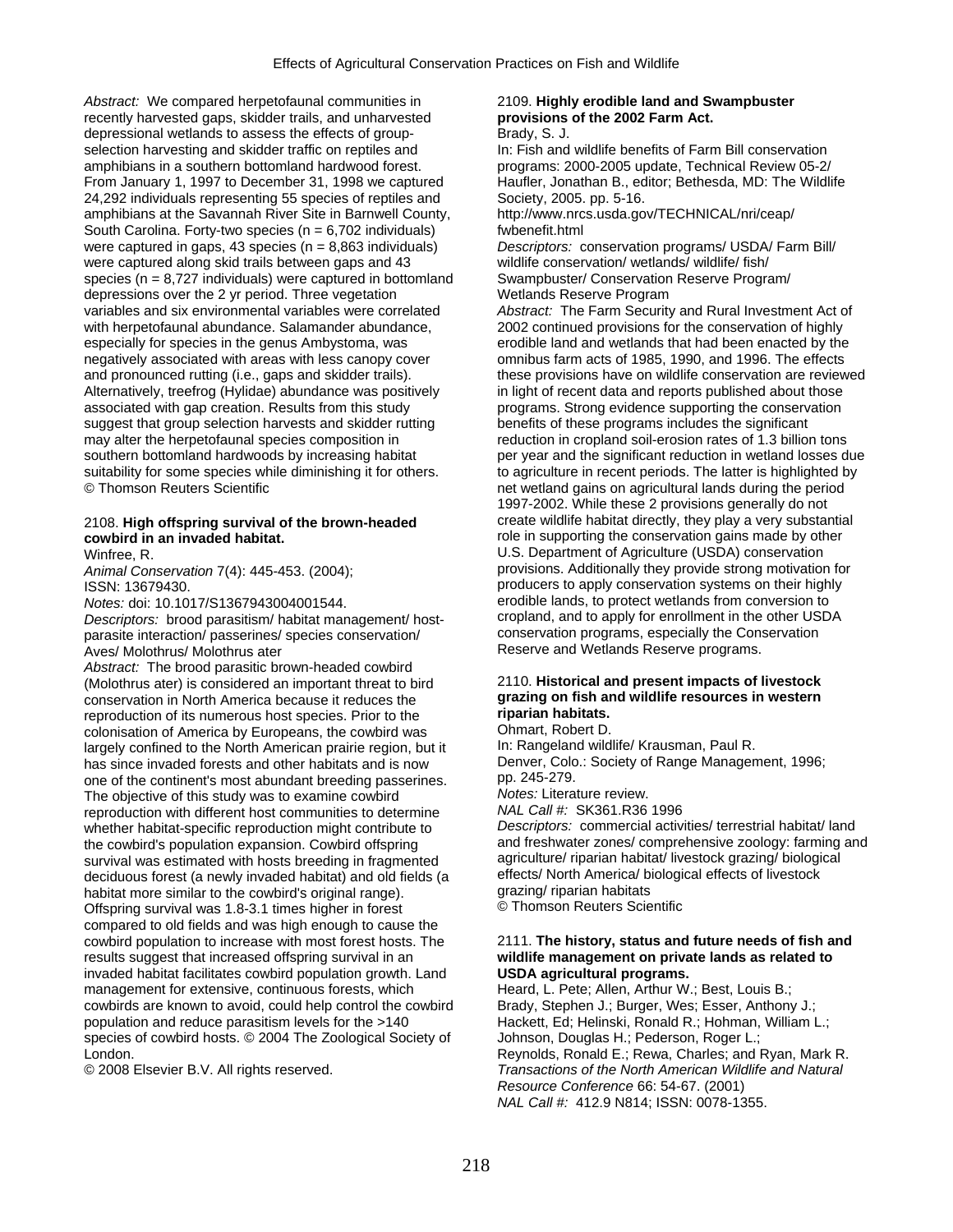*Abstract:* We compared herpetofaunal communities in recently harvested gaps, skidder trails, and unharvested depressional wetlands to assess the effects of group-selection harvesting and skidder traffic on reptiles and amphibians in a southern bottomland hardwood forest. From January 1, 1997 to December 31, 1998 we captured 24,292 individuals representing 55 species of reptiles and amphibians at the Savannah River Site in Barnwell County, South Carolina. Forty-two species (n = 6,702 individuals) were captured in gaps, 43 species (n = 8,863 individuals) were captured along skid trails between gaps and 43 species (n = 8,727 individuals) were captured in bottomland depressions over the 2 yr period. Three vegetation variables and six environmental variables were correlated with herpetofaunal abundance. Salamander abundance, especially for species in the genus Ambystoma, was negatively associated with areas with less canopy cover and pronounced rutting (i.e., gaps and skidder trails). Alternatively, treefrog (Hylidae) abundance was positively associated with gap creation. Results from this study suggest that group selection harvests and skidder rutting may alter the herpetofaunal species composition in southern bottomland hardwoods by increasing habitat suitability for some species while diminishing it for others. © Thomson Reuters Scientific

2108. **High offspring survival of the brown-headed cowbird in an invaded habitat.**
Winfree, R.
*Animal Conservation* 7(4): 445-453. (2004);
ISSN: 13679430.
*Notes:* doi: 10.1017/S1367943004001544.
*Descriptors:* brood parasitism/ habitat management/ host-parasite interaction/ passerines/ species conservation/ Aves/ Molothrus/ Molothrus ater
*Abstract:* The brood parasitic brown-headed cowbird (Molothrus ater) is considered an important threat to bird conservation in North America because it reduces the reproduction of its numerous host species. Prior to the colonisation of America by Europeans, the cowbird was largely confined to the North American prairie region, but it has since invaded forests and other habitats and is now one of the continent's most abundant breeding passerines. The objective of this study was to examine cowbird reproduction with different host communities to determine whether habitat-specific reproduction might contribute to the cowbird's population expansion. Cowbird offspring survival was estimated with hosts breeding in fragmented deciduous forest (a newly invaded habitat) and old fields (a habitat more similar to the cowbird's original range). Offspring survival was 1.8-3.1 times higher in forest compared to old fields and was high enough to cause the cowbird population to increase with most forest hosts. The results suggest that increased offspring survival in an invaded habitat facilitates cowbird population growth. Land management for extensive, continuous forests, which cowbirds are known to avoid, could help control the cowbird population and reduce parasitism levels for the >140 species of cowbird hosts. © 2004 The Zoological Society of London.
© 2008 Elsevier B.V. All rights reserved.

2109. **Highly erodible land and Swampbuster provisions of the 2002 Farm Act.**
Brady, S. J.
In: Fish and wildlife benefits of Farm Bill conservation programs: 2000-2005 update, Technical Review 05-2/ Haufler, Jonathan B., editor; Bethesda, MD: The Wildlife Society, 2005. pp. 5-16.
http://www.nrcs.usda.gov/TECHNICAL/nri/ceap/fwbenefit.html
*Descriptors:* conservation programs/ USDA/ Farm Bill/ wildlife conservation/ wetlands/ wildlife/ fish/ Swampbuster/ Conservation Reserve Program/ Wetlands Reserve Program
*Abstract:* The Farm Security and Rural Investment Act of 2002 continued provisions for the conservation of highly erodible land and wetlands that had been enacted by the omnibus farm acts of 1985, 1990, and 1996. The effects these provisions have on wildlife conservation are reviewed in light of recent data and reports published about those programs. Strong evidence supporting the conservation benefits of these programs includes the significant reduction in cropland soil-erosion rates of 1.3 billion tons per year and the significant reduction in wetland losses due to agriculture in recent periods. The latter is highlighted by net wetland gains on agricultural lands during the period 1997-2002. While these 2 provisions generally do not create wildlife habitat directly, they play a very substantial role in supporting the conservation gains made by other U.S. Department of Agriculture (USDA) conservation provisions. Additionally they provide strong motivation for producers to apply conservation systems on their highly erodible lands, to protect wetlands from conversion to cropland, and to apply for enrollment in the other USDA conservation programs, especially the Conservation Reserve and Wetlands Reserve programs.

2110. **Historical and present impacts of livestock grazing on fish and wildlife resources in western riparian habitats.**
Ohmart, Robert D.
In: Rangeland wildlife/ Krausman, Paul R.
Denver, Colo.: Society of Range Management, 1996; pp. 245-279.
*Notes:* Literature review.
*NAL Call #:* SK361.R36 1996
*Descriptors:* commercial activities/ terrestrial habitat/ land and freshwater zones/ comprehensive zoology: farming and agriculture/ riparian habitat/ livestock grazing/ biological effects/ North America/ biological effects of livestock grazing/ riparian habitats
© Thomson Reuters Scientific

2111. **The history, status and future needs of fish and wildlife management on private lands as related to USDA agricultural programs.**
Heard, L. Pete; Allen, Arthur W.; Best, Louis B.; Brady, Stephen J.; Burger, Wes; Esser, Anthony J.; Hackett, Ed; Helinski, Ronald R.; Hohman, William L.; Johnson, Douglas H.; Pederson, Roger L.; Reynolds, Ronald E.; Rewa, Charles; and Ryan, Mark R.
*Transactions of the North American Wildlife and Natural Resource Conference* 66: 54-67. (2001)
*NAL Call #:* 412.9 N814; ISSN: 0078-1355.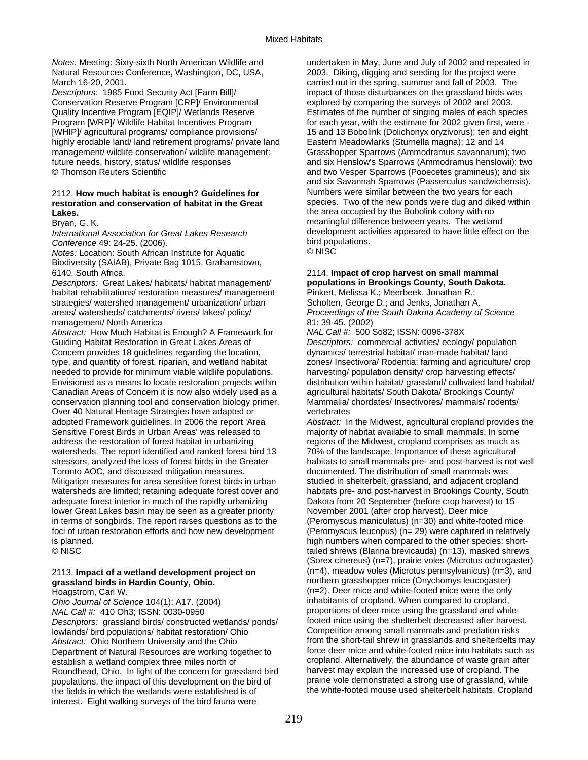*Notes:* Meeting: Sixty-sixth North American Wildlife and Natural Resources Conference, Washington, DC, USA, March 16-20, 2001.
*Descriptors:* 1985 Food Security Act [Farm Bill]/ Conservation Reserve Program [CRP]/ Environmental Quality Incentive Program [EQIP]/ Wetlands Reserve Program [WRP]/ Wildlife Habitat Incentives Program [WHIP]/ agricultural programs/ compliance provisions/ highly erodable land/ land retirement programs/ private land management/ wildlife conservation/ wildlife management: future needs, history, status/ wildlife responses
© Thomson Reuters Scientific

2112. **How much habitat is enough? Guidelines for restoration and conservation of habitat in the Great Lakes.**
Bryan, G. K.
*International Association for Great Lakes Research Conference* 49: 24-25. (2006).
*Notes:* Location: South African Institute for Aquatic Biodiversity (SAIAB), Private Bag 1015, Grahamstown, 6140, South Africa.
*Descriptors:* Great Lakes/ habitats/ habitat management/ habitat rehabilitations/ restoration measures/ management strategies/ watershed management/ urbanization/ urban areas/ watersheds/ catchments/ rivers/ lakes/ policy/ management/ North America
*Abstract:* How Much Habitat is Enough? A Framework for Guiding Habitat Restoration in Great Lakes Areas of Concern provides 18 guidelines regarding the location, type, and quantity of forest, riparian, and wetland habitat needed to provide for minimum viable wildlife populations. Envisioned as a means to locate restoration projects within Canadian Areas of Concern it is now also widely used as a conservation planning tool and conservation biology primer. Over 40 Natural Heritage Strategies have adapted or adopted Framework guidelines. In 2006 the report 'Area Sensitive Forest Birds in Urban Areas' was released to address the restoration of forest habitat in urbanizing watersheds. The report identified and ranked forest bird 13 stressors, analyzed the loss of forest birds in the Greater Toronto AOC, and discussed mitigation measures. Mitigation measures for area sensitive forest birds in urban watersheds are limited; retaining adequate forest cover and adequate forest interior in much of the rapidly urbanizing lower Great Lakes basin may be seen as a greater priority in terms of songbirds. The report raises questions as to the foci of urban restoration efforts and how new development is planned.
© NISC

2113. **Impact of a wetland development project on grassland birds in Hardin County, Ohio.**
Hoagstrom, Carl W.
*Ohio Journal of Science* 104(1): A17. (2004)
*NAL Call #:* 410 Oh3; ISSN: 0030-0950
*Descriptors:* grassland birds/ constructed wetlands/ ponds/ lowlands/ bird populations/ habitat restoration/ Ohio
*Abstract:* Ohio Northern University and the Ohio Department of Natural Resources are working together to establish a wetland complex three miles north of Roundhead, Ohio. In light of the concern for grassland bird populations, the impact of this development on the bird of the fields in which the wetlands were established is of interest. Eight walking surveys of the bird fauna were undertaken in May, June and July of 2002 and repeated in 2003. Diking, digging and seeding for the project were carried out in the spring, summer and fall of 2003. The impact of those disturbances on the grassland birds was explored by comparing the surveys of 2002 and 2003. Estimates of the number of singing males of each species for each year, with the estimate for 2002 given first, were - 15 and 13 Bobolink (Dolichonyx oryzivorus); ten and eight Eastern Meadowlarks (Sturnella magna); 12 and 14 Grasshopper Sparrows (Ammodramus savannarum); two and six Henslow's Sparrows (Ammodramus henslowii); two and two Vesper Sparrows (Pooecetes gramineus); and six and six Savannah Sparrows (Passerculus sandwichensis). Numbers were similar between the two years for each species. Two of the new ponds were dug and diked within the area occupied by the Bobolink colony with no meaningful difference between years. The wetland development activities appeared to have little effect on the bird populations.
© NISC

2114. **Impact of crop harvest on small mammal populations in Brookings County, South Dakota.**
Pinkert, Melissa K.; Meerbeek, Jonathan R.; Scholten, George D.; and Jenks, Jonathan A.
*Proceedings of the South Dakota Academy of Science* 81: 39-45. (2002)
*NAL Call #:* 500 So82; ISSN: 0096-378X
*Descriptors:* commercial activities/ ecology/ population dynamics/ terrestrial habitat/ man-made habitat/ land zones/ Insectivora/ Rodentia: farming and agriculture/ crop harvesting/ population density/ crop harvesting effects/ distribution within habitat/ grassland/ cultivated land habitat/ agricultural habitats/ South Dakota/ Brookings County/ Mammalia/ chordates/ Insectivores/ mammals/ rodents/ vertebrates
*Abstract:* In the Midwest, agricultural cropland provides the majority of habitat available to small mammals. In some regions of the Midwest, cropland comprises as much as 70% of the landscape. Importance of these agricultural habitats to small mammals pre- and post-harvest is not well documented. The distribution of small mammals was studied in shelterbelt, grassland, and adjacent cropland habitats pre- and post-harvest in Brookings County, South Dakota from 20 September (before crop harvest) to 15 November 2001 (after crop harvest). Deer mice (Peromyscus maniculatus) (n=30) and white-footed mice (Peromyscus leucopus) (n= 29) were captured in relatively high numbers when compared to the other species: short-tailed shrews (Blarina brevicauda) (n=13), masked shrews (Sorex cinereus) (n=7), prairie voles (Microtus ochrogaster) (n=4), meadow voles (Microtus pennsylvanicus) (n=3), and northern grasshopper mice (Onychomys leucogaster) (n=2). Deer mice and white-footed mice were the only inhabitants of cropland. When compared to cropland, proportions of deer mice using the grassland and white-footed mice using the shelterbelt decreased after harvest. Competition among small mammals and predation risks from the short-tail shrew in grasslands and shelterbelts may force deer mice and white-footed mice into habitats such as cropland. Alternatively, the abundance of waste grain after harvest may explain the increased use of cropland. The prairie vole demonstrated a strong use of grassland, while the white-footed mouse used shelterbelt habitats. Cropland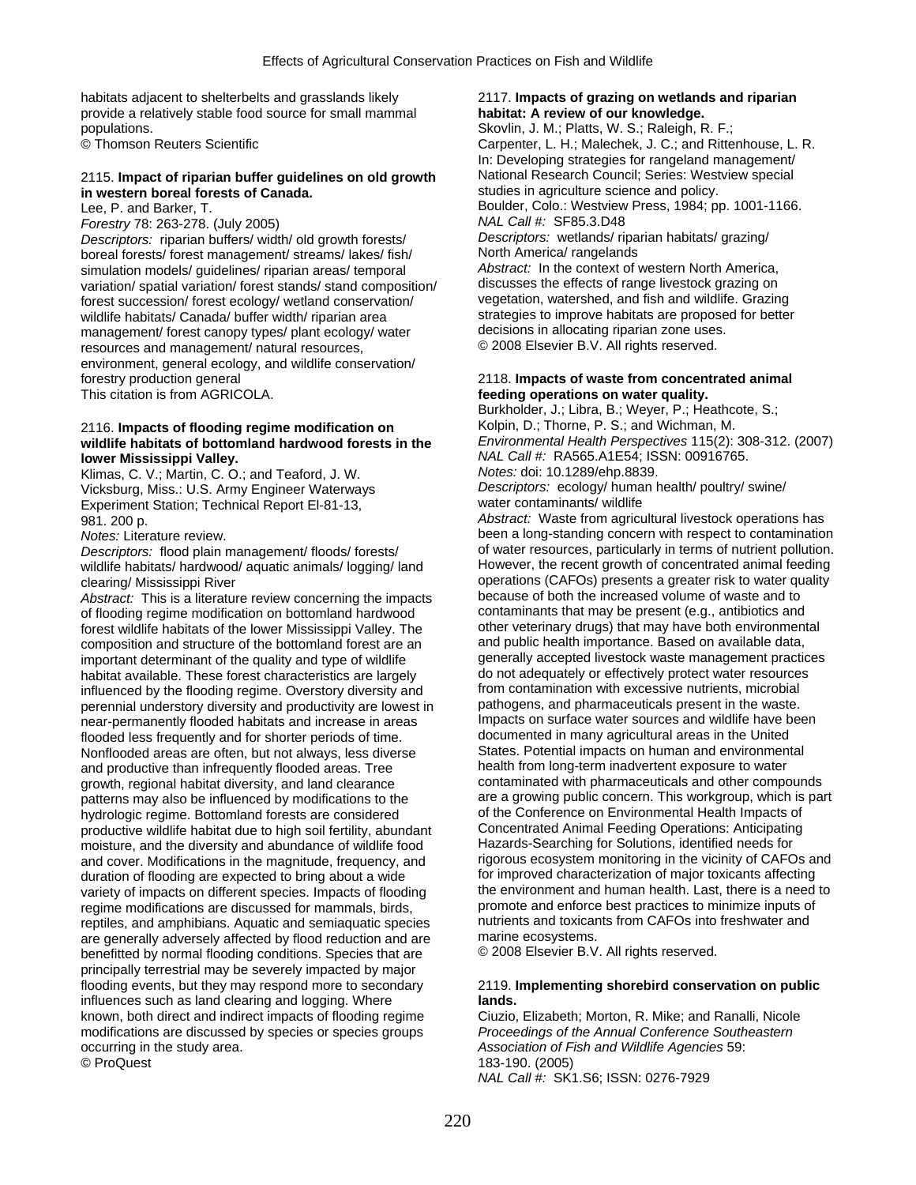habitats adjacent to shelterbelts and grasslands likely provide a relatively stable food source for small mammal populations.
© Thomson Reuters Scientific

2115. **Impact of riparian buffer guidelines on old growth in western boreal forests of Canada.**
Lee, P. and Barker, T.
*Forestry* 78: 263-278. (July 2005)
*Descriptors:* riparian buffers/ width/ old growth forests/ boreal forests/ forest management/ streams/ lakes/ fish/ simulation models/ guidelines/ riparian areas/ temporal variation/ spatial variation/ forest stands/ stand composition/ forest succession/ forest ecology/ wetland conservation/ wildlife habitats/ Canada/ buffer width/ riparian area management/ forest canopy types/ plant ecology/ water resources and management/ natural resources, environment, general ecology, and wildlife conservation/ forestry production general
This citation is from AGRICOLA.

2116. **Impacts of flooding regime modification on wildlife habitats of bottomland hardwood forests in the lower Mississippi Valley.**
Klimas, C. V.; Martin, C. O.; and Teaford, J. W.
Vicksburg, Miss.: U.S. Army Engineer Waterways Experiment Station; Technical Report El-81-13, 981. 200 p.
*Notes:* Literature review.
*Descriptors:* flood plain management/ floods/ forests/ wildlife habitats/ hardwood/ aquatic animals/ logging/ land clearing/ Mississippi River
*Abstract:* This is a literature review concerning the impacts of flooding regime modification on bottomland hardwood forest wildlife habitats of the lower Mississippi Valley. The composition and structure of the bottomland forest are an important determinant of the quality and type of wildlife habitat available. These forest characteristics are largely influenced by the flooding regime. Overstory diversity and perennial understory diversity and productivity are lowest in near-permanently flooded habitats and increase in areas flooded less frequently and for shorter periods of time. Nonflooded areas are often, but not always, less diverse and productive than infrequently flooded areas. Tree growth, regional habitat diversity, and land clearance patterns may also be influenced by modifications to the hydrologic regime. Bottomland forests are considered productive wildlife habitat due to high soil fertility, abundant moisture, and the diversity and abundance of wildlife food and cover. Modifications in the magnitude, frequency, and duration of flooding are expected to bring about a wide variety of impacts on different species. Impacts of flooding regime modifications are discussed for mammals, birds, reptiles, and amphibians. Aquatic and semiaquatic species are generally adversely affected by flood reduction and are benefitted by normal flooding conditions. Species that are principally terrestrial may be severely impacted by major flooding events, but they may respond more to secondary influences such as land clearing and logging. Where known, both direct and indirect impacts of flooding regime modifications are discussed by species or species groups occurring in the study area.
© ProQuest

2117. **Impacts of grazing on wetlands and riparian habitat: A review of our knowledge.**
Skovlin, J. M.; Platts, W. S.; Raleigh, R. F.; Carpenter, L. H.; Malechek, J. C.; and Rittenhouse, L. R.
In: Developing strategies for rangeland management/ National Research Council; Series: Westview special studies in agriculture science and policy.
Boulder, Colo.: Westview Press, 1984; pp. 1001-1166.
*NAL Call #:* SF85.3.D48
*Descriptors:* wetlands/ riparian habitats/ grazing/ North America/ rangelands
*Abstract:* In the context of western North America, discusses the effects of range livestock grazing on vegetation, watershed, and fish and wildlife. Grazing strategies to improve habitats are proposed for better decisions in allocating riparian zone uses.
© 2008 Elsevier B.V. All rights reserved.

2118. **Impacts of waste from concentrated animal feeding operations on water quality.**
Burkholder, J.; Libra, B.; Weyer, P.; Heathcote, S.; Kolpin, D.; Thorne, P. S.; and Wichman, M.
*Environmental Health Perspectives* 115(2): 308-312. (2007)
*NAL Call #:* RA565.A1E54; ISSN: 00916765.
*Notes:* doi: 10.1289/ehp.8839.
*Descriptors:* ecology/ human health/ poultry/ swine/ water contaminants/ wildlife
*Abstract:* Waste from agricultural livestock operations has been a long-standing concern with respect to contamination of water resources, particularly in terms of nutrient pollution. However, the recent growth of concentrated animal feeding operations (CAFOs) presents a greater risk to water quality because of both the increased volume of waste and to contaminants that may be present (e.g., antibiotics and other veterinary drugs) that may have both environmental and public health importance. Based on available data, generally accepted livestock waste management practices do not adequately or effectively protect water resources from contamination with excessive nutrients, microbial pathogens, and pharmaceuticals present in the waste. Impacts on surface water sources and wildlife have been documented in many agricultural areas in the United States. Potential impacts on human and environmental health from long-term inadvertent exposure to water contaminated with pharmaceuticals and other compounds are a growing public concern. This workgroup, which is part of the Conference on Environmental Health Impacts of Concentrated Animal Feeding Operations: Anticipating Hazards-Searching for Solutions, identified needs for rigorous ecosystem monitoring in the vicinity of CAFOs and for improved characterization of major toxicants affecting the environment and human health. Last, there is a need to promote and enforce best practices to minimize inputs of nutrients and toxicants from CAFOs into freshwater and marine ecosystems.
© 2008 Elsevier B.V. All rights reserved.

2119. **Implementing shorebird conservation on public lands.**
Ciuzio, Elizabeth; Morton, R. Mike; and Ranalli, Nicole
*Proceedings of the Annual Conference Southeastern Association of Fish and Wildlife Agencies* 59: 183-190. (2005)
*NAL Call #:* SK1.S6; ISSN: 0276-7929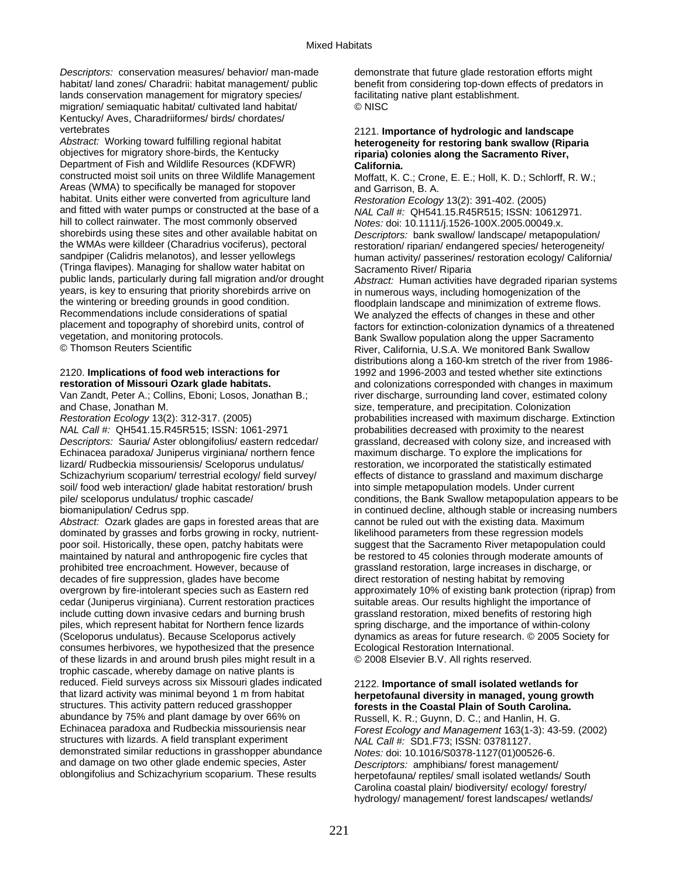*Descriptors:* conservation measures/ behavior/ man-made habitat/ land zones/ Charadrii: habitat management/ public lands conservation management for migratory species/ migration/ semiaquatic habitat/ cultivated land habitat/ Kentucky/ Aves, Charadriiformes/ birds/ chordates/ vertebrates

*Abstract:* Working toward fulfilling regional habitat objectives for migratory shore-birds, the Kentucky Department of Fish and Wildlife Resources (KDFWR) constructed moist soil units on three Wildlife Management Areas (WMA) to specifically be managed for stopover habitat. Units either were converted from agriculture land and fitted with water pumps or constructed at the base of a hill to collect rainwater. The most commonly observed shorebirds using these sites and other available habitat on the WMAs were killdeer (Charadrius vociferus), pectoral sandpiper (Calidris melanotos), and lesser yellowlegs (Tringa flavipes). Managing for shallow water habitat on public lands, particularly during fall migration and/or drought years, is key to ensuring that priority shorebirds arrive on the wintering or breeding grounds in good condition. Recommendations include considerations of spatial placement and topography of shorebird units, control of vegetation, and monitoring protocols.
© Thomson Reuters Scientific

2120. **Implications of food web interactions for restoration of Missouri Ozark glade habitats.**
Van Zandt, Peter A.; Collins, Eboni; Losos, Jonathan B.; and Chase, Jonathan M.
*Restoration Ecology* 13(2): 312-317. (2005)
*NAL Call #:* QH541.15.R45R515; ISSN: 1061-2971
*Descriptors:* Sauria/ Aster oblongifolius/ eastern redcedar/ Echinacea paradoxa/ Juniperus virginiana/ northern fence lizard/ Rudbeckia missouriensis/ Sceloporus undulatus/ Schizachyrium scoparium/ terrestrial ecology/ field survey/ soil/ food web interaction/ glade habitat restoration/ brush pile/ sceloporus undulatus/ trophic cascade/ biomanipulation/ Cedrus spp.
*Abstract:* Ozark glades are gaps in forested areas that are dominated by grasses and forbs growing in rocky, nutrient-poor soil. Historically, these open, patchy habitats were maintained by natural and anthropogenic fire cycles that prohibited tree encroachment. However, because of decades of fire suppression, glades have become overgrown by fire-intolerant species such as Eastern red cedar (Juniperus virginiana). Current restoration practices include cutting down invasive cedars and burning brush piles, which represent habitat for Northern fence lizards (Sceloporus undulatus). Because Sceloporus actively consumes herbivores, we hypothesized that the presence of these lizards in and around brush piles might result in a trophic cascade, whereby damage on native plants is reduced. Field surveys across six Missouri glades indicated that lizard activity was minimal beyond 1 m from habitat structures. This activity pattern reduced grasshopper abundance by 75% and plant damage by over 66% on Echinacea paradoxa and Rudbeckia missouriensis near structures with lizards. A field transplant experiment demonstrated similar reductions in grasshopper abundance and damage on two other glade endemic species, Aster oblongifolius and Schizachyrium scoparium. These results demonstrate that future glade restoration efforts might benefit from considering top-down effects of predators in facilitating native plant establishment.
© NISC

2121. **Importance of hydrologic and landscape heterogeneity for restoring bank swallow (Riparia riparia) colonies along the Sacramento River, California.**
Moffatt, K. C.; Crone, E. E.; Holl, K. D.; Schlorff, R. W.; and Garrison, B. A.
*Restoration Ecology* 13(2): 391-402. (2005)
*NAL Call #:* QH541.15.R45R515; ISSN: 10612971.
*Notes:* doi: 10.1111/j.1526-100X.2005.00049.x.
*Descriptors:* bank swallow/ landscape/ metapopulation/ restoration/ riparian/ endangered species/ heterogeneity/ human activity/ passerines/ restoration ecology/ California/ Sacramento River/ Riparia
*Abstract:* Human activities have degraded riparian systems in numerous ways, including homogenization of the floodplain landscape and minimization of extreme flows. We analyzed the effects of changes in these and other factors for extinction-colonization dynamics of a threatened Bank Swallow population along the upper Sacramento River, California, U.S.A. We monitored Bank Swallow distributions along a 160-km stretch of the river from 1986-1992 and 1996-2003 and tested whether site extinctions and colonizations corresponded with changes in maximum river discharge, surrounding land cover, estimated colony size, temperature, and precipitation. Colonization probabilities increased with maximum discharge. Extinction probabilities decreased with proximity to the nearest grassland, decreased with colony size, and increased with maximum discharge. To explore the implications for restoration, we incorporated the statistically estimated effects of distance to grassland and maximum discharge into simple metapopulation models. Under current conditions, the Bank Swallow metapopulation appears to be in continued decline, although stable or increasing numbers cannot be ruled out with the existing data. Maximum likelihood parameters from these regression models suggest that the Sacramento River metapopulation could be restored to 45 colonies through moderate amounts of grassland restoration, large increases in discharge, or direct restoration of nesting habitat by removing approximately 10% of existing bank protection (riprap) from suitable areas. Our results highlight the importance of grassland restoration, mixed benefits of restoring high spring discharge, and the importance of within-colony dynamics as areas for future research. © 2005 Society for Ecological Restoration International.
© 2008 Elsevier B.V. All rights reserved.

2122. **Importance of small isolated wetlands for herpetofaunal diversity in managed, young growth forests in the Coastal Plain of South Carolina.**
Russell, K. R.; Guynn, D. C.; and Hanlin, H. G.
*Forest Ecology and Management* 163(1-3): 43-59. (2002)
*NAL Call #:* SD1.F73; ISSN: 03781127.
*Notes:* doi: 10.1016/S0378-1127(01)00526-6.
*Descriptors:* amphibians/ forest management/ herpetofauna/ reptiles/ small isolated wetlands/ South Carolina coastal plain/ biodiversity/ ecology/ forestry/ hydrology/ management/ forest landscapes/ wetlands/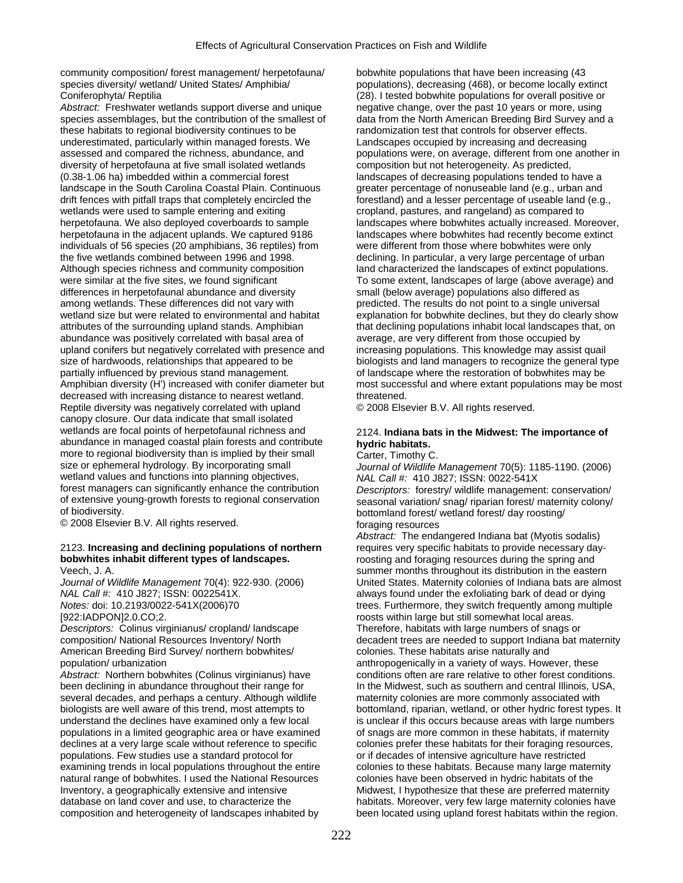community composition/ forest management/ herpetofauna/ species diversity/ wetland/ United States/ Amphibia/ Coniferophyta/ Reptilia

*Abstract:* Freshwater wetlands support diverse and unique species assemblages, but the contribution of the smallest of these habitats to regional biodiversity continues to be underestimated, particularly within managed forests. We assessed and compared the richness, abundance, and diversity of herpetofauna at five small isolated wetlands (0.38-1.06 ha) imbedded within a commercial forest landscape in the South Carolina Coastal Plain. Continuous drift fences with pitfall traps that completely encircled the wetlands were used to sample entering and exiting herpetofauna. We also deployed coverboards to sample herpetofauna in the adjacent uplands. We captured 9186 individuals of 56 species (20 amphibians, 36 reptiles) from the five wetlands combined between 1996 and 1998. Although species richness and community composition were similar at the five sites, we found significant differences in herpetofaunal abundance and diversity among wetlands. These differences did not vary with wetland size but were related to environmental and habitat attributes of the surrounding upland stands. Amphibian abundance was positively correlated with basal area of upland conifers but negatively correlated with presence and size of hardwoods, relationships that appeared to be partially influenced by previous stand management. Amphibian diversity (H') increased with conifer diameter but decreased with increasing distance to nearest wetland. Reptile diversity was negatively correlated with upland canopy closure. Our data indicate that small isolated wetlands are focal points of herpetofaunal richness and abundance in managed coastal plain forests and contribute more to regional biodiversity than is implied by their small size or ephemeral hydrology. By incorporating small wetland values and functions into planning objectives, forest managers can significantly enhance the contribution of extensive young-growth forests to regional conservation of biodiversity.
© 2008 Elsevier B.V. All rights reserved.

2123. **Increasing and declining populations of northern bobwhites inhabit different types of landscapes.**
Veech, J. A.
*Journal of Wildlife Management* 70(4): 922-930. (2006)
*NAL Call #:* 410 J827; ISSN: 0022541X.
*Notes:* doi: 10.2193/0022-541X(2006)70 [922:IADPON]2.0.CO;2.
*Descriptors:* Colinus virginianus/ cropland/ landscape composition/ National Resources Inventory/ North American Breeding Bird Survey/ northern bobwhites/ population/ urbanization
*Abstract:* Northern bobwhites (Colinus virginianus) have been declining in abundance throughout their range for several decades, and perhaps a century. Although wildlife biologists are well aware of this trend, most attempts to understand the declines have examined only a few local populations in a limited geographic area or have examined declines at a very large scale without reference to specific populations. Few studies use a standard protocol for examining trends in local populations throughout the entire natural range of bobwhites. I used the National Resources Inventory, a geographically extensive and intensive database on land cover and use, to characterize the composition and heterogeneity of landscapes inhabited by bobwhite populations that have been increasing (43 populations), decreasing (468), or become locally extinct (28). I tested bobwhite populations for overall positive or negative change, over the past 10 years or more, using data from the North American Breeding Bird Survey and a randomization test that controls for observer effects. Landscapes occupied by increasing and decreasing populations were, on average, different from one another in composition but not heterogeneity. As predicted, landscapes of decreasing populations tended to have a greater percentage of nonuseable land (e.g., urban and forestland) and a lesser percentage of useable land (e.g., cropland, pastures, and rangeland) as compared to landscapes where bobwhites actually increased. Moreover, landscapes where bobwhites had recently become extinct were different from those where bobwhites were only declining. In particular, a very large percentage of urban land characterized the landscapes of extinct populations. To some extent, landscapes of large (above average) and small (below average) populations also differed as predicted. The results do not point to a single universal explanation for bobwhite declines, but they do clearly show that declining populations inhabit local landscapes that, on average, are very different from those occupied by increasing populations. This knowledge may assist quail biologists and land managers to recognize the general type of landscape where the restoration of bobwhites may be most successful and where extant populations may be most threatened.
© 2008 Elsevier B.V. All rights reserved.

2124. **Indiana bats in the Midwest: The importance of hydric habitats.**
Carter, Timothy C.
*Journal of Wildlife Management* 70(5): 1185-1190. (2006)
*NAL Call #:* 410 J827; ISSN: 0022-541X
*Descriptors:* forestry/ wildlife management: conservation/ seasonal variation/ snag/ riparian forest/ maternity colony/ bottomland forest/ wetland forest/ day roosting/ foraging resources
*Abstract:* The endangered Indiana bat (Myotis sodalis) requires very specific habitats to provide necessary day-roosting and foraging resources during the spring and summer months throughout its distribution in the eastern United States. Maternity colonies of Indiana bats are almost always found under the exfoliating bark of dead or dying trees. Furthermore, they switch frequently among multiple roosts within large but still somewhat local areas. Therefore, habitats with large numbers of snags or decadent trees are needed to support Indiana bat maternity colonies. These habitats arise naturally and anthropogenically in a variety of ways. However, these conditions often are rare relative to other forest conditions. In the Midwest, such as southern and central Illinois, USA, maternity colonies are more commonly associated with bottomland, riparian, wetland, or other hydric forest types. It is unclear if this occurs because areas with large numbers of snags are more common in these habitats, if maternity colonies prefer these habitats for their foraging resources, or if decades of intensive agriculture have restricted colonies to these habitats. Because many large maternity colonies have been observed in hydric habitats of the Midwest, I hypothesize that these are preferred maternity habitats. Moreover, very few large maternity colonies have been located using upland forest habitats within the region.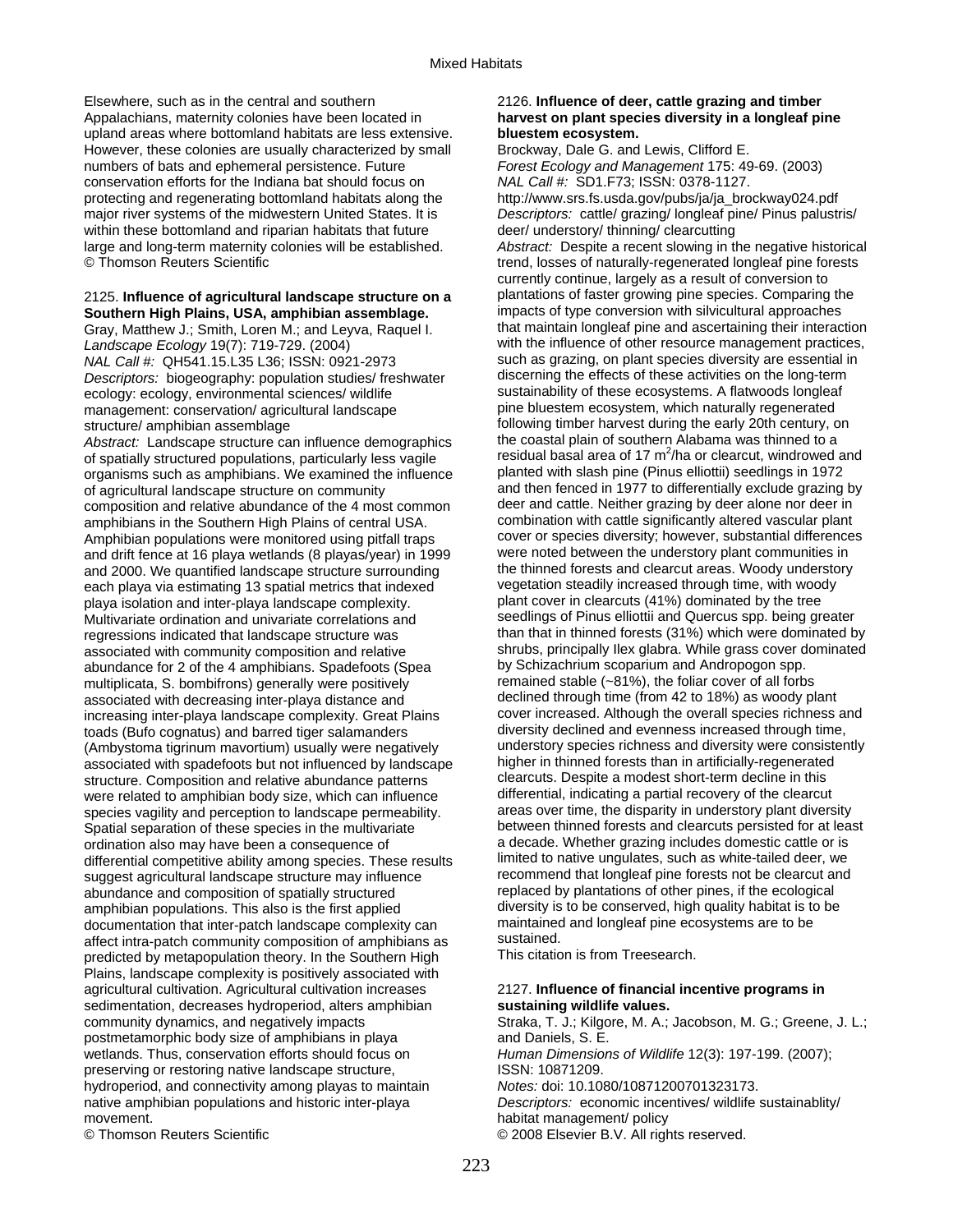Elsewhere, such as in the central and southern Appalachians, maternity colonies have been located in upland areas where bottomland habitats are less extensive. However, these colonies are usually characterized by small numbers of bats and ephemeral persistence. Future conservation efforts for the Indiana bat should focus on protecting and regenerating bottomland habitats along the major river systems of the midwestern United States. It is within these bottomland and riparian habitats that future large and long-term maternity colonies will be established.
© Thomson Reuters Scientific

2125. **Influence of agricultural landscape structure on a Southern High Plains, USA, amphibian assemblage.**
Gray, Matthew J.; Smith, Loren M.; and Leyva, Raquel I.
*Landscape Ecology* 19(7): 719-729. (2004)
*NAL Call #:* QH541.15.L35 L36; ISSN: 0921-2973
*Descriptors:* biogeography: population studies/ freshwater ecology: ecology, environmental sciences/ wildlife management: conservation/ agricultural landscape structure/ amphibian assemblage
*Abstract:* Landscape structure can influence demographics of spatially structured populations, particularly less vagile organisms such as amphibians. We examined the influence of agricultural landscape structure on community composition and relative abundance of the 4 most common amphibians in the Southern High Plains of central USA. Amphibian populations were monitored using pitfall traps and drift fence at 16 playa wetlands (8 playas/year) in 1999 and 2000. We quantified landscape structure surrounding each playa via estimating 13 spatial metrics that indexed playa isolation and inter-playa landscape complexity. Multivariate ordination and univariate correlations and regressions indicated that landscape structure was associated with community composition and relative abundance for 2 of the 4 amphibians. Spadefoots (Spea multiplicata, S. bombifrons) generally were positively associated with decreasing inter-playa distance and increasing inter-playa landscape complexity. Great Plains toads (Bufo cognatus) and barred tiger salamanders (Ambystoma tigrinum mavortium) usually were negatively associated with spadefoots but not influenced by landscape structure. Composition and relative abundance patterns were related to amphibian body size, which can influence species vagility and perception to landscape permeability. Spatial separation of these species in the multivariate ordination also may have been a consequence of differential competitive ability among species. These results suggest agricultural landscape structure may influence abundance and composition of spatially structured amphibian populations. This also is the first applied documentation that inter-patch landscape complexity can affect intra-patch community composition of amphibians as predicted by metapopulation theory. In the Southern High Plains, landscape complexity is positively associated with agricultural cultivation. Agricultural cultivation increases sedimentation, decreases hydroperiod, alters amphibian community dynamics, and negatively impacts postmetamorphic body size of amphibians in playa wetlands. Thus, conservation efforts should focus on preserving or restoring native landscape structure, hydroperiod, and connectivity among playas to maintain native amphibian populations and historic inter-playa movement.
© Thomson Reuters Scientific

2126. **Influence of deer, cattle grazing and timber harvest on plant species diversity in a longleaf pine bluestem ecosystem.**
Brockway, Dale G. and Lewis, Clifford E.
*Forest Ecology and Management* 175: 49-69. (2003)
*NAL Call #:* SD1.F73; ISSN: 0378-1127.
http://www.srs.fs.usda.gov/pubs/ja/ja_brockway024.pdf
*Descriptors:* cattle/ grazing/ longleaf pine/ Pinus palustris/ deer/ understory/ thinning/ clearcutting
*Abstract:* Despite a recent slowing in the negative historical trend, losses of naturally-regenerated longleaf pine forests currently continue, largely as a result of conversion to plantations of faster growing pine species. Comparing the impacts of type conversion with silvicultural approaches that maintain longleaf pine and ascertaining their interaction with the influence of other resource management practices, such as grazing, on plant species diversity are essential in discerning the effects of these activities on the long-term sustainability of these ecosystems. A flatwoods longleaf pine bluestem ecosystem, which naturally regenerated following timber harvest during the early 20th century, on the coastal plain of southern Alabama was thinned to a residual basal area of 17 $m^2$/ha or clearcut, windrowed and planted with slash pine (Pinus elliottii) seedlings in 1972 and then fenced in 1977 to differentially exclude grazing by deer and cattle. Neither grazing by deer alone nor deer in combination with cattle significantly altered vascular plant cover or species diversity; however, substantial differences were noted between the understory plant communities in the thinned forests and clearcut areas. Woody understory vegetation steadily increased through time, with woody plant cover in clearcuts (41%) dominated by the tree seedlings of Pinus elliottii and Quercus spp. being greater than that in thinned forests (31%) which were dominated by shrubs, principally Ilex glabra. While grass cover dominated by Schizachrium scoparium and Andropogon spp. remained stable (~81%), the foliar cover of all forbs declined through time (from 42 to 18%) as woody plant cover increased. Although the overall species richness and diversity declined and evenness increased through time, understory species richness and diversity were consistently higher in thinned forests than in artificially-regenerated clearcuts. Despite a modest short-term decline in this differential, indicating a partial recovery of the clearcut areas over time, the disparity in understory plant diversity between thinned forests and clearcuts persisted for at least a decade. Whether grazing includes domestic cattle or is limited to native ungulates, such as white-tailed deer, we recommend that longleaf pine forests not be clearcut and replaced by plantations of other pines, if the ecological diversity is to be conserved, high quality habitat is to be maintained and longleaf pine ecosystems are to be sustained.
This citation is from Treesearch.

2127. **Influence of financial incentive programs in sustaining wildlife values.**
Straka, T. J.; Kilgore, M. A.; Jacobson, M. G.; Greene, J. L.; and Daniels, S. E.
*Human Dimensions of Wildlife* 12(3): 197-199. (2007); ISSN: 10871209.
*Notes:* doi: 10.1080/10871200701323173.
*Descriptors:* economic incentives/ wildlife sustainablity/ habitat management/ policy
© 2008 Elsevier B.V. All rights reserved.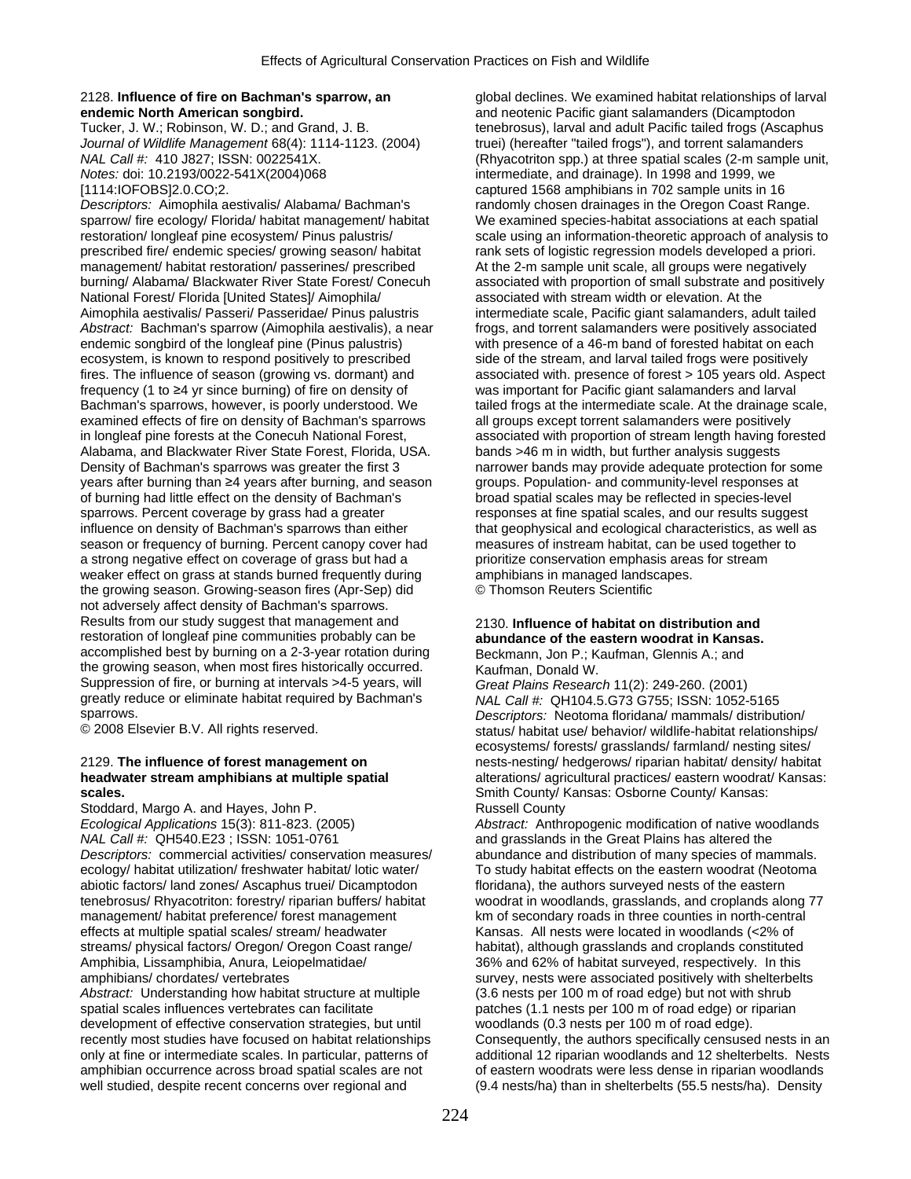2128. **Influence of fire on Bachman's sparrow, an endemic North American songbird.**

Tucker, J. W.; Robinson, W. D.; and Grand, J. B.
*Journal of Wildlife Management* 68(4): 1114-1123. (2004)
*NAL Call #:* 410 J827; ISSN: 0022541X.
*Notes:* doi: 10.2193/0022-541X(2004)068[1114:IOFOBS]2.0.CO;2.
*Descriptors:* Aimophila aestivalis/ Alabama/ Bachman's sparrow/ fire ecology/ Florida/ habitat management/ habitat restoration/ longleaf pine ecosystem/ Pinus palustris/ prescribed fire/ endemic species/ growing season/ habitat management/ habitat restoration/ passerines/ prescribed burning/ Alabama/ Blackwater River State Forest/ Conecuh National Forest/ Florida [United States]/ Aimophila/ Aimophila aestivalis/ Passeri/ Passeridae/ Pinus palustris
*Abstract:* Bachman's sparrow (Aimophila aestivalis), a near endemic songbird of the longleaf pine (Pinus palustris) ecosystem, is known to respond positively to prescribed fires. The influence of season (growing vs. dormant) and frequency (1 to ≥4 yr since burning) of fire on density of Bachman's sparrows, however, is poorly understood. We examined effects of fire on density of Bachman's sparrows in longleaf pine forests at the Conecuh National Forest, Alabama, and Blackwater River State Forest, Florida, USA. Density of Bachman's sparrows was greater the first 3 years after burning than ≥4 years after burning, and season of burning had little effect on the density of Bachman's sparrows. Percent coverage by grass had a greater influence on density of Bachman's sparrows than either season or frequency of burning. Percent canopy cover had a strong negative effect on coverage of grass but had a weaker effect on grass at stands burned frequently during the growing season. Growing-season fires (Apr-Sep) did not adversely affect density of Bachman's sparrows. Results from our study suggest that management and restoration of longleaf pine communities probably can be accomplished best by burning on a 2-3-year rotation during the growing season, when most fires historically occurred. Suppression of fire, or burning at intervals >4-5 years, will greatly reduce or eliminate habitat required by Bachman's sparrows.
© 2008 Elsevier B.V. All rights reserved.

2129. **The influence of forest management on headwater stream amphibians at multiple spatial scales.**

Stoddard, Margo A. and Hayes, John P.
*Ecological Applications* 15(3): 811-823. (2005)
*NAL Call #:* QH540.E23 ; ISSN: 1051-0761
*Descriptors:* commercial activities/ conservation measures/ ecology/ habitat utilization/ freshwater habitat/ lotic water/ abiotic factors/ land zones/ Ascaphus truei/ Dicamptodon tenebrosus/ Rhyacotriton: forestry/ riparian buffers/ habitat management/ habitat preference/ forest management effects at multiple spatial scales/ stream/ headwater streams/ physical factors/ Oregon/ Oregon Coast range/ Amphibia, Lissamphibia, Anura, Leiopelmatidae/ amphibians/ chordates/ vertebrates
*Abstract:* Understanding how habitat structure at multiple spatial scales influences vertebrates can facilitate development of effective conservation strategies, but until recently most studies have focused on habitat relationships only at fine or intermediate scales. In particular, patterns of amphibian occurrence across broad spatial scales are not well studied, despite recent concerns over regional and global declines. We examined habitat relationships of larval and neotenic Pacific giant salamanders (Dicamptodon tenebrosus), larval and adult Pacific tailed frogs (Ascaphus truei) (hereafter "tailed frogs"), and torrent salamanders (Rhyacotriton spp.) at three spatial scales (2-m sample unit, intermediate, and drainage). In 1998 and 1999, we captured 1568 amphibians in 702 sample units in 16 randomly chosen drainages in the Oregon Coast Range. We examined species-habitat associations at each spatial scale using an information-theoretic approach of analysis to rank sets of logistic regression models developed a priori. At the 2-m sample unit scale, all groups were negatively associated with proportion of small substrate and positively associated with stream width or elevation. At the intermediate scale, Pacific giant salamanders, adult tailed frogs, and torrent salamanders were positively associated with presence of a 46-m band of forested habitat on each side of the stream, and larval tailed frogs were positively associated with. presence of forest > 105 years old. Aspect was important for Pacific giant salamanders and larval tailed frogs at the intermediate scale. At the drainage scale, all groups except torrent salamanders were positively associated with proportion of stream length having forested bands >46 m in width, but further analysis suggests narrower bands may provide adequate protection for some groups. Population- and community-level responses at broad spatial scales may be reflected in species-level responses at fine spatial scales, and our results suggest that geophysical and ecological characteristics, as well as measures of instream habitat, can be used together to prioritize conservation emphasis areas for stream amphibians in managed landscapes.
© Thomson Reuters Scientific

2130. **Influence of habitat on distribution and abundance of the eastern woodrat in Kansas.**

Beckmann, Jon P.; Kaufman, Glennis A.; and Kaufman, Donald W.
*Great Plains Research* 11(2): 249-260. (2001)
*NAL Call #:* QH104.5.G73 G755; ISSN: 1052-5165
*Descriptors:* Neotoma floridana/ mammals/ distribution/ status/ habitat use/ behavior/ wildlife-habitat relationships/ ecosystems/ forests/ grasslands/ farmland/ nesting sites/ nests-nesting/ hedgerows/ riparian habitat/ density/ habitat alterations/ agricultural practices/ eastern woodrat/ Kansas: Smith County/ Kansas: Osborne County/ Kansas: Russell County
*Abstract:* Anthropogenic modification of native woodlands and grasslands in the Great Plains has altered the abundance and distribution of many species of mammals. To study habitat effects on the eastern woodrat (Neotoma floridana), the authors surveyed nests of the eastern woodrat in woodlands, grasslands, and croplands along 77 km of secondary roads in three counties in north-central Kansas. All nests were located in woodlands (<2% of habitat), although grasslands and croplands constituted 36% and 62% of habitat surveyed, respectively. In this survey, nests were associated positively with shelterbelts (3.6 nests per 100 m of road edge) but not with shrub patches (1.1 nests per 100 m of road edge) or riparian woodlands (0.3 nests per 100 m of road edge). Consequently, the authors specifically censused nests in an additional 12 riparian woodlands and 12 shelterbelts. Nests of eastern woodrats were less dense in riparian woodlands (9.4 nests/ha) than in shelterbelts (55.5 nests/ha). Density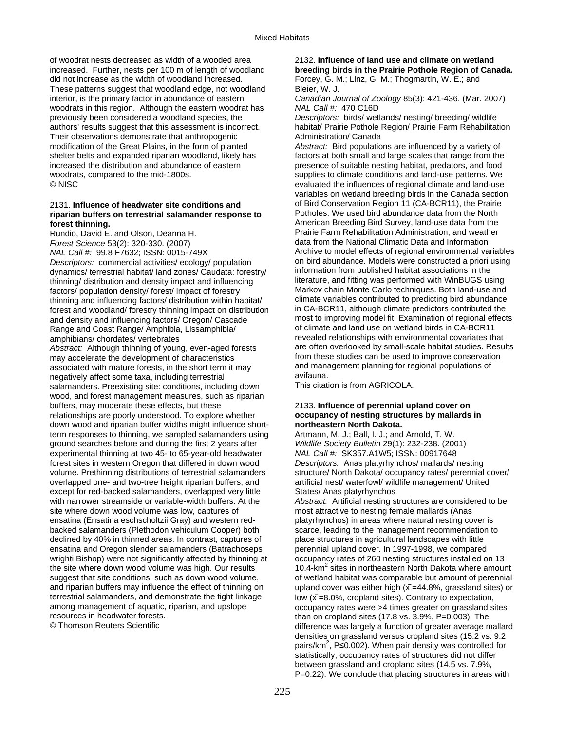of woodrat nests decreased as width of a wooded area increased. Further, nests per 100 m of length of woodland did not increase as the width of woodland increased. These patterns suggest that woodland edge, not woodland interior, is the primary factor in abundance of eastern woodrats in this region. Although the eastern woodrat has previously been considered a woodland species, the authors' results suggest that this assessment is incorrect. Their observations demonstrate that anthropogenic modification of the Great Plains, in the form of planted shelter belts and expanded riparian woodland, likely has increased the distribution and abundance of eastern woodrats, compared to the mid-1800s.
© NISC

2131. **Influence of headwater site conditions and riparian buffers on terrestrial salamander response to forest thinning.**
Rundio, David E. and Olson, Deanna H.
*Forest Science* 53(2): 320-330. (2007)
*NAL Call #:* 99.8 F7632; ISSN: 0015-749X
*Descriptors:* commercial activities/ ecology/ population dynamics/ terrestrial habitat/ land zones/ Caudata: forestry/ thinning/ distribution and density impact and influencing factors/ population density/ forest/ impact of forestry thinning and influencing factors/ distribution within habitat/ forest and woodland/ forestry thinning impact on distribution and density and influencing factors/ Oregon/ Cascade Range and Coast Range/ Amphibia, Lissamphibia/ amphibians/ chordates/ vertebrates
*Abstract:* Although thinning of young, even-aged forests may accelerate the development of characteristics associated with mature forests, in the short term it may negatively affect some taxa, including terrestrial salamanders. Preexisting site: conditions, including down wood, and forest management measures, such as riparian buffers, may moderate these effects, but these relationships are poorly understood. To explore whether down wood and riparian buffer widths might influence short-term responses to thinning, we sampled salamanders using ground searches before and during the first 2 years after experimental thinning at two 45- to 65-year-old headwater forest sites in western Oregon that differed in down wood volume. Prethinning distributions of terrestrial salamanders overlapped one- and two-tree height riparian buffers, and except for red-backed salamanders, overlapped very little with narrower streamside or variable-width buffers. At the site where down wood volume was low, captures of ensatina (Ensatina eschscholtzii Gray) and western red-backed salamanders (Plethodon vehiculum Cooper) both declined by 40% in thinned areas. In contrast, captures of ensatina and Oregon slender salamanders (Batrachoseps wrighti Bishop) were not significantly affected by thinning at the site where down wood volume was high. Our results suggest that site conditions, such as down wood volume, and riparian buffers may influence the effect of thinning on terrestrial salamanders, and demonstrate the tight linkage among management of aquatic, riparian, and upslope resources in headwater forests.
© Thomson Reuters Scientific

2132. **Influence of land use and climate on wetland breeding birds in the Prairie Pothole Region of Canada.**
Forcey, G. M.; Linz, G. M.; Thogmartin, W. E.; and Bleier, W. J.
*Canadian Journal of Zoology* 85(3): 421-436. (Mar. 2007)
*NAL Call #:* 470 C16D
*Descriptors:* birds/ wetlands/ nesting/ breeding/ wildlife habitat/ Prairie Pothole Region/ Prairie Farm Rehabilitation Administration/ Canada
*Abstract:* Bird populations are influenced by a variety of factors at both small and large scales that range from the presence of suitable nesting habitat, predators, and food supplies to climate conditions and land-use patterns. We evaluated the influences of regional climate and land-use variables on wetland breeding birds in the Canada section of Bird Conservation Region 11 (CA-BCR11), the Prairie Potholes. We used bird abundance data from the North American Breeding Bird Survey, land-use data from the Prairie Farm Rehabilitation Administration, and weather data from the National Climatic Data and Information Archive to model effects of regional environmental variables on bird abundance. Models were constructed a priori using information from published habitat associations in the literature, and fitting was performed with WinBUGS using Markov chain Monte Carlo techniques. Both land-use and climate variables contributed to predicting bird abundance in CA-BCR11, although climate predictors contributed the most to improving model fit. Examination of regional effects of climate and land use on wetland birds in CA-BCR11 revealed relationships with environmental covariates that are often overlooked by small-scale habitat studies. Results from these studies can be used to improve conservation and management planning for regional populations of avifauna.
This citation is from AGRICOLA.

2133. **Influence of perennial upland cover on occupancy of nesting structures by mallards in northeastern North Dakota.**
Artmann, M. J.; Ball, I. J.; and Arnold, T. W.
*Wildlife Society Bulletin* 29(1): 232-238. (2001)
*NAL Call #:* SK357.A1W5; ISSN: 00917648
*Descriptors:* Anas platyrhynchos/ mallards/ nesting structure/ North Dakota/ occupancy rates/ perennial cover/ artificial nest/ waterfowl/ wildlife management/ United States/ Anas platyrhynchos
*Abstract:* Artificial nesting structures are considered to be most attractive to nesting female mallards (Anas platyrhynchos) in areas where natural nesting cover is scarce, leading to the management recommendation to place structures in agricultural landscapes with little perennial upland cover. In 1997-1998, we compared occupancy rates of 260 nesting structures installed on 13 10.4-$km^2$ sites in northeastern North Dakota where amount of wetland habitat was comparable but amount of perennial upland cover was either high ($\bar{x}$=44.8%, grassland sites) or low ($\bar{x}$=8.0%, cropland sites). Contrary to expectation, occupancy rates were >4 times greater on grassland sites than on cropland sites (17.8 vs. 3.9%, P=0.003). The difference was largely a function of greater average mallard densities on grassland versus cropland sites (15.2 vs. 9.2 pairs/$km^2$, P≤0.002). When pair density was controlled for statistically, occupancy rates of structures did not differ between grassland and cropland sites (14.5 vs. 7.9%, P=0.22). We conclude that placing structures in areas with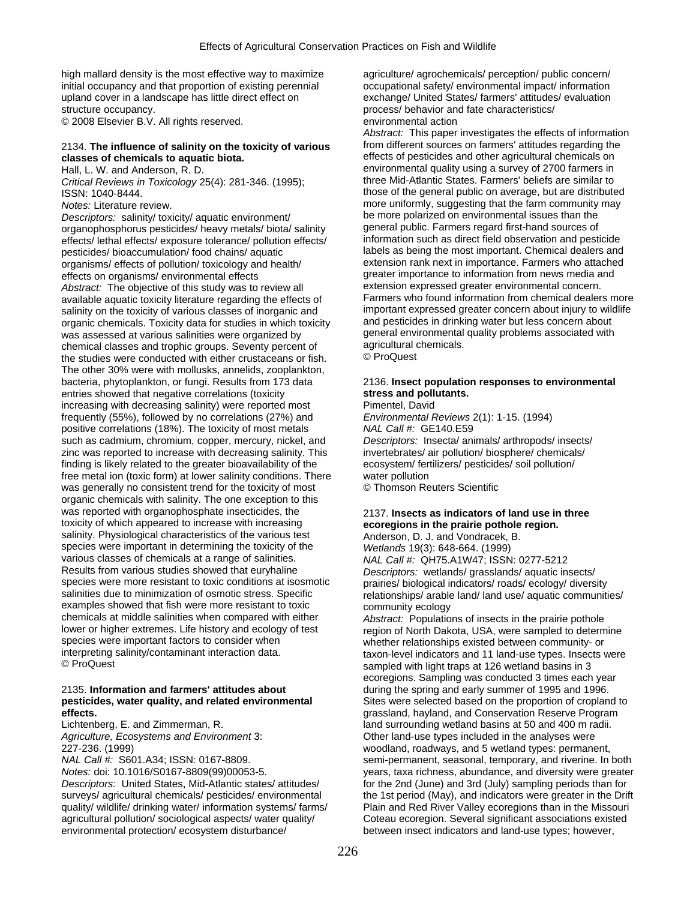high mallard density is the most effective way to maximize initial occupancy and that proportion of existing perennial upland cover in a landscape has little direct effect on structure occupancy.
© 2008 Elsevier B.V. All rights reserved.

2134. **The influence of salinity on the toxicity of various classes of chemicals to aquatic biota.**
Hall, L. W. and Anderson, R. D.
*Critical Reviews in Toxicology* 25(4): 281-346. (1995); ISSN: 1040-8444.
*Notes:* Literature review.
*Descriptors:* salinity/ toxicity/ aquatic environment/ organophosphorus pesticides/ heavy metals/ biota/ salinity effects/ lethal effects/ exposure tolerance/ pollution effects/ pesticides/ bioaccumulation/ food chains/ aquatic organisms/ effects of pollution/ toxicology and health/ effects on organisms/ environmental effects
*Abstract:* The objective of this study was to review all available aquatic toxicity literature regarding the effects of salinity on the toxicity of various classes of inorganic and organic chemicals. Toxicity data for studies in which toxicity was assessed at various salinities were organized by chemical classes and trophic groups. Seventy percent of the studies were conducted with either crustaceans or fish. The other 30% were with mollusks, annelids, zooplankton, bacteria, phytoplankton, or fungi. Results from 173 data entries showed that negative correlations (toxicity increasing with decreasing salinity) were reported most frequently (55%), followed by no correlations (27%) and positive correlations (18%). The toxicity of most metals such as cadmium, chromium, copper, mercury, nickel, and zinc was reported to increase with decreasing salinity. This finding is likely related to the greater bioavailability of the free metal ion (toxic form) at lower salinity conditions. There was generally no consistent trend for the toxicity of most organic chemicals with salinity. The one exception to this was reported with organophosphate insecticides, the toxicity of which appeared to increase with increasing salinity. Physiological characteristics of the various test species were important in determining the toxicity of the various classes of chemicals at a range of salinities. Results from various studies showed that euryhaline species were more resistant to toxic conditions at isosmotic salinities due to minimization of osmotic stress. Specific examples showed that fish were more resistant to toxic chemicals at middle salinities when compared with either lower or higher extremes. Life history and ecology of test species were important factors to consider when interpreting salinity/contaminant interaction data.
© ProQuest

2135. **Information and farmers' attitudes about pesticides, water quality, and related environmental effects.**
Lichtenberg, E. and Zimmerman, R.
*Agriculture, Ecosystems and Environment* 3: 227-236. (1999)
*NAL Call #:* S601.A34; ISSN: 0167-8809.
*Notes:* doi: 10.1016/S0167-8809(99)00053-5.
*Descriptors:* United States, Mid-Atlantic states/ attitudes/ surveys/ agricultural chemicals/ pesticides/ environmental quality/ wildlife/ drinking water/ information systems/ farms/ agricultural pollution/ sociological aspects/ water quality/ environmental protection/ ecosystem disturbance/ agriculture/ agrochemicals/ perception/ public concern/ occupational safety/ environmental impact/ information exchange/ United States/ farmers' attitudes/ evaluation process/ behavior and fate characteristics/ environmental action
*Abstract:* This paper investigates the effects of information from different sources on farmers' attitudes regarding the effects of pesticides and other agricultural chemicals on environmental quality using a survey of 2700 farmers in three Mid-Atlantic States. Farmers' beliefs are similar to those of the general public on average, but are distributed more uniformly, suggesting that the farm community may be more polarized on environmental issues than the general public. Farmers regard first-hand sources of information such as direct field observation and pesticide labels as being the most important. Chemical dealers and extension rank next in importance. Farmers who attached greater importance to information from news media and extension expressed greater environmental concern. Farmers who found information from chemical dealers more important expressed greater concern about injury to wildlife and pesticides in drinking water but less concern about general environmental quality problems associated with agricultural chemicals.
© ProQuest

2136. **Insect population responses to environmental stress and pollutants.**
Pimentel, David
*Environmental Reviews* 2(1): 1-15. (1994)
*NAL Call #:* GE140.E59
*Descriptors:* Insecta/ animals/ arthropods/ insects/ invertebrates/ air pollution/ biosphere/ chemicals/ ecosystem/ fertilizers/ pesticides/ soil pollution/ water pollution
© Thomson Reuters Scientific

2137. **Insects as indicators of land use in three ecoregions in the prairie pothole region.**
Anderson, D. J. and Vondracek, B.
*Wetlands* 19(3): 648-664. (1999)
*NAL Call #:* QH75.A1W47; ISSN: 0277-5212
*Descriptors:* wetlands/ grasslands/ aquatic insects/ prairies/ biological indicators/ roads/ ecology/ diversity relationships/ arable land/ land use/ aquatic communities/ community ecology
*Abstract:* Populations of insects in the prairie pothole region of North Dakota, USA, were sampled to determine whether relationships existed between community- or taxon-level indicators and 11 land-use types. Insects were sampled with light traps at 126 wetland basins in 3 ecoregions. Sampling was conducted 3 times each year during the spring and early summer of 1995 and 1996. Sites were selected based on the proportion of cropland to grassland, hayland, and Conservation Reserve Program land surrounding wetland basins at 50 and 400 m radii. Other land-use types included in the analyses were woodland, roadways, and 5 wetland types: permanent, semi-permanent, seasonal, temporary, and riverine. In both years, taxa richness, abundance, and diversity were greater for the 2nd (June) and 3rd (July) sampling periods than for the 1st period (May), and indicators were greater in the Drift Plain and Red River Valley ecoregions than in the Missouri Coteau ecoregion. Several significant associations existed between insect indicators and land-use types; however,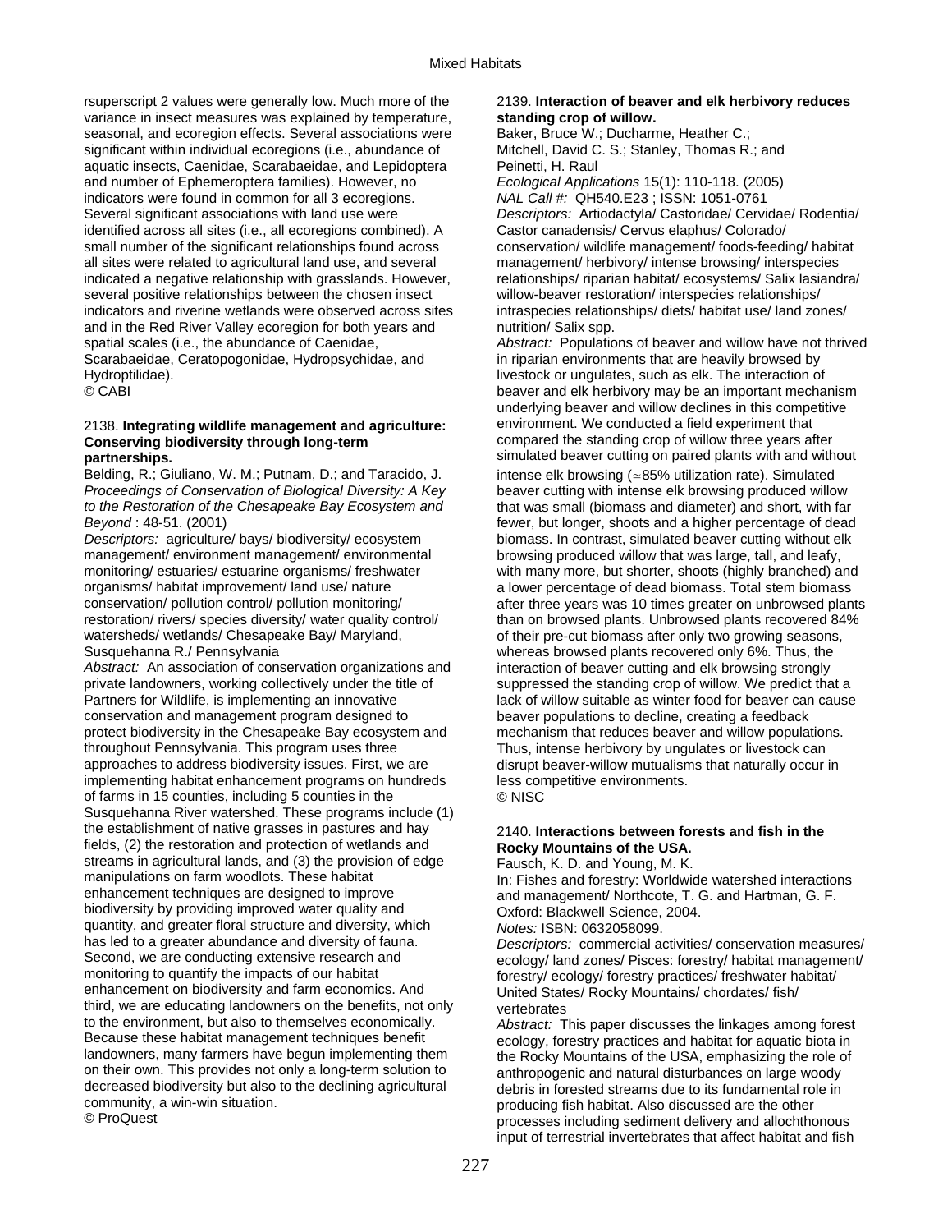rsuperscript 2 values were generally low. Much more of the variance in insect measures was explained by temperature, seasonal, and ecoregion effects. Several associations were significant within individual ecoregions (i.e., abundance of aquatic insects, Caenidae, Scarabaeidae, and Lepidoptera and number of Ephemeroptera families). However, no indicators were found in common for all 3 ecoregions. Several significant associations with land use were identified across all sites (i.e., all ecoregions combined). A small number of the significant relationships found across all sites were related to agricultural land use, and several indicated a negative relationship with grasslands. However, several positive relationships between the chosen insect indicators and riverine wetlands were observed across sites and in the Red River Valley ecoregion for both years and spatial scales (i.e., the abundance of Caenidae, Scarabaeidae, Ceratopogonidae, Hydropsychidae, and Hydroptilidae).
© CABI

2138. **Integrating wildlife management and agriculture: Conserving biodiversity through long-term partnerships.**
Belding, R.; Giuliano, W. M.; Putnam, D.; and Taracido, J.
*Proceedings of Conservation of Biological Diversity: A Key to the Restoration of the Chesapeake Bay Ecosystem and Beyond* : 48-51. (2001)
*Descriptors:* agriculture/ bays/ biodiversity/ ecosystem management/ environment management/ environmental monitoring/ estuaries/ estuarine organisms/ freshwater organisms/ habitat improvement/ land use/ nature conservation/ pollution control/ pollution monitoring/ restoration/ rivers/ species diversity/ water quality control/ watersheds/ wetlands/ Chesapeake Bay/ Maryland, Susquehanna R./ Pennsylvania
*Abstract:* An association of conservation organizations and private landowners, working collectively under the title of Partners for Wildlife, is implementing an innovative conservation and management program designed to protect biodiversity in the Chesapeake Bay ecosystem and throughout Pennsylvania. This program uses three approaches to address biodiversity issues. First, we are implementing habitat enhancement programs on hundreds of farms in 15 counties, including 5 counties in the Susquehanna River watershed. These programs include (1) the establishment of native grasses in pastures and hay fields, (2) the restoration and protection of wetlands and streams in agricultural lands, and (3) the provision of edge manipulations on farm woodlots. These habitat enhancement techniques are designed to improve biodiversity by providing improved water quality and quantity, and greater floral structure and diversity, which has led to a greater abundance and diversity of fauna. Second, we are conducting extensive research and monitoring to quantify the impacts of our habitat enhancement on biodiversity and farm economics. And third, we are educating landowners on the benefits, not only to the environment, but also to themselves economically. Because these habitat management techniques benefit landowners, many farmers have begun implementing them on their own. This provides not only a long-term solution to decreased biodiversity but also to the declining agricultural community, a win-win situation.
© ProQuest

2139. **Interaction of beaver and elk herbivory reduces standing crop of willow.**
Baker, Bruce W.; Ducharme, Heather C.; Mitchell, David C. S.; Stanley, Thomas R.; and Peinetti, H. Raul
*Ecological Applications* 15(1): 110-118. (2005)
*NAL Call #:* QH540.E23 ; ISSN: 1051-0761
*Descriptors:* Artiodactyla/ Castoridae/ Cervidae/ Rodentia/ Castor canadensis/ Cervus elaphus/ Colorado/ conservation/ wildlife management/ foods-feeding/ habitat management/ herbivory/ intense browsing/ interspecies relationships/ riparian habitat/ ecosystems/ Salix lasiandra/ willow-beaver restoration/ interspecies relationships/ intraspecies relationships/ diets/ habitat use/ land zones/ nutrition/ Salix spp.
*Abstract:* Populations of beaver and willow have not thrived in riparian environments that are heavily browsed by livestock or ungulates, such as elk. The interaction of beaver and elk herbivory may be an important mechanism underlying beaver and willow declines in this competitive environment. We conducted a field experiment that compared the standing crop of willow three years after simulated beaver cutting on paired plants with and without intense elk browsing (≈85% utilization rate). Simulated beaver cutting with intense elk browsing produced willow that was small (biomass and diameter) and short, with far fewer, but longer, shoots and a higher percentage of dead biomass. In contrast, simulated beaver cutting without elk browsing produced willow that was large, tall, and leafy, with many more, but shorter, shoots (highly branched) and a lower percentage of dead biomass. Total stem biomass after three years was 10 times greater on unbrowsed plants than on browsed plants. Unbrowsed plants recovered 84% of their pre-cut biomass after only two growing seasons, whereas browsed plants recovered only 6%. Thus, the interaction of beaver cutting and elk browsing strongly suppressed the standing crop of willow. We predict that a lack of willow suitable as winter food for beaver can cause beaver populations to decline, creating a feedback mechanism that reduces beaver and willow populations. Thus, intense herbivory by ungulates or livestock can disrupt beaver-willow mutualisms that naturally occur in less competitive environments.
© NISC

2140. **Interactions between forests and fish in the Rocky Mountains of the USA.**
Fausch, K. D. and Young, M. K.
In: Fishes and forestry: Worldwide watershed interactions and management/ Northcote, T. G. and Hartman, G. F. Oxford: Blackwell Science, 2004.
*Notes:* ISBN: 0632058099.
*Descriptors:* commercial activities/ conservation measures/ ecology/ land zones/ Pisces: forestry/ habitat management/ forestry/ ecology/ forestry practices/ freshwater habitat/ United States/ Rocky Mountains/ chordates/ fish/ vertebrates
*Abstract:* This paper discusses the linkages among forest ecology, forestry practices and habitat for aquatic biota in the Rocky Mountains of the USA, emphasizing the role of anthropogenic and natural disturbances on large woody debris in forested streams due to its fundamental role in producing fish habitat. Also discussed are the other processes including sediment delivery and allochthonous input of terrestrial invertebrates that affect habitat and fish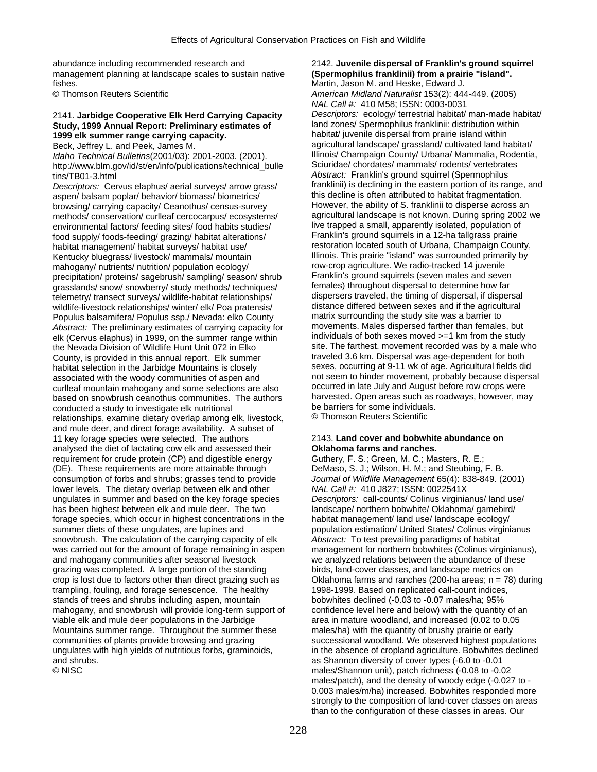abundance including recommended research and management planning at landscape scales to sustain native fishes.
© Thomson Reuters Scientific

2141. **Jarbidge Cooperative Elk Herd Carrying Capacity Study, 1999 Annual Report: Preliminary estimates of 1999 elk summer range carrying capacity.**
Beck, Jeffrey L. and Peek, James M.
*Idaho Technical Bulletins*(2001/03): 2001-2003. (2001).
http://www.blm.gov/id/st/en/info/publications/technical_bulletins/TB01-3.html
*Descriptors:* Cervus elaphus/ aerial surveys/ arrow grass/ aspen/ balsam poplar/ behavior/ biomass/ biometrics/ browsing/ carrying capacity/ Ceanothus/ census-survey methods/ conservation/ curlleaf cercocarpus/ ecosystems/ environmental factors/ feeding sites/ food habits studies/ food supply/ foods-feeding/ grazing/ habitat alterations/ habitat management/ habitat surveys/ habitat use/ Kentucky bluegrass/ livestock/ mammals/ mountain mahogany/ nutrients/ nutrition/ population ecology/ precipitation/ proteins/ sagebrush/ sampling/ season/ shrub grasslands/ snow/ snowberry/ study methods/ techniques/ telemetry/ transect surveys/ wildlife-habitat relationships/ wildlife-livestock relationships/ winter/ elk/ Poa pratensis/ Populus balsamifera/ Populus ssp./ Nevada: elko County
*Abstract:* The preliminary estimates of carrying capacity for elk (Cervus elaphus) in 1999, on the summer range within the Nevada Division of Wildlife Hunt Unit 072 in Elko County, is provided in this annual report. Elk summer habitat selection in the Jarbidge Mountains is closely associated with the woody communities of aspen and curlleaf mountain mahogany and some selections are also based on snowbrush ceanothus communities. The authors conducted a study to investigate elk nutritional relationships, examine dietary overlap among elk, livestock, and mule deer, and direct forage availability. A subset of 11 key forage species were selected. The authors analysed the diet of lactating cow elk and assessed their requirement for crude protein (CP) and digestible energy (DE). These requirements are more attainable through consumption of forbs and shrubs; grasses tend to provide lower levels. The dietary overlap between elk and other ungulates in summer and based on the key forage species has been highest between elk and mule deer. The two forage species, which occur in highest concentrations in the summer diets of these ungulates, are lupines and snowbrush. The calculation of the carrying capacity of elk was carried out for the amount of forage remaining in aspen and mahogany communities after seasonal livestock grazing was completed. A large portion of the standing crop is lost due to factors other than direct grazing such as trampling, fouling, and forage senescence. The healthy stands of trees and shrubs including aspen, mountain mahogany, and snowbrush will provide long-term support of viable elk and mule deer populations in the Jarbidge Mountains summer range. Throughout the summer these communities of plants provide browsing and grazing ungulates with high yields of nutritious forbs, graminoids, and shrubs.
© NISC

2142. **Juvenile dispersal of Franklin's ground squirrel (Spermophilus franklinii) from a prairie "island".**
Martin, Jason M. and Heske, Edward J.
*American Midland Naturalist* 153(2): 444-449. (2005)
*NAL Call #:* 410 M58; ISSN: 0003-0031
*Descriptors:* ecology/ terrestrial habitat/ man-made habitat/ land zones/ Spermophilus franklinii: distribution within habitat/ juvenile dispersal from prairie island within agricultural landscape/ grassland/ cultivated land habitat/ Illinois/ Champaign County/ Urbana/ Mammalia, Rodentia, Sciuridae/ chordates/ mammals/ rodents/ vertebrates
*Abstract:* Franklin's ground squirrel (Spermophilus franklinii) is declining in the eastern portion of its range, and this decline is often attributed to habitat fragmentation. However, the ability of S. franklinii to disperse across an agricultural landscape is not known. During spring 2002 we live trapped a small, apparently isolated, population of Franklin's ground squirrels in a 12-ha tallgrass prairie restoration located south of Urbana, Champaign County, Illinois. This prairie "island" was surrounded primarily by row-crop agriculture. We radio-tracked 14 juvenile Franklin's ground squirrels (seven males and seven females) throughout dispersal to determine how far dispersers traveled, the timing of dispersal, if dispersal distance differed between sexes and if the agricultural matrix surrounding the study site was a barrier to movements. Males dispersed farther than females, but individuals of both sexes moved >=1 km from the study site. The farthest. movement recorded was by a male who traveled 3.6 km. Dispersal was age-dependent for both sexes, occurring at 9-11 wk of age. Agricultural fields did not seem to hinder movement, probably because dispersal occurred in late July and August before row crops were harvested. Open areas such as roadways, however, may be barriers for some individuals.
© Thomson Reuters Scientific

2143. **Land cover and bobwhite abundance on Oklahoma farms and ranches.**
Guthery, F. S.; Green, M. C.; Masters, R. E.; DeMaso, S. J.; Wilson, H. M.; and Steubing, F. B.
*Journal of Wildlife Management* 65(4): 838-849. (2001)
*NAL Call #:* 410 J827; ISSN: 0022541X
*Descriptors:* call-counts/ Colinus virginianus/ land use/ landscape/ northern bobwhite/ Oklahoma/ gamebird/ habitat management/ land use/ landscape ecology/ population estimation/ United States/ Colinus virginianus
*Abstract:* To test prevailing paradigms of habitat management for northern bobwhites (Colinus virginianus), we analyzed relations between the abundance of these birds, land-cover classes, and landscape metrics on Oklahoma farms and ranches (200-ha areas; n = 78) during 1998-1999. Based on replicated call-count indices, bobwhites declined (-0.03 to -0.07 males/ha; 95% confidence level here and below) with the quantity of an area in mature woodland, and increased (0.02 to 0.05 males/ha) with the quantity of brushy prairie or early successional woodland. We observed highest populations in the absence of cropland agriculture. Bobwhites declined as Shannon diversity of cover types (-6.0 to -0.01 males/Shannon unit), patch richness (-0.08 to -0.02 males/patch), and the density of woody edge (-0.027 to -0.003 males/m/ha) increased. Bobwhites responded more strongly to the composition of land-cover classes on areas than to the configuration of these classes in areas. Our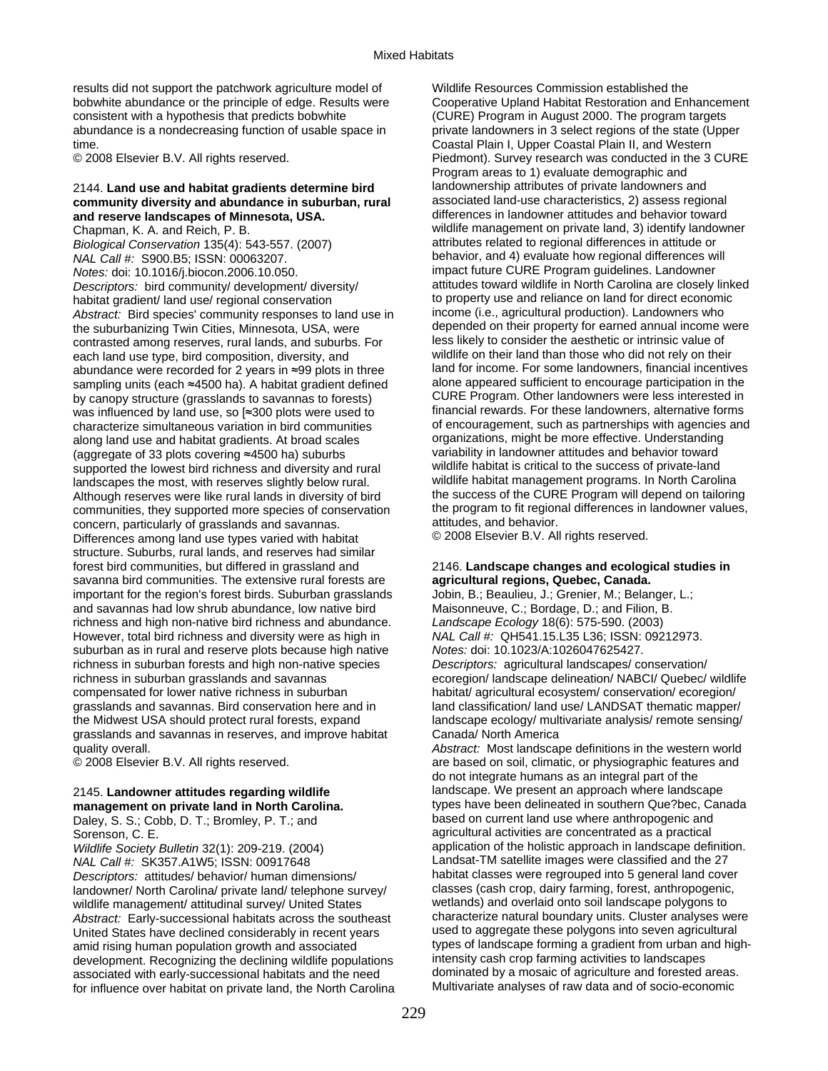results did not support the patchwork agriculture model of bobwhite abundance or the principle of edge. Results were consistent with a hypothesis that predicts bobwhite abundance is a nondecreasing function of usable space in time.
© 2008 Elsevier B.V. All rights reserved.

2144. **Land use and habitat gradients determine bird community diversity and abundance in suburban, rural and reserve landscapes of Minnesota, USA.**
Chapman, K. A. and Reich, P. B.
*Biological Conservation* 135(4): 543-557. (2007)
*NAL Call #:* S900.B5; ISSN: 00063207.
*Notes:* doi: 10.1016/j.biocon.2006.10.050.
*Descriptors:* bird community/ development/ diversity/ habitat gradient/ land use/ regional conservation
*Abstract:* Bird species' community responses to land use in the suburbanizing Twin Cities, Minnesota, USA, were contrasted among reserves, rural lands, and suburbs. For each land use type, bird composition, diversity, and abundance were recorded for 2 years in ≈99 plots in three sampling units (each ≈4500 ha). A habitat gradient defined by canopy structure (grasslands to savannas to forests) was influenced by land use, so [≈300 plots were used to characterize simultaneous variation in bird communities along land use and habitat gradients. At broad scales (aggregate of 33 plots covering ≈4500 ha) suburbs supported the lowest bird richness and diversity and rural landscapes the most, with reserves slightly below rural. Although reserves were like rural lands in diversity of bird communities, they supported more species of conservation concern, particularly of grasslands and savannas. Differences among land use types varied with habitat structure. Suburbs, rural lands, and reserves had similar forest bird communities, but differed in grassland and savanna bird communities. The extensive rural forests are important for the region's forest birds. Suburban grasslands and savannas had low shrub abundance, low native bird richness and high non-native bird richness and abundance. However, total bird richness and diversity were as high in suburban as in rural and reserve plots because high native richness in suburban forests and high non-native species richness in suburban grasslands and savannas compensated for lower native richness in suburban grasslands and savannas. Bird conservation here and in the Midwest USA should protect rural forests, expand grasslands and savannas in reserves, and improve habitat quality overall.
© 2008 Elsevier B.V. All rights reserved.

2145. **Landowner attitudes regarding wildlife management on private land in North Carolina.**
Daley, S. S.; Cobb, D. T.; Bromley, P. T.; and Sorenson, C. E.
*Wildlife Society Bulletin* 32(1): 209-219. (2004)
*NAL Call #:* SK357.A1W5; ISSN: 00917648
*Descriptors:* attitudes/ behavior/ human dimensions/ landowner/ North Carolina/ private land/ telephone survey/ wildlife management/ attitudinal survey/ United States
*Abstract:* Early-successional habitats across the southeast United States have declined considerably in recent years amid rising human population growth and associated development. Recognizing the declining wildlife populations associated with early-successional habitats and the need for influence over habitat on private land, the North Carolina Wildlife Resources Commission established the Cooperative Upland Habitat Restoration and Enhancement (CURE) Program in August 2000. The program targets private landowners in 3 select regions of the state (Upper Coastal Plain I, Upper Coastal Plain II, and Western Piedmont). Survey research was conducted in the 3 CURE Program areas to 1) evaluate demographic and landownership attributes of private landowners and associated land-use characteristics, 2) assess regional differences in landowner attitudes and behavior toward wildlife management on private land, 3) identify landowner attributes related to regional differences in attitude or behavior, and 4) evaluate how regional differences will impact future CURE Program guidelines. Landowner attitudes toward wildlife in North Carolina are closely linked to property use and reliance on land for direct economic income (i.e., agricultural production). Landowners who depended on their property for earned annual income were less likely to consider the aesthetic or intrinsic value of wildlife on their land than those who did not rely on their land for income. For some landowners, financial incentives alone appeared sufficient to encourage participation in the CURE Program. Other landowners were less interested in financial rewards. For these landowners, alternative forms of encouragement, such as partnerships with agencies and organizations, might be more effective. Understanding variability in landowner attitudes and behavior toward wildlife habitat is critical to the success of private-land wildlife habitat management programs. In North Carolina the success of the CURE Program will depend on tailoring the program to fit regional differences in landowner values, attitudes, and behavior.
© 2008 Elsevier B.V. All rights reserved.

2146. **Landscape changes and ecological studies in agricultural regions, Quebec, Canada.**
Jobin, B.; Beaulieu, J.; Grenier, M.; Belanger, L.; Maisonneuve, C.; Bordage, D.; and Filion, B.
*Landscape Ecology* 18(6): 575-590. (2003)
*NAL Call #:* QH541.15.L35 L36; ISSN: 09212973.
*Notes:* doi: 10.1023/A:1026047625427.
*Descriptors:* agricultural landscapes/ conservation/ ecoregion/ landscape delineation/ NABCI/ Quebec/ wildlife habitat/ agricultural ecosystem/ conservation/ ecoregion/ land classification/ land use/ LANDSAT thematic mapper/ landscape ecology/ multivariate analysis/ remote sensing/ Canada/ North America
*Abstract:* Most landscape definitions in the western world are based on soil, climatic, or physiographic features and do not integrate humans as an integral part of the landscape. We present an approach where landscape types have been delineated in southern Que?bec, Canada based on current land use where anthropogenic and agricultural activities are concentrated as a practical application of the holistic approach in landscape definition. Landsat-TM satellite images were classified and the 27 habitat classes were regrouped into 5 general land cover classes (cash crop, dairy farming, forest, anthropogenic, wetlands) and overlaid onto soil landscape polygons to characterize natural boundary units. Cluster analyses were used to aggregate these polygons into seven agricultural types of landscape forming a gradient from urban and high-intensity cash crop farming activities to landscapes dominated by a mosaic of agriculture and forested areas. Multivariate analyses of raw data and of socio-economic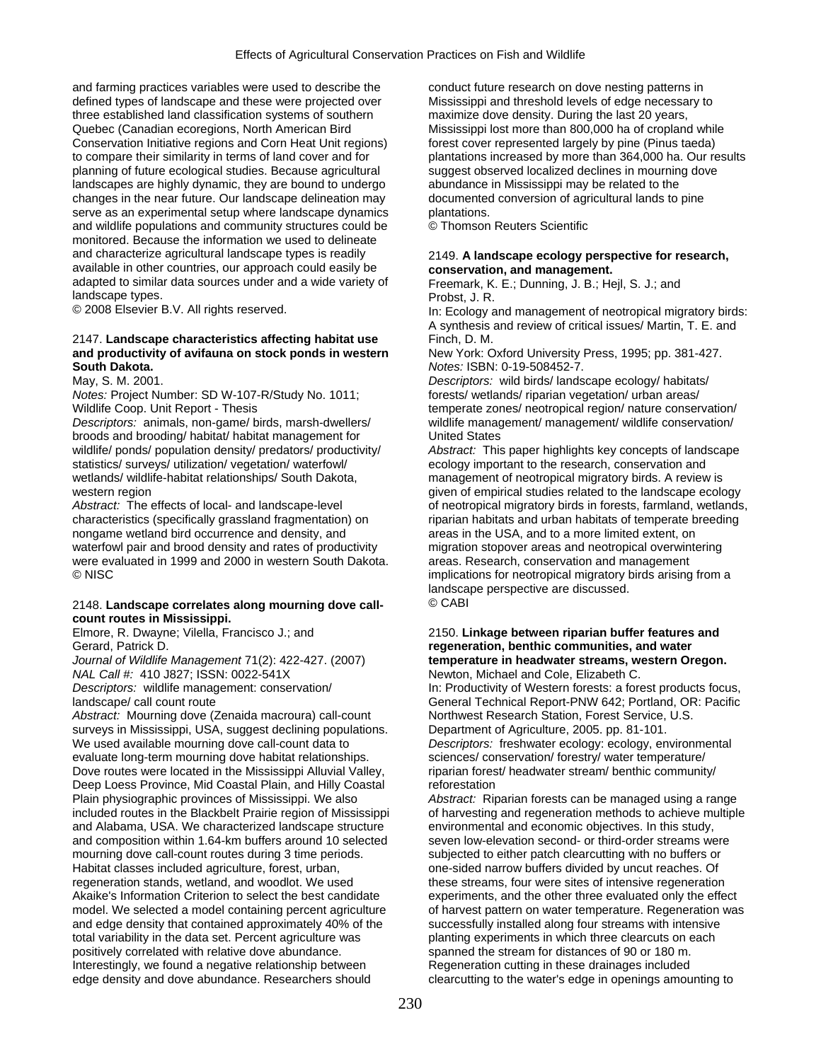and farming practices variables were used to describe the defined types of landscape and these were projected over three established land classification systems of southern Quebec (Canadian ecoregions, North American Bird Conservation Initiative regions and Corn Heat Unit regions) to compare their similarity in terms of land cover and for planning of future ecological studies. Because agricultural landscapes are highly dynamic, they are bound to undergo changes in the near future. Our landscape delineation may serve as an experimental setup where landscape dynamics and wildlife populations and community structures could be monitored. Because the information we used to delineate and characterize agricultural landscape types is readily available in other countries, our approach could easily be adapted to similar data sources under and a wide variety of landscape types.
© 2008 Elsevier B.V. All rights reserved.

2147. **Landscape characteristics affecting habitat use and productivity of avifauna on stock ponds in western South Dakota.**
May, S. M. 2001.
*Notes:* Project Number: SD W-107-R/Study No. 1011; Wildlife Coop. Unit Report - Thesis
*Descriptors:* animals, non-game/ birds, marsh-dwellers/ broods and brooding/ habitat/ habitat management for wildlife/ ponds/ population density/ predators/ productivity/ statistics/ surveys/ utilization/ vegetation/ waterfowl/ wetlands/ wildlife-habitat relationships/ South Dakota, western region
*Abstract:* The effects of local- and landscape-level characteristics (specifically grassland fragmentation) on nongame wetland bird occurrence and density, and waterfowl pair and brood density and rates of productivity were evaluated in 1999 and 2000 in western South Dakota.
© NISC

2148. **Landscape correlates along mourning dove call-count routes in Mississippi.**
Elmore, R. Dwayne; Vilella, Francisco J.; and Gerard, Patrick D.
*Journal of Wildlife Management* 71(2): 422-427. (2007)
*NAL Call #:* 410 J827; ISSN: 0022-541X
*Descriptors:* wildlife management: conservation/ landscape/ call count route
*Abstract:* Mourning dove (Zenaida macroura) call-count surveys in Mississippi, USA, suggest declining populations. We used available mourning dove call-count data to evaluate long-term mourning dove habitat relationships. Dove routes were located in the Mississippi Alluvial Valley, Deep Loess Province, Mid Coastal Plain, and Hilly Coastal Plain physiographic provinces of Mississippi. We also included routes in the Blackbelt Prairie region of Mississippi and Alabama, USA. We characterized landscape structure and composition within 1.64-km buffers around 10 selected mourning dove call-count routes during 3 time periods. Habitat classes included agriculture, forest, urban, regeneration stands, wetland, and woodlot. We used Akaike's Information Criterion to select the best candidate model. We selected a model containing percent agriculture and edge density that contained approximately 40% of the total variability in the data set. Percent agriculture was positively correlated with relative dove abundance. Interestingly, we found a negative relationship between edge density and dove abundance. Researchers should conduct future research on dove nesting patterns in Mississippi and threshold levels of edge necessary to maximize dove density. During the last 20 years, Mississippi lost more than 800,000 ha of cropland while forest cover represented largely by pine (Pinus taeda) plantations increased by more than 364,000 ha. Our results suggest observed localized declines in mourning dove abundance in Mississippi may be related to the documented conversion of agricultural lands to pine plantations.
© Thomson Reuters Scientific

2149. **A landscape ecology perspective for research, conservation, and management.**
Freemark, K. E.; Dunning, J. B.; Hejl, S. J.; and Probst, J. R.
In: Ecology and management of neotropical migratory birds: A synthesis and review of critical issues/ Martin, T. E. and Finch, D. M.
New York: Oxford University Press, 1995; pp. 381-427.
*Notes:* ISBN: 0-19-508452-7.
*Descriptors:* wild birds/ landscape ecology/ habitats/ forests/ wetlands/ riparian vegetation/ urban areas/ temperate zones/ neotropical region/ nature conservation/ wildlife management/ management/ wildlife conservation/ United States
*Abstract:* This paper highlights key concepts of landscape ecology important to the research, conservation and management of neotropical migratory birds. A review is given of empirical studies related to the landscape ecology of neotropical migratory birds in forests, farmland, wetlands, riparian habitats and urban habitats of temperate breeding areas in the USA, and to a more limited extent, on migration stopover areas and neotropical overwintering areas. Research, conservation and management implications for neotropical migratory birds arising from a landscape perspective are discussed.
© CABI

2150. **Linkage between riparian buffer features and regeneration, benthic communities, and water temperature in headwater streams, western Oregon.**
Newton, Michael and Cole, Elizabeth C.
In: Productivity of Western forests: a forest products focus, General Technical Report-PNW 642; Portland, OR: Pacific Northwest Research Station, Forest Service, U.S. Department of Agriculture, 2005. pp. 81-101.
*Descriptors:* freshwater ecology: ecology, environmental sciences/ conservation/ forestry/ water temperature/ riparian forest/ headwater stream/ benthic community/ reforestation
*Abstract:* Riparian forests can be managed using a range of harvesting and regeneration methods to achieve multiple environmental and economic objectives. In this study, seven low-elevation second- or third-order streams were subjected to either patch clearcutting with no buffers or one-sided narrow buffers divided by uncut reaches. Of these streams, four were sites of intensive regeneration experiments, and the other three evaluated only the effect of harvest pattern on water temperature. Regeneration was successfully installed along four streams with intensive planting experiments in which three clearcuts on each spanned the stream for distances of 90 or 180 m. Regeneration cutting in these drainages included clearcutting to the water's edge in openings amounting to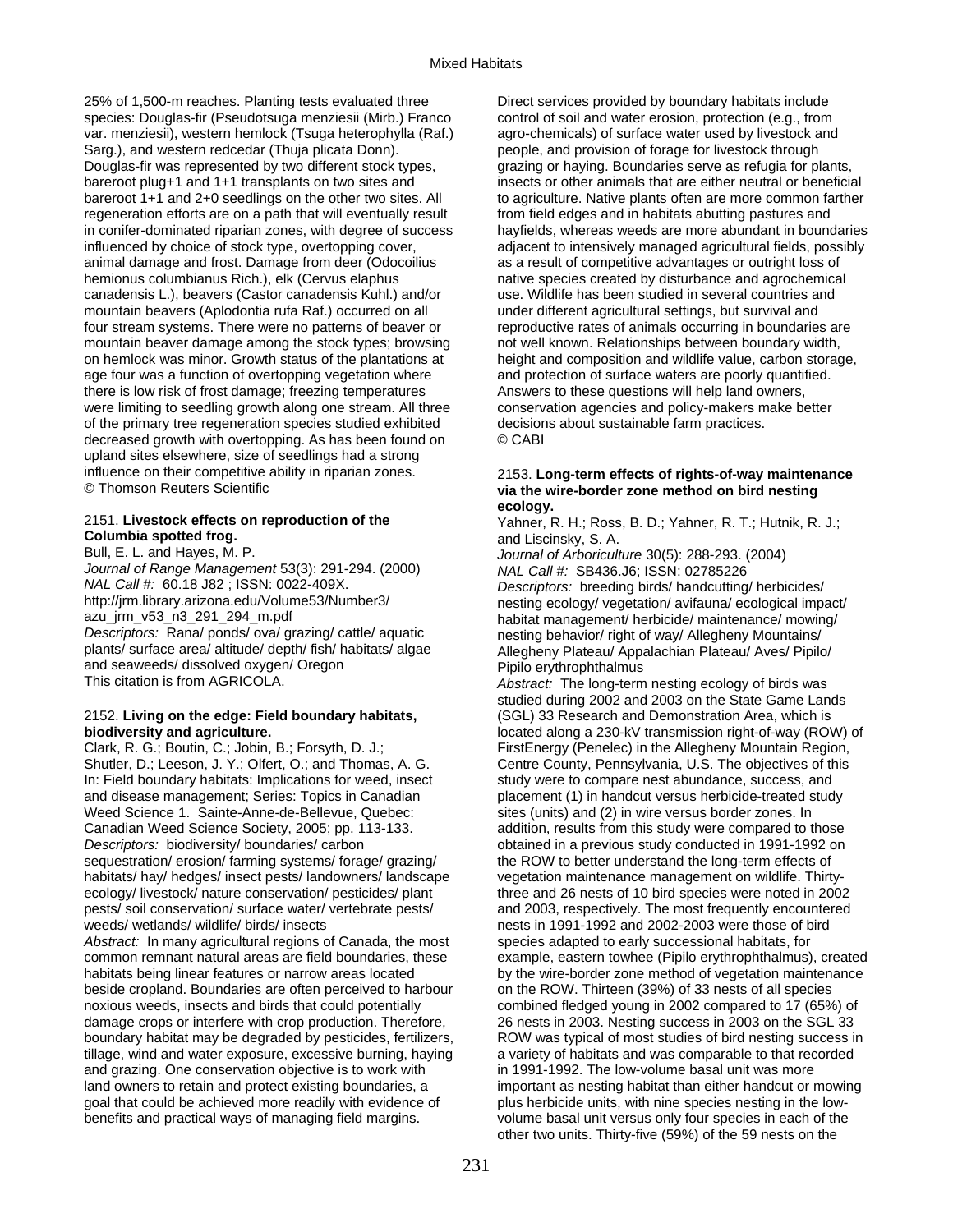25% of 1,500-m reaches. Planting tests evaluated three species: Douglas-fir (Pseudotsuga menziesii (Mirb.) Franco var. menziesii), western hemlock (Tsuga heterophylla (Raf.) Sarg.), and western redcedar (Thuja plicata Donn). Douglas-fir was represented by two different stock types, bareroot plug+1 and 1+1 transplants on two sites and bareroot 1+1 and 2+0 seedlings on the other two sites. All regeneration efforts are on a path that will eventually result in conifer-dominated riparian zones, with degree of success influenced by choice of stock type, overtopping cover, animal damage and frost. Damage from deer (Odocoilius hemionus columbianus Rich.), elk (Cervus elaphus canadensis L.), beavers (Castor canadensis Kuhl.) and/or mountain beavers (Aplodontia rufa Raf.) occurred on all four stream systems. There were no patterns of beaver or mountain beaver damage among the stock types; browsing on hemlock was minor. Growth status of the plantations at age four was a function of overtopping vegetation where there is low risk of frost damage; freezing temperatures were limiting to seedling growth along one stream. All three of the primary tree regeneration species studied exhibited decreased growth with overtopping. As has been found on upland sites elsewhere, size of seedlings had a strong influence on their competitive ability in riparian zones.
© Thomson Reuters Scientific

2151. **Livestock effects on reproduction of the Columbia spotted frog.**
Bull, E. L. and Hayes, M. P.
*Journal of Range Management* 53(3): 291-294. (2000)
*NAL Call #:* 60.18 J82 ; ISSN: 0022-409X.
http://jrm.library.arizona.edu/Volume53/Number3/azu_jrm_v53_n3_291_294_m.pdf
*Descriptors:* Rana/ ponds/ ova/ grazing/ cattle/ aquatic plants/ surface area/ altitude/ depth/ fish/ habitats/ algae and seaweeds/ dissolved oxygen/ Oregon
This citation is from AGRICOLA.

2152. **Living on the edge: Field boundary habitats, biodiversity and agriculture.**
Clark, R. G.; Boutin, C.; Jobin, B.; Forsyth, D. J.; Shutler, D.; Leeson, J. Y.; Olfert, O.; and Thomas, A. G.
In: Field boundary habitats: Implications for weed, insect and disease management; Series: Topics in Canadian Weed Science 1. Sainte-Anne-de-Bellevue, Quebec: Canadian Weed Science Society, 2005; pp. 113-133.
*Descriptors:* biodiversity/ boundaries/ carbon sequestration/ erosion/ farming systems/ forage/ grazing/ habitats/ hay/ hedges/ insect pests/ landowners/ landscape ecology/ livestock/ nature conservation/ pesticides/ plant pests/ soil conservation/ surface water/ vertebrate pests/ weeds/ wetlands/ wildlife/ birds/ insects
*Abstract:* In many agricultural regions of Canada, the most common remnant natural areas are field boundaries, these habitats being linear features or narrow areas located beside cropland. Boundaries are often perceived to harbour noxious weeds, insects and birds that could potentially damage crops or interfere with crop production. Therefore, boundary habitat may be degraded by pesticides, fertilizers, tillage, wind and water exposure, excessive burning, haying and grazing. One conservation objective is to work with land owners to retain and protect existing boundaries, a goal that could be achieved more readily with evidence of benefits and practical ways of managing field margins. Direct services provided by boundary habitats include control of soil and water erosion, protection (e.g., from agro-chemicals) of surface water used by livestock and people, and provision of forage for livestock through grazing or haying. Boundaries serve as refugia for plants, insects or other animals that are either neutral or beneficial to agriculture. Native plants often are more common farther from field edges and in habitats abutting pastures and hayfields, whereas weeds are more abundant in boundaries adjacent to intensively managed agricultural fields, possibly as a result of competitive advantages or outright loss of native species created by disturbance and agrochemical use. Wildlife has been studied in several countries and under different agricultural settings, but survival and reproductive rates of animals occurring in boundaries are not well known. Relationships between boundary width, height and composition and wildlife value, carbon storage, and protection of surface waters are poorly quantified. Answers to these questions will help land owners, conservation agencies and policy-makers make better decisions about sustainable farm practices.
© CABI

2153. **Long-term effects of rights-of-way maintenance via the wire-border zone method on bird nesting ecology.**
Yahner, R. H.; Ross, B. D.; Yahner, R. T.; Hutnik, R. J.; and Liscinsky, S. A.
*Journal of Arboriculture* 30(5): 288-293. (2004)
*NAL Call #:* SB436.J6; ISSN: 02785226
*Descriptors:* breeding birds/ handcutting/ herbicides/ nesting ecology/ vegetation/ avifauna/ ecological impact/ habitat management/ herbicide/ maintenance/ mowing/ nesting behavior/ right of way/ Allegheny Mountains/ Allegheny Plateau/ Appalachian Plateau/ Aves/ Pipilo/ Pipilo erythrophthalmus
*Abstract:* The long-term nesting ecology of birds was studied during 2002 and 2003 on the State Game Lands (SGL) 33 Research and Demonstration Area, which is located along a 230-kV transmission right-of-way (ROW) of FirstEnergy (Penelec) in the Allegheny Mountain Region, Centre County, Pennsylvania, U.S. The objectives of this study were to compare nest abundance, success, and placement (1) in handcut versus herbicide-treated study sites (units) and (2) in wire versus border zones. In addition, results from this study were compared to those obtained in a previous study conducted in 1991-1992 on the ROW to better understand the long-term effects of vegetation maintenance management on wildlife. Thirty-three and 26 nests of 10 bird species were noted in 2002 and 2003, respectively. The most frequently encountered nests in 1991-1992 and 2002-2003 were those of bird species adapted to early successional habitats, for example, eastern towhee (Pipilo erythrophthalmus), created by the wire-border zone method of vegetation maintenance on the ROW. Thirteen (39%) of 33 nests of all species combined fledged young in 2002 compared to 17 (65%) of 26 nests in 2003. Nesting success in 2003 on the SGL 33 ROW was typical of most studies of bird nesting success in a variety of habitats and was comparable to that recorded in 1991-1992. The low-volume basal unit was more important as nesting habitat than either handcut or mowing plus herbicide units, with nine species nesting in the low-volume basal unit versus only four species in each of the other two units. Thirty-five (59%) of the 59 nests on the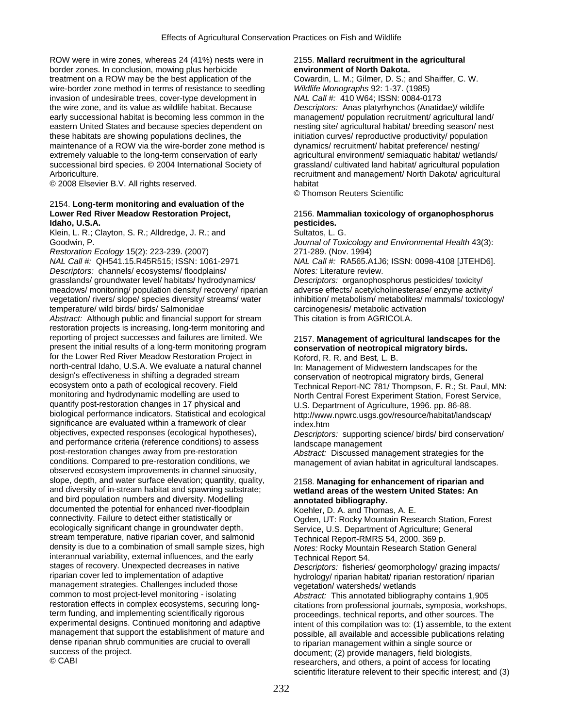ROW were in wire zones, whereas 24 (41%) nests were in border zones. In conclusion, mowing plus herbicide treatment on a ROW may be the best application of the wire-border zone method in terms of resistance to seedling invasion of undesirable trees, cover-type development in the wire zone, and its value as wildlife habitat. Because early successional habitat is becoming less common in the eastern United States and because species dependent on these habitats are showing populations declines, the maintenance of a ROW via the wire-border zone method is extremely valuable to the long-term conservation of early successional bird species. © 2004 International Society of Arboriculture.
© 2008 Elsevier B.V. All rights reserved.

2154. **Long-term monitoring and evaluation of the Lower Red River Meadow Restoration Project, Idaho, U.S.A.**
Klein, L. R.; Clayton, S. R.; Alldredge, J. R.; and Goodwin, P.
*Restoration Ecology* 15(2): 223-239. (2007)
*NAL Call #:* QH541.15.R45R515; ISSN: 1061-2971
*Descriptors:* channels/ ecosystems/ floodplains/ grasslands/ groundwater level/ habitats/ hydrodynamics/ meadows/ monitoring/ population density/ recovery/ riparian vegetation/ rivers/ slope/ species diversity/ streams/ water temperature/ wild birds/ birds/ Salmonidae
*Abstract:* Although public and financial support for stream restoration projects is increasing, long-term monitoring and reporting of project successes and failures are limited. We present the initial results of a long-term monitoring program for the Lower Red River Meadow Restoration Project in north-central Idaho, U.S.A. We evaluate a natural channel design's effectiveness in shifting a degraded stream ecosystem onto a path of ecological recovery. Field monitoring and hydrodynamic modelling are used to quantify post-restoration changes in 17 physical and biological performance indicators. Statistical and ecological significance are evaluated within a framework of clear objectives, expected responses (ecological hypotheses), and performance criteria (reference conditions) to assess post-restoration changes away from pre-restoration conditions. Compared to pre-restoration conditions, we observed ecosystem improvements in channel sinuosity, slope, depth, and water surface elevation; quantity, quality, and diversity of in-stream habitat and spawning substrate; and bird population numbers and diversity. Modelling documented the potential for enhanced river-floodplain connectivity. Failure to detect either statistically or ecologically significant change in groundwater depth, stream temperature, native riparian cover, and salmonid density is due to a combination of small sample sizes, high interannual variability, external influences, and the early stages of recovery. Unexpected decreases in native riparian cover led to implementation of adaptive management strategies. Challenges included those common to most project-level monitoring - isolating restoration effects in complex ecosystems, securing long-term funding, and implementing scientifically rigorous experimental designs. Continued monitoring and adaptive management that support the establishment of mature and dense riparian shrub communities are crucial to overall success of the project.
© CABI

2155. **Mallard recruitment in the agricultural environment of North Dakota.**
Cowardin, L. M.; Gilmer, D. S.; and Shaiffer, C. W.
*Wildlife Monographs* 92: 1-37. (1985)
*NAL Call #:* 410 W64; ISSN: 0084-0173
*Descriptors:* Anas platyrhynchos (Anatidae)/ wildlife management/ population recruitment/ agricultural land/ nesting site/ agricultural habitat/ breeding season/ nest initiation curves/ reproductive productivity/ population dynamics/ recruitment/ habitat preference/ nesting/ agricultural environment/ semiaquatic habitat/ wetlands/ grassland/ cultivated land habitat/ agricultural population recruitment and management/ North Dakota/ agricultural habitat
© Thomson Reuters Scientific

2156. **Mammalian toxicology of organophosphorus pesticides.**
Sultatos, L. G.
*Journal of Toxicology and Environmental Health* 43(3): 271-289. (Nov. 1994)
*NAL Call #:* RA565.A1J6; ISSN: 0098-4108 [JTEHD6].
*Notes:* Literature review.
*Descriptors:* organophosphorus pesticides/ toxicity/ adverse effects/ acetylcholinesterase/ enzyme activity/ inhibition/ metabolism/ metabolites/ mammals/ toxicology/ carcinogenesis/ metabolic activation
This citation is from AGRICOLA.

2157. **Management of agricultural landscapes for the conservation of neotropical migratory birds.**
Koford, R. R. and Best, L. B.
In: Management of Midwestern landscapes for the conservation of neotropical migratory birds, General Technical Report-NC 781/ Thompson, F. R.; St. Paul, MN: North Central Forest Experiment Station, Forest Service, U.S. Department of Agriculture, 1996. pp. 86-88.
http://www.npwrc.usgs.gov/resource/habitat/landscap/index.htm
*Descriptors:* supporting science/ birds/ bird conservation/ landscape management
*Abstract:* Discussed management strategies for the management of avian habitat in agricultural landscapes.

2158. **Managing for enhancement of riparian and wetland areas of the western United States: An annotated bibliography.**
Koehler, D. A. and Thomas, A. E.
Ogden, UT: Rocky Mountain Research Station, Forest Service, U.S. Department of Agriculture; General Technical Report-RMRS 54, 2000. 369 p.
*Notes:* Rocky Mountain Research Station General Technical Report 54.
*Descriptors:* fisheries/ geomorphology/ grazing impacts/ hydrology/ riparian habitat/ riparian restoration/ riparian vegetation/ watersheds/ wetlands
*Abstract:* This annotated bibliography contains 1,905 citations from professional journals, symposia, workshops, proceedings, technical reports, and other sources. The intent of this compilation was to: (1) assemble, to the extent possible, all available and accessible publications relating to riparian management within a single source or document; (2) provide managers, field biologists, researchers, and others, a point of access for locating scientific literature relevent to their specific interest; and (3)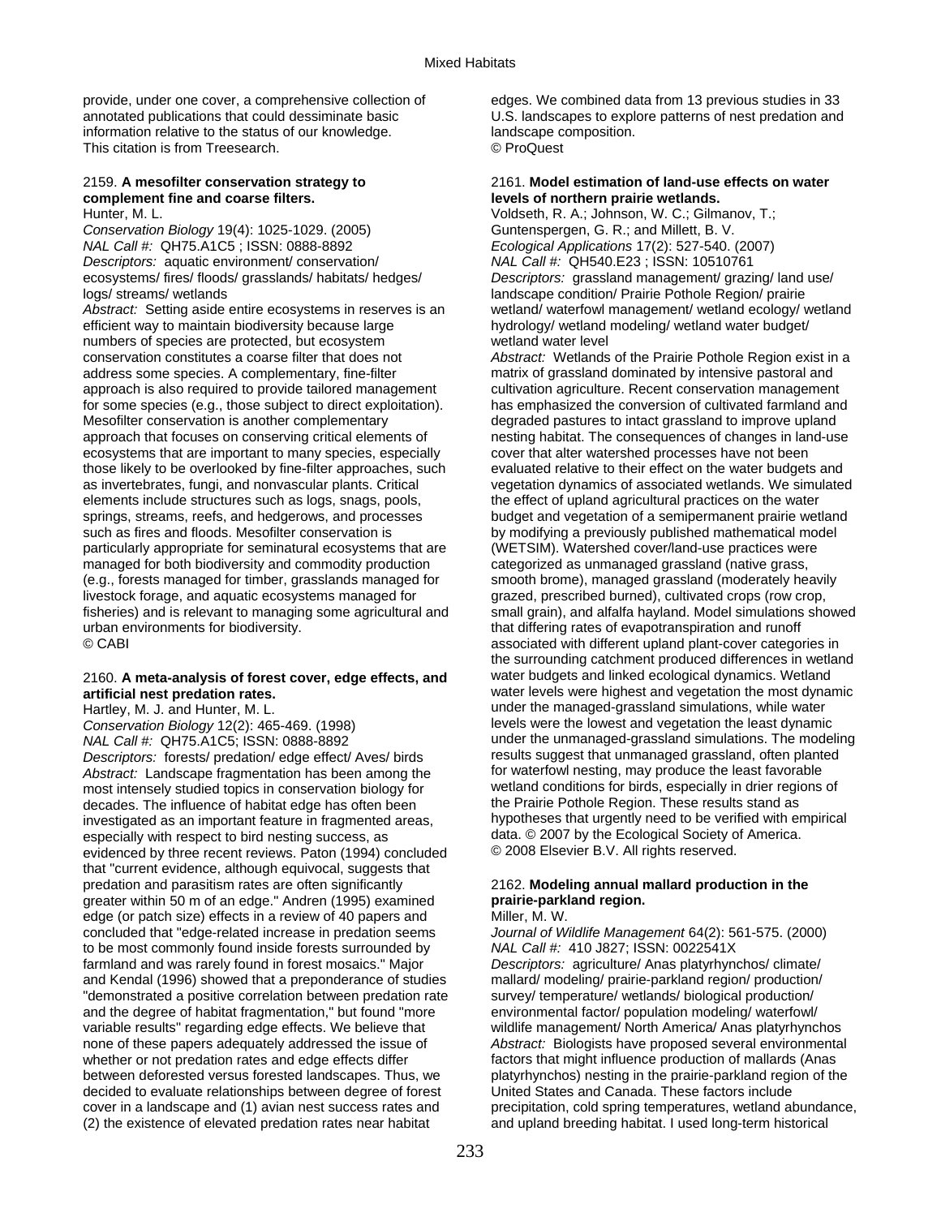provide, under one cover, a comprehensive collection of annotated publications that could dessiminate basic information relative to the status of our knowledge.
This citation is from Treesearch.

2159. **A mesofilter conservation strategy to complement fine and coarse filters.**
Hunter, M. L.
*Conservation Biology* 19(4): 1025-1029. (2005)
*NAL Call #:* QH75.A1C5 ; ISSN: 0888-8892
*Descriptors:* aquatic environment/ conservation/ ecosystems/ fires/ floods/ grasslands/ habitats/ hedges/ logs/ streams/ wetlands
*Abstract:* Setting aside entire ecosystems in reserves is an efficient way to maintain biodiversity because large numbers of species are protected, but ecosystem conservation constitutes a coarse filter that does not address some species. A complementary, fine-filter approach is also required to provide tailored management for some species (e.g., those subject to direct exploitation). Mesofilter conservation is another complementary approach that focuses on conserving critical elements of ecosystems that are important to many species, especially those likely to be overlooked by fine-filter approaches, such as invertebrates, fungi, and nonvascular plants. Critical elements include structures such as logs, snags, pools, springs, streams, reefs, and hedgerows, and processes such as fires and floods. Mesofilter conservation is particularly appropriate for seminatural ecosystems that are managed for both biodiversity and commodity production (e.g., forests managed for timber, grasslands managed for livestock forage, and aquatic ecosystems managed for fisheries) and is relevant to managing some agricultural and urban environments for biodiversity.
© CABI

2160. **A meta-analysis of forest cover, edge effects, and artificial nest predation rates.**
Hartley, M. J. and Hunter, M. L.
*Conservation Biology* 12(2): 465-469. (1998)
*NAL Call #:* QH75.A1C5; ISSN: 0888-8892
*Descriptors:* forests/ predation/ edge effect/ Aves/ birds
*Abstract:* Landscape fragmentation has been among the most intensely studied topics in conservation biology for decades. The influence of habitat edge has often been investigated as an important feature in fragmented areas, especially with respect to bird nesting success, as evidenced by three recent reviews. Paton (1994) concluded that "current evidence, although equivocal, suggests that predation and parasitism rates are often significantly greater within 50 m of an edge." Andren (1995) examined edge (or patch size) effects in a review of 40 papers and concluded that "edge-related increase in predation seems to be most commonly found inside forests surrounded by farmland and was rarely found in forest mosaics." Major and Kendal (1996) showed that a preponderance of studies "demonstrated a positive correlation between predation rate and the degree of habitat fragmentation," but found "more variable results" regarding edge effects. We believe that none of these papers adequately addressed the issue of whether or not predation rates and edge effects differ between deforested versus forested landscapes. Thus, we decided to evaluate relationships between degree of forest cover in a landscape and (1) avian nest success rates and (2) the existence of elevated predation rates near habitat edges. We combined data from 13 previous studies in 33 U.S. landscapes to explore patterns of nest predation and landscape composition.
© ProQuest

2161. **Model estimation of land-use effects on water levels of northern prairie wetlands.**
Voldseth, R. A.; Johnson, W. C.; Gilmanov, T.; Guntenspergen, G. R.; and Millett, B. V.
*Ecological Applications* 17(2): 527-540. (2007)
*NAL Call #:* QH540.E23 ; ISSN: 10510761
*Descriptors:* grassland management/ grazing/ land use/ landscape condition/ Prairie Pothole Region/ prairie wetland/ waterfowl management/ wetland ecology/ wetland hydrology/ wetland modeling/ wetland water budget/ wetland water level
*Abstract:* Wetlands of the Prairie Pothole Region exist in a matrix of grassland dominated by intensive pastoral and cultivation agriculture. Recent conservation management has emphasized the conversion of cultivated farmland and degraded pastures to intact grassland to improve upland nesting habitat. The consequences of changes in land-use cover that alter watershed processes have not been evaluated relative to their effect on the water budgets and vegetation dynamics of associated wetlands. We simulated the effect of upland agricultural practices on the water budget and vegetation of a semipermanent prairie wetland by modifying a previously published mathematical model (WETSIM). Watershed cover/land-use practices were categorized as unmanaged grassland (native grass, smooth brome), managed grassland (moderately heavily grazed, prescribed burned), cultivated crops (row crop, small grain), and alfalfa hayland. Model simulations showed that differing rates of evapotranspiration and runoff associated with different upland plant-cover categories in the surrounding catchment produced differences in wetland water budgets and linked ecological dynamics. Wetland water levels were highest and vegetation the most dynamic under the managed-grassland simulations, while water levels were the lowest and vegetation the least dynamic under the unmanaged-grassland simulations. The modeling results suggest that unmanaged grassland, often planted for waterfowl nesting, may produce the least favorable wetland conditions for birds, especially in drier regions of the Prairie Pothole Region. These results stand as hypotheses that urgently need to be verified with empirical data. © 2007 by the Ecological Society of America.
© 2008 Elsevier B.V. All rights reserved.

2162. **Modeling annual mallard production in the prairie-parkland region.**
Miller, M. W.
*Journal of Wildlife Management* 64(2): 561-575. (2000)
*NAL Call #:* 410 J827; ISSN: 0022541X
*Descriptors:* agriculture/ Anas platyrhynchos/ climate/ mallard/ modeling/ prairie-parkland region/ production/ survey/ temperature/ wetlands/ biological production/ environmental factor/ population modeling/ waterfowl/ wildlife management/ North America/ Anas platyrhynchos
*Abstract:* Biologists have proposed several environmental factors that might influence production of mallards (Anas platyrhynchos) nesting in the prairie-parkland region of the United States and Canada. These factors include precipitation, cold spring temperatures, wetland abundance, and upland breeding habitat. I used long-term historical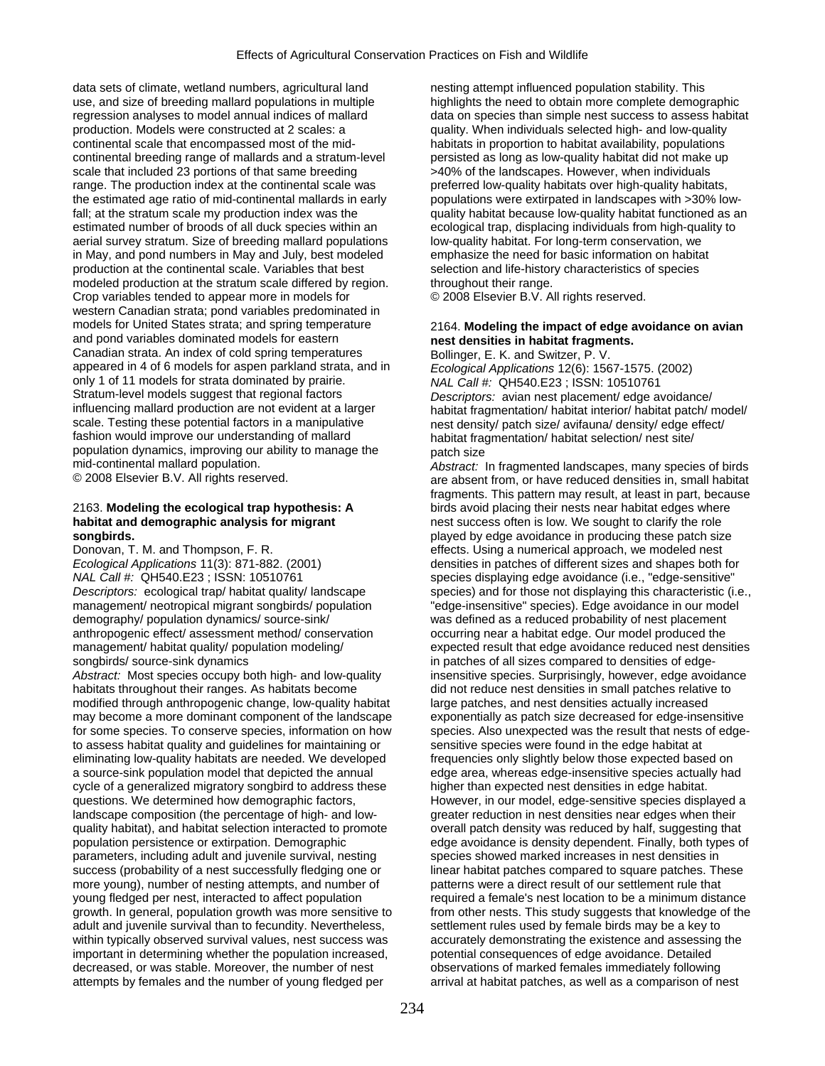data sets of climate, wetland numbers, agricultural land use, and size of breeding mallard populations in multiple regression analyses to model annual indices of mallard production. Models were constructed at 2 scales: a continental scale that encompassed most of the mid-continental breeding range of mallards and a stratum-level scale that included 23 portions of that same breeding range. The production index at the continental scale was the estimated age ratio of mid-continental mallards in early fall; at the stratum scale my production index was the estimated number of broods of all duck species within an aerial survey stratum. Size of breeding mallard populations in May, and pond numbers in May and July, best modeled production at the continental scale. Variables that best modeled production at the stratum scale differed by region. Crop variables tended to appear more in models for western Canadian strata; pond variables predominated in models for United States strata; and spring temperature and pond variables dominated models for eastern Canadian strata. An index of cold spring temperatures appeared in 4 of 6 models for aspen parkland strata, and in only 1 of 11 models for strata dominated by prairie. Stratum-level models suggest that regional factors influencing mallard production are not evident at a larger scale. Testing these potential factors in a manipulative fashion would improve our understanding of mallard population dynamics, improving our ability to manage the mid-continental mallard population.
© 2008 Elsevier B.V. All rights reserved.

2163. **Modeling the ecological trap hypothesis: A habitat and demographic analysis for migrant songbirds.**
Donovan, T. M. and Thompson, F. R.
*Ecological Applications* 11(3): 871-882. (2001)
*NAL Call #:* QH540.E23 ; ISSN: 10510761
*Descriptors:* ecological trap/ habitat quality/ landscape management/ neotropical migrant songbirds/ population demography/ population dynamics/ source-sink/ anthropogenic effect/ assessment method/ conservation management/ habitat quality/ population modeling/ songbirds/ source-sink dynamics
*Abstract:* Most species occupy both high- and low-quality habitats throughout their ranges. As habitats become modified through anthropogenic change, low-quality habitat may become a more dominant component of the landscape for some species. To conserve species, information on how to assess habitat quality and guidelines for maintaining or eliminating low-quality habitats are needed. We developed a source-sink population model that depicted the annual cycle of a generalized migratory songbird to address these questions. We determined how demographic factors, landscape composition (the percentage of high- and low-quality habitat), and habitat selection interacted to promote population persistence or extirpation. Demographic parameters, including adult and juvenile survival, nesting success (probability of a nest successfully fledging one or more young), number of nesting attempts, and number of young fledged per nest, interacted to affect population growth. In general, population growth was more sensitive to adult and juvenile survival than to fecundity. Nevertheless, within typically observed survival values, nest success was important in determining whether the population increased, decreased, or was stable. Moreover, the number of nest attempts by females and the number of young fledged per nesting attempt influenced population stability. This highlights the need to obtain more complete demographic data on species than simple nest success to assess habitat quality. When individuals selected high- and low-quality habitats in proportion to habitat availability, populations persisted as long as low-quality habitat did not make up >40% of the landscapes. However, when individuals preferred low-quality habitats over high-quality habitats, populations were extirpated in landscapes with >30% low-quality habitat because low-quality habitat functioned as an ecological trap, displacing individuals from high-quality to low-quality habitat. For long-term conservation, we emphasize the need for basic information on habitat selection and life-history characteristics of species throughout their range.
© 2008 Elsevier B.V. All rights reserved.

2164. **Modeling the impact of edge avoidance on avian nest densities in habitat fragments.**
Bollinger, E. K. and Switzer, P. V.
*Ecological Applications* 12(6): 1567-1575. (2002)
*NAL Call #:* QH540.E23 ; ISSN: 10510761
*Descriptors:* avian nest placement/ edge avoidance/ habitat fragmentation/ habitat interior/ habitat patch/ model/ nest density/ patch size/ avifauna/ density/ edge effect/ habitat fragmentation/ habitat selection/ nest site/ patch size
*Abstract:* In fragmented landscapes, many species of birds are absent from, or have reduced densities in, small habitat fragments. This pattern may result, at least in part, because birds avoid placing their nests near habitat edges where nest success often is low. We sought to clarify the role played by edge avoidance in producing these patch size effects. Using a numerical approach, we modeled nest densities in patches of different sizes and shapes both for species displaying edge avoidance (i.e., "edge-sensitive" species) and for those not displaying this characteristic (i.e., "edge-insensitive" species). Edge avoidance in our model was defined as a reduced probability of nest placement occurring near a habitat edge. Our model produced the expected result that edge avoidance reduced nest densities in patches of all sizes compared to densities of edge-insensitive species. Surprisingly, however, edge avoidance did not reduce nest densities in small patches relative to large patches, and nest densities actually increased exponentially as patch size decreased for edge-insensitive species. Also unexpected was the result that nests of edge-sensitive species were found in the edge habitat at frequencies only slightly below those expected based on edge area, whereas edge-insensitive species actually had higher than expected nest densities in edge habitat. However, in our model, edge-sensitive species displayed a greater reduction in nest densities near edges when their overall patch density was reduced by half, suggesting that edge avoidance is density dependent. Finally, both types of species showed marked increases in nest densities in linear habitat patches compared to square patches. These patterns were a direct result of our settlement rule that required a female's nest location to be a minimum distance from other nests. This study suggests that knowledge of the settlement rules used by female birds may be a key to accurately demonstrating the existence and assessing the potential consequences of edge avoidance. Detailed observations of marked females immediately following arrival at habitat patches, as well as a comparison of nest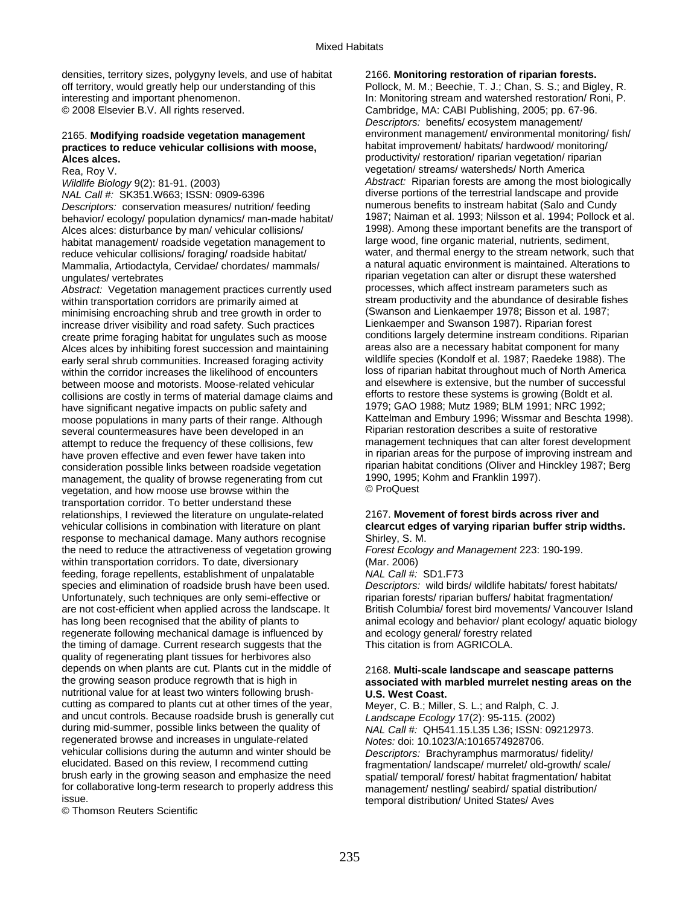densities, territory sizes, polygyny levels, and use of habitat off territory, would greatly help our understanding of this interesting and important phenomenon.
© 2008 Elsevier B.V. All rights reserved.

2165. **Modifying roadside vegetation management practices to reduce vehicular collisions with moose, Alces alces.**
Rea, Roy V.
*Wildlife Biology* 9(2): 81-91. (2003)
*NAL Call #:* SK351.W663; ISSN: 0909-6396
*Descriptors:* conservation measures/ nutrition/ feeding behavior/ ecology/ population dynamics/ man-made habitat/ Alces alces: disturbance by man/ vehicular collisions/ habitat management/ roadside vegetation management to reduce vehicular collisions/ foraging/ roadside habitat/ Mammalia, Artiodactyla, Cervidae/ chordates/ mammals/ ungulates/ vertebrates
*Abstract:* Vegetation management practices currently used within transportation corridors are primarily aimed at minimising encroaching shrub and tree growth in order to increase driver visibility and road safety. Such practices create prime foraging habitat for ungulates such as moose Alces alces by inhibiting forest succession and maintaining early seral shrub communities. Increased foraging activity within the corridor increases the likelihood of encounters between moose and motorists. Moose-related vehicular collisions are costly in terms of material damage claims and have significant negative impacts on public safety and moose populations in many parts of their range. Although several countermeasures have been developed in an attempt to reduce the frequency of these collisions, few have proven effective and even fewer have taken into consideration possible links between roadside vegetation management, the quality of browse regenerating from cut vegetation, and how moose use browse within the transportation corridor. To better understand these relationships, I reviewed the literature on ungulate-related vehicular collisions in combination with literature on plant response to mechanical damage. Many authors recognise the need to reduce the attractiveness of vegetation growing within transportation corridors. To date, diversionary feeding, forage repellents, establishment of unpalatable species and elimination of roadside brush have been used. Unfortunately, such techniques are only semi-effective or are not cost-efficient when applied across the landscape. It has long been recognised that the ability of plants to regenerate following mechanical damage is influenced by the timing of damage. Current research suggests that the quality of regenerating plant tissues for herbivores also depends on when plants are cut. Plants cut in the middle of the growing season produce regrowth that is high in nutritional value for at least two winters following brush-cutting as compared to plants cut at other times of the year, and uncut controls. Because roadside brush is generally cut during mid-summer, possible links between the quality of regenerated browse and increases in ungulate-related vehicular collisions during the autumn and winter should be elucidated. Based on this review, I recommend cutting brush early in the growing season and emphasize the need for collaborative long-term research to properly address this issue.
© Thomson Reuters Scientific

2166. **Monitoring restoration of riparian forests.**
Pollock, M. M.; Beechie, T. J.; Chan, S. S.; and Bigley, R.
In: Monitoring stream and watershed restoration/ Roni, P. Cambridge, MA: CABI Publishing, 2005; pp. 67-96.
*Descriptors:* benefits/ ecosystem management/ environment management/ environmental monitoring/ fish/ habitat improvement/ habitats/ hardwood/ monitoring/ productivity/ restoration/ riparian vegetation/ riparian vegetation/ streams/ watersheds/ North America
*Abstract:* Riparian forests are among the most biologically diverse portions of the terrestrial landscape and provide numerous benefits to instream habitat (Salo and Cundy 1987; Naiman et al. 1993; Nilsson et al. 1994; Pollock et al. 1998). Among these important benefits are the transport of large wood, fine organic material, nutrients, sediment, water, and thermal energy to the stream network, such that a natural aquatic environment is maintained. Alterations to riparian vegetation can alter or disrupt these watershed processes, which affect instream parameters such as stream productivity and the abundance of desirable fishes (Swanson and Lienkaemper 1978; Bisson et al. 1987; Lienkaemper and Swanson 1987). Riparian forest conditions largely determine instream conditions. Riparian areas also are a necessary habitat component for many wildlife species (Kondolf et al. 1987; Raedeke 1988). The loss of riparian habitat throughout much of North America and elsewhere is extensive, but the number of successful efforts to restore these systems is growing (Boldt et al. 1979; GAO 1988; Mutz 1989; BLM 1991; NRC 1992; Kattelman and Embury 1996; Wissmar and Beschta 1998). Riparian restoration describes a suite of restorative management techniques that can alter forest development in riparian areas for the purpose of improving instream and riparian habitat conditions (Oliver and Hinckley 1987; Berg 1990, 1995; Kohm and Franklin 1997).
© ProQuest

2167. **Movement of forest birds across river and clearcut edges of varying riparian buffer strip widths.**
Shirley, S. M.
*Forest Ecology and Management* 223: 190-199. (Mar. 2006)
*NAL Call #:* SD1.F73
*Descriptors:* wild birds/ wildlife habitats/ forest habitats/ riparian forests/ riparian buffers/ habitat fragmentation/ British Columbia/ forest bird movements/ Vancouver Island animal ecology and behavior/ plant ecology/ aquatic biology and ecology general/ forestry related
This citation is from AGRICOLA.

2168. **Multi-scale landscape and seascape patterns associated with marbled murrelet nesting areas on the U.S. West Coast.**
Meyer, C. B.; Miller, S. L.; and Ralph, C. J.
*Landscape Ecology* 17(2): 95-115. (2002)
*NAL Call #:* QH541.15.L35 L36; ISSN: 09212973.
*Notes:* doi: 10.1023/A:1016574928706.
*Descriptors:* Brachyramphus marmoratus/ fidelity/ fragmentation/ landscape/ murrelet/ old-growth/ scale/ spatial/ temporal/ forest/ habitat fragmentation/ habitat management/ nestling/ seabird/ spatial distribution/ temporal distribution/ United States/ Aves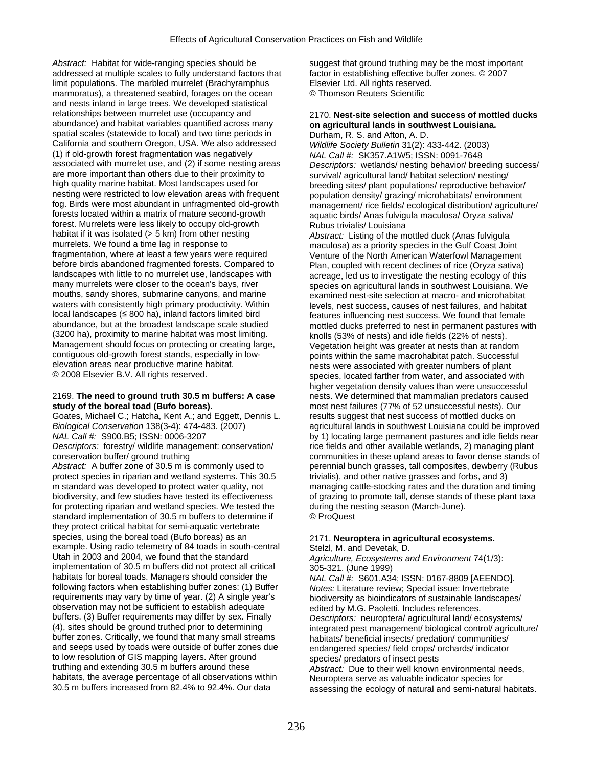*Abstract:* Habitat for wide-ranging species should be addressed at multiple scales to fully understand factors that limit populations. The marbled murrelet (Brachyramphus marmoratus), a threatened seabird, forages on the ocean and nests inland in large trees. We developed statistical relationships between murrelet use (occupancy and abundance) and habitat variables quantified across many spatial scales (statewide to local) and two time periods in California and southern Oregon, USA. We also addressed (1) if old-growth forest fragmentation was negatively associated with murrelet use, and (2) if some nesting areas are more important than others due to their proximity to high quality marine habitat. Most landscapes used for nesting were restricted to low elevation areas with frequent fog. Birds were most abundant in unfragmented old-growth forests located within a matrix of mature second-growth forest. Murrelets were less likely to occupy old-growth habitat if it was isolated (> 5 km) from other nesting murrelets. We found a time lag in response to fragmentation, where at least a few years were required before birds abandoned fragmented forests. Compared to landscapes with little to no murrelet use, landscapes with many murrelets were closer to the ocean's bays, river mouths, sandy shores, submarine canyons, and marine waters with consistently high primary productivity. Within local landscapes (≤ 800 ha), inland factors limited bird abundance, but at the broadest landscape scale studied (3200 ha), proximity to marine habitat was most limiting. Management should focus on protecting or creating large, contiguous old-growth forest stands, especially in low-elevation areas near productive marine habitat.
© 2008 Elsevier B.V. All rights reserved.

2169. **The need to ground truth 30.5 m buffers: A case study of the boreal toad (Bufo boreas).**
Goates, Michael C.; Hatcha, Kent A.; and Eggett, Dennis L.
*Biological Conservation* 138(3-4): 474-483. (2007)
*NAL Call #:* S900.B5; ISSN: 0006-3207
*Descriptors:* forestry/ wildlife management: conservation/ conservation buffer/ ground truthing
*Abstract:* A buffer zone of 30.5 m is commonly used to protect species in riparian and wetland systems. This 30.5 m standard was developed to protect water quality, not biodiversity, and few studies have tested its effectiveness for protecting riparian and wetland species. We tested the standard implementation of 30.5 m buffers to determine if they protect critical habitat for semi-aquatic vertebrate species, using the boreal toad (Bufo boreas) as an example. Using radio telemetry of 84 toads in south-central Utah in 2003 and 2004, we found that the standard implementation of 30.5 m buffers did not protect all critical habitats for boreal toads. Managers should consider the following factors when establishing buffer zones: (1) Buffer requirements may vary by time of year. (2) A single year's observation may not be sufficient to establish adequate buffers. (3) Buffer requirements may differ by sex. Finally (4), sites should be ground truthed prior to determining buffer zones. Critically, we found that many small streams and seeps used by toads were outside of buffer zones due to low resolution of GIS mapping layers. After ground truthing and extending 30.5 m buffers around these habitats, the average percentage of all observations within 30.5 m buffers increased from 82.4% to 92.4%. Our data suggest that ground truthing may be the most important factor in establishing effective buffer zones. © 2007 Elsevier Ltd. All rights reserved.
© Thomson Reuters Scientific

2170. **Nest-site selection and success of mottled ducks on agricultural lands in southwest Louisiana.**
Durham, R. S. and Afton, A. D.
*Wildlife Society Bulletin* 31(2): 433-442. (2003)
*NAL Call #:* SK357.A1W5; ISSN: 0091-7648
*Descriptors:* wetlands/ nesting behavior/ breeding success/ survival/ agricultural land/ habitat selection/ nesting/ breeding sites/ plant populations/ reproductive behavior/ population density/ grazing/ microhabitats/ environment management/ rice fields/ ecological distribution/ agriculture/ aquatic birds/ Anas fulvigula maculosa/ Oryza sativa/ Rubus trivialis/ Louisiana
*Abstract:* Listing of the mottled duck (Anas fulvigula maculosa) as a priority species in the Gulf Coast Joint Venture of the North American Waterfowl Management Plan, coupled with recent declines of rice (Oryza sativa) acreage, led us to investigate the nesting ecology of this species on agricultural lands in southwest Louisiana. We examined nest-site selection at macro- and microhabitat levels, nest success, causes of nest failures, and habitat features influencing nest success. We found that female mottled ducks preferred to nest in permanent pastures with knolls (53% of nests) and idle fields (22% of nests). Vegetation height was greater at nests than at random points within the same macrohabitat patch. Successful nests were associated with greater numbers of plant species, located farther from water, and associated with higher vegetation density values than were unsuccessful nests. We determined that mammalian predators caused most nest failures (77% of 52 unsuccessful nests). Our results suggest that nest success of mottled ducks on agricultural lands in southwest Louisiana could be improved by 1) locating large permanent pastures and idle fields near rice fields and other available wetlands, 2) managing plant communities in these upland areas to favor dense stands of perennial bunch grasses, tall composites, dewberry (Rubus trivialis), and other native grasses and forbs, and 3) managing cattle-stocking rates and the duration and timing of grazing to promote tall, dense stands of these plant taxa during the nesting season (March-June).
© ProQuest

2171. **Neuroptera in agricultural ecosystems.**
Stelzl, M. and Devetak, D.
*Agriculture, Ecosystems and Environment* 74(1/3): 305-321. (June 1999)
*NAL Call #:* S601.A34; ISSN: 0167-8809 [AEENDO].
*Notes:* Literature review; Special issue: Invertebrate biodiversity as bioindicators of sustainable landscapes/ edited by M.G. Paoletti. Includes references.
*Descriptors:* neuroptera/ agricultural land/ ecosystems/ integrated pest management/ biological control/ agriculture/ habitats/ beneficial insects/ predation/ communities/ endangered species/ field crops/ orchards/ indicator species/ predators of insect pests
*Abstract:* Due to their well known environmental needs, Neuroptera serve as valuable indicator species for assessing the ecology of natural and semi-natural habitats.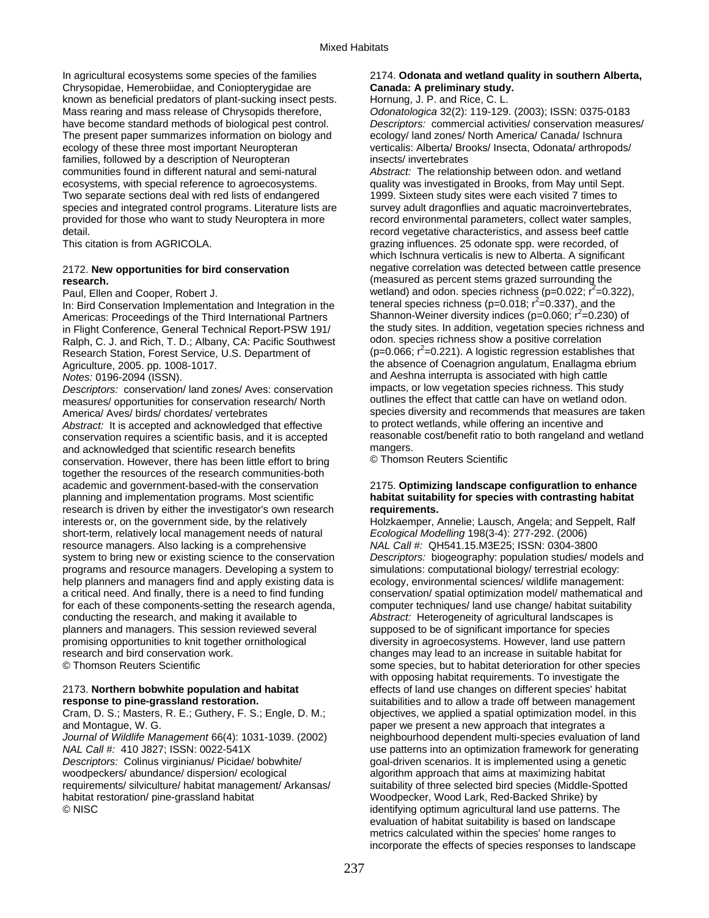In agricultural ecosystems some species of the families Chrysopidae, Hemerobiidae, and Coniopterygidae are known as beneficial predators of plant-sucking insect pests. Mass rearing and mass release of Chrysopids therefore, have become standard methods of biological pest control. The present paper summarizes information on biology and ecology of these three most important Neuropteran families, followed by a description of Neuropteran communities found in different natural and semi-natural ecosystems, with special reference to agroecosystems. Two separate sections deal with red lists of endangered species and integrated control programs. Literature lists are provided for those who want to study Neuroptera in more detail.
This citation is from AGRICOLA.

2172. **New opportunities for bird conservation research.**
Paul, Ellen and Cooper, Robert J.
In: Bird Conservation Implementation and Integration in the Americas: Proceedings of the Third International Partners in Flight Conference, General Technical Report-PSW 191/ Ralph, C. J. and Rich, T. D.; Albany, CA: Pacific Southwest Research Station, Forest Service, U.S. Department of Agriculture, 2005. pp. 1008-1017.
*Notes:* 0196-2094 (ISSN).
*Descriptors:* conservation/ land zones/ Aves: conservation measures/ opportunities for conservation research/ North America/ Aves/ birds/ chordates/ vertebrates
*Abstract:* It is accepted and acknowledged that effective conservation requires a scientific basis, and it is accepted and acknowledged that scientific research benefits conservation. However, there has been little effort to bring together the resources of the research communities-both academic and government-based-with the conservation planning and implementation programs. Most scientific research is driven by either the investigator's own research interests or, on the government side, by the relatively short-term, relatively local management needs of natural resource managers. Also lacking is a comprehensive system to bring new or existing science to the conservation programs and resource managers. Developing a system to help planners and managers find and apply existing data is a critical need. And finally, there is a need to find funding for each of these components-setting the research agenda, conducting the research, and making it available to planners and managers. This session reviewed several promising opportunities to knit together ornithological research and bird conservation work.
© Thomson Reuters Scientific

2173. **Northern bobwhite population and habitat response to pine-grassland restoration.**
Cram, D. S.; Masters, R. E.; Guthery, F. S.; Engle, D. M.; and Montague, W. G.
*Journal of Wildlife Management* 66(4): 1031-1039. (2002)
*NAL Call #:* 410 J827; ISSN: 0022-541X
*Descriptors:* Colinus virginianus/ Picidae/ bobwhite/ woodpeckers/ abundance/ dispersion/ ecological requirements/ silviculture/ habitat management/ Arkansas/ habitat restoration/ pine-grassland habitat
© NISC

2174. **Odonata and wetland quality in southern Alberta, Canada: A preliminary study.**
Hornung, J. P. and Rice, C. L.
*Odonatologica* 32(2): 119-129. (2003); ISSN: 0375-0183
*Descriptors:* commercial activities/ conservation measures/ ecology/ land zones/ North America/ Canada/ Ischnura verticalis: Alberta/ Brooks/ Insecta, Odonata/ arthropods/ insects/ invertebrates
*Abstract:* The relationship between odon. and wetland quality was investigated in Brooks, from May until Sept. 1999. Sixteen study sites were each visited 7 times to survey adult dragonflies and aquatic macroinvertebrates, record environmental parameters, collect water samples, record vegetative characteristics, and assess beef cattle grazing influences. 25 odonate spp. were recorded, of which Ischnura verticalis is new to Alberta. A significant negative correlation was detected between cattle presence (measured as percent stems grazed surrounding the wetland) and odon. species richness ($p=0.022$; $r^2=0.322$), teneral species richness ($p=0.018$; $r^2=0.337$), and the Shannon-Weiner diversity indices ($p=0.060$; $r^2=0.230$) of the study sites. In addition, vegetation species richness and odon. species richness show a positive correlation ($p=0.066$; $r^2=0.221$). A logistic regression establishes that the absence of Coenagrion angulatum, Enallagma ebrium and Aeshna interrupta is associated with high cattle impacts, or low vegetation species richness. This study outlines the effect that cattle can have on wetland odon. species diversity and recommends that measures are taken to protect wetlands, while offering an incentive and reasonable cost/benefit ratio to both rangeland and wetland mangers.
© Thomson Reuters Scientific

2175. **Optimizing landscape configuratlion to enhance habitat suitability for species with contrasting habitat requirements.**
Holzkaemper, Annelie; Lausch, Angela; and Seppelt, Ralf
*Ecological Modelling* 198(3-4): 277-292. (2006)
*NAL Call #:* QH541.15.M3E25; ISSN: 0304-3800
*Descriptors:* biogeography: population studies/ models and simulations: computational biology/ terrestrial ecology: ecology, environmental sciences/ wildlife management: conservation/ spatial optimization model/ mathematical and computer techniques/ land use change/ habitat suitability
*Abstract:* Heterogeneity of agricultural landscapes is supposed to be of significant importance for species diversity in agroecosystems. However, land use pattern changes may lead to an increase in suitable habitat for some species, but to habitat deterioration for other species with opposing habitat requirements. To investigate the effects of land use changes on different species' habitat suitabilities and to allow a trade off between management objectives, we applied a spatial optimization model. in this paper we present a new approach that integrates a neighbourhood dependent multi-species evaluation of land use patterns into an optimization framework for generating goal-driven scenarios. It is implemented using a genetic algorithm approach that aims at maximizing habitat suitability of three selected bird species (Middle-Spotted Woodpecker, Wood Lark, Red-Backed Shrike) by identifying optimum agricultural land use patterns. The evaluation of habitat suitability is based on landscape metrics calculated within the species' home ranges to incorporate the effects of species responses to landscape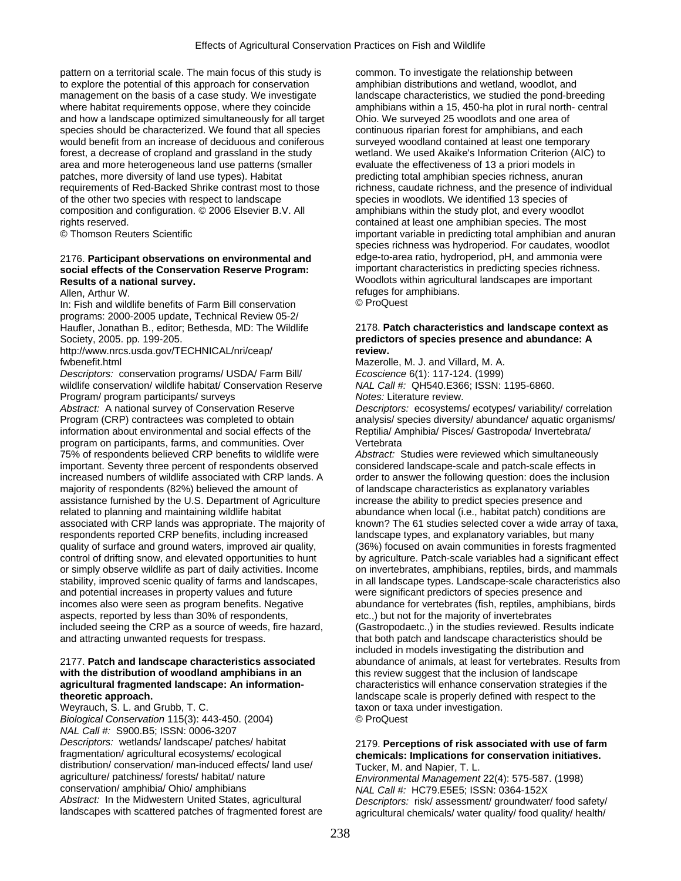pattern on a territorial scale. The main focus of this study is to explore the potential of this approach for conservation management on the basis of a case study. We investigate where habitat requirements oppose, where they coincide and how a landscape optimized simultaneously for all target species should be characterized. We found that all species would benefit from an increase of deciduous and coniferous forest, a decrease of cropland and grassland in the study area and more heterogeneous land use patterns (smaller patches, more diversity of land use types). Habitat requirements of Red-Backed Shrike contrast most to those of the other two species with respect to landscape composition and configuration. © 2006 Elsevier B.V. All rights reserved.
© Thomson Reuters Scientific

2176. **Participant observations on environmental and social effects of the Conservation Reserve Program: Results of a national survey.**
Allen, Arthur W.
In: Fish and wildlife benefits of Farm Bill conservation programs: 2000-2005 update, Technical Review 05-2/ Haufler, Jonathan B., editor; Bethesda, MD: The Wildlife Society, 2005. pp. 199-205.
http://www.nrcs.usda.gov/TECHNICAL/nri/ceap/fwbenefit.html
*Descriptors:* conservation programs/ USDA/ Farm Bill/ wildlife conservation/ wildlife habitat/ Conservation Reserve Program/ program participants/ surveys
*Abstract:* A national survey of Conservation Reserve Program (CRP) contractees was completed to obtain information about environmental and social effects of the program on participants, farms, and communities. Over 75% of respondents believed CRP benefits to wildlife were important. Seventy three percent of respondents observed increased numbers of wildlife associated with CRP lands. A majority of respondents (82%) believed the amount of assistance furnished by the U.S. Department of Agriculture related to planning and maintaining wildlife habitat associated with CRP lands was appropriate. The majority of respondents reported CRP benefits, including increased quality of surface and ground waters, improved air quality, control of drifting snow, and elevated opportunities to hunt or simply observe wildlife as part of daily activities. Income stability, improved scenic quality of farms and landscapes, and potential increases in property values and future incomes also were seen as program benefits. Negative aspects, reported by less than 30% of respondents, included seeing the CRP as a source of weeds, fire hazard, and attracting unwanted requests for trespass.

2177. **Patch and landscape characteristics associated with the distribution of woodland amphibians in an agricultural fragmented landscape: An information-theoretic approach.**
Weyrauch, S. L. and Grubb, T. C.
*Biological Conservation* 115(3): 443-450. (2004)
*NAL Call #:* S900.B5; ISSN: 0006-3207
*Descriptors:* wetlands/ landscape/ patches/ habitat fragmentation/ agricultural ecosystems/ ecological distribution/ conservation/ man-induced effects/ land use/ agriculture/ patchiness/ forests/ habitat/ nature conservation/ amphibia/ Ohio/ amphibians
*Abstract:* In the Midwestern United States, agricultural landscapes with scattered patches of fragmented forest are common. To investigate the relationship between amphibian distributions and wetland, woodlot, and landscape characteristics, we studied the pond-breeding amphibians within a 15, 450-ha plot in rural north- central Ohio. We surveyed 25 woodlots and one area of continuous riparian forest for amphibians, and each surveyed woodland contained at least one temporary wetland. We used Akaike's Information Criterion (AIC) to evaluate the effectiveness of 13 a priori models in predicting total amphibian species richness, anuran richness, caudate richness, and the presence of individual species in woodlots. We identified 13 species of amphibians within the study plot, and every woodlot contained at least one amphibian species. The most important variable in predicting total amphibian and anuran species richness was hydroperiod. For caudates, woodlot edge-to-area ratio, hydroperiod, pH, and ammonia were important characteristics in predicting species richness. Woodlots within agricultural landscapes are important refuges for amphibians.
© ProQuest

2178. **Patch characteristics and landscape context as predictors of species presence and abundance: A review.**
Mazerolle, M. J. and Villard, M. A.
*Ecoscience* 6(1): 117-124. (1999)
*NAL Call #:* QH540.E366; ISSN: 1195-6860.
*Notes:* Literature review.
*Descriptors:* ecosystems/ ecotypes/ variability/ correlation analysis/ species diversity/ abundance/ aquatic organisms/ Reptilia/ Amphibia/ Pisces/ Gastropoda/ Invertebrata/ Vertebrata
*Abstract:* Studies were reviewed which simultaneously considered landscape-scale and patch-scale effects in order to answer the following question: does the inclusion of landscape characteristics as explanatory variables increase the ability to predict species presence and abundance when local (i.e., habitat patch) conditions are known? The 61 studies selected cover a wide array of taxa, landscape types, and explanatory variables, but many (36%) focused on avain communities in forests fragmented by agriculture. Patch-scale variables had a significant effect on invertebrates, amphibians, reptiles, birds, and mammals in all landscape types. Landscape-scale characteristics also were significant predictors of species presence and abundance for vertebrates (fish, reptiles, amphibians, birds etc.,) but not for the majority of invertebrates (Gastropodaetc.,) in the studies reviewed. Results indicate that both patch and landscape characteristics should be included in models investigating the distribution and abundance of animals, at least for vertebrates. Results from this review suggest that the inclusion of landscape characteristics will enhance conservation strategies if the landscape scale is properly defined with respect to the taxon or taxa under investigation.
© ProQuest

2179. **Perceptions of risk associated with use of farm chemicals: Implications for conservation initiatives.**
Tucker, M. and Napier, T. L.
*Environmental Management* 22(4): 575-587. (1998)
*NAL Call #:* HC79.E5E5; ISSN: 0364-152X
*Descriptors:* risk/ assessment/ groundwater/ food safety/ agricultural chemicals/ water quality/ food quality/ health/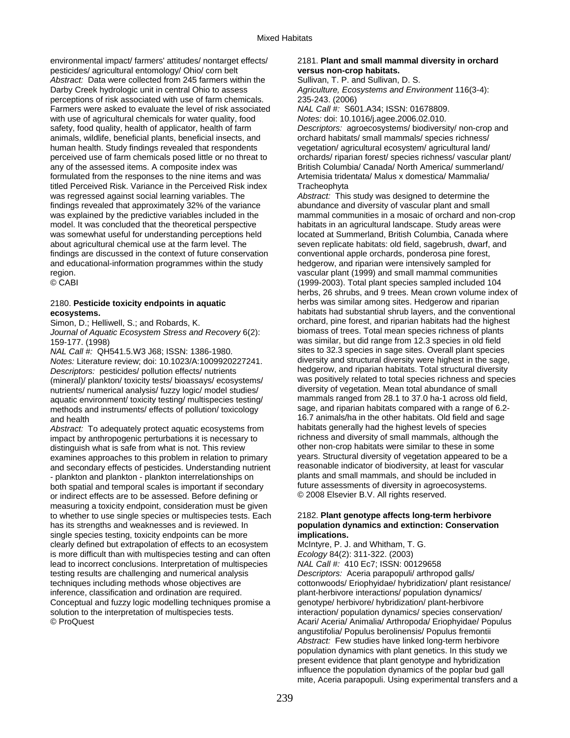environmental impact/ farmers' attitudes/ nontarget effects/ pesticides/ agricultural entomology/ Ohio/ corn belt
*Abstract:* Data were collected from 245 farmers within the Darby Creek hydrologic unit in central Ohio to assess perceptions of risk associated with use of farm chemicals. Farmers were asked to evaluate the level of risk associated with use of agricultural chemicals for water quality, food safety, food quality, health of applicator, health of farm animals, wildlife, beneficial plants, beneficial insects, and human health. Study findings revealed that respondents perceived use of farm chemicals posed little or no threat to any of the assessed items. A composite index was formulated from the responses to the nine items and was titled Perceived Risk. Variance in the Perceived Risk index was regressed against social learning variables. The findings revealed that approximately 32% of the variance was explained by the predictive variables included in the model. It was concluded that the theoretical perspective was somewhat useful for understanding perceptions held about agricultural chemical use at the farm level. The findings are discussed in the context of future conservation and educational-information programmes within the study region.
© CABI

2180. **Pesticide toxicity endpoints in aquatic ecosystems.**
Simon, D.; Helliwell, S.; and Robards, K.
*Journal of Aquatic Ecosystem Stress and Recovery* 6(2): 159-177. (1998)
*NAL Call #:* QH541.5.W3 J68; ISSN: 1386-1980.
*Notes:* Literature review; doi: 10.1023/A:1009920227241.
*Descriptors:* pesticides/ pollution effects/ nutrients (mineral)/ plankton/ toxicity tests/ bioassays/ ecosystems/ nutrients/ numerical analysis/ fuzzy logic/ model studies/ aquatic environment/ toxicity testing/ multispecies testing/ methods and instruments/ effects of pollution/ toxicology and health
*Abstract:* To adequately protect aquatic ecosystems from impact by anthropogenic perturbations it is necessary to distinguish what is safe from what is not. This review examines approaches to this problem in relation to primary and secondary effects of pesticides. Understanding nutrient - plankton and plankton - plankton interrelationships on both spatial and temporal scales is important if secondary or indirect effects are to be assessed. Before defining or measuring a toxicity endpoint, consideration must be given to whether to use single species or multispecies tests. Each has its strengths and weaknesses and is reviewed. In single species testing, toxicity endpoints can be more clearly defined but extrapolation of effects to an ecosystem is more difficult than with multispecies testing and can often lead to incorrect conclusions. Interpretation of multispecies testing results are challenging and numerical analysis techniques including methods whose objectives are inference, classification and ordination are required. Conceptual and fuzzy logic modelling techniques promise a solution to the interpretation of multispecies tests.
© ProQuest

2181. **Plant and small mammal diversity in orchard versus non-crop habitats.**
Sullivan, T. P. and Sullivan, D. S.
*Agriculture, Ecosystems and Environment* 116(3-4): 235-243. (2006)
*NAL Call #:* S601.A34; ISSN: 01678809.
*Notes:* doi: 10.1016/j.agee.2006.02.010.
*Descriptors:* agroecosystems/ biodiversity/ non-crop and orchard habitats/ small mammals/ species richness/ vegetation/ agricultural ecosystem/ agricultural land/ orchards/ riparian forest/ species richness/ vascular plant/ British Columbia/ Canada/ North America/ summerland/ Artemisia tridentata/ Malus x domestica/ Mammalia/ Tracheophyta
*Abstract:* This study was designed to determine the abundance and diversity of vascular plant and small mammal communities in a mosaic of orchard and non-crop habitats in an agricultural landscape. Study areas were located at Summerland, British Columbia, Canada where seven replicate habitats: old field, sagebrush, dwarf, and conventional apple orchards, ponderosa pine forest, hedgerow, and riparian were intensively sampled for vascular plant (1999) and small mammal communities (1999-2003). Total plant species sampled included 104 herbs, 26 shrubs, and 9 trees. Mean crown volume index of herbs was similar among sites. Hedgerow and riparian habitats had substantial shrub layers, and the conventional orchard, pine forest, and riparian habitats had the highest biomass of trees. Total mean species richness of plants was similar, but did range from 12.3 species in old field sites to 32.3 species in sage sites. Overall plant species diversity and structural diversity were highest in the sage, hedgerow, and riparian habitats. Total structural diversity was positively related to total species richness and species diversity of vegetation. Mean total abundance of small mammals ranged from 28.1 to 37.0 ha-1 across old field, sage, and riparian habitats compared with a range of 6.2-16.7 animals/ha in the other habitats. Old field and sage habitats generally had the highest levels of species richness and diversity of small mammals, although the other non-crop habitats were similar to these in some years. Structural diversity of vegetation appeared to be a reasonable indicator of biodiversity, at least for vascular plants and small mammals, and should be included in future assessments of diversity in agroecosystems.
© 2008 Elsevier B.V. All rights reserved.

2182. **Plant genotype affects long-term herbivore population dynamics and extinction: Conservation implications.**
McIntyre, P. J. and Whitham, T. G.
*Ecology* 84(2): 311-322. (2003)
*NAL Call #:* 410 Ec7; ISSN: 00129658
*Descriptors:* Aceria parapopuli/ arthropod galls/ cottonwoods/ Eriophyidae/ hybridization/ plant resistance/ plant-herbivore interactions/ population dynamics/ genotype/ herbivore/ hybridization/ plant-herbivore interaction/ population dynamics/ species conservation/ Acari/ Aceria/ Animalia/ Arthropoda/ Eriophyidae/ Populus angustifolia/ Populus berolinensis/ Populus fremontii
*Abstract:* Few studies have linked long-term herbivore population dynamics with plant genetics. In this study we present evidence that plant genotype and hybridization influence the population dynamics of the poplar bud gall mite, Aceria parapopuli. Using experimental transfers and a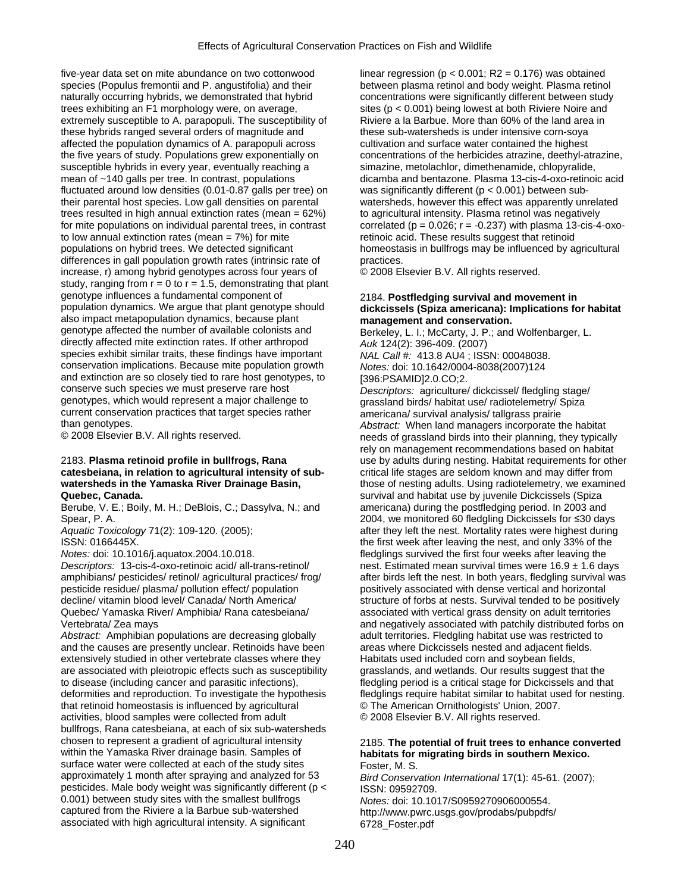five-year data set on mite abundance on two cottonwood species (Populus fremontii and P. angustifolia) and their naturally occurring hybrids, we demonstrated that hybrid trees exhibiting an F1 morphology were, on average, extremely susceptible to A. parapopuli. The susceptibility of these hybrids ranged several orders of magnitude and affected the population dynamics of A. parapopuli across the five years of study. Populations grew exponentially on susceptible hybrids in every year, eventually reaching a mean of ~140 galls per tree. In contrast, populations fluctuated around low densities (0.01-0.87 galls per tree) on their parental host species. Low gall densities on parental trees resulted in high annual extinction rates (mean = 62%) for mite populations on individual parental trees, in contrast to low annual extinction rates (mean = 7%) for mite populations on hybrid trees. We detected significant differences in gall population growth rates (intrinsic rate of increase, r) among hybrid genotypes across four years of study, ranging from $r = 0$ to $r = 1.5$, demonstrating that plant genotype influences a fundamental component of population dynamics. We argue that plant genotype should also impact metapopulation dynamics, because plant genotype affected the number of available colonists and directly affected mite extinction rates. If other arthropod species exhibit similar traits, these findings have important conservation implications. Because mite population growth and extinction are so closely tied to rare host genotypes, to conserve such species we must preserve rare host genotypes, which would represent a major challenge to current conservation practices that target species rather than genotypes.
© 2008 Elsevier B.V. All rights reserved.

2183. **Plasma retinoid profile in bullfrogs, Rana catesbeiana, in relation to agricultural intensity of sub-watersheds in the Yamaska River Drainage Basin, Quebec, Canada.**
Berube, V. E.; Boily, M. H.; DeBlois, C.; Dassylva, N.; and Spear, P. A.
*Aquatic Toxicology* 71(2): 109-120. (2005); ISSN: 0166445X.
*Notes:* doi: 10.1016/j.aquatox.2004.10.018.
*Descriptors:* 13-cis-4-oxo-retinoic acid/ all-trans-retinol/ amphibians/ pesticides/ retinol/ agricultural practices/ frog/ pesticide residue/ plasma/ pollution effect/ population decline/ vitamin blood level/ Canada/ North America/ Quebec/ Yamaska River/ Amphibia/ Rana catesbeiana/ Vertebrata/ Zea mays
*Abstract:* Amphibian populations are decreasing globally and the causes are presently unclear. Retinoids have been extensively studied in other vertebrate classes where they are associated with pleiotropic effects such as susceptibility to disease (including cancer and parasitic infections), deformities and reproduction. To investigate the hypothesis that retinoid homeostasis is influenced by agricultural activities, blood samples were collected from adult bullfrogs, Rana catesbeiana, at each of six sub-watersheds chosen to represent a gradient of agricultural intensity within the Yamaska River drainage basin. Samples of surface water were collected at each of the study sites approximately 1 month after spraying and analyzed for 53 pesticides. Male body weight was significantly different ($p < 0.001$) between study sites with the smallest bullfrogs captured from the Riviere a la Barbue sub-watershed associated with high agricultural intensity. A significant linear regression ($p < 0.001$; $R2 = 0.176$) was obtained between plasma retinol and body weight. Plasma retinol concentrations were significantly different between study sites ($p < 0.001$) being lowest at both Riviere Noire and Riviere a la Barbue. More than 60% of the land area in these sub-watersheds is under intensive corn-soya cultivation and surface water contained the highest concentrations of the herbicides atrazine, deethyl-atrazine, simazine, metolachlor, dimethenamide, chlopyralide, dicamba and bentazone. Plasma 13-cis-4-oxo-retinoic acid was significantly different ($p < 0.001$) between sub-watersheds, however this effect was apparently unrelated to agricultural intensity. Plasma retinol was negatively correlated ($p = 0.026$; $r = -0.237$) with plasma 13-cis-4-oxo-retinoic acid. These results suggest that retinoid homeostasis in bullfrogs may be influenced by agricultural practices.
© 2008 Elsevier B.V. All rights reserved.

2184. **Postfledging survival and movement in dickcissels (Spiza americana): Implications for habitat management and conservation.**
Berkeley, L. I.; McCarty, J. P.; and Wolfenbarger, L.
*Auk* 124(2): 396-409. (2007)
*NAL Call #:* 413.8 AU4 ; ISSN: 00048038.
*Notes:* doi: 10.1642/0004-8038(2007)124[396:PSAMID]2.0.CO;2.
*Descriptors:* agriculture/ dickcissel/ fledgling stage/ grassland birds/ habitat use/ radiotelemetry/ Spiza americana/ survival analysis/ tallgrass prairie
*Abstract:* When land managers incorporate the habitat needs of grassland birds into their planning, they typically rely on management recommendations based on habitat use by adults during nesting. Habitat requirements for other critical life stages are seldom known and may differ from those of nesting adults. Using radiotelemetry, we examined survival and habitat use by juvenile Dickcissels (Spiza americana) during the postfledging period. In 2003 and 2004, we monitored 60 fledgling Dickcissels for ≤30 days after they left the nest. Mortality rates were highest during the first week after leaving the nest, and only 33% of the fledglings survived the first four weeks after leaving the nest. Estimated mean survival times were 16.9 ± 1.6 days after birds left the nest. In both years, fledgling survival was positively associated with dense vertical and horizontal structure of forbs at nests. Survival tended to be positively associated with vertical grass density on adult territories and negatively associated with patchily distributed forbs on adult territories. Fledgling habitat use was restricted to areas where Dickcissels nested and adjacent fields. Habitats used included corn and soybean fields, grasslands, and wetlands. Our results suggest that the fledgling period is a critical stage for Dickcissels and that fledglings require habitat similar to habitat used for nesting.
© The American Ornithologists' Union, 2007.
© 2008 Elsevier B.V. All rights reserved.

2185. **The potential of fruit trees to enhance converted habitats for migrating birds in southern Mexico.**
Foster, M. S.
*Bird Conservation International* 17(1): 45-61. (2007); ISSN: 09592709.
*Notes:* doi: 10.1017/S0959270906000554. http://www.pwrc.usgs.gov/prodabs/pubpdfs/6728_Foster.pdf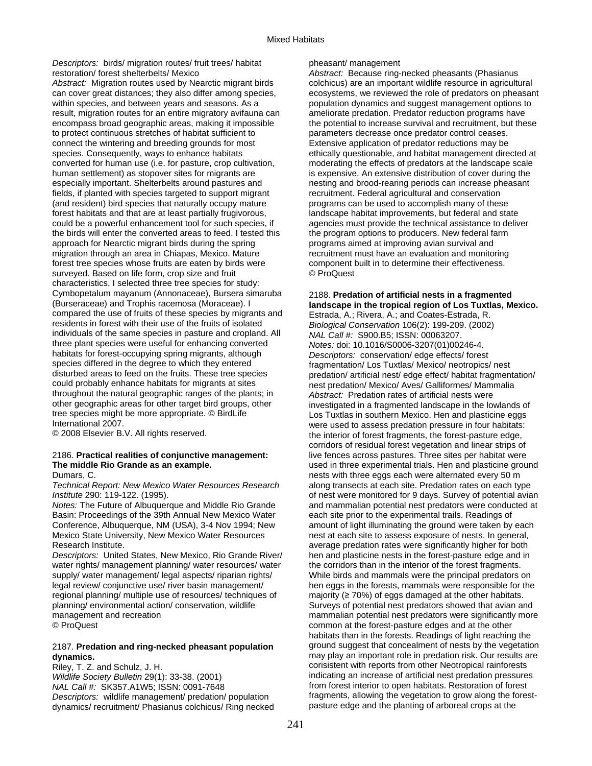*Descriptors:* birds/ migration routes/ fruit trees/ habitat restoration/ forest shelterbelts/ Mexico

*Abstract:* Migration routes used by Nearctic migrant birds can cover great distances; they also differ among species, within species, and between years and seasons. As a result, migration routes for an entire migratory avifauna can encompass broad geographic areas, making it impossible to protect continuous stretches of habitat sufficient to connect the wintering and breeding grounds for most species. Consequently, ways to enhance habitats converted for human use (i.e. for pasture, crop cultivation, human settlement) as stopover sites for migrants are especially important. Shelterbelts around pastures and fields, if planted with species targeted to support migrant (and resident) bird species that naturally occupy mature forest habitats and that are at least partially frugivorous, could be a powerful enhancement tool for such species, if the birds will enter the converted areas to feed. I tested this approach for Nearctic migrant birds during the spring migration through an area in Chiapas, Mexico. Mature forest tree species whose fruits are eaten by birds were surveyed. Based on life form, crop size and fruit characteristics, I selected three tree species for study: Cymbopetalum mayanum (Annonaceae), Bursera simaruba (Burseraceae) and Trophis racemosa (Moraceae). I compared the use of fruits of these species by migrants and residents in forest with their use of the fruits of isolated individuals of the same species in pasture and cropland. All three plant species were useful for enhancing converted habitats for forest-occupying spring migrants, although species differed in the degree to which they entered disturbed areas to feed on the fruits. These tree species could probably enhance habitats for migrants at sites throughout the natural geographic ranges of the plants; in other geographic areas for other target bird groups, other tree species might be more appropriate. © BirdLife International 2007.
© 2008 Elsevier B.V. All rights reserved.

2186. **Practical realities of conjunctive management: The middle Rio Grande as an example.**
Dumars, C.
*Technical Report: New Mexico Water Resources Research Institute* 290: 119-122. (1995).
*Notes:* The Future of Albuquerque and Middle Rio Grande Basin: Proceedings of the 39th Annual New Mexico Water Conference, Albuquerque, NM (USA), 3-4 Nov 1994; New Mexico State University, New Mexico Water Resources Research Institute.
*Descriptors:* United States, New Mexico, Rio Grande River/ water rights/ management planning/ water resources/ water supply/ water management/ legal aspects/ riparian rights/ legal review/ conjunctive use/ river basin management/ regional planning/ multiple use of resources/ techniques of planning/ environmental action/ conservation, wildlife management and recreation
© ProQuest

2187. **Predation and ring-necked pheasant population dynamics.**
Riley, T. Z. and Schulz, J. H.
*Wildlife Society Bulletin* 29(1): 33-38. (2001)
*NAL Call #:* SK357.A1W5; ISSN: 0091-7648
*Descriptors:* wildlife management/ predation/ population dynamics/ recruitment/ Phasianus colchicus/ Ring necked pheasant/ management
*Abstract:* Because ring-necked pheasants (Phasianus colchicus) are an important wildlife resource in agricultural ecosystems, we reviewed the role of predators on pheasant population dynamics and suggest management options to ameliorate predation. Predator reduction programs have the potential to increase survival and recruitment, but these parameters decrease once predator control ceases. Extensive application of predator reductions may be ethically questionable, and habitat management directed at moderating the effects of predators at the landscape scale is expensive. An extensive distribution of cover during the nesting and brood-rearing periods can increase pheasant recruitment. Federal agricultural and conservation programs can be used to accomplish many of these landscape habitat improvements, but federal and state agencies must provide the technical assistance to deliver the program options to producers. New federal farm programs aimed at improving avian survival and recruitment must have an evaluation and monitoring component built in to determine their effectiveness.
© ProQuest

2188. **Predation of artificial nests in a fragmented landscape in the tropical region of Los Tuxtlas, Mexico.**
Estrada, A.; Rivera, A.; and Coates-Estrada, R.
*Biological Conservation* 106(2): 199-209. (2002)
*NAL Call #:* S900.B5; ISSN: 00063207.
*Notes:* doi: 10.1016/S0006-3207(01)00246-4.
*Descriptors:* conservation/ edge effects/ forest fragmentation/ Los Tuxtlas/ Mexico/ neotropics/ nest predation/ artificial nest/ edge effect/ habitat fragmentation/ nest predation/ Mexico/ Aves/ Galliformes/ Mammalia
*Abstract:* Predation rates of artificial nests were investigated in a fragmented landscape in the lowlands of Los Tuxtlas in southern Mexico. Hen and plasticine eggs were used to assess predation pressure in four habitats: the interior of forest fragments, the forest-pasture edge, corridors of residual forest vegetation and linear strips of live fences across pastures. Three sites per habitat were used in three experimental trials. Hen and plasticine ground nests with three eggs each were alternated every 50 m along transects at each site. Predation rates on each type of nest were monitored for 9 days. Survey of potential avian and mammalian potential nest predators were conducted at each site prior to the experimental trails. Readings of amount of light illuminating the ground were taken by each nest at each site to assess exposure of nests. In general, average predation rates were significantly higher for both hen and plasticine nests in the forest-pasture edge and in the corridors than in the interior of the forest fragments. While birds and mammals were the principal predators on hen eggs in the forests, mammals were responsible for the majority (≥ 70%) of eggs damaged at the other habitats. Surveys of potential nest predators showed that avian and mammalian potential nest predators were significantly more common at the forest-pasture edges and at the other habitats than in the forests. Readings of light reaching the ground suggest that concealment of nests by the vegetation may play an important role in predation risk. Our results are corisistent with reports from other Neotropical rainforests indicating an increase of artificial nest predation pressures from forest interior to open habitats. Restoration of forest fragments, allowing the vegetation to grow along the forest-pasture edge and the planting of arboreal crops at the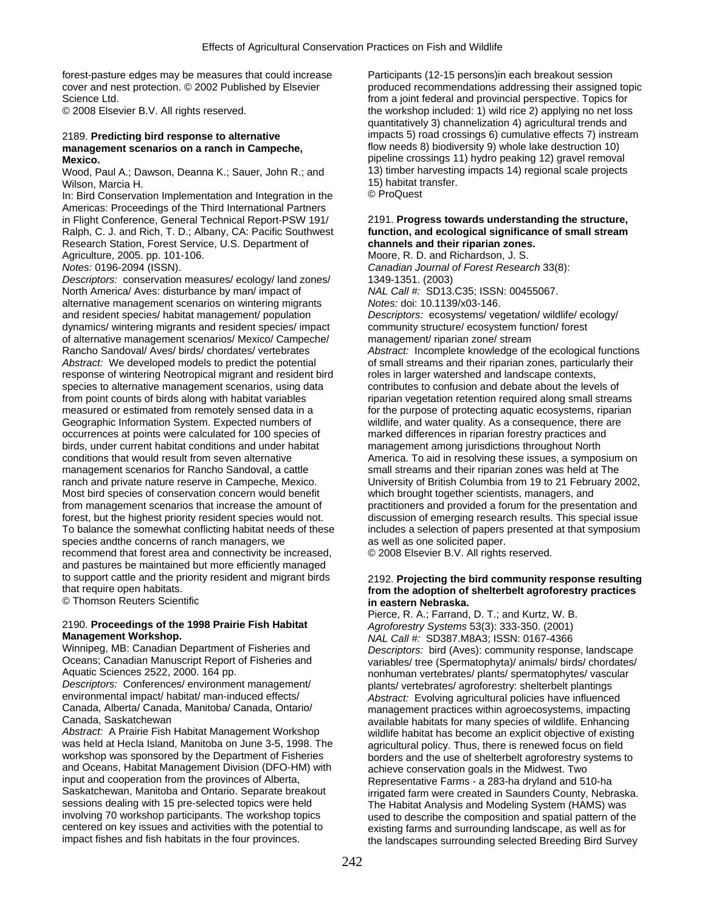forest-pasture edges may be measures that could increase cover and nest protection. © 2002 Published by Elsevier Science Ltd.
© 2008 Elsevier B.V. All rights reserved.

2189. **Predicting bird response to alternative management scenarios on a ranch in Campeche, Mexico.**
Wood, Paul A.; Dawson, Deanna K.; Sauer, John R.; and Wilson, Marcia H.
In: Bird Conservation Implementation and Integration in the Americas: Proceedings of the Third International Partners in Flight Conference, General Technical Report-PSW 191/ Ralph, C. J. and Rich, T. D.; Albany, CA: Pacific Southwest Research Station, Forest Service, U.S. Department of Agriculture, 2005. pp. 101-106.
*Notes:* 0196-2094 (ISSN).
*Descriptors:* conservation measures/ ecology/ land zones/ North America/ Aves: disturbance by man/ impact of alternative management scenarios on wintering migrants and resident species/ habitat management/ population dynamics/ wintering migrants and resident species/ impact of alternative management scenarios/ Mexico/ Campeche/ Rancho Sandoval/ Aves/ birds/ chordates/ vertebrates
*Abstract:* We developed models to predict the potential response of wintering Neotropical migrant and resident bird species to alternative management scenarios, using data from point counts of birds along with habitat variables measured or estimated from remotely sensed data in a Geographic Information System. Expected numbers of occurrences at points were calculated for 100 species of birds, under current habitat conditions and under habitat conditions that would result from seven alternative management scenarios for Rancho Sandoval, a cattle ranch and private nature reserve in Campeche, Mexico. Most bird species of conservation concern would benefit from management scenarios that increase the amount of forest, but the highest priority resident species would not. To balance the somewhat conflicting habitat needs of these species andthe concerns of ranch managers, we recommend that forest area and connectivity be increased, and pastures be maintained but more efficiently managed to support cattle and the priority resident and migrant birds that require open habitats.
© Thomson Reuters Scientific

2190. **Proceedings of the 1998 Prairie Fish Habitat Management Workshop.**
Winnipeg, MB: Canadian Department of Fisheries and Oceans; Canadian Manuscript Report of Fisheries and Aquatic Sciences 2522, 2000. 164 pp.
*Descriptors:* Conferences/ environment management/ environmental impact/ habitat/ man-induced effects/ Canada, Alberta/ Canada, Manitoba/ Canada, Ontario/ Canada, Saskatchewan
*Abstract:* A Prairie Fish Habitat Management Workshop was held at Hecla Island, Manitoba on June 3-5, 1998. The workshop was sponsored by the Department of Fisheries and Oceans, Habitat Management Division (DFO-HM) with input and cooperation from the provinces of Alberta, Saskatchewan, Manitoba and Ontario. Separate breakout sessions dealing with 15 pre-selected topics were held involving 70 workshop participants. The workshop topics centered on key issues and activities with the potential to impact fishes and fish habitats in the four provinces. Participants (12-15 persons)in each breakout session produced recommendations addressing their assigned topic from a joint federal and provincial perspective. Topics for the workshop included: 1) wild rice 2) applying no net loss quantitatively 3) channelization 4) agricultural trends and impacts 5) road crossings 6) cumulative effects 7) instream flow needs 8) biodiversity 9) whole lake destruction 10) pipeline crossings 11) hydro peaking 12) gravel removal 13) timber harvesting impacts 14) regional scale projects 15) habitat transfer.
© ProQuest

2191. **Progress towards understanding the structure, function, and ecological significance of small stream channels and their riparian zones.**
Moore, R. D. and Richardson, J. S.
*Canadian Journal of Forest Research* 33(8): 1349-1351. (2003)
*NAL Call #:* SD13.C35; ISSN: 00455067.
*Notes:* doi: 10.1139/x03-146.
*Descriptors:* ecosystems/ vegetation/ wildlife/ ecology/ community structure/ ecosystem function/ forest management/ riparian zone/ stream
*Abstract:* Incomplete knowledge of the ecological functions of small streams and their riparian zones, particularly their roles in larger watershed and landscape contexts, contributes to confusion and debate about the levels of riparian vegetation retention required along small streams for the purpose of protecting aquatic ecosystems, riparian wildlife, and water quality. As a consequence, there are marked differences in riparian forestry practices and management among jurisdictions throughout North America. To aid in resolving these issues, a symposium on small streams and their riparian zones was held at The University of British Columbia from 19 to 21 February 2002, which brought together scientists, managers, and practitioners and provided a forum for the presentation and discussion of emerging research results. This special issue includes a selection of papers presented at that symposium as well as one solicited paper.
© 2008 Elsevier B.V. All rights reserved.

2192. **Projecting the bird community response resulting from the adoption of shelterbelt agroforestry practices in eastern Nebraska.**
Pierce, R. A.; Farrand, D. T.; and Kurtz, W. B.
*Agroforestry Systems* 53(3): 333-350. (2001)
*NAL Call #:* SD387.M8A3; ISSN: 0167-4366
*Descriptors:* bird (Aves): community response, landscape variables/ tree (Spermatophyta)/ animals/ birds/ chordates/ nonhuman vertebrates/ plants/ spermatophytes/ vascular plants/ vertebrates/ agroforestry: shelterbelt plantings
*Abstract:* Evolving agricultural policies have influenced management practices within agroecosystems, impacting available habitats for many species of wildlife. Enhancing wildlife habitat has become an explicit objective of existing agricultural policy. Thus, there is renewed focus on field borders and the use of shelterbelt agroforestry systems to achieve conservation goals in the Midwest. Two Representative Farms - a 283-ha dryland and 510-ha irrigated farm were created in Saunders County, Nebraska. The Habitat Analysis and Modeling System (HAMS) was used to describe the composition and spatial pattern of the existing farms and surrounding landscape, as well as for the landscapes surrounding selected Breeding Bird Survey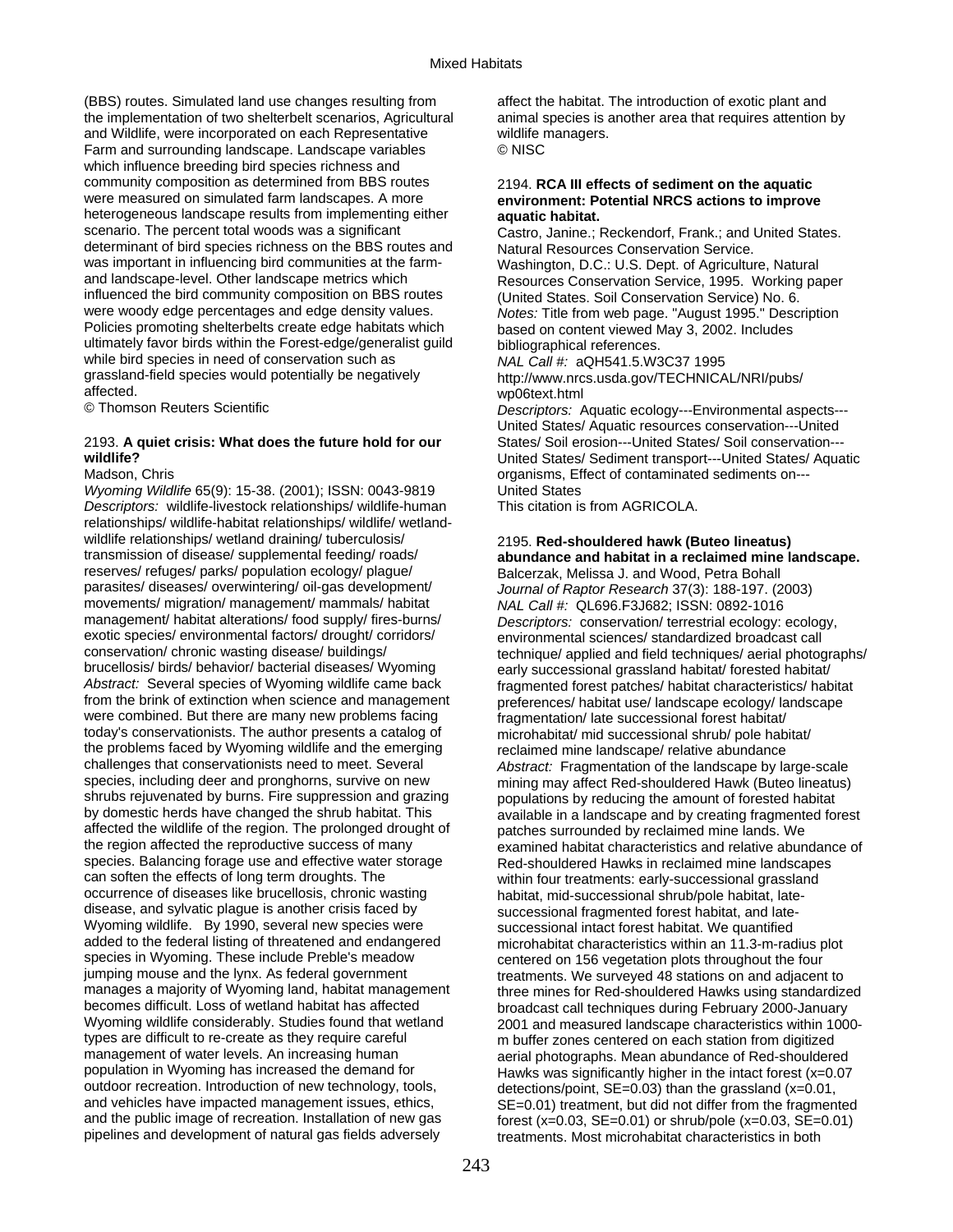(BBS) routes. Simulated land use changes resulting from the implementation of two shelterbelt scenarios, Agricultural and Wildlife, were incorporated on each Representative Farm and surrounding landscape. Landscape variables which influence breeding bird species richness and community composition as determined from BBS routes were measured on simulated farm landscapes. A more heterogeneous landscape results from implementing either scenario. The percent total woods was a significant determinant of bird species richness on the BBS routes and was important in influencing bird communities at the farm- and landscape-level. Other landscape metrics which influenced the bird community composition on BBS routes were woody edge percentages and edge density values. Policies promoting shelterbelts create edge habitats which ultimately favor birds within the Forest-edge/generalist guild while bird species in need of conservation such as grassland-field species would potentially be negatively affected.
© Thomson Reuters Scientific

2193. **A quiet crisis: What does the future hold for our wildlife?**
Madson, Chris
*Wyoming Wildlife* 65(9): 15-38. (2001); ISSN: 0043-9819
*Descriptors:* wildlife-livestock relationships/ wildlife-human relationships/ wildlife-habitat relationships/ wildlife/ wetland-wildlife relationships/ wetland draining/ tuberculosis/ transmission of disease/ supplemental feeding/ roads/ reserves/ refuges/ parks/ population ecology/ plague/ parasites/ diseases/ overwintering/ oil-gas development/ movements/ migration/ management/ mammals/ habitat management/ habitat alterations/ food supply/ fires-burns/ exotic species/ environmental factors/ drought/ corridors/ conservation/ chronic wasting disease/ buildings/ brucellosis/ birds/ behavior/ bacterial diseases/ Wyoming
*Abstract:* Several species of Wyoming wildlife came back from the brink of extinction when science and management were combined. But there are many new problems facing today's conservationists. The author presents a catalog of the problems faced by Wyoming wildlife and the emerging challenges that conservationists need to meet. Several species, including deer and pronghorns, survive on new shrubs rejuvenated by burns. Fire suppression and grazing by domestic herds have changed the shrub habitat. This affected the wildlife of the region. The prolonged drought of the region affected the reproductive success of many species. Balancing forage use and effective water storage can soften the effects of long term droughts. The occurrence of diseases like brucellosis, chronic wasting disease, and sylvatic plague is another crisis faced by Wyoming wildlife. By 1990, several new species were added to the federal listing of threatened and endangered species in Wyoming. These include Preble's meadow jumping mouse and the lynx. As federal government manages a majority of Wyoming land, habitat management becomes difficult. Loss of wetland habitat has affected Wyoming wildlife considerably. Studies found that wetland types are difficult to re-create as they require careful management of water levels. An increasing human population in Wyoming has increased the demand for outdoor recreation. Introduction of new technology, tools, and vehicles have impacted management issues, ethics, and the public image of recreation. Installation of new gas pipelines and development of natural gas fields adversely affect the habitat. The introduction of exotic plant and animal species is another area that requires attention by wildlife managers.
© NISC

2194. **RCA III effects of sediment on the aquatic environment: Potential NRCS actions to improve aquatic habitat.**
Castro, Janine.; Reckendorf, Frank.; and United States. Natural Resources Conservation Service.
Washington, D.C.: U.S. Dept. of Agriculture, Natural Resources Conservation Service, 1995. Working paper (United States. Soil Conservation Service) No. 6.
*Notes:* Title from web page. "August 1995." Description based on content viewed May 3, 2002. Includes bibliographical references.
*NAL Call #:* aQH541.5.W3C37 1995
http://www.nrcs.usda.gov/TECHNICAL/NRI/pubs/wp06text.html
*Descriptors:* Aquatic ecology---Environmental aspects---United States/ Aquatic resources conservation---United States/ Soil erosion---United States/ Soil conservation---United States/ Sediment transport---United States/ Aquatic organisms, Effect of contaminated sediments on---United States
This citation is from AGRICOLA.

2195. **Red-shouldered hawk (Buteo lineatus) abundance and habitat in a reclaimed mine landscape.**
Balcerzak, Melissa J. and Wood, Petra Bohall
*Journal of Raptor Research* 37(3): 188-197. (2003)
*NAL Call #:* QL696.F3J682; ISSN: 0892-1016
*Descriptors:* conservation/ terrestrial ecology: ecology, environmental sciences/ standardized broadcast call technique/ applied and field techniques/ aerial photographs/ early successional grassland habitat/ forested habitat/ fragmented forest patches/ habitat characteristics/ habitat preferences/ habitat use/ landscape ecology/ landscape fragmentation/ late successional forest habitat/ microhabitat/ mid successional shrub/ pole habitat/ reclaimed mine landscape/ relative abundance
*Abstract:* Fragmentation of the landscape by large-scale mining may affect Red-shouldered Hawk (Buteo lineatus) populations by reducing the amount of forested habitat available in a landscape and by creating fragmented forest patches surrounded by reclaimed mine lands. We examined habitat characteristics and relative abundance of Red-shouldered Hawks in reclaimed mine landscapes within four treatments: early-successional grassland habitat, mid-successional shrub/pole habitat, late-successional fragmented forest habitat, and late-successional intact forest habitat. We quantified microhabitat characteristics within an 11.3-m-radius plot centered on 156 vegetation plots throughout the four treatments. We surveyed 48 stations on and adjacent to three mines for Red-shouldered Hawks using standardized broadcast call techniques during February 2000-January 2001 and measured landscape characteristics within 1000-m buffer zones centered on each station from digitized aerial photographs. Mean abundance of Red-shouldered Hawks was significantly higher in the intact forest ($x=0.07$ detections/point, $SE=0.03$) than the grassland ($x=0.01$, $SE=0.01$) treatment, but did not differ from the fragmented forest ($x=0.03$, $SE=0.01$) or shrub/pole ($x=0.03$, $SE=0.01$) treatments. Most microhabitat characteristics in both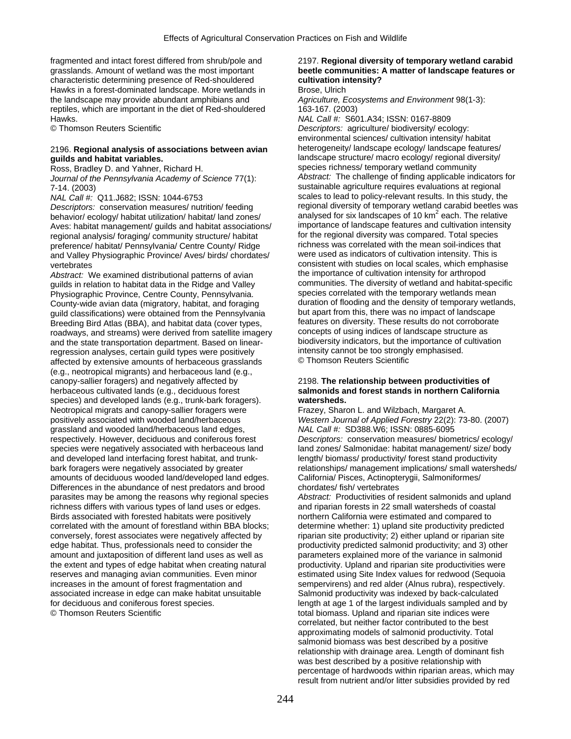fragmented and intact forest differed from shrub/pole and grasslands. Amount of wetland was the most important characteristic determining presence of Red-shouldered Hawks in a forest-dominated landscape. More wetlands in the landscape may provide abundant amphibians and reptiles, which are important in the diet of Red-shouldered Hawks.
© Thomson Reuters Scientific

2196. **Regional analysis of associations between avian guilds and habitat variables.**
Ross, Bradley D. and Yahner, Richard H.
*Journal of the Pennsylvania Academy of Science* 77(1): 7-14. (2003)
*NAL Call #:* Q11.J682; ISSN: 1044-6753
*Descriptors:* conservation measures/ nutrition/ feeding behavior/ ecology/ habitat utilization/ habitat/ land zones/ Aves: habitat management/ guilds and habitat associations/ regional analysis/ foraging/ community structure/ habitat preference/ habitat/ Pennsylvania/ Centre County/ Ridge and Valley Physiographic Province/ Aves/ birds/ chordates/ vertebrates
*Abstract:* We examined distributional patterns of avian guilds in relation to habitat data in the Ridge and Valley Physiographic Province, Centre County, Pennsylvania. County-wide avian data (migratory, habitat, and foraging guild classifications) were obtained from the Pennsylvania Breeding Bird Atlas (BBA), and habitat data (cover types, roadways, and streams) were derived from satellite imagery and the state transportation department. Based on linear-regression analyses, certain guild types were positively affected by extensive amounts of herbaceous grasslands (e.g., neotropical migrants) and herbaceous land (e.g., canopy-sallier foragers) and negatively affected by herbaceous cultivated lands (e.g., deciduous forest species) and developed lands (e.g., trunk-bark foragers). Neotropical migrats and canopy-sallier foragers were positively associated with wooded land/herbaceous grassland and wooded land/herbaceous land edges, respectively. However, deciduous and coniferous forest species were negatively associated with herbaceous land and developed land interfacing forest habitat, and trunk-bark foragers were negatively associated by greater amounts of deciduous wooded land/developed land edges. Differences in the abundance of nest predators and brood parasites may be among the reasons why regional species richness differs with various types of land uses or edges. Birds associated with forested habitats were positively correlated with the amount of forestland within BBA blocks; conversely, forest associates were negatively affected by edge habitat. Thus, professionals need to consider the amount and juxtaposition of different land uses as well as the extent and types of edge habitat when creating natural reserves and managing avian communities. Even minor increases in the amount of forest fragmentation and associated increase in edge can make habitat unsuitable for deciduous and coniferous forest species.
© Thomson Reuters Scientific

2197. **Regional diversity of temporary wetland carabid beetle communities: A matter of landscape features or cultivation intensity?**
Brose, Ulrich
*Agriculture, Ecosystems and Environment* 98(1-3): 163-167. (2003)
*NAL Call #:* S601.A34; ISSN: 0167-8809
*Descriptors:* agriculture/ biodiversity/ ecology: environmental sciences/ cultivation intensity/ habitat heterogeneity/ landscape ecology/ landscape features/ landscape structure/ macro ecology/ regional diversity/ species richness/ temporary wetland community
*Abstract:* The challenge of finding applicable indicators for sustainable agriculture requires evaluations at regional scales to lead to policy-relevant results. In this study, the regional diversity of temporary wetland carabid beetles was analysed for six landscapes of 10 km$^2$ each. The relative importance of landscape features and cultivation intensity for the regional diversity was compared. Total species richness was correlated with the mean soil-indices that were used as indicators of cultivation intensity. This is consistent with studies on local scales, which emphasise the importance of cultivation intensity for arthropod communities. The diversity of wetland and habitat-specific species correlated with the temporary wetlands mean duration of flooding and the density of temporary wetlands, but apart from this, there was no impact of landscape features on diversity. These results do not corroborate concepts of using indices of landscape structure as biodiversity indicators, but the importance of cultivation intensity cannot be too strongly emphasised.
© Thomson Reuters Scientific

2198. **The relationship between productivities of salmonids and forest stands in northern California watersheds.**
Frazey, Sharon L. and Wilzbach, Margaret A.
*Western Journal of Applied Forestry* 22(2): 73-80. (2007)
*NAL Call #:* SD388.W6; ISSN: 0885-6095
*Descriptors:* conservation measures/ biometrics/ ecology/ land zones/ Salmonidae: habitat management/ size/ body length/ biomass/ productivity/ forest stand productivity relationships/ management implications/ small watersheds/ California/ Pisces, Actinopterygii, Salmoniformes/ chordates/ fish/ vertebrates
*Abstract:* Productivities of resident salmonids and upland and riparian forests in 22 small watersheds of coastal northern California were estimated and compared to determine whether: 1) upland site productivity predicted riparian site productivity; 2) either upland or riparian site productivity predicted salmonid productivity; and 3) other parameters explained more of the variance in salmonid productivity. Upland and riparian site productivities were estimated using Site Index values for redwood (Sequoia sempervirens) and red alder (Alnus rubra), respectively. Salmonid productivity was indexed by back-calculated length at age 1 of the largest individuals sampled and by total biomass. Upland and riparian site indices were correlated, but neither factor contributed to the best approximating models of salmonid productivity. Total salmonid biomass was best described by a positive relationship with drainage area. Length of dominant fish was best described by a positive relationship with percentage of hardwoods within riparian areas, which may result from nutrient and/or litter subsidies provided by red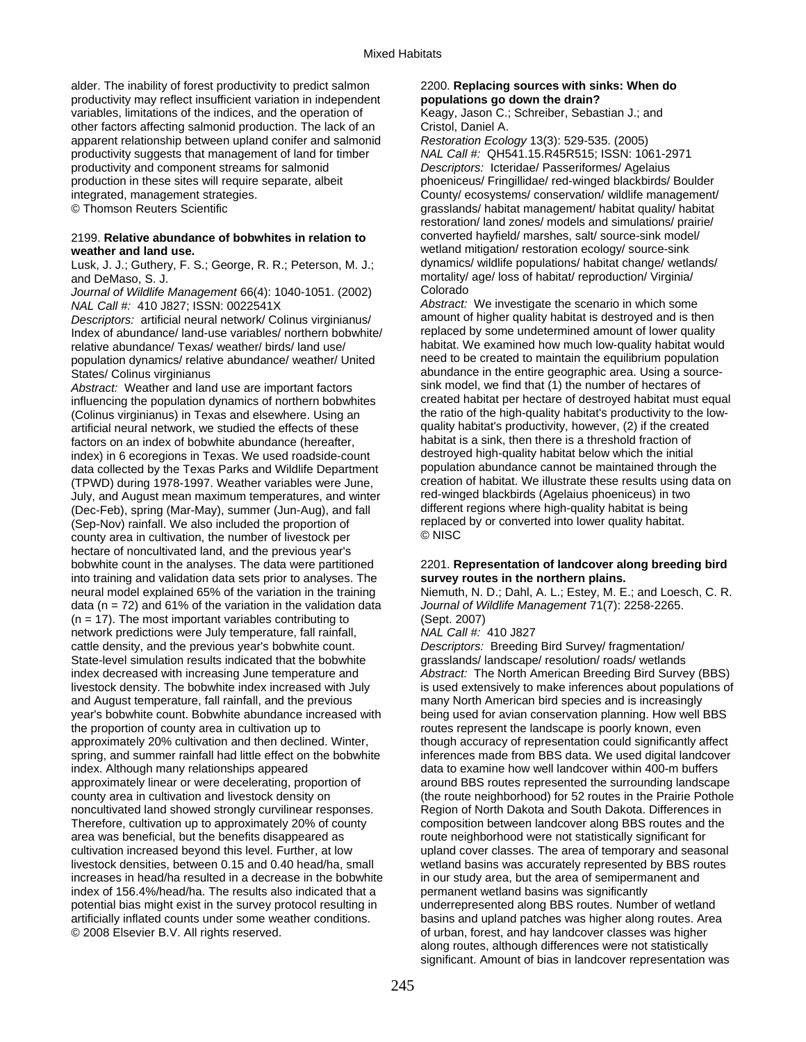alder. The inability of forest productivity to predict salmon productivity may reflect insufficient variation in independent variables, limitations of the indices, and the operation of other factors affecting salmonid production. The lack of an apparent relationship between upland conifer and salmonid productivity suggests that management of land for timber productivity and component streams for salmonid production in these sites will require separate, albeit integrated, management strategies.
© Thomson Reuters Scientific

2199. **Relative abundance of bobwhites in relation to weather and land use.**
Lusk, J. J.; Guthery, F. S.; George, R. R.; Peterson, M. J.; and DeMaso, S. J.
*Journal of Wildlife Management* 66(4): 1040-1051. (2002)
*NAL Call #:* 410 J827; ISSN: 0022541X
*Descriptors:* artificial neural network/ Colinus virginianus/ Index of abundance/ land-use variables/ northern bobwhite/ relative abundance/ Texas/ weather/ birds/ land use/ population dynamics/ relative abundance/ weather/ United States/ Colinus virginianus
*Abstract:* Weather and land use are important factors influencing the population dynamics of northern bobwhites (Colinus virginianus) in Texas and elsewhere. Using an artificial neural network, we studied the effects of these factors on an index of bobwhite abundance (hereafter, index) in 6 ecoregions in Texas. We used roadside-count data collected by the Texas Parks and Wildlife Department (TPWD) during 1978-1997. Weather variables were June, July, and August mean maximum temperatures, and winter (Dec-Feb), spring (Mar-May), summer (Jun-Aug), and fall (Sep-Nov) rainfall. We also included the proportion of county area in cultivation, the number of livestock per hectare of noncultivated land, and the previous year's bobwhite count in the analyses. The data were partitioned into training and validation data sets prior to analyses. The neural model explained 65% of the variation in the training data (n = 72) and 61% of the variation in the validation data (n = 17). The most important variables contributing to network predictions were July temperature, fall rainfall, cattle density, and the previous year's bobwhite count. State-level simulation results indicated that the bobwhite index decreased with increasing June temperature and livestock density. The bobwhite index increased with July and August temperature, fall rainfall, and the previous year's bobwhite count. Bobwhite abundance increased with the proportion of county area in cultivation up to approximately 20% cultivation and then declined. Winter, spring, and summer rainfall had little effect on the bobwhite index. Although many relationships appeared approximately linear or were decelerating, proportion of county area in cultivation and livestock density on noncultivated land showed strongly curvilinear responses. Therefore, cultivation up to approximately 20% of county area was beneficial, but the benefits disappeared as cultivation increased beyond this level. Further, at low livestock densities, between 0.15 and 0.40 head/ha, small increases in head/ha resulted in a decrease in the bobwhite index of 156.4%/head/ha. The results also indicated that a potential bias might exist in the survey protocol resulting in artificially inflated counts under some weather conditions.
© 2008 Elsevier B.V. All rights reserved.

2200. **Replacing sources with sinks: When do populations go down the drain?**
Keagy, Jason C.; Schreiber, Sebastian J.; and Cristol, Daniel A.
*Restoration Ecology* 13(3): 529-535. (2005)
*NAL Call #:* QH541.15.R45R515; ISSN: 1061-2971
*Descriptors:* Icteridae/ Passeriformes/ Agelaius phoeniceus/ Fringillidae/ red-winged blackbirds/ Boulder County/ ecosystems/ conservation/ wildlife management/ grasslands/ habitat management/ habitat quality/ habitat restoration/ land zones/ models and simulations/ prairie/ converted hayfield/ marshes, salt/ source-sink model/ wetland mitigation/ restoration ecology/ source-sink dynamics/ wildlife populations/ habitat change/ wetlands/ mortality/ age/ loss of habitat/ reproduction/ Virginia/ Colorado
*Abstract:* We investigate the scenario in which some amount of higher quality habitat is destroyed and is then replaced by some undetermined amount of lower quality habitat. We examined how much low-quality habitat would need to be created to maintain the equilibrium population abundance in the entire geographic area. Using a source-sink model, we find that (1) the number of hectares of created habitat per hectare of destroyed habitat must equal the ratio of the high-quality habitat's productivity to the low-quality habitat's productivity, however, (2) if the created habitat is a sink, then there is a threshold fraction of destroyed high-quality habitat below which the initial population abundance cannot be maintained through the creation of habitat. We illustrate these results using data on red-winged blackbirds (Agelaius phoeniceus) in two different regions where high-quality habitat is being replaced by or converted into lower quality habitat.
© NISC

2201. **Representation of landcover along breeding bird survey routes in the northern plains.**
Niemuth, N. D.; Dahl, A. L.; Estey, M. E.; and Loesch, C. R.
*Journal of Wildlife Management* 71(7): 2258-2265. (Sept. 2007)
*NAL Call #:* 410 J827
*Descriptors:* Breeding Bird Survey/ fragmentation/ grasslands/ landscape/ resolution/ roads/ wetlands
*Abstract:* The North American Breeding Bird Survey (BBS) is used extensively to make inferences about populations of many North American bird species and is increasingly being used for avian conservation planning. How well BBS routes represent the landscape is poorly known, even though accuracy of representation could significantly affect inferences made from BBS data. We used digital landcover data to examine how well landcover within 400-m buffers around BBS routes represented the surrounding landscape (the route neighborhood) for 52 routes in the Prairie Pothole Region of North Dakota and South Dakota. Differences in composition between landcover along BBS routes and the route neighborhood were not statistically significant for upland cover classes. The area of temporary and seasonal wetland basins was accurately represented by BBS routes in our study area, but the area of semipermanent and permanent wetland basins was significantly underrepresented along BBS routes. Number of wetland basins and upland patches was higher along routes. Area of urban, forest, and hay landcover classes was higher along routes, although differences were not statistically significant. Amount of bias in landcover representation was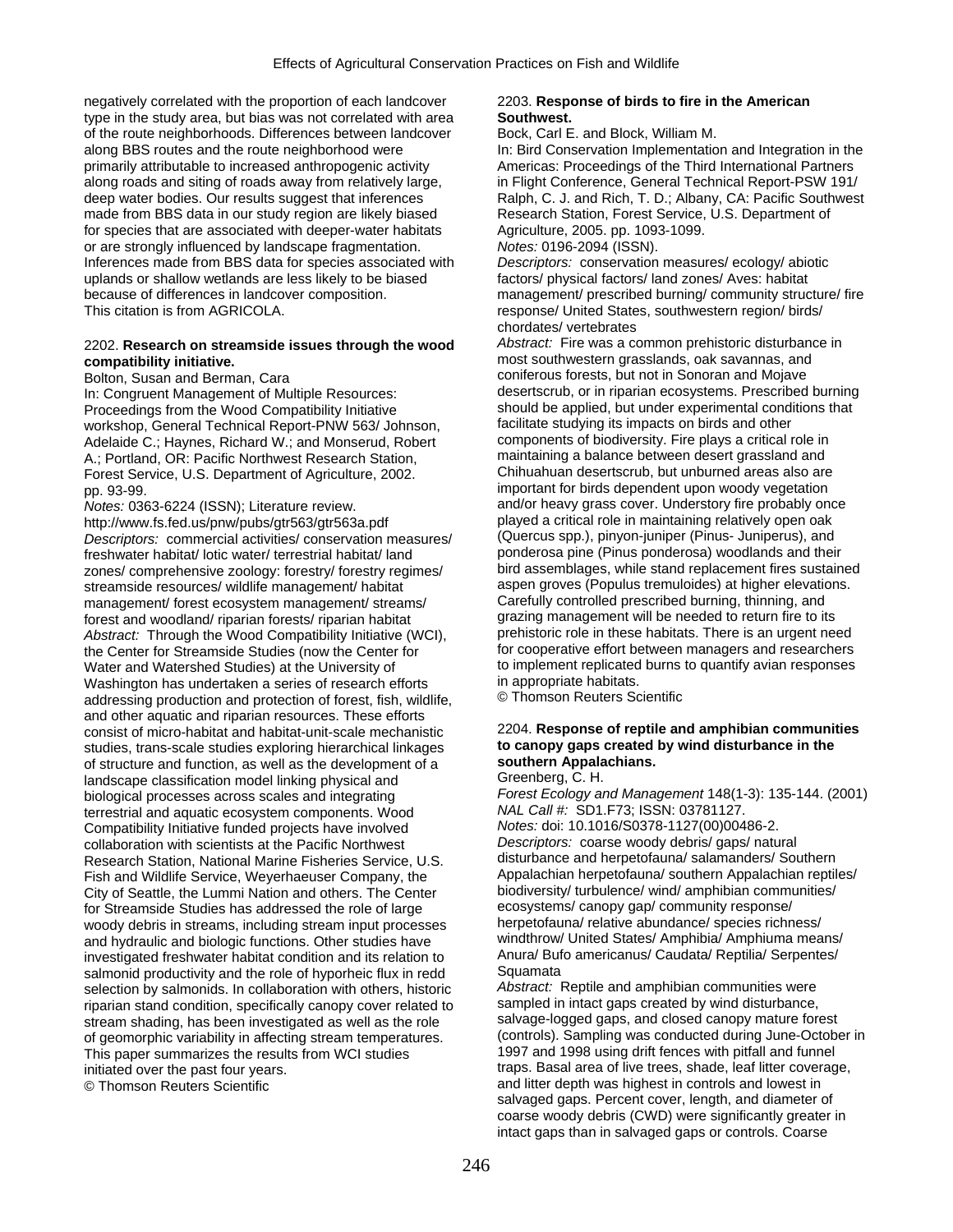negatively correlated with the proportion of each landcover type in the study area, but bias was not correlated with area of the route neighborhoods. Differences between landcover along BBS routes and the route neighborhood were primarily attributable to increased anthropogenic activity along roads and siting of roads away from relatively large, deep water bodies. Our results suggest that inferences made from BBS data in our study region are likely biased for species that are associated with deeper-water habitats or are strongly influenced by landscape fragmentation. Inferences made from BBS data for species associated with uplands or shallow wetlands are less likely to be biased because of differences in landcover composition.
This citation is from AGRICOLA.

2202. **Research on streamside issues through the wood compatibility initiative.**
Bolton, Susan and Berman, Cara
In: Congruent Management of Multiple Resources: Proceedings from the Wood Compatibility Initiative workshop, General Technical Report-PNW 563/ Johnson, Adelaide C.; Haynes, Richard W.; and Monserud, Robert A.; Portland, OR: Pacific Northwest Research Station, Forest Service, U.S. Department of Agriculture, 2002. pp. 93-99.
*Notes:* 0363-6224 (ISSN); Literature review.
http://www.fs.fed.us/pnw/pubs/gtr563/gtr563a.pdf
*Descriptors:* commercial activities/ conservation measures/ freshwater habitat/ lotic water/ terrestrial habitat/ land zones/ comprehensive zoology: forestry/ forestry regimes/ streamside resources/ wildlife management/ habitat management/ forest ecosystem management/ streams/ forest and woodland/ riparian forests/ riparian habitat
*Abstract:* Through the Wood Compatibility Initiative (WCI), the Center for Streamside Studies (now the Center for Water and Watershed Studies) at the University of Washington has undertaken a series of research efforts addressing production and protection of forest, fish, wildlife, and other aquatic and riparian resources. These efforts consist of micro-habitat and habitat-unit-scale mechanistic studies, trans-scale studies exploring hierarchical linkages of structure and function, as well as the development of a landscape classification model linking physical and biological processes across scales and integrating terrestrial and aquatic ecosystem components. Wood Compatibility Initiative funded projects have involved collaboration with scientists at the Pacific Northwest Research Station, National Marine Fisheries Service, U.S. Fish and Wildlife Service, Weyerhaeuser Company, the City of Seattle, the Lummi Nation and others. The Center for Streamside Studies has addressed the role of large woody debris in streams, including stream input processes and hydraulic and biologic functions. Other studies have investigated freshwater habitat condition and its relation to salmonid productivity and the role of hyporheic flux in redd selection by salmonids. In collaboration with others, historic riparian stand condition, specifically canopy cover related to stream shading, has been investigated as well as the role of geomorphic variability in affecting stream temperatures. This paper summarizes the results from WCI studies initiated over the past four years.
© Thomson Reuters Scientific

2203. **Response of birds to fire in the American Southwest.**
Bock, Carl E. and Block, William M.
In: Bird Conservation Implementation and Integration in the Americas: Proceedings of the Third International Partners in Flight Conference, General Technical Report-PSW 191/ Ralph, C. J. and Rich, T. D.; Albany, CA: Pacific Southwest Research Station, Forest Service, U.S. Department of Agriculture, 2005. pp. 1093-1099.
*Notes:* 0196-2094 (ISSN).
*Descriptors:* conservation measures/ ecology/ abiotic factors/ physical factors/ land zones/ Aves: habitat management/ prescribed burning/ community structure/ fire response/ United States, southwestern region/ birds/ chordates/ vertebrates
*Abstract:* Fire was a common prehistoric disturbance in most southwestern grasslands, oak savannas, and coniferous forests, but not in Sonoran and Mojave desertscrub, or in riparian ecosystems. Prescribed burning should be applied, but under experimental conditions that facilitate studying its impacts on birds and other components of biodiversity. Fire plays a critical role in maintaining a balance between desert grassland and Chihuahuan desertscrub, but unburned areas also are important for birds dependent upon woody vegetation and/or heavy grass cover. Understory fire probably once played a critical role in maintaining relatively open oak (Quercus spp.), pinyon-juniper (Pinus- Juniperus), and ponderosa pine (Pinus ponderosa) woodlands and their bird assemblages, while stand replacement fires sustained aspen groves (Populus tremuloides) at higher elevations. Carefully controlled prescribed burning, thinning, and grazing management will be needed to return fire to its prehistoric role in these habitats. There is an urgent need for cooperative effort between managers and researchers to implement replicated burns to quantify avian responses in appropriate habitats.
© Thomson Reuters Scientific

2204. **Response of reptile and amphibian communities to canopy gaps created by wind disturbance in the southern Appalachians.**
Greenberg, C. H.
*Forest Ecology and Management* 148(1-3): 135-144. (2001)
*NAL Call #:* SD1.F73; ISSN: 03781127.
*Notes:* doi: 10.1016/S0378-1127(00)00486-2.
*Descriptors:* coarse woody debris/ gaps/ natural disturbance and herpetofauna/ salamanders/ Southern Appalachian herpetofauna/ southern Appalachian reptiles/ biodiversity/ turbulence/ wind/ amphibian communities/ ecosystems/ canopy gap/ community response/ herpetofauna/ relative abundance/ species richness/ windthrow/ United States/ Amphibia/ Amphiuma means/ Anura/ Bufo americanus/ Caudata/ Reptilia/ Serpentes/ Squamata
*Abstract:* Reptile and amphibian communities were sampled in intact gaps created by wind disturbance, salvage-logged gaps, and closed canopy mature forest (controls). Sampling was conducted during June-October in 1997 and 1998 using drift fences with pitfall and funnel traps. Basal area of live trees, shade, leaf litter coverage, and litter depth was highest in controls and lowest in salvaged gaps. Percent cover, length, and diameter of coarse woody debris (CWD) were significantly greater in intact gaps than in salvaged gaps or controls. Coarse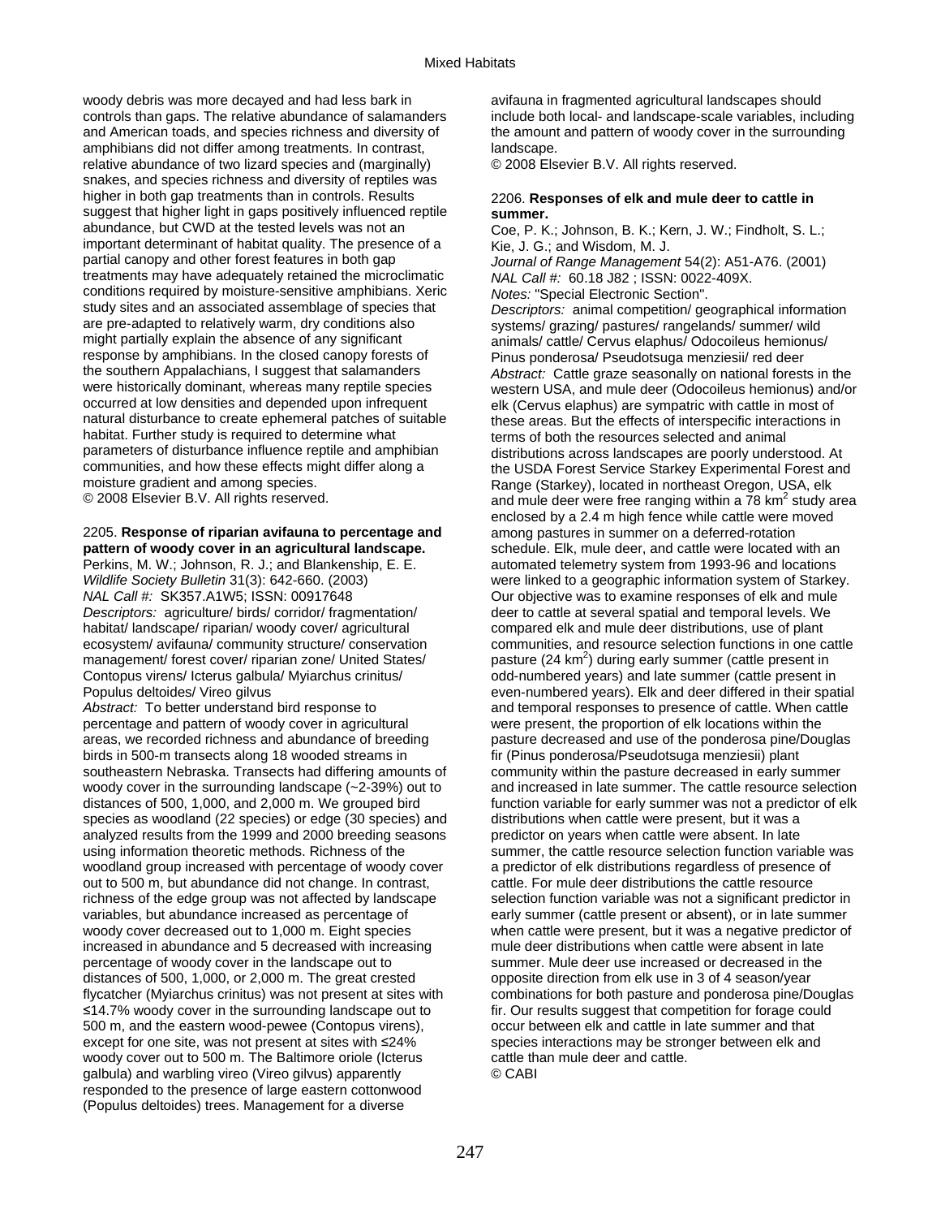woody debris was more decayed and had less bark in controls than gaps. The relative abundance of salamanders and American toads, and species richness and diversity of amphibians did not differ among treatments. In contrast, relative abundance of two lizard species and (marginally) snakes, and species richness and diversity of reptiles was higher in both gap treatments than in controls. Results suggest that higher light in gaps positively influenced reptile abundance, but CWD at the tested levels was not an important determinant of habitat quality. The presence of a partial canopy and other forest features in both gap treatments may have adequately retained the microclimatic conditions required by moisture-sensitive amphibians. Xeric study sites and an associated assemblage of species that are pre-adapted to relatively warm, dry conditions also might partially explain the absence of any significant response by amphibians. In the closed canopy forests of the southern Appalachians, I suggest that salamanders were historically dominant, whereas many reptile species occurred at low densities and depended upon infrequent natural disturbance to create ephemeral patches of suitable habitat. Further study is required to determine what parameters of disturbance influence reptile and amphibian communities, and how these effects might differ along a moisture gradient and among species.
© 2008 Elsevier B.V. All rights reserved.

2205. **Response of riparian avifauna to percentage and pattern of woody cover in an agricultural landscape.**
Perkins, M. W.; Johnson, R. J.; and Blankenship, E. E.
*Wildlife Society Bulletin* 31(3): 642-660. (2003)
*NAL Call #:* SK357.A1W5; ISSN: 00917648
*Descriptors:* agriculture/ birds/ corridor/ fragmentation/ habitat/ landscape/ riparian/ woody cover/ agricultural ecosystem/ avifauna/ community structure/ conservation management/ forest cover/ riparian zone/ United States/ Contopus virens/ Icterus galbula/ Myiarchus crinitus/ Populus deltoides/ Vireo gilvus
*Abstract:* To better understand bird response to percentage and pattern of woody cover in agricultural areas, we recorded richness and abundance of breeding birds in 500-m transects along 18 wooded streams in southeastern Nebraska. Transects had differing amounts of woody cover in the surrounding landscape (~2-39%) out to distances of 500, 1,000, and 2,000 m. We grouped bird species as woodland (22 species) or edge (30 species) and analyzed results from the 1999 and 2000 breeding seasons using information theoretic methods. Richness of the woodland group increased with percentage of woody cover out to 500 m, but abundance did not change. In contrast, richness of the edge group was not affected by landscape variables, but abundance increased as percentage of woody cover decreased out to 1,000 m. Eight species increased in abundance and 5 decreased with increasing percentage of woody cover in the landscape out to distances of 500, 1,000, or 2,000 m. The great crested flycatcher (Myiarchus crinitus) was not present at sites with ≤14.7% woody cover in the surrounding landscape out to 500 m, and the eastern wood-pewee (Contopus virens), except for one site, was not present at sites with ≤24% woody cover out to 500 m. The Baltimore oriole (Icterus galbula) and warbling vireo (Vireo gilvus) apparently responded to the presence of large eastern cottonwood (Populus deltoides) trees. Management for a diverse avifauna in fragmented agricultural landscapes should include both local- and landscape-scale variables, including the amount and pattern of woody cover in the surrounding landscape.
© 2008 Elsevier B.V. All rights reserved.

2206. **Responses of elk and mule deer to cattle in summer.**
Coe, P. K.; Johnson, B. K.; Kern, J. W.; Findholt, S. L.; Kie, J. G.; and Wisdom, M. J.
*Journal of Range Management* 54(2): A51-A76. (2001)
*NAL Call #:* 60.18 J82 ; ISSN: 0022-409X.
*Notes:* "Special Electronic Section".
*Descriptors:* animal competition/ geographical information systems/ grazing/ pastures/ rangelands/ summer/ wild animals/ cattle/ Cervus elaphus/ Odocoileus hemionus/ Pinus ponderosa/ Pseudotsuga menziesii/ red deer
*Abstract:* Cattle graze seasonally on national forests in the western USA, and mule deer (Odocoileus hemionus) and/or elk (Cervus elaphus) are sympatric with cattle in most of these areas. But the effects of interspecific interactions in terms of both the resources selected and animal distributions across landscapes are poorly understood. At the USDA Forest Service Starkey Experimental Forest and Range (Starkey), located in northeast Oregon, USA, elk and mule deer were free ranging within a 78 km$^2$ study area enclosed by a 2.4 m high fence while cattle were moved among pastures in summer on a deferred-rotation schedule. Elk, mule deer, and cattle were located with an automated telemetry system from 1993-96 and locations were linked to a geographic information system of Starkey. Our objective was to examine responses of elk and mule deer to cattle at several spatial and temporal levels. We compared elk and mule deer distributions, use of plant communities, and resource selection functions in one cattle pasture (24 km$^2$) during early summer (cattle present in odd-numbered years) and late summer (cattle present in even-numbered years). Elk and deer differed in their spatial and temporal responses to presence of cattle. When cattle were present, the proportion of elk locations within the pasture decreased and use of the ponderosa pine/Douglas fir (Pinus ponderosa/Pseudotsuga menziesii) plant community within the pasture decreased in early summer and increased in late summer. The cattle resource selection function variable for early summer was not a predictor of elk distributions when cattle were present, but it was a predictor on years when cattle were absent. In late summer, the cattle resource selection function variable was a predictor of elk distributions regardless of presence of cattle. For mule deer distributions the cattle resource selection function variable was not a significant predictor in early summer (cattle present or absent), or in late summer when cattle were present, but it was a negative predictor of mule deer distributions when cattle were absent in late summer. Mule deer use increased or decreased in the opposite direction from elk use in 3 of 4 season/year combinations for both pasture and ponderosa pine/Douglas fir. Our results suggest that competition for forage could occur between elk and cattle in late summer and that species interactions may be stronger between elk and cattle than mule deer and cattle.
© CABI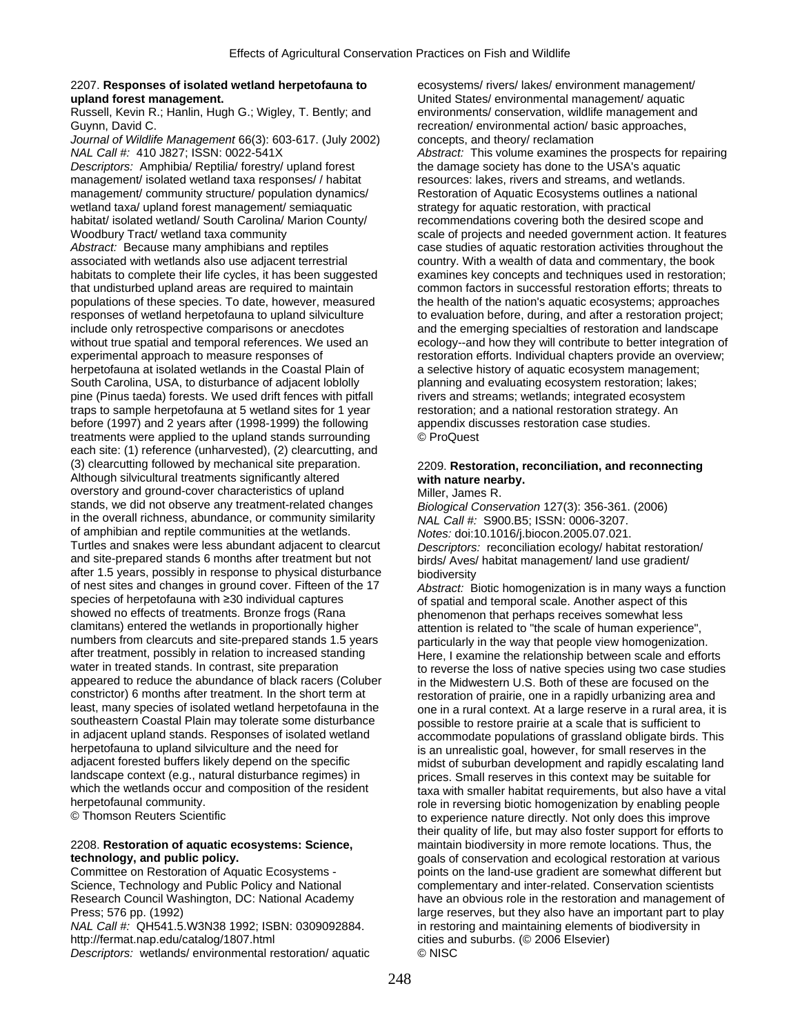2207. **Responses of isolated wetland herpetofauna to upland forest management.**

Russell, Kevin R.; Hanlin, Hugh G.; Wigley, T. Bently; and Guynn, David C.

*Journal of Wildlife Management* 66(3): 603-617. (July 2002)

*NAL Call #:* 410 J827; ISSN: 0022-541X

*Descriptors:* Amphibia/ Reptilia/ forestry/ upland forest management/ isolated wetland taxa responses/ / habitat management/ community structure/ population dynamics/ wetland taxa/ upland forest management/ semiaquatic habitat/ isolated wetland/ South Carolina/ Marion County/ Woodbury Tract/ wetland taxa community

*Abstract:* Because many amphibians and reptiles associated with wetlands also use adjacent terrestrial habitats to complete their life cycles, it has been suggested that undisturbed upland areas are required to maintain populations of these species. To date, however, measured responses of wetland herpetofauna to upland silviculture include only retrospective comparisons or anecdotes without true spatial and temporal references. We used an experimental approach to measure responses of herpetofauna at isolated wetlands in the Coastal Plain of South Carolina, USA, to disturbance of adjacent loblolly pine (Pinus taeda) forests. We used drift fences with pitfall traps to sample herpetofauna at 5 wetland sites for 1 year before (1997) and 2 years after (1998-1999) the following treatments were applied to the upland stands surrounding each site: (1) reference (unharvested), (2) clearcutting, and (3) clearcutting followed by mechanical site preparation. Although silvicultural treatments significantly altered overstory and ground-cover characteristics of upland stands, we did not observe any treatment-related changes in the overall richness, abundance, or community similarity of amphibian and reptile communities at the wetlands. Turtles and snakes were less abundant adjacent to clearcut and site-prepared stands 6 months after treatment but not after 1.5 years, possibly in response to physical disturbance of nest sites and changes in ground cover. Fifteen of the 17 species of herpetofauna with ≥30 individual captures showed no effects of treatments. Bronze frogs (Rana clamitans) entered the wetlands in proportionally higher numbers from clearcuts and site-prepared stands 1.5 years after treatment, possibly in relation to increased standing water in treated stands. In contrast, site preparation appeared to reduce the abundance of black racers (Coluber constrictor) 6 months after treatment. In the short term at least, many species of isolated wetland herpetofauna in the southeastern Coastal Plain may tolerate some disturbance in adjacent upland stands. Responses of isolated wetland herpetofauna to upland silviculture and the need for adjacent forested buffers likely depend on the specific landscape context (e.g., natural disturbance regimes) in which the wetlands occur and composition of the resident herpetofaunal community.

© Thomson Reuters Scientific

2208. **Restoration of aquatic ecosystems: Science, technology, and public policy.**

Committee on Restoration of Aquatic Ecosystems - Science, Technology and Public Policy and National Research Council Washington, DC: National Academy Press; 576 pp. (1992)

*NAL Call #:* QH541.5.W3N38 1992; ISBN: 0309092884.

http://fermat.nap.edu/catalog/1807.html

*Descriptors:* wetlands/ environmental restoration/ aquatic ecosystems/ rivers/ lakes/ environment management/ United States/ environmental management/ aquatic environments/ conservation, wildlife management and recreation/ environmental action/ basic approaches, concepts, and theory/ reclamation

*Abstract:* This volume examines the prospects for repairing the damage society has done to the USA's aquatic resources: lakes, rivers and streams, and wetlands. Restoration of Aquatic Ecosystems outlines a national strategy for aquatic restoration, with practical recommendations covering both the desired scope and scale of projects and needed government action. It features case studies of aquatic restoration activities throughout the country. With a wealth of data and commentary, the book examines key concepts and techniques used in restoration; common factors in successful restoration efforts; threats to the health of the nation's aquatic ecosystems; approaches to evaluation before, during, and after a restoration project; and the emerging specialties of restoration and landscape ecology--and how they will contribute to better integration of restoration efforts. Individual chapters provide an overview; a selective history of aquatic ecosystem management; planning and evaluating ecosystem restoration; lakes; rivers and streams; wetlands; integrated ecosystem restoration; and a national restoration strategy. An appendix discusses restoration case studies.

© ProQuest

2209. **Restoration, reconciliation, and reconnecting with nature nearby.**

Miller, James R.

*Biological Conservation* 127(3): 356-361. (2006)

*NAL Call #:* S900.B5; ISSN: 0006-3207.

*Notes:* doi:10.1016/j.biocon.2005.07.021.

*Descriptors:* reconciliation ecology/ habitat restoration/ birds/ Aves/ habitat management/ land use gradient/ biodiversity

*Abstract:* Biotic homogenization is in many ways a function of spatial and temporal scale. Another aspect of this phenomenon that perhaps receives somewhat less attention is related to "the scale of human experience", particularly in the way that people view homogenization. Here, I examine the relationship between scale and efforts to reverse the loss of native species using two case studies in the Midwestern U.S. Both of these are focused on the restoration of prairie, one in a rapidly urbanizing area and one in a rural context. At a large reserve in a rural area, it is possible to restore prairie at a scale that is sufficient to accommodate populations of grassland obligate birds. This is an unrealistic goal, however, for small reserves in the midst of suburban development and rapidly escalating land prices. Small reserves in this context may be suitable for taxa with smaller habitat requirements, but also have a vital role in reversing biotic homogenization by enabling people to experience nature directly. Not only does this improve their quality of life, but may also foster support for efforts to maintain biodiversity in more remote locations. Thus, the goals of conservation and ecological restoration at various points on the land-use gradient are somewhat different but complementary and inter-related. Conservation scientists have an obvious role in the restoration and management of large reserves, but they also have an important part to play in restoring and maintaining elements of biodiversity in cities and suburbs. (© 2006 Elsevier)

© NISC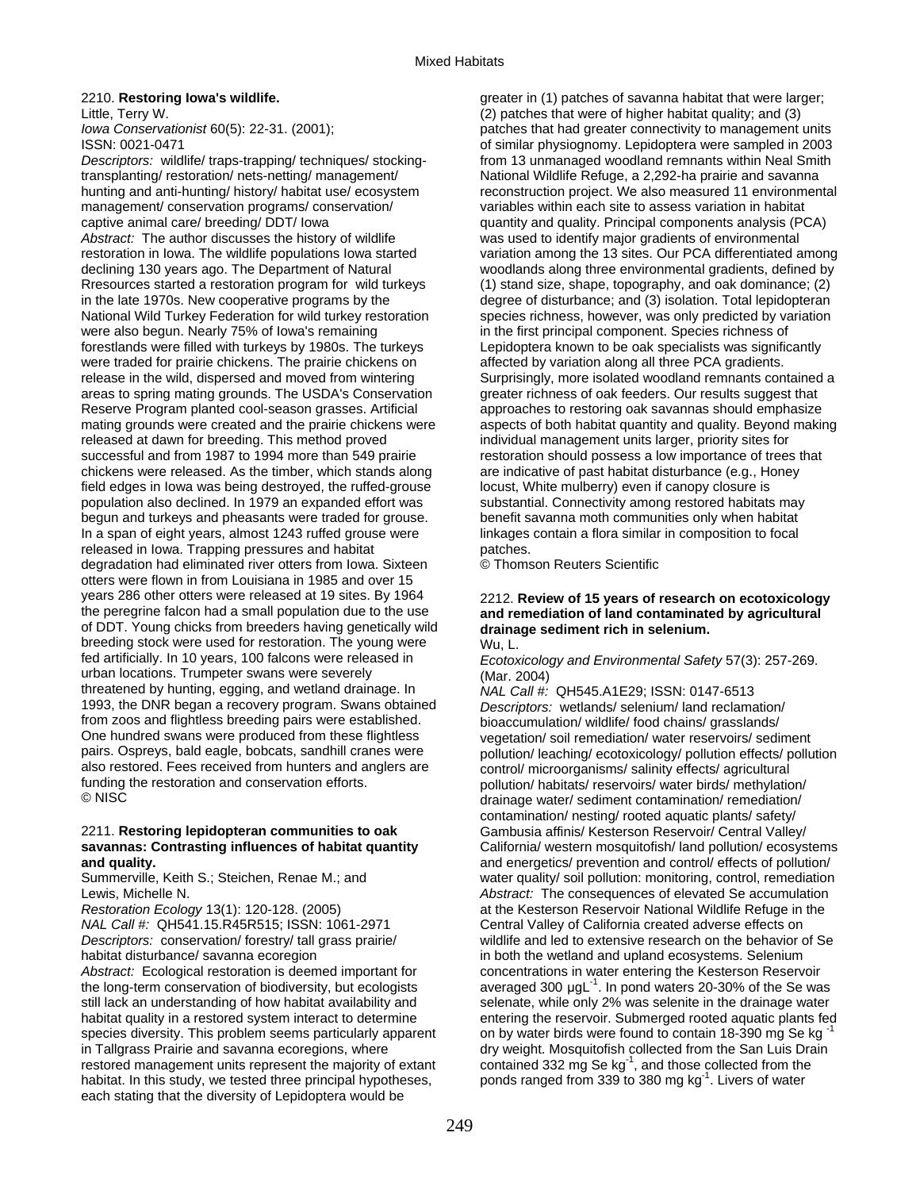2210. **Restoring Iowa's wildlife.**
Little, Terry W.
*Iowa Conservationist* 60(5): 22-31. (2001);
ISSN: 0021-0471
*Descriptors:* wildlife/ traps-trapping/ techniques/ stocking-transplanting/ restoration/ nets-netting/ management/ hunting and anti-hunting/ history/ habitat use/ ecosystem management/ conservation programs/ conservation/ captive animal care/ breeding/ DDT/ Iowa
*Abstract:* The author discusses the history of wildlife restoration in Iowa. The wildlife populations Iowa started declining 130 years ago. The Department of Natural Rresources started a restoration program for wild turkeys in the late 1970s. New cooperative programs by the National Wild Turkey Federation for wild turkey restoration were also begun. Nearly 75% of Iowa's remaining forestlands were filled with turkeys by 1980s. The turkeys were traded for prairie chickens. The prairie chickens on release in the wild, dispersed and moved from wintering areas to spring mating grounds. The USDA's Conservation Reserve Program planted cool-season grasses. Artificial mating grounds were created and the prairie chickens were released at dawn for breeding. This method proved successful and from 1987 to 1994 more than 549 prairie chickens were released. As the timber, which stands along field edges in Iowa was being destroyed, the ruffed-grouse population also declined. In 1979 an expanded effort was begun and turkeys and pheasants were traded for grouse. In a span of eight years, almost 1243 ruffed grouse were released in Iowa. Trapping pressures and habitat degradation had eliminated river otters from Iowa. Sixteen otters were flown in from Louisiana in 1985 and over 15 years 286 other otters were released at 19 sites. By 1964 the peregrine falcon had a small population due to the use of DDT. Young chicks from breeders having genetically wild breeding stock were used for restoration. The young were fed artificially. In 10 years, 100 falcons were released in urban locations. Trumpeter swans were severely threatened by hunting, egging, and wetland drainage. In 1993, the DNR began a recovery program. Swans obtained from zoos and flightless breeding pairs were established. One hundred swans were produced from these flightless pairs. Ospreys, bald eagle, bobcats, sandhill cranes were also restored. Fees received from hunters and anglers are funding the restoration and conservation efforts.
© NISC

2211. **Restoring lepidopteran communities to oak savannas: Contrasting influences of habitat quantity and quality.**
Summerville, Keith S.; Steichen, Renae M.; and Lewis, Michelle N.
*Restoration Ecology* 13(1): 120-128. (2005)
*NAL Call #:* QH541.15.R45R515; ISSN: 1061-2971
*Descriptors:* conservation/ forestry/ tall grass prairie/ habitat disturbance/ savanna ecoregion
*Abstract:* Ecological restoration is deemed important for the long-term conservation of biodiversity, but ecologists still lack an understanding of how habitat availability and habitat quality in a restored system interact to determine species diversity. This problem seems particularly apparent in Tallgrass Prairie and savanna ecoregions, where restored management units represent the majority of extant habitat. In this study, we tested three principal hypotheses, each stating that the diversity of Lepidoptera would be greater in (1) patches of savanna habitat that were larger; (2) patches that were of higher habitat quality; and (3) patches that had greater connectivity to management units of similar physiognomy. Lepidoptera were sampled in 2003 from 13 unmanaged woodland remnants within Neal Smith National Wildlife Refuge, a 2,292-ha prairie and savanna reconstruction project. We also measured 11 environmental variables within each site to assess variation in habitat quantity and quality. Principal components analysis (PCA) was used to identify major gradients of environmental variation among the 13 sites. Our PCA differentiated among woodlands along three environmental gradients, defined by (1) stand size, shape, topography, and oak dominance; (2) degree of disturbance; and (3) isolation. Total lepidopteran species richness, however, was only predicted by variation in the first principal component. Species richness of Lepidoptera known to be oak specialists was significantly affected by variation along all three PCA gradients. Surprisingly, more isolated woodland remnants contained a greater richness of oak feeders. Our results suggest that approaches to restoring oak savannas should emphasize aspects of both habitat quantity and quality. Beyond making individual management units larger, priority sites for restoration should possess a low importance of trees that are indicative of past habitat disturbance (e.g., Honey locust, White mulberry) even if canopy closure is substantial. Connectivity among restored habitats may benefit savanna moth communities only when habitat linkages contain a flora similar in composition to focal patches.
© Thomson Reuters Scientific

2212. **Review of 15 years of research on ecotoxicology and remediation of land contaminated by agricultural drainage sediment rich in selenium.**
Wu, L.
*Ecotoxicology and Environmental Safety* 57(3): 257-269. (Mar. 2004)
*NAL Call #:* QH545.A1E29; ISSN: 0147-6513
*Descriptors:* wetlands/ selenium/ land reclamation/ bioaccumulation/ wildlife/ food chains/ grasslands/ vegetation/ soil remediation/ water reservoirs/ sediment pollution/ leaching/ ecotoxicology/ pollution effects/ pollution control/ microorganisms/ salinity effects/ agricultural pollution/ habitats/ reservoirs/ water birds/ methylation/ drainage water/ sediment contamination/ remediation/ contamination/ nesting/ rooted aquatic plants/ safety/ Gambusia affinis/ Kesterson Reservoir/ Central Valley/ California/ western mosquitofish/ land pollution/ ecosystems and energetics/ prevention and control/ effects of pollution/ water quality/ soil pollution: monitoring, control, remediation
*Abstract:* The consequences of elevated Se accumulation at the Kesterson Reservoir National Wildlife Refuge in the Central Valley of California created adverse effects on wildlife and led to extensive research on the behavior of Se in both the wetland and upland ecosystems. Selenium concentrations in water entering the Kesterson Reservoir averaged 300 $\mu g L^{-1}$. In pond waters 20-30% of the Se was selenate, while only 2% was selenite in the drainage water entering the reservoir. Submerged rooted aquatic plants fed on by water birds were found to contain 18-390 mg Se $kg^{-1}$ dry weight. Mosquitofish collected from the San Luis Drain contained 332 mg Se $kg^{-1}$, and those collected from the ponds ranged from 339 to 380 mg $kg^{-1}$. Livers of water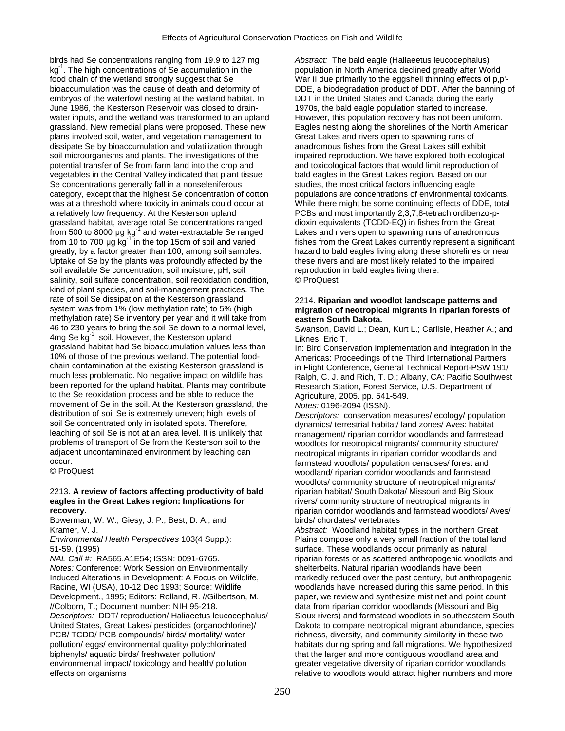birds had Se concentrations ranging from 19.9 to 127 mg $kg^{-1}$. The high concentrations of Se accumulation in the food chain of the wetland strongly suggest that Se bioaccumulation was the cause of death and deformity of embryos of the waterfowl nesting at the wetland habitat. In June 1986, the Kesterson Reservoir was closed to drain-water inputs, and the wetland was transformed to an upland grassland. New remedial plans were proposed. These new plans involved soil, water, and vegetation management to dissipate Se by bioaccumulation and volatilization through soil microorganisms and plants. The investigations of the potential transfer of Se from farm land into the crop and vegetables in the Central Valley indicated that plant tissue Se concentrations generally fall in a nonseleniferous category, except that the highest Se concentration of cotton was at a threshold where toxicity in animals could occur at a relatively low frequency. At the Kesterson upland grassland habitat, average total Se concentrations ranged from 500 to 8000 µg $kg^{-1}$ and water-extractable Se ranged from 10 to 700 µg $kg^{-1}$ in the top 15cm of soil and varied greatly, by a factor greater than 100, among soil samples. Uptake of Se by the plants was profoundly affected by the soil available Se concentration, soil moisture, pH, soil salinity, soil sulfate concentration, soil reoxidation condition, kind of plant species, and soil-management practices. The rate of soil Se dissipation at the Kesterson grassland system was from 1% (low methylation rate) to 5% (high methylation rate) Se inventory per year and it will take from 46 to 230 years to bring the soil Se down to a normal level, 4mg Se $kg^{-1}$ soil. However, the Kesterson upland grassland habitat had Se bioaccumulation values less than 10% of those of the previous wetland. The potential food-chain contamination at the existing Kesterson grassland is much less problematic. No negative impact on wildlife has been reported for the upland habitat. Plants may contribute to the Se reoxidation process and be able to reduce the movement of Se in the soil. At the Kesterson grassland, the distribution of soil Se is extremely uneven; high levels of soil Se concentrated only in isolated spots. Therefore, leaching of soil Se is not at an area level. It is unlikely that problems of transport of Se from the Kesterson soil to the adjacent uncontaminated environment by leaching can occur.
© ProQuest

2213. **A review of factors affecting productivity of bald eagles in the Great Lakes region: Implications for recovery.**
Bowerman, W. W.; Giesy, J. P.; Best, D. A.; and Kramer, V. J.
*Environmental Health Perspectives* 103(4 Supp.): 51-59. (1995)
*NAL Call #:* RA565.A1E54; ISSN: 0091-6765.
*Notes:* Conference: Work Session on Environmentally Induced Alterations in Development: A Focus on Wildlife, Racine, WI (USA), 10-12 Dec 1993; Source: Wildlife Development., 1995; Editors: Rolland, R. //Gilbertson, M. //Colborn, T.; Document number: NIH 95-218.
*Descriptors:* DDT/ reproduction/ Haliaeetus leucocephalus/ United States, Great Lakes/ pesticides (organochlorine)/ PCB/ TCDD/ PCB compounds/ birds/ mortality/ water pollution/ eggs/ environmental quality/ polychlorinated biphenyls/ aquatic birds/ freshwater pollution/ environmental impact/ toxicology and health/ pollution effects on organisms
*Abstract:* The bald eagle (Haliaeetus leucocephalus) population in North America declined greatly after World War II due primarily to the eggshell thinning effects of p,p'-DDE, a biodegradation product of DDT. After the banning of DDT in the United States and Canada during the early 1970s, the bald eagle population started to increase. However, this population recovery has not been uniform. Eagles nesting along the shorelines of the North American Great Lakes and rivers open to spawning runs of anadromous fishes from the Great Lakes still exhibit impaired reproduction. We have explored both ecological and toxicological factors that would limit reproduction of bald eagles in the Great Lakes region. Based on our studies, the most critical factors influencing eagle populations are concentrations of environmental toxicants. While there might be some continuing effects of DDE, total PCBs and most importantly 2,3,7,8-tetrachlordibenzo-p-dioxin equivalents (TCDD-EQ) in fishes from the Great Lakes and rivers open to spawning runs of anadromous fishes from the Great Lakes currently represent a significant hazard to bald eagles living along these shorelines or near these rivers and are most likely related to the impaired reproduction in bald eagles living there.
© ProQuest

2214. **Riparian and woodlot landscape patterns and migration of neotropical migrants in riparian forests of eastern South Dakota.**
Swanson, David L.; Dean, Kurt L.; Carlisle, Heather A.; and Liknes, Eric T.
In: Bird Conservation Implementation and Integration in the Americas: Proceedings of the Third International Partners in Flight Conference, General Technical Report-PSW 191/ Ralph, C. J. and Rich, T. D.; Albany, CA: Pacific Southwest Research Station, Forest Service, U.S. Department of Agriculture, 2005. pp. 541-549.
*Notes:* 0196-2094 (ISSN).
*Descriptors:* conservation measures/ ecology/ population dynamics/ terrestrial habitat/ land zones/ Aves: habitat management/ riparian corridor woodlands and farmstead woodlots for neotropical migrants/ community structure/ neotropical migrants in riparian corridor woodlands and farmstead woodlots/ population censuses/ forest and woodland/ riparian corridor woodlands and farmstead woodlots/ community structure of neotropical migrants/ riparian habitat/ South Dakota/ Missouri and Big Sioux rivers/ community structure of neotropical migrants in riparian corridor woodlands and farmstead woodlots/ Aves/ birds/ chordates/ vertebrates
*Abstract:* Woodland habitat types in the northern Great Plains compose only a very small fraction of the total land surface. These woodlands occur primarily as natural riparian forests or as scattered anthropogenic woodlots and shelterbelts. Natural riparian woodlands have been markedly reduced over the past century, but anthropogenic woodlands have increased during this same period. In this paper, we review and synthesize mist net and point count data from riparian corridor woodlands (Missouri and Big Sioux rivers) and farmstead woodlots in southeastern South Dakota to compare neotropical migrant abundance, species richness, diversity, and community similarity in these two habitats during spring and fall migrations. We hypothesized that the larger and more contiguous woodland area and greater vegetative diversity of riparian corridor woodlands relative to woodlots would attract higher numbers and more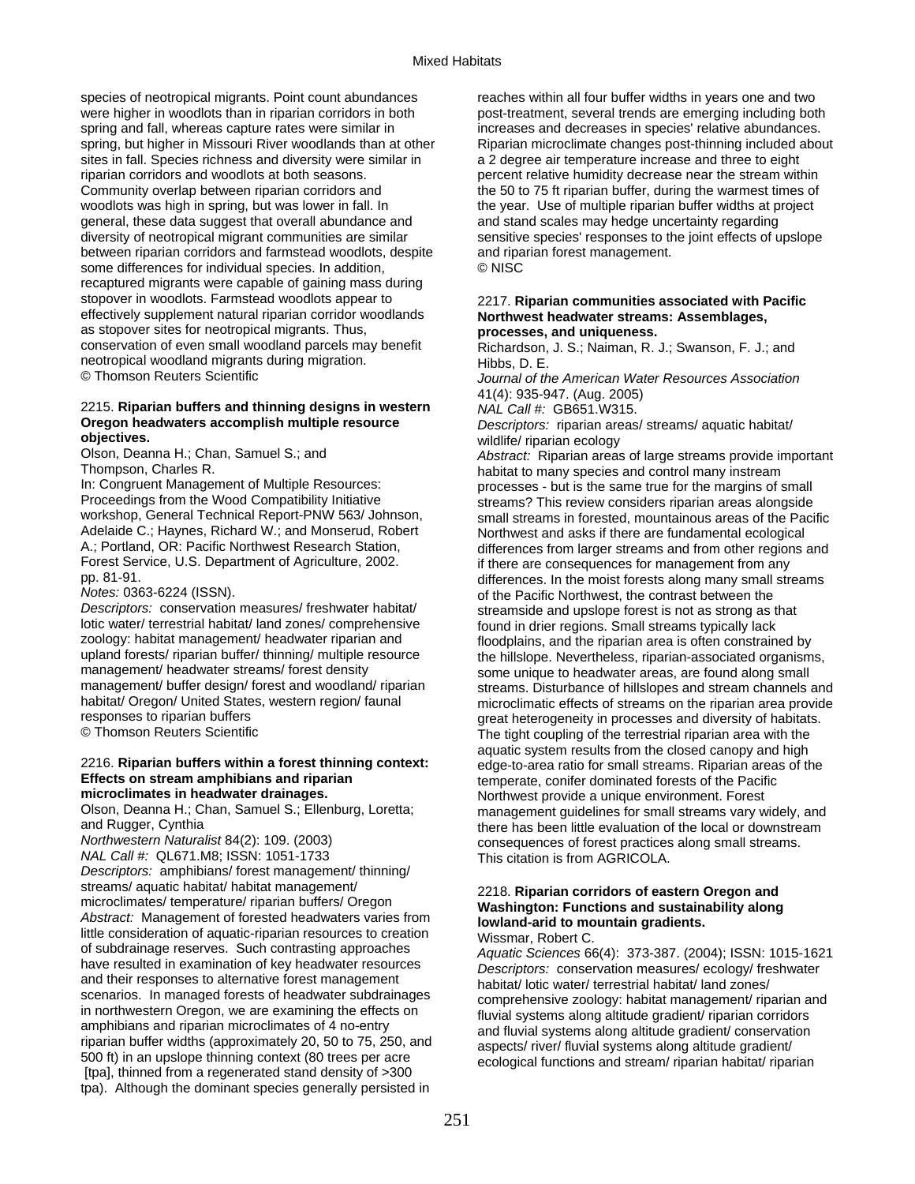species of neotropical migrants. Point count abundances were higher in woodlots than in riparian corridors in both spring and fall, whereas capture rates were similar in spring, but higher in Missouri River woodlands than at other sites in fall. Species richness and diversity were similar in riparian corridors and woodlots at both seasons. Community overlap between riparian corridors and woodlots was high in spring, but was lower in fall. In general, these data suggest that overall abundance and diversity of neotropical migrant communities are similar between riparian corridors and farmstead woodlots, despite some differences for individual species. In addition, recaptured migrants were capable of gaining mass during stopover in woodlots. Farmstead woodlots appear to effectively supplement natural riparian corridor woodlands as stopover sites for neotropical migrants. Thus, conservation of even small woodland parcels may benefit neotropical woodland migrants during migration.
© Thomson Reuters Scientific

2215. **Riparian buffers and thinning designs in western Oregon headwaters accomplish multiple resource objectives.**
Olson, Deanna H.; Chan, Samuel S.; and Thompson, Charles R.
In: Congruent Management of Multiple Resources: Proceedings from the Wood Compatibility Initiative workshop, General Technical Report-PNW 563/ Johnson, Adelaide C.; Haynes, Richard W.; and Monserud, Robert A.; Portland, OR: Pacific Northwest Research Station, Forest Service, U.S. Department of Agriculture, 2002. pp. 81-91.
*Notes:* 0363-6224 (ISSN).
*Descriptors:* conservation measures/ freshwater habitat/ lotic water/ terrestrial habitat/ land zones/ comprehensive zoology: habitat management/ headwater riparian and upland forests/ riparian buffer/ thinning/ multiple resource management/ headwater streams/ forest density management/ buffer design/ forest and woodland/ riparian habitat/ Oregon/ United States, western region/ faunal responses to riparian buffers
© Thomson Reuters Scientific

2216. **Riparian buffers within a forest thinning context: Effects on stream amphibians and riparian microclimates in headwater drainages.**
Olson, Deanna H.; Chan, Samuel S.; Ellenburg, Loretta; and Rugger, Cynthia
*Northwestern Naturalist* 84(2): 109. (2003)
*NAL Call #:* QL671.M8; ISSN: 1051-1733
*Descriptors:* amphibians/ forest management/ thinning/ streams/ aquatic habitat/ habitat management/ microclimates/ temperature/ riparian buffers/ Oregon
*Abstract:* Management of forested headwaters varies from little consideration of aquatic-riparian resources to creation of subdrainage reserves. Such contrasting approaches have resulted in examination of key headwater resources and their responses to alternative forest management scenarios. In managed forests of headwater subdrainages in northwestern Oregon, we are examining the effects on amphibians and riparian microclimates of 4 no-entry riparian buffer widths (approximately 20, 50 to 75, 250, and 500 ft) in an upslope thinning context (80 trees per acre [tpa], thinned from a regenerated stand density of >300 tpa). Although the dominant species generally persisted in reaches within all four buffer widths in years one and two post-treatment, several trends are emerging including both increases and decreases in species' relative abundances. Riparian microclimate changes post-thinning included about a 2 degree air temperature increase and three to eight percent relative humidity decrease near the stream within the 50 to 75 ft riparian buffer, during the warmest times of the year. Use of multiple riparian buffer widths at project and stand scales may hedge uncertainty regarding sensitive species' responses to the joint effects of upslope and riparian forest management.
© NISC

2217. **Riparian communities associated with Pacific Northwest headwater streams: Assemblages, processes, and uniqueness.**
Richardson, J. S.; Naiman, R. J.; Swanson, F. J.; and Hibbs, D. E.
*Journal of the American Water Resources Association* 41(4): 935-947. (Aug. 2005)
*NAL Call #:* GB651.W315.
*Descriptors:* riparian areas/ streams/ aquatic habitat/ wildlife/ riparian ecology
*Abstract:* Riparian areas of large streams provide important habitat to many species and control many instream processes - but is the same true for the margins of small streams? This review considers riparian areas alongside small streams in forested, mountainous areas of the Pacific Northwest and asks if there are fundamental ecological differences from larger streams and from other regions and if there are consequences for management from any differences. In the moist forests along many small streams of the Pacific Northwest, the contrast between the streamside and upslope forest is not as strong as that found in drier regions. Small streams typically lack floodplains, and the riparian area is often constrained by the hillslope. Nevertheless, riparian-associated organisms, some unique to headwater areas, are found along small streams. Disturbance of hillslopes and stream channels and microclimatic effects of streams on the riparian area provide great heterogeneity in processes and diversity of habitats. The tight coupling of the terrestrial riparian area with the aquatic system results from the closed canopy and high edge-to-area ratio for small streams. Riparian areas of the temperate, conifer dominated forests of the Pacific Northwest provide a unique environment. Forest management guidelines for small streams vary widely, and there has been little evaluation of the local or downstream consequences of forest practices along small streams.
This citation is from AGRICOLA.

2218. **Riparian corridors of eastern Oregon and Washington: Functions and sustainability along lowland-arid to mountain gradients.**
Wissmar, Robert C.
*Aquatic Sciences* 66(4): 373-387. (2004); ISSN: 1015-1621
*Descriptors:* conservation measures/ ecology/ freshwater habitat/ lotic water/ terrestrial habitat/ land zones/ comprehensive zoology: habitat management/ riparian and fluvial systems along altitude gradient/ riparian corridors and fluvial systems along altitude gradient/ conservation aspects/ river/ fluvial systems along altitude gradient/ ecological functions and stream/ riparian habitat/ riparian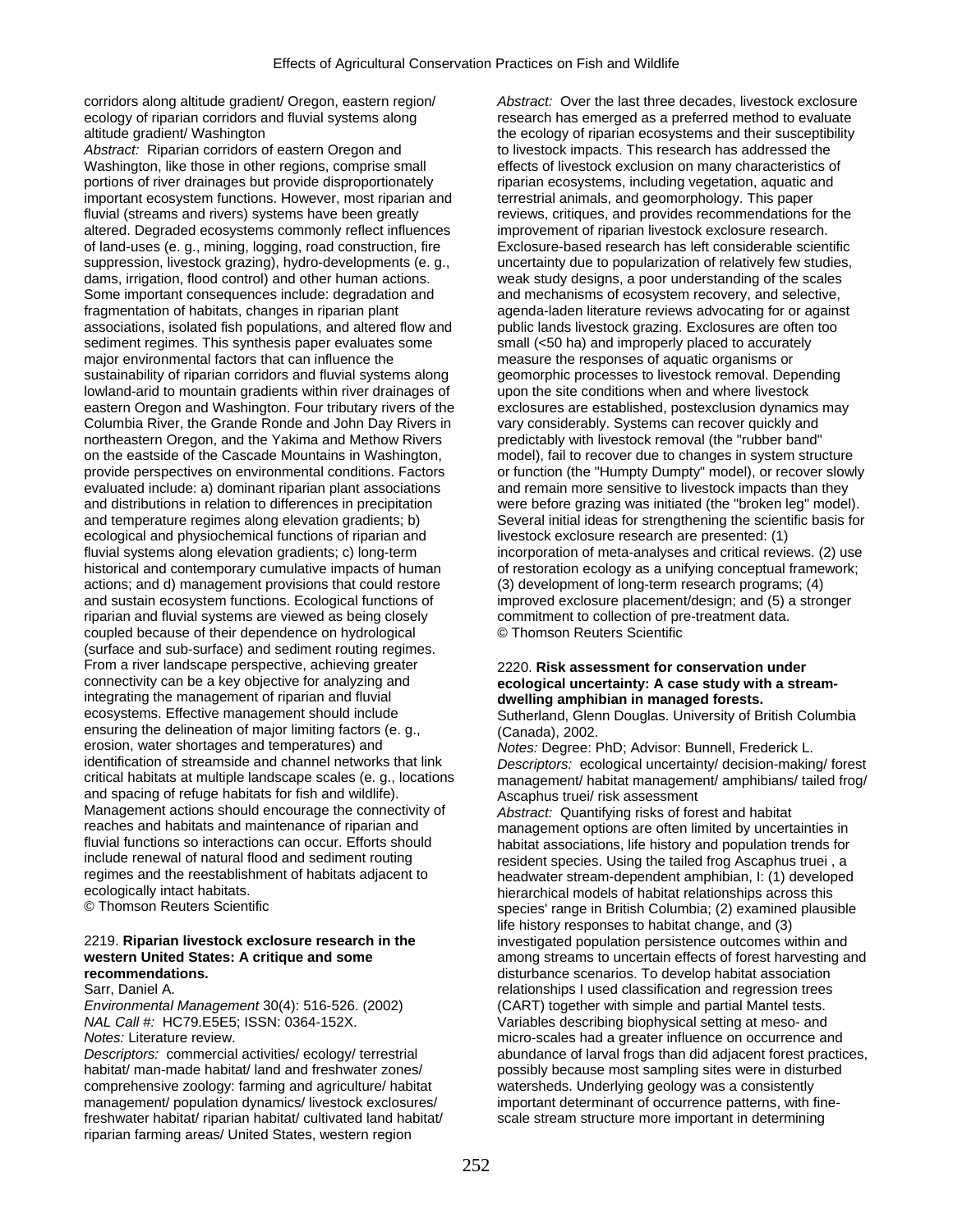corridors along altitude gradient/ Oregon, eastern region/ ecology of riparian corridors and fluvial systems along altitude gradient/ Washington

*Abstract:* Riparian corridors of eastern Oregon and Washington, like those in other regions, comprise small portions of river drainages but provide disproportionately important ecosystem functions. However, most riparian and fluvial (streams and rivers) systems have been greatly altered. Degraded ecosystems commonly reflect influences of land-uses (e. g., mining, logging, road construction, fire suppression, livestock grazing), hydro-developments (e. g., dams, irrigation, flood control) and other human actions. Some important consequences include: degradation and fragmentation of habitats, changes in riparian plant associations, isolated fish populations, and altered flow and sediment regimes. This synthesis paper evaluates some major environmental factors that can influence the sustainability of riparian corridors and fluvial systems along lowland-arid to mountain gradients within river drainages of eastern Oregon and Washington. Four tributary rivers of the Columbia River, the Grande Ronde and John Day Rivers in northeastern Oregon, and the Yakima and Methow Rivers on the eastside of the Cascade Mountains in Washington, provide perspectives on environmental conditions. Factors evaluated include: a) dominant riparian plant associations and distributions in relation to differences in precipitation and temperature regimes along elevation gradients; b) ecological and physiochemical functions of riparian and fluvial systems along elevation gradients; c) long-term historical and contemporary cumulative impacts of human actions; and d) management provisions that could restore and sustain ecosystem functions. Ecological functions of riparian and fluvial systems are viewed as being closely coupled because of their dependence on hydrological (surface and sub-surface) and sediment routing regimes. From a river landscape perspective, achieving greater connectivity can be a key objective for analyzing and integrating the management of riparian and fluvial ecosystems. Effective management should include ensuring the delineation of major limiting factors (e. g., erosion, water shortages and temperatures) and identification of streamside and channel networks that link critical habitats at multiple landscape scales (e. g., locations and spacing of refuge habitats for fish and wildlife). Management actions should encourage the connectivity of reaches and habitats and maintenance of riparian and fluvial functions so interactions can occur. Efforts should include renewal of natural flood and sediment routing regimes and the reestablishment of habitats adjacent to ecologically intact habitats.
© Thomson Reuters Scientific

2219. **Riparian livestock exclosure research in the western United States: A critique and some recommendations.**
Sarr, Daniel A.
*Environmental Management* 30(4): 516-526. (2002)
*NAL Call #:* HC79.E5E5; ISSN: 0364-152X.
*Notes:* Literature review.
*Descriptors:* commercial activities/ ecology/ terrestrial habitat/ man-made habitat/ land and freshwater zones/ comprehensive zoology: farming and agriculture/ habitat management/ population dynamics/ livestock exclosures/ freshwater habitat/ riparian habitat/ cultivated land habitat/ riparian farming areas/ United States, western region
*Abstract:* Over the last three decades, livestock exclosure research has emerged as a preferred method to evaluate the ecology of riparian ecosystems and their susceptibility to livestock impacts. This research has addressed the effects of livestock exclusion on many characteristics of riparian ecosystems, including vegetation, aquatic and terrestrial animals, and geomorphology. This paper reviews, critiques, and provides recommendations for the improvement of riparian livestock exclosure research. Exclosure-based research has left considerable scientific uncertainty due to popularization of relatively few studies, weak study designs, a poor understanding of the scales and mechanisms of ecosystem recovery, and selective, agenda-laden literature reviews advocating for or against public lands livestock grazing. Exclosures are often too small (<50 ha) and improperly placed to accurately measure the responses of aquatic organisms or geomorphic processes to livestock removal. Depending upon the site conditions when and where livestock exclosures are established, postexclusion dynamics may vary considerably. Systems can recover quickly and predictably with livestock removal (the "rubber band" model), fail to recover due to changes in system structure or function (the "Humpty Dumpty" model), or recover slowly and remain more sensitive to livestock impacts than they were before grazing was initiated (the "broken leg" model). Several initial ideas for strengthening the scientific basis for livestock exclosure research are presented: (1) incorporation of meta-analyses and critical reviews. (2) use of restoration ecology as a unifying conceptual framework; (3) development of long-term research programs; (4) improved exclosure placement/design; and (5) a stronger commitment to collection of pre-treatment data.
© Thomson Reuters Scientific

2220. **Risk assessment for conservation under ecological uncertainty: A case study with a stream-dwelling amphibian in managed forests.**
Sutherland, Glenn Douglas. University of British Columbia (Canada), 2002.
*Notes:* Degree: PhD; Advisor: Bunnell, Frederick L.
*Descriptors:* ecological uncertainty/ decision-making/ forest management/ habitat management/ amphibians/ tailed frog/ Ascaphus truei/ risk assessment
*Abstract:* Quantifying risks of forest and habitat management options are often limited by uncertainties in habitat associations, life history and population trends for resident species. Using the tailed frog Ascaphus truei , a headwater stream-dependent amphibian, I: (1) developed hierarchical models of habitat relationships across this species' range in British Columbia; (2) examined plausible life history responses to habitat change, and (3) investigated population persistence outcomes within and among streams to uncertain effects of forest harvesting and disturbance scenarios. To develop habitat association relationships I used classification and regression trees (CART) together with simple and partial Mantel tests. Variables describing biophysical setting at meso- and micro-scales had a greater influence on occurrence and abundance of larval frogs than did adjacent forest practices, possibly because most sampling sites were in disturbed watersheds. Underlying geology was a consistently important determinant of occurrence patterns, with fine-scale stream structure more important in determining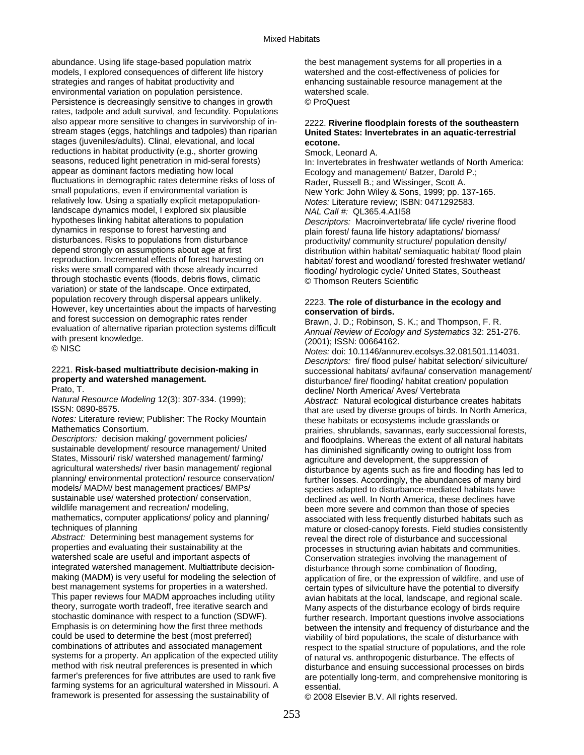abundance. Using life stage-based population matrix models, I explored consequences of different life history strategies and ranges of habitat productivity and environmental variation on population persistence. Persistence is decreasingly sensitive to changes in growth rates, tadpole and adult survival, and fecundity. Populations also appear more sensitive to changes in survivorship of in-stream stages (eggs, hatchlings and tadpoles) than riparian stages (juveniles/adults). Clinal, elevational, and local reductions in habitat productivity (e.g., shorter growing seasons, reduced light penetration in mid-seral forests) appear as dominant factors mediating how local fluctuations in demographic rates determine risks of loss of small populations, even if environmental variation is relatively low. Using a spatially explicit metapopulation-landscape dynamics model, I explored six plausible hypotheses linking habitat alterations to population dynamics in response to forest harvesting and disturbances. Risks to populations from disturbance depend strongly on assumptions about age at first reproduction. Incremental effects of forest harvesting on risks were small compared with those already incurred through stochastic events (floods, debris flows, climatic variation) or state of the landscape. Once extirpated, population recovery through dispersal appears unlikely. However, key uncertainties about the impacts of harvesting and forest succession on demographic rates render evaluation of alternative riparian protection systems difficult with present knowledge.
© NISC

2221. **Risk-based multiattribute decision-making in property and watershed management.**
Prato, T.
*Natural Resource Modeling* 12(3): 307-334. (1999); ISSN: 0890-8575.
*Notes:* Literature review; Publisher: The Rocky Mountain Mathematics Consortium.
*Descriptors:* decision making/ government policies/ sustainable development/ resource management/ United States, Missouri/ risk/ watershed management/ farming/ agricultural watersheds/ river basin management/ regional planning/ environmental protection/ resource conservation/ models/ MADM/ best management practices/ BMPs/ sustainable use/ watershed protection/ conservation, wildlife management and recreation/ modeling, mathematics, computer applications/ policy and planning/ techniques of planning
*Abstract:* Determining best management systems for properties and evaluating their sustainability at the watershed scale are useful and important aspects of integrated watershed management. Multiattribute decision-making (MADM) is very useful for modeling the selection of best management systems for properties in a watershed. This paper reviews four MADM approaches including utility theory, surrogate worth tradeoff, free iterative search and stochastic dominance with respect to a function (SDWF). Emphasis is on determining how the first three methods could be used to determine the best (most preferred) combinations of attributes and associated management systems for a property. An application of the expected utility method with risk neutral preferences is presented in which farmer's preferences for five attributes are used to rank five farming systems for an agricultural watershed in Missouri. A framework is presented for assessing the sustainability of the best management systems for all properties in a watershed and the cost-effectiveness of policies for enhancing sustainable resource management at the watershed scale.
© ProQuest

2222. **Riverine floodplain forests of the southeastern United States: Invertebrates in an aquatic-terrestrial ecotone.**
Smock, Leonard A.
In: Invertebrates in freshwater wetlands of North America: Ecology and management/ Batzer, Darold P.; Rader, Russell B.; and Wissinger, Scott A.
New York: John Wiley & Sons, 1999; pp. 137-165.
*Notes:* Literature review; ISBN: 0471292583.
*NAL Call #:* QL365.4.A1I58
*Descriptors:* Macroinvertebrata/ life cycle/ riverine flood plain forest/ fauna life history adaptations/ biomass/ productivity/ community structure/ population density/ distribution within habitat/ semiaquatic habitat/ flood plain habitat/ forest and woodland/ forested freshwater wetland/ flooding/ hydrologic cycle/ United States, Southeast
© Thomson Reuters Scientific

2223. **The role of disturbance in the ecology and conservation of birds.**
Brawn, J. D.; Robinson, S. K.; and Thompson, F. R.
*Annual Review of Ecology and Systematics* 32: 251-276. (2001); ISSN: 00664162.
*Notes:* doi: 10.1146/annurev.ecolsys.32.081501.114031.
*Descriptors:* fire/ flood pulse/ habitat selection/ silviculture/ successional habitats/ avifauna/ conservation management/ disturbance/ fire/ flooding/ habitat creation/ population decline/ North America/ Aves/ Vertebrata
*Abstract:* Natural ecological disturbance creates habitats that are used by diverse groups of birds. In North America, these habitats or ecosystems include grasslands or prairies, shrublands, savannas, early successional forests, and floodplains. Whereas the extent of all natural habitats has diminished significantly owing to outright loss from agriculture and development, the suppression of disturbance by agents such as fire and flooding has led to further losses. Accordingly, the abundances of many bird species adapted to disturbance-mediated habitats have declined as well. In North America, these declines have been more severe and common than those of species associated with less frequently disturbed habitats such as mature or closed-canopy forests. Field studies consistently reveal the direct role of disturbance and successional processes in structuring avian habitats and communities. Conservation strategies involving the management of disturbance through some combination of flooding, application of fire, or the expression of wildfire, and use of certain types of silviculture have the potential to diversify avian habitats at the local, landscape, and regional scale. Many aspects of the disturbance ecology of birds require further research. Important questions involve associations between the intensity and frequency of disturbance and the viability of bird populations, the scale of disturbance with respect to the spatial structure of populations, and the role of natural vs. anthropogenic disturbance. The effects of disturbance and ensuing successional processes on birds are potentially long-term, and comprehensive monitoring is essential.
© 2008 Elsevier B.V. All rights reserved.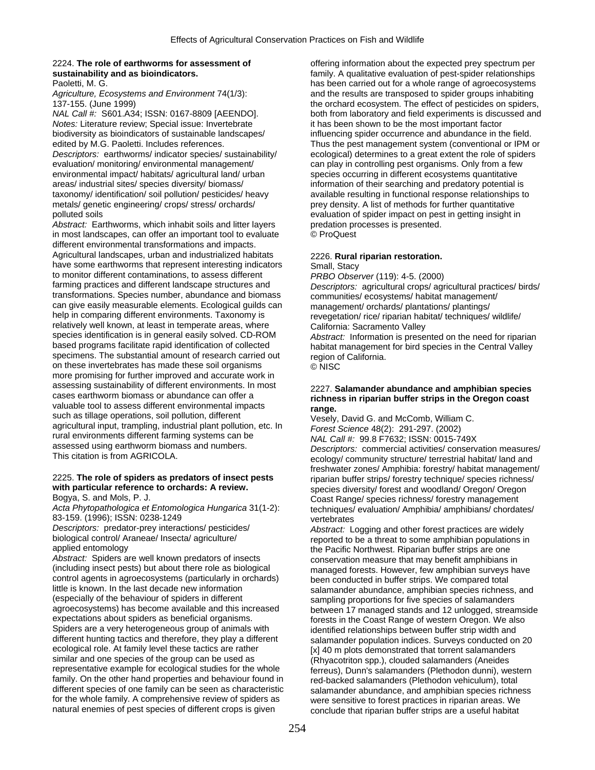2224. **The role of earthworms for assessment of sustainability and as bioindicators.**
Paoletti, M. G.
*Agriculture, Ecosystems and Environment* 74(1/3): 137-155. (June 1999)
*NAL Call #:* S601.A34; ISSN: 0167-8809 [AEENDO].
*Notes:* Literature review; Special issue: Invertebrate biodiversity as bioindicators of sustainable landscapes/ edited by M.G. Paoletti. Includes references.
*Descriptors:* earthworms/ indicator species/ sustainability/ evaluation/ monitoring/ environmental management/ environmental impact/ habitats/ agricultural land/ urban areas/ industrial sites/ species diversity/ biomass/ taxonomy/ identification/ soil pollution/ pesticides/ heavy metals/ genetic engineering/ crops/ stress/ orchards/ polluted soils
*Abstract:* Earthworms, which inhabit soils and litter layers in most landscapes, can offer an important tool to evaluate different environmental transformations and impacts. Agricultural landscapes, urban and industrialized habitats have some earthworms that represent interesting indicators to monitor different contaminations, to assess different farming practices and different landscape structures and transformations. Species number, abundance and biomass can give easily measurable elements. Ecological guilds can help in comparing different environments. Taxonomy is relatively well known, at least in temperate areas, where species identification is in general easily solved. CD-ROM based programs facilitate rapid identification of collected specimens. The substantial amount of research carried out on these invertebrates has made these soil organisms more promising for further improved and accurate work in assessing sustainability of different environments. In most cases earthworm biomass or abundance can offer a valuable tool to assess different environmental impacts such as tillage operations, soil pollution, different agricultural input, trampling, industrial plant pollution, etc. In rural environments different farming systems can be assessed using earthworm biomass and numbers.
This citation is from AGRICOLA.

2225. **The role of spiders as predators of insect pests with particular reference to orchards: A review.**
Bogya, S. and Mols, P. J.
*Acta Phytopathologica et Entomologica Hungarica* 31(1-2): 83-159. (1996); ISSN: 0238-1249
*Descriptors:* predator-prey interactions/ pesticides/ biological control/ Araneae/ Insecta/ agriculture/ applied entomology
*Abstract:* Spiders are well known predators of insects (including insect pests) but about there role as biological control agents in agroecosystems (particularly in orchards) little is known. In the last decade new information (especially of the behaviour of spiders in different agroecosystems) has become available and this increased expectations about spiders as beneficial organisms. Spiders are a very heterogeneous group of animals with different hunting tactics and therefore, they play a different ecological role. At family level these tactics are rather similar and one species of the group can be used as representative example for ecological studies for the whole family. On the other hand properties and behaviour found in different species of one family can be seen as characteristic for the whole family. A comprehensive review of spiders as natural enemies of pest species of different crops is given offering information about the expected prey spectrum per family. A qualitative evaluation of pest-spider relationships has been carried out for a whole range of agroecosystems and the results are transposed to spider groups inhabiting the orchard ecosystem. The effect of pesticides on spiders, both from laboratory and field experiments is discussed and it has been shown to be the most important factor influencing spider occurrence and abundance in the field. Thus the pest management system (conventional or IPM or ecological) determines to a great extent the role of spiders can play in controlling pest organisms. Only from a few species occurring in different ecosystems quantitative information of their searching and predatory potential is available resulting in functional response relationships to prey density. A list of methods for further quantitative evaluation of spider impact on pest in getting insight in predation processes is presented.
© ProQuest

2226. **Rural riparian restoration.**
Small, Stacy
*PRBO Observer* (119): 4-5. (2000)
*Descriptors:* agricultural crops/ agricultural practices/ birds/ communities/ ecosystems/ habitat management/ management/ orchards/ plantations/ plantings/ revegetation/ rice/ riparian habitat/ techniques/ wildlife/ California: Sacramento Valley
*Abstract:* Information is presented on the need for riparian habitat management for bird species in the Central Valley region of California.
© NISC

2227. **Salamander abundance and amphibian species richness in riparian buffer strips in the Oregon coast range.**
Vesely, David G. and McComb, William C.
*Forest Science* 48(2): 291-297. (2002)
*NAL Call #:* 99.8 F7632; ISSN: 0015-749X
*Descriptors:* commercial activities/ conservation measures/ ecology/ community structure/ terrestrial habitat/ land and freshwater zones/ Amphibia: forestry/ habitat management/ riparian buffer strips/ forestry technique/ species richness/ species diversity/ forest and woodland/ Oregon/ Oregon Coast Range/ species richness/ forestry management techniques/ evaluation/ Amphibia/ amphibians/ chordates/ vertebrates
*Abstract:* Logging and other forest practices are widely reported to be a threat to some amphibian populations in the Pacific Northwest. Riparian buffer strips are one conservation measure that may benefit amphibians in managed forests. However, few amphibian surveys have been conducted in buffer strips. We compared total salamander abundance, amphibian species richness, and sampling proportions for five species of salamanders between 17 managed stands and 12 unlogged, streamside forests in the Coast Range of western Oregon. We also identified relationships between buffer strip width and salamander population indices. Surveys conducted on 20 [x] 40 m plots demonstrated that torrent salamanders (Rhyacotriton spp.), clouded salamanders (Aneides ferreus), Dunn's salamanders (Plethodon dunni), western red-backed salamanders (Plethodon vehiculum), total salamander abundance, and amphibian species richness were sensitive to forest practices in riparian areas. We conclude that riparian buffer strips are a useful habitat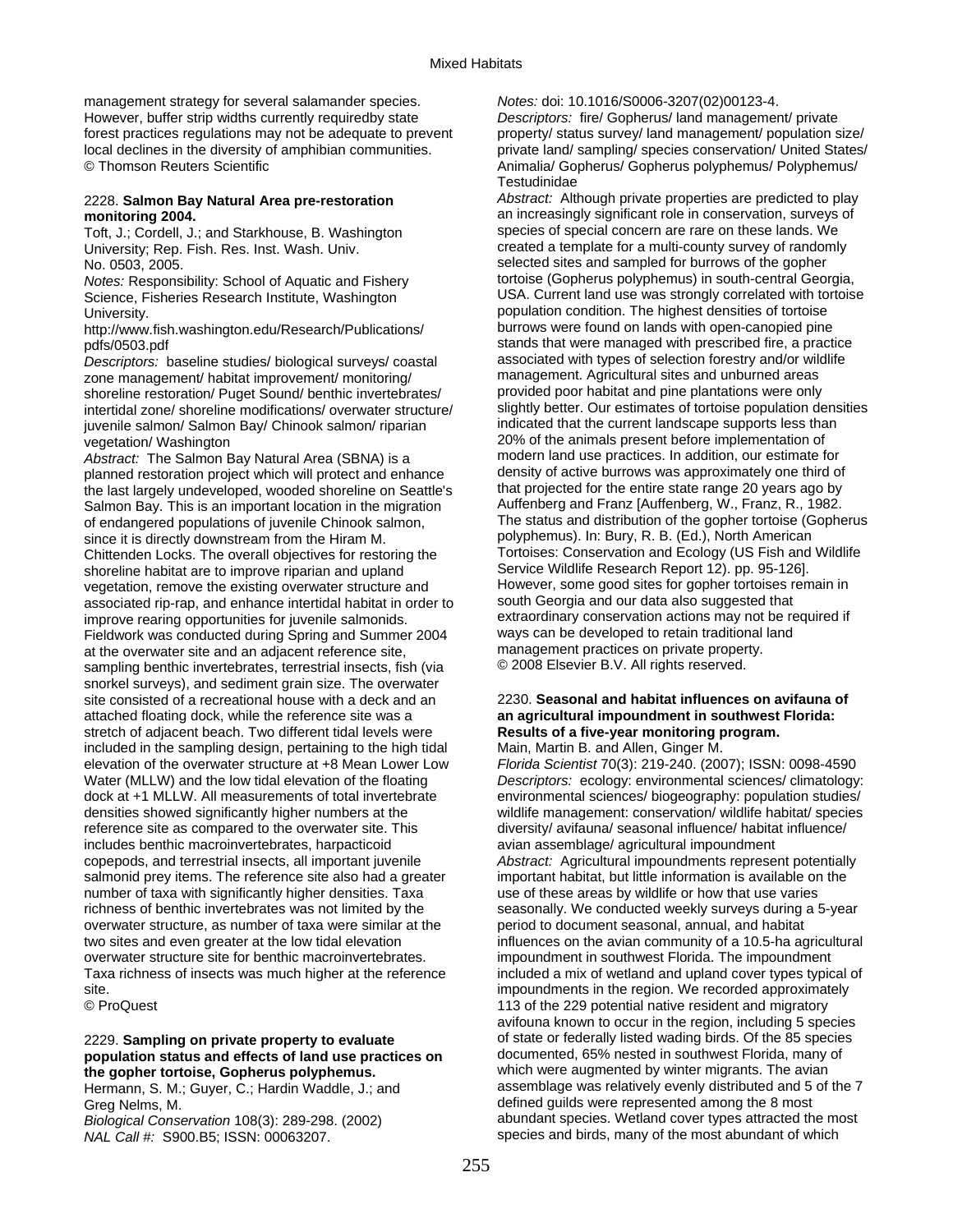management strategy for several salamander species. However, buffer strip widths currently requiredby state forest practices regulations may not be adequate to prevent local declines in the diversity of amphibian communities.
© Thomson Reuters Scientific

2228. **Salmon Bay Natural Area pre-restoration monitoring 2004.**

Toft, J.; Cordell, J.; and Starkhouse, B. Washington University; Rep. Fish. Res. Inst. Wash. Univ. No. 0503, 2005.

*Notes:* Responsibility: School of Aquatic and Fishery Science, Fisheries Research Institute, Washington University.
http://www.fish.washington.edu/Research/Publications/pdfs/0503.pdf

*Descriptors:* baseline studies/ biological surveys/ coastal zone management/ habitat improvement/ monitoring/ shoreline restoration/ Puget Sound/ benthic invertebrates/ intertidal zone/ shoreline modifications/ overwater structure/ juvenile salmon/ Salmon Bay/ Chinook salmon/ riparian vegetation/ Washington

*Abstract:* The Salmon Bay Natural Area (SBNA) is a planned restoration project which will protect and enhance the last largely undeveloped, wooded shoreline on Seattle's Salmon Bay. This is an important location in the migration of endangered populations of juvenile Chinook salmon, since it is directly downstream from the Hiram M. Chittenden Locks. The overall objectives for restoring the shoreline habitat are to improve riparian and upland vegetation, remove the existing overwater structure and associated rip-rap, and enhance intertidal habitat in order to improve rearing opportunities for juvenile salmonids. Fieldwork was conducted during Spring and Summer 2004 at the overwater site and an adjacent reference site, sampling benthic invertebrates, terrestrial insects, fish (via snorkel surveys), and sediment grain size. The overwater site consisted of a recreational house with a deck and an attached floating dock, while the reference site was a stretch of adjacent beach. Two different tidal levels were included in the sampling design, pertaining to the high tidal elevation of the overwater structure at +8 Mean Lower Low Water (MLLW) and the low tidal elevation of the floating dock at +1 MLLW. All measurements of total invertebrate densities showed significantly higher numbers at the reference site as compared to the overwater site. This includes benthic macroinvertebrates, harpacticoid copepods, and terrestrial insects, all important juvenile salmonid prey items. The reference site also had a greater number of taxa with significantly higher densities. Taxa richness of benthic invertebrates was not limited by the overwater structure, as number of taxa were similar at the two sites and even greater at the low tidal elevation overwater structure site for benthic macroinvertebrates. Taxa richness of insects was much higher at the reference site.
© ProQuest

2229. **Sampling on private property to evaluate population status and effects of land use practices on the gopher tortoise, Gopherus polyphemus.**

Hermann, S. M.; Guyer, C.; Hardin Waddle, J.; and Greg Nelms, M.

*Biological Conservation* 108(3): 289-298. (2002)
*NAL Call #:* S900.B5; ISSN: 00063207.
*Notes:* doi: 10.1016/S0006-3207(02)00123-4.

*Descriptors:* fire/ Gopherus/ land management/ private property/ status survey/ land management/ population size/ private land/ sampling/ species conservation/ United States/ Animalia/ Gopherus/ Gopherus polyphemus/ Polyphemus/ Testudinidae

*Abstract:* Although private properties are predicted to play an increasingly significant role in conservation, surveys of species of special concern are rare on these lands. We created a template for a multi-county survey of randomly selected sites and sampled for burrows of the gopher tortoise (Gopherus polyphemus) in south-central Georgia, USA. Current land use was strongly correlated with tortoise population condition. The highest densities of tortoise burrows were found on lands with open-canopied pine stands that were managed with prescribed fire, a practice associated with types of selection forestry and/or wildlife management. Agricultural sites and unburned areas provided poor habitat and pine plantations were only slightly better. Our estimates of tortoise population densities indicated that the current landscape supports less than 20% of the animals present before implementation of modern land use practices. In addition, our estimate for density of active burrows was approximately one third of that projected for the entire state range 20 years ago by Auffenberg and Franz [Auffenberg, W., Franz, R., 1982. The status and distribution of the gopher tortoise (Gopherus polyphemus). In: Bury, R. B. (Ed.), North American Tortoises: Conservation and Ecology (US Fish and Wildlife Service Wildlife Research Report 12). pp. 95-126]. However, some good sites for gopher tortoises remain in south Georgia and our data also suggested that extraordinary conservation actions may not be required if ways can be developed to retain traditional land management practices on private property.
© 2008 Elsevier B.V. All rights reserved.

2230. **Seasonal and habitat influences on avifauna of an agricultural impoundment in southwest Florida: Results of a five-year monitoring program.**

Main, Martin B. and Allen, Ginger M.

*Florida Scientist* 70(3): 219-240. (2007); ISSN: 0098-4590

*Descriptors:* ecology: environmental sciences/ climatology: environmental sciences/ biogeography: population studies/ wildlife management: conservation/ wildlife habitat/ species diversity/ avifauna/ seasonal influence/ habitat influence/ avian assemblage/ agricultural impoundment

*Abstract:* Agricultural impoundments represent potentially important habitat, but little information is available on the use of these areas by wildlife or how that use varies seasonally. We conducted weekly surveys during a 5-year period to document seasonal, annual, and habitat influences on the avian community of a 10.5-ha agricultural impoundment in southwest Florida. The impoundment included a mix of wetland and upland cover types typical of impoundments in the region. We recorded approximately 113 of the 229 potential native resident and migratory avifouna known to occur in the region, including 5 species of state or federally listed wading birds. Of the 85 species documented, 65% nested in southwest Florida, many of which were augmented by winter migrants. The avian assemblage was relatively evenly distributed and 5 of the 7 defined guilds were represented among the 8 most abundant species. Wetland cover types attracted the most species and birds, many of the most abundant of which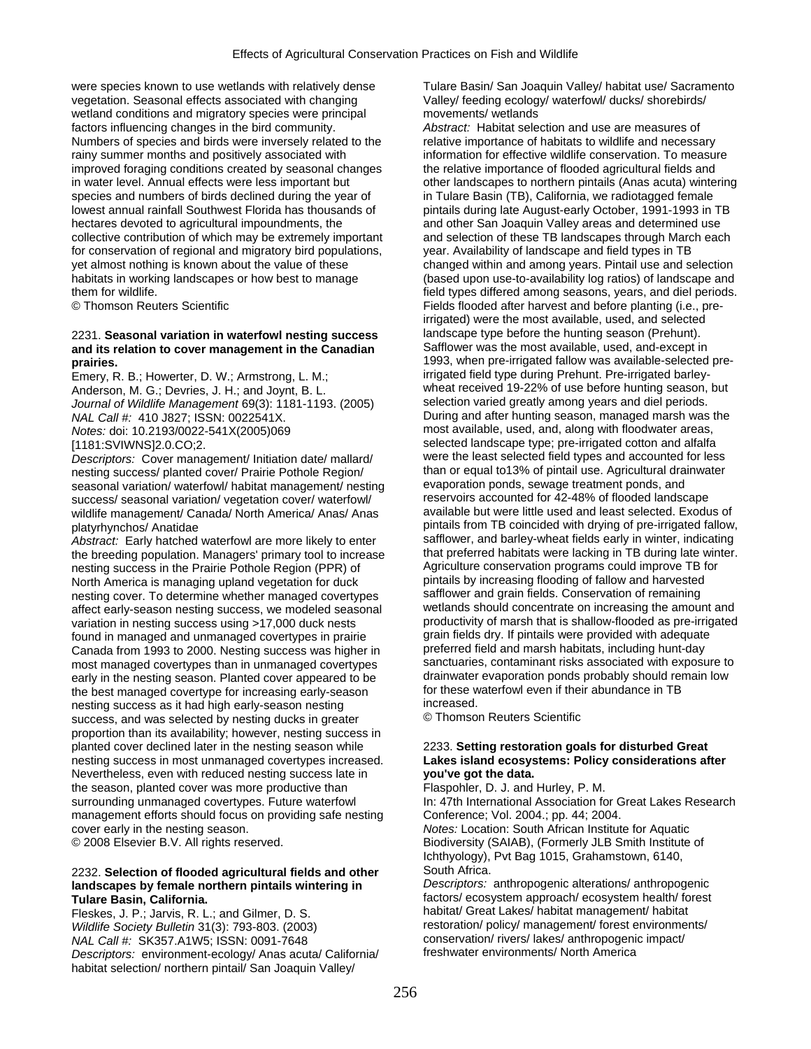were species known to use wetlands with relatively dense vegetation. Seasonal effects associated with changing wetland conditions and migratory species were principal factors influencing changes in the bird community. Numbers of species and birds were inversely related to the rainy summer months and positively associated with improved foraging conditions created by seasonal changes in water level. Annual effects were less important but species and numbers of birds declined during the year of lowest annual rainfall Southwest Florida has thousands of hectares devoted to agricultural impoundments, the collective contribution of which may be extremely important for conservation of regional and migratory bird populations, yet almost nothing is known about the value of these habitats in working landscapes or how best to manage them for wildlife.
© Thomson Reuters Scientific

2231. **Seasonal variation in waterfowl nesting success and its relation to cover management in the Canadian prairies.**
Emery, R. B.; Howerter, D. W.; Armstrong, L. M.; Anderson, M. G.; Devries, J. H.; and Joynt, B. L.
*Journal of Wildlife Management* 69(3): 1181-1193. (2005)
*NAL Call #:* 410 J827; ISSN: 0022541X.
*Notes:* doi: 10.2193/0022-541X(2005)069[1181:SVIWNS]2.0.CO;2.
*Descriptors:* Cover management/ Initiation date/ mallard/ nesting success/ planted cover/ Prairie Pothole Region/ seasonal variation/ waterfowl/ habitat management/ nesting success/ seasonal variation/ vegetation cover/ waterfowl/ wildlife management/ Canada/ North America/ Anas/ Anas platyrhynchos/ Anatidae
*Abstract:* Early hatched waterfowl are more likely to enter the breeding population. Managers' primary tool to increase nesting success in the Prairie Pothole Region (PPR) of North America is managing upland vegetation for duck nesting cover. To determine whether managed covertypes affect early-season nesting success, we modeled seasonal variation in nesting success using >17,000 duck nests found in managed and unmanaged covertypes in prairie Canada from 1993 to 2000. Nesting success was higher in most managed covertypes than in unmanaged covertypes early in the nesting season. Planted cover appeared to be the best managed covertype for increasing early-season nesting success as it had high early-season nesting success, and was selected by nesting ducks in greater proportion than its availability; however, nesting success in planted cover declined later in the nesting season while nesting success in most unmanaged covertypes increased. Nevertheless, even with reduced nesting success late in the season, planted cover was more productive than surrounding unmanaged covertypes. Future waterfowl management efforts should focus on providing safe nesting cover early in the nesting season.
© 2008 Elsevier B.V. All rights reserved.

2232. **Selection of flooded agricultural fields and other landscapes by female northern pintails wintering in Tulare Basin, California.**
Fleskes, J. P.; Jarvis, R. L.; and Gilmer, D. S.
*Wildlife Society Bulletin* 31(3): 793-803. (2003)
*NAL Call #:* SK357.A1W5; ISSN: 0091-7648
*Descriptors:* environment-ecology/ Anas acuta/ California/ habitat selection/ northern pintail/ San Joaquin Valley/ Tulare Basin/ San Joaquin Valley/ habitat use/ Sacramento Valley/ feeding ecology/ waterfowl/ ducks/ shorebirds/ movements/ wetlands
*Abstract:* Habitat selection and use are measures of relative importance of habitats to wildlife and necessary information for effective wildlife conservation. To measure the relative importance of flooded agricultural fields and other landscapes to northern pintails (Anas acuta) wintering in Tulare Basin (TB), California, we radiotagged female pintails during late August-early October, 1991-1993 in TB and other San Joaquin Valley areas and determined use and selection of these TB landscapes through March each year. Availability of landscape and field types in TB changed within and among years. Pintail use and selection (based upon use-to-availability log ratios) of landscape and field types differed among seasons, years, and diel periods. Fields flooded after harvest and before planting (i.e., pre-irrigated) were the most available, used, and selected landscape type before the hunting season (Prehunt). Safflower was the most available, used, and-except in 1993, when pre-irrigated fallow was available-selected pre-irrigated field type during Prehunt. Pre-irrigated barley-wheat received 19-22% of use before hunting season, but selection varied greatly among years and diel periods. During and after hunting season, managed marsh was the most available, used, and, along with floodwater areas, selected landscape type; pre-irrigated cotton and alfalfa were the least selected field types and accounted for less than or equal to13% of pintail use. Agricultural drainwater evaporation ponds, sewage treatment ponds, and reservoirs accounted for 42-48% of flooded landscape available but were little used and least selected. Exodus of pintails from TB coincided with drying of pre-irrigated fallow, safflower, and barley-wheat fields early in winter, indicating that preferred habitats were lacking in TB during late winter. Agriculture conservation programs could improve TB for pintails by increasing flooding of fallow and harvested safflower and grain fields. Conservation of remaining wetlands should concentrate on increasing the amount and productivity of marsh that is shallow-flooded as pre-irrigated grain fields dry. If pintails were provided with adequate preferred field and marsh habitats, including hunt-day sanctuaries, contaminant risks associated with exposure to drainwater evaporation ponds probably should remain low for these waterfowl even if their abundance in TB increased.
© Thomson Reuters Scientific

2233. **Setting restoration goals for disturbed Great Lakes island ecosystems: Policy considerations after you've got the data.**
Flaspohler, D. J. and Hurley, P. M.
In: 47th International Association for Great Lakes Research Conference; Vol. 2004.; pp. 44; 2004.
*Notes:* Location: South African Institute for Aquatic Biodiversity (SAIAB), (Formerly JLB Smith Institute of Ichthyology), Pvt Bag 1015, Grahamstown, 6140, South Africa.
*Descriptors:* anthropogenic alterations/ anthropogenic factors/ ecosystem approach/ ecosystem health/ forest habitat/ Great Lakes/ habitat management/ habitat restoration/ policy/ management/ forest environments/ conservation/ rivers/ lakes/ anthropogenic impact/ freshwater environments/ North America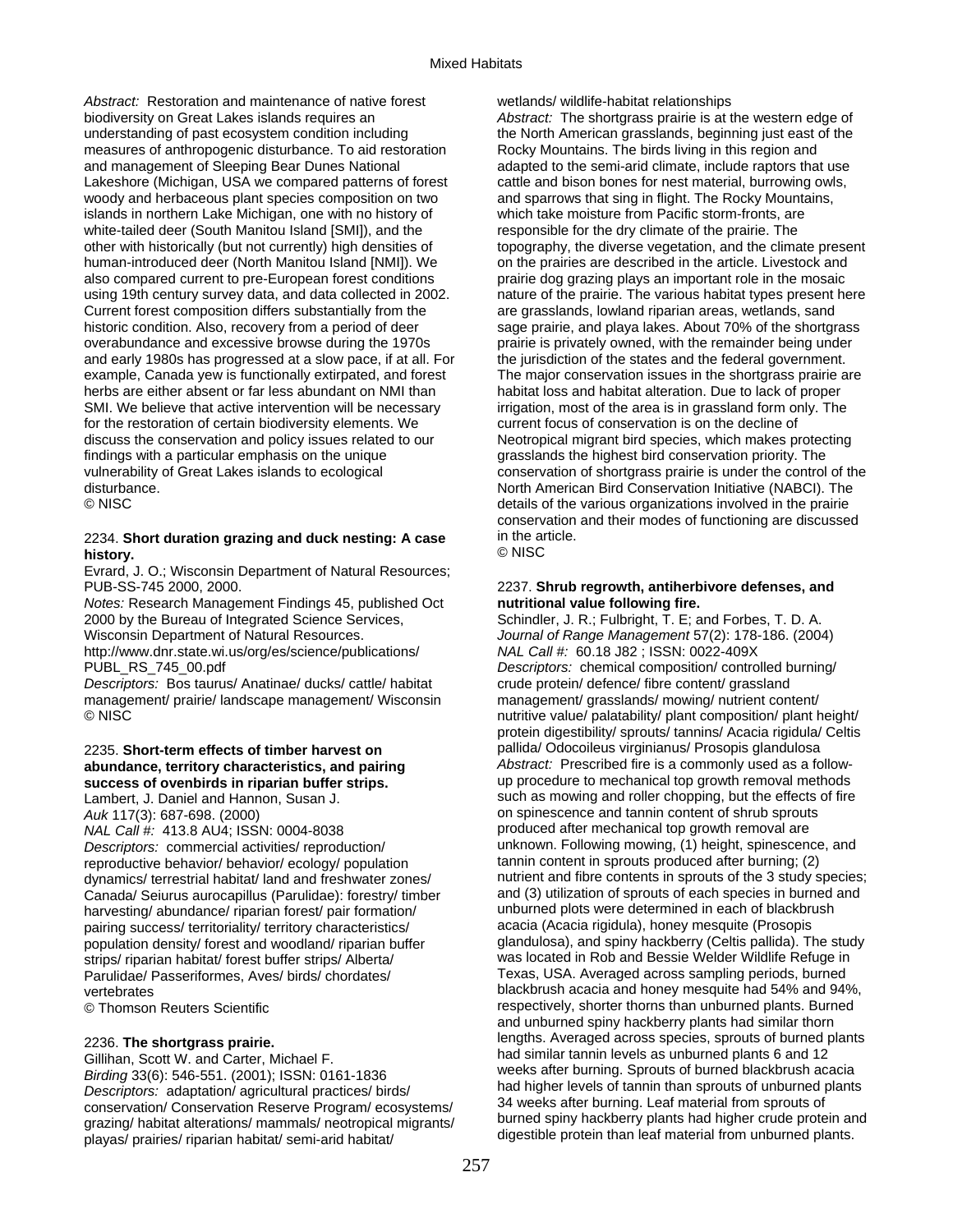*Abstract:* Restoration and maintenance of native forest biodiversity on Great Lakes islands requires an understanding of past ecosystem condition including measures of anthropogenic disturbance. To aid restoration and management of Sleeping Bear Dunes National Lakeshore (Michigan, USA we compared patterns of forest woody and herbaceous plant species composition on two islands in northern Lake Michigan, one with no history of white-tailed deer (South Manitou Island [SMI]), and the other with historically (but not currently) high densities of human-introduced deer (North Manitou Island [NMI]). We also compared current to pre-European forest conditions using 19th century survey data, and data collected in 2002. Current forest composition differs substantially from the historic condition. Also, recovery from a period of deer overabundance and excessive browse during the 1970s and early 1980s has progressed at a slow pace, if at all. For example, Canada yew is functionally extirpated, and forest herbs are either absent or far less abundant on NMI than SMI. We believe that active intervention will be necessary for the restoration of certain biodiversity elements. We discuss the conservation and policy issues related to our findings with a particular emphasis on the unique vulnerability of Great Lakes islands to ecological disturbance.
© NISC

2234. **Short duration grazing and duck nesting: A case history.**
Evrard, J. O.; Wisconsin Department of Natural Resources; PUB-SS-745 2000, 2000.
*Notes:* Research Management Findings 45, published Oct 2000 by the Bureau of Integrated Science Services, Wisconsin Department of Natural Resources. http://www.dnr.state.wi.us/org/es/science/publications/PUBL_RS_745_00.pdf
*Descriptors:* Bos taurus/ Anatinae/ ducks/ cattle/ habitat management/ prairie/ landscape management/ Wisconsin
© NISC

2235. **Short-term effects of timber harvest on abundance, territory characteristics, and pairing success of ovenbirds in riparian buffer strips.**
Lambert, J. Daniel and Hannon, Susan J.
*Auk* 117(3): 687-698. (2000)
*NAL Call #:* 413.8 AU4; ISSN: 0004-8038
*Descriptors:* commercial activities/ reproduction/ reproductive behavior/ behavior/ ecology/ population dynamics/ terrestrial habitat/ land and freshwater zones/ Canada/ Seiurus aurocapillus (Parulidae): forestry/ timber harvesting/ abundance/ riparian forest/ pair formation/ pairing success/ territoriality/ territory characteristics/ population density/ forest and woodland/ riparian buffer strips/ riparian habitat/ forest buffer strips/ Alberta/ Parulidae/ Passeriformes, Aves/ birds/ chordates/ vertebrates
© Thomson Reuters Scientific

2236. **The shortgrass prairie.**
Gillihan, Scott W. and Carter, Michael F.
*Birding* 33(6): 546-551. (2001); ISSN: 0161-1836
*Descriptors:* adaptation/ agricultural practices/ birds/ conservation/ Conservation Reserve Program/ ecosystems/ grazing/ habitat alterations/ mammals/ neotropical migrants/ playas/ prairies/ riparian habitat/ semi-arid habitat/ wetlands/ wildlife-habitat relationships
*Abstract:* The shortgrass prairie is at the western edge of the North American grasslands, beginning just east of the Rocky Mountains. The birds living in this region and adapted to the semi-arid climate, include raptors that use cattle and bison bones for nest material, burrowing owls, and sparrows that sing in flight. The Rocky Mountains, which take moisture from Pacific storm-fronts, are responsible for the dry climate of the prairie. The topography, the diverse vegetation, and the climate present on the prairies are described in the article. Livestock and prairie dog grazing plays an important role in the mosaic nature of the prairie. The various habitat types present here are grasslands, lowland riparian areas, wetlands, sand sage prairie, and playa lakes. About 70% of the shortgrass prairie is privately owned, with the remainder being under the jurisdiction of the states and the federal government. The major conservation issues in the shortgrass prairie are habitat loss and habitat alteration. Due to lack of proper irrigation, most of the area is in grassland form only. The current focus of conservation is on the decline of Neotropical migrant bird species, which makes protecting grasslands the highest bird conservation priority. The conservation of shortgrass prairie is under the control of the North American Bird Conservation Initiative (NABCI). The details of the various organizations involved in the prairie conservation and their modes of functioning are discussed in the article.
© NISC

2237. **Shrub regrowth, antiherbivore defenses, and nutritional value following fire.**
Schindler, J. R.; Fulbright, T. E; and Forbes, T. D. A.
*Journal of Range Management* 57(2): 178-186. (2004)
*NAL Call #:* 60.18 J82 ; ISSN: 0022-409X
*Descriptors:* chemical composition/ controlled burning/ crude protein/ defence/ fibre content/ grassland management/ grasslands/ mowing/ nutrient content/ nutritive value/ palatability/ plant composition/ plant height/ protein digestibility/ sprouts/ tannins/ Acacia rigidula/ Celtis pallida/ Odocoileus virginianus/ Prosopis glandulosa
*Abstract:* Prescribed fire is a commonly used as a follow-up procedure to mechanical top growth removal methods such as mowing and roller chopping, but the effects of fire on spinescence and tannin content of shrub sprouts produced after mechanical top growth removal are unknown. Following mowing, (1) height, spinescence, and tannin content in sprouts produced after burning; (2) nutrient and fibre contents in sprouts of the 3 study species; and (3) utilization of sprouts of each species in burned and unburned plots were determined in each of blackbrush acacia (Acacia rigidula), honey mesquite (Prosopis glandulosa), and spiny hackberry (Celtis pallida). The study was located in Rob and Bessie Welder Wildlife Refuge in Texas, USA. Averaged across sampling periods, burned blackbrush acacia and honey mesquite had 54% and 94%, respectively, shorter thorns than unburned plants. Burned and unburned spiny hackberry plants had similar thorn lengths. Averaged across species, sprouts of burned plants had similar tannin levels as unburned plants 6 and 12 weeks after burning. Sprouts of burned blackbrush acacia had higher levels of tannin than sprouts of unburned plants 34 weeks after burning. Leaf material from sprouts of burned spiny hackberry plants had higher crude protein and digestible protein than leaf material from unburned plants.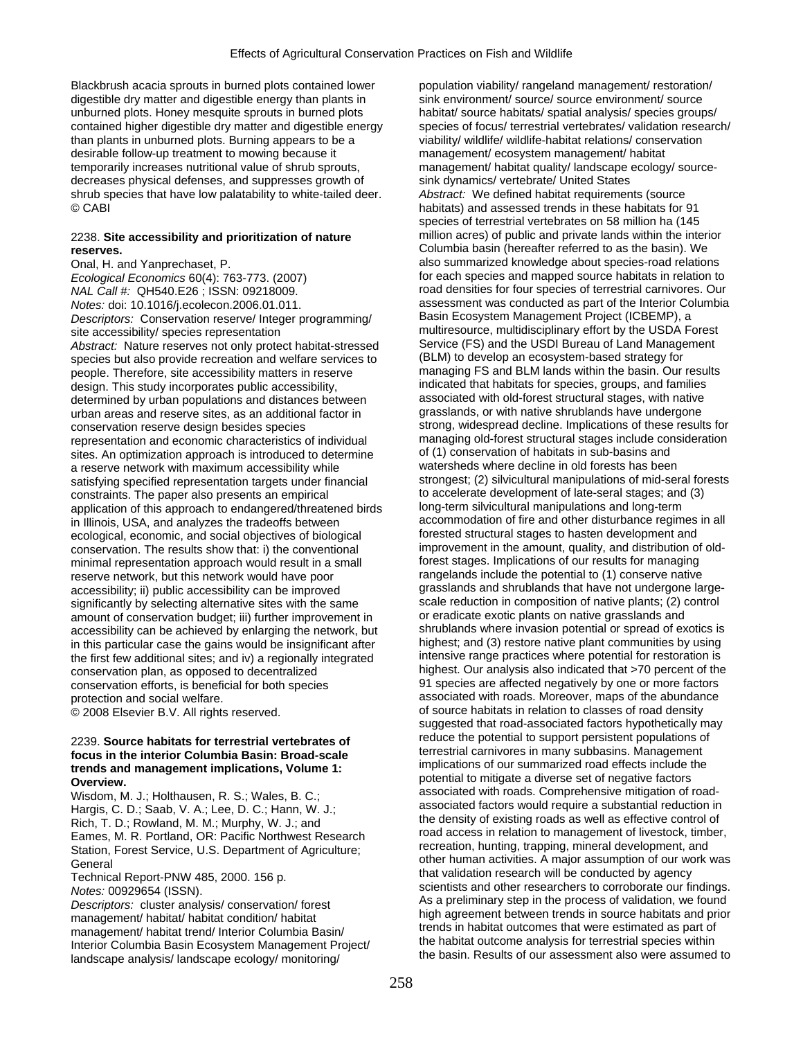Blackbrush acacia sprouts in burned plots contained lower digestible dry matter and digestible energy than plants in unburned plots. Honey mesquite sprouts in burned plots contained higher digestible dry matter and digestible energy than plants in unburned plots. Burning appears to be a desirable follow-up treatment to mowing because it temporarily increases nutritional value of shrub sprouts, decreases physical defenses, and suppresses growth of shrub species that have low palatability to white-tailed deer.
© CABI

2238. **Site accessibility and prioritization of nature reserves.**

Onal, H. and Yanprechaset, P.
*Ecological Economics* 60(4): 763-773. (2007)
*NAL Call #:* QH540.E26 ; ISSN: 09218009.
*Notes:* doi: 10.1016/j.ecolecon.2006.01.011.
*Descriptors:* Conservation reserve/ Integer programming/ site accessibility/ species representation
*Abstract:* Nature reserves not only protect habitat-stressed species but also provide recreation and welfare services to people. Therefore, site accessibility matters in reserve design. This study incorporates public accessibility, determined by urban populations and distances between urban areas and reserve sites, as an additional factor in conservation reserve design besides species representation and economic characteristics of individual sites. An optimization approach is introduced to determine a reserve network with maximum accessibility while satisfying specified representation targets under financial constraints. The paper also presents an empirical application of this approach to endangered/threatened birds in Illinois, USA, and analyzes the tradeoffs between ecological, economic, and social objectives of biological conservation. The results show that: i) the conventional minimal representation approach would result in a small reserve network, but this network would have poor accessibility; ii) public accessibility can be improved significantly by selecting alternative sites with the same amount of conservation budget; iii) further improvement in accessibility can be achieved by enlarging the network, but in this particular case the gains would be insignificant after the first few additional sites; and iv) a regionally integrated conservation plan, as opposed to decentralized conservation efforts, is beneficial for both species protection and social welfare.
© 2008 Elsevier B.V. All rights reserved.

2239. **Source habitats for terrestrial vertebrates of focus in the interior Columbia Basin: Broad-scale trends and management implications, Volume 1: Overview.**

Wisdom, M. J.; Holthausen, R. S.; Wales, B. C.; Hargis, C. D.; Saab, V. A.; Lee, D. C.; Hann, W. J.; Rich, T. D.; Rowland, M. M.; Murphy, W. J.; and Eames, M. R. Portland, OR: Pacific Northwest Research Station, Forest Service, U.S. Department of Agriculture; General Technical Report-PNW 485, 2000. 156 p.
*Notes:* 00929654 (ISSN).
*Descriptors:* cluster analysis/ conservation/ forest management/ habitat/ habitat condition/ habitat management/ habitat trend/ Interior Columbia Basin/ Interior Columbia Basin Ecosystem Management Project/ landscape analysis/ landscape ecology/ monitoring/ population viability/ rangeland management/ restoration/ sink environment/ source/ source environment/ source habitat/ source habitats/ spatial analysis/ species groups/ species of focus/ terrestrial vertebrates/ validation research/ viability/ wildlife/ wildlife-habitat relations/ conservation management/ ecosystem management/ habitat management/ habitat quality/ landscape ecology/ source-sink dynamics/ vertebrate/ United States
*Abstract:* We defined habitat requirements (source habitats) and assessed trends in these habitats for 91 species of terrestrial vertebrates on 58 million ha (145 million acres) of public and private lands within the interior Columbia basin (hereafter referred to as the basin). We also summarized knowledge about species-road relations for each species and mapped source habitats in relation to road densities for four species of terrestrial carnivores. Our assessment was conducted as part of the Interior Columbia Basin Ecosystem Management Project (ICBEMP), a multiresource, multidisciplinary effort by the USDA Forest Service (FS) and the USDI Bureau of Land Management (BLM) to develop an ecosystem-based strategy for managing FS and BLM lands within the basin. Our results indicated that habitats for species, groups, and families associated with old-forest structural stages, with native grasslands, or with native shrublands have undergone strong, widespread decline. Implications of these results for managing old-forest structural stages include consideration of (1) conservation of habitats in sub-basins and watersheds where decline in old forests has been strongest; (2) silvicultural manipulations of mid-seral forests to accelerate development of late-seral stages; and (3) long-term silvicultural manipulations and long-term accommodation of fire and other disturbance regimes in all forested structural stages to hasten development and improvement in the amount, quality, and distribution of old-forest stages. Implications of our results for managing rangelands include the potential to (1) conserve native grasslands and shrublands that have not undergone large-scale reduction in composition of native plants; (2) control or eradicate exotic plants on native grasslands and shrublands where invasion potential or spread of exotics is highest; and (3) restore native plant communities by using intensive range practices where potential for restoration is highest. Our analysis also indicated that >70 percent of the 91 species are affected negatively by one or more factors associated with roads. Moreover, maps of the abundance of source habitats in relation to classes of road density suggested that road-associated factors hypothetically may reduce the potential to support persistent populations of terrestrial carnivores in many subbasins. Management implications of our summarized road effects include the potential to mitigate a diverse set of negative factors associated with roads. Comprehensive mitigation of road-associated factors would require a substantial reduction in the density of existing roads as well as effective control of road access in relation to management of livestock, timber, recreation, hunting, trapping, mineral development, and other human activities. A major assumption of our work was that validation research will be conducted by agency scientists and other researchers to corroborate our findings. As a preliminary step in the process of validation, we found high agreement between trends in source habitats and prior trends in habitat outcomes that were estimated as part of the habitat outcome analysis for terrestrial species within the basin. Results of our assessment also were assumed to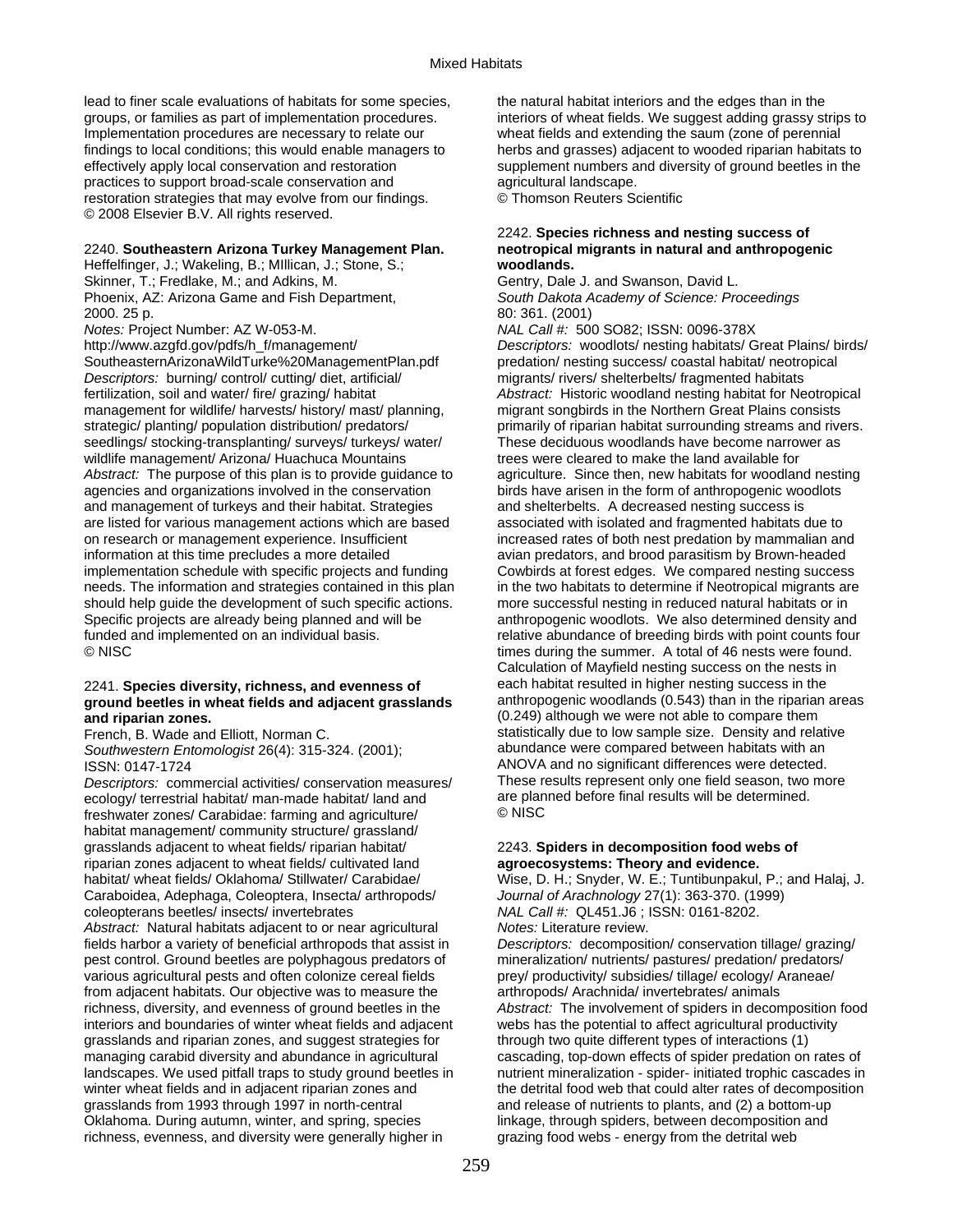lead to finer scale evaluations of habitats for some species, groups, or families as part of implementation procedures. Implementation procedures are necessary to relate our findings to local conditions; this would enable managers to effectively apply local conservation and restoration practices to support broad-scale conservation and restoration strategies that may evolve from our findings.
© 2008 Elsevier B.V. All rights reserved.

2240. **Southeastern Arizona Turkey Management Plan.**
Heffelfinger, J.; Wakeling, B.; MIllican, J.; Stone, S.; Skinner, T.; Fredlake, M.; and Adkins, M.
Phoenix, AZ: Arizona Game and Fish Department, 2000. 25 p.
*Notes:* Project Number: AZ W-053-M.
http://www.azgfd.gov/pdfs/h_f/management/SoutheasternArizonaWildTurke%20ManagementPlan.pdf
*Descriptors:* burning/ control/ cutting/ diet, artificial/ fertilization, soil and water/ fire/ grazing/ habitat management for wildlife/ harvests/ history/ mast/ planning, strategic/ planting/ population distribution/ predators/ seedlings/ stocking-transplanting/ surveys/ turkeys/ water/ wildlife management/ Arizona/ Huachuca Mountains
*Abstract:* The purpose of this plan is to provide guidance to agencies and organizations involved in the conservation and management of turkeys and their habitat. Strategies are listed for various management actions which are based on research or management experience. Insufficient information at this time precludes a more detailed implementation schedule with specific projects and funding needs. The information and strategies contained in this plan should help guide the development of such specific actions. Specific projects are already being planned and will be funded and implemented on an individual basis.
© NISC

2241. **Species diversity, richness, and evenness of ground beetles in wheat fields and adjacent grasslands and riparian zones.**
French, B. Wade and Elliott, Norman C.
*Southwestern Entomologist* 26(4): 315-324. (2001); ISSN: 0147-1724
*Descriptors:* commercial activities/ conservation measures/ ecology/ terrestrial habitat/ man-made habitat/ land and freshwater zones/ Carabidae: farming and agriculture/ habitat management/ community structure/ grassland/ grasslands adjacent to wheat fields/ riparian habitat/ riparian zones adjacent to wheat fields/ cultivated land habitat/ wheat fields/ Oklahoma/ Stillwater/ Carabidae/ Caraboidea, Adephaga, Coleoptera, Insecta/ arthropods/ coleopterans beetles/ insects/ invertebrates
*Abstract:* Natural habitats adjacent to or near agricultural fields harbor a variety of beneficial arthropods that assist in pest control. Ground beetles are polyphagous predators of various agricultural pests and often colonize cereal fields from adjacent habitats. Our objective was to measure the richness, diversity, and evenness of ground beetles in the interiors and boundaries of winter wheat fields and adjacent grasslands and riparian zones, and suggest strategies for managing carabid diversity and abundance in agricultural landscapes. We used pitfall traps to study ground beetles in winter wheat fields and in adjacent riparian zones and grasslands from 1993 through 1997 in north-central Oklahoma. During autumn, winter, and spring, species richness, evenness, and diversity were generally higher in the natural habitat interiors and the edges than in the interiors of wheat fields. We suggest adding grassy strips to wheat fields and extending the saum (zone of perennial herbs and grasses) adjacent to wooded riparian habitats to supplement numbers and diversity of ground beetles in the agricultural landscape.
© Thomson Reuters Scientific

2242. **Species richness and nesting success of neotropical migrants in natural and anthropogenic woodlands.**
Gentry, Dale J. and Swanson, David L.
*South Dakota Academy of Science: Proceedings* 80: 361. (2001)
*NAL Call #:* 500 SO82; ISSN: 0096-378X
*Descriptors:* woodlots/ nesting habitats/ Great Plains/ birds/ predation/ nesting success/ coastal habitat/ neotropical migrants/ rivers/ shelterbelts/ fragmented habitats
*Abstract:* Historic woodland nesting habitat for Neotropical migrant songbirds in the Northern Great Plains consists primarily of riparian habitat surrounding streams and rivers. These deciduous woodlands have become narrower as trees were cleared to make the land available for agriculture. Since then, new habitats for woodland nesting birds have arisen in the form of anthropogenic woodlots and shelterbelts. A decreased nesting success is associated with isolated and fragmented habitats due to increased rates of both nest predation by mammalian and avian predators, and brood parasitism by Brown-headed Cowbirds at forest edges. We compared nesting success in the two habitats to determine if Neotropical migrants are more successful nesting in reduced natural habitats or in anthropogenic woodlots. We also determined density and relative abundance of breeding birds with point counts four times during the summer. A total of 46 nests were found. Calculation of Mayfield nesting success on the nests in each habitat resulted in higher nesting success in the anthropogenic woodlands (0.543) than in the riparian areas (0.249) although we were not able to compare them statistically due to low sample size. Density and relative abundance were compared between habitats with an ANOVA and no significant differences were detected. These results represent only one field season, two more are planned before final results will be determined.
© NISC

2243. **Spiders in decomposition food webs of agroecosystems: Theory and evidence.**
Wise, D. H.; Snyder, W. E.; Tuntibunpakul, P.; and Halaj, J.
*Journal of Arachnology* 27(1): 363-370. (1999)
*NAL Call #:* QL451.J6 ; ISSN: 0161-8202.
*Notes:* Literature review.
*Descriptors:* decomposition/ conservation tillage/ grazing/ mineralization/ nutrients/ pastures/ predation/ predators/ prey/ productivity/ subsidies/ tillage/ ecology/ Araneae/ arthropods/ Arachnida/ invertebrates/ animals
*Abstract:* The involvement of spiders in decomposition food webs has the potential to affect agricultural productivity through two quite different types of interactions (1) cascading, top-down effects of spider predation on rates of nutrient mineralization - spider- initiated trophic cascades in the detrital food web that could alter rates of decomposition and release of nutrients to plants, and (2) a bottom-up linkage, through spiders, between decomposition and grazing food webs - energy from the detrital web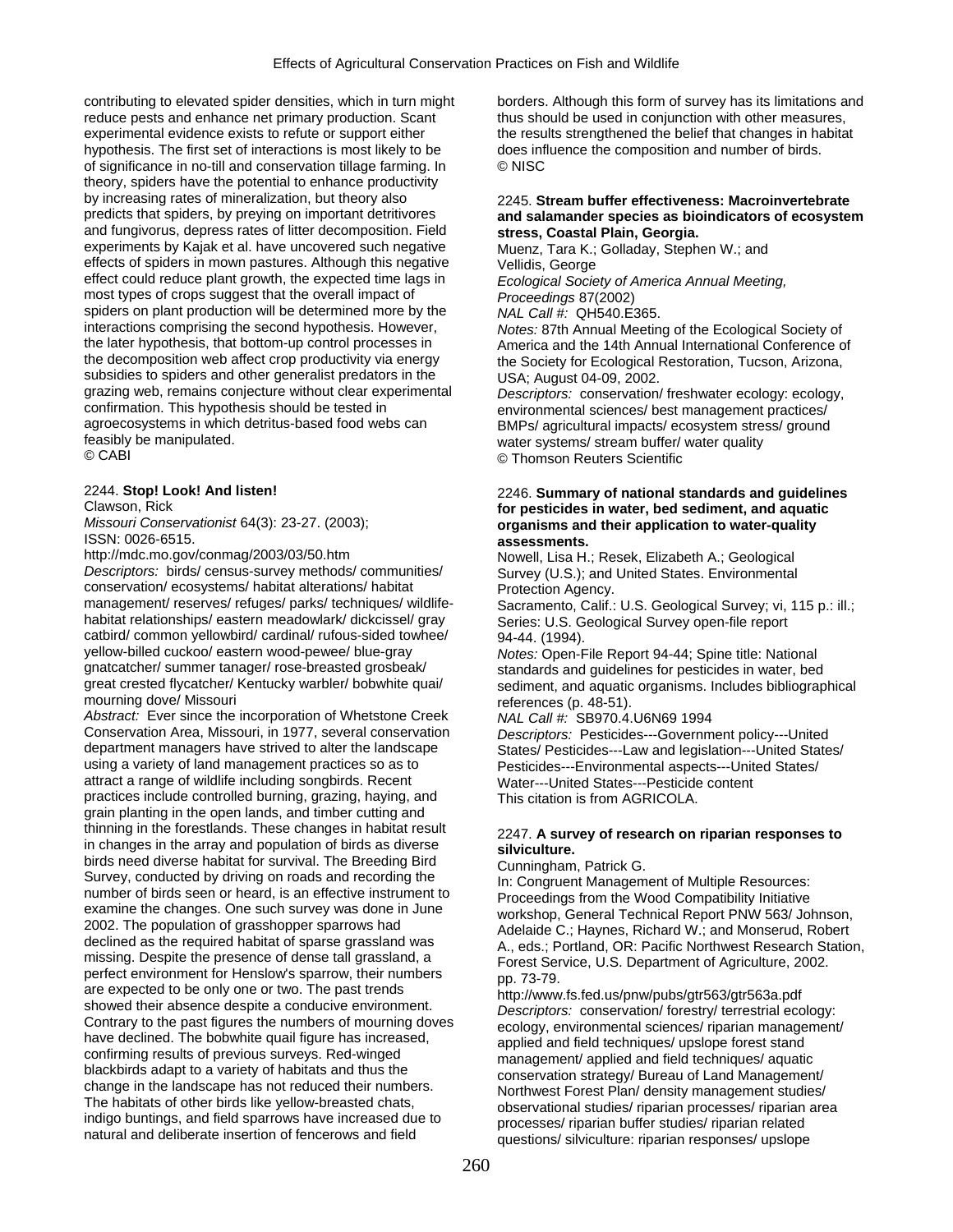contributing to elevated spider densities, which in turn might reduce pests and enhance net primary production. Scant experimental evidence exists to refute or support either hypothesis. The first set of interactions is most likely to be of significance in no-till and conservation tillage farming. In theory, spiders have the potential to enhance productivity by increasing rates of mineralization, but theory also predicts that spiders, by preying on important detritivores and fungivorus, depress rates of litter decomposition. Field experiments by Kajak et al. have uncovered such negative effects of spiders in mown pastures. Although this negative effect could reduce plant growth, the expected time lags in most types of crops suggest that the overall impact of spiders on plant production will be determined more by the interactions comprising the second hypothesis. However, the later hypothesis, that bottom-up control processes in the decomposition web affect crop productivity via energy subsidies to spiders and other generalist predators in the grazing web, remains conjecture without clear experimental confirmation. This hypothesis should be tested in agroecosystems in which detritus-based food webs can feasibly be manipulated.
© CABI

2244. **Stop! Look! And listen!**
Clawson, Rick
*Missouri Conservationist* 64(3): 23-27. (2003);
ISSN: 0026-6515.
http://mdc.mo.gov/conmag/2003/03/50.htm
*Descriptors:* birds/ census-survey methods/ communities/ conservation/ ecosystems/ habitat alterations/ habitat management/ reserves/ refuges/ parks/ techniques/ wildlife-habitat relationships/ eastern meadowlark/ dickcissel/ gray catbird/ common yellowbird/ cardinal/ rufous-sided towhee/ yellow-billed cuckoo/ eastern wood-pewee/ blue-gray gnatcatcher/ summer tanager/ rose-breasted grosbeak/ great crested flycatcher/ Kentucky warbler/ bobwhite quai/ mourning dove/ Missouri
*Abstract:* Ever since the incorporation of Whetstone Creek Conservation Area, Missouri, in 1977, several conservation department managers have strived to alter the landscape using a variety of land management practices so as to attract a range of wildlife including songbirds. Recent practices include controlled burning, grazing, haying, and grain planting in the open lands, and timber cutting and thinning in the forestlands. These changes in habitat result in changes in the array and population of birds as diverse birds need diverse habitat for survival. The Breeding Bird Survey, conducted by driving on roads and recording the number of birds seen or heard, is an effective instrument to examine the changes. One such survey was done in June 2002. The population of grasshopper sparrows had declined as the required habitat of sparse grassland was missing. Despite the presence of dense tall grassland, a perfect environment for Henslow's sparrow, their numbers are expected to be only one or two. The past trends showed their absence despite a conducive environment. Contrary to the past figures the numbers of mourning doves have declined. The bobwhite quail figure has increased, confirming results of previous surveys. Red-winged blackbirds adapt to a variety of habitats and thus the change in the landscape has not reduced their numbers. The habitats of other birds like yellow-breasted chats, indigo buntings, and field sparrows have increased due to natural and deliberate insertion of fencerows and field borders. Although this form of survey has its limitations and thus should be used in conjunction with other measures, the results strengthened the belief that changes in habitat does influence the composition and number of birds.
© NISC

2245. **Stream buffer effectiveness: Macroinvertebrate and salamander species as bioindicators of ecosystem stress, Coastal Plain, Georgia.**
Muenz, Tara K.; Golladay, Stephen W.; and Vellidis, George
*Ecological Society of America Annual Meeting, Proceedings* 87(2002)
*NAL Call #:* QH540.E365.
*Notes:* 87th Annual Meeting of the Ecological Society of America and the 14th Annual International Conference of the Society for Ecological Restoration, Tucson, Arizona, USA; August 04-09, 2002.
*Descriptors:* conservation/ freshwater ecology: ecology, environmental sciences/ best management practices/ BMPs/ agricultural impacts/ ecosystem stress/ ground water systems/ stream buffer/ water quality
© Thomson Reuters Scientific

2246. **Summary of national standards and guidelines for pesticides in water, bed sediment, and aquatic organisms and their application to water-quality assessments.**
Nowell, Lisa H.; Resek, Elizabeth A.; Geological Survey (U.S.); and United States. Environmental Protection Agency.
Sacramento, Calif.: U.S. Geological Survey; vi, 115 p.: ill.; Series: U.S. Geological Survey open-file report 94-44. (1994).
*Notes:* Open-File Report 94-44; Spine title: National standards and guidelines for pesticides in water, bed sediment, and aquatic organisms. Includes bibliographical references (p. 48-51).
*NAL Call #:* SB970.4.U6N69 1994
*Descriptors:* Pesticides---Government policy---United States/ Pesticides---Law and legislation---United States/ Pesticides---Environmental aspects---United States/ Water---United States---Pesticide content
This citation is from AGRICOLA.

2247. **A survey of research on riparian responses to silviculture.**
Cunningham, Patrick G.
In: Congruent Management of Multiple Resources: Proceedings from the Wood Compatibility Initiative workshop, General Technical Report PNW 563/ Johnson, Adelaide C.; Haynes, Richard W.; and Monserud, Robert A., eds.; Portland, OR: Pacific Northwest Research Station, Forest Service, U.S. Department of Agriculture, 2002. pp. 73-79.
http://www.fs.fed.us/pnw/pubs/gtr563/gtr563a.pdf
*Descriptors:* conservation/ forestry/ terrestrial ecology: ecology, environmental sciences/ riparian management/ applied and field techniques/ upslope forest stand management/ applied and field techniques/ aquatic conservation strategy/ Bureau of Land Management/ Northwest Forest Plan/ density management studies/ observational studies/ riparian processes/ riparian area processes/ riparian buffer studies/ riparian related questions/ silviculture: riparian responses/ upslope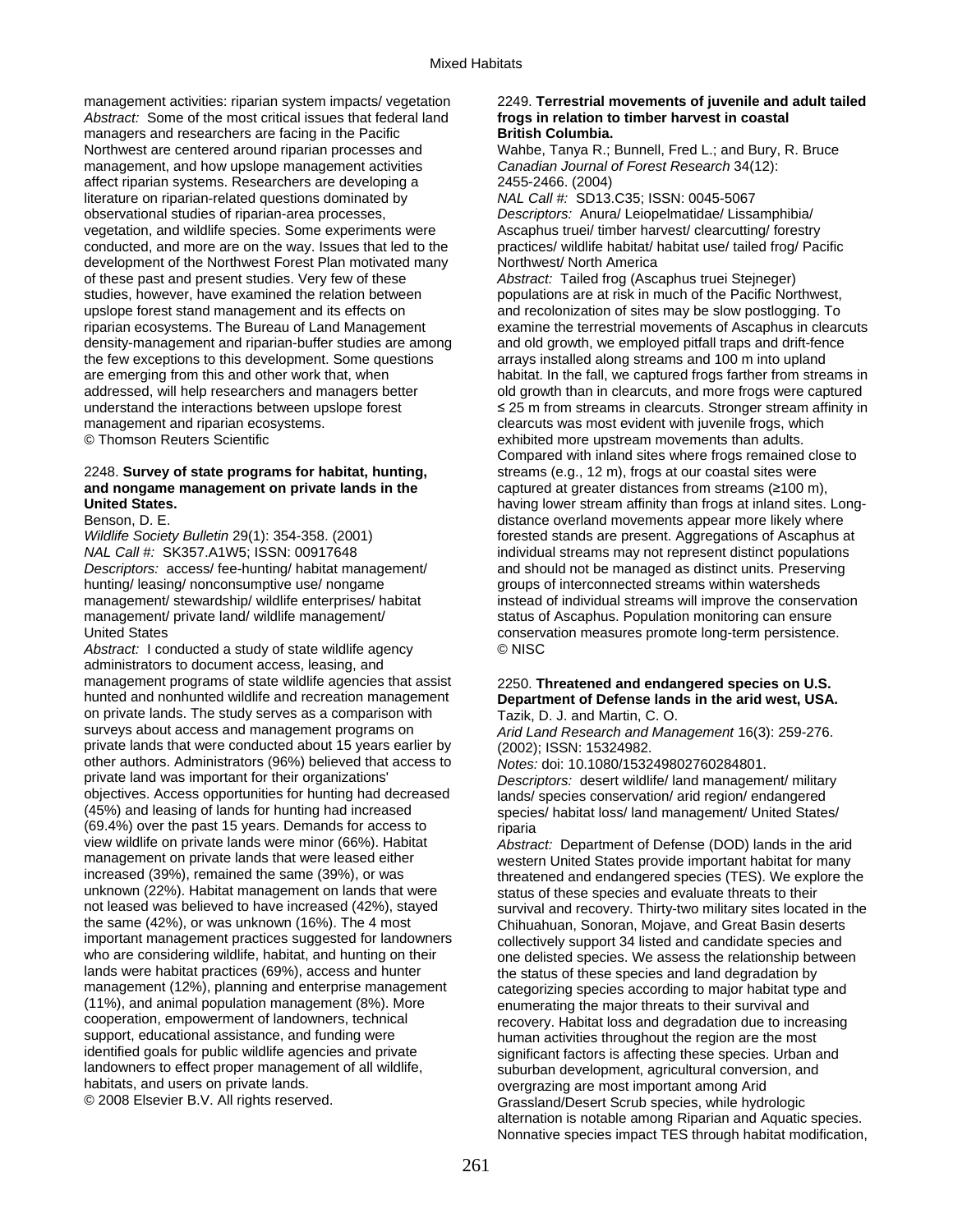management activities: riparian system impacts/ vegetation

*Abstract:* Some of the most critical issues that federal land managers and researchers are facing in the Pacific Northwest are centered around riparian processes and management, and how upslope management activities affect riparian systems. Researchers are developing a literature on riparian-related questions dominated by observational studies of riparian-area processes, vegetation, and wildlife species. Some experiments were conducted, and more are on the way. Issues that led to the development of the Northwest Forest Plan motivated many of these past and present studies. Very few of these studies, however, have examined the relation between upslope forest stand management and its effects on riparian ecosystems. The Bureau of Land Management density-management and riparian-buffer studies are among the few exceptions to this development. Some questions are emerging from this and other work that, when addressed, will help researchers and managers better understand the interactions between upslope forest management and riparian ecosystems.

© Thomson Reuters Scientific

2248. **Survey of state programs for habitat, hunting, and nongame management on private lands in the United States.**

Benson, D. E.

*Wildlife Society Bulletin* 29(1): 354-358. (2001)

*NAL Call #:* SK357.A1W5; ISSN: 00917648

*Descriptors:* access/ fee-hunting/ habitat management/ hunting/ leasing/ nonconsumptive use/ nongame management/ stewardship/ wildlife enterprises/ habitat management/ private land/ wildlife management/ United States

*Abstract:* I conducted a study of state wildlife agency administrators to document access, leasing, and management programs of state wildlife agencies that assist hunted and nonhunted wildlife and recreation management on private lands. The study serves as a comparison with surveys about access and management programs on private lands that were conducted about 15 years earlier by other authors. Administrators (96%) believed that access to private land was important for their organizations' objectives. Access opportunities for hunting had decreased (45%) and leasing of lands for hunting had increased (69.4%) over the past 15 years. Demands for access to view wildlife on private lands were minor (66%). Habitat management on private lands that were leased either increased (39%), remained the same (39%), or was unknown (22%). Habitat management on lands that were not leased was believed to have increased (42%), stayed the same (42%), or was unknown (16%). The 4 most important management practices suggested for landowners who are considering wildlife, habitat, and hunting on their lands were habitat practices (69%), access and hunter management (12%), planning and enterprise management (11%), and animal population management (8%). More cooperation, empowerment of landowners, technical support, educational assistance, and funding were identified goals for public wildlife agencies and private landowners to effect proper management of all wildlife, habitats, and users on private lands.

© 2008 Elsevier B.V. All rights reserved.

2249. **Terrestrial movements of juvenile and adult tailed frogs in relation to timber harvest in coastal British Columbia.**

Wahbe, Tanya R.; Bunnell, Fred L.; and Bury, R. Bruce

*Canadian Journal of Forest Research* 34(12): 2455-2466. (2004)

*NAL Call #:* SD13.C35; ISSN: 0045-5067

*Descriptors:* Anura/ Leiopelmatidae/ Lissamphibia/ Ascaphus truei/ timber harvest/ clearcutting/ forestry practices/ wildlife habitat/ habitat use/ tailed frog/ Pacific Northwest/ North America

*Abstract:* Tailed frog (Ascaphus truei Stejneger) populations are at risk in much of the Pacific Northwest, and recolonization of sites may be slow postlogging. To examine the terrestrial movements of Ascaphus in clearcuts and old growth, we employed pitfall traps and drift-fence arrays installed along streams and 100 m into upland habitat. In the fall, we captured frogs farther from streams in old growth than in clearcuts, and more frogs were captured ≤ 25 m from streams in clearcuts. Stronger stream affinity in clearcuts was most evident with juvenile frogs, which exhibited more upstream movements than adults. Compared with inland sites where frogs remained close to streams (e.g., 12 m), frogs at our coastal sites were captured at greater distances from streams (≥100 m), having lower stream affinity than frogs at inland sites. Long-distance overland movements appear more likely where forested stands are present. Aggregations of Ascaphus at individual streams may not represent distinct populations and should not be managed as distinct units. Preserving groups of interconnected streams within watersheds instead of individual streams will improve the conservation status of Ascaphus. Population monitoring can ensure conservation measures promote long-term persistence.

© NISC

2250. **Threatened and endangered species on U.S. Department of Defense lands in the arid west, USA.**

Tazik, D. J. and Martin, C. O.

*Arid Land Research and Management* 16(3): 259-276. (2002); ISSN: 15324982.

*Notes:* doi: 10.1080/153249802760284801.

*Descriptors:* desert wildlife/ land management/ military lands/ species conservation/ arid region/ endangered species/ habitat loss/ land management/ United States/ riparia

*Abstract:* Department of Defense (DOD) lands in the arid western United States provide important habitat for many threatened and endangered species (TES). We explore the status of these species and evaluate threats to their survival and recovery. Thirty-two military sites located in the Chihuahuan, Sonoran, Mojave, and Great Basin deserts collectively support 34 listed and candidate species and one delisted species. We assess the relationship between the status of these species and land degradation by categorizing species according to major habitat type and enumerating the major threats to their survival and recovery. Habitat loss and degradation due to increasing human activities throughout the region are the most significant factors is affecting these species. Urban and suburban development, agricultural conversion, and overgrazing are most important among Arid Grassland/Desert Scrub species, while hydrologic alternation is notable among Riparian and Aquatic species. Nonnative species impact TES through habitat modification,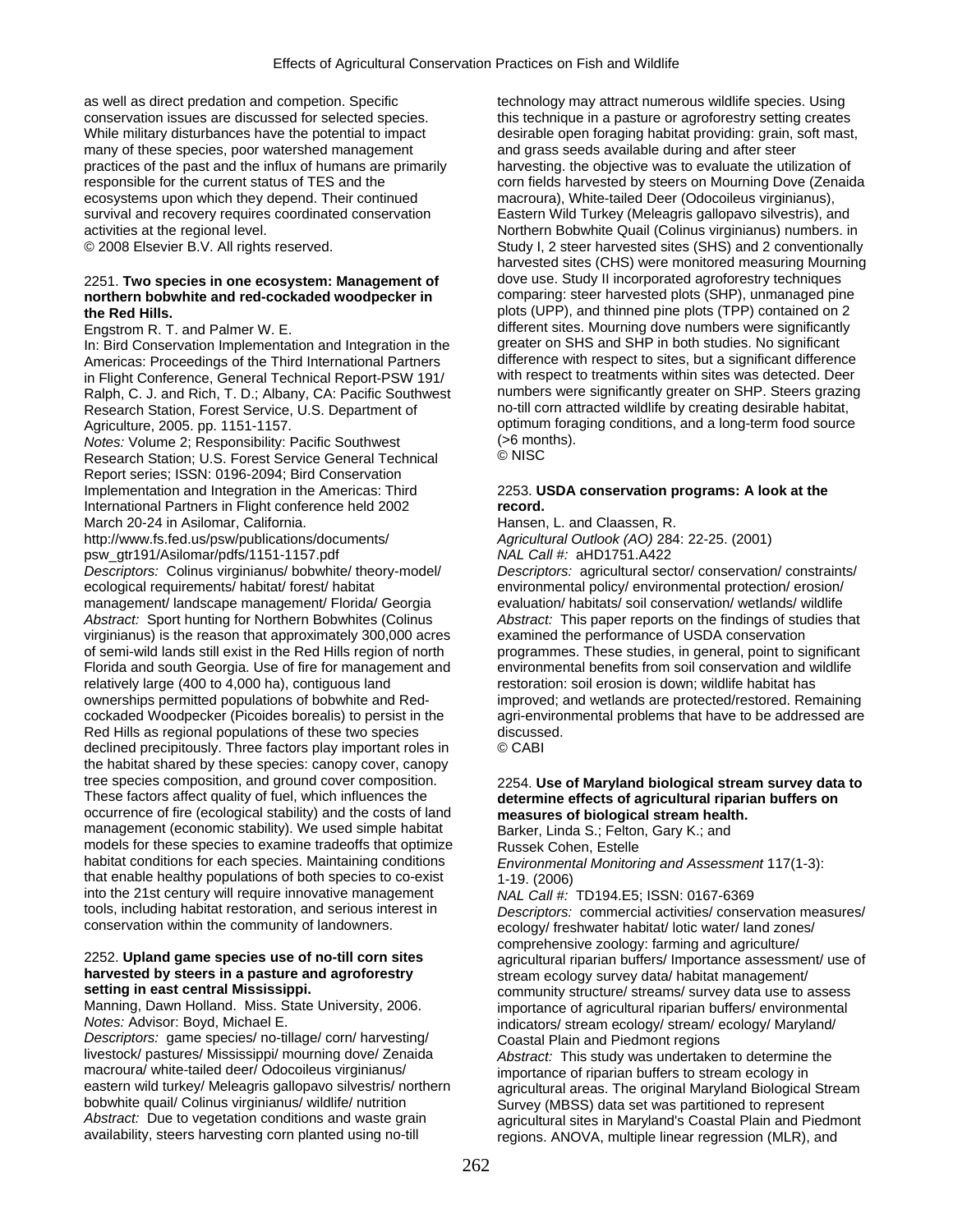as well as direct predation and competion. Specific conservation issues are discussed for selected species. While military disturbances have the potential to impact many of these species, poor watershed management practices of the past and the influx of humans are primarily responsible for the current status of TES and the ecosystems upon which they depend. Their continued survival and recovery requires coordinated conservation activities at the regional level.
© 2008 Elsevier B.V. All rights reserved.

2251. **Two species in one ecosystem: Management of northern bobwhite and red-cockaded woodpecker in the Red Hills.**
Engstrom R. T. and Palmer W. E.
In: Bird Conservation Implementation and Integration in the Americas: Proceedings of the Third International Partners in Flight Conference, General Technical Report-PSW 191/ Ralph, C. J. and Rich, T. D.; Albany, CA: Pacific Southwest Research Station, Forest Service, U.S. Department of Agriculture, 2005. pp. 1151-1157.
*Notes:* Volume 2; Responsibility: Pacific Southwest Research Station; U.S. Forest Service General Technical Report series; ISSN: 0196-2094; Bird Conservation Implementation and Integration in the Americas: Third International Partners in Flight conference held 2002 March 20-24 in Asilomar, California.
http://www.fs.fed.us/psw/publications/documents/psw_gtr191/Asilomar/pdfs/1151-1157.pdf
*Descriptors:* Colinus virginianus/ bobwhite/ theory-model/ ecological requirements/ habitat/ forest/ habitat management/ landscape management/ Florida/ Georgia
*Abstract:* Sport hunting for Northern Bobwhites (Colinus virginianus) is the reason that approximately 300,000 acres of semi-wild lands still exist in the Red Hills region of north Florida and south Georgia. Use of fire for management and relatively large (400 to 4,000 ha), contiguous land ownerships permitted populations of bobwhite and Red-cockaded Woodpecker (Picoides borealis) to persist in the Red Hills as regional populations of these two species declined precipitously. Three factors play important roles in the habitat shared by these species: canopy cover, canopy tree species composition, and ground cover composition. These factors affect quality of fuel, which influences the occurrence of fire (ecological stability) and the costs of land management (economic stability). We used simple habitat models for these species to examine tradeoffs that optimize habitat conditions for each species. Maintaining conditions that enable healthy populations of both species to co-exist into the 21st century will require innovative management tools, including habitat restoration, and serious interest in conservation within the community of landowners.

2252. **Upland game species use of no-till corn sites harvested by steers in a pasture and agroforestry setting in east central Mississippi.**
Manning, Dawn Holland. Miss. State University, 2006.
*Notes:* Advisor: Boyd, Michael E.
*Descriptors:* game species/ no-tillage/ corn/ harvesting/ livestock/ pastures/ Mississippi/ mourning dove/ Zenaida macroura/ white-tailed deer/ Odocoileus virginianus/ eastern wild turkey/ Meleagris gallopavo silvestris/ northern bobwhite quail/ Colinus virginianus/ wildlife/ nutrition
*Abstract:* Due to vegetation conditions and waste grain availability, steers harvesting corn planted using no-till technology may attract numerous wildlife species. Using this technique in a pasture or agroforestry setting creates desirable open foraging habitat providing: grain, soft mast, and grass seeds available during and after steer harvesting. the objective was to evaluate the utilization of corn fields harvested by steers on Mourning Dove (Zenaida macroura), White-tailed Deer (Odocoileus virginianus), Eastern Wild Turkey (Meleagris gallopavo silvestris), and Northern Bobwhite Quail (Colinus virginianus) numbers. in Study I, 2 steer harvested sites (SHS) and 2 conventionally harvested sites (CHS) were monitored measuring Mourning dove use. Study II incorporated agroforestry techniques comparing: steer harvested plots (SHP), unmanaged pine plots (UPP), and thinned pine plots (TPP) contained on 2 different sites. Mourning dove numbers were significantly greater on SHS and SHP in both studies. No significant difference with respect to sites, but a significant difference with respect to treatments within sites was detected. Deer numbers were significantly greater on SHP. Steers grazing no-till corn attracted wildlife by creating desirable habitat, optimum foraging conditions, and a long-term food source (>6 months).
© NISC

2253. **USDA conservation programs: A look at the record.**
Hansen, L. and Claassen, R.
*Agricultural Outlook (AO)* 284: 22-25. (2001)
*NAL Call #:* aHD1751.A422
*Descriptors:* agricultural sector/ conservation/ constraints/ environmental policy/ environmental protection/ erosion/ evaluation/ habitats/ soil conservation/ wetlands/ wildlife
*Abstract:* This paper reports on the findings of studies that examined the performance of USDA conservation programmes. These studies, in general, point to significant environmental benefits from soil conservation and wildlife restoration: soil erosion is down; wildlife habitat has improved; and wetlands are protected/restored. Remaining agri-environmental problems that have to be addressed are discussed.
© CABI

2254. **Use of Maryland biological stream survey data to determine effects of agricultural riparian buffers on measures of biological stream health.**
Barker, Linda S.; Felton, Gary K.; and Russek Cohen, Estelle
*Environmental Monitoring and Assessment* 117(1-3): 1-19. (2006)
*NAL Call #:* TD194.E5; ISSN: 0167-6369
*Descriptors:* commercial activities/ conservation measures/ ecology/ freshwater habitat/ lotic water/ land zones/ comprehensive zoology: farming and agriculture/ agricultural riparian buffers/ Importance assessment/ use of stream ecology survey data/ habitat management/ community structure/ streams/ survey data use to assess importance of agricultural riparian buffers/ environmental indicators/ stream ecology/ stream/ ecology/ Maryland/ Coastal Plain and Piedmont regions
*Abstract:* This study was undertaken to determine the importance of riparian buffers to stream ecology in agricultural areas. The original Maryland Biological Stream Survey (MBSS) data set was partitioned to represent agricultural sites in Maryland's Coastal Plain and Piedmont regions. ANOVA, multiple linear regression (MLR), and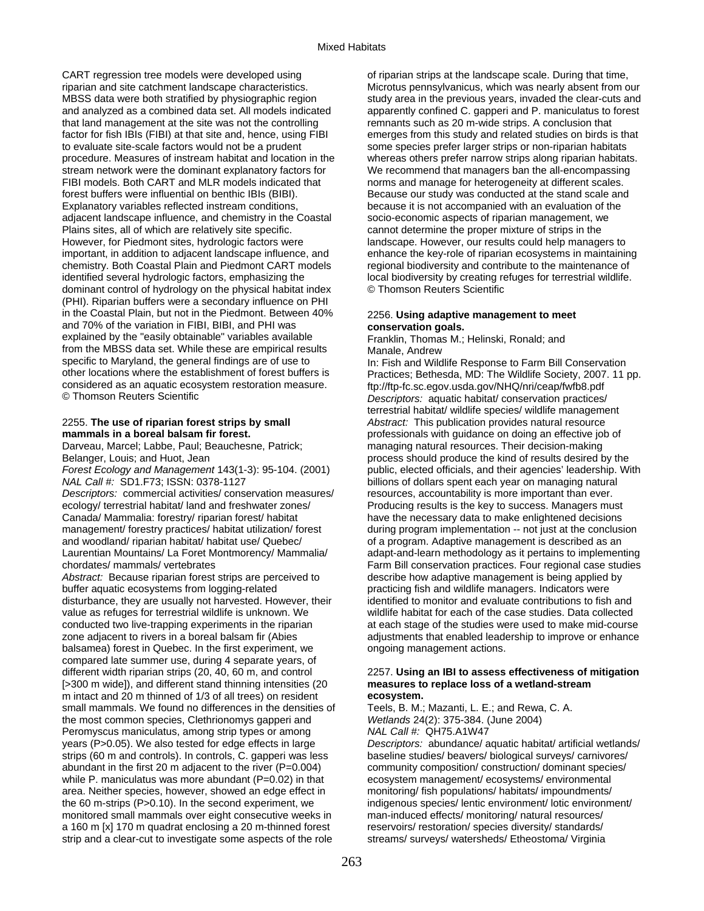CART regression tree models were developed using riparian and site catchment landscape characteristics. MBSS data were both stratified by physiographic region and analyzed as a combined data set. All models indicated that land management at the site was not the controlling factor for fish IBIs (FIBI) at that site and, hence, using FIBI to evaluate site-scale factors would not be a prudent procedure. Measures of instream habitat and location in the stream network were the dominant explanatory factors for FIBI models. Both CART and MLR models indicated that forest buffers were influential on benthic IBIs (BIBI). Explanatory variables reflected instream conditions, adjacent landscape influence, and chemistry in the Coastal Plains sites, all of which are relatively site specific. However, for Piedmont sites, hydrologic factors were important, in addition to adjacent landscape influence, and chemistry. Both Coastal Plain and Piedmont CART models identified several hydrologic factors, emphasizing the dominant control of hydrology on the physical habitat index (PHI). Riparian buffers were a secondary influence on PHI in the Coastal Plain, but not in the Piedmont. Between 40% and 70% of the variation in FIBI, BIBI, and PHI was explained by the "easily obtainable" variables available from the MBSS data set. While these are empirical results specific to Maryland, the general findings are of use to other locations where the establishment of forest buffers is considered as an aquatic ecosystem restoration measure.
© Thomson Reuters Scientific

2255. **The use of riparian forest strips by small mammals in a boreal balsam fir forest.**
Darveau, Marcel; Labbe, Paul; Beauchesne, Patrick; Belanger, Louis; and Huot, Jean
*Forest Ecology and Management* 143(1-3): 95-104. (2001)
*NAL Call #:* SD1.F73; ISSN: 0378-1127
*Descriptors:* commercial activities/ conservation measures/ ecology/ terrestrial habitat/ land and freshwater zones/ Canada/ Mammalia: forestry/ riparian forest/ habitat management/ forestry practices/ habitat utilization/ forest and woodland/ riparian habitat/ habitat use/ Quebec/ Laurentian Mountains/ La Foret Montmorency/ Mammalia/ chordates/ mammals/ vertebrates
*Abstract:* Because riparian forest strips are perceived to buffer aquatic ecosystems from logging-related disturbance, they are usually not harvested. However, their value as refuges for terrestrial wildlife is unknown. We conducted two live-trapping experiments in the riparian zone adjacent to rivers in a boreal balsam fir (Abies balsamea) forest in Quebec. In the first experiment, we compared late summer use, during 4 separate years, of different width riparian strips (20, 40, 60 m, and control [>300 m wide]), and different stand thinning intensities (20 m intact and 20 m thinned of 1/3 of all trees) on resident small mammals. We found no differences in the densities of the most common species, Clethrionomys gapperi and Peromyscus maniculatus, among strip types or among years ($P>0.05$). We also tested for edge effects in large strips (60 m and controls). In controls, C. gapperi was less abundant in the first 20 m adjacent to the river ($P=0.004$) while P. maniculatus was more abundant ($P=0.02$) in that area. Neither species, however, showed an edge effect in the 60 m-strips ($P>0.10$). In the second experiment, we monitored small mammals over eight consecutive weeks in a 160 m [x] 170 m quadrat enclosing a 20 m-thinned forest strip and a clear-cut to investigate some aspects of the role of riparian strips at the landscape scale. During that time, Microtus pennsylvanicus, which was nearly absent from our study area in the previous years, invaded the clear-cuts and apparently confined C. gapperi and P. maniculatus to forest remnants such as 20 m-wide strips. A conclusion that emerges from this study and related studies on birds is that some species prefer larger strips or non-riparian habitats whereas others prefer narrow strips along riparian habitats. We recommend that managers ban the all-encompassing norms and manage for heterogeneity at different scales. Because our study was conducted at the stand scale and because it is not accompanied with an evaluation of the socio-economic aspects of riparian management, we cannot determine the proper mixture of strips in the landscape. However, our results could help managers to enhance the key-role of riparian ecosystems in maintaining regional biodiversity and contribute to the maintenance of local biodiversity by creating refuges for terrestrial wildlife.
© Thomson Reuters Scientific

2256. **Using adaptive management to meet conservation goals.**
Franklin, Thomas M.; Helinski, Ronald; and Manale, Andrew
In: Fish and Wildlife Response to Farm Bill Conservation Practices; Bethesda, MD: The Wildlife Society, 2007. 11 pp.
ftp://ftp-fc.sc.egov.usda.gov/NHQ/nri/ceap/fwfb8.pdf
*Descriptors:* aquatic habitat/ conservation practices/ terrestrial habitat/ wildlife species/ wildlife management
*Abstract:* This publication provides natural resource professionals with guidance on doing an effective job of managing natural resources. Their decision-making process should produce the kind of results desired by the public, elected officials, and their agencies' leadership. With billions of dollars spent each year on managing natural resources, accountability is more important than ever. Producing results is the key to success. Managers must have the necessary data to make enlightened decisions during program implementation -- not just at the conclusion of a program. Adaptive management is described as an adapt-and-learn methodology as it pertains to implementing Farm Bill conservation practices. Four regional case studies describe how adaptive management is being applied by practicing fish and wildlife managers. Indicators were identified to monitor and evaluate contributions to fish and wildlife habitat for each of the case studies. Data collected at each stage of the studies were used to make mid-course adjustments that enabled leadership to improve or enhance ongoing management actions.

2257. **Using an IBI to assess effectiveness of mitigation measures to replace loss of a wetland-stream ecosystem.**
Teels, B. M.; Mazanti, L. E.; and Rewa, C. A.
*Wetlands* 24(2): 375-384. (June 2004)
*NAL Call #:* QH75.A1W47
*Descriptors:* abundance/ aquatic habitat/ artificial wetlands/ baseline studies/ beavers/ biological surveys/ carnivores/ community composition/ construction/ dominant species/ ecosystem management/ ecosystems/ environmental monitoring/ fish populations/ habitats/ impoundments/ indigenous species/ lentic environment/ lotic environment/ man-induced effects/ monitoring/ natural resources/ reservoirs/ restoration/ species diversity/ standards/ streams/ surveys/ watersheds/ Etheostoma/ Virginia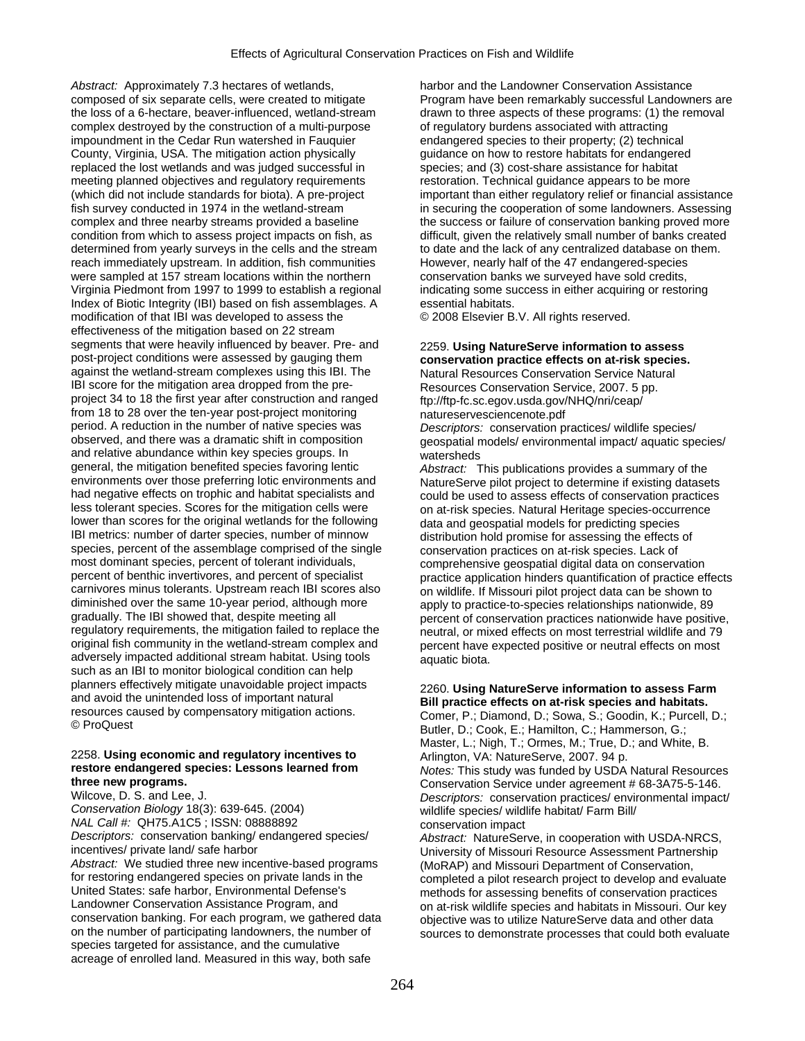*Abstract:* Approximately 7.3 hectares of wetlands, composed of six separate cells, were created to mitigate the loss of a 6-hectare, beaver-influenced, wetland-stream complex destroyed by the construction of a multi-purpose impoundment in the Cedar Run watershed in Fauquier County, Virginia, USA. The mitigation action physically replaced the lost wetlands and was judged successful in meeting planned objectives and regulatory requirements (which did not include standards for biota). A pre-project fish survey conducted in 1974 in the wetland-stream complex and three nearby streams provided a baseline condition from which to assess project impacts on fish, as determined from yearly surveys in the cells and the stream reach immediately upstream. In addition, fish communities were sampled at 157 stream locations within the northern Virginia Piedmont from 1997 to 1999 to establish a regional Index of Biotic Integrity (IBI) based on fish assemblages. A modification of that IBI was developed to assess the effectiveness of the mitigation based on 22 stream segments that were heavily influenced by beaver. Pre- and post-project conditions were assessed by gauging them against the wetland-stream complexes using this IBI. The IBI score for the mitigation area dropped from the pre-project 34 to 18 the first year after construction and ranged from 18 to 28 over the ten-year post-project monitoring period. A reduction in the number of native species was observed, and there was a dramatic shift in composition and relative abundance within key species groups. In general, the mitigation benefited species favoring lentic environments over those preferring lotic environments and had negative effects on trophic and habitat specialists and less tolerant species. Scores for the mitigation cells were lower than scores for the original wetlands for the following IBI metrics: number of darter species, number of minnow species, percent of the assemblage comprised of the single most dominant species, percent of tolerant individuals, percent of benthic invertivores, and percent of specialist carnivores minus tolerants. Upstream reach IBI scores also diminished over the same 10-year period, although more gradually. The IBI showed that, despite meeting all regulatory requirements, the mitigation failed to replace the original fish community in the wetland-stream complex and adversely impacted additional stream habitat. Using tools such as an IBI to monitor biological condition can help planners effectively mitigate unavoidable project impacts and avoid the unintended loss of important natural resources caused by compensatory mitigation actions.
© ProQuest

2258. **Using economic and regulatory incentives to restore endangered species: Lessons learned from three new programs.**
Wilcove, D. S. and Lee, J.
*Conservation Biology* 18(3): 639-645. (2004)
*NAL Call #:* QH75.A1C5 ; ISSN: 08888892
*Descriptors:* conservation banking/ endangered species/ incentives/ private land/ safe harbor
*Abstract:* We studied three new incentive-based programs for restoring endangered species on private lands in the United States: safe harbor, Environmental Defense's Landowner Conservation Assistance Program, and conservation banking. For each program, we gathered data on the number of participating landowners, the number of species targeted for assistance, and the cumulative acreage of enrolled land. Measured in this way, both safe harbor and the Landowner Conservation Assistance Program have been remarkably successful Landowners are drawn to three aspects of these programs: (1) the removal of regulatory burdens associated with attracting endangered species to their property; (2) technical guidance on how to restore habitats for endangered species; and (3) cost-share assistance for habitat restoration. Technical guidance appears to be more important than either regulatory relief or financial assistance in securing the cooperation of some landowners. Assessing the success or failure of conservation banking proved more difficult, given the relatively small number of banks created to date and the lack of any centralized database on them. However, nearly half of the 47 endangered-species conservation banks we surveyed have sold credits, indicating some success in either acquiring or restoring essential habitats.
© 2008 Elsevier B.V. All rights reserved.

2259. **Using NatureServe information to assess conservation practice effects on at-risk species.**
Natural Resources Conservation Service Natural Resources Conservation Service, 2007. 5 pp.
ftp://ftp-fc.sc.egov.usda.gov/NHQ/nri/ceap/natureservesciencenote.pdf
*Descriptors:* conservation practices/ wildlife species/ geospatial models/ environmental impact/ aquatic species/ watersheds
*Abstract:* This publications provides a summary of the NatureServe pilot project to determine if existing datasets could be used to assess effects of conservation practices on at-risk species. Natural Heritage species-occurrence data and geospatial models for predicting species distribution hold promise for assessing the effects of conservation practices on at-risk species. Lack of comprehensive geospatial digital data on conservation practice application hinders quantification of practice effects on wildlife. If Missouri pilot project data can be shown to apply to practice-to-species relationships nationwide, 89 percent of conservation practices nationwide have positive, neutral, or mixed effects on most terrestrial wildlife and 79 percent have expected positive or neutral effects on most aquatic biota.

2260. **Using NatureServe information to assess Farm Bill practice effects on at-risk species and habitats.**
Comer, P.; Diamond, D.; Sowa, S.; Goodin, K.; Purcell, D.; Butler, D.; Cook, E.; Hamilton, C.; Hammerson, G.; Master, L.; Nigh, T.; Ormes, M.; True, D.; and White, B.
Arlington, VA: NatureServe, 2007. 94 p.
*Notes:* This study was funded by USDA Natural Resources Conservation Service under agreement # 68-3A75-5-146.
*Descriptors:* conservation practices/ environmental impact/ wildlife species/ wildlife habitat/ Farm Bill/ conservation impact
*Abstract:* NatureServe, in cooperation with USDA-NRCS, University of Missouri Resource Assessment Partnership (MoRAP) and Missouri Department of Conservation, completed a pilot research project to develop and evaluate methods for assessing benefits of conservation practices on at-risk wildlife species and habitats in Missouri. Our key objective was to utilize NatureServe data and other data sources to demonstrate processes that could both evaluate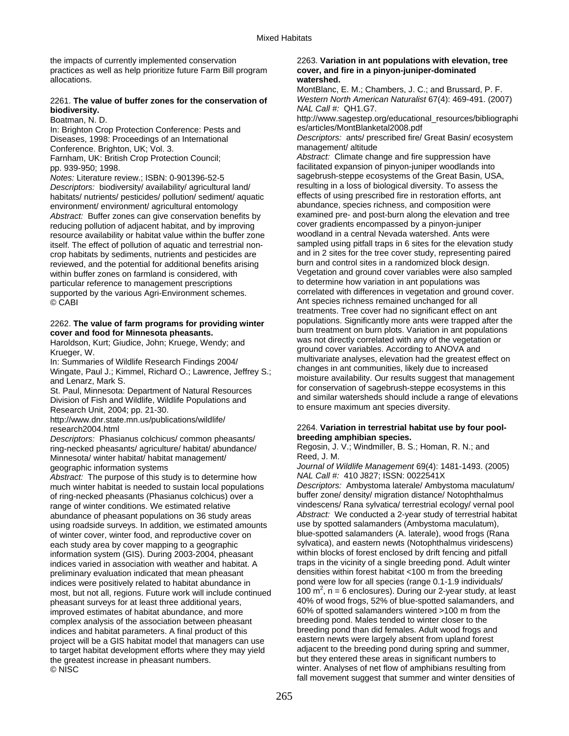the impacts of currently implemented conservation practices as well as help prioritize future Farm Bill program allocations.

2261. **The value of buffer zones for the conservation of biodiversity.**
Boatman, N. D.
In: Brighton Crop Protection Conference: Pests and Diseases, 1998: Proceedings of an International Conference. Brighton, UK; Vol. 3.
Farnham, UK: British Crop Protection Council; pp. 939-950; 1998.
*Notes:* Literature review.; ISBN: 0-901396-52-5
*Descriptors:* biodiversity/ availability/ agricultural land/ habitats/ nutrients/ pesticides/ pollution/ sediment/ aquatic environment/ environment/ agricultural entomology
*Abstract:* Buffer zones can give conservation benefits by reducing pollution of adjacent habitat, and by improving resource availability or habitat value within the buffer zone itself. The effect of pollution of aquatic and terrestrial non-crop habitats by sediments, nutrients and pesticides are reviewed, and the potential for additional benefits arising within buffer zones on farmland is considered, with particular reference to management prescriptions supported by the various Agri-Environment schemes.
© CABI

2262. **The value of farm programs for providing winter cover and food for Minnesota pheasants.**
Haroldson, Kurt; Giudice, John; Kruege, Wendy; and Krueger, W.
In: Summaries of Wildlife Research Findings 2004/ Wingate, Paul J.; Kimmel, Richard O.; Lawrence, Jeffrey S.; and Lenarz, Mark S.
St. Paul, Minnesota: Department of Natural Resources Division of Fish and Wildlife, Wildlife Populations and Research Unit, 2004; pp. 21-30.
http://www.dnr.state.mn.us/publications/wildlife/research2004.html
*Descriptors:* Phasianus colchicus/ common pheasants/ ring-necked pheasants/ agriculture/ habitat/ abundance/ Minnesota/ winter habitat/ habitat management/ geographic information systems
*Abstract:* The purpose of this study is to determine how much winter habitat is needed to sustain local populations of ring-necked pheasants (Phasianus colchicus) over a range of winter conditions. We estimated relative abundance of pheasant populations on 36 study areas using roadside surveys. In addition, we estimated amounts of winter cover, winter food, and reproductive cover on each study area by cover mapping to a geographic information system (GIS). During 2003-2004, pheasant indices varied in association with weather and habitat. A preliminary evaluation indicated that mean pheasant indices were positively related to habitat abundance in most, but not all, regions. Future work will include continued pheasant surveys for at least three additional years, improved estimates of habitat abundance, and more complex analysis of the association between pheasant indices and habitat parameters. A final product of this project will be a GIS habitat model that managers can use to target habitat development efforts where they may yield the greatest increase in pheasant numbers.
© NISC

2263. **Variation in ant populations with elevation, tree cover, and fire in a pinyon-juniper-dominated watershed.**
MontBlanc, E. M.; Chambers, J. C.; and Brussard, P. F.
*Western North American Naturalist* 67(4): 469-491. (2007)
*NAL Call #:* QH1.G7.
http://www.sagestep.org/educational_resources/bibliographies/articles/MontBlanketal2008.pdf
*Descriptors:* ants/ prescribed fire/ Great Basin/ ecosystem management/ altitude
*Abstract:* Climate change and fire suppression have facilitated expansion of pinyon-juniper woodlands into sagebrush-steppe ecosystems of the Great Basin, USA, resulting in a loss of biological diversity. To assess the effects of using prescribed fire in restoration efforts, ant abundance, species richness, and composition were examined pre- and post-burn along the elevation and tree cover gradients encompassed by a pinyon-juniper woodland in a central Nevada watershed. Ants were sampled using pitfall traps in 6 sites for the elevation study and in 2 sites for the tree cover study, representing paired burn and control sites in a randomized block design. Vegetation and ground cover variables were also sampled to determine how variation in ant populations was correlated with differences in vegetation and ground cover. Ant species richness remained unchanged for all treatments. Tree cover had no significant effect on ant populations. Significantly more ants were trapped after the burn treatment on burn plots. Variation in ant populations was not directly correlated with any of the vegetation or ground cover variables. According to ANOVA and multivariate analyses, elevation had the greatest effect on changes in ant communities, likely due to increased moisture availability. Our results suggest that management for conservation of sagebrush-steppe ecosystems in this and similar watersheds should include a range of elevations to ensure maximum ant species diversity.

2264. **Variation in terrestrial habitat use by four pool-breeding amphibian species.**
Regosin, J. V.; Windmiller, B. S.; Homan, R. N.; and Reed, J. M.
*Journal of Wildlife Management* 69(4): 1481-1493. (2005)
*NAL Call #:* 410 J827; ISSN: 0022541X
*Descriptors:* Ambystoma laterale/ Ambystoma maculatum/ buffer zone/ density/ migration distance/ Notophthalmus vindescens/ Rana sylvatica/ terrestrial ecology/ vernal pool
*Abstract:* We conducted a 2-year study of terrestrial habitat use by spotted salamanders (Ambystoma maculatum), blue-spotted salamanders (A. laterale), wood frogs (Rana sylvatica), and eastern newts (Notophthalmus viridescens) within blocks of forest enclosed by drift fencing and pitfall traps in the vicinity of a single breeding pond. Adult winter densities within forest habitat <100 m from the breeding pond were low for all species (range 0.1-1.9 individuals/ 100 $m^2$, n = 6 enclosures). During our 2-year study, at least 40% of wood frogs, 52% of blue-spotted salamanders, and 60% of spotted salamanders wintered >100 m from the breeding pond. Males tended to winter closer to the breeding pond than did females. Adult wood frogs and eastern newts were largely absent from upland forest adjacent to the breeding pond during spring and summer, but they entered these areas in significant numbers to winter. Analyses of net flow of amphibians resulting from fall movement suggest that summer and winter densities of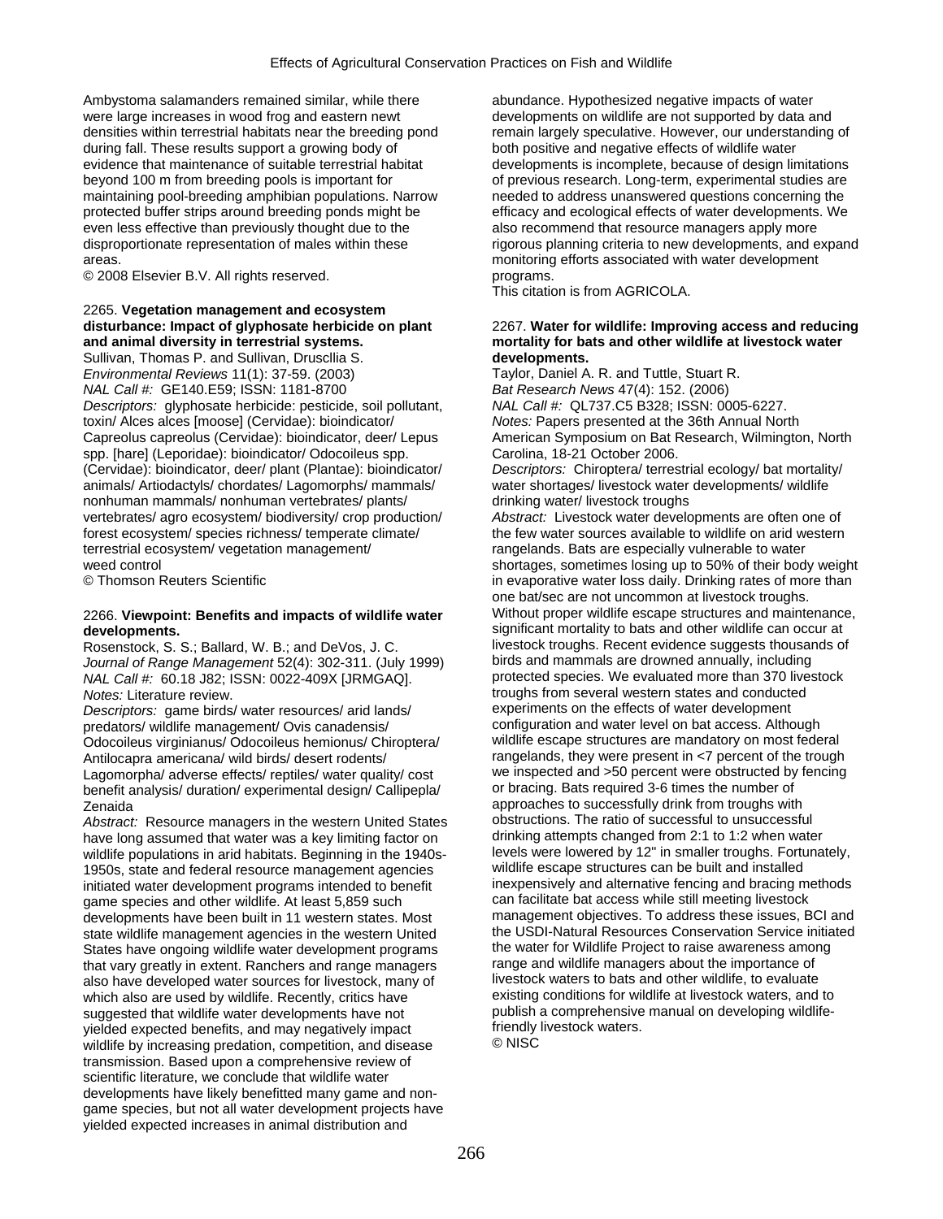Ambystoma salamanders remained similar, while there were large increases in wood frog and eastern newt densities within terrestrial habitats near the breeding pond during fall. These results support a growing body of evidence that maintenance of suitable terrestrial habitat beyond 100 m from breeding pools is important for maintaining pool-breeding amphibian populations. Narrow protected buffer strips around breeding ponds might be even less effective than previously thought due to the disproportionate representation of males within these areas.

© 2008 Elsevier B.V. All rights reserved.

2265. **Vegetation management and ecosystem disturbance: Impact of glyphosate herbicide on plant and animal diversity in terrestrial systems.**

Sullivan, Thomas P. and Sullivan, Druscllia S.

*Environmental Reviews* 11(1): 37-59. (2003)

*NAL Call #:* GE140.E59; ISSN: 1181-8700

*Descriptors:* glyphosate herbicide: pesticide, soil pollutant, toxin/ Alces alces [moose] (Cervidae): bioindicator/ Capreolus capreolus (Cervidae): bioindicator, deer/ Lepus spp. [hare] (Leporidae): bioindicator/ Odocoileus spp. (Cervidae): bioindicator, deer/ plant (Plantae): bioindicator/ animals/ Artiodactyls/ chordates/ Lagomorphs/ mammals/ nonhuman mammals/ nonhuman vertebrates/ plants/ vertebrates/ agro ecosystem/ biodiversity/ crop production/ forest ecosystem/ species richness/ temperate climate/ terrestrial ecosystem/ vegetation management/ weed control

© Thomson Reuters Scientific

2266. **Viewpoint: Benefits and impacts of wildlife water developments.**

Rosenstock, S. S.; Ballard, W. B.; and DeVos, J. C.

*Journal of Range Management* 52(4): 302-311. (July 1999)

*NAL Call #:* 60.18 J82; ISSN: 0022-409X [JRMGAQ].

*Notes:* Literature review.

*Descriptors:* game birds/ water resources/ arid lands/ predators/ wildlife management/ Ovis canadensis/ Odocoileus virginianus/ Odocoileus hemionus/ Chiroptera/ Antilocapra americana/ wild birds/ desert rodents/ Lagomorpha/ adverse effects/ reptiles/ water quality/ cost benefit analysis/ duration/ experimental design/ Callipepla/ Zenaida

*Abstract:* Resource managers in the western United States have long assumed that water was a key limiting factor on wildlife populations in arid habitats. Beginning in the 1940s-1950s, state and federal resource management agencies initiated water development programs intended to benefit game species and other wildlife. At least 5,859 such developments have been built in 11 western states. Most state wildlife management agencies in the western United States have ongoing wildlife water development programs that vary greatly in extent. Ranchers and range managers also have developed water sources for livestock, many of which also are used by wildlife. Recently, critics have suggested that wildlife water developments have not yielded expected benefits, and may negatively impact wildlife by increasing predation, competition, and disease transmission. Based upon a comprehensive review of scientific literature, we conclude that wildlife water developments have likely benefitted many game and non-game species, but not all water development projects have yielded expected increases in animal distribution and abundance. Hypothesized negative impacts of water developments on wildlife are not supported by data and remain largely speculative. However, our understanding of both positive and negative effects of wildlife water developments is incomplete, because of design limitations of previous research. Long-term, experimental studies are needed to address unanswered questions concerning the efficacy and ecological effects of water developments. We also recommend that resource managers apply more rigorous planning criteria to new developments, and expand monitoring efforts associated with water development programs.

This citation is from AGRICOLA.

2267. **Water for wildlife: Improving access and reducing mortality for bats and other wildlife at livestock water developments.**

Taylor, Daniel A. R. and Tuttle, Stuart R.

*Bat Research News* 47(4): 152. (2006)

*NAL Call #:* QL737.C5 B328; ISSN: 0005-6227.

*Notes:* Papers presented at the 36th Annual North American Symposium on Bat Research, Wilmington, North Carolina, 18-21 October 2006.

*Descriptors:* Chiroptera/ terrestrial ecology/ bat mortality/ water shortages/ livestock water developments/ wildlife drinking water/ livestock troughs

*Abstract:* Livestock water developments are often one of the few water sources available to wildlife on arid western rangelands. Bats are especially vulnerable to water shortages, sometimes losing up to 50% of their body weight in evaporative water loss daily. Drinking rates of more than one bat/sec are not uncommon at livestock troughs. Without proper wildlife escape structures and maintenance, significant mortality to bats and other wildlife can occur at livestock troughs. Recent evidence suggests thousands of birds and mammals are drowned annually, including protected species. We evaluated more than 370 livestock troughs from several western states and conducted experiments on the effects of water development configuration and water level on bat access. Although wildlife escape structures are mandatory on most federal rangelands, they were present in <7 percent of the trough we inspected and >50 percent were obstructed by fencing or bracing. Bats required 3-6 times the number of approaches to successfully drink from troughs with obstructions. The ratio of successful to unsuccessful drinking attempts changed from 2:1 to 1:2 when water levels were lowered by 12" in smaller troughs. Fortunately, wildlife escape structures can be built and installed inexpensively and alternative fencing and bracing methods can facilitate bat access while still meeting livestock management objectives. To address these issues, BCI and the USDI-Natural Resources Conservation Service initiated the Water for Wildlife Project to raise awareness among range and wildlife managers about the importance of livestock waters to bats and other wildlife, to evaluate existing conditions for wildlife at livestock waters, and to publish a comprehensive manual on developing wildlife-friendly livestock waters.

© NISC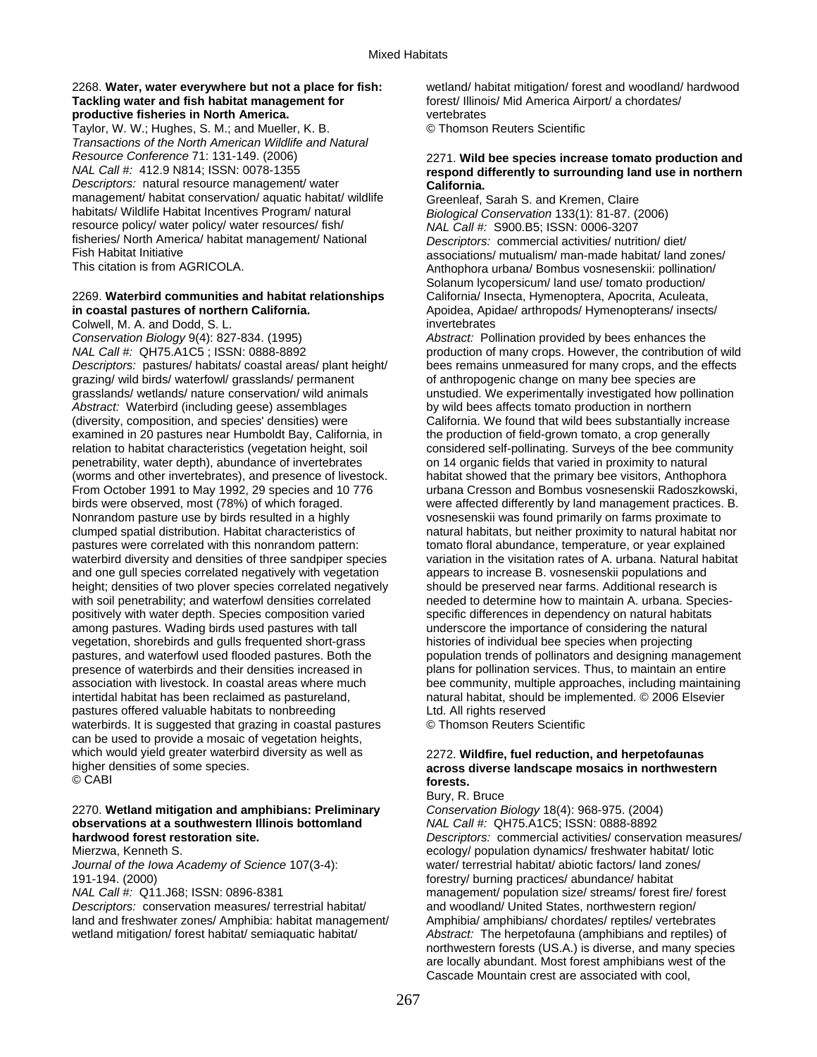2268. **Water, water everywhere but not a place for fish: Tackling water and fish habitat management for productive fisheries in North America.**
Taylor, W. W.; Hughes, S. M.; and Mueller, K. B.
*Transactions of the North American Wildlife and Natural Resource Conference* 71: 131-149. (2006)
*NAL Call #:* 412.9 N814; ISSN: 0078-1355
*Descriptors:* natural resource management/ water management/ habitat conservation/ aquatic habitat/ wildlife habitats/ Wildlife Habitat Incentives Program/ natural resource policy/ water policy/ water resources/ fish/ fisheries/ North America/ habitat management/ National Fish Habitat Initiative
This citation is from AGRICOLA.

2269. **Waterbird communities and habitat relationships in coastal pastures of northern California.**
Colwell, M. A. and Dodd, S. L.
*Conservation Biology* 9(4): 827-834. (1995)
*NAL Call #:* QH75.A1C5 ; ISSN: 0888-8892
*Descriptors:* pastures/ habitats/ coastal areas/ plant height/ grazing/ wild birds/ waterfowl/ grasslands/ permanent grasslands/ wetlands/ nature conservation/ wild animals
*Abstract:* Waterbird (including geese) assemblages (diversity, composition, and species' densities) were examined in 20 pastures near Humboldt Bay, California, in relation to habitat characteristics (vegetation height, soil penetrability, water depth), abundance of invertebrates (worms and other invertebrates), and presence of livestock. From October 1991 to May 1992, 29 species and 10 776 birds were observed, most (78%) of which foraged. Nonrandom pasture use by birds resulted in a highly clumped spatial distribution. Habitat characteristics of pastures were correlated with this nonrandom pattern: waterbird diversity and densities of three sandpiper species and one gull species correlated negatively with vegetation height; densities of two plover species correlated negatively with soil penetrability; and waterfowl densities correlated positively with water depth. Species composition varied among pastures. Wading birds used pastures with tall vegetation, shorebirds and gulls frequented short-grass pastures, and waterfowl used flooded pastures. Both the presence of waterbirds and their densities increased in association with livestock. In coastal areas where much intertidal habitat has been reclaimed as pastureland, pastures offered valuable habitats to nonbreeding waterbirds. It is suggested that grazing in coastal pastures can be used to provide a mosaic of vegetation heights, which would yield greater waterbird diversity as well as higher densities of some species.
© CABI

2270. **Wetland mitigation and amphibians: Preliminary observations at a southwestern Illinois bottomland hardwood forest restoration site.**
Mierzwa, Kenneth S.
*Journal of the Iowa Academy of Science* 107(3-4): 191-194. (2000)
*NAL Call #:* Q11.J68; ISSN: 0896-8381
*Descriptors:* conservation measures/ terrestrial habitat/ land and freshwater zones/ Amphibia: habitat management/ wetland mitigation/ forest habitat/ semiaquatic habitat/ wetland/ habitat mitigation/ forest and woodland/ hardwood forest/ Illinois/ Mid America Airport/ a chordates/ vertebrates
© Thomson Reuters Scientific

2271. **Wild bee species increase tomato production and respond differently to surrounding land use in northern California.**
Greenleaf, Sarah S. and Kremen, Claire
*Biological Conservation* 133(1): 81-87. (2006)
*NAL Call #:* S900.B5; ISSN: 0006-3207
*Descriptors:* commercial activities/ nutrition/ diet/ associations/ mutualism/ man-made habitat/ land zones/ Anthophora urbana/ Bombus vosnesenskii: pollination/ Solanum lycopersicum/ land use/ tomato production/ California/ Insecta, Hymenoptera, Apocrita, Aculeata, Apoidea, Apidae/ arthropods/ Hymenopterans/ insects/ invertebrates
*Abstract:* Pollination provided by bees enhances the production of many crops. However, the contribution of wild bees remains unmeasured for many crops, and the effects of anthropogenic change on many bee species are unstudied. We experimentally investigated how pollination by wild bees affects tomato production in northern California. We found that wild bees substantially increase the production of field-grown tomato, a crop generally considered self-pollinating. Surveys of the bee community on 14 organic fields that varied in proximity to natural habitat showed that the primary bee visitors, Anthophora urbana Cresson and Bombus vosnesenskii Radoszkowski, were affected differently by land management practices. B. vosnesenskii was found primarily on farms proximate to natural habitats, but neither proximity to natural habitat nor tomato floral abundance, temperature, or year explained variation in the visitation rates of A. urbana. Natural habitat appears to increase B. vosnesenskii populations and should be preserved near farms. Additional research is needed to determine how to maintain A. urbana. Species-specific differences in dependency on natural habitats underscore the importance of considering the natural histories of individual bee species when projecting population trends of pollinators and designing management plans for pollination services. Thus, to maintain an entire bee community, multiple approaches, including maintaining natural habitat, should be implemented. © 2006 Elsevier Ltd. All rights reserved
© Thomson Reuters Scientific

2272. **Wildfire, fuel reduction, and herpetofaunas across diverse landscape mosaics in northwestern forests.**
Bury, R. Bruce
*Conservation Biology* 18(4): 968-975. (2004)
*NAL Call #:* QH75.A1C5; ISSN: 0888-8892
*Descriptors:* commercial activities/ conservation measures/ ecology/ population dynamics/ freshwater habitat/ lotic water/ terrestrial habitat/ abiotic factors/ land zones/ forestry/ burning practices/ abundance/ habitat management/ population size/ streams/ forest fire/ forest and woodland/ United States, northwestern region/ Amphibia/ amphibians/ chordates/ reptiles/ vertebrates
*Abstract:* The herpetofauna (amphibians and reptiles) of northwestern forests (U.S.A.) is diverse, and many species are locally abundant. Most forest amphibians west of the Cascade Mountain crest are associated with cool,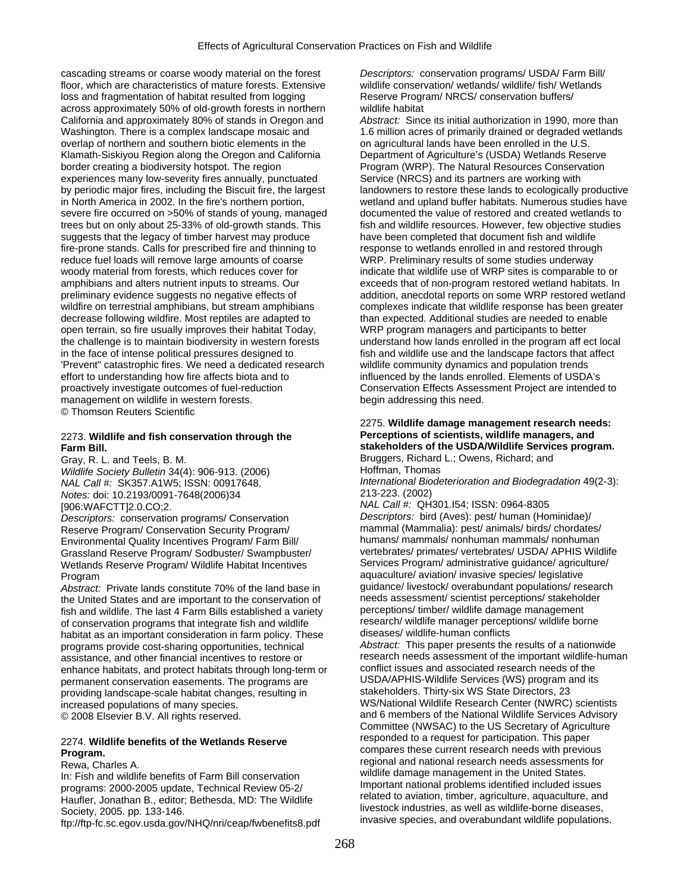cascading streams or coarse woody material on the forest floor, which are characteristics of mature forests. Extensive loss and fragmentation of habitat resulted from logging across approximately 50% of old-growth forests in northern California and approximately 80% of stands in Oregon and Washington. There is a complex landscape mosaic and overlap of northern and southern biotic elements in the Klamath-Siskiyou Region along the Oregon and California border creating a biodiversity hotspot. The region experiences many low-severity fires annually, punctuated by periodic major fires, including the Biscuit fire, the largest in North America in 2002. In the fire's northern portion, severe fire occurred on >50% of stands of young, managed trees but on only about 25-33% of old-growth stands. This suggests that the legacy of timber harvest may produce fire-prone stands. Calls for prescribed fire and thinning to reduce fuel loads will remove large amounts of coarse woody material from forests, which reduces cover for amphibians and alters nutrient inputs to streams. Our preliminary evidence suggests no negative effects of wildfire on terrestrial amphibians, but stream amphibians decrease following wildfire. Most reptiles are adapted to open terrain, so fire usually improves their habitat Today, the challenge is to maintain biodiversity in western forests in the face of intense political pressures designed to 'Prevent" catastrophic fires. We need a dedicated research effort to understanding how fire affects biota and to proactively investigate outcomes of fuel-reduction management on wildlife in western forests.
© Thomson Reuters Scientific

2273. **Wildlife and fish conservation through the Farm Bill.**
Gray, R. L. and Teels, B. M.
*Wildlife Society Bulletin* 34(4): 906-913. (2006)
*NAL Call #:* SK357.A1W5; ISSN: 00917648.
*Notes:* doi: 10.2193/0091-7648(2006)34[906:WAFCTT]2.0.CO;2.
*Descriptors:* conservation programs/ Conservation Reserve Program/ Conservation Security Program/ Environmental Quality Incentives Program/ Farm Bill/ Grassland Reserve Program/ Sodbuster/ Swampbuster/ Wetlands Reserve Program/ Wildlife Habitat Incentives Program
*Abstract:* Private lands constitute 70% of the land base in the United States and are important to the conservation of fish and wildlife. The last 4 Farm Bills established a variety of conservation programs that integrate fish and wildlife habitat as an important consideration in farm policy. These programs provide cost-sharing opportunities, technical assistance, and other financial incentives to restore or enhance habitats, and protect habitats through long-term or permanent conservation easements. The programs are providing landscape-scale habitat changes, resulting in increased populations of many species.
© 2008 Elsevier B.V. All rights reserved.

2274. **Wildlife benefits of the Wetlands Reserve Program.**
Rewa, Charles A.
In: Fish and wildlife benefits of Farm Bill conservation programs: 2000-2005 update, Technical Review 05-2/ Haufler, Jonathan B., editor; Bethesda, MD: The Wildlife Society, 2005. pp. 133-146.
ftp://ftp-fc.sc.egov.usda.gov/NHQ/nri/ceap/fwbenefits8.pdf
*Descriptors:* conservation programs/ USDA/ Farm Bill/ wildlife conservation/ wetlands/ wildlife/ fish/ Wetlands Reserve Program/ NRCS/ conservation buffers/ wildlife habitat
*Abstract:* Since its initial authorization in 1990, more than 1.6 million acres of primarily drained or degraded wetlands on agricultural lands have been enrolled in the U.S. Department of Agriculture's (USDA) Wetlands Reserve Program (WRP). The Natural Resources Conservation Service (NRCS) and its partners are working with landowners to restore these lands to ecologically productive wetland and upland buffer habitats. Numerous studies have documented the value of restored and created wetlands to fish and wildlife resources. However, few objective studies have been completed that document fish and wildlife response to wetlands enrolled in and restored through WRP. Preliminary results of some studies underway indicate that wildlife use of WRP sites is comparable to or exceeds that of non-program restored wetland habitats. In addition, anecdotal reports on some WRP restored wetland complexes indicate that wildlife response has been greater than expected. Additional studies are needed to enable WRP program managers and participants to better understand how lands enrolled in the program aff ect local fish and wildlife use and the landscape factors that affect wildlife community dynamics and population trends influenced by the lands enrolled. Elements of USDA's Conservation Effects Assessment Project are intended to begin addressing this need.

2275. **Wildlife damage management research needs: Perceptions of scientists, wildlife managers, and stakeholders of the USDA/Wildlife Services program.**
Bruggers, Richard L.; Owens, Richard; and Hoffman, Thomas
*International Biodeterioration and Biodegradation* 49(2-3): 213-223. (2002)
*NAL Call #:* QH301.I54; ISSN: 0964-8305
*Descriptors:* bird (Aves): pest/ human (Hominidae)/ mammal (Mammalia): pest/ animals/ birds/ chordates/ humans/ mammals/ nonhuman mammals/ nonhuman vertebrates/ primates/ vertebrates/ USDA/ APHIS Wildlife Services Program/ administrative guidance/ agriculture/ aquaculture/ aviation/ invasive species/ legislative guidance/ livestock/ overabundant populations/ research needs assessment/ scientist perceptions/ stakeholder perceptions/ timber/ wildlife damage management research/ wildlife manager perceptions/ wildlife borne diseases/ wildlife-human conflicts
*Abstract:* This paper presents the results of a nationwide research needs assessment of the important wildlife-human conflict issues and associated research needs of the USDA/APHIS-Wildlife Services (WS) program and its stakeholders. Thirty-six WS State Directors, 23 WS/National Wildlife Research Center (NWRC) scientists and 6 members of the National Wildlife Services Advisory Committee (NWSAC) to the US Secretary of Agriculture responded to a request for participation. This paper compares these current research needs with previous regional and national research needs assessments for wildlife damage management in the United States. Important national problems identified included issues related to aviation, timber, agriculture, aquaculture, and livestock industries, as well as wildlife-borne diseases, invasive species, and overabundant wildlife populations.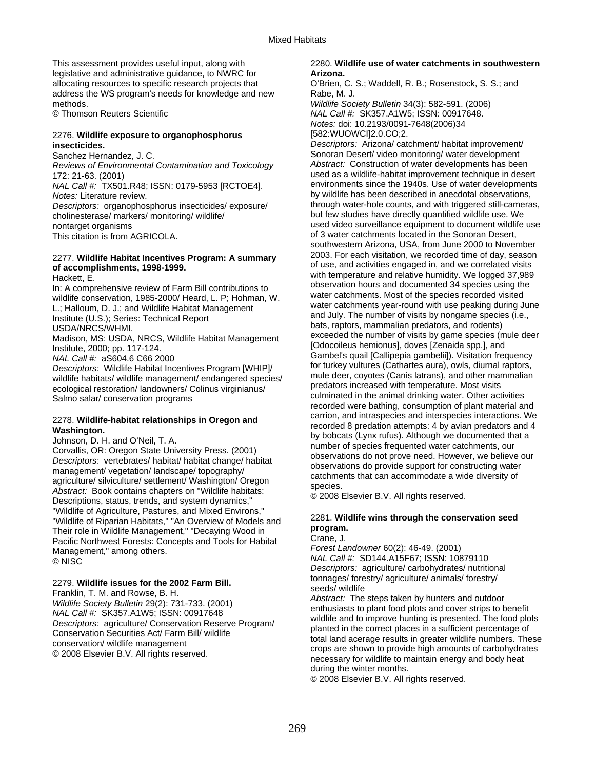This assessment provides useful input, along with legislative and administrative guidance, to NWRC for allocating resources to specific research projects that address the WS program's needs for knowledge and new methods.
© Thomson Reuters Scientific

2276. **Wildlife exposure to organophosphorus insecticides.**
Sanchez Hernandez, J. C.
*Reviews of Environmental Contamination and Toxicology* 172: 21-63. (2001)
*NAL Call #:* TX501.R48; ISSN: 0179-5953 [RCTOE4].
*Notes:* Literature review.
*Descriptors:* organophosphorus insecticides/ exposure/ cholinesterase/ markers/ monitoring/ wildlife/ nontarget organisms
This citation is from AGRICOLA.

2277. **Wildlife Habitat Incentives Program: A summary of accomplishments, 1998-1999.**
Hackett, E.
In: A comprehensive review of Farm Bill contributions to wildlife conservation, 1985-2000/ Heard, L. P; Hohman, W. L.; Halloum, D. J.; and Wildlife Habitat Management Institute (U.S.); Series: Technical Report USDA/NRCS/WHMI.
Madison, MS: USDA, NRCS, Wildlife Habitat Management Institute, 2000; pp. 117-124.
*NAL Call #:* aS604.6 C66 2000
*Descriptors:* Wildlife Habitat Incentives Program [WHIP]/ wildlife habitats/ wildlife management/ endangered species/ ecological restoration/ landowners/ Colinus virginianus/ Salmo salar/ conservation programs

2278. **Wildlife-habitat relationships in Oregon and Washington.**
Johnson, D. H. and O'Neil, T. A.
Corvallis, OR: Oregon State University Press. (2001)
*Descriptors:* vertebrates/ habitat/ habitat change/ habitat management/ vegetation/ landscape/ topography/ agriculture/ silviculture/ settlement/ Washington/ Oregon
*Abstract:* Book contains chapters on "Wildlife habitats: Descriptions, status, trends, and system dynamics," "Wildlife of Agriculture, Pastures, and Mixed Environs," "Wildlife of Riparian Habitats," "An Overview of Models and Their role in Wildlife Management," "Decaying Wood in Pacific Northwest Forests: Concepts and Tools for Habitat Management," among others.
© NISC

2279. **Wildlife issues for the 2002 Farm Bill.**
Franklin, T. M. and Rowse, B. H.
*Wildlife Society Bulletin* 29(2): 731-733. (2001)
*NAL Call #:* SK357.A1W5; ISSN: 00917648
*Descriptors:* agriculture/ Conservation Reserve Program/ Conservation Securities Act/ Farm Bill/ wildlife conservation/ wildlife management
© 2008 Elsevier B.V. All rights reserved.

2280. **Wildlife use of water catchments in southwestern Arizona.**
O'Brien, C. S.; Waddell, R. B.; Rosenstock, S. S.; and Rabe, M. J.
*Wildlife Society Bulletin* 34(3): 582-591. (2006)
*NAL Call #:* SK357.A1W5; ISSN: 00917648.
*Notes:* doi: 10.2193/0091-7648(2006)34[582:WUOWCI]2.0.CO;2.
*Descriptors:* Arizona/ catchment/ habitat improvement/ Sonoran Desert/ video monitoring/ water development
*Abstract:* Construction of water developments has been used as a wildlife-habitat improvement technique in desert environments since the 1940s. Use of water developments by wildlife has been described in anecdotal observations, through water-hole counts, and with triggered still-cameras, but few studies have directly quantified wildlife use. We used video surveillance equipment to document wildlife use of 3 water catchments located in the Sonoran Desert, southwestern Arizona, USA, from June 2000 to November 2003. For each visitation, we recorded time of day, season of use, and activities engaged in, and we correlated visits with temperature and relative humidity. We logged 37,989 observation hours and documented 34 species using the water catchments. Most of the species recorded visited water catchments year-round with use peaking during June and July. The number of visits by nongame species (i.e., bats, raptors, mammalian predators, and rodents) exceeded the number of visits by game species (mule deer [Odocoileus hemionus], doves [Zenaida spp.], and Gambel's quail [Callipepia gambelii]). Visitation frequency for turkey vultures (Cathartes aura), owls, diurnal raptors, mule deer, coyotes (Canis latrans), and other mammalian predators increased with temperature. Most visits culminated in the animal drinking water. Other activities recorded were bathing, consumption of plant material and carrion, and intraspecies and interspecies interactions. We recorded 8 predation attempts: 4 by avian predators and 4 by bobcats (Lynx rufus). Although we documented that a number of species frequented water catchments, our observations do not prove need. However, we believe our observations do provide support for constructing water catchments that can accommodate a wide diversity of species.
© 2008 Elsevier B.V. All rights reserved.

2281. **Wildlife wins through the conservation seed program.**
Crane, J.
*Forest Landowner* 60(2): 46-49. (2001)
*NAL Call #:* SD144.A15F67; ISSN: 10879110
*Descriptors:* agriculture/ carbohydrates/ nutritional tonnages/ forestry/ agriculture/ animals/ forestry/ seeds/ wildlife
*Abstract:* The steps taken by hunters and outdoor enthusiasts to plant food plots and cover strips to benefit wildlife and to improve hunting is presented. The food plots planted in the correct places in a sufficient percentage of total land acerage results in greater wildlife numbers. These crops are shown to provide high amounts of carbohydrates necessary for wildlife to maintain energy and body heat during the winter months.
© 2008 Elsevier B.V. All rights reserved.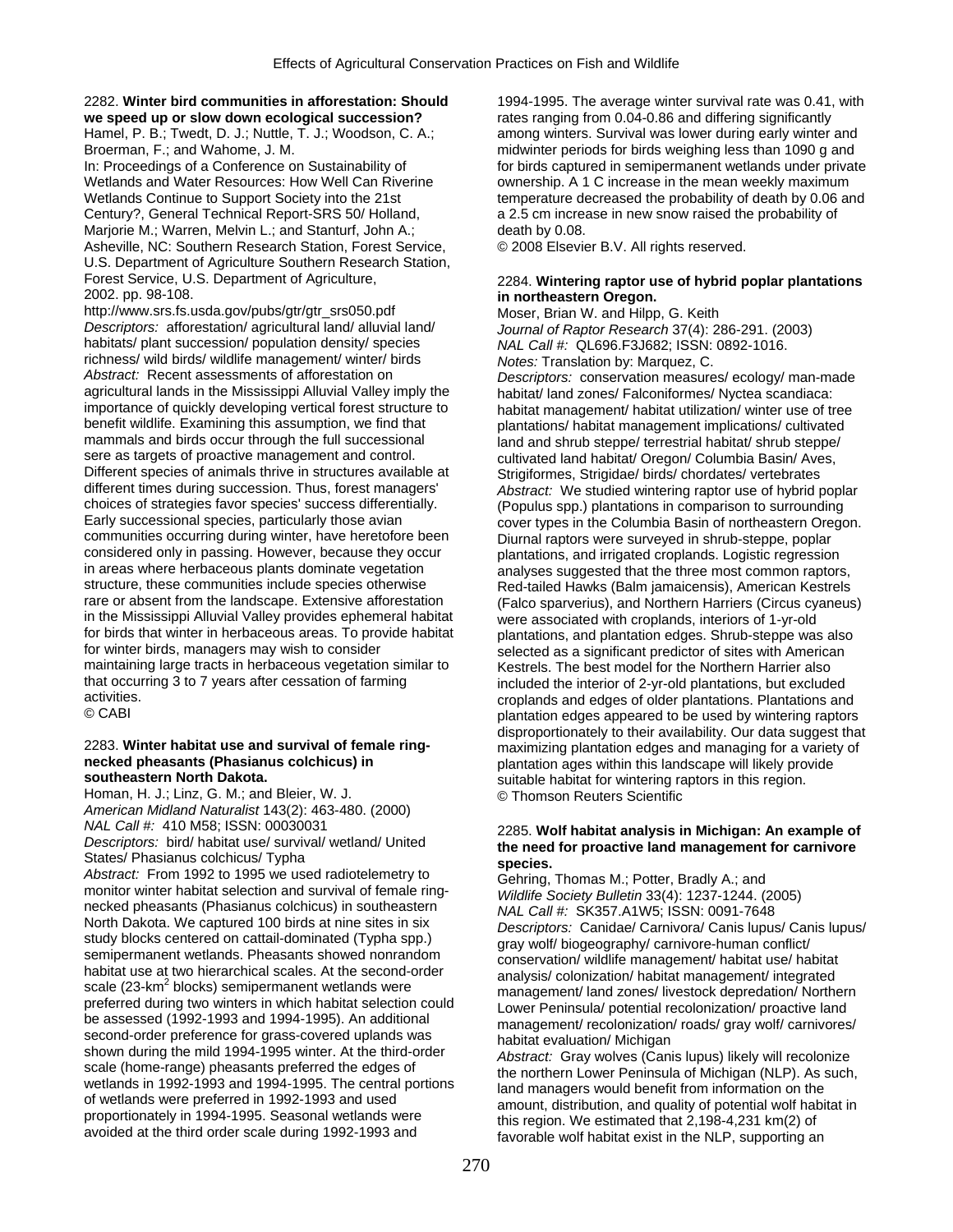2282. **Winter bird communities in afforestation: Should we speed up or slow down ecological succession?**
Hamel, P. B.; Twedt, D. J.; Nuttle, T. J.; Woodson, C. A.; Broerman, F.; and Wahome, J. M.
In: Proceedings of a Conference on Sustainability of Wetlands and Water Resources: How Well Can Riverine Wetlands Continue to Support Society into the 21st Century?, General Technical Report-SRS 50/ Holland, Marjorie M.; Warren, Melvin L.; and Stanturf, John A.; Asheville, NC: Southern Research Station, Forest Service, U.S. Department of Agriculture Southern Research Station, Forest Service, U.S. Department of Agriculture, 2002. pp. 98-108.
http://www.srs.fs.usda.gov/pubs/gtr/gtr_srs050.pdf
*Descriptors:* afforestation/ agricultural land/ alluvial land/ habitats/ plant succession/ population density/ species richness/ wild birds/ wildlife management/ winter/ birds
*Abstract:* Recent assessments of afforestation on agricultural lands in the Mississippi Alluvial Valley imply the importance of quickly developing vertical forest structure to benefit wildlife. Examining this assumption, we find that mammals and birds occur through the full successional sere as targets of proactive management and control. Different species of animals thrive in structures available at different times during succession. Thus, forest managers' choices of strategies favor species' success differentially. Early successional species, particularly those avian communities occurring during winter, have heretofore been considered only in passing. However, because they occur in areas where herbaceous plants dominate vegetation structure, these communities include species otherwise rare or absent from the landscape. Extensive afforestation in the Mississippi Alluvial Valley provides ephemeral habitat for birds that winter in herbaceous areas. To provide habitat for winter birds, managers may wish to consider maintaining large tracts in herbaceous vegetation similar to that occurring 3 to 7 years after cessation of farming activities.
© CABI

2283. **Winter habitat use and survival of female ring-necked pheasants (Phasianus colchicus) in southeastern North Dakota.**
Homan, H. J.; Linz, G. M.; and Bleier, W. J.
*American Midland Naturalist* 143(2): 463-480. (2000)
*NAL Call #:* 410 M58; ISSN: 00030031
*Descriptors:* bird/ habitat use/ survival/ wetland/ United States/ Phasianus colchicus/ Typha
*Abstract:* From 1992 to 1995 we used radiotelemetry to monitor winter habitat selection and survival of female ring-necked pheasants (Phasianus colchicus) in southeastern North Dakota. We captured 100 birds at nine sites in six study blocks centered on cattail-dominated (Typha spp.) semipermanent wetlands. Pheasants showed nonrandom habitat use at two hierarchical scales. At the second-order scale (23-km$^2$ blocks) semipermanent wetlands were preferred during two winters in which habitat selection could be assessed (1992-1993 and 1994-1995). An additional second-order preference for grass-covered uplands was shown during the mild 1994-1995 winter. At the third-order scale (home-range) pheasants preferred the edges of wetlands in 1992-1993 and 1994-1995. The central portions of wetlands were preferred in 1992-1993 and used proportionately in 1994-1995. Seasonal wetlands were avoided at the third order scale during 1992-1993 and 1994-1995. The average winter survival rate was 0.41, with rates ranging from 0.04-0.86 and differing significantly among winters. Survival was lower during early winter and midwinter periods for birds weighing less than 1090 g and for birds captured in semipermanent wetlands under private ownership. A 1 C increase in the mean weekly maximum temperature decreased the probability of death by 0.06 and a 2.5 cm increase in new snow raised the probability of death by 0.08.
© 2008 Elsevier B.V. All rights reserved.

2284. **Wintering raptor use of hybrid poplar plantations in northeastern Oregon.**
Moser, Brian W. and Hilpp, G. Keith
*Journal of Raptor Research* 37(4): 286-291. (2003)
*NAL Call #:* QL696.F3J682; ISSN: 0892-1016.
*Notes:* Translation by: Marquez, C.
*Descriptors:* conservation measures/ ecology/ man-made habitat/ land zones/ Falconiformes/ Nyctea scandiaca: habitat management/ habitat utilization/ winter use of tree plantations/ habitat management implications/ cultivated land and shrub steppe/ terrestrial habitat/ shrub steppe/ cultivated land habitat/ Oregon/ Columbia Basin/ Aves, Strigiformes, Strigidae/ birds/ chordates/ vertebrates
*Abstract:* We studied wintering raptor use of hybrid poplar (Populus spp.) plantations in comparison to surrounding cover types in the Columbia Basin of northeastern Oregon. Diurnal raptors were surveyed in shrub-steppe, poplar plantations, and irrigated croplands. Logistic regression analyses suggested that the three most common raptors, Red-tailed Hawks (Balm jamaicensis), American Kestrels (Falco sparverius), and Northern Harriers (Circus cyaneus) were associated with croplands, interiors of 1-yr-old plantations, and plantation edges. Shrub-steppe was also selected as a significant predictor of sites with American Kestrels. The best model for the Northern Harrier also included the interior of 2-yr-old plantations, but excluded croplands and edges of older plantations. Plantations and plantation edges appeared to be used by wintering raptors disproportionately to their availability. Our data suggest that maximizing plantation edges and managing for a variety of plantation ages within this landscape will likely provide suitable habitat for wintering raptors in this region.
© Thomson Reuters Scientific

2285. **Wolf habitat analysis in Michigan: An example of the need for proactive land management for carnivore species.**
Gehring, Thomas M.; Potter, Bradly A.; and
*Wildlife Society Bulletin* 33(4): 1237-1244. (2005)
*NAL Call #:* SK357.A1W5; ISSN: 0091-7648
*Descriptors:* Canidae/ Carnivora/ Canis lupus/ Canis lupus/ gray wolf/ biogeography/ carnivore-human conflict/ conservation/ wildlife management/ habitat use/ habitat analysis/ colonization/ habitat management/ integrated management/ land zones/ livestock depredation/ Northern Lower Peninsula/ potential recolonization/ proactive land management/ recolonization/ roads/ gray wolf/ carnivores/ habitat evaluation/ Michigan
*Abstract:* Gray wolves (Canis lupus) likely will recolonize the northern Lower Peninsula of Michigan (NLP). As such, land managers would benefit from information on the amount, distribution, and quality of potential wolf habitat in this region. We estimated that 2,198-4,231 km(2) of favorable wolf habitat exist in the NLP, supporting an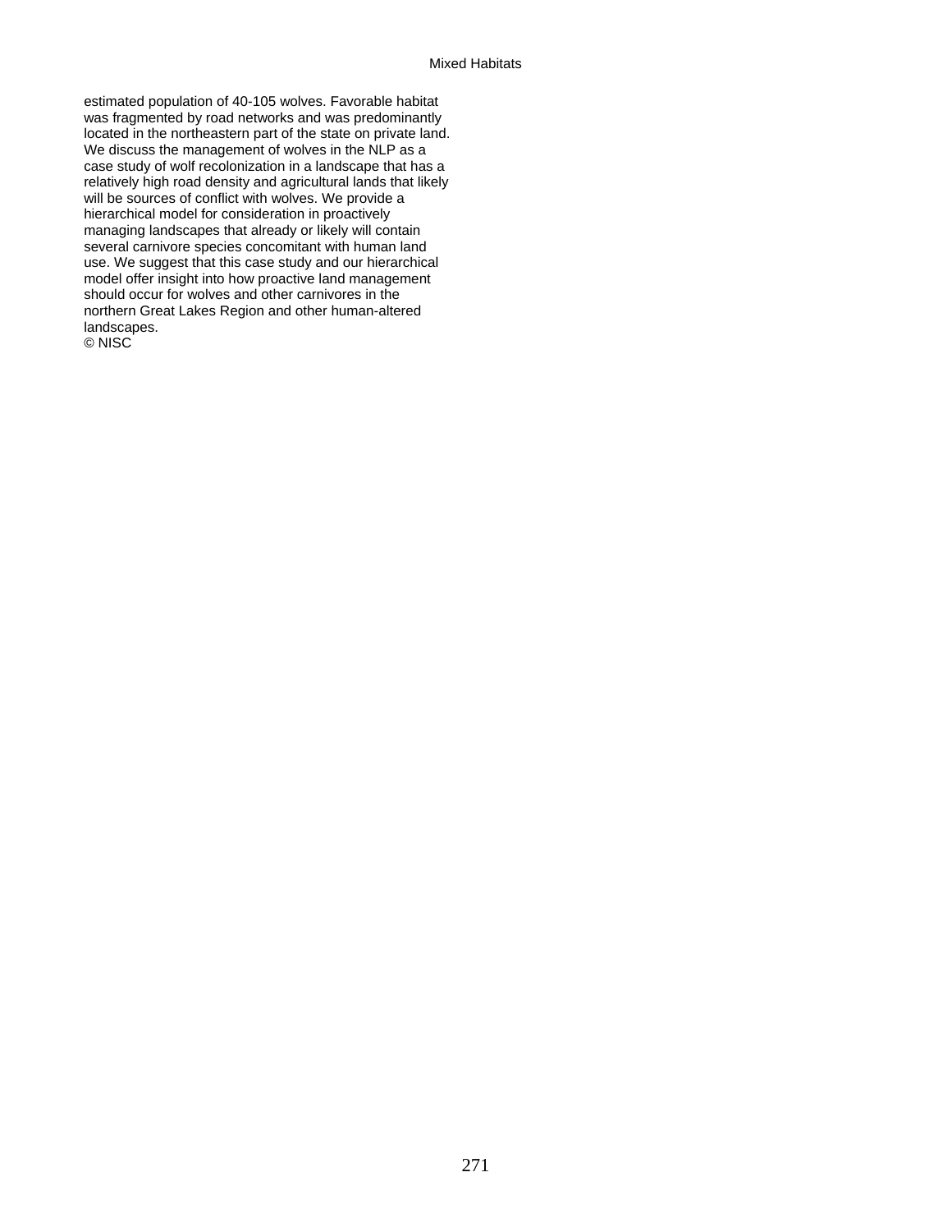estimated population of 40-105 wolves. Favorable habitat was fragmented by road networks and was predominantly located in the northeastern part of the state on private land. We discuss the management of wolves in the NLP as a case study of wolf recolonization in a landscape that has a relatively high road density and agricultural lands that likely will be sources of conflict with wolves. We provide a hierarchical model for consideration in proactively managing landscapes that already or likely will contain several carnivore species concomitant with human land use. We suggest that this case study and our hierarchical model offer insight into how proactive land management should occur for wolves and other carnivores in the northern Great Lakes Region and other human-altered landscapes.
© NISC